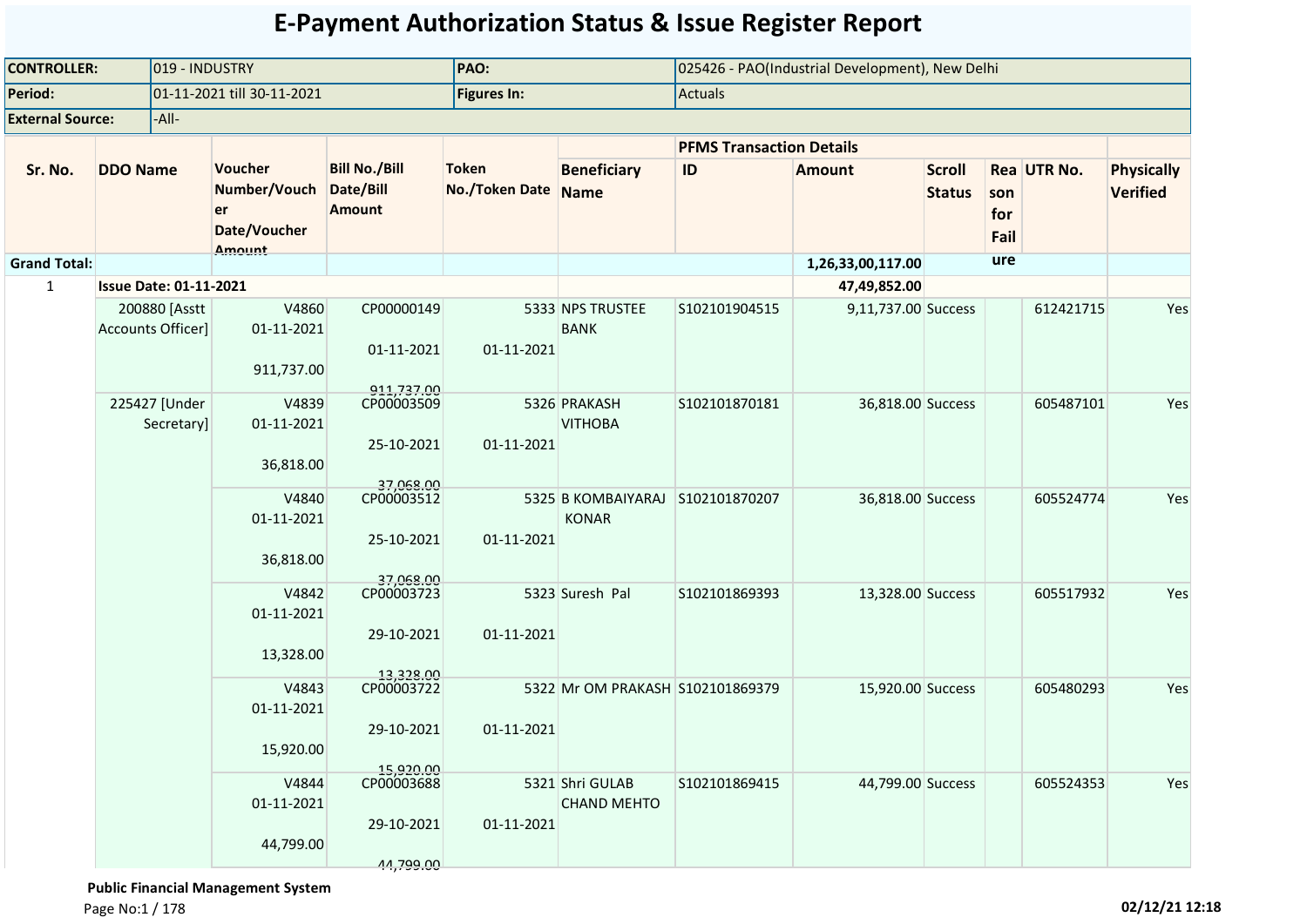# E-Payment Authorization Status & Issue Register Report

| | | | |
|---|---|---|---|
| **CONTROLLER:** | 019 - INDUSTRY | **PAO:** | 025426 - PAO(Industrial Development), New Delhi |
| **Period:** | 01-11-2021 till 30-11-2021 | **Figures In:** | Actuals |
| **External Source:** | -All- | | |

| Sr. No. | DDO Name | Voucher Number/Voucher Date/Voucher Amount | Bill No./Bill Date/Bill Amount | Token No./Token Date | PFMS Transaction Details | | | | | | Physically Verified |
|---|---|---|---|---|---|---|---|---|---|---|---|
| | | | | | Beneficiary Name | ID | Amount | Scroll Status | Reason for Failure | UTR No. | |
| **Grand Total:** | | | | | | | **1,26,33,00,117.00** | | | | |
| 1 | **Issue Date: 01-11-2021** | | | | | | **47,49,852.00** | | | | |
| | 200880 [Asstt Accounts Officer] | V4860 01-11-2021 911,737.00 | CP00000149 01-11-2021 911,737.00 | 5333 01-11-2021 | NPS TRUSTEE BANK | S102101904515 | 9,11,737.00 | Success | | 612421715 | Yes |
| | 225427 [Under Secretary] | V4839 01-11-2021 36,818.00 | CP00003509 25-10-2021 37,068.00 | 5326 01-11-2021 | PRAKASH VITHOBA | S102101870181 | 36,818.00 | Success | | 605487101 | Yes |
| | | V4840 01-11-2021 36,818.00 | CP00003512 25-10-2021 37,068.00 | 5325 01-11-2021 | B KOMBAIYARAJ KONAR | S102101870207 | 36,818.00 | Success | | 605524774 | Yes |
| | | V4842 01-11-2021 13,328.00 | CP00003723 29-10-2021 13,328.00 | 5323 01-11-2021 | Suresh Pal | S102101869393 | 13,328.00 | Success | | 605517932 | Yes |
| | | V4843 01-11-2021 15,920.00 | CP00003722 29-10-2021 15,920.00 | 5322 01-11-2021 | Mr OM PRAKASH | S102101869379 | 15,920.00 | Success | | 605480293 | Yes |
| | | V4844 01-11-2021 44,799.00 | CP00003688 29-10-2021 44,799.00 | 5321 01-11-2021 | Shri GULAB CHAND MEHTO | S102101869415 | 44,799.00 | Success | | 605524353 | Yes |

**Public Financial Management System**

02/12/21 12:18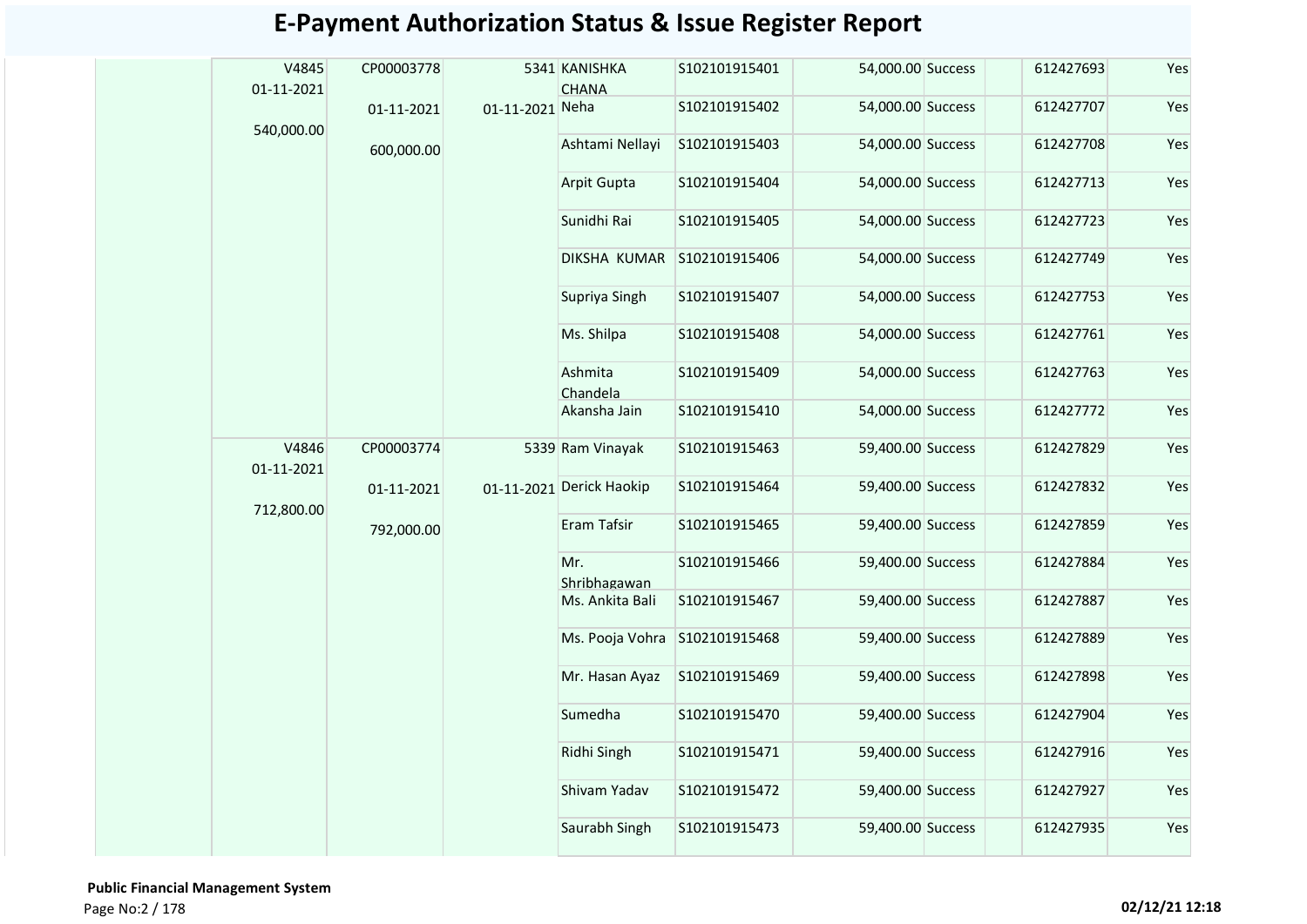# E-Payment Authorization Status & Issue Register Report

| | | | | | | | | | | |
|---|---|---|---|---|---|---|---|---|---|---|
| | V4845 01-11-2021 540,000.00 | CP00003778 01-11-2021 600,000.00 | 5341 01-11-2021 | KANISHKA CHANA | S102101915401 | 54,000.00 | Success | | 612427693 | Yes |
| | | | | Neha | S102101915402 | 54,000.00 | Success | | 612427707 | Yes |
| | | | | Ashtami Nellayi | S102101915403 | 54,000.00 | Success | | 612427708 | Yes |
| | | | | Arpit Gupta | S102101915404 | 54,000.00 | Success | | 612427713 | Yes |
| | | | | Sunidhi Rai | S102101915405 | 54,000.00 | Success | | 612427723 | Yes |
| | | | | DIKSHA KUMAR | S102101915406 | 54,000.00 | Success | | 612427749 | Yes |
| | | | | Supriya Singh | S102101915407 | 54,000.00 | Success | | 612427753 | Yes |
| | | | | Ms. Shilpa | S102101915408 | 54,000.00 | Success | | 612427761 | Yes |
| | | | | Ashmita Chandela | S102101915409 | 54,000.00 | Success | | 612427763 | Yes |
| | | | | Akansha Jain | S102101915410 | 54,000.00 | Success | | 612427772 | Yes |
| | V4846 01-11-2021 712,800.00 | CP00003774 01-11-2021 792,000.00 | 5339 01-11-2021 | Ram Vinayak | S102101915463 | 59,400.00 | Success | | 612427829 | Yes |
| | | | | Derick Haokip | S102101915464 | 59,400.00 | Success | | 612427832 | Yes |
| | | | | Eram Tafsir | S102101915465 | 59,400.00 | Success | | 612427859 | Yes |
| | | | | Mr. Shribhagawan | S102101915466 | 59,400.00 | Success | | 612427884 | Yes |
| | | | | Ms. Ankita Bali | S102101915467 | 59,400.00 | Success | | 612427887 | Yes |
| | | | | Ms. Pooja Vohra | S102101915468 | 59,400.00 | Success | | 612427889 | Yes |
| | | | | Mr. Hasan Ayaz | S102101915469 | 59,400.00 | Success | | 612427898 | Yes |
| | | | | Sumedha | S102101915470 | 59,400.00 | Success | | 612427904 | Yes |
| | | | | Ridhi Singh | S102101915471 | 59,400.00 | Success | | 612427916 | Yes |
| | | | | Shivam Yadav | S102101915472 | 59,400.00 | Success | | 612427927 | Yes |
| | | | | Saurabh Singh | S102101915473 | 59,400.00 | Success | | 612427935 | Yes |

**Public Financial Management System**

02/12/21 12:18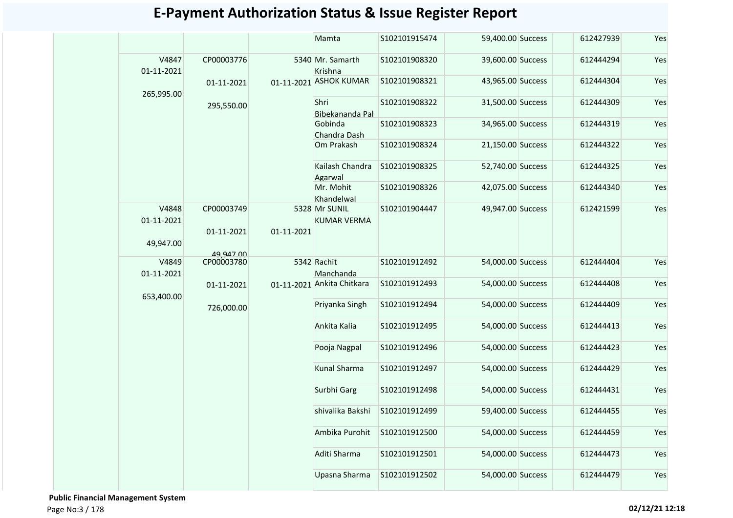# E-Payment Authorization Status & Issue Register Report

| | | | | | | | | | | |
|---|---|---|---|---|---|---|---|---|---|---|
| | | | | Mamta | S102101915474 | 59,400.00 | Success | | 612427939 | Yes |
| | V4847 01-11-2021 265,995.00 | CP00003776 01-11-2021 295,550.00 | 5340 01-11-2021 | Mr. Samarth Krishna | S102101908320 | 39,600.00 | Success | | 612444294 | Yes |
| | | | | ASHOK KUMAR | S102101908321 | 43,965.00 | Success | | 612444304 | Yes |
| | | | | Shri Bibekananda Pal | S102101908322 | 31,500.00 | Success | | 612444309 | Yes |
| | | | | Gobinda Chandra Dash | S102101908323 | 34,965.00 | Success | | 612444319 | Yes |
| | | | | Om Prakash | S102101908324 | 21,150.00 | Success | | 612444322 | Yes |
| | | | | Kailash Chandra Agarwal | S102101908325 | 52,740.00 | Success | | 612444325 | Yes |
| | | | | Mr. Mohit Khandelwal | S102101908326 | 42,075.00 | Success | | 612444340 | Yes |
| | V4848 01-11-2021 49,947.00 | CP00003749 01-11-2021 49,947.00 | 5328 01-11-2021 | Mr SUNIL KUMAR VERMA | S102101904447 | 49,947.00 | Success | | 612421599 | Yes |
| | V4849 01-11-2021 653,400.00 | CP00003780 01-11-2021 726,000.00 | 5342 01-11-2021 | Rachit Manchanda | S102101912492 | 54,000.00 | Success | | 612444404 | Yes |
| | | | | Ankita Chitkara | S102101912493 | 54,000.00 | Success | | 612444408 | Yes |
| | | | | Priyanka Singh | S102101912494 | 54,000.00 | Success | | 612444409 | Yes |
| | | | | Ankita Kalia | S102101912495 | 54,000.00 | Success | | 612444413 | Yes |
| | | | | Pooja Nagpal | S102101912496 | 54,000.00 | Success | | 612444423 | Yes |
| | | | | Kunal Sharma | S102101912497 | 54,000.00 | Success | | 612444429 | Yes |
| | | | | Surbhi Garg | S102101912498 | 54,000.00 | Success | | 612444431 | Yes |
| | | | | shivalika Bakshi | S102101912499 | 59,400.00 | Success | | 612444455 | Yes |
| | | | | Ambika Purohit | S102101912500 | 54,000.00 | Success | | 612444459 | Yes |
| | | | | Aditi Sharma | S102101912501 | 54,000.00 | Success | | 612444473 | Yes |
| | | | | Upasna Sharma | S102101912502 | 54,000.00 | Success | | 612444479 | Yes |

**Public Financial Management System**

**02/12/21 12:18**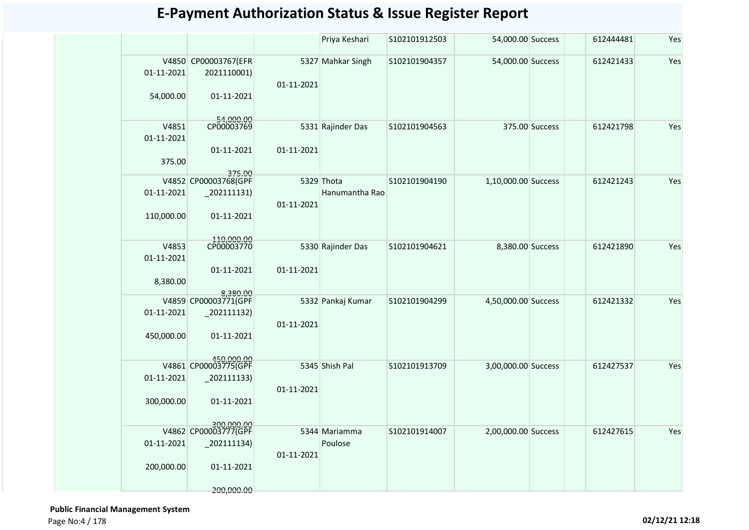# E-Payment Authorization Status & Issue Register Report

| | | | | | | | | | | |
|---|---|---|---|---|---|---|---|---|---|---|
| | | | | Priya Keshari | S102101912503 | 54,000.00 | Success | | 612444481 | Yes |
| | V4850 01-11-2021 54,000.00 | CP00003767(EFR 2021110001) 01-11-2021 54,000.00 | 5327 01-11-2021 | Mahkar Singh | S102101904357 | 54,000.00 | Success | | 612421433 | Yes |
| | V4851 01-11-2021 375.00 | CP00003769 01-11-2021 375.00 | 5331 01-11-2021 | Rajinder Das | S102101904563 | 375.00 | Success | | 612421798 | Yes |
| | V4852 01-11-2021 110,000.00 | CP00003768(GPF _202111131) 01-11-2021 110,000.00 | 5329 01-11-2021 | Thota Hanumantha Rao | S102101904190 | 1,10,000.00 | Success | | 612421243 | Yes |
| | V4853 01-11-2021 8,380.00 | CP00003770 01-11-2021 8,380.00 | 5330 01-11-2021 | Rajinder Das | S102101904621 | 8,380.00 | Success | | 612421890 | Yes |
| | V4859 01-11-2021 450,000.00 | CP00003771(GPF _202111132) 01-11-2021 450,000.00 | 5332 01-11-2021 | Pankaj Kumar | S102101904299 | 4,50,000.00 | Success | | 612421332 | Yes |
| | V4861 01-11-2021 300,000.00 | CP00003775(GPF _202111133) 01-11-2021 300,000.00 | 5345 01-11-2021 | Shish Pal | S102101913709 | 3,00,000.00 | Success | | 612427537 | Yes |
| | V4862 01-11-2021 200,000.00 | CP00003777(GPF _202111134) 01-11-2021 200,000.00 | 5344 01-11-2021 | Mariamma Poulose | S102101914007 | 2,00,000.00 | Success | | 612427615 | Yes |

**Public Financial Management System**

02/12/21 12:18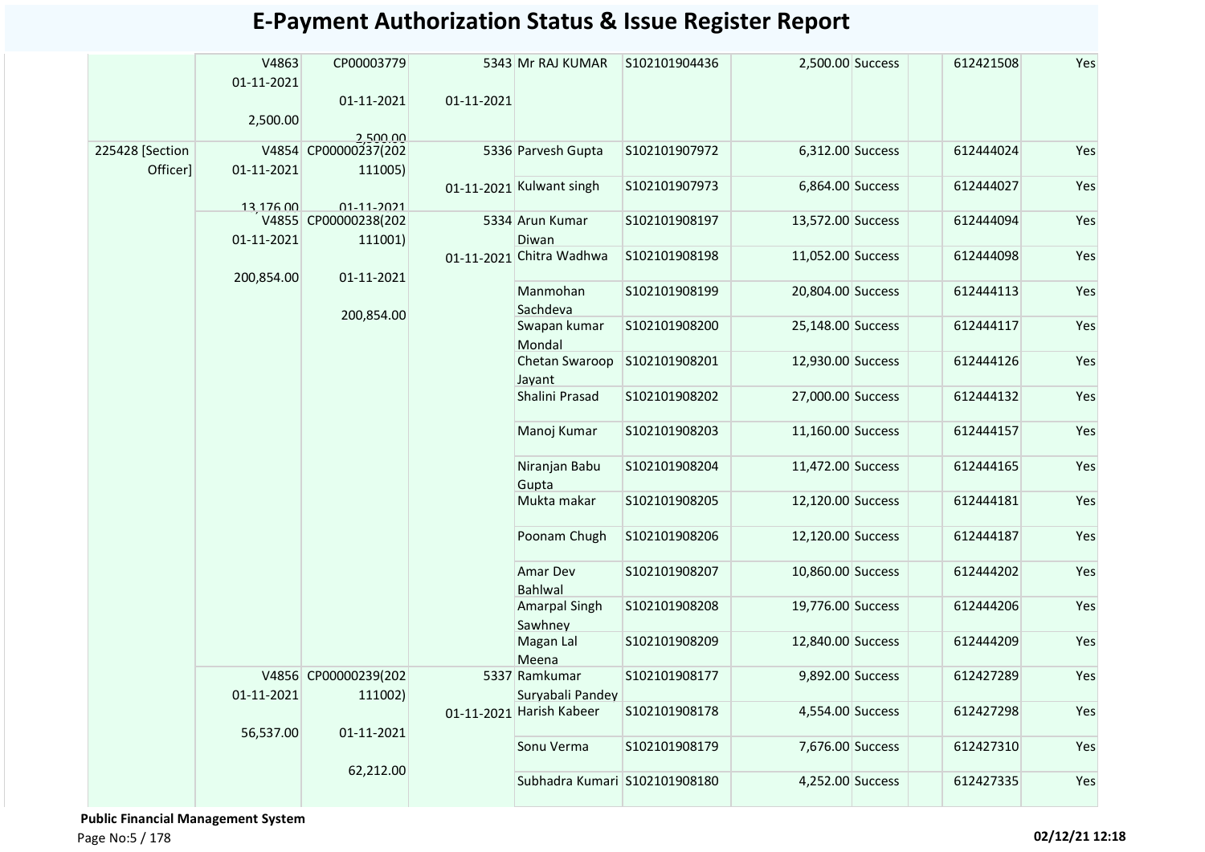# E-Payment Authorization Status & Issue Register Report

| | | | | | | | | | | |
|---|---|---|---|---|---|---|---|---|---|---|
| | V4863 01-11-2021 2,500.00 | CP00003779 01-11-2021 2,500.00 | 5343 01-11-2021 | Mr RAJ KUMAR | S102101904436 | 2,500.00 | Success | | 612421508 | Yes |
| 225428 [Section Officer] | V4854 01-11-2021 13,176.00 | CP00000237(202111005) 01-11-2021 | 5336 01-11-2021 | Parvesh Gupta | S102101907972 | 6,312.00 | Success | | 612444024 | Yes |
| | | | | Kulwant singh | S102101907973 | 6,864.00 | Success | | 612444027 | Yes |
| | V4855 01-11-2021 200,854.00 | CP00000238(202111001) 01-11-2021 200,854.00 | 5334 01-11-2021 | Arun Kumar Diwan | S102101908197 | 13,572.00 | Success | | 612444094 | Yes |
| | | | | Chitra Wadhwa | S102101908198 | 11,052.00 | Success | | 612444098 | Yes |
| | | | | Manmohan Sachdeva | S102101908199 | 20,804.00 | Success | | 612444113 | Yes |
| | | | | Swapan kumar Mondal | S102101908200 | 25,148.00 | Success | | 612444117 | Yes |
| | | | | Chetan Swaroop Jayant | S102101908201 | 12,930.00 | Success | | 612444126 | Yes |
| | | | | Shalini Prasad | S102101908202 | 27,000.00 | Success | | 612444132 | Yes |
| | | | | Manoj Kumar | S102101908203 | 11,160.00 | Success | | 612444157 | Yes |
| | | | | Niranjan Babu Gupta | S102101908204 | 11,472.00 | Success | | 612444165 | Yes |
| | | | | Mukta makar | S102101908205 | 12,120.00 | Success | | 612444181 | Yes |
| | | | | Poonam Chugh | S102101908206 | 12,120.00 | Success | | 612444187 | Yes |
| | | | | Amar Dev Bahlwal | S102101908207 | 10,860.00 | Success | | 612444202 | Yes |
| | | | | Amarpal Singh Sawhney | S102101908208 | 19,776.00 | Success | | 612444206 | Yes |
| | | | | Magan Lal Meena | S102101908209 | 12,840.00 | Success | | 612444209 | Yes |
| | V4856 01-11-2021 56,537.00 | CP00000239(202111002) 01-11-2021 62,212.00 | 5337 01-11-2021 | Ramkumar Suryabali Pandey | S102101908177 | 9,892.00 | Success | | 612427289 | Yes |
| | | | | Harish Kabeer | S102101908178 | 4,554.00 | Success | | 612427298 | Yes |
| | | | | Sonu Verma | S102101908179 | 7,676.00 | Success | | 612427310 | Yes |
| | | | | Subhadra Kumari | S102101908180 | 4,252.00 | Success | | 612427335 | Yes |

**Public Financial Management System**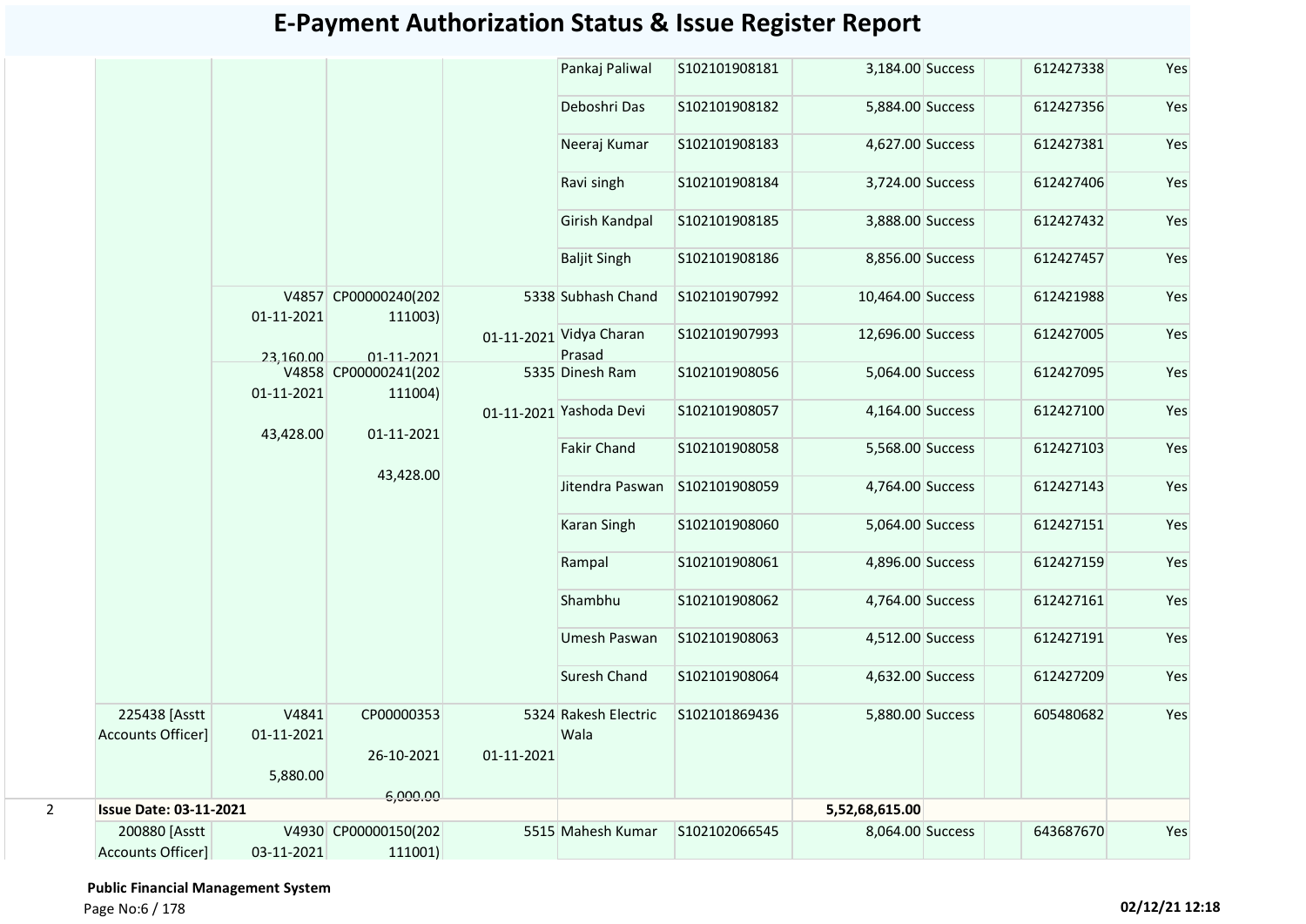# E-Payment Authorization Status & Issue Register Report

| | | | | | | | | | | | |
|---|---|---|---|---|---|---|---|---|---|---|---|
| | | | | | Pankaj Paliwal | S102101908181 | 3,184.00 | Success | | 612427338 | Yes |
| | | | | | Deboshri Das | S102101908182 | 5,884.00 | Success | | 612427356 | Yes |
| | | | | | Neeraj Kumar | S102101908183 | 4,627.00 | Success | | 612427381 | Yes |
| | | | | | Ravi singh | S102101908184 | 3,724.00 | Success | | 612427406 | Yes |
| | | | | | Girish Kandpal | S102101908185 | 3,888.00 | Success | | 612427432 | Yes |
| | | | | | Baljit Singh | S102101908186 | 8,856.00 | Success | | 612427457 | Yes |
| | | V4857 01-11-2021 23,160.00 | CP00000240(202111003) 01-11-2021 | 5338 01-11-2021 | Subhash Chand | S102101907992 | 10,464.00 | Success | | 612421988 | Yes |
| | | | | | Vidya Charan Prasad | S102101907993 | 12,696.00 | Success | | 612427005 | Yes |
| | | V4858 01-11-2021 43,428.00 | CP00000241(202111004) 01-11-2021 43,428.00 | 5335 01-11-2021 | Dinesh Ram | S102101908056 | 5,064.00 | Success | | 612427095 | Yes |
| | | | | | Yashoda Devi | S102101908057 | 4,164.00 | Success | | 612427100 | Yes |
| | | | | | Fakir Chand | S102101908058 | 5,568.00 | Success | | 612427103 | Yes |
| | | | | | Jitendra Paswan | S102101908059 | 4,764.00 | Success | | 612427143 | Yes |
| | | | | | Karan Singh | S102101908060 | 5,064.00 | Success | | 612427151 | Yes |
| | | | | | Rampal | S102101908061 | 4,896.00 | Success | | 612427159 | Yes |
| | | | | | Shambhu | S102101908062 | 4,764.00 | Success | | 612427161 | Yes |
| | | | | | Umesh Paswan | S102101908063 | 4,512.00 | Success | | 612427191 | Yes |
| | | | | | Suresh Chand | S102101908064 | 4,632.00 | Success | | 612427209 | Yes |
| | 225438 [Asstt Accounts Officer] | V4841 01-11-2021 5,880.00 | CP00000353 26-10-2021 6,000.00 | 5324 01-11-2021 | Rakesh Electric Wala | S102101869436 | 5,880.00 | Success | | 605480682 | Yes |
| 2 | **Issue Date: 03-11-2021** | | | | | | **5,52,68,615.00** | | | | |
| | 200880 [Asstt Accounts Officer] | V4930 03-11-2021 | CP00000150(202111001) | 5515 | Mahesh Kumar | S102102066545 | 8,064.00 | Success | | 643687670 | Yes |

**Public Financial Management System**

02/12/21 12:18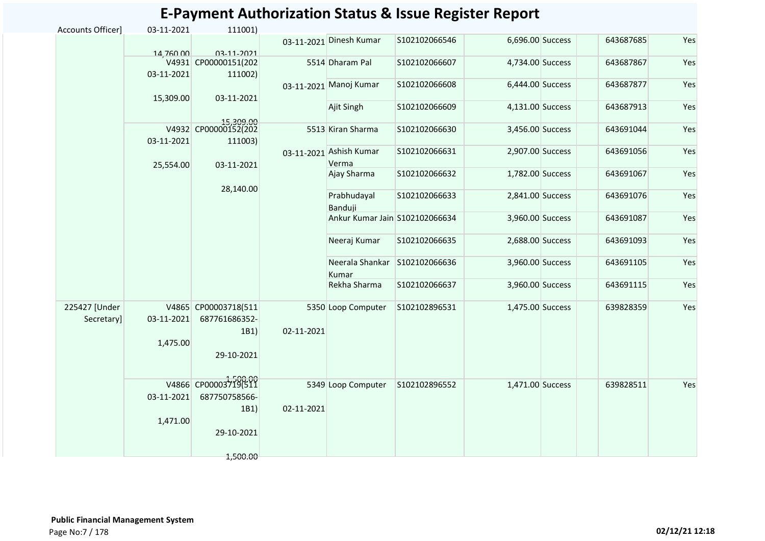# E-Payment Authorization Status & Issue Register Report

| | | | | | | | | | | |
|---|---|---|---|---|---|---|---|---|---|---|
| Accounts Officer] | 03-11-2021<br><br>14,760.00 | 111001)<br><br>03-11-2021 | 03-11-2021 | Dinesh Kumar | S102102066546 | 6,696.00 | Success | | 643687685 | Yes |
| | V4931<br>03-11-2021<br><br>15,309.00 | CP00000151(202111002)<br><br>03-11-2021<br><br>15,309.00 | 5514<br><br>03-11-2021 | Dharam Pal | S102102066607 | 4,734.00 | Success | | 643687867 | Yes |
| | | | | Manoj Kumar | S102102066608 | 6,444.00 | Success | | 643687877 | Yes |
| | | | | Ajit Singh | S102102066609 | 4,131.00 | Success | | 643687913 | Yes |
| | V4932<br>03-11-2021<br><br>25,554.00 | CP00000152(202111003)<br><br>03-11-2021<br><br>28,140.00 | 5513<br><br>03-11-2021 | Kiran Sharma | S102102066630 | 3,456.00 | Success | | 643691044 | Yes |
| | | | | Ashish Kumar Verma | S102102066631 | 2,907.00 | Success | | 643691056 | Yes |
| | | | | Ajay Sharma | S102102066632 | 1,782.00 | Success | | 643691067 | Yes |
| | | | | Prabhudayal Banduji | S102102066633 | 2,841.00 | Success | | 643691076 | Yes |
| | | | | Ankur Kumar Jain | S102102066634 | 3,960.00 | Success | | 643691087 | Yes |
| | | | | Neeraj Kumar | S102102066635 | 2,688.00 | Success | | 643691093 | Yes |
| | | | | Neerala Shankar Kumar | S102102066636 | 3,960.00 | Success | | 643691105 | Yes |
| | | | | Rekha Sharma | S102102066637 | 3,960.00 | Success | | 643691115 | Yes |
| 225427 [Under Secretary] | V4865<br>03-11-2021<br><br>1,475.00 | CP00003718(511687761686352-1B1)<br><br>29-10-2021<br><br>1,500.00 | 5350<br><br>02-11-2021 | Loop Computer | S102102896531 | 1,475.00 | Success | | 639828359 | Yes |
| | V4866<br>03-11-2021<br><br>1,471.00 | CP00003719(511687750758566-1B1)<br><br>29-10-2021<br><br>1,500.00 | 5349<br><br>02-11-2021 | Loop Computer | S102102896552 | 1,471.00 | Success | | 639828511 | Yes |

**Public Financial Management System**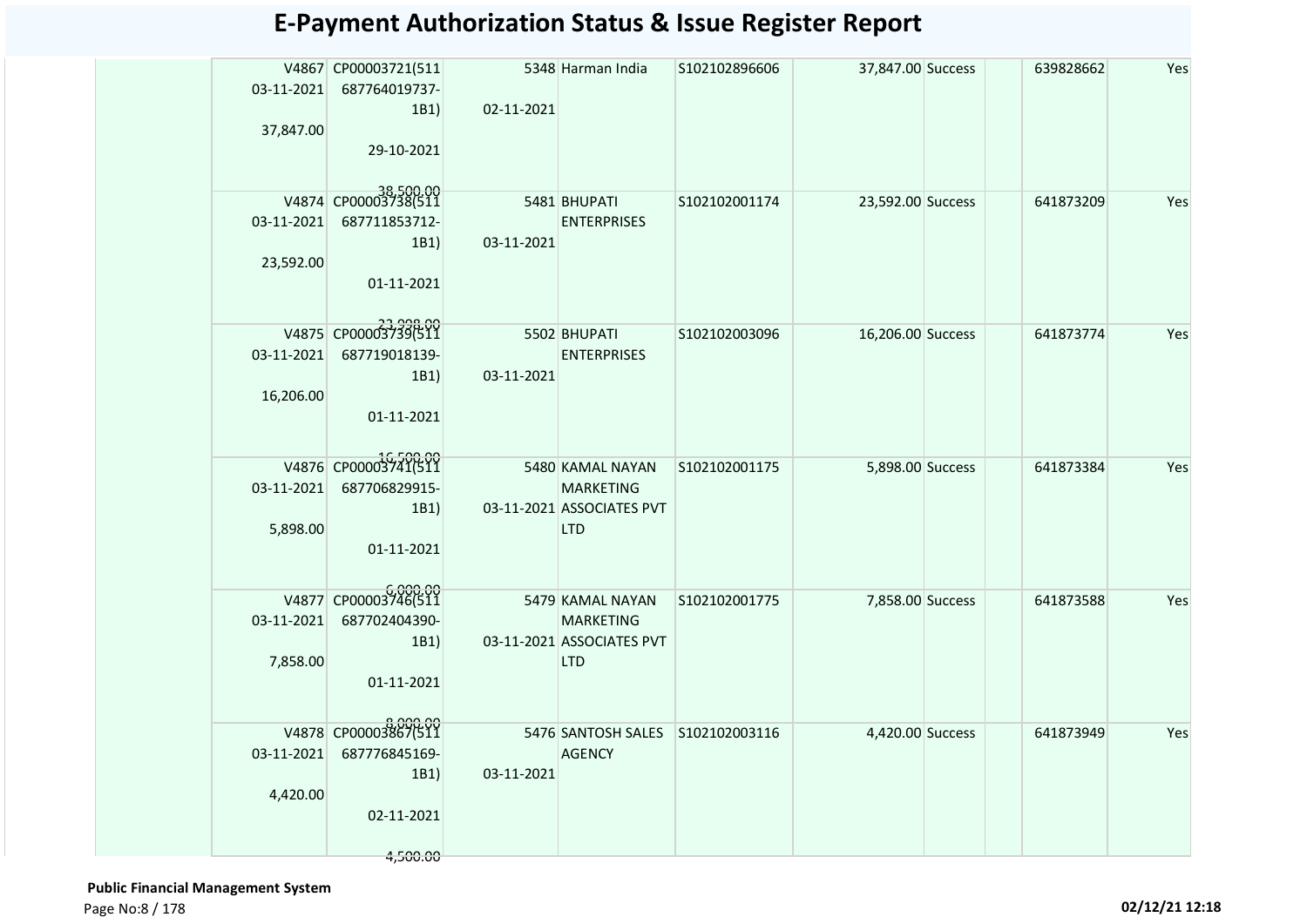# E-Payment Authorization Status & Issue Register Report

| | | | | | | | | | | |
|---|---|---|---|---|---|---|---|---|---|---|
| | V4867 03-11-2021 37,847.00 | CP00003721(511 687764019737-1B1) 29-10-2021 38,500.00 | 5348 02-11-2021 | Harman India | S102102896606 | 37,847.00 | Success | | 639828662 | Yes |
| | V4874 03-11-2021 23,592.00 | CP00003738(511 687711853712-1B1) 01-11-2021 23,998.00 | 5481 03-11-2021 | BHUPATI ENTERPRISES | S102102001174 | 23,592.00 | Success | | 641873209 | Yes |
| | V4875 03-11-2021 16,206.00 | CP00003739(511 687719018139-1B1) 01-11-2021 16,500.00 | 5502 03-11-2021 | BHUPATI ENTERPRISES | S102102003096 | 16,206.00 | Success | | 641873774 | Yes |
| | V4876 03-11-2021 5,898.00 | CP00003741(511 687706829915-1B1) 01-11-2021 6,000.00 | 5480 03-11-2021 | KAMAL NAYAN MARKETING ASSOCIATES PVT LTD | S102102001175 | 5,898.00 | Success | | 641873384 | Yes |
| | V4877 03-11-2021 7,858.00 | CP00003746(511 687702404390-1B1) 01-11-2021 8,000.00 | 5479 03-11-2021 | KAMAL NAYAN MARKETING ASSOCIATES PVT LTD | S102102001775 | 7,858.00 | Success | | 641873588 | Yes |
| | V4878 03-11-2021 4,420.00 | CP00003867(511 687776845169-1B1) 02-11-2021 4,500.00 | 5476 03-11-2021 | SANTOSH SALES AGENCY | S102102003116 | 4,420.00 | Success | | 641873949 | Yes |

**Public Financial Management System**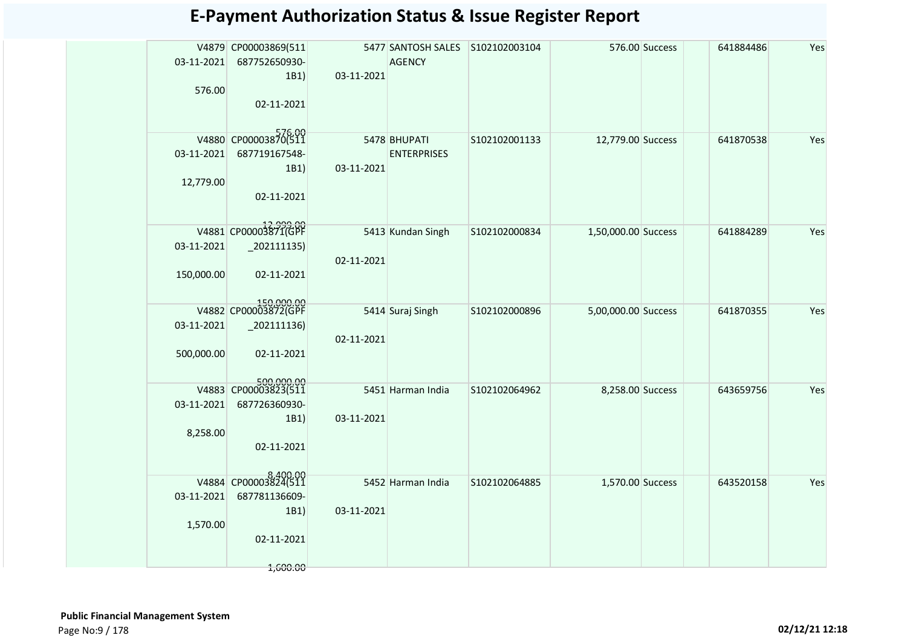# E-Payment Authorization Status & Issue Register Report

| | | | | | | | | | | |
|---|---|---|---|---|---|---|---|---|---|---|
| | V4879 03-11-2021 576.00 | CP00003869(511 687752650930-1B1) 02-11-2021 576.00 | 5477 03-11-2021 | SANTOSH SALES AGENCY | S102102003104 | 576.00 | Success | | 641884486 | Yes |
| | V4880 03-11-2021 12,779.00 | CP00003870(511 687719167548-1B1) 02-11-2021 12,999.00 | 5478 03-11-2021 | BHUPATI ENTERPRISES | S102102001133 | 12,779.00 | Success | | 641870538 | Yes |
| | V4881 03-11-2021 150,000.00 | CP00003871(GPF _202111135) 02-11-2021 150,000.00 | 5413 02-11-2021 | Kundan Singh | S102102000834 | 1,50,000.00 | Success | | 641884289 | Yes |
| | V4882 03-11-2021 500,000.00 | CP00003872(GPF _202111136) 02-11-2021 500,000.00 | 5414 02-11-2021 | Suraj Singh | S102102000896 | 5,00,000.00 | Success | | 641870355 | Yes |
| | V4883 03-11-2021 8,258.00 | CP00003823(511 687726360930-1B1) 02-11-2021 8,400.00 | 5451 03-11-2021 | Harman India | S102102064962 | 8,258.00 | Success | | 643659756 | Yes |
| | V4884 03-11-2021 1,570.00 | CP00003824(511 687781136609-1B1) 02-11-2021 1,600.00 | 5452 03-11-2021 | Harman India | S102102064885 | 1,570.00 | Success | | 643520158 | Yes |

**Public Financial Management System**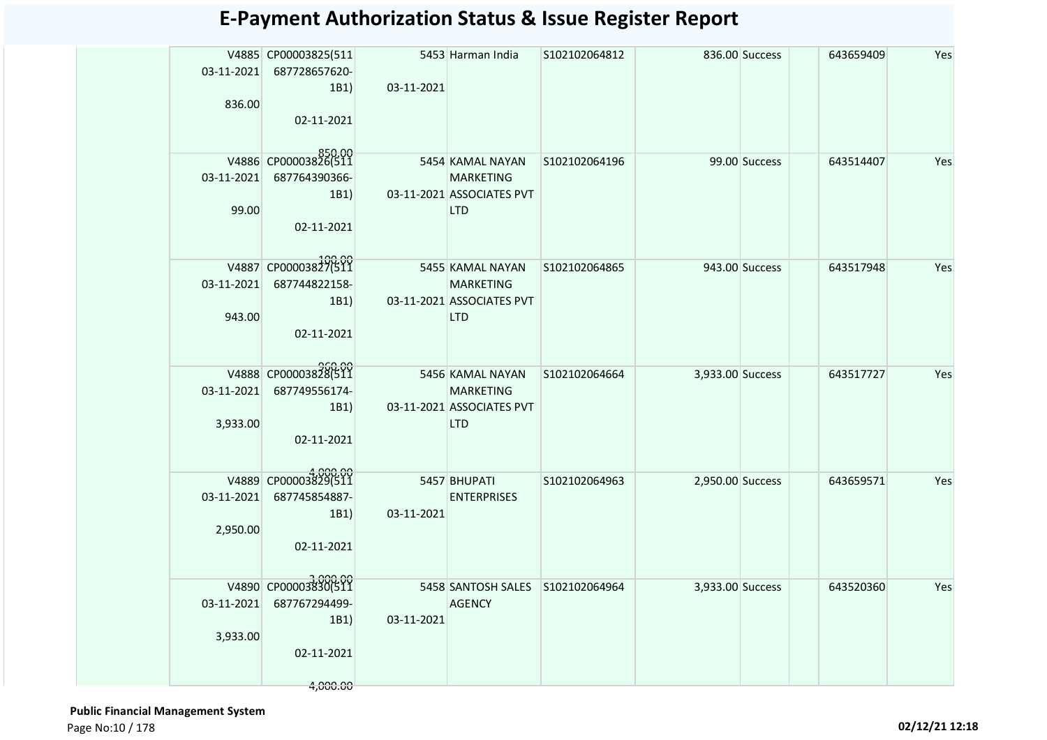# E-Payment Authorization Status & Issue Register Report

| | | | | | | | | | | |
|---|---|---|---|---|---|---|---|---|---|---|
| | V4885 03-11-2021 836.00 | CP00003825(511 687728657620-1B1) 02-11-2021 850.00 | 5453 03-11-2021 | Harman India | S102102064812 | 836.00 | Success | | 643659409 | Yes |
| | V4886 03-11-2021 99.00 | CP00003826(511 687764390366-1B1) 02-11-2021 100.00 | 5454 03-11-2021 | KAMAL NAYAN MARKETING ASSOCIATES PVT LTD | S102102064196 | 99.00 | Success | | 643514407 | Yes |
| | V4887 03-11-2021 943.00 | CP00003827(511 687744822158-1B1) 02-11-2021 960.00 | 5455 03-11-2021 | KAMAL NAYAN MARKETING ASSOCIATES PVT LTD | S102102064865 | 943.00 | Success | | 643517948 | Yes |
| | V4888 03-11-2021 3,933.00 | CP00003828(511 687749556174-1B1) 02-11-2021 4,000.00 | 5456 03-11-2021 | KAMAL NAYAN MARKETING ASSOCIATES PVT LTD | S102102064664 | 3,933.00 | Success | | 643517727 | Yes |
| | V4889 03-11-2021 2,950.00 | CP00003829(511 687745854887-1B1) 02-11-2021 3,000.00 | 5457 03-11-2021 | BHUPATI ENTERPRISES | S102102064963 | 2,950.00 | Success | | 643659571 | Yes |
| | V4890 03-11-2021 3,933.00 | CP00003830(511 687767294499-1B1) 02-11-2021 4,000.00 | 5458 03-11-2021 | SANTOSH SALES AGENCY | S102102064964 | 3,933.00 | Success | | 643520360 | Yes |

**Public Financial Management System**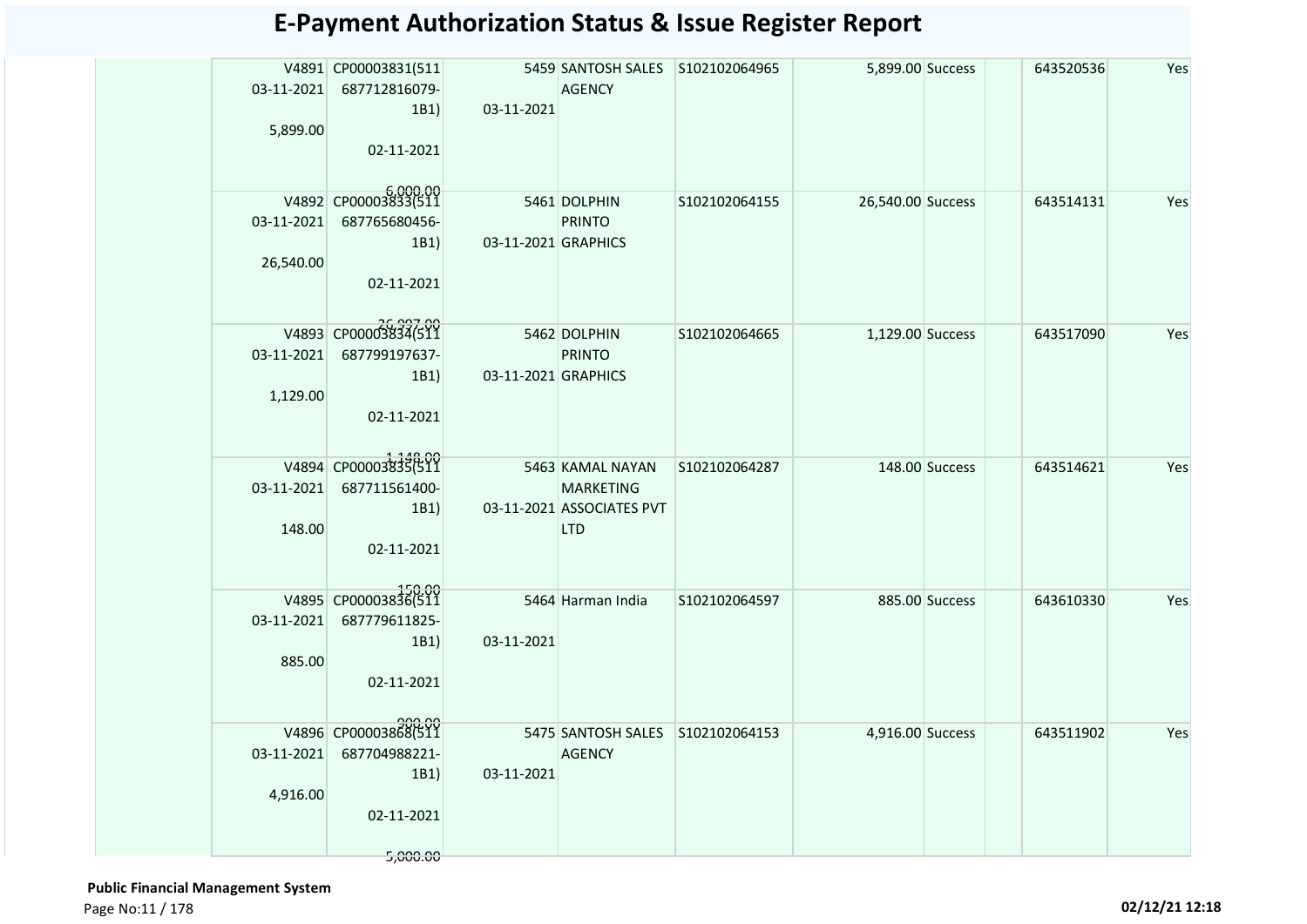# E-Payment Authorization Status & Issue Register Report

| | | | | | | | | | | |
|---|---|---|---|---|---|---|---|---|---|---|
| | V4891 03-11-2021 5,899.00 | CP00003831(511 687712816079-1B1) 02-11-2021 6,000.00 | 5459 03-11-2021 | SANTOSH SALES AGENCY | S102102064965 | 5,899.00 | Success | | 643520536 | Yes |
| | V4892 03-11-2021 26,540.00 | CP00003833(511 687765680456-1B1) 02-11-2021 26,997.00 | 5461 03-11-2021 | DOLPHIN PRINTO GRAPHICS | S102102064155 | 26,540.00 | Success | | 643514131 | Yes |
| | V4893 03-11-2021 1,129.00 | CP00003834(511 687799197637-1B1) 02-11-2021 1,148.00 | 5462 03-11-2021 | DOLPHIN PRINTO GRAPHICS | S102102064665 | 1,129.00 | Success | | 643517090 | Yes |
| | V4894 03-11-2021 148.00 | CP00003835(511 687711561400-1B1) 02-11-2021 150.00 | 5463 03-11-2021 | KAMAL NAYAN MARKETING ASSOCIATES PVT LTD | S102102064287 | 148.00 | Success | | 643514621 | Yes |
| | V4895 03-11-2021 885.00 | CP00003836(511 687779611825-1B1) 02-11-2021 900.00 | 5464 03-11-2021 | Harman India | S102102064597 | 885.00 | Success | | 643610330 | Yes |
| | V4896 03-11-2021 4,916.00 | CP00003868(511 687704988221-1B1) 02-11-2021 5,000.00 | 5475 03-11-2021 | SANTOSH SALES AGENCY | S102102064153 | 4,916.00 | Success | | 643511902 | Yes |

**Public Financial Management System**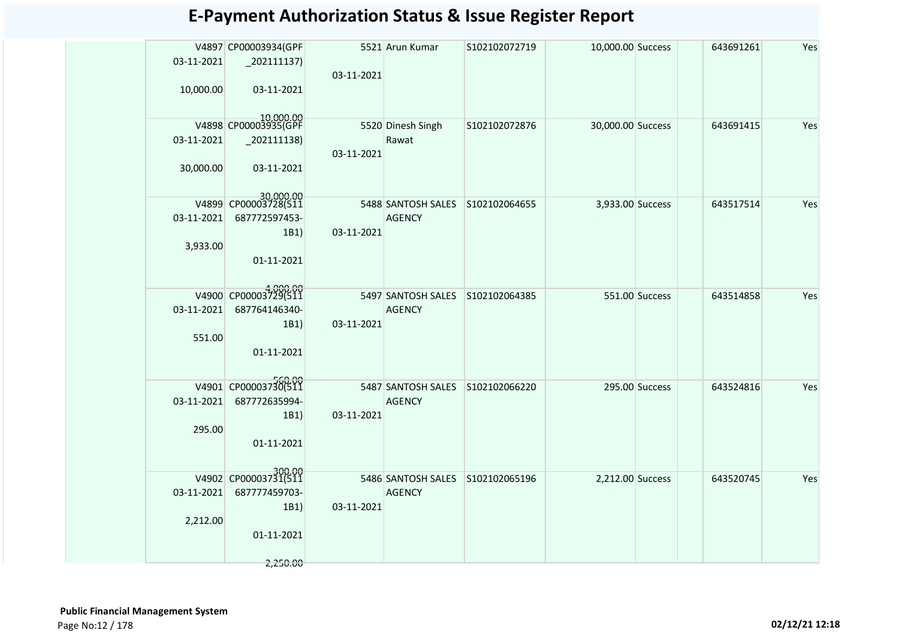# E-Payment Authorization Status & Issue Register Report

| | | | | | | | | | | | |
|---|---|---|---|---|---|---|---|---|---|---|---|
| | V4897 03-11-2021 10,000.00 | CP00003934(GPF_202111137) 03-11-2021 10,000.00 | 5521 03-11-2021 | Arun Kumar | S102102072719 | 10,000.00 | Success | | | 643691261 | Yes |
| | V4898 03-11-2021 30,000.00 | CP00003935(GPF_202111138) 03-11-2021 30,000.00 | 5520 03-11-2021 | Dinesh Singh Rawat | S102102072876 | 30,000.00 | Success | | | 643691415 | Yes |
| | V4899 03-11-2021 3,933.00 | CP00003728(511687772597453-1B1) 01-11-2021 4,000.00 | 5488 03-11-2021 | SANTOSH SALES AGENCY | S102102064655 | 3,933.00 | Success | | | 643517514 | Yes |
| | V4900 03-11-2021 551.00 | CP00003729(511687764146340-1B1) 01-11-2021 560.00 | 5497 03-11-2021 | SANTOSH SALES AGENCY | S102102064385 | 551.00 | Success | | | 643514858 | Yes |
| | V4901 03-11-2021 295.00 | CP00003730(511687772635994-1B1) 01-11-2021 300.00 | 5487 03-11-2021 | SANTOSH SALES AGENCY | S102102066220 | 295.00 | Success | | | 643524816 | Yes |
| | V4902 03-11-2021 2,212.00 | CP00003731(511687777459703-1B1) 01-11-2021 2,250.00 | 5486 03-11-2021 | SANTOSH SALES AGENCY | S102102065196 | 2,212.00 | Success | | | 643520745 | Yes |

**Public Financial Management System**

02/12/21 12:18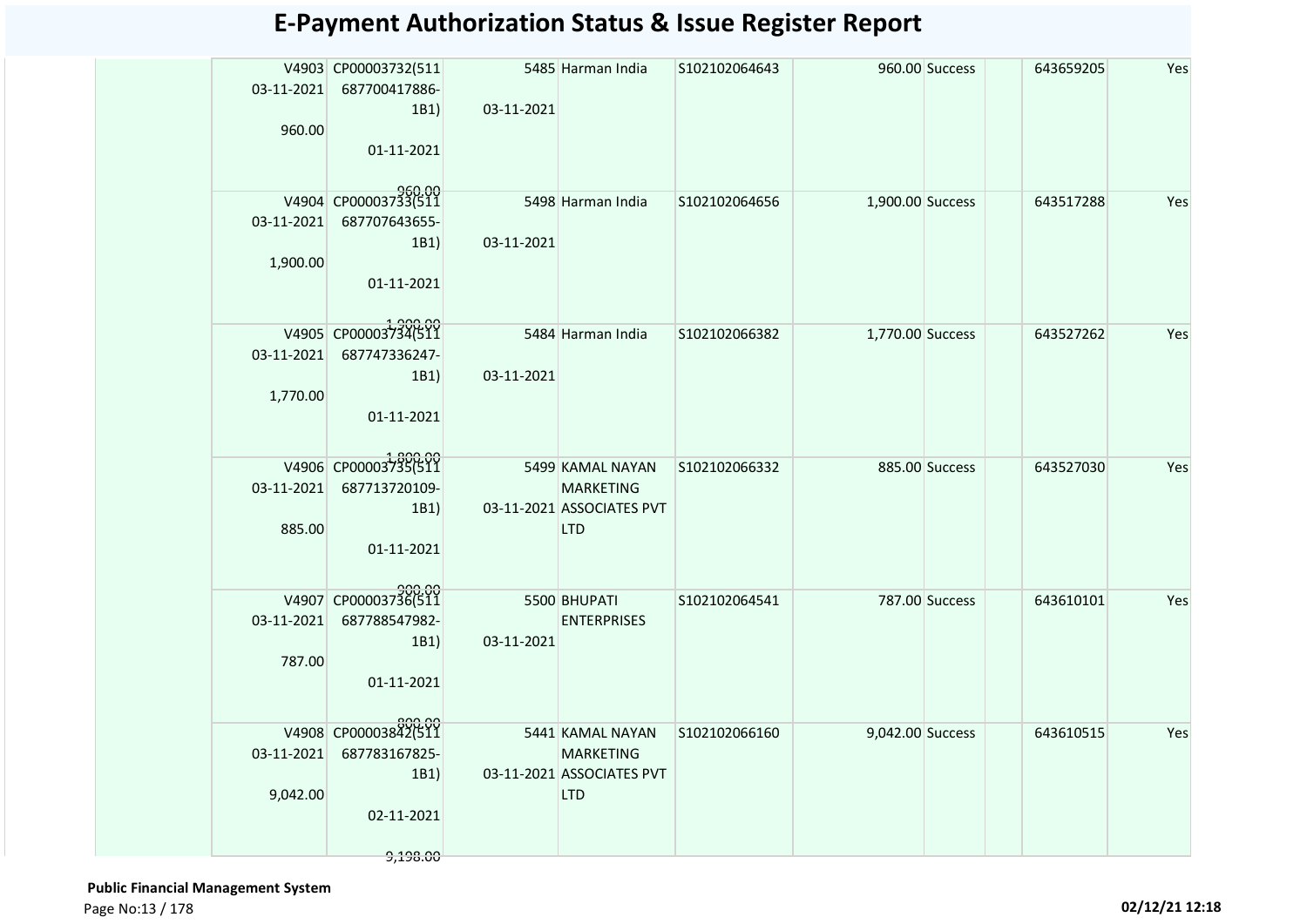# E-Payment Authorization Status & Issue Register Report

| | | | | | | | | | | |
|---|---|---|---|---|---|---|---|---|---|---|
| | V4903 03-11-2021 960.00 | CP00003732(511 687700417886-1B1) 01-11-2021 960.00 | 5485 03-11-2021 | Harman India | S102102064643 | 960.00 | Success | | 643659205 | Yes |
| | V4904 03-11-2021 1,900.00 | CP00003733(511 687707643655-1B1) 01-11-2021 1,900.00 | 5498 03-11-2021 | Harman India | S102102064656 | 1,900.00 | Success | | 643517288 | Yes |
| | V4905 03-11-2021 1,770.00 | CP00003734(511 687747336247-1B1) 01-11-2021 1,800.00 | 5484 03-11-2021 | Harman India | S102102066382 | 1,770.00 | Success | | 643527262 | Yes |
| | V4906 03-11-2021 885.00 | CP00003735(511 687713720109-1B1) 01-11-2021 900.00 | 5499 03-11-2021 | KAMAL NAYAN MARKETING ASSOCIATES PVT LTD | S102102066332 | 885.00 | Success | | 643527030 | Yes |
| | V4907 03-11-2021 787.00 | CP00003736(511 687788547982-1B1) 01-11-2021 800.00 | 5500 03-11-2021 | BHUPATI ENTERPRISES | S102102064541 | 787.00 | Success | | 643610101 | Yes |
| | V4908 03-11-2021 9,042.00 | CP00003842(511 687783167825-1B1) 02-11-2021 9,198.00 | 5441 03-11-2021 | KAMAL NAYAN MARKETING ASSOCIATES PVT LTD | S102102066160 | 9,042.00 | Success | | 643610515 | Yes |

**Public Financial Management System**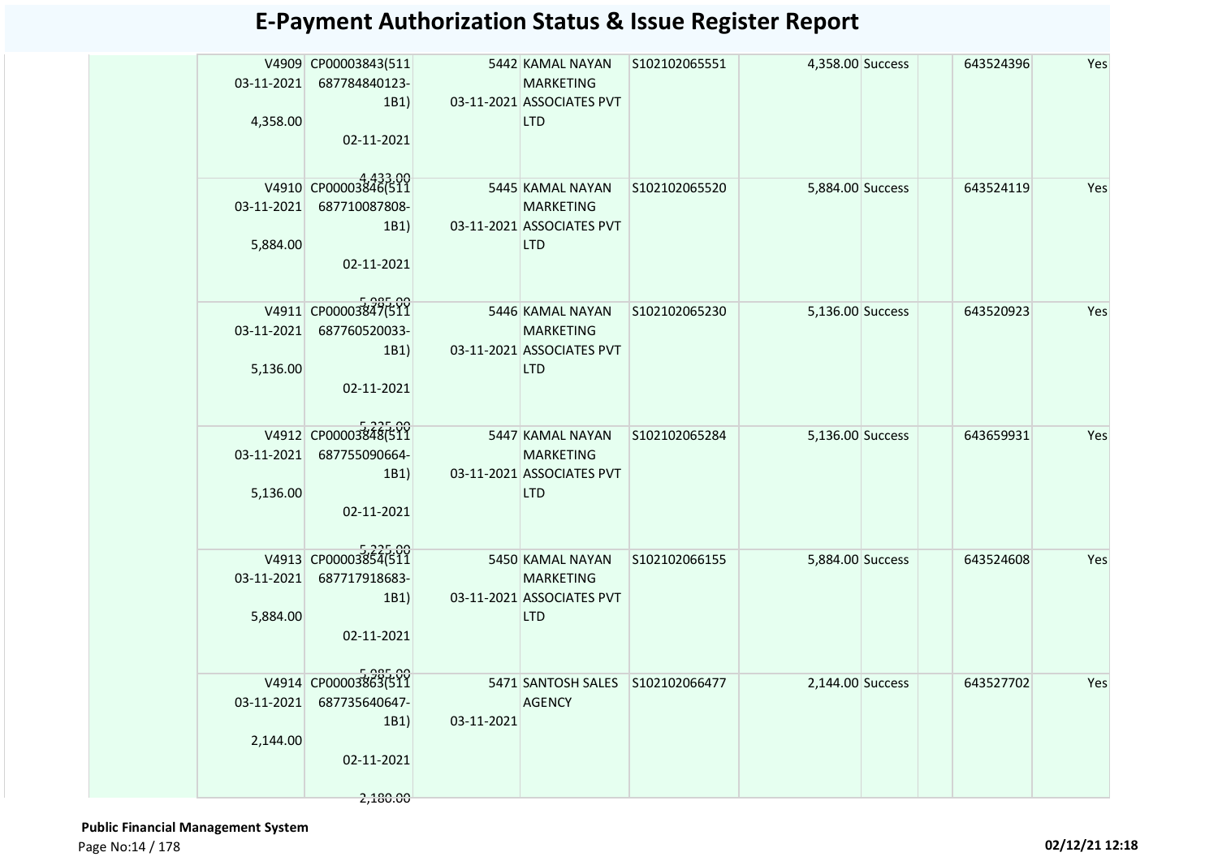# E-Payment Authorization Status & Issue Register Report

| | | | | | | | | | | |
|---|---|---|---|---|---|---|---|---|---|---|
| | V4909 03-11-2021 4,358.00 | CP00003843(511 687784840123-1B1) 02-11-2021 4,433.00 | 5442 03-11-2021 | KAMAL NAYAN MARKETING ASSOCIATES PVT LTD | S102102065551 | 4,358.00 | Success | | 643524396 | Yes |
| | V4910 03-11-2021 5,884.00 | CP00003846(511 687710087808-1B1) 02-11-2021 5,985.00 | 5445 03-11-2021 | KAMAL NAYAN MARKETING ASSOCIATES PVT LTD | S102102065520 | 5,884.00 | Success | | 643524119 | Yes |
| | V4911 03-11-2021 5,136.00 | CP00003847(511 687760520033-1B1) 02-11-2021 5,225.00 | 5446 03-11-2021 | KAMAL NAYAN MARKETING ASSOCIATES PVT LTD | S102102065230 | 5,136.00 | Success | | 643520923 | Yes |
| | V4912 03-11-2021 5,136.00 | CP00003848(511 687755090664-1B1) 02-11-2021 5,225.00 | 5447 03-11-2021 | KAMAL NAYAN MARKETING ASSOCIATES PVT LTD | S102102065284 | 5,136.00 | Success | | 643659931 | Yes |
| | V4913 03-11-2021 5,884.00 | CP00003854(511 687717918683-1B1) 02-11-2021 5,985.00 | 5450 03-11-2021 | KAMAL NAYAN MARKETING ASSOCIATES PVT LTD | S102102066155 | 5,884.00 | Success | | 643524608 | Yes |
| | V4914 03-11-2021 2,144.00 | CP00003863(511 687735640647-1B1) 02-11-2021 2,180.00 | 5471 03-11-2021 | SANTOSH SALES AGENCY | S102102066477 | 2,144.00 | Success | | 643527702 | Yes |

**Public Financial Management System**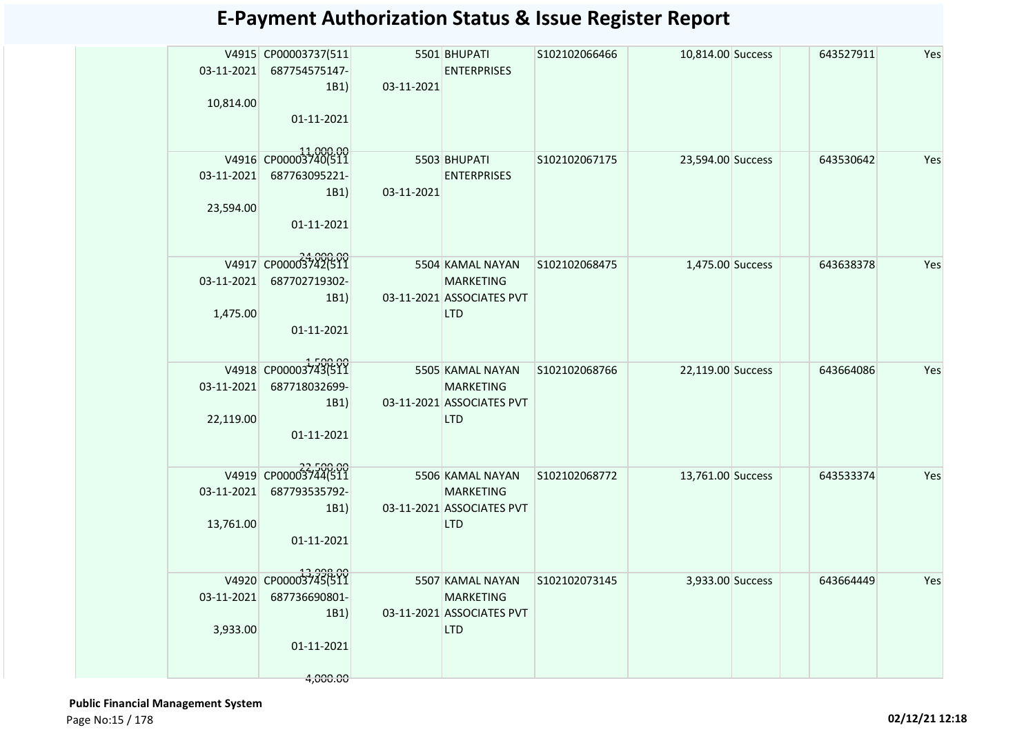# E-Payment Authorization Status & Issue Register Report

| | | | | | | | | | | |
|---|---|---|---|---|---|---|---|---|---|---|
| | V4915 03-11-2021 10,814.00 | CP00003737(511 687754575147-1B1) 01-11-2021 11,000.00 | 5501 03-11-2021 | BHUPATI ENTERPRISES | S102102066466 | 10,814.00 | Success | | 643527911 | Yes |
| | V4916 03-11-2021 23,594.00 | CP00003740(511 687763095221-1B1) 01-11-2021 24,000.00 | 5503 03-11-2021 | BHUPATI ENTERPRISES | S102102067175 | 23,594.00 | Success | | 643530642 | Yes |
| | V4917 03-11-2021 1,475.00 | CP00003742(511 687702719302-1B1) 01-11-2021 1,500.00 | 5504 03-11-2021 | KAMAL NAYAN MARKETING ASSOCIATES PVT LTD | S102102068475 | 1,475.00 | Success | | 643638378 | Yes |
| | V4918 03-11-2021 22,119.00 | CP00003743(511 687718032699-1B1) 01-11-2021 22,500.00 | 5505 03-11-2021 | KAMAL NAYAN MARKETING ASSOCIATES PVT LTD | S102102068766 | 22,119.00 | Success | | 643664086 | Yes |
| | V4919 03-11-2021 13,761.00 | CP00003744(511 687793535792-1B1) 01-11-2021 13,998.00 | 5506 03-11-2021 | KAMAL NAYAN MARKETING ASSOCIATES PVT LTD | S102102068772 | 13,761.00 | Success | | 643533374 | Yes |
| | V4920 03-11-2021 3,933.00 | CP00003745(511 687736690801-1B1) 01-11-2021 4,000.00 | 5507 03-11-2021 | KAMAL NAYAN MARKETING ASSOCIATES PVT LTD | S102102073145 | 3,933.00 | Success | | 643664449 | Yes |

**Public Financial Management System**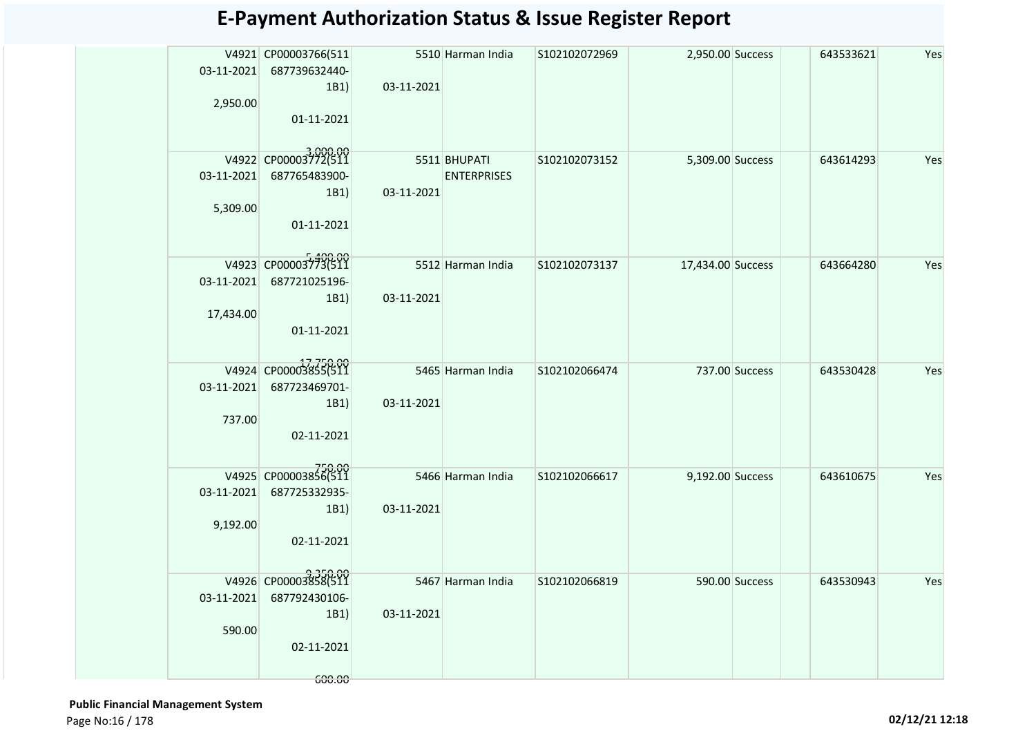# E-Payment Authorization Status & Issue Register Report

| | | | | | | | | | | |
|---|---|---|---|---|---|---|---|---|---|---|
| | V4921 03-11-2021 2,950.00 | CP00003766(511 687739632440-1B1) 01-11-2021 3,000.00 | 5510 03-11-2021 | Harman India | S102102072969 | 2,950.00 | Success | | 643533621 | Yes |
| | V4922 03-11-2021 5,309.00 | CP00003772(511 687765483900-1B1) 01-11-2021 5,400.00 | 5511 03-11-2021 | BHUPATI ENTERPRISES | S102102073152 | 5,309.00 | Success | | 643614293 | Yes |
| | V4923 03-11-2021 17,434.00 | CP00003773(511 687721025196-1B1) 01-11-2021 17,750.00 | 5512 03-11-2021 | Harman India | S102102073137 | 17,434.00 | Success | | 643664280 | Yes |
| | V4924 03-11-2021 737.00 | CP00003855(511 687723469701-1B1) 02-11-2021 750.00 | 5465 03-11-2021 | Harman India | S102102066474 | 737.00 | Success | | 643530428 | Yes |
| | V4925 03-11-2021 9,192.00 | CP00003856(511 687725332935-1B1) 02-11-2021 9,350.00 | 5466 03-11-2021 | Harman India | S102102066617 | 9,192.00 | Success | | 643610675 | Yes |
| | V4926 03-11-2021 590.00 | CP00003858(511 687792430106-1B1) 02-11-2021 600.00 | 5467 03-11-2021 | Harman India | S102102066819 | 590.00 | Success | | 643530943 | Yes |

**Public Financial Management System**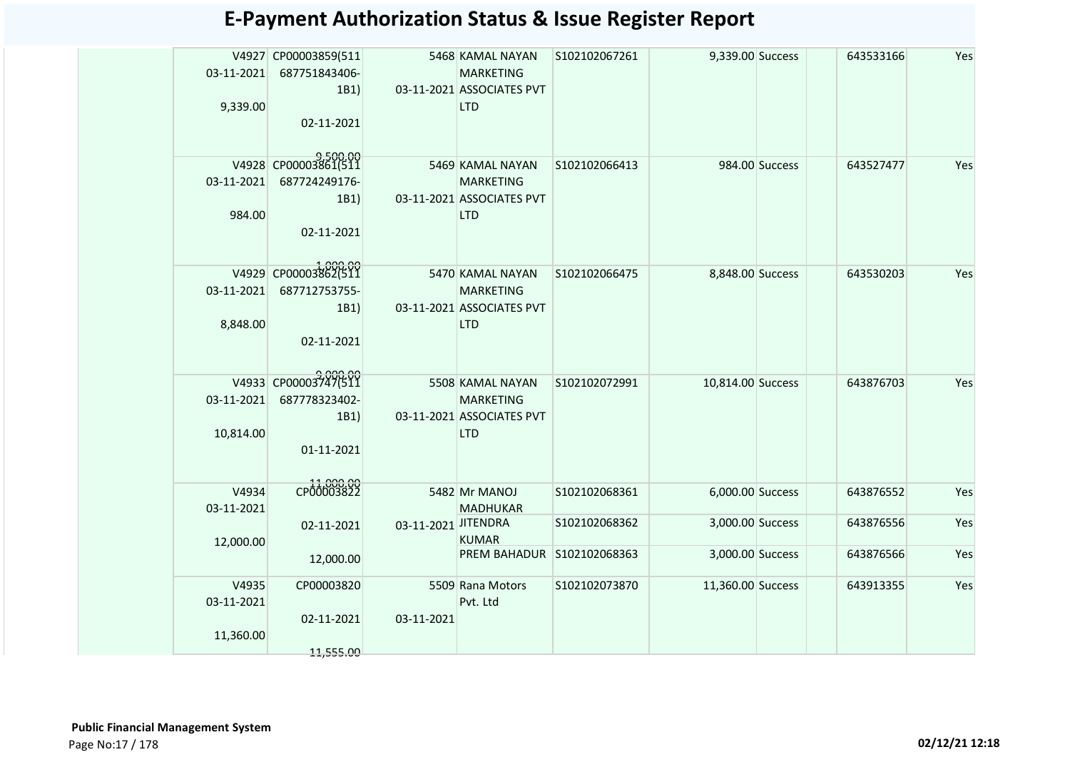# E-Payment Authorization Status & Issue Register Report

| | | | | | | | | | | |
|---|---|---|---|---|---|---|---|---|---|---|
| | V4927 03-11-2021 9,339.00 | CP00003859(511 687751843406-1B1) 02-11-2021 9,500.00 | 5468 03-11-2021 | KAMAL NAYAN MARKETING ASSOCIATES PVT LTD | S102102067261 | 9,339.00 | Success | | 643533166 | Yes |
| | V4928 03-11-2021 984.00 | CP00003861(511 687724249176-1B1) 02-11-2021 1,000.00 | 5469 03-11-2021 | KAMAL NAYAN MARKETING ASSOCIATES PVT LTD | S102102066413 | 984.00 | Success | | 643527477 | Yes |
| | V4929 03-11-2021 8,848.00 | CP00003862(511 687712753755-1B1) 02-11-2021 9,000.00 | 5470 03-11-2021 | KAMAL NAYAN MARKETING ASSOCIATES PVT LTD | S102102066475 | 8,848.00 | Success | | 643530203 | Yes |
| | V4933 03-11-2021 10,814.00 | CP00003747(511 687778323402-1B1) 01-11-2021 11,000.00 | 5508 03-11-2021 | KAMAL NAYAN MARKETING ASSOCIATES PVT LTD | S102102072991 | 10,814.00 | Success | | 643876703 | Yes |
| | V4934 03-11-2021 12,000.00 | CP00003822 02-11-2021 12,000.00 | 5482 03-11-2021 | Mr MANOJ MADHUKAR | S102102068361 | 6,000.00 | Success | | 643876552 | Yes |
| | | | | JITENDRA KUMAR | S102102068362 | 3,000.00 | Success | | 643876556 | Yes |
| | | | | PREM BAHADUR | S102102068363 | 3,000.00 | Success | | 643876566 | Yes |
| | V4935 03-11-2021 11,360.00 | CP00003820 02-11-2021 11,555.00 | 5509 03-11-2021 | Rana Motors Pvt. Ltd | S102102073870 | 11,360.00 | Success | | 643913355 | Yes |

**Public Financial Management System**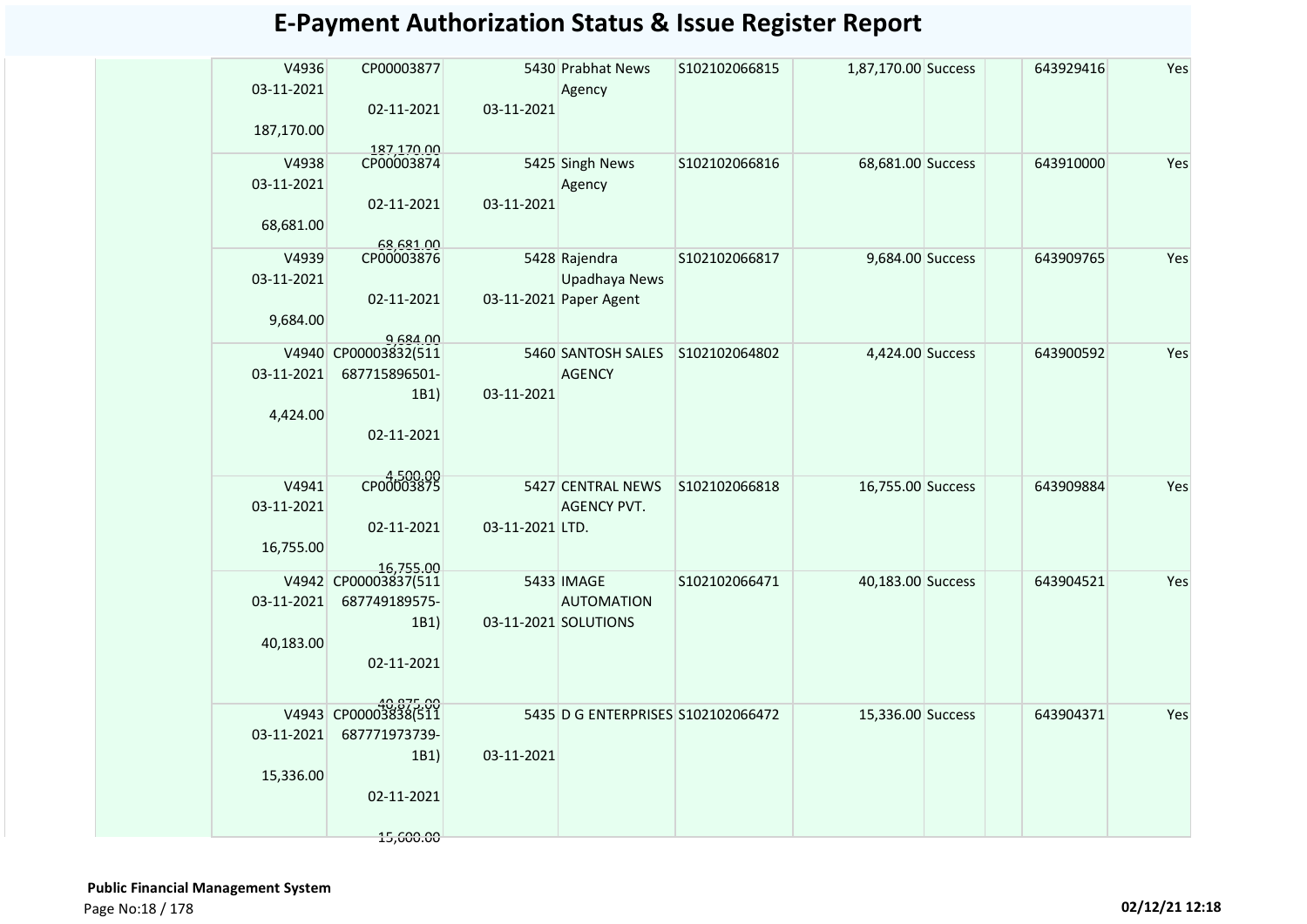# E-Payment Authorization Status & Issue Register Report

| | | | | | | | | | | |
|---|---|---|---|---|---|---|---|---|---|---|
| | V4936 03-11-2021 187,170.00 | CP00003877 02-11-2021 187,170.00 | 5430 03-11-2021 | Prabhat News Agency | S102102066815 | 1,87,170.00 | Success | | 643929416 | Yes |
| | V4938 03-11-2021 68,681.00 | CP00003874 02-11-2021 68,681.00 | 5425 03-11-2021 | Singh News Agency | S102102066816 | 68,681.00 | Success | | 643910000 | Yes |
| | V4939 03-11-2021 9,684.00 | CP00003876 02-11-2021 9,684.00 | 5428 03-11-2021 | Rajendra Upadhaya News Paper Agent | S102102066817 | 9,684.00 | Success | | 643909765 | Yes |
| | V4940 03-11-2021 4,424.00 | CP00003832(511 687715896501-1B1) 02-11-2021 4,500.00 | 5460 03-11-2021 | SANTOSH SALES AGENCY | S102102064802 | 4,424.00 | Success | | 643900592 | Yes |
| | V4941 03-11-2021 16,755.00 | CP00003875 02-11-2021 16,755.00 | 5427 03-11-2021 | CENTRAL NEWS AGENCY PVT. LTD. | S102102066818 | 16,755.00 | Success | | 643909884 | Yes |
| | V4942 03-11-2021 40,183.00 | CP00003837(511 687749189575-1B1) 02-11-2021 40,875.00 | 5433 03-11-2021 | IMAGE AUTOMATION SOLUTIONS | S102102066471 | 40,183.00 | Success | | 643904521 | Yes |
| | V4943 03-11-2021 15,336.00 | CP00003838(511 687771973739-1B1) 02-11-2021 15,600.00 | 5435 03-11-2021 | D G ENTERPRISES | S102102066472 | 15,336.00 | Success | | 643904371 | Yes |

**Public Financial Management System**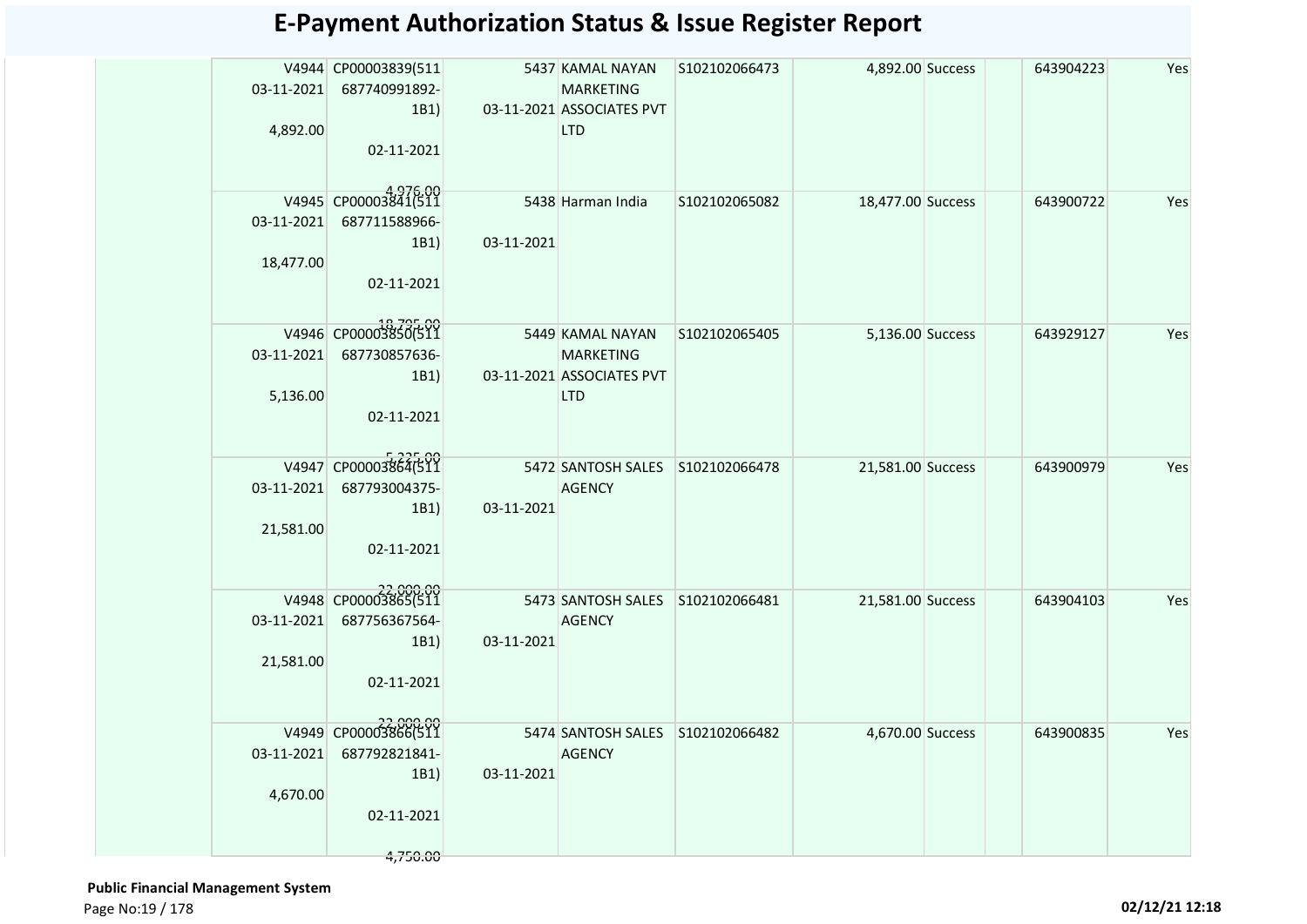# E-Payment Authorization Status & Issue Register Report

| | | | | | | | | | | |
|---|---|---|---|---|---|---|---|---|---|---|
| | V4944 03-11-2021 4,892.00 | CP00003839(511 687740991892-1B1) 02-11-2021 4,976.00 | 5437 03-11-2021 | KAMAL NAYAN MARKETING ASSOCIATES PVT LTD | S102102066473 | 4,892.00 | Success | | 643904223 | Yes |
| | V4945 03-11-2021 18,477.00 | CP00003841(511 687711588966-1B1) 02-11-2021 18,795.00 | 5438 03-11-2021 | Harman India | S102102065082 | 18,477.00 | Success | | 643900722 | Yes |
| | V4946 03-11-2021 5,136.00 | CP00003850(511 687730857636-1B1) 02-11-2021 5,225.00 | 5449 03-11-2021 | KAMAL NAYAN MARKETING ASSOCIATES PVT LTD | S102102065405 | 5,136.00 | Success | | 643929127 | Yes |
| | V4947 03-11-2021 21,581.00 | CP00003864(511 687793004375-1B1) 02-11-2021 22,000.00 | 5472 03-11-2021 | SANTOSH SALES AGENCY | S102102066478 | 21,581.00 | Success | | 643900979 | Yes |
| | V4948 03-11-2021 21,581.00 | CP00003865(511 687756367564-1B1) 02-11-2021 22,000.00 | 5473 03-11-2021 | SANTOSH SALES AGENCY | S102102066481 | 21,581.00 | Success | | 643904103 | Yes |
| | V4949 03-11-2021 4,670.00 | CP00003866(511 687792821841-1B1) 02-11-2021 4,750.00 | 5474 03-11-2021 | SANTOSH SALES AGENCY | S102102066482 | 4,670.00 | Success | | 643900835 | Yes |

**Public Financial Management System**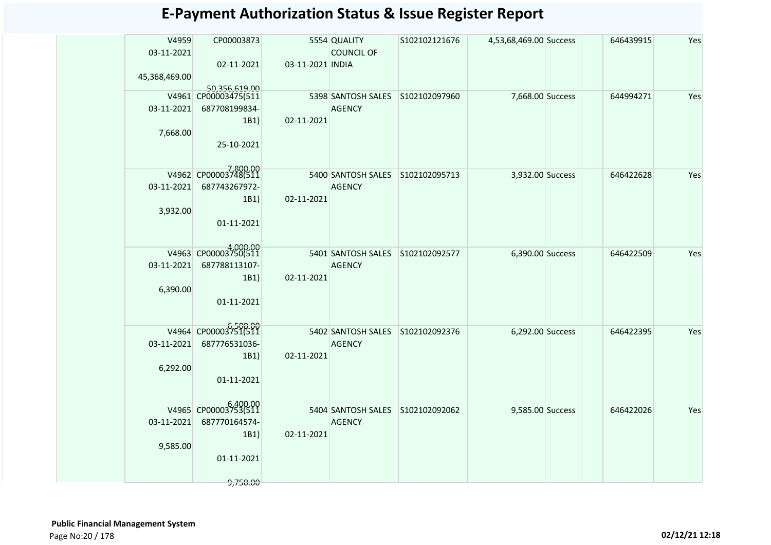# E-Payment Authorization Status & Issue Register Report

| | | | | | | | | | | |
|---|---|---|---|---|---|---|---|---|---|---|
| | V4959 03-11-2021 45,368,469.00 | CP00003873 02-11-2021 50,356,619.00 | 5554 03-11-2021 | QUALITY COUNCIL OF INDIA | S102102121676 | 4,53,68,469.00 | Success | | 646439915 | Yes |
| | V4961 03-11-2021 7,668.00 | CP00003475(511 687708199834-1B1) 25-10-2021 7,800.00 | 5398 02-11-2021 | SANTOSH SALES AGENCY | S102102097960 | 7,668.00 | Success | | 644994271 | Yes |
| | V4962 03-11-2021 3,932.00 | CP00003748(511 687743267972-1B1) 01-11-2021 4,000.00 | 5400 02-11-2021 | SANTOSH SALES AGENCY | S102102095713 | 3,932.00 | Success | | 646422628 | Yes |
| | V4963 03-11-2021 6,390.00 | CP00003750(511 687788113107-1B1) 01-11-2021 6,500.00 | 5401 02-11-2021 | SANTOSH SALES AGENCY | S102102092577 | 6,390.00 | Success | | 646422509 | Yes |
| | V4964 03-11-2021 6,292.00 | CP00003751(511 687776531036-1B1) 01-11-2021 6,400.00 | 5402 02-11-2021 | SANTOSH SALES AGENCY | S102102092376 | 6,292.00 | Success | | 646422395 | Yes |
| | V4965 03-11-2021 9,585.00 | CP00003753(511 687770164574-1B1) 01-11-2021 9,750.00 | 5404 02-11-2021 | SANTOSH SALES AGENCY | S102102092062 | 9,585.00 | Success | | 646422026 | Yes |

**Public Financial Management System**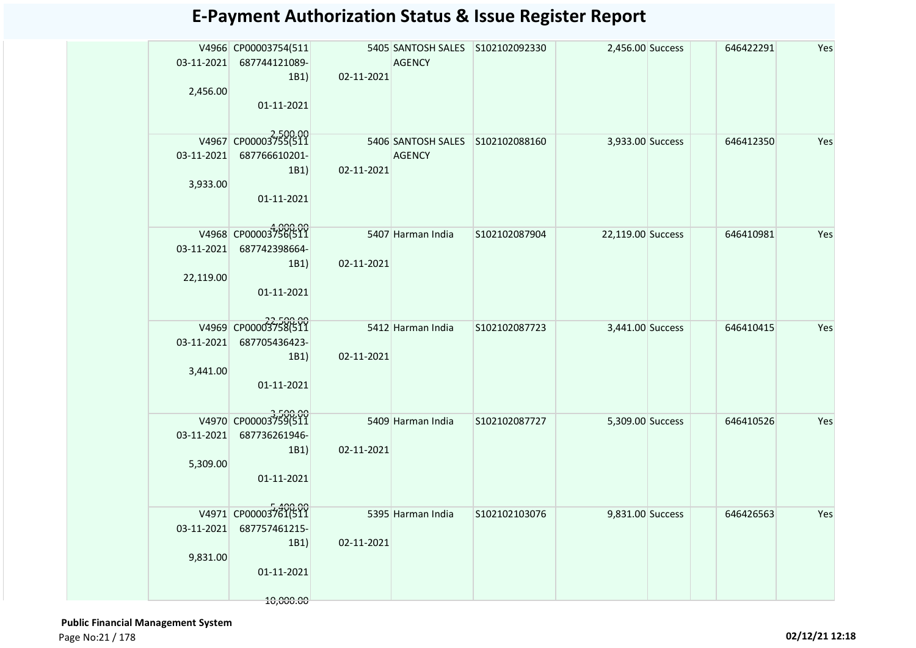# E-Payment Authorization Status & Issue Register Report

| | | | | | | | | | | |
|---|---|---|---|---|---|---|---|---|---|---|
| | V4966 03-11-2021 2,456.00 | CP00003754(511 687744121089-1B1) 01-11-2021 2,500.00 | 5405 02-11-2021 | SANTOSH SALES AGENCY | S102102092330 | 2,456.00 | Success | | 646422291 | Yes |
| | V4967 03-11-2021 3,933.00 | CP00003755(511 687766610201-1B1) 01-11-2021 4,000.00 | 5406 02-11-2021 | SANTOSH SALES AGENCY | S102102088160 | 3,933.00 | Success | | 646412350 | Yes |
| | V4968 03-11-2021 22,119.00 | CP00003756(511 687742398664-1B1) 01-11-2021 22,500.00 | 5407 02-11-2021 | Harman India | S102102087904 | 22,119.00 | Success | | 646410981 | Yes |
| | V4969 03-11-2021 3,441.00 | CP00003758(511 687705436423-1B1) 01-11-2021 3,500.00 | 5412 02-11-2021 | Harman India | S102102087723 | 3,441.00 | Success | | 646410415 | Yes |
| | V4970 03-11-2021 5,309.00 | CP00003759(511 687736261946-1B1) 01-11-2021 5,400.00 | 5409 02-11-2021 | Harman India | S102102087727 | 5,309.00 | Success | | 646410526 | Yes |
| | V4971 03-11-2021 9,831.00 | CP00003761(511 687757461215-1B1) 01-11-2021 10,000.00 | 5395 02-11-2021 | Harman India | S102102103076 | 9,831.00 | Success | | 646426563 | Yes |

**Public Financial Management System**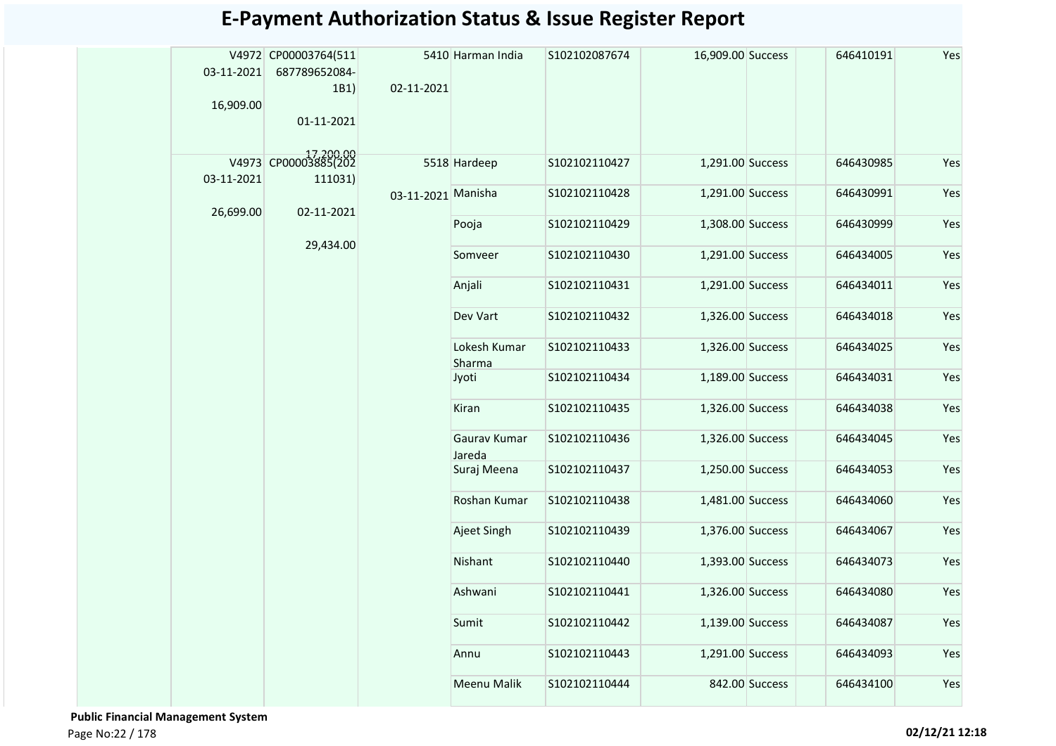# E-Payment Authorization Status & Issue Register Report

| | | | | | | | | | | |
|---|---|---|---|---|---|---|---|---|---|---|
| | V4972 03-11-2021 16,909.00 | CP00003764(511687789652084-1B1) 01-11-2021 17,200.00 | 5410 02-11-2021 | Harman India | S102102087674 | 16,909.00 | Success | | 646410191 | Yes |
| | V4973 03-11-2021 26,699.00 | CP00003885(202111031) 02-11-2021 29,434.00 | 5518 03-11-2021 | Hardeep | S102102110427 | 1,291.00 | Success | | 646430985 | Yes |
| | | | | Manisha | S102102110428 | 1,291.00 | Success | | 646430991 | Yes |
| | | | | Pooja | S102102110429 | 1,308.00 | Success | | 646430999 | Yes |
| | | | | Somveer | S102102110430 | 1,291.00 | Success | | 646434005 | Yes |
| | | | | Anjali | S102102110431 | 1,291.00 | Success | | 646434011 | Yes |
| | | | | Dev Vart | S102102110432 | 1,326.00 | Success | | 646434018 | Yes |
| | | | | Lokesh Kumar Sharma | S102102110433 | 1,326.00 | Success | | 646434025 | Yes |
| | | | | Jyoti | S102102110434 | 1,189.00 | Success | | 646434031 | Yes |
| | | | | Kiran | S102102110435 | 1,326.00 | Success | | 646434038 | Yes |
| | | | | Gaurav Kumar Jareda | S102102110436 | 1,326.00 | Success | | 646434045 | Yes |
| | | | | Suraj Meena | S102102110437 | 1,250.00 | Success | | 646434053 | Yes |
| | | | | Roshan Kumar | S102102110438 | 1,481.00 | Success | | 646434060 | Yes |
| | | | | Ajeet Singh | S102102110439 | 1,376.00 | Success | | 646434067 | Yes |
| | | | | Nishant | S102102110440 | 1,393.00 | Success | | 646434073 | Yes |
| | | | | Ashwani | S102102110441 | 1,326.00 | Success | | 646434080 | Yes |
| | | | | Sumit | S102102110442 | 1,139.00 | Success | | 646434087 | Yes |
| | | | | Annu | S102102110443 | 1,291.00 | Success | | 646434093 | Yes |
| | | | | Meenu Malik | S102102110444 | 842.00 | Success | | 646434100 | Yes |

**Public Financial Management System**

02/12/21 12:18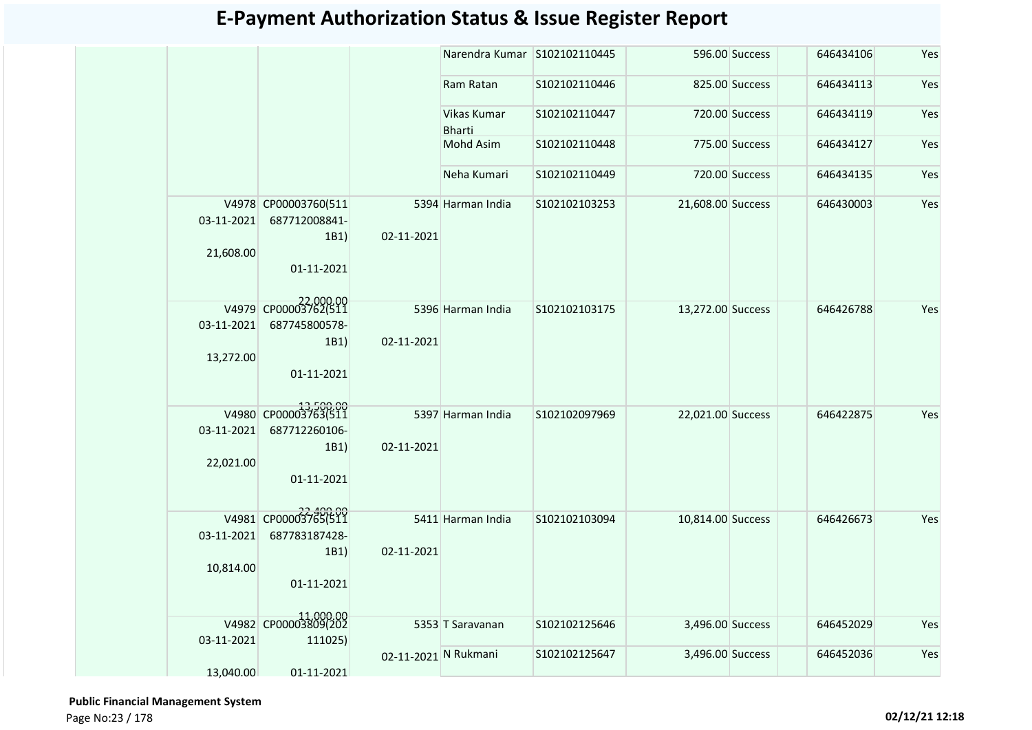# E-Payment Authorization Status & Issue Register Report

| | | | | | | | | | | |
|---|---|---|---|---|---|---|---|---|---|---|
| | | | | Narendra Kumar | S102102110445 | 596.00 | Success | | 646434106 | Yes |
| | | | | Ram Ratan | S102102110446 | 825.00 | Success | | 646434113 | Yes |
| | | | | Vikas Kumar Bharti | S102102110447 | 720.00 | Success | | 646434119 | Yes |
| | | | | Mohd Asim | S102102110448 | 775.00 | Success | | 646434127 | Yes |
| | | | | Neha Kumari | S102102110449 | 720.00 | Success | | 646434135 | Yes |
| | V4978 03-11-2021 21,608.00 | CP00003760(511 687712008841-1B1) 01-11-2021 22,000.00 | 5394 02-11-2021 | Harman India | S102102103253 | 21,608.00 | Success | | 646430003 | Yes |
| | V4979 03-11-2021 13,272.00 | CP00003762(511 687745800578-1B1) 01-11-2021 13,500.00 | 5396 02-11-2021 | Harman India | S102102103175 | 13,272.00 | Success | | 646426788 | Yes |
| | V4980 03-11-2021 22,021.00 | CP00003763(511 687712260106-1B1) 01-11-2021 22,400.00 | 5397 02-11-2021 | Harman India | S102102097969 | 22,021.00 | Success | | 646422875 | Yes |
| | V4981 03-11-2021 10,814.00 | CP00003765(511 687783187428-1B1) 01-11-2021 11,000.00 | 5411 02-11-2021 | Harman India | S102102103094 | 10,814.00 | Success | | 646426673 | Yes |
| | V4982 03-11-2021 13,040.00 | CP00003809(202 111025) 01-11-2021 | 5353 02-11-2021 | T Saravanan | S102102125646 | 3,496.00 | Success | | 646452029 | Yes |
| | | | | N Rukmani | S102102125647 | 3,496.00 | Success | | 646452036 | Yes |

**Public Financial Management System**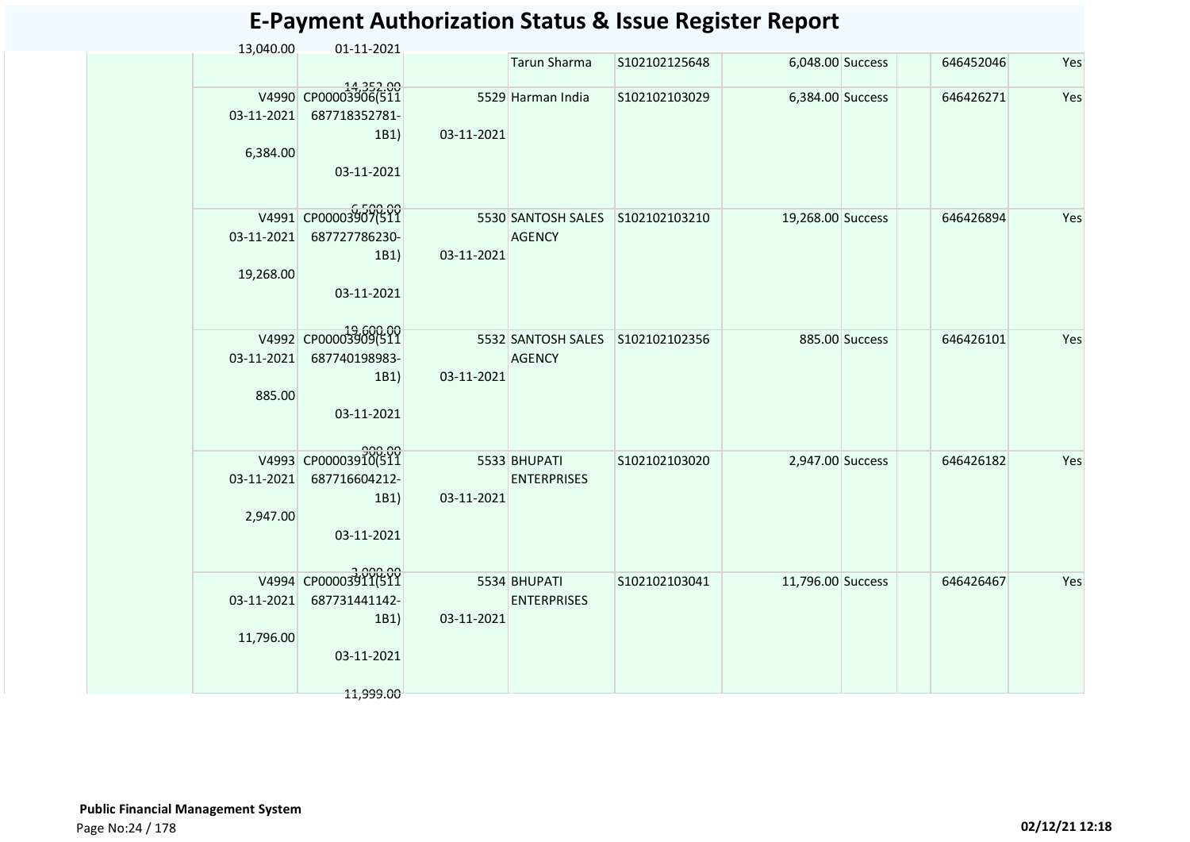# E-Payment Authorization Status & Issue Register Report

| | | | | | | | | | | |
|---|---|---|---|---|---|---|---|---|---|---|
| | 13,040.00 | 01-11-2021 | | Tarun Sharma | S102102125648 | 6,048.00 | Success | | 646452046 | Yes |
| | V4990 03-11-2021 6,384.00 | 14,352.00 CP00003906(511 687718352781-1B1) 03-11-2021 | 5529 03-11-2021 | Harman India | S102102103029 | 6,384.00 | Success | | 646426271 | Yes |
| | V4991 03-11-2021 19,268.00 | 6,500.00 CP00003907(511 687727786230-1B1) 03-11-2021 | 5530 03-11-2021 | SANTOSH SALES AGENCY | S102102103210 | 19,268.00 | Success | | 646426894 | Yes |
| | V4992 03-11-2021 885.00 | 19,600.00 CP00003909(511 687740198983-1B1) 03-11-2021 | 5532 03-11-2021 | SANTOSH SALES AGENCY | S102102102356 | 885.00 | Success | | 646426101 | Yes |
| | V4993 03-11-2021 2,947.00 | 900.00 CP00003910(511 687716604212-1B1) 03-11-2021 | 5533 03-11-2021 | BHUPATI ENTERPRISES | S102102103020 | 2,947.00 | Success | | 646426182 | Yes |
| | V4994 03-11-2021 11,796.00 | 3,000.00 CP00003911(511 687731441142-1B1) 03-11-2021 11,999.00 | 5534 03-11-2021 | BHUPATI ENTERPRISES | S102102103041 | 11,796.00 | Success | | 646426467 | Yes |

**Public Financial Management System**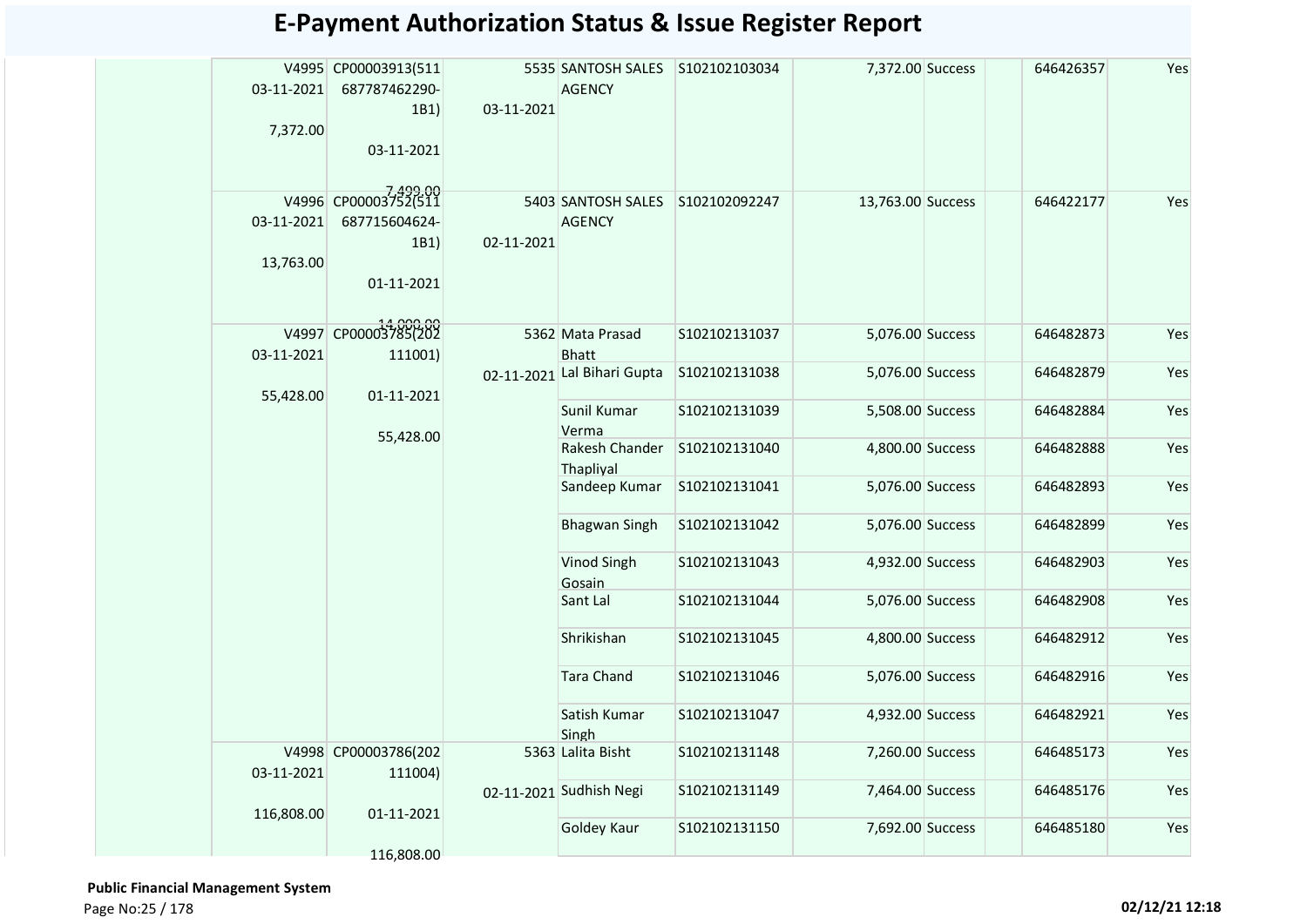# E-Payment Authorization Status & Issue Register Report

| | | | | | | | | | |
|---|---|---|---|---|---|---|---|---|---|
| | V4995 03-11-2021 7,372.00 | CP00003913(511 687787462290-1B1) 03-11-2021 7,499.00 | 5535 03-11-2021 | SANTOSH SALES AGENCY | S102102103034 | 7,372.00 | Success | 646426357 | Yes |
| | V4996 03-11-2021 13,763.00 | CP00003752(511 687715604624-1B1) 01-11-2021 14,000.00 | 5403 02-11-2021 | SANTOSH SALES AGENCY | S102102092247 | 13,763.00 | Success | 646422177 | Yes |
| | V4997 03-11-2021 55,428.00 | CP00003785(202 111001) 01-11-2021 55,428.00 | 5362 02-11-2021 | Mata Prasad Bhatt | S102102131037 | 5,076.00 | Success | 646482873 | Yes |
| | | | | Lal Bihari Gupta | S102102131038 | 5,076.00 | Success | 646482879 | Yes |
| | | | | Sunil Kumar Verma | S102102131039 | 5,508.00 | Success | 646482884 | Yes |
| | | | | Rakesh Chander Thapliyal | S102102131040 | 4,800.00 | Success | 646482888 | Yes |
| | | | | Sandeep Kumar | S102102131041 | 5,076.00 | Success | 646482893 | Yes |
| | | | | Bhagwan Singh | S102102131042 | 5,076.00 | Success | 646482899 | Yes |
| | | | | Vinod Singh Gosain | S102102131043 | 4,932.00 | Success | 646482903 | Yes |
| | | | | Sant Lal | S102102131044 | 5,076.00 | Success | 646482908 | Yes |
| | | | | Shrikishan | S102102131045 | 4,800.00 | Success | 646482912 | Yes |
| | | | | Tara Chand | S102102131046 | 5,076.00 | Success | 646482916 | Yes |
| | | | | Satish Kumar Singh | S102102131047 | 4,932.00 | Success | 646482921 | Yes |
| | V4998 03-11-2021 116,808.00 | CP00003786(202 111004) 01-11-2021 116,808.00 | 5363 02-11-2021 | Lalita Bisht | S102102131148 | 7,260.00 | Success | 646485173 | Yes |
| | | | | Sudhish Negi | S102102131149 | 7,464.00 | Success | 646485176 | Yes |
| | | | | Goldey Kaur | S102102131150 | 7,692.00 | Success | 646485180 | Yes |

**Public Financial Management System**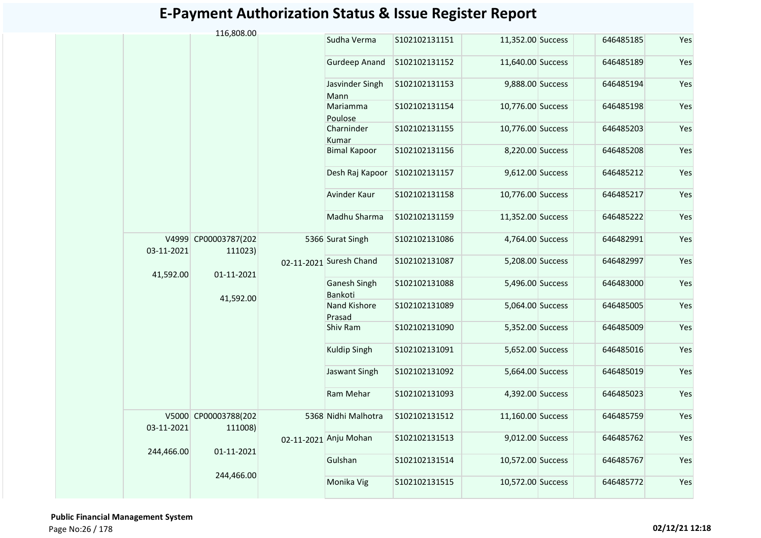# E-Payment Authorization Status & Issue Register Report

| | | | | | | | | | |
|---|---|---|---|---|---|---|---|---|---|
| | 116,808.00 | | Sudha Verma | S102102131151 | 11,352.00 | Success | | 646485185 | Yes |
| | | | Gurdeep Anand | S102102131152 | 11,640.00 | Success | | 646485189 | Yes |
| | | | Jasvinder Singh Mann | S102102131153 | 9,888.00 | Success | | 646485194 | Yes |
| | | | Mariamma Poulose | S102102131154 | 10,776.00 | Success | | 646485198 | Yes |
| | | | Charninder Kumar | S102102131155 | 10,776.00 | Success | | 646485203 | Yes |
| | | | Bimal Kapoor | S102102131156 | 8,220.00 | Success | | 646485208 | Yes |
| | | | Desh Raj Kapoor | S102102131157 | 9,612.00 | Success | | 646485212 | Yes |
| | | | Avinder Kaur | S102102131158 | 10,776.00 | Success | | 646485217 | Yes |
| | | | Madhu Sharma | S102102131159 | 11,352.00 | Success | | 646485222 | Yes |
| V4999 03-11-2021 41,592.00 | CP00003787(202111023) 01-11-2021 41,592.00 | 5366 02-11-2021 | Surat Singh | S102102131086 | 4,764.00 | Success | | 646482991 | Yes |
| | | | Suresh Chand | S102102131087 | 5,208.00 | Success | | 646482997 | Yes |
| | | | Ganesh Singh Bankoti | S102102131088 | 5,496.00 | Success | | 646483000 | Yes |
| | | | Nand Kishore Prasad | S102102131089 | 5,064.00 | Success | | 646485005 | Yes |
| | | | Shiv Ram | S102102131090 | 5,352.00 | Success | | 646485009 | Yes |
| | | | Kuldip Singh | S102102131091 | 5,652.00 | Success | | 646485016 | Yes |
| | | | Jaswant Singh | S102102131092 | 5,664.00 | Success | | 646485019 | Yes |
| | | | Ram Mehar | S102102131093 | 4,392.00 | Success | | 646485023 | Yes |
| V5000 03-11-2021 244,466.00 | CP00003788(202111008) 01-11-2021 244,466.00 | 5368 02-11-2021 | Nidhi Malhotra | S102102131512 | 11,160.00 | Success | | 646485759 | Yes |
| | | | Anju Mohan | S102102131513 | 9,012.00 | Success | | 646485762 | Yes |
| | | | Gulshan | S102102131514 | 10,572.00 | Success | | 646485767 | Yes |
| | | | Monika Vig | S102102131515 | 10,572.00 | Success | | 646485772 | Yes |

**Public Financial Management System**

02/12/21 12:18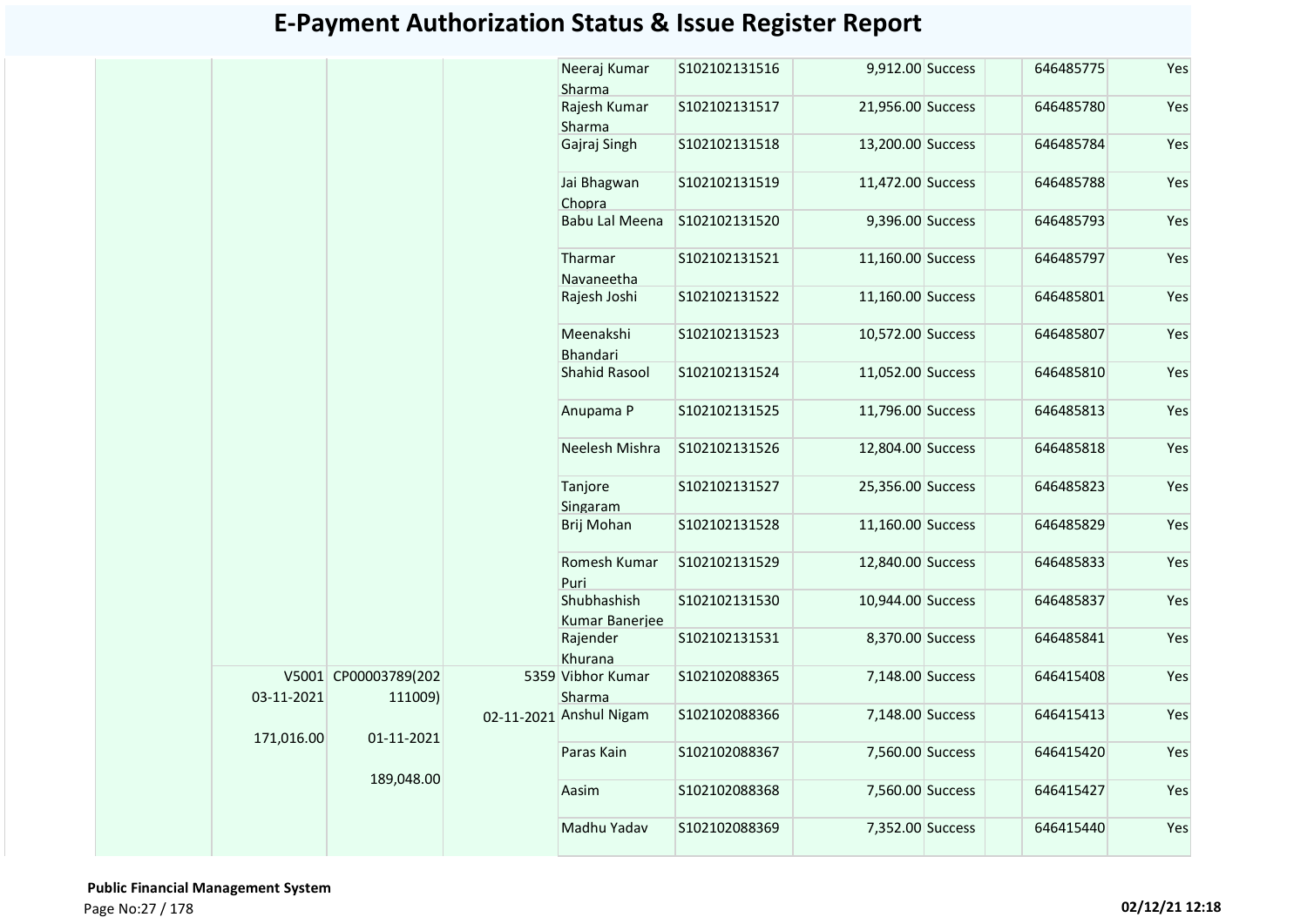# E-Payment Authorization Status & Issue Register Report

| | | | | | | | | | | |
|---|---|---|---|---|---|---|---|---|---|---|
| | | | | Neeraj Kumar Sharma | S102102131516 | 9,912.00 | Success | | 646485775 | Yes |
| | | | | Rajesh Kumar Sharma | S102102131517 | 21,956.00 | Success | | 646485780 | Yes |
| | | | | Gajraj Singh | S102102131518 | 13,200.00 | Success | | 646485784 | Yes |
| | | | | Jai Bhagwan Chopra | S102102131519 | 11,472.00 | Success | | 646485788 | Yes |
| | | | | Babu Lal Meena | S102102131520 | 9,396.00 | Success | | 646485793 | Yes |
| | | | | Tharmar Navaneetha | S102102131521 | 11,160.00 | Success | | 646485797 | Yes |
| | | | | Rajesh Joshi | S102102131522 | 11,160.00 | Success | | 646485801 | Yes |
| | | | | Meenakshi Bhandari | S102102131523 | 10,572.00 | Success | | 646485807 | Yes |
| | | | | Shahid Rasool | S102102131524 | 11,052.00 | Success | | 646485810 | Yes |
| | | | | Anupama P | S102102131525 | 11,796.00 | Success | | 646485813 | Yes |
| | | | | Neelesh Mishra | S102102131526 | 12,804.00 | Success | | 646485818 | Yes |
| | | | | Tanjore Singaram | S102102131527 | 25,356.00 | Success | | 646485823 | Yes |
| | | | | Brij Mohan | S102102131528 | 11,160.00 | Success | | 646485829 | Yes |
| | | | | Romesh Kumar Puri | S102102131529 | 12,840.00 | Success | | 646485833 | Yes |
| | | | | Shubhashish Kumar Banerjee | S102102131530 | 10,944.00 | Success | | 646485837 | Yes |
| | | | | Rajender Khurana | S102102131531 | 8,370.00 | Success | | 646485841 | Yes |
| | V5001 03-11-2021 171,016.00 | CP00003789(202111009) 01-11-2021 189,048.00 | 5359 02-11-2021 | Vibhor Kumar Sharma | S102102088365 | 7,148.00 | Success | | 646415408 | Yes |
| | | | | Anshul Nigam | S102102088366 | 7,148.00 | Success | | 646415413 | Yes |
| | | | | Paras Kain | S102102088367 | 7,560.00 | Success | | 646415420 | Yes |
| | | | | Aasim | S102102088368 | 7,560.00 | Success | | 646415427 | Yes |
| | | | | Madhu Yadav | S102102088369 | 7,352.00 | Success | | 646415440 | Yes |

**Public Financial Management System**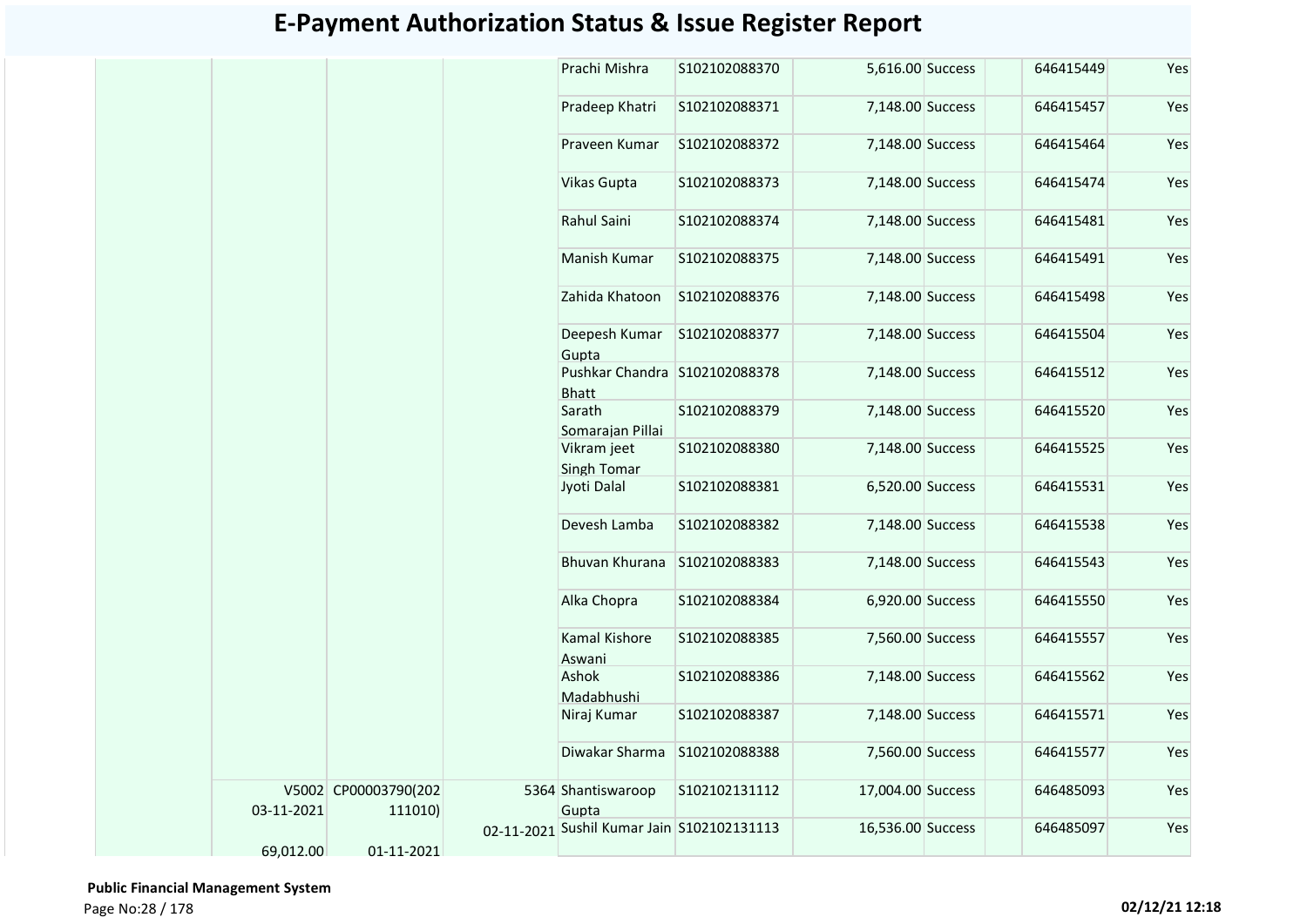# E-Payment Authorization Status & Issue Register Report

| | | | | | | | | | | |
|---|---|---|---|---|---|---|---|---|---|---|
| | | | | Prachi Mishra | S102102088370 | 5,616.00 | Success | | 646415449 | Yes |
| | | | | Pradeep Khatri | S102102088371 | 7,148.00 | Success | | 646415457 | Yes |
| | | | | Praveen Kumar | S102102088372 | 7,148.00 | Success | | 646415464 | Yes |
| | | | | Vikas Gupta | S102102088373 | 7,148.00 | Success | | 646415474 | Yes |
| | | | | Rahul Saini | S102102088374 | 7,148.00 | Success | | 646415481 | Yes |
| | | | | Manish Kumar | S102102088375 | 7,148.00 | Success | | 646415491 | Yes |
| | | | | Zahida Khatoon | S102102088376 | 7,148.00 | Success | | 646415498 | Yes |
| | | | | Deepesh Kumar Gupta | S102102088377 | 7,148.00 | Success | | 646415504 | Yes |
| | | | | Pushkar Chandra Bhatt | S102102088378 | 7,148.00 | Success | | 646415512 | Yes |
| | | | | Sarath Somarajan Pillai | S102102088379 | 7,148.00 | Success | | 646415520 | Yes |
| | | | | Vikram jeet Singh Tomar | S102102088380 | 7,148.00 | Success | | 646415525 | Yes |
| | | | | Jyoti Dalal | S102102088381 | 6,520.00 | Success | | 646415531 | Yes |
| | | | | Devesh Lamba | S102102088382 | 7,148.00 | Success | | 646415538 | Yes |
| | | | | Bhuvan Khurana | S102102088383 | 7,148.00 | Success | | 646415543 | Yes |
| | | | | Alka Chopra | S102102088384 | 6,920.00 | Success | | 646415550 | Yes |
| | | | | Kamal Kishore Aswani | S102102088385 | 7,560.00 | Success | | 646415557 | Yes |
| | | | | Ashok Madabhushi | S102102088386 | 7,148.00 | Success | | 646415562 | Yes |
| | | | | Niraj Kumar | S102102088387 | 7,148.00 | Success | | 646415571 | Yes |
| | | | | Diwakar Sharma | S102102088388 | 7,560.00 | Success | | 646415577 | Yes |
| | V5002 03-11-2021 69,012.00 | CP00003790(202111010) 01-11-2021 | 5364 02-11-2021 | Shantiswaroop Gupta | S102102131112 | 17,004.00 | Success | | 646485093 | Yes |
| | | | | Sushil Kumar Jain | S102102131113 | 16,536.00 | Success | | 646485097 | Yes |

**Public Financial Management System**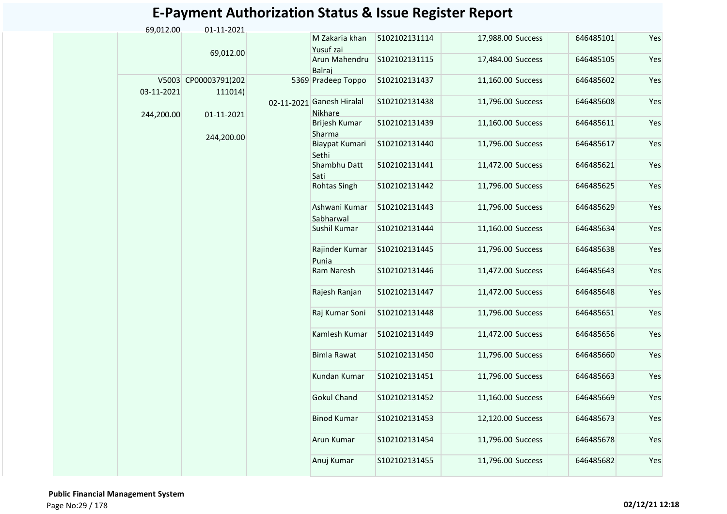# E-Payment Authorization Status & Issue Register Report

| | | | | | | | | | | |
|---|---|---|---|---|---|---|---|---|---|---|
| | 69,012.00 | 01-11-2021<br><br>69,012.00 | | M Zakaria khan Yusuf zai | S102102131114 | 17,988.00 | Success | | 646485101 | Yes |
| | | | | Arun Mahendru Balraj | S102102131115 | 17,484.00 | Success | | 646485105 | Yes |
| | V5003<br>03-11-2021<br><br>244,200.00 | CP00003791(202111014)<br><br>01-11-2021<br><br>244,200.00 | 5369<br><br>02-11-2021 | Pradeep Toppo | S102102131437 | 11,160.00 | Success | | 646485602 | Yes |
| | | | | Ganesh Hiralal Nikhare | S102102131438 | 11,796.00 | Success | | 646485608 | Yes |
| | | | | Brijesh Kumar Sharma | S102102131439 | 11,160.00 | Success | | 646485611 | Yes |
| | | | | Biaypat Kumari Sethi | S102102131440 | 11,796.00 | Success | | 646485617 | Yes |
| | | | | Shambhu Datt Sati | S102102131441 | 11,472.00 | Success | | 646485621 | Yes |
| | | | | Rohtas Singh | S102102131442 | 11,796.00 | Success | | 646485625 | Yes |
| | | | | Ashwani Kumar Sabharwal | S102102131443 | 11,796.00 | Success | | 646485629 | Yes |
| | | | | Sushil Kumar | S102102131444 | 11,160.00 | Success | | 646485634 | Yes |
| | | | | Rajinder Kumar Punia | S102102131445 | 11,796.00 | Success | | 646485638 | Yes |
| | | | | Ram Naresh | S102102131446 | 11,472.00 | Success | | 646485643 | Yes |
| | | | | Rajesh Ranjan | S102102131447 | 11,472.00 | Success | | 646485648 | Yes |
| | | | | Raj Kumar Soni | S102102131448 | 11,796.00 | Success | | 646485651 | Yes |
| | | | | Kamlesh Kumar | S102102131449 | 11,472.00 | Success | | 646485656 | Yes |
| | | | | Bimla Rawat | S102102131450 | 11,796.00 | Success | | 646485660 | Yes |
| | | | | Kundan Kumar | S102102131451 | 11,796.00 | Success | | 646485663 | Yes |
| | | | | Gokul Chand | S102102131452 | 11,160.00 | Success | | 646485669 | Yes |
| | | | | Binod Kumar | S102102131453 | 12,120.00 | Success | | 646485673 | Yes |
| | | | | Arun Kumar | S102102131454 | 11,796.00 | Success | | 646485678 | Yes |
| | | | | Anuj Kumar | S102102131455 | 11,796.00 | Success | | 646485682 | Yes |

**Public Financial Management System**

**02/12/21 12:18**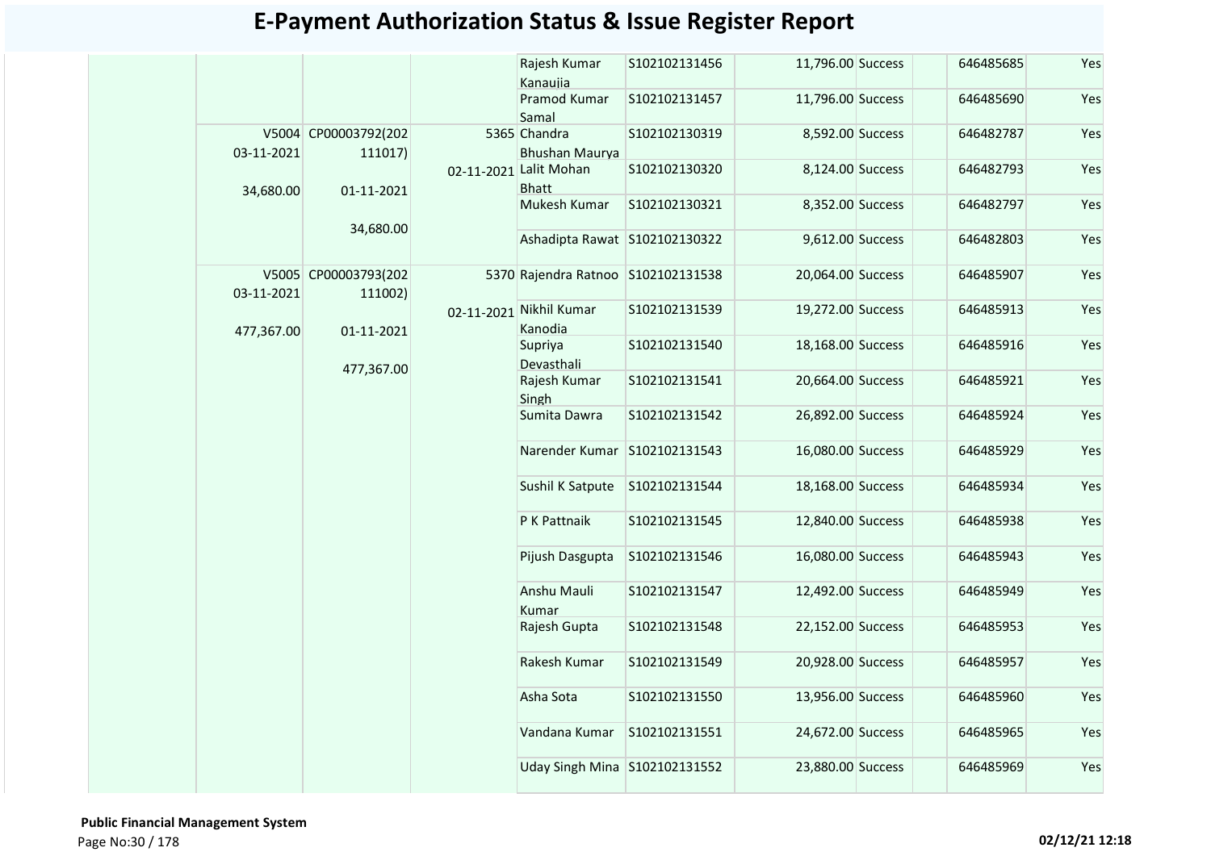# E-Payment Authorization Status & Issue Register Report

| | | | | | | | | | | |
|---|---|---|---|---|---|---|---|---|---|---|
| | | | | Rajesh Kumar Kanaujia | S102102131456 | 11,796.00 | Success | | 646485685 | Yes |
| | | | | Pramod Kumar Samal | S102102131457 | 11,796.00 | Success | | 646485690 | Yes |
| | V5004 03-11-2021 34,680.00 | CP00003792(202111017) 01-11-2021 34,680.00 | 5365 02-11-2021 | Chandra Bhushan Maurya | S102102130319 | 8,592.00 | Success | | 646482787 | Yes |
| | | | | Lalit Mohan Bhatt | S102102130320 | 8,124.00 | Success | | 646482793 | Yes |
| | | | | Mukesh Kumar | S102102130321 | 8,352.00 | Success | | 646482797 | Yes |
| | | | | Ashadipta Rawat | S102102130322 | 9,612.00 | Success | | 646482803 | Yes |
| | V5005 03-11-2021 477,367.00 | CP00003793(202111002) 01-11-2021 477,367.00 | 5370 02-11-2021 | Rajendra Ratnoo | S102102131538 | 20,064.00 | Success | | 646485907 | Yes |
| | | | | Nikhil Kumar Kanodia | S102102131539 | 19,272.00 | Success | | 646485913 | Yes |
| | | | | Supriya Devasthali | S102102131540 | 18,168.00 | Success | | 646485916 | Yes |
| | | | | Rajesh Kumar Singh | S102102131541 | 20,664.00 | Success | | 646485921 | Yes |
| | | | | Sumita Dawra | S102102131542 | 26,892.00 | Success | | 646485924 | Yes |
| | | | | Narender Kumar | S102102131543 | 16,080.00 | Success | | 646485929 | Yes |
| | | | | Sushil K Satpute | S102102131544 | 18,168.00 | Success | | 646485934 | Yes |
| | | | | P K Pattnaik | S102102131545 | 12,840.00 | Success | | 646485938 | Yes |
| | | | | Pijush Dasgupta | S102102131546 | 16,080.00 | Success | | 646485943 | Yes |
| | | | | Anshu Mauli Kumar | S102102131547 | 12,492.00 | Success | | 646485949 | Yes |
| | | | | Rajesh Gupta | S102102131548 | 22,152.00 | Success | | 646485953 | Yes |
| | | | | Rakesh Kumar | S102102131549 | 20,928.00 | Success | | 646485957 | Yes |
| | | | | Asha Sota | S102102131550 | 13,956.00 | Success | | 646485960 | Yes |
| | | | | Vandana Kumar | S102102131551 | 24,672.00 | Success | | 646485965 | Yes |
| | | | | Uday Singh Mina | S102102131552 | 23,880.00 | Success | | 646485969 | Yes |

**Public Financial Management System**

02/12/21 12:18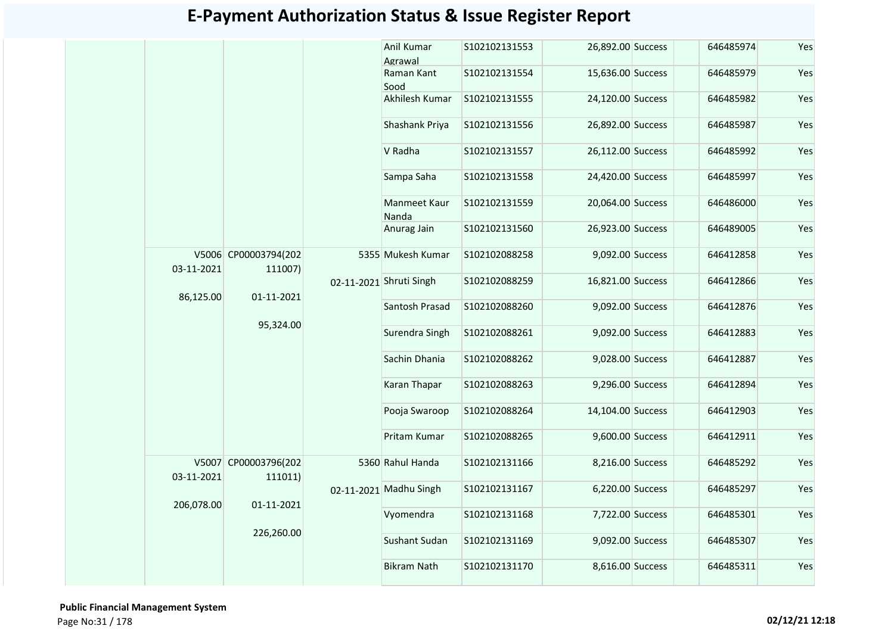# E-Payment Authorization Status & Issue Register Report

| | | | | | | | | | | |
|---|---|---|---|---|---|---|---|---|---|---|
| | | | | Anil Kumar Agrawal | S102102131553 | 26,892.00 | Success | | 646485974 | Yes |
| | | | | Raman Kant Sood | S102102131554 | 15,636.00 | Success | | 646485979 | Yes |
| | | | | Akhilesh Kumar | S102102131555 | 24,120.00 | Success | | 646485982 | Yes |
| | | | | Shashank Priya | S102102131556 | 26,892.00 | Success | | 646485987 | Yes |
| | | | | V Radha | S102102131557 | 26,112.00 | Success | | 646485992 | Yes |
| | | | | Sampa Saha | S102102131558 | 24,420.00 | Success | | 646485997 | Yes |
| | | | | Manmeet Kaur Nanda | S102102131559 | 20,064.00 | Success | | 646486000 | Yes |
| | | | | Anurag Jain | S102102131560 | 26,923.00 | Success | | 646489005 | Yes |
| | V5006 03-11-2021 86,125.00 | CP00003794(202111007) 01-11-2021 95,324.00 | 5355 02-11-2021 | Mukesh Kumar | S102102088258 | 9,092.00 | Success | | 646412858 | Yes |
| | | | | Shruti Singh | S102102088259 | 16,821.00 | Success | | 646412866 | Yes |
| | | | | Santosh Prasad | S102102088260 | 9,092.00 | Success | | 646412876 | Yes |
| | | | | Surendra Singh | S102102088261 | 9,092.00 | Success | | 646412883 | Yes |
| | | | | Sachin Dhania | S102102088262 | 9,028.00 | Success | | 646412887 | Yes |
| | | | | Karan Thapar | S102102088263 | 9,296.00 | Success | | 646412894 | Yes |
| | | | | Pooja Swaroop | S102102088264 | 14,104.00 | Success | | 646412903 | Yes |
| | | | | Pritam Kumar | S102102088265 | 9,600.00 | Success | | 646412911 | Yes |
| | V5007 03-11-2021 206,078.00 | CP00003796(202111011) 01-11-2021 226,260.00 | 5360 02-11-2021 | Rahul Handa | S102102131166 | 8,216.00 | Success | | 646485292 | Yes |
| | | | | Madhu Singh | S102102131167 | 6,220.00 | Success | | 646485297 | Yes |
| | | | | Vyomendra | S102102131168 | 7,722.00 | Success | | 646485301 | Yes |
| | | | | Sushant Sudan | S102102131169 | 9,092.00 | Success | | 646485307 | Yes |
| | | | | Bikram Nath | S102102131170 | 8,616.00 | Success | | 646485311 | Yes |

**Public Financial Management System**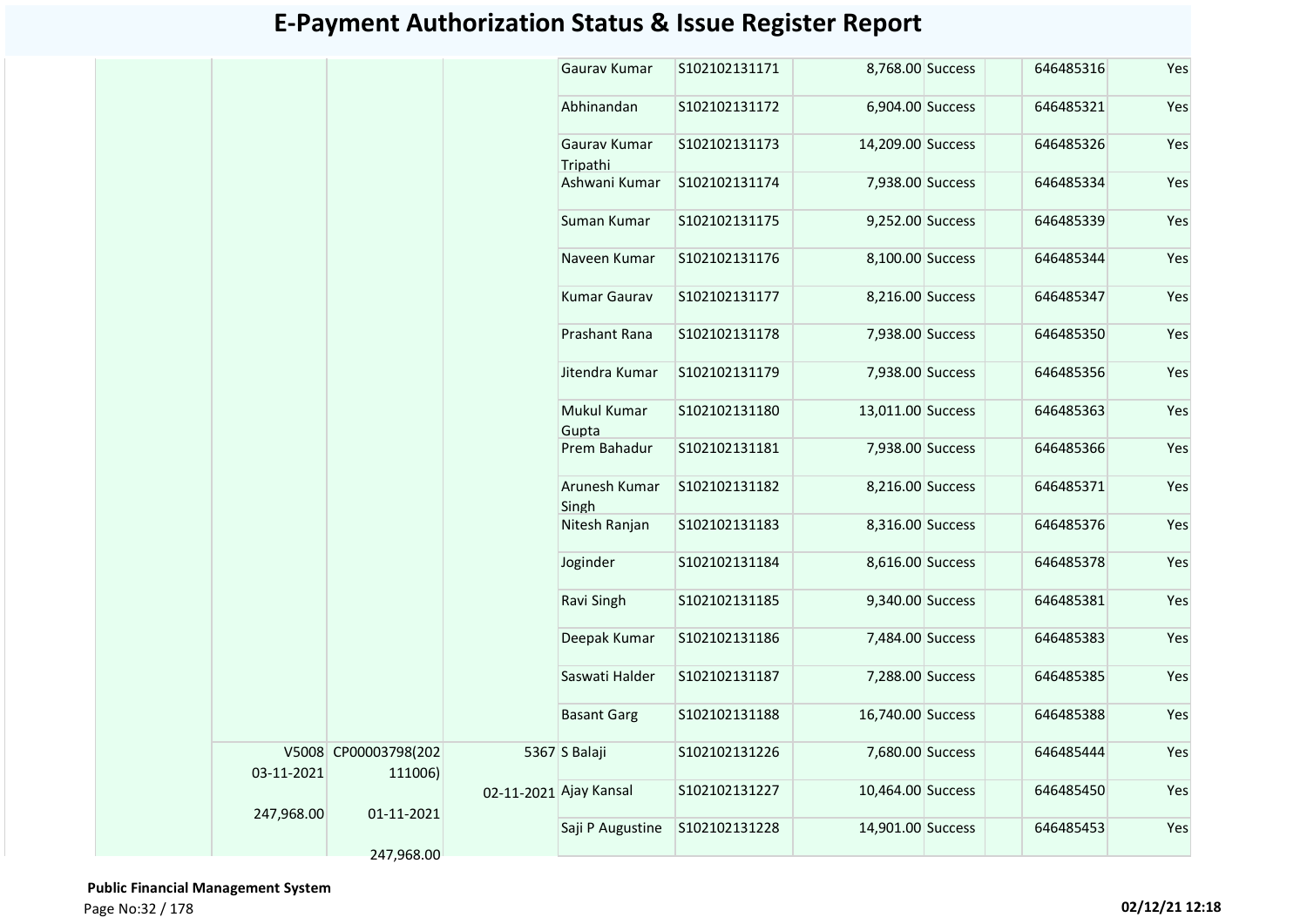# E-Payment Authorization Status & Issue Register Report

| | | | | | | | | | | |
|---|---|---|---|---|---|---|---|---|---|---|
| | | | | Gaurav Kumar | S102102131171 | 8,768.00 | Success | | 646485316 | Yes |
| | | | | Abhinandan | S102102131172 | 6,904.00 | Success | | 646485321 | Yes |
| | | | | Gaurav Kumar Tripathi | S102102131173 | 14,209.00 | Success | | 646485326 | Yes |
| | | | | Ashwani Kumar | S102102131174 | 7,938.00 | Success | | 646485334 | Yes |
| | | | | Suman Kumar | S102102131175 | 9,252.00 | Success | | 646485339 | Yes |
| | | | | Naveen Kumar | S102102131176 | 8,100.00 | Success | | 646485344 | Yes |
| | | | | Kumar Gaurav | S102102131177 | 8,216.00 | Success | | 646485347 | Yes |
| | | | | Prashant Rana | S102102131178 | 7,938.00 | Success | | 646485350 | Yes |
| | | | | Jitendra Kumar | S102102131179 | 7,938.00 | Success | | 646485356 | Yes |
| | | | | Mukul Kumar Gupta | S102102131180 | 13,011.00 | Success | | 646485363 | Yes |
| | | | | Prem Bahadur | S102102131181 | 7,938.00 | Success | | 646485366 | Yes |
| | | | | Arunesh Kumar Singh | S102102131182 | 8,216.00 | Success | | 646485371 | Yes |
| | | | | Nitesh Ranjan | S102102131183 | 8,316.00 | Success | | 646485376 | Yes |
| | | | | Joginder | S102102131184 | 8,616.00 | Success | | 646485378 | Yes |
| | | | | Ravi Singh | S102102131185 | 9,340.00 | Success | | 646485381 | Yes |
| | | | | Deepak Kumar | S102102131186 | 7,484.00 | Success | | 646485383 | Yes |
| | | | | Saswati Halder | S102102131187 | 7,288.00 | Success | | 646485385 | Yes |
| | | | | Basant Garg | S102102131188 | 16,740.00 | Success | | 646485388 | Yes |
| | V5008 03-11-2021 247,968.00 | CP00003798(202111006) 01-11-2021 247,968.00 | 5367 02-11-2021 | S Balaji | S102102131226 | 7,680.00 | Success | | 646485444 | Yes |
| | | | | Ajay Kansal | S102102131227 | 10,464.00 | Success | | 646485450 | Yes |
| | | | | Saji P Augustine | S102102131228 | 14,901.00 | Success | | 646485453 | Yes |

**Public Financial Management System**

02/12/21 12:18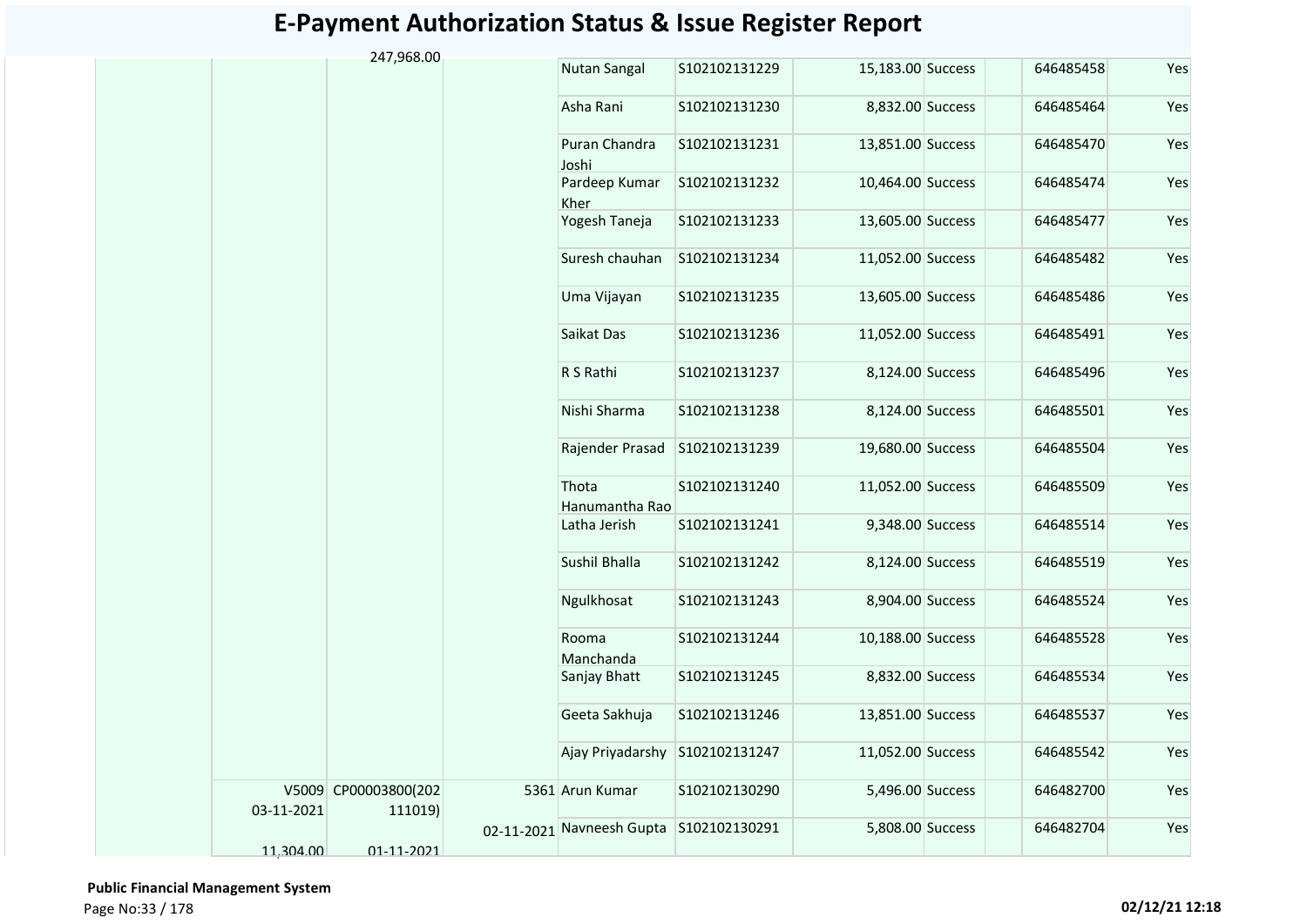# E-Payment Authorization Status & Issue Register Report

| | | | | | | | | | | |
|---|---|---|---|---|---|---|---|---|---|---|
| | | 247,968.00 | | Nutan Sangal | S102102131229 | 15,183.00 | Success | | 646485458 | Yes |
| | | | | Asha Rani | S102102131230 | 8,832.00 | Success | | 646485464 | Yes |
| | | | | Puran Chandra Joshi | S102102131231 | 13,851.00 | Success | | 646485470 | Yes |
| | | | | Pardeep Kumar Kher | S102102131232 | 10,464.00 | Success | | 646485474 | Yes |
| | | | | Yogesh Taneja | S102102131233 | 13,605.00 | Success | | 646485477 | Yes |
| | | | | Suresh chauhan | S102102131234 | 11,052.00 | Success | | 646485482 | Yes |
| | | | | Uma Vijayan | S102102131235 | 13,605.00 | Success | | 646485486 | Yes |
| | | | | Saikat Das | S102102131236 | 11,052.00 | Success | | 646485491 | Yes |
| | | | | R S Rathi | S102102131237 | 8,124.00 | Success | | 646485496 | Yes |
| | | | | Nishi Sharma | S102102131238 | 8,124.00 | Success | | 646485501 | Yes |
| | | | | Rajender Prasad | S102102131239 | 19,680.00 | Success | | 646485504 | Yes |
| | | | | Thota Hanumantha Rao | S102102131240 | 11,052.00 | Success | | 646485509 | Yes |
| | | | | Latha Jerish | S102102131241 | 9,348.00 | Success | | 646485514 | Yes |
| | | | | Sushil Bhalla | S102102131242 | 8,124.00 | Success | | 646485519 | Yes |
| | | | | Ngulkhosat | S102102131243 | 8,904.00 | Success | | 646485524 | Yes |
| | | | | Rooma Manchanda | S102102131244 | 10,188.00 | Success | | 646485528 | Yes |
| | | | | Sanjay Bhatt | S102102131245 | 8,832.00 | Success | | 646485534 | Yes |
| | | | | Geeta Sakhuja | S102102131246 | 13,851.00 | Success | | 646485537 | Yes |
| | | | | Ajay Priyadarshy | S102102131247 | 11,052.00 | Success | | 646485542 | Yes |
| | V5009 03-11-2021 11,304.00 | CP00003800(202111019) 01-11-2021 | 5361 02-11-2021 | Arun Kumar | S102102130290 | 5,496.00 | Success | | 646482700 | Yes |
| | | | | Navneesh Gupta | S102102130291 | 5,808.00 | Success | | 646482704 | Yes |

**Public Financial Management System**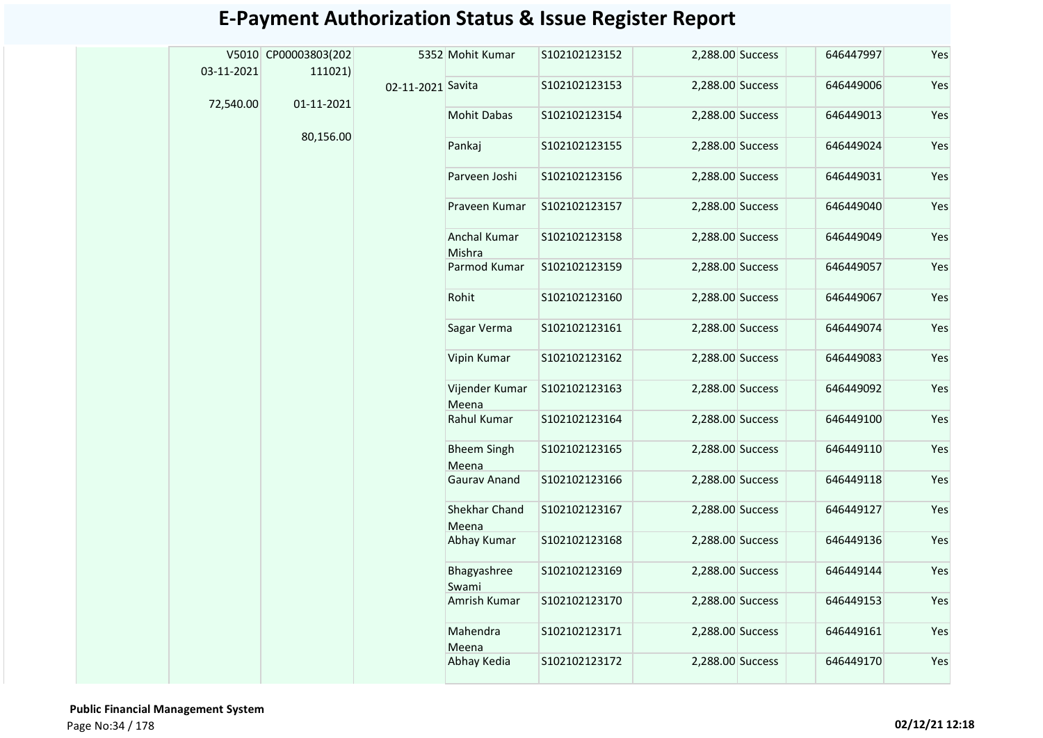# E-Payment Authorization Status & Issue Register Report

| | | | | | | | | | | |
|---|---|---|---|---|---|---|---|---|---|---|
| | V5010 03-11-2021 72,540.00 | CP00003803(202111021) 01-11-2021 80,156.00 | 5352 02-11-2021 | Mohit Kumar | S102102123152 | 2,288.00 | Success | | 646447997 | Yes |
| | | | | Savita | S102102123153 | 2,288.00 | Success | | 646449006 | Yes |
| | | | | Mohit Dabas | S102102123154 | 2,288.00 | Success | | 646449013 | Yes |
| | | | | Pankaj | S102102123155 | 2,288.00 | Success | | 646449024 | Yes |
| | | | | Parveen Joshi | S102102123156 | 2,288.00 | Success | | 646449031 | Yes |
| | | | | Praveen Kumar | S102102123157 | 2,288.00 | Success | | 646449040 | Yes |
| | | | | Anchal Kumar Mishra | S102102123158 | 2,288.00 | Success | | 646449049 | Yes |
| | | | | Parmod Kumar | S102102123159 | 2,288.00 | Success | | 646449057 | Yes |
| | | | | Rohit | S102102123160 | 2,288.00 | Success | | 646449067 | Yes |
| | | | | Sagar Verma | S102102123161 | 2,288.00 | Success | | 646449074 | Yes |
| | | | | Vipin Kumar | S102102123162 | 2,288.00 | Success | | 646449083 | Yes |
| | | | | Vijender Kumar Meena | S102102123163 | 2,288.00 | Success | | 646449092 | Yes |
| | | | | Rahul Kumar | S102102123164 | 2,288.00 | Success | | 646449100 | Yes |
| | | | | Bheem Singh Meena | S102102123165 | 2,288.00 | Success | | 646449110 | Yes |
| | | | | Gaurav Anand | S102102123166 | 2,288.00 | Success | | 646449118 | Yes |
| | | | | Shekhar Chand Meena | S102102123167 | 2,288.00 | Success | | 646449127 | Yes |
| | | | | Abhay Kumar | S102102123168 | 2,288.00 | Success | | 646449136 | Yes |
| | | | | Bhagyashree Swami | S102102123169 | 2,288.00 | Success | | 646449144 | Yes |
| | | | | Amrish Kumar | S102102123170 | 2,288.00 | Success | | 646449153 | Yes |
| | | | | Mahendra Meena | S102102123171 | 2,288.00 | Success | | 646449161 | Yes |
| | | | | Abhay Kedia | S102102123172 | 2,288.00 | Success | | 646449170 | Yes |

**Public Financial Management System**

02/12/21 12:18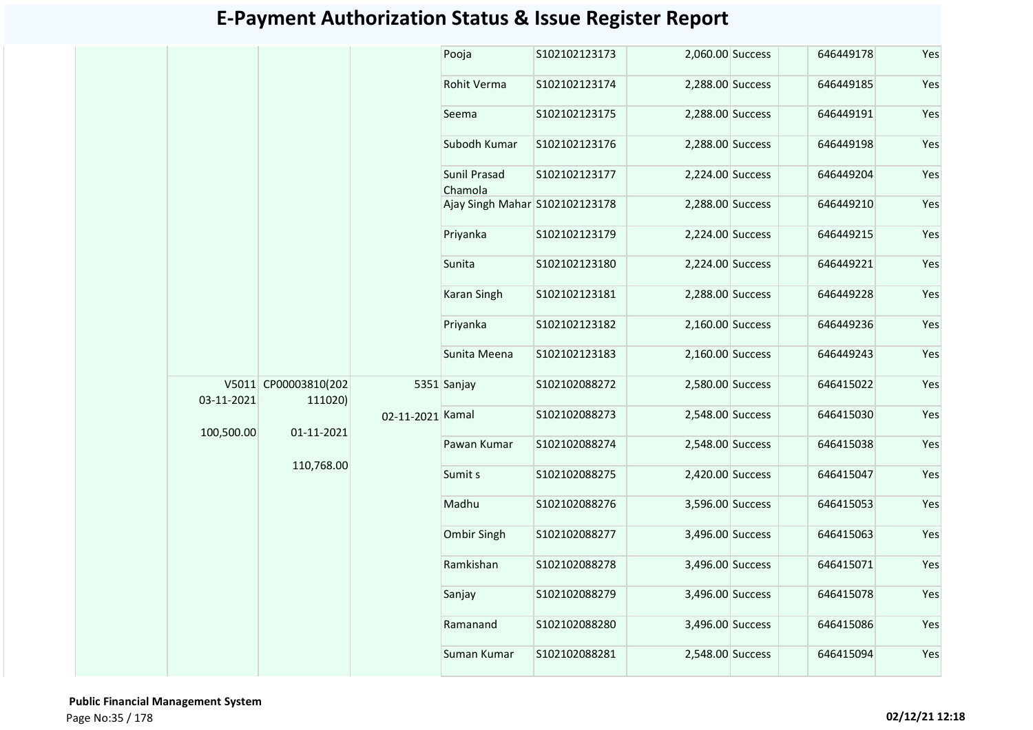# E-Payment Authorization Status & Issue Register Report

| | | | | | | | | | | |
|---|---|---|---|---|---|---|---|---|---|---|
| | | | | Pooja | S102102123173 | 2,060.00 | Success | | 646449178 | Yes |
| | | | | Rohit Verma | S102102123174 | 2,288.00 | Success | | 646449185 | Yes |
| | | | | Seema | S102102123175 | 2,288.00 | Success | | 646449191 | Yes |
| | | | | Subodh Kumar | S102102123176 | 2,288.00 | Success | | 646449198 | Yes |
| | | | | Sunil Prasad Chamola | S102102123177 | 2,224.00 | Success | | 646449204 | Yes |
| | | | | Ajay Singh Mahar | S102102123178 | 2,288.00 | Success | | 646449210 | Yes |
| | | | | Priyanka | S102102123179 | 2,224.00 | Success | | 646449215 | Yes |
| | | | | Sunita | S102102123180 | 2,224.00 | Success | | 646449221 | Yes |
| | | | | Karan Singh | S102102123181 | 2,288.00 | Success | | 646449228 | Yes |
| | | | | Priyanka | S102102123182 | 2,160.00 | Success | | 646449236 | Yes |
| | | | | Sunita Meena | S102102123183 | 2,160.00 | Success | | 646449243 | Yes |
| | V5011 03-11-2021 100,500.00 | CP00003810(202111020) 01-11-2021 110,768.00 | 5351 02-11-2021 | Sanjay | S102102088272 | 2,580.00 | Success | | 646415022 | Yes |
| | | | | Kamal | S102102088273 | 2,548.00 | Success | | 646415030 | Yes |
| | | | | Pawan Kumar | S102102088274 | 2,548.00 | Success | | 646415038 | Yes |
| | | | | Sumit s | S102102088275 | 2,420.00 | Success | | 646415047 | Yes |
| | | | | Madhu | S102102088276 | 3,596.00 | Success | | 646415053 | Yes |
| | | | | Ombir Singh | S102102088277 | 3,496.00 | Success | | 646415063 | Yes |
| | | | | Ramkishan | S102102088278 | 3,496.00 | Success | | 646415071 | Yes |
| | | | | Sanjay | S102102088279 | 3,496.00 | Success | | 646415078 | Yes |
| | | | | Ramanand | S102102088280 | 3,496.00 | Success | | 646415086 | Yes |
| | | | | Suman Kumar | S102102088281 | 2,548.00 | Success | | 646415094 | Yes |

**Public Financial Management System**

**02/12/21 12:18**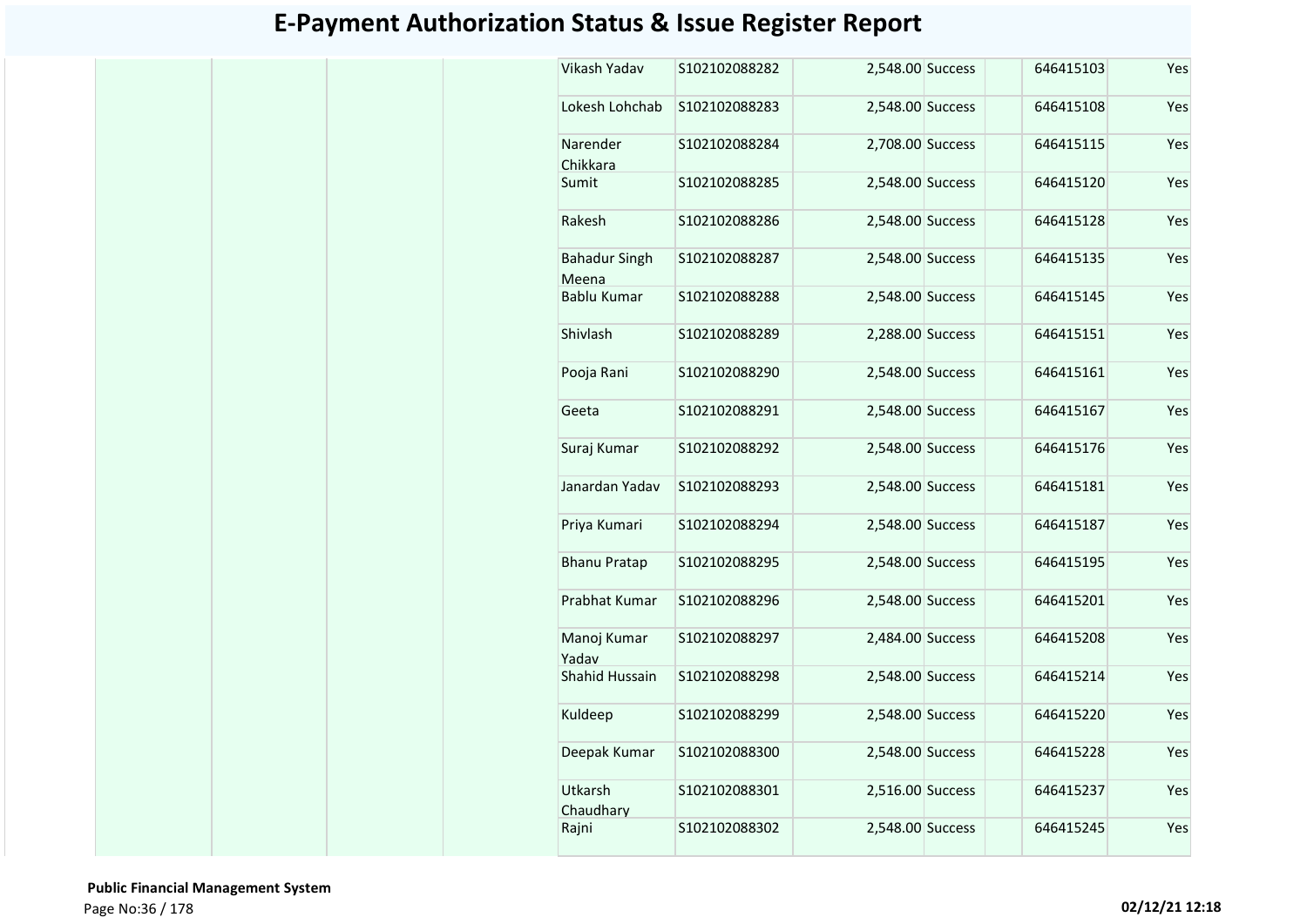# E-Payment Authorization Status & Issue Register Report

| | | | | | | | | | | |
|---|---|---|---|---|---|---|---|---|---|---|
| | | | | Vikash Yadav | S102102088282 | 2,548.00 | Success | | 646415103 | Yes |
| | | | | Lokesh Lohchab | S102102088283 | 2,548.00 | Success | | 646415108 | Yes |
| | | | | Narender Chikkara | S102102088284 | 2,708.00 | Success | | 646415115 | Yes |
| | | | | Sumit | S102102088285 | 2,548.00 | Success | | 646415120 | Yes |
| | | | | Rakesh | S102102088286 | 2,548.00 | Success | | 646415128 | Yes |
| | | | | Bahadur Singh Meena | S102102088287 | 2,548.00 | Success | | 646415135 | Yes |
| | | | | Bablu Kumar | S102102088288 | 2,548.00 | Success | | 646415145 | Yes |
| | | | | Shivlash | S102102088289 | 2,288.00 | Success | | 646415151 | Yes |
| | | | | Pooja Rani | S102102088290 | 2,548.00 | Success | | 646415161 | Yes |
| | | | | Geeta | S102102088291 | 2,548.00 | Success | | 646415167 | Yes |
| | | | | Suraj Kumar | S102102088292 | 2,548.00 | Success | | 646415176 | Yes |
| | | | | Janardan Yadav | S102102088293 | 2,548.00 | Success | | 646415181 | Yes |
| | | | | Priya Kumari | S102102088294 | 2,548.00 | Success | | 646415187 | Yes |
| | | | | Bhanu Pratap | S102102088295 | 2,548.00 | Success | | 646415195 | Yes |
| | | | | Prabhat Kumar | S102102088296 | 2,548.00 | Success | | 646415201 | Yes |
| | | | | Manoj Kumar Yadav | S102102088297 | 2,484.00 | Success | | 646415208 | Yes |
| | | | | Shahid Hussain | S102102088298 | 2,548.00 | Success | | 646415214 | Yes |
| | | | | Kuldeep | S102102088299 | 2,548.00 | Success | | 646415220 | Yes |
| | | | | Deepak Kumar | S102102088300 | 2,548.00 | Success | | 646415228 | Yes |
| | | | | Utkarsh Chaudhary | S102102088301 | 2,516.00 | Success | | 646415237 | Yes |
| | | | | Rajni | S102102088302 | 2,548.00 | Success | | 646415245 | Yes |

**Public Financial Management System**

**02/12/21 12:18**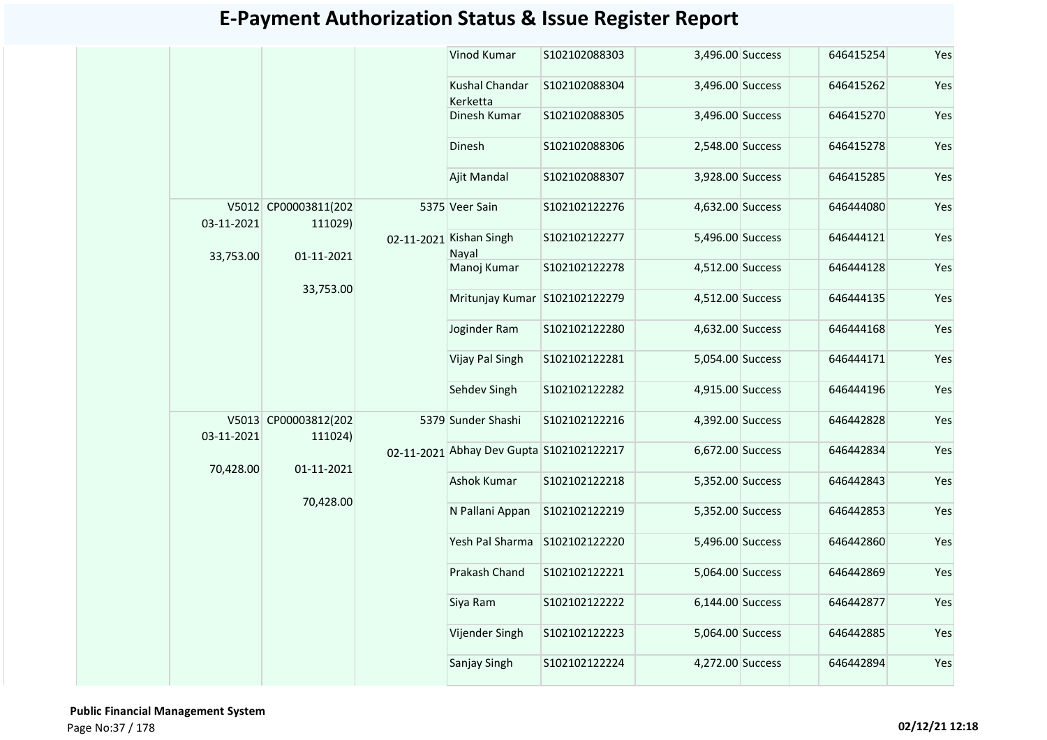# E-Payment Authorization Status & Issue Register Report

| | | | | | | | | | | |
|---|---|---|---|---|---|---|---|---|---|---|
| | | | | Vinod Kumar | S102102088303 | 3,496.00 | Success | | 646415254 | Yes |
| | | | | Kushal Chandar Kerketta | S102102088304 | 3,496.00 | Success | | 646415262 | Yes |
| | | | | Dinesh Kumar | S102102088305 | 3,496.00 | Success | | 646415270 | Yes |
| | | | | Dinesh | S102102088306 | 2,548.00 | Success | | 646415278 | Yes |
| | | | | Ajit Mandal | S102102088307 | 3,928.00 | Success | | 646415285 | Yes |
| | V5012 03-11-2021 33,753.00 | CP00003811(202111029) 01-11-2021 33,753.00 | 5375 02-11-2021 | Veer Sain | S102102122276 | 4,632.00 | Success | | 646444080 | Yes |
| | | | | Kishan Singh Nayal | S102102122277 | 5,496.00 | Success | | 646444121 | Yes |
| | | | | Manoj Kumar | S102102122278 | 4,512.00 | Success | | 646444128 | Yes |
| | | | | Mritunjay Kumar | S102102122279 | 4,512.00 | Success | | 646444135 | Yes |
| | | | | Joginder Ram | S102102122280 | 4,632.00 | Success | | 646444168 | Yes |
| | | | | Vijay Pal Singh | S102102122281 | 5,054.00 | Success | | 646444171 | Yes |
| | | | | Sehdev Singh | S102102122282 | 4,915.00 | Success | | 646444196 | Yes |
| | V5013 03-11-2021 70,428.00 | CP00003812(202111024) 01-11-2021 70,428.00 | 5379 02-11-2021 | Sunder Shashi | S102102122216 | 4,392.00 | Success | | 646442828 | Yes |
| | | | | Abhay Dev Gupta | S102102122217 | 6,672.00 | Success | | 646442834 | Yes |
| | | | | Ashok Kumar | S102102122218 | 5,352.00 | Success | | 646442843 | Yes |
| | | | | N Pallani Appan | S102102122219 | 5,352.00 | Success | | 646442853 | Yes |
| | | | | Yesh Pal Sharma | S102102122220 | 5,496.00 | Success | | 646442860 | Yes |
| | | | | Prakash Chand | S102102122221 | 5,064.00 | Success | | 646442869 | Yes |
| | | | | Siya Ram | S102102122222 | 6,144.00 | Success | | 646442877 | Yes |
| | | | | Vijender Singh | S102102122223 | 5,064.00 | Success | | 646442885 | Yes |
| | | | | Sanjay Singh | S102102122224 | 4,272.00 | Success | | 646442894 | Yes |

**Public Financial Management System**

02/12/21 12:18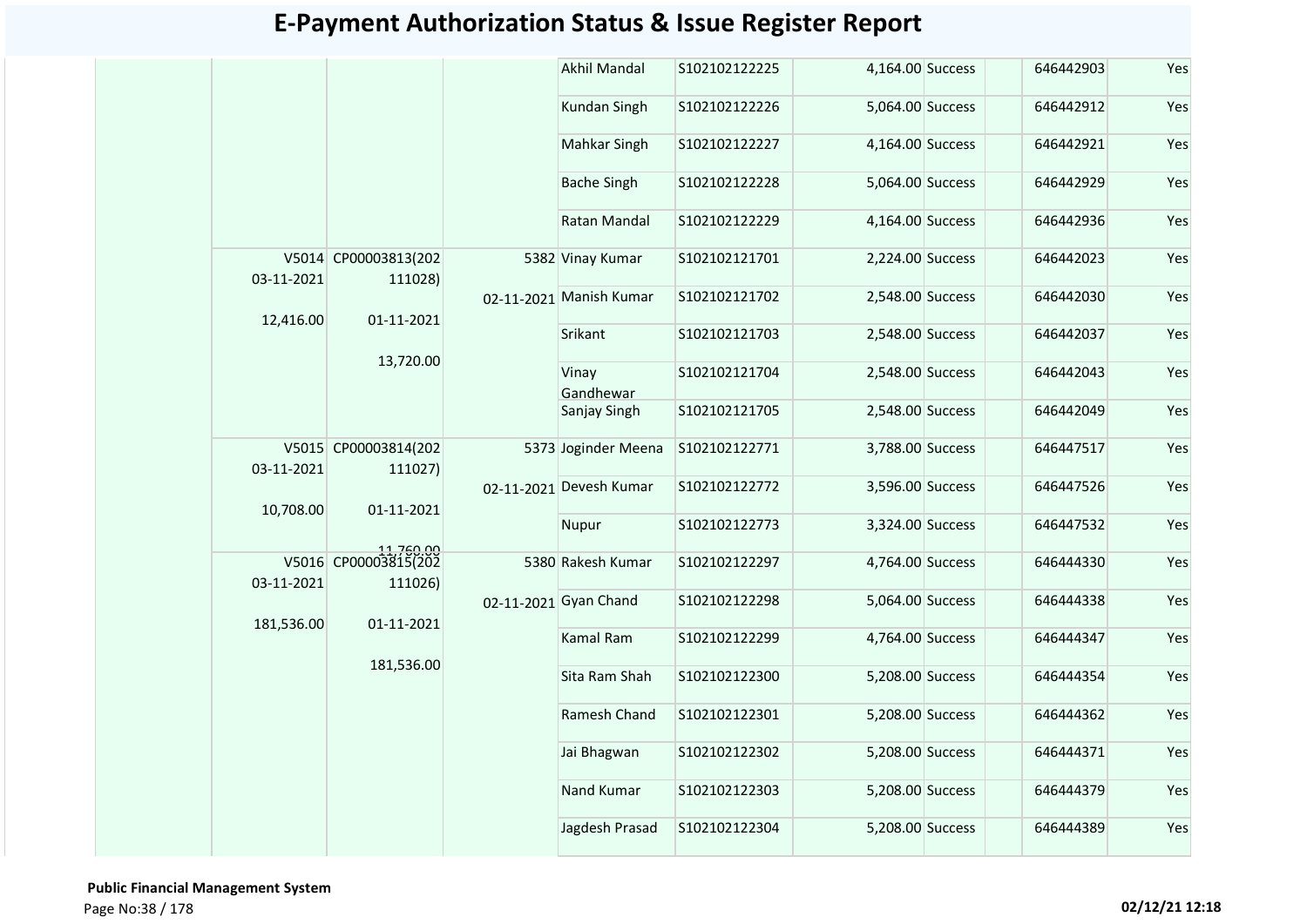# E-Payment Authorization Status & Issue Register Report

| | | | | | | | | | | |
|---|---|---|---|---|---|---|---|---|---|---|
| | | | | Akhil Mandal | S102102122225 | 4,164.00 | Success | | 646442903 | Yes |
| | | | | Kundan Singh | S102102122226 | 5,064.00 | Success | | 646442912 | Yes |
| | | | | Mahkar Singh | S102102122227 | 4,164.00 | Success | | 646442921 | Yes |
| | | | | Bache Singh | S102102122228 | 5,064.00 | Success | | 646442929 | Yes |
| | | | | Ratan Mandal | S102102122229 | 4,164.00 | Success | | 646442936 | Yes |
| | V5014 03-11-2021 12,416.00 | CP00003813(202111028) 01-11-2021 13,720.00 | 5382 02-11-2021 | Vinay Kumar | S102102121701 | 2,224.00 | Success | | 646442023 | Yes |
| | | | | Manish Kumar | S102102121702 | 2,548.00 | Success | | 646442030 | Yes |
| | | | | Srikant | S102102121703 | 2,548.00 | Success | | 646442037 | Yes |
| | | | | Vinay Gandhewar | S102102121704 | 2,548.00 | Success | | 646442043 | Yes |
| | | | | Sanjay Singh | S102102121705 | 2,548.00 | Success | | 646442049 | Yes |
| | V5015 03-11-2021 10,708.00 | CP00003814(202111027) 01-11-2021 11,760.00 | 5373 02-11-2021 | Joginder Meena | S102102122771 | 3,788.00 | Success | | 646447517 | Yes |
| | | | | Devesh Kumar | S102102122772 | 3,596.00 | Success | | 646447526 | Yes |
| | | | | Nupur | S102102122773 | 3,324.00 | Success | | 646447532 | Yes |
| | V5016 03-11-2021 181,536.00 | CP00003815(202111026) 01-11-2021 181,536.00 | 5380 02-11-2021 | Rakesh Kumar | S102102122297 | 4,764.00 | Success | | 646444330 | Yes |
| | | | | Gyan Chand | S102102122298 | 5,064.00 | Success | | 646444338 | Yes |
| | | | | Kamal Ram | S102102122299 | 4,764.00 | Success | | 646444347 | Yes |
| | | | | Sita Ram Shah | S102102122300 | 5,208.00 | Success | | 646444354 | Yes |
| | | | | Ramesh Chand | S102102122301 | 5,208.00 | Success | | 646444362 | Yes |
| | | | | Jai Bhagwan | S102102122302 | 5,208.00 | Success | | 646444371 | Yes |
| | | | | Nand Kumar | S102102122303 | 5,208.00 | Success | | 646444379 | Yes |
| | | | | Jagdesh Prasad | S102102122304 | 5,208.00 | Success | | 646444389 | Yes |

**Public Financial Management System**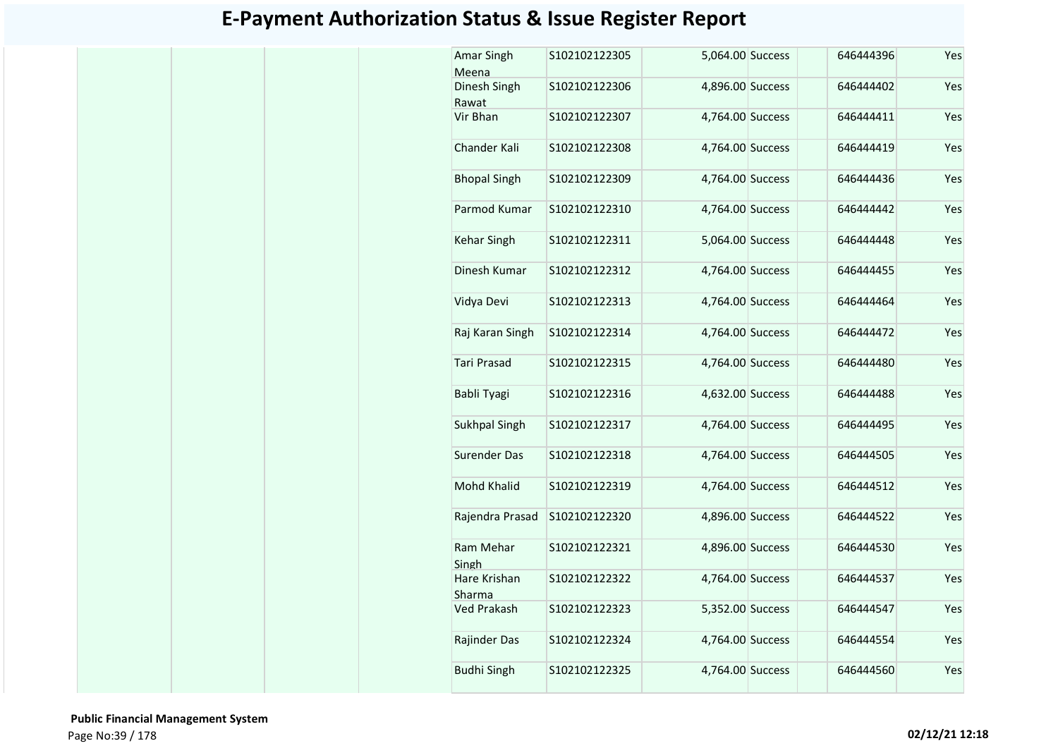# E-Payment Authorization Status & Issue Register Report

| | | | | | | | | | | |
|---|---|---|---|---|---|---|---|---|---|---|
| | | | | Amar Singh Meena | S102102122305 | 5,064.00 | Success | | 646444396 | Yes |
| | | | | Dinesh Singh Rawat | S102102122306 | 4,896.00 | Success | | 646444402 | Yes |
| | | | | Vir Bhan | S102102122307 | 4,764.00 | Success | | 646444411 | Yes |
| | | | | Chander Kali | S102102122308 | 4,764.00 | Success | | 646444419 | Yes |
| | | | | Bhopal Singh | S102102122309 | 4,764.00 | Success | | 646444436 | Yes |
| | | | | Parmod Kumar | S102102122310 | 4,764.00 | Success | | 646444442 | Yes |
| | | | | Kehar Singh | S102102122311 | 5,064.00 | Success | | 646444448 | Yes |
| | | | | Dinesh Kumar | S102102122312 | 4,764.00 | Success | | 646444455 | Yes |
| | | | | Vidya Devi | S102102122313 | 4,764.00 | Success | | 646444464 | Yes |
| | | | | Raj Karan Singh | S102102122314 | 4,764.00 | Success | | 646444472 | Yes |
| | | | | Tari Prasad | S102102122315 | 4,764.00 | Success | | 646444480 | Yes |
| | | | | Babli Tyagi | S102102122316 | 4,632.00 | Success | | 646444488 | Yes |
| | | | | Sukhpal Singh | S102102122317 | 4,764.00 | Success | | 646444495 | Yes |
| | | | | Surender Das | S102102122318 | 4,764.00 | Success | | 646444505 | Yes |
| | | | | Mohd Khalid | S102102122319 | 4,764.00 | Success | | 646444512 | Yes |
| | | | | Rajendra Prasad | S102102122320 | 4,896.00 | Success | | 646444522 | Yes |
| | | | | Ram Mehar Singh | S102102122321 | 4,896.00 | Success | | 646444530 | Yes |
| | | | | Hare Krishan Sharma | S102102122322 | 4,764.00 | Success | | 646444537 | Yes |
| | | | | Ved Prakash | S102102122323 | 5,352.00 | Success | | 646444547 | Yes |
| | | | | Rajinder Das | S102102122324 | 4,764.00 | Success | | 646444554 | Yes |
| | | | | Budhi Singh | S102102122325 | 4,764.00 | Success | | 646444560 | Yes |

**Public Financial Management System**

**02/12/21 12:18**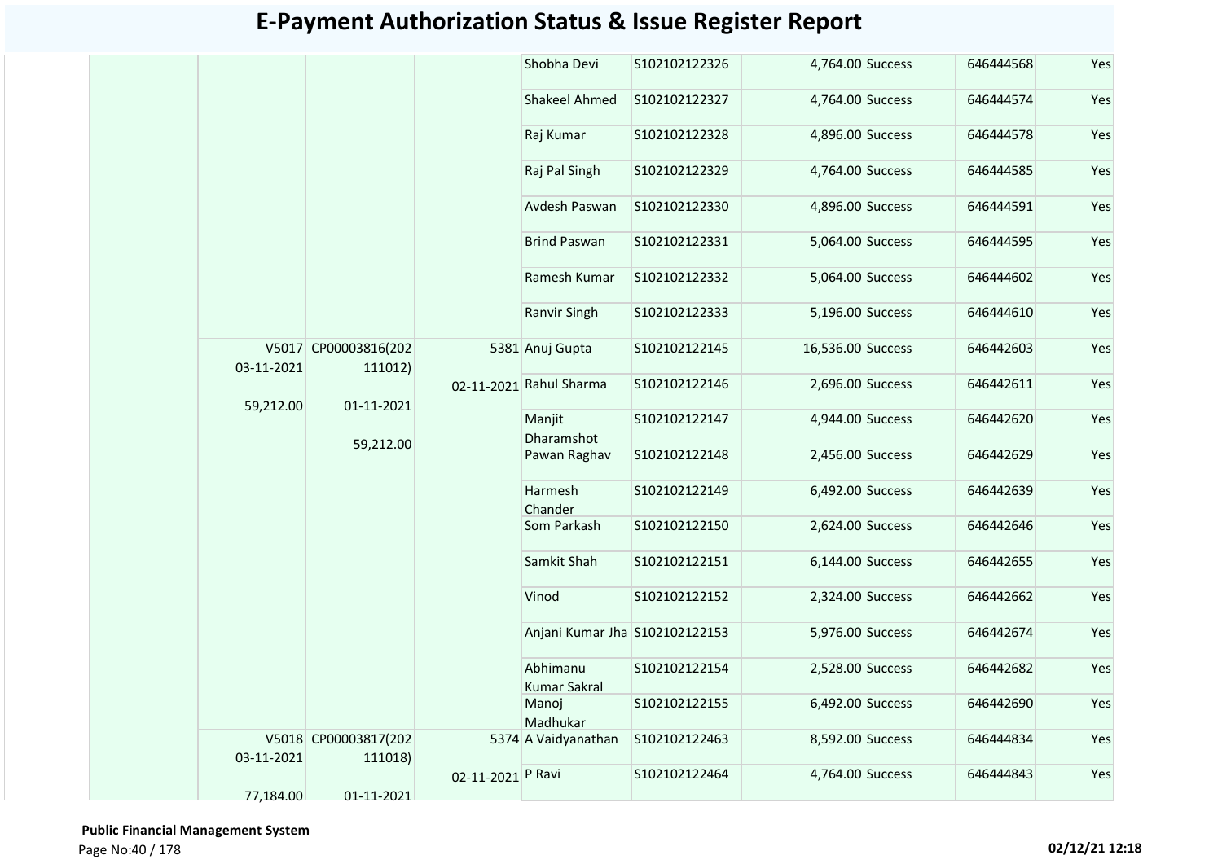# E-Payment Authorization Status & Issue Register Report

| | | | | | | | | | | |
|---|---|---|---|---|---|---|---|---|---|---|
| | | | | Shobha Devi | S102102122326 | 4,764.00 | Success | | 646444568 | Yes |
| | | | | Shakeel Ahmed | S102102122327 | 4,764.00 | Success | | 646444574 | Yes |
| | | | | Raj Kumar | S102102122328 | 4,896.00 | Success | | 646444578 | Yes |
| | | | | Raj Pal Singh | S102102122329 | 4,764.00 | Success | | 646444585 | Yes |
| | | | | Avdesh Paswan | S102102122330 | 4,896.00 | Success | | 646444591 | Yes |
| | | | | Brind Paswan | S102102122331 | 5,064.00 | Success | | 646444595 | Yes |
| | | | | Ramesh Kumar | S102102122332 | 5,064.00 | Success | | 646444602 | Yes |
| | | | | Ranvir Singh | S102102122333 | 5,196.00 | Success | | 646444610 | Yes |
| | V5017 03-11-2021 59,212.00 | CP00003816(202111012) 01-11-2021 59,212.00 | 5381 02-11-2021 | Anuj Gupta | S102102122145 | 16,536.00 | Success | | 646442603 | Yes |
| | | | | Rahul Sharma | S102102122146 | 2,696.00 | Success | | 646442611 | Yes |
| | | | | Manjit Dharamshot | S102102122147 | 4,944.00 | Success | | 646442620 | Yes |
| | | | | Pawan Raghav | S102102122148 | 2,456.00 | Success | | 646442629 | Yes |
| | | | | Harmesh Chander | S102102122149 | 6,492.00 | Success | | 646442639 | Yes |
| | | | | Som Parkash | S102102122150 | 2,624.00 | Success | | 646442646 | Yes |
| | | | | Samkit Shah | S102102122151 | 6,144.00 | Success | | 646442655 | Yes |
| | | | | Vinod | S102102122152 | 2,324.00 | Success | | 646442662 | Yes |
| | | | | Anjani Kumar Jha | S102102122153 | 5,976.00 | Success | | 646442674 | Yes |
| | | | | Abhimanu Kumar Sakral | S102102122154 | 2,528.00 | Success | | 646442682 | Yes |
| | | | | Manoj Madhukar | S102102122155 | 6,492.00 | Success | | 646442690 | Yes |
| | V5018 03-11-2021 77,184.00 | CP00003817(202111018) 01-11-2021 | 5374 02-11-2021 | A Vaidyanathan | S102102122463 | 8,592.00 | Success | | 646444834 | Yes |
| | | | | P Ravi | S102102122464 | 4,764.00 | Success | | 646444843 | Yes |

**Public Financial Management System**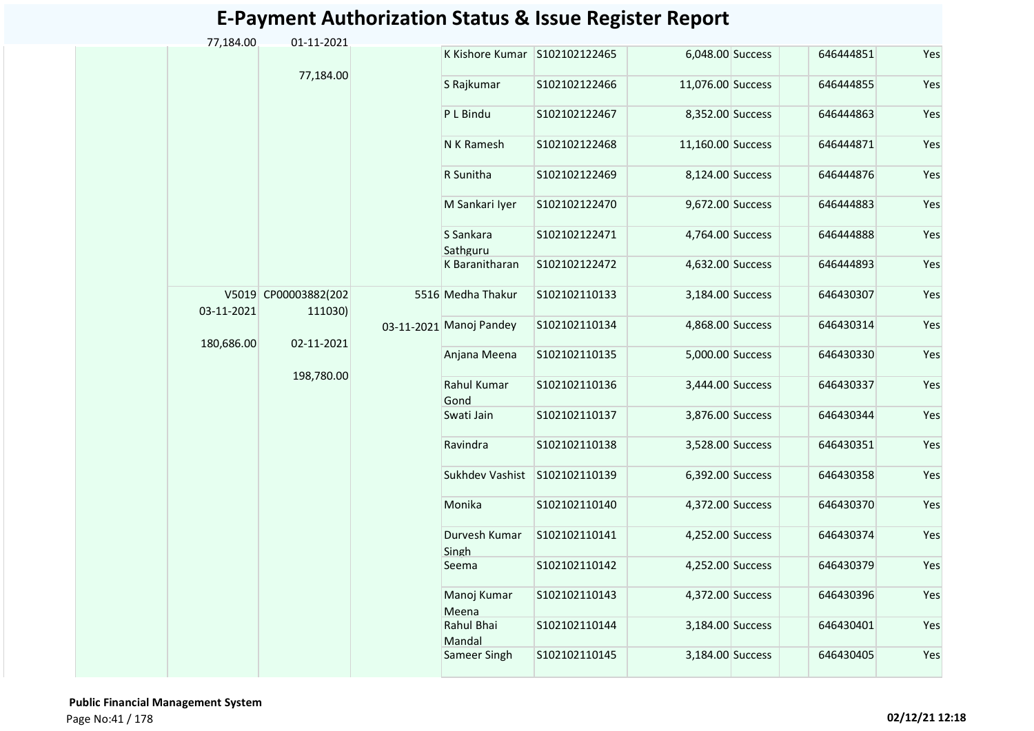# E-Payment Authorization Status & Issue Register Report

| | | | | | | | | | | |
|---|---|---|---|---|---|---|---|---|---|---|
| | 77,184.00 | 01-11-2021<br>77,184.00 | | K Kishore Kumar | S102102122465 | 6,048.00 | Success | | 646444851 | Yes |
| | | | | S Rajkumar | S102102122466 | 11,076.00 | Success | | 646444855 | Yes |
| | | | | P L Bindu | S102102122467 | 8,352.00 | Success | | 646444863 | Yes |
| | | | | N K Ramesh | S102102122468 | 11,160.00 | Success | | 646444871 | Yes |
| | | | | R Sunitha | S102102122469 | 8,124.00 | Success | | 646444876 | Yes |
| | | | | M Sankari Iyer | S102102122470 | 9,672.00 | Success | | 646444883 | Yes |
| | | | | S Sankara Sathguru | S102102122471 | 4,764.00 | Success | | 646444888 | Yes |
| | | | | K Baranitharan | S102102122472 | 4,632.00 | Success | | 646444893 | Yes |
| | V5019<br>03-11-2021<br>180,686.00 | CP00003882(202111030)<br>02-11-2021<br>198,780.00 | 5516<br>03-11-2021 | Medha Thakur | S102102110133 | 3,184.00 | Success | | 646430307 | Yes |
| | | | | Manoj Pandey | S102102110134 | 4,868.00 | Success | | 646430314 | Yes |
| | | | | Anjana Meena | S102102110135 | 5,000.00 | Success | | 646430330 | Yes |
| | | | | Rahul Kumar Gond | S102102110136 | 3,444.00 | Success | | 646430337 | Yes |
| | | | | Swati Jain | S102102110137 | 3,876.00 | Success | | 646430344 | Yes |
| | | | | Ravindra | S102102110138 | 3,528.00 | Success | | 646430351 | Yes |
| | | | | Sukhdev Vashist | S102102110139 | 6,392.00 | Success | | 646430358 | Yes |
| | | | | Monika | S102102110140 | 4,372.00 | Success | | 646430370 | Yes |
| | | | | Durvesh Kumar Singh | S102102110141 | 4,252.00 | Success | | 646430374 | Yes |
| | | | | Seema | S102102110142 | 4,252.00 | Success | | 646430379 | Yes |
| | | | | Manoj Kumar Meena | S102102110143 | 4,372.00 | Success | | 646430396 | Yes |
| | | | | Rahul Bhai Mandal | S102102110144 | 3,184.00 | Success | | 646430401 | Yes |
| | | | | Sameer Singh | S102102110145 | 3,184.00 | Success | | 646430405 | Yes |

**Public Financial Management System**

02/12/21 12:18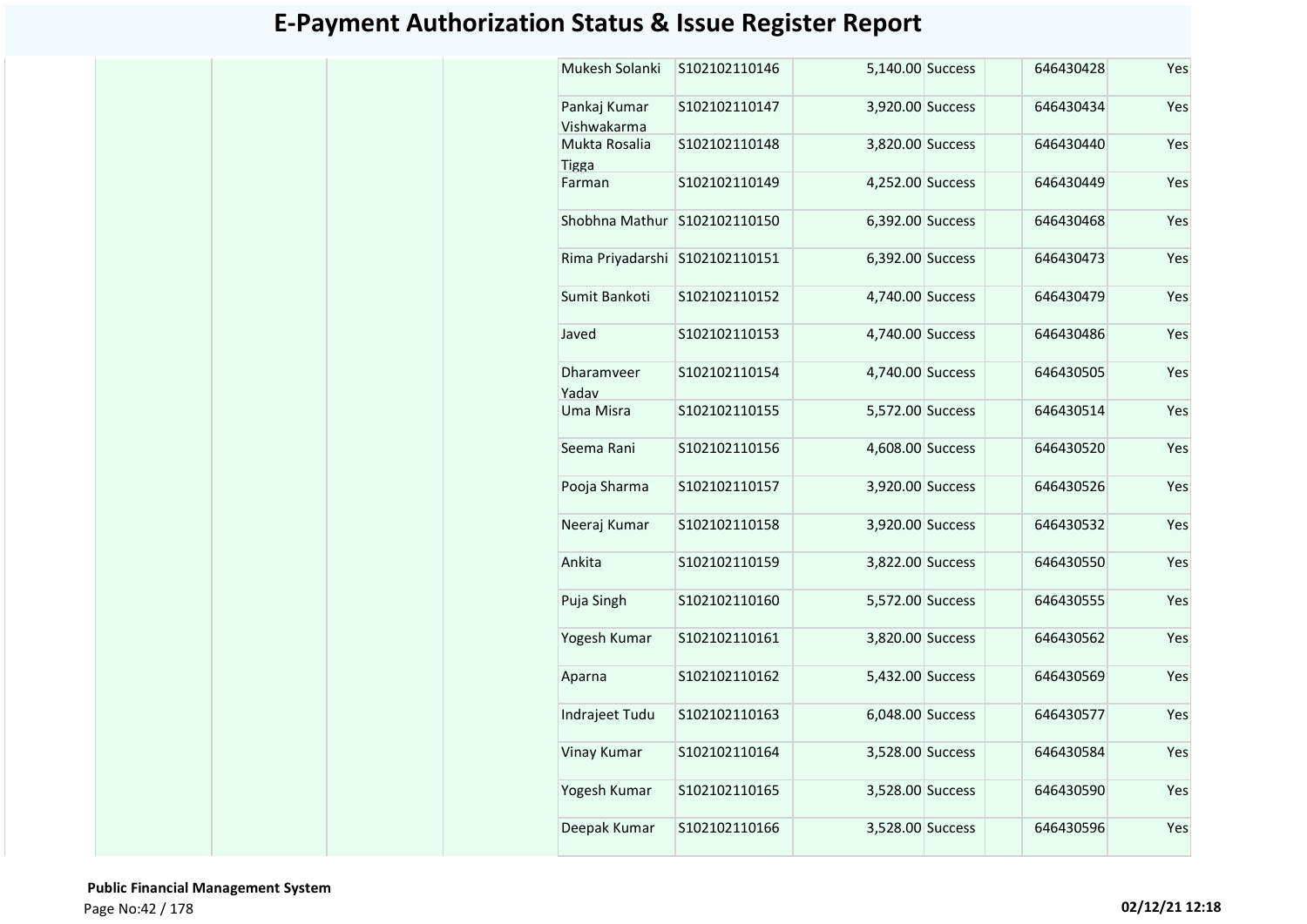# E-Payment Authorization Status & Issue Register Report

| | | | | | | | | | | |
|---|---|---|---|---|---|---|---|---|---|---|
| | | | | Mukesh Solanki | S102102110146 | 5,140.00 | Success | | 646430428 | Yes |
| | | | | Pankaj Kumar Vishwakarma | S102102110147 | 3,920.00 | Success | | 646430434 | Yes |
| | | | | Mukta Rosalia Tigga | S102102110148 | 3,820.00 | Success | | 646430440 | Yes |
| | | | | Farman | S102102110149 | 4,252.00 | Success | | 646430449 | Yes |
| | | | | Shobhna Mathur | S102102110150 | 6,392.00 | Success | | 646430468 | Yes |
| | | | | Rima Priyadarshi | S102102110151 | 6,392.00 | Success | | 646430473 | Yes |
| | | | | Sumit Bankoti | S102102110152 | 4,740.00 | Success | | 646430479 | Yes |
| | | | | Javed | S102102110153 | 4,740.00 | Success | | 646430486 | Yes |
| | | | | Dharamveer Yadav | S102102110154 | 4,740.00 | Success | | 646430505 | Yes |
| | | | | Uma Misra | S102102110155 | 5,572.00 | Success | | 646430514 | Yes |
| | | | | Seema Rani | S102102110156 | 4,608.00 | Success | | 646430520 | Yes |
| | | | | Pooja Sharma | S102102110157 | 3,920.00 | Success | | 646430526 | Yes |
| | | | | Neeraj Kumar | S102102110158 | 3,920.00 | Success | | 646430532 | Yes |
| | | | | Ankita | S102102110159 | 3,822.00 | Success | | 646430550 | Yes |
| | | | | Puja Singh | S102102110160 | 5,572.00 | Success | | 646430555 | Yes |
| | | | | Yogesh Kumar | S102102110161 | 3,820.00 | Success | | 646430562 | Yes |
| | | | | Aparna | S102102110162 | 5,432.00 | Success | | 646430569 | Yes |
| | | | | Indrajeet Tudu | S102102110163 | 6,048.00 | Success | | 646430577 | Yes |
| | | | | Vinay Kumar | S102102110164 | 3,528.00 | Success | | 646430584 | Yes |
| | | | | Yogesh Kumar | S102102110165 | 3,528.00 | Success | | 646430590 | Yes |
| | | | | Deepak Kumar | S102102110166 | 3,528.00 | Success | | 646430596 | Yes |

**Public Financial Management System**

**02/12/21 12:18**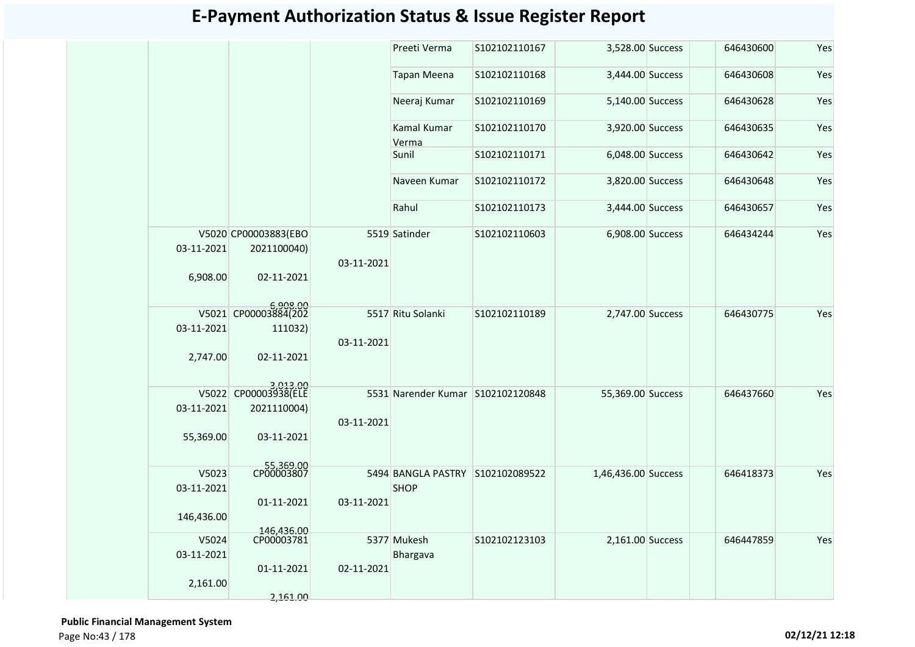# E-Payment Authorization Status & Issue Register Report

| | | | | | | | | | | |
|---|---|---|---|---|---|---|---|---|---|---|
| | | | | Preeti Verma | S102102110167 | 3,528.00 | Success | | 646430600 | Yes |
| | | | | Tapan Meena | S102102110168 | 3,444.00 | Success | | 646430608 | Yes |
| | | | | Neeraj Kumar | S102102110169 | 5,140.00 | Success | | 646430628 | Yes |
| | | | | Kamal Kumar Verma | S102102110170 | 3,920.00 | Success | | 646430635 | Yes |
| | | | | Sunil | S102102110171 | 6,048.00 | Success | | 646430642 | Yes |
| | | | | Naveen Kumar | S102102110172 | 3,820.00 | Success | | 646430648 | Yes |
| | | | | Rahul | S102102110173 | 3,444.00 | Success | | 646430657 | Yes |
| | V5020 03-11-2021 6,908.00 | CP00003883(EBO 2021100040) 02-11-2021 6,908.00 | 5519 03-11-2021 | Satinder | S102102110603 | 6,908.00 | Success | | 646434244 | Yes |
| | V5021 03-11-2021 2,747.00 | CP00003884(202 111032) 02-11-2021 3,013.00 | 5517 03-11-2021 | Ritu Solanki | S102102110189 | 2,747.00 | Success | | 646430775 | Yes |
| | V5022 03-11-2021 55,369.00 | CP00003938(ELE 2021110004) 03-11-2021 55,369.00 | 5531 03-11-2021 | Narender Kumar | S102102120848 | 55,369.00 | Success | | 646437660 | Yes |
| | V5023 03-11-2021 146,436.00 | CP00003807 01-11-2021 146,436.00 | 5494 03-11-2021 | BANGLA PASTRY SHOP | S102102089522 | 1,46,436.00 | Success | | 646418373 | Yes |
| | V5024 03-11-2021 2,161.00 | CP00003781 01-11-2021 2,161.00 | 5377 02-11-2021 | Mukesh Bhargava | S102102123103 | 2,161.00 | Success | | 646447859 | Yes |

**Public Financial Management System**

02/12/21 12:18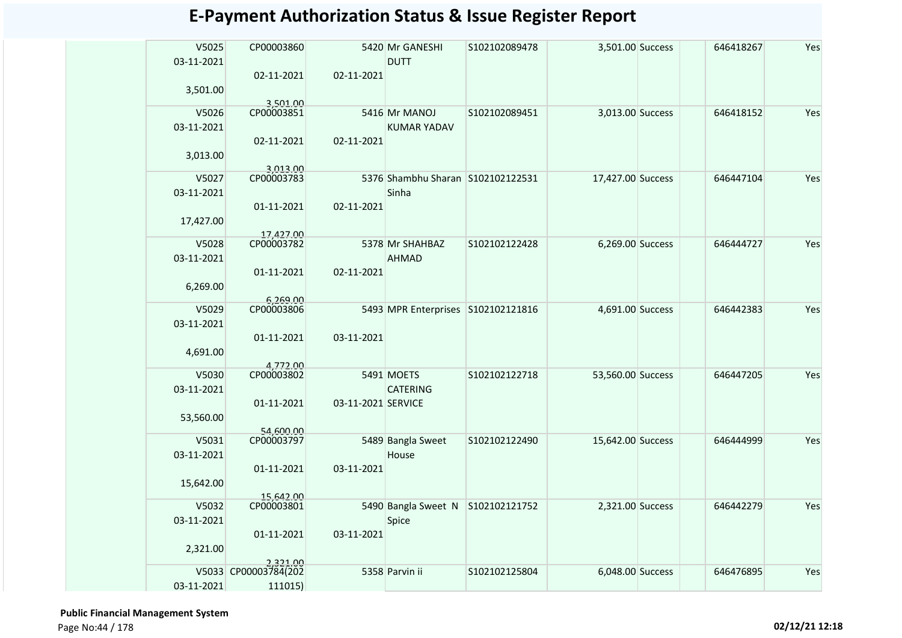# E-Payment Authorization Status & Issue Register Report

| | | | | | | | | | | |
|---|---|---|---|---|---|---|---|---|---|---|
| | V5025 03-11-2021 3,501.00 | CP00003860 02-11-2021 3,501.00 | 5420 02-11-2021 | Mr GANESHI DUTT | S102102089478 | 3,501.00 | Success | | 646418267 | Yes |
| | V5026 03-11-2021 3,013.00 | CP00003851 02-11-2021 3,013.00 | 5416 02-11-2021 | Mr MANOJ KUMAR YADAV | S102102089451 | 3,013.00 | Success | | 646418152 | Yes |
| | V5027 03-11-2021 17,427.00 | CP00003783 01-11-2021 17,427.00 | 5376 02-11-2021 | Shambhu Sharan Sinha | S102102122531 | 17,427.00 | Success | | 646447104 | Yes |
| | V5028 03-11-2021 6,269.00 | CP00003782 01-11-2021 6,269.00 | 5378 02-11-2021 | Mr SHAHBAZ AHMAD | S102102122428 | 6,269.00 | Success | | 646444727 | Yes |
| | V5029 03-11-2021 4,691.00 | CP00003806 01-11-2021 4,772.00 | 5493 03-11-2021 | MPR Enterprises | S102102121816 | 4,691.00 | Success | | 646442383 | Yes |
| | V5030 03-11-2021 53,560.00 | CP00003802 01-11-2021 54,600.00 | 5491 03-11-2021 | MOETS CATERING SERVICE | S102102122718 | 53,560.00 | Success | | 646447205 | Yes |
| | V5031 03-11-2021 15,642.00 | CP00003797 01-11-2021 15,642.00 | 5489 03-11-2021 | Bangla Sweet House | S102102122490 | 15,642.00 | Success | | 646444999 | Yes |
| | V5032 03-11-2021 2,321.00 | CP00003801 01-11-2021 2,321.00 | 5490 03-11-2021 | Bangla Sweet N Spice | S102102121752 | 2,321.00 | Success | | 646442279 | Yes |
| | V5033 03-11-2021 | CP00003784(202111015) | 5358 | Parvin ii | S102102125804 | 6,048.00 | Success | | 646476895 | Yes |

**Public Financial Management System**

02/12/21 12:18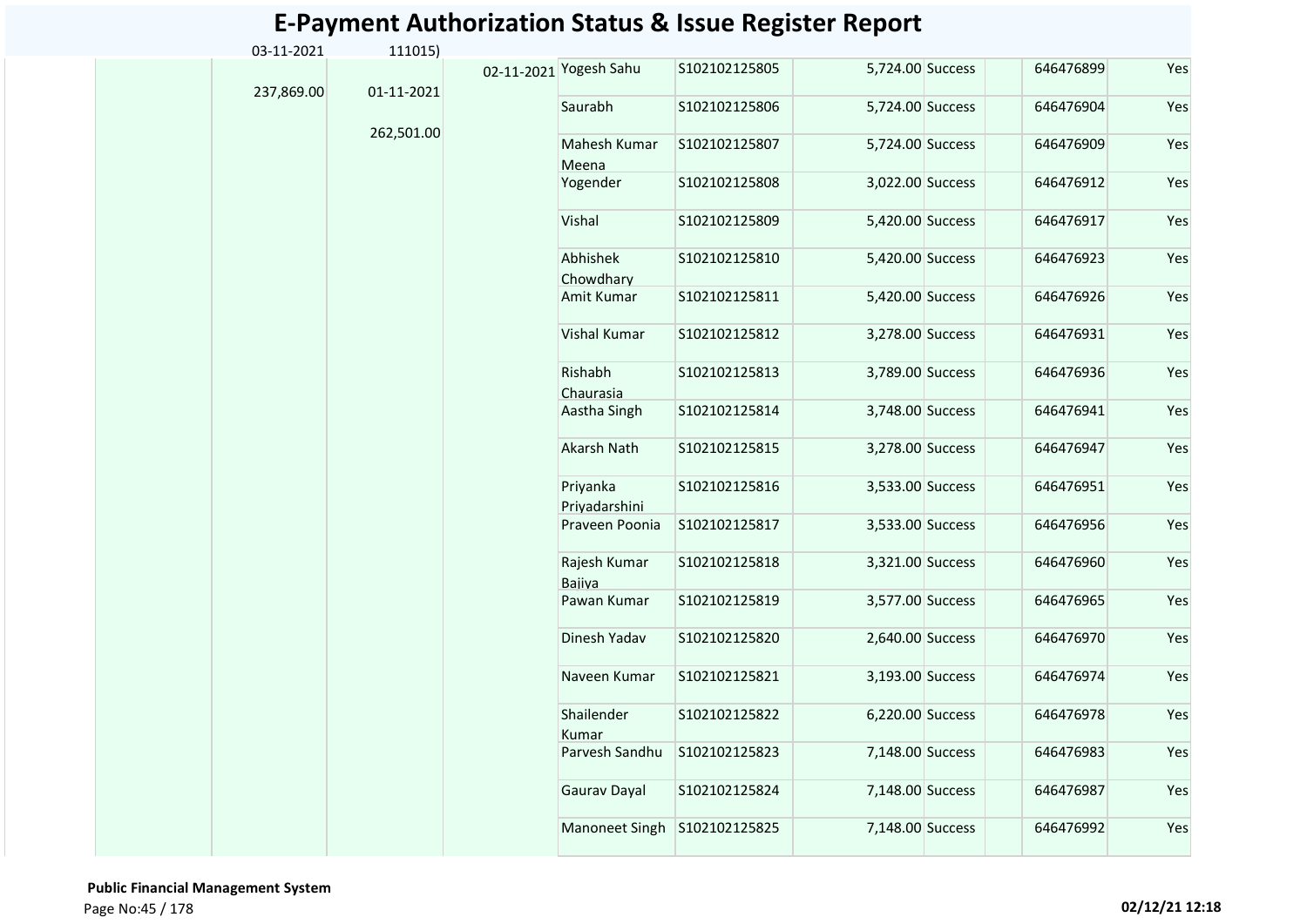# E-Payment Authorization Status & Issue Register Report

| | | | | | | | | | | |
|---|---|---|---|---|---|---|---|---|---|---|
| | 03-11-2021 | 111015) | | | | | | | | |
| | 237,869.00 | 01-11-2021 | 02-11-2021 | Yogesh Sahu | S102102125805 | 5,724.00 | Success | | 646476899 | Yes |
| | | 262,501.00 | | Saurabh | S102102125806 | 5,724.00 | Success | | 646476904 | Yes |
| | | | | Mahesh Kumar Meena | S102102125807 | 5,724.00 | Success | | 646476909 | Yes |
| | | | | Yogender | S102102125808 | 3,022.00 | Success | | 646476912 | Yes |
| | | | | Vishal | S102102125809 | 5,420.00 | Success | | 646476917 | Yes |
| | | | | Abhishek Chowdhary | S102102125810 | 5,420.00 | Success | | 646476923 | Yes |
| | | | | Amit Kumar | S102102125811 | 5,420.00 | Success | | 646476926 | Yes |
| | | | | Vishal Kumar | S102102125812 | 3,278.00 | Success | | 646476931 | Yes |
| | | | | Rishabh Chaurasia | S102102125813 | 3,789.00 | Success | | 646476936 | Yes |
| | | | | Aastha Singh | S102102125814 | 3,748.00 | Success | | 646476941 | Yes |
| | | | | Akarsh Nath | S102102125815 | 3,278.00 | Success | | 646476947 | Yes |
| | | | | Priyanka Priyadarshini | S102102125816 | 3,533.00 | Success | | 646476951 | Yes |
| | | | | Praveen Poonia | S102102125817 | 3,533.00 | Success | | 646476956 | Yes |
| | | | | Rajesh Kumar Bajiya | S102102125818 | 3,321.00 | Success | | 646476960 | Yes |
| | | | | Pawan Kumar | S102102125819 | 3,577.00 | Success | | 646476965 | Yes |
| | | | | Dinesh Yadav | S102102125820 | 2,640.00 | Success | | 646476970 | Yes |
| | | | | Naveen Kumar | S102102125821 | 3,193.00 | Success | | 646476974 | Yes |
| | | | | Shailender Kumar | S102102125822 | 6,220.00 | Success | | 646476978 | Yes |
| | | | | Parvesh Sandhu | S102102125823 | 7,148.00 | Success | | 646476983 | Yes |
| | | | | Gaurav Dayal | S102102125824 | 7,148.00 | Success | | 646476987 | Yes |
| | | | | Manoneet Singh | S102102125825 | 7,148.00 | Success | | 646476992 | Yes |

**Public Financial Management System**

02/12/21 12:18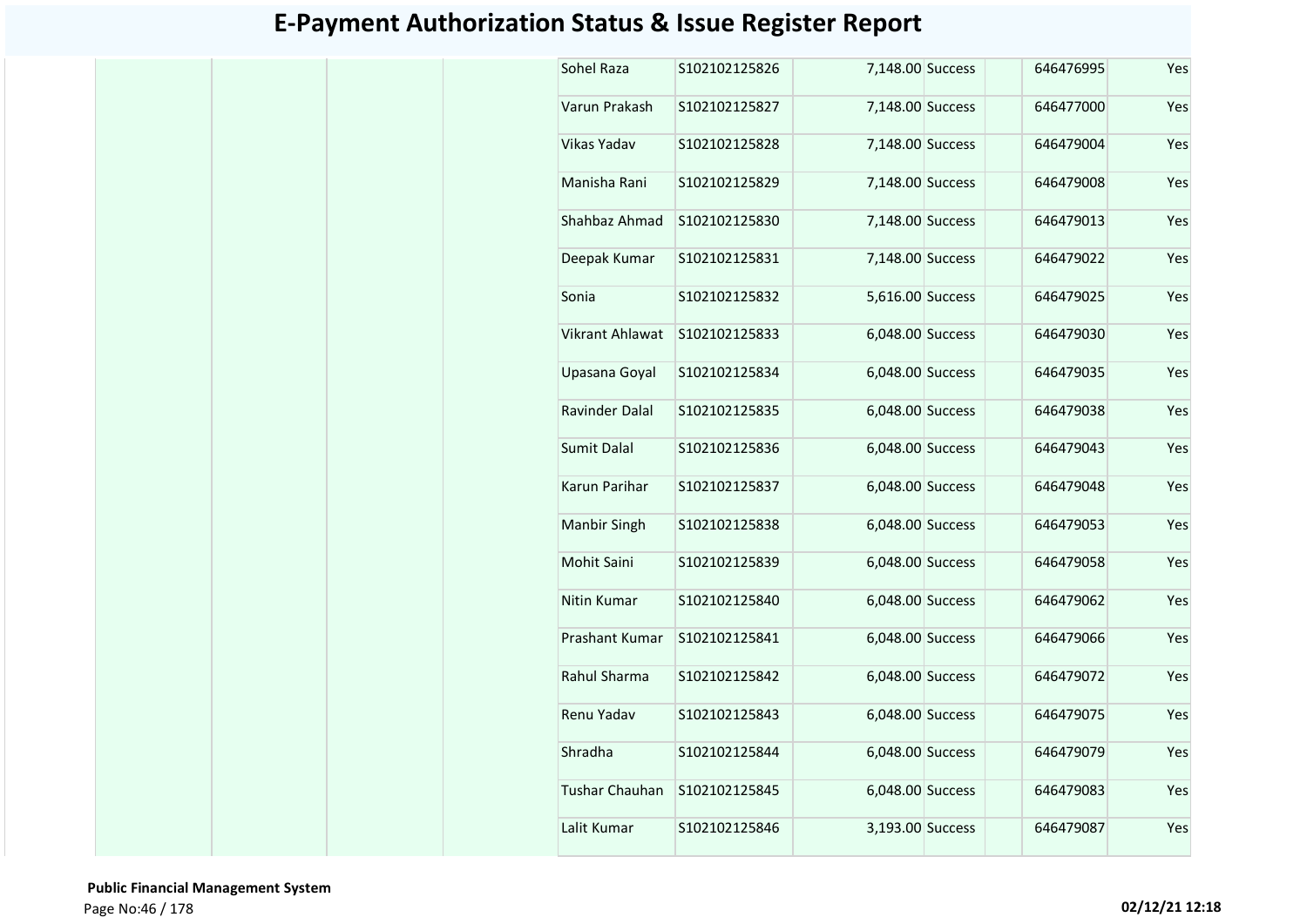# E-Payment Authorization Status & Issue Register Report

| | | | | | | | | | | |
|---|---|---|---|---|---|---|---|---|---|---|
| | | | | Sohel Raza | S102102125826 | 7,148.00 | Success | | 646476995 | Yes |
| | | | | Varun Prakash | S102102125827 | 7,148.00 | Success | | 646477000 | Yes |
| | | | | Vikas Yadav | S102102125828 | 7,148.00 | Success | | 646479004 | Yes |
| | | | | Manisha Rani | S102102125829 | 7,148.00 | Success | | 646479008 | Yes |
| | | | | Shahbaz Ahmad | S102102125830 | 7,148.00 | Success | | 646479013 | Yes |
| | | | | Deepak Kumar | S102102125831 | 7,148.00 | Success | | 646479022 | Yes |
| | | | | Sonia | S102102125832 | 5,616.00 | Success | | 646479025 | Yes |
| | | | | Vikrant Ahlawat | S102102125833 | 6,048.00 | Success | | 646479030 | Yes |
| | | | | Upasana Goyal | S102102125834 | 6,048.00 | Success | | 646479035 | Yes |
| | | | | Ravinder Dalal | S102102125835 | 6,048.00 | Success | | 646479038 | Yes |
| | | | | Sumit Dalal | S102102125836 | 6,048.00 | Success | | 646479043 | Yes |
| | | | | Karun Parihar | S102102125837 | 6,048.00 | Success | | 646479048 | Yes |
| | | | | Manbir Singh | S102102125838 | 6,048.00 | Success | | 646479053 | Yes |
| | | | | Mohit Saini | S102102125839 | 6,048.00 | Success | | 646479058 | Yes |
| | | | | Nitin Kumar | S102102125840 | 6,048.00 | Success | | 646479062 | Yes |
| | | | | Prashant Kumar | S102102125841 | 6,048.00 | Success | | 646479066 | Yes |
| | | | | Rahul Sharma | S102102125842 | 6,048.00 | Success | | 646479072 | Yes |
| | | | | Renu Yadav | S102102125843 | 6,048.00 | Success | | 646479075 | Yes |
| | | | | Shradha | S102102125844 | 6,048.00 | Success | | 646479079 | Yes |
| | | | | Tushar Chauhan | S102102125845 | 6,048.00 | Success | | 646479083 | Yes |
| | | | | Lalit Kumar | S102102125846 | 3,193.00 | Success | | 646479087 | Yes |

**Public Financial Management System**

**02/12/21 12:18**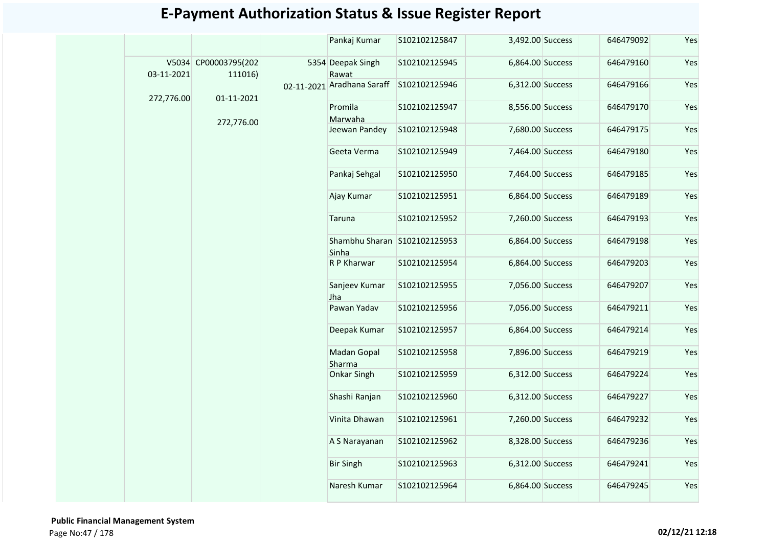# E-Payment Authorization Status & Issue Register Report

| | | | | | | | | | | |
|---|---|---|---|---|---|---|---|---|---|---|
| | | | | Pankaj Kumar | S102102125847 | 3,492.00 | Success | | 646479092 | Yes |
| | V5034 03-11-2021 272,776.00 | CP00003795(202111016) 01-11-2021 272,776.00 | 5354 02-11-2021 | Deepak Singh Rawat | S102102125945 | 6,864.00 | Success | | 646479160 | Yes |
| | | | | Aradhana Saraff | S102102125946 | 6,312.00 | Success | | 646479166 | Yes |
| | | | | Promila Marwaha | S102102125947 | 8,556.00 | Success | | 646479170 | Yes |
| | | | | Jeewan Pandey | S102102125948 | 7,680.00 | Success | | 646479175 | Yes |
| | | | | Geeta Verma | S102102125949 | 7,464.00 | Success | | 646479180 | Yes |
| | | | | Pankaj Sehgal | S102102125950 | 7,464.00 | Success | | 646479185 | Yes |
| | | | | Ajay Kumar | S102102125951 | 6,864.00 | Success | | 646479189 | Yes |
| | | | | Taruna | S102102125952 | 7,260.00 | Success | | 646479193 | Yes |
| | | | | Shambhu Sharan Sinha | S102102125953 | 6,864.00 | Success | | 646479198 | Yes |
| | | | | R P Kharwar | S102102125954 | 6,864.00 | Success | | 646479203 | Yes |
| | | | | Sanjeev Kumar Jha | S102102125955 | 7,056.00 | Success | | 646479207 | Yes |
| | | | | Pawan Yadav | S102102125956 | 7,056.00 | Success | | 646479211 | Yes |
| | | | | Deepak Kumar | S102102125957 | 6,864.00 | Success | | 646479214 | Yes |
| | | | | Madan Gopal Sharma | S102102125958 | 7,896.00 | Success | | 646479219 | Yes |
| | | | | Onkar Singh | S102102125959 | 6,312.00 | Success | | 646479224 | Yes |
| | | | | Shashi Ranjan | S102102125960 | 6,312.00 | Success | | 646479227 | Yes |
| | | | | Vinita Dhawan | S102102125961 | 7,260.00 | Success | | 646479232 | Yes |
| | | | | A S Narayanan | S102102125962 | 8,328.00 | Success | | 646479236 | Yes |
| | | | | Bir Singh | S102102125963 | 6,312.00 | Success | | 646479241 | Yes |
| | | | | Naresh Kumar | S102102125964 | 6,864.00 | Success | | 646479245 | Yes |

**Public Financial Management System**

02/12/21 12:18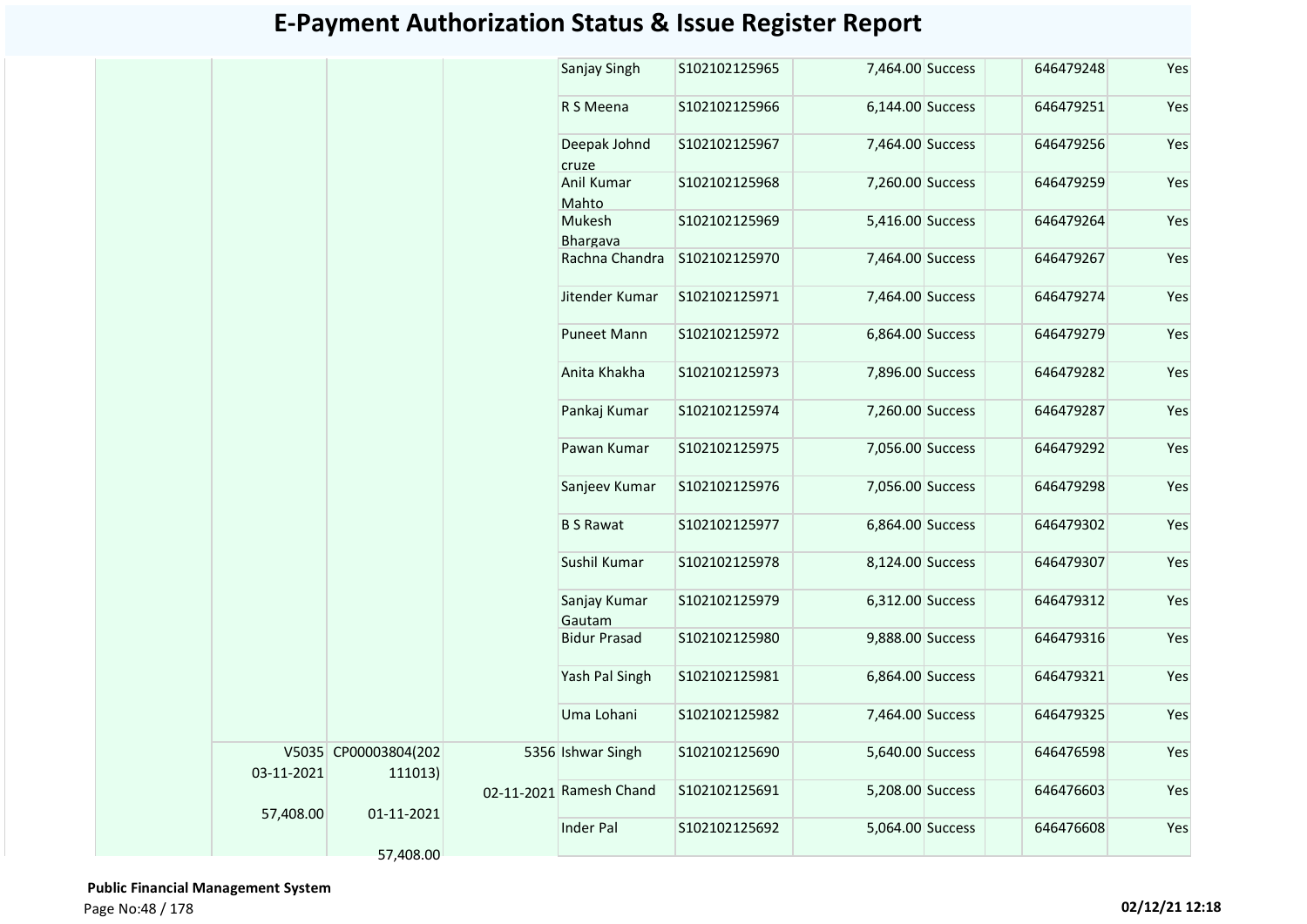# E-Payment Authorization Status & Issue Register Report

| | | | | | | | | | | |
|---|---|---|---|---|---|---|---|---|---|---|
| | | | | Sanjay Singh | S102102125965 | 7,464.00 | Success | | 646479248 | Yes |
| | | | | R S Meena | S102102125966 | 6,144.00 | Success | | 646479251 | Yes |
| | | | | Deepak Johnd cruze | S102102125967 | 7,464.00 | Success | | 646479256 | Yes |
| | | | | Anil Kumar Mahto | S102102125968 | 7,260.00 | Success | | 646479259 | Yes |
| | | | | Mukesh Bhargava | S102102125969 | 5,416.00 | Success | | 646479264 | Yes |
| | | | | Rachna Chandra | S102102125970 | 7,464.00 | Success | | 646479267 | Yes |
| | | | | Jitender Kumar | S102102125971 | 7,464.00 | Success | | 646479274 | Yes |
| | | | | Puneet Mann | S102102125972 | 6,864.00 | Success | | 646479279 | Yes |
| | | | | Anita Khakha | S102102125973 | 7,896.00 | Success | | 646479282 | Yes |
| | | | | Pankaj Kumar | S102102125974 | 7,260.00 | Success | | 646479287 | Yes |
| | | | | Pawan Kumar | S102102125975 | 7,056.00 | Success | | 646479292 | Yes |
| | | | | Sanjeev Kumar | S102102125976 | 7,056.00 | Success | | 646479298 | Yes |
| | | | | B S Rawat | S102102125977 | 6,864.00 | Success | | 646479302 | Yes |
| | | | | Sushil Kumar | S102102125978 | 8,124.00 | Success | | 646479307 | Yes |
| | | | | Sanjay Kumar Gautam | S102102125979 | 6,312.00 | Success | | 646479312 | Yes |
| | | | | Bidur Prasad | S102102125980 | 9,888.00 | Success | | 646479316 | Yes |
| | | | | Yash Pal Singh | S102102125981 | 6,864.00 | Success | | 646479321 | Yes |
| | | | | Uma Lohani | S102102125982 | 7,464.00 | Success | | 646479325 | Yes |
| | V5035 03-11-2021 57,408.00 | CP00003804(202111013) 01-11-2021 57,408.00 | 5356 02-11-2021 | Ishwar Singh | S102102125690 | 5,640.00 | Success | | 646476598 | Yes |
| | | | | Ramesh Chand | S102102125691 | 5,208.00 | Success | | 646476603 | Yes |
| | | | | Inder Pal | S102102125692 | 5,064.00 | Success | | 646476608 | Yes |

**Public Financial Management System**

02/12/21 12:18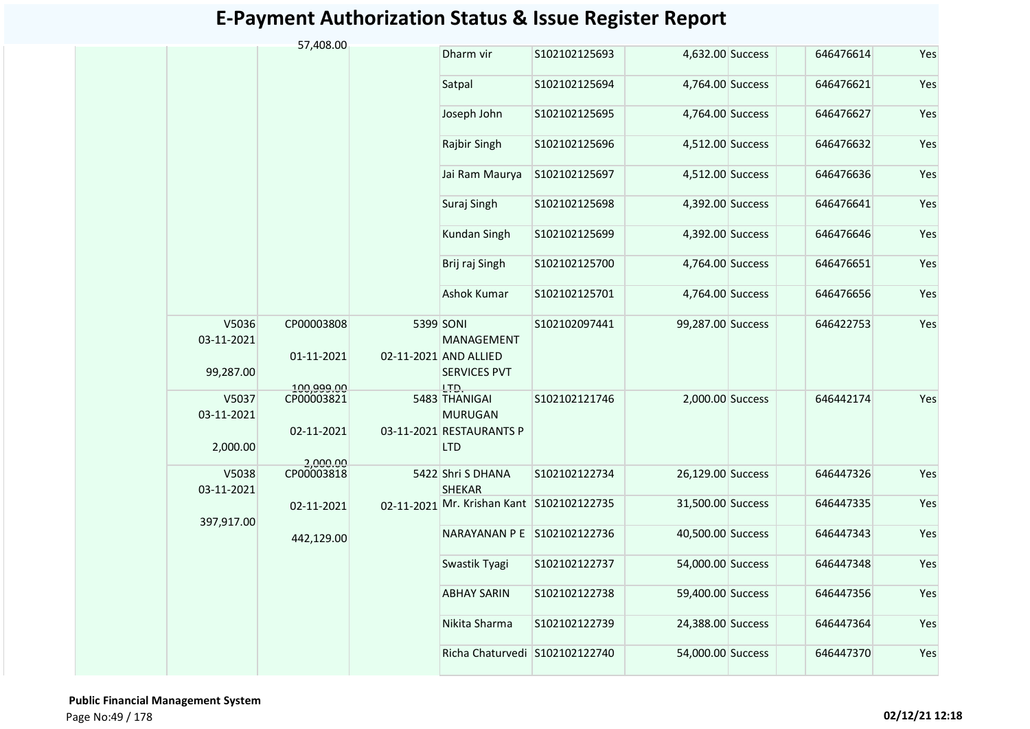# E-Payment Authorization Status & Issue Register Report

| | | | | | | | | | | |
|---|---|---|---|---|---|---|---|---|---|---|
| | | 57,408.00 | | Dharm vir | S102102125693 | 4,632.00 | Success | | 646476614 | Yes |
| | | | | Satpal | S102102125694 | 4,764.00 | Success | | 646476621 | Yes |
| | | | | Joseph John | S102102125695 | 4,764.00 | Success | | 646476627 | Yes |
| | | | | Rajbir Singh | S102102125696 | 4,512.00 | Success | | 646476632 | Yes |
| | | | | Jai Ram Maurya | S102102125697 | 4,512.00 | Success | | 646476636 | Yes |
| | | | | Suraj Singh | S102102125698 | 4,392.00 | Success | | 646476641 | Yes |
| | | | | Kundan Singh | S102102125699 | 4,392.00 | Success | | 646476646 | Yes |
| | | | | Brij raj Singh | S102102125700 | 4,764.00 | Success | | 646476651 | Yes |
| | | | | Ashok Kumar | S102102125701 | 4,764.00 | Success | | 646476656 | Yes |
| | V5036 03-11-2021 99,287.00 | CP00003808 01-11-2021 100,999.00 | 5399 02-11-2021 | SONI MANAGEMENT AND ALLIED SERVICES PVT LTD. | S102102097441 | 99,287.00 | Success | | 646422753 | Yes |
| | V5037 03-11-2021 2,000.00 | CP00003821 02-11-2021 2,000.00 | 5483 03-11-2021 | THANIGAI MURUGAN RESTAURANTS P LTD | S102102121746 | 2,000.00 | Success | | 646442174 | Yes |
| | V5038 03-11-2021 397,917.00 | CP00003818 02-11-2021 442,129.00 | 5422 02-11-2021 | Shri S DHANA SHEKAR | S102102122734 | 26,129.00 | Success | | 646447326 | Yes |
| | | | | Mr. Krishan Kant | S102102122735 | 31,500.00 | Success | | 646447335 | Yes |
| | | | | NARAYANAN P E | S102102122736 | 40,500.00 | Success | | 646447343 | Yes |
| | | | | Swastik Tyagi | S102102122737 | 54,000.00 | Success | | 646447348 | Yes |
| | | | | ABHAY SARIN | S102102122738 | 59,400.00 | Success | | 646447356 | Yes |
| | | | | Nikita Sharma | S102102122739 | 24,388.00 | Success | | 646447364 | Yes |
| | | | | Richa Chaturvedi | S102102122740 | 54,000.00 | Success | | 646447370 | Yes |

**Public Financial Management System**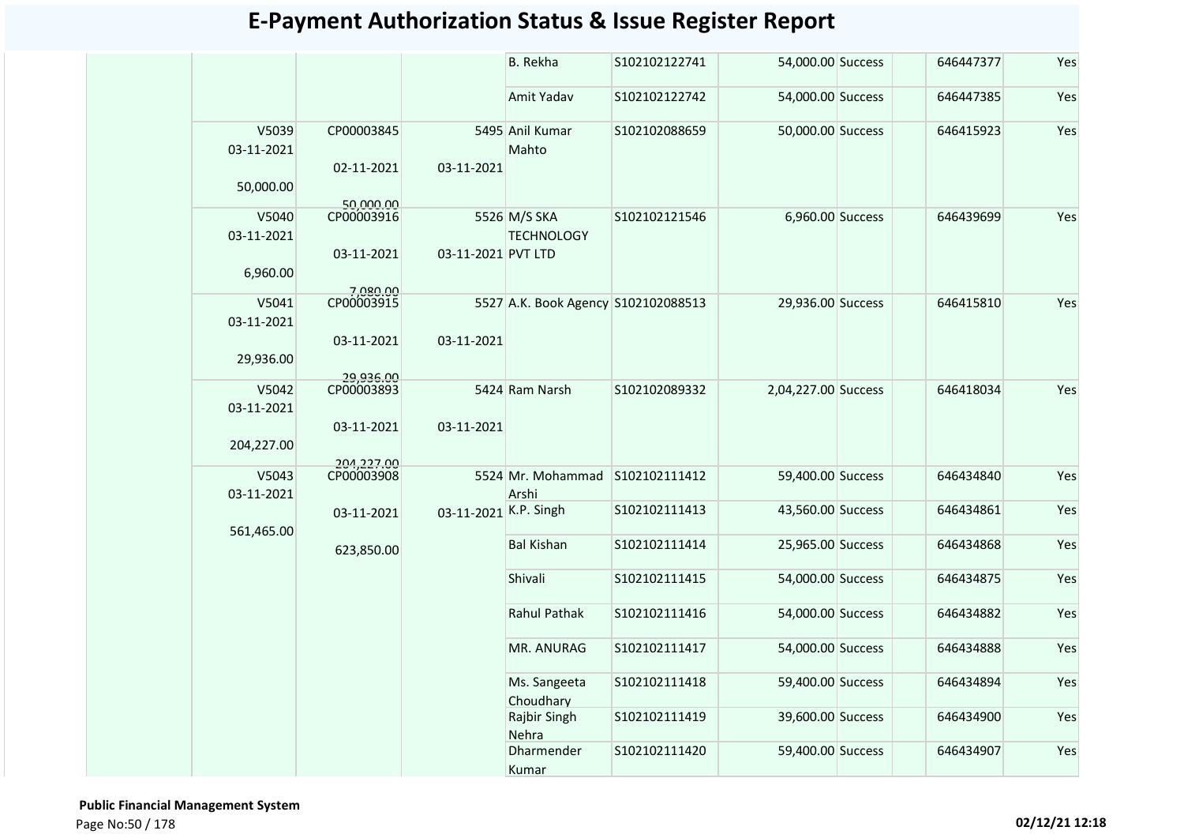# E-Payment Authorization Status & Issue Register Report

| | | | | | | | | | | |
|---|---|---|---|---|---|---|---|---|---|---|
| | | | | B. Rekha | S102102122741 | 54,000.00 | Success | | 646447377 | Yes |
| | | | | Amit Yadav | S102102122742 | 54,000.00 | Success | | 646447385 | Yes |
| | V5039 03-11-2021 50,000.00 | CP00003845 02-11-2021 50,000.00 | 5495 03-11-2021 | Anil Kumar Mahto | S102102088659 | 50,000.00 | Success | | 646415923 | Yes |
| | V5040 03-11-2021 6,960.00 | CP00003916 03-11-2021 7,080.00 | 5526 03-11-2021 | M/S SKA TECHNOLOGY PVT LTD | S102102121546 | 6,960.00 | Success | | 646439699 | Yes |
| | V5041 03-11-2021 29,936.00 | CP00003915 03-11-2021 29,936.00 | 5527 03-11-2021 | A.K. Book Agency | S102102088513 | 29,936.00 | Success | | 646415810 | Yes |
| | V5042 03-11-2021 204,227.00 | CP00003893 03-11-2021 204,227.00 | 5424 03-11-2021 | Ram Narsh | S102102089332 | 2,04,227.00 | Success | | 646418034 | Yes |
| | V5043 03-11-2021 561,465.00 | CP00003908 03-11-2021 623,850.00 | 5524 03-11-2021 | Mr. Mohammad Arshi | S102102111412 | 59,400.00 | Success | | 646434840 | Yes |
| | | | | K.P. Singh | S102102111413 | 43,560.00 | Success | | 646434861 | Yes |
| | | | | Bal Kishan | S102102111414 | 25,965.00 | Success | | 646434868 | Yes |
| | | | | Shivali | S102102111415 | 54,000.00 | Success | | 646434875 | Yes |
| | | | | Rahul Pathak | S102102111416 | 54,000.00 | Success | | 646434882 | Yes |
| | | | | MR. ANURAG | S102102111417 | 54,000.00 | Success | | 646434888 | Yes |
| | | | | Ms. Sangeeta Choudhary | S102102111418 | 59,400.00 | Success | | 646434894 | Yes |
| | | | | Rajbir Singh Nehra | S102102111419 | 39,600.00 | Success | | 646434900 | Yes |
| | | | | Dharmender Kumar | S102102111420 | 59,400.00 | Success | | 646434907 | Yes |

**Public Financial Management System**

02/12/21 12:18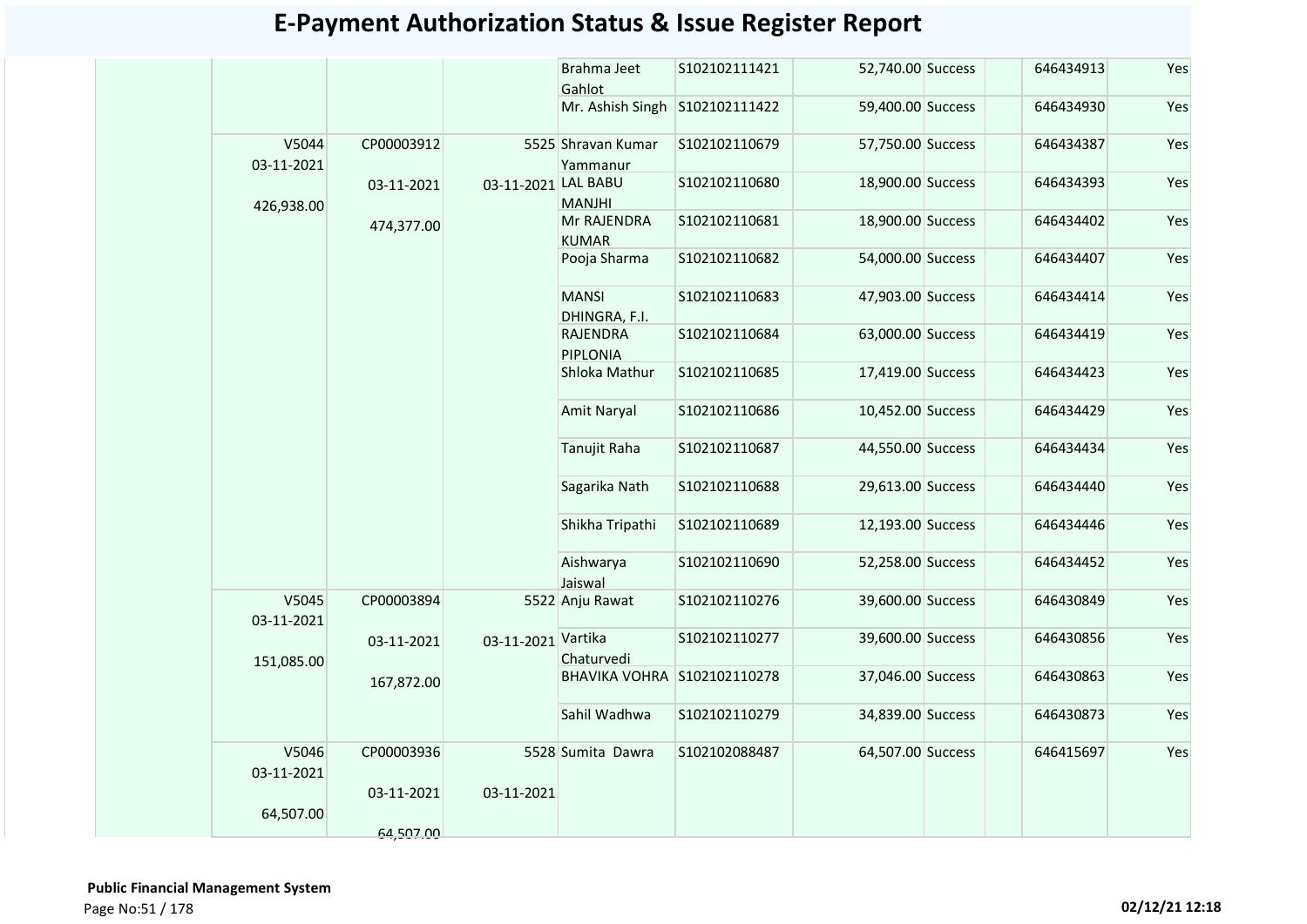# E-Payment Authorization Status & Issue Register Report

| | | | | | | | | | | |
|---|---|---|---|---|---|---|---|---|---|---|
| | | | | Brahma Jeet Gahlot | S102102111421 | 52,740.00 | Success | | 646434913 | Yes |
| | | | | Mr. Ashish Singh | S102102111422 | 59,400.00 | Success | | 646434930 | Yes |
| | V5044 03-11-2021 426,938.00 | CP00003912 03-11-2021 474,377.00 | 5525 03-11-2021 | Shravan Kumar Yammanur | S102102110679 | 57,750.00 | Success | | 646434387 | Yes |
| | | | | LAL BABU MANJHI | S102102110680 | 18,900.00 | Success | | 646434393 | Yes |
| | | | | Mr RAJENDRA KUMAR | S102102110681 | 18,900.00 | Success | | 646434402 | Yes |
| | | | | Pooja Sharma | S102102110682 | 54,000.00 | Success | | 646434407 | Yes |
| | | | | MANSI DHINGRA, F.I. | S102102110683 | 47,903.00 | Success | | 646434414 | Yes |
| | | | | RAJENDRA PIPLONIA | S102102110684 | 63,000.00 | Success | | 646434419 | Yes |
| | | | | Shloka Mathur | S102102110685 | 17,419.00 | Success | | 646434423 | Yes |
| | | | | Amit Naryal | S102102110686 | 10,452.00 | Success | | 646434429 | Yes |
| | | | | Tanujit Raha | S102102110687 | 44,550.00 | Success | | 646434434 | Yes |
| | | | | Sagarika Nath | S102102110688 | 29,613.00 | Success | | 646434440 | Yes |
| | | | | Shikha Tripathi | S102102110689 | 12,193.00 | Success | | 646434446 | Yes |
| | | | | Aishwarya Jaiswal | S102102110690 | 52,258.00 | Success | | 646434452 | Yes |
| | V5045 03-11-2021 151,085.00 | CP00003894 03-11-2021 167,872.00 | 5522 03-11-2021 | Anju Rawat | S102102110276 | 39,600.00 | Success | | 646430849 | Yes |
| | | | | Vartika Chaturvedi | S102102110277 | 39,600.00 | Success | | 646430856 | Yes |
| | | | | BHAVIKA VOHRA | S102102110278 | 37,046.00 | Success | | 646430863 | Yes |
| | | | | Sahil Wadhwa | S102102110279 | 34,839.00 | Success | | 646430873 | Yes |
| | V5046 03-11-2021 64,507.00 | CP00003936 03-11-2021 64,507.00 | 5528 03-11-2021 | Sumita Dawra | S102102088487 | 64,507.00 | Success | | 646415697 | Yes |

**Public Financial Management System**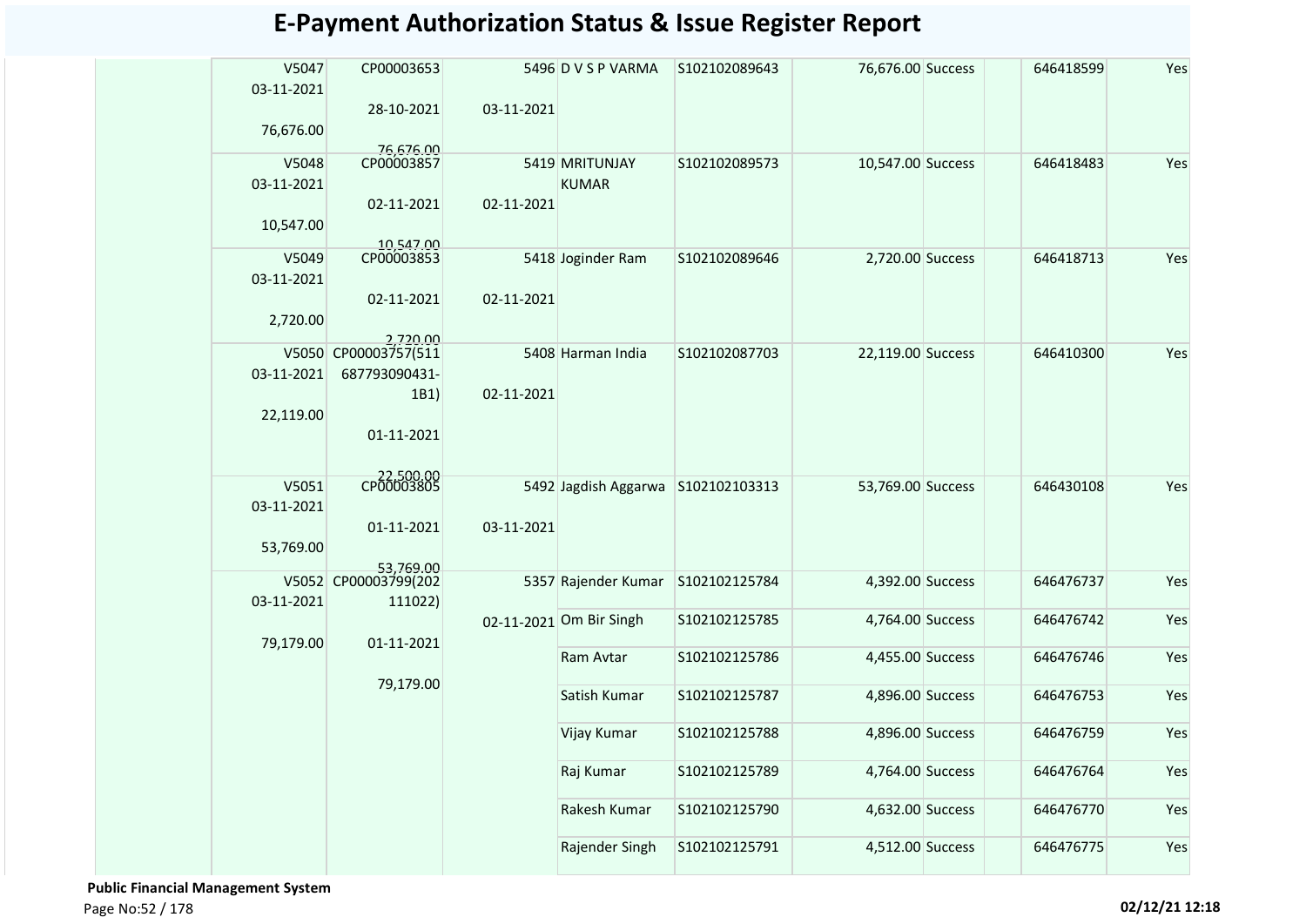# E-Payment Authorization Status & Issue Register Report

| | | | | | | | | | | |
|---|---|---|---|---|---|---|---|---|---|---|
| | V5047 03-11-2021 76,676.00 | CP00003653 28-10-2021 76,676.00 | 5496 03-11-2021 | D V S P VARMA | S102102089643 | 76,676.00 | Success | | 646418599 | Yes |
| | V5048 03-11-2021 10,547.00 | CP00003857 02-11-2021 10,547.00 | 5419 02-11-2021 | MRITUNJAY KUMAR | S102102089573 | 10,547.00 | Success | | 646418483 | Yes |
| | V5049 03-11-2021 2,720.00 | CP00003853 02-11-2021 2,720.00 | 5418 02-11-2021 | Joginder Ram | S102102089646 | 2,720.00 | Success | | 646418713 | Yes |
| | V5050 03-11-2021 22,119.00 | CP00003757(511 687793090431-1B1) 01-11-2021 22,500.00 | 5408 02-11-2021 | Harman India | S102102087703 | 22,119.00 | Success | | 646410300 | Yes |
| | V5051 03-11-2021 53,769.00 | CP00003805 01-11-2021 53,769.00 | 5492 03-11-2021 | Jagdish Aggarwa | S102102103313 | 53,769.00 | Success | | 646430108 | Yes |
| | V5052 03-11-2021 79,179.00 | CP00003799(202 111022) 01-11-2021 79,179.00 | 5357 02-11-2021 | Rajender Kumar | S102102125784 | 4,392.00 | Success | | 646476737 | Yes |
| | | | | Om Bir Singh | S102102125785 | 4,764.00 | Success | | 646476742 | Yes |
| | | | | Ram Avtar | S102102125786 | 4,455.00 | Success | | 646476746 | Yes |
| | | | | Satish Kumar | S102102125787 | 4,896.00 | Success | | 646476753 | Yes |
| | | | | Vijay Kumar | S102102125788 | 4,896.00 | Success | | 646476759 | Yes |
| | | | | Raj Kumar | S102102125789 | 4,764.00 | Success | | 646476764 | Yes |
| | | | | Rakesh Kumar | S102102125790 | 4,632.00 | Success | | 646476770 | Yes |
| | | | | Rajender Singh | S102102125791 | 4,512.00 | Success | | 646476775 | Yes |

**Public Financial Management System**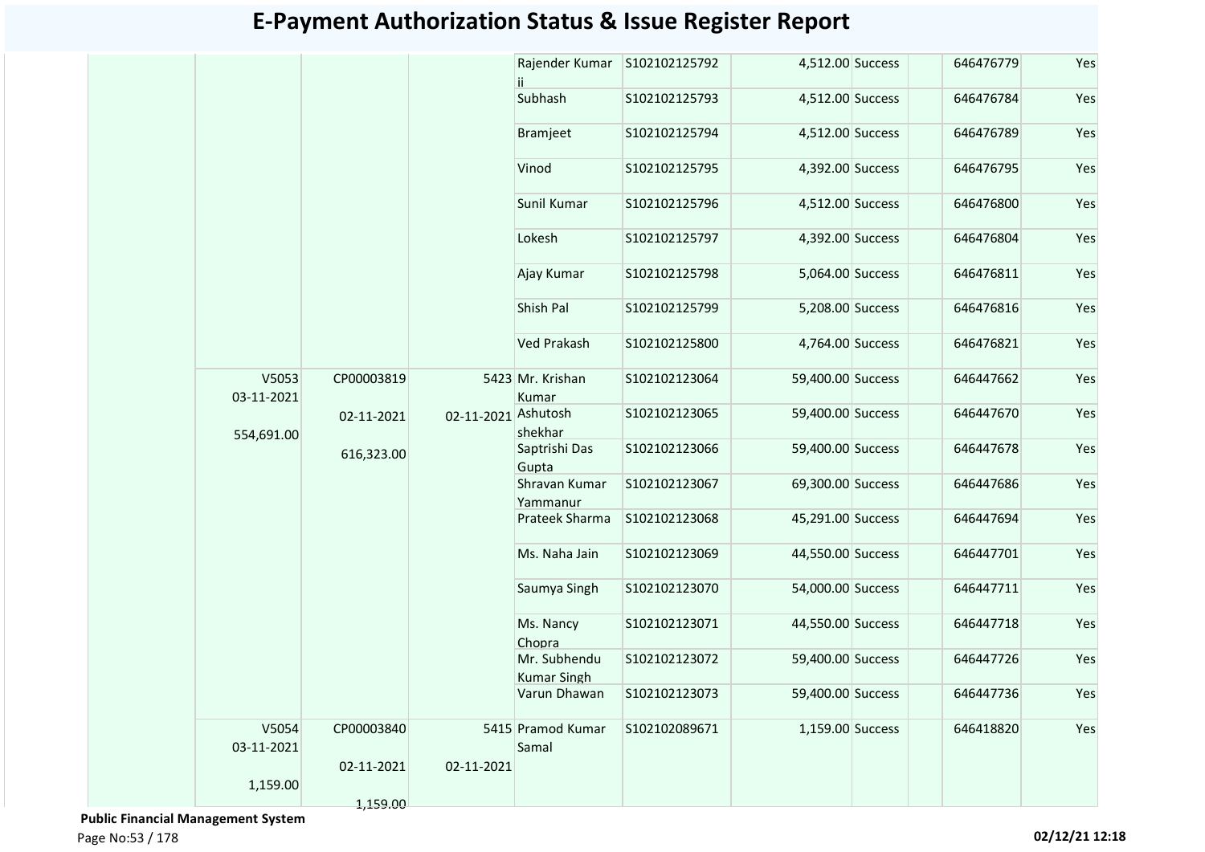# E-Payment Authorization Status & Issue Register Report

| | | | | | | | | | | |
|---|---|---|---|---|---|---|---|---|---|---|
| | | | | Rajender Kumar ii | S102102125792 | 4,512.00 | Success | | 646476779 | Yes |
| | | | | Subhash | S102102125793 | 4,512.00 | Success | | 646476784 | Yes |
| | | | | Bramjeet | S102102125794 | 4,512.00 | Success | | 646476789 | Yes |
| | | | | Vinod | S102102125795 | 4,392.00 | Success | | 646476795 | Yes |
| | | | | Sunil Kumar | S102102125796 | 4,512.00 | Success | | 646476800 | Yes |
| | | | | Lokesh | S102102125797 | 4,392.00 | Success | | 646476804 | Yes |
| | | | | Ajay Kumar | S102102125798 | 5,064.00 | Success | | 646476811 | Yes |
| | | | | Shish Pal | S102102125799 | 5,208.00 | Success | | 646476816 | Yes |
| | | | | Ved Prakash | S102102125800 | 4,764.00 | Success | | 646476821 | Yes |
| | V5053 03-11-2021 554,691.00 | CP00003819 02-11-2021 616,323.00 | 5423 02-11-2021 | Mr. Krishan Kumar | S102102123064 | 59,400.00 | Success | | 646447662 | Yes |
| | | | | Ashutosh shekhar | S102102123065 | 59,400.00 | Success | | 646447670 | Yes |
| | | | | Saptrishi Das Gupta | S102102123066 | 59,400.00 | Success | | 646447678 | Yes |
| | | | | Shravan Kumar Yammanur | S102102123067 | 69,300.00 | Success | | 646447686 | Yes |
| | | | | Prateek Sharma | S102102123068 | 45,291.00 | Success | | 646447694 | Yes |
| | | | | Ms. Naha Jain | S102102123069 | 44,550.00 | Success | | 646447701 | Yes |
| | | | | Saumya Singh | S102102123070 | 54,000.00 | Success | | 646447711 | Yes |
| | | | | Ms. Nancy Chopra | S102102123071 | 44,550.00 | Success | | 646447718 | Yes |
| | | | | Mr. Subhendu Kumar Singh | S102102123072 | 59,400.00 | Success | | 646447726 | Yes |
| | | | | Varun Dhawan | S102102123073 | 59,400.00 | Success | | 646447736 | Yes |
| | V5054 03-11-2021 1,159.00 | CP00003840 02-11-2021 1,159.00 | 5415 02-11-2021 | Pramod Kumar Samal | S102102089671 | 1,159.00 | Success | | 646418820 | Yes |

**Public Financial Management System**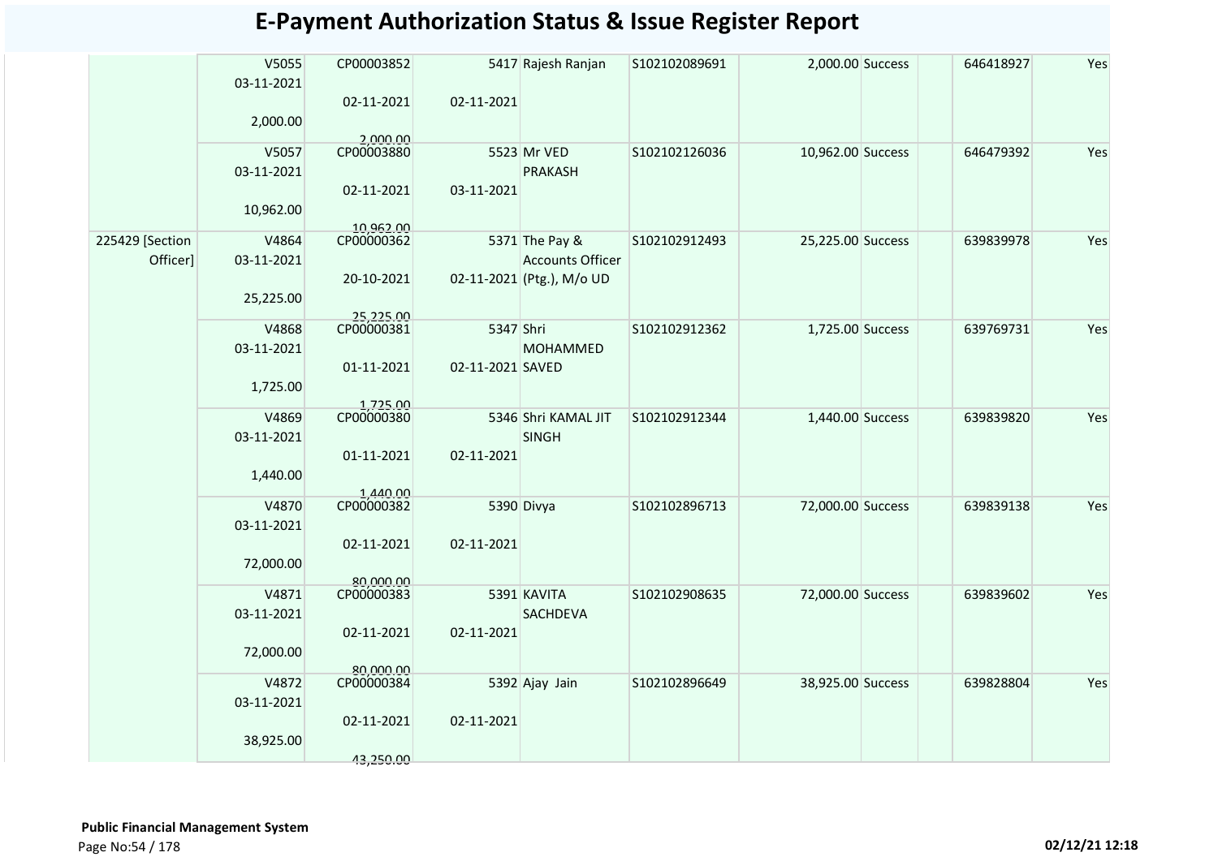# E-Payment Authorization Status & Issue Register Report

| | | | | | | | | | | |
|---|---|---|---|---|---|---|---|---|---|---|
| | V5055<br>03-11-2021<br>2,000.00 | CP00003852<br>02-11-2021<br>2,000.00 | 5417<br>02-11-2021 | Rajesh Ranjan | S102102089691 | 2,000.00 | Success | | 646418927 | Yes |
| | V5057<br>03-11-2021<br>10,962.00 | CP00003880<br>02-11-2021<br>10,962.00 | 5523<br>03-11-2021 | Mr VED PRAKASH | S102102126036 | 10,962.00 | Success | | 646479392 | Yes |
| 225429 [Section Officer] | V4864<br>03-11-2021<br>25,225.00 | CP00000362<br>20-10-2021<br>25,225.00 | 5371<br>02-11-2021 | The Pay & Accounts Officer (Ptg.), M/o UD | S102102912493 | 25,225.00 | Success | | 639839978 | Yes |
| | V4868<br>03-11-2021<br>1,725.00 | CP00000381<br>01-11-2021<br>1,725.00 | 5347<br>02-11-2021 | Shri MOHAMMED SAVED | S102102912362 | 1,725.00 | Success | | 639769731 | Yes |
| | V4869<br>03-11-2021<br>1,440.00 | CP00000380<br>01-11-2021<br>1,440.00 | 5346<br>02-11-2021 | Shri KAMAL JIT SINGH | S102102912344 | 1,440.00 | Success | | 639839820 | Yes |
| | V4870<br>03-11-2021<br>72,000.00 | CP00000382<br>02-11-2021<br>80,000.00 | 5390<br>02-11-2021 | Divya | S102102896713 | 72,000.00 | Success | | 639839138 | Yes |
| | V4871<br>03-11-2021<br>72,000.00 | CP00000383<br>02-11-2021<br>80,000.00 | 5391<br>02-11-2021 | KAVITA SACHDEVA | S102102908635 | 72,000.00 | Success | | 639839602 | Yes |
| | V4872<br>03-11-2021<br>38,925.00 | CP00000384<br>02-11-2021<br>43,250.00 | 5392<br>02-11-2021 | Ajay Jain | S102102896649 | 38,925.00 | Success | | 639828804 | Yes |

**Public Financial Management System**

02/12/21 12:18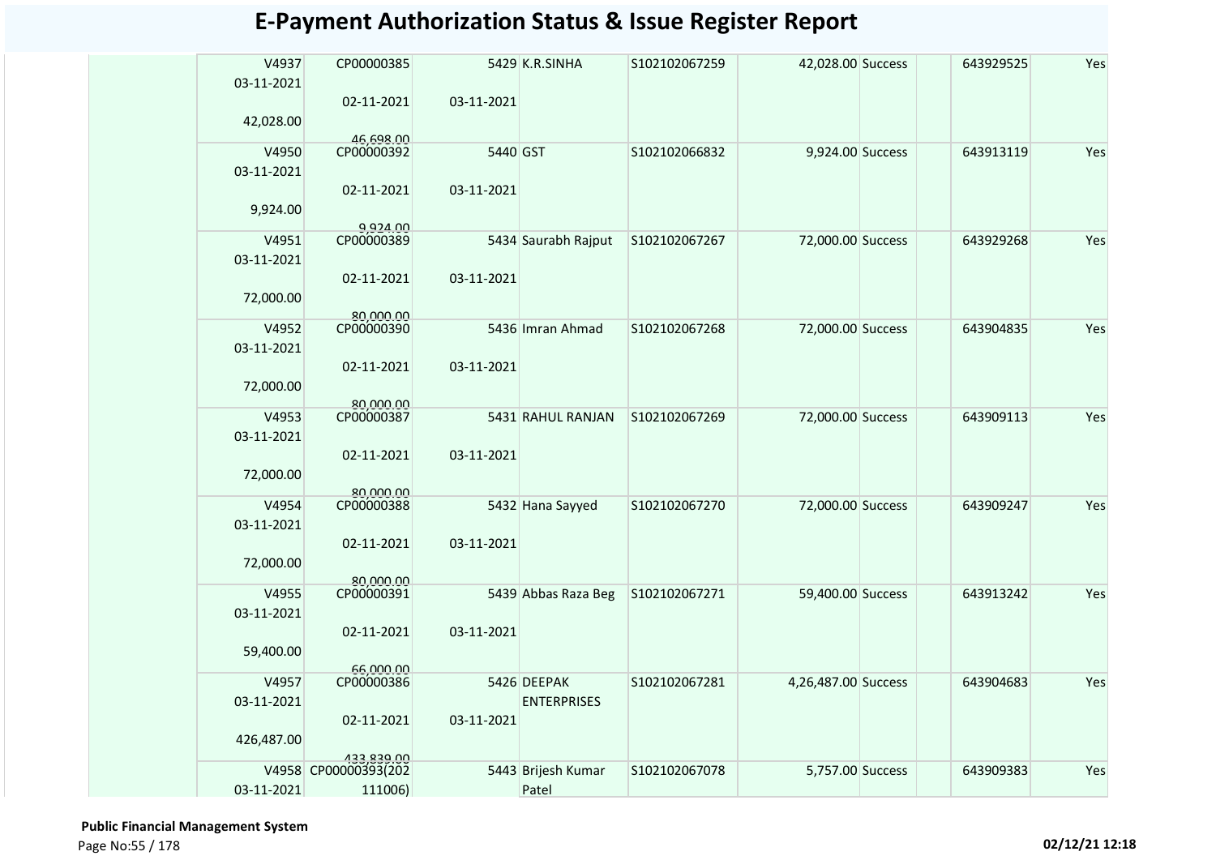# E-Payment Authorization Status & Issue Register Report

| | | | | | | | | | |
|---|---|---|---|---|---|---|---|---|---|
| | V4937 03-11-2021 42,028.00 | CP00000385 02-11-2021 46,698.00 | 5429 03-11-2021 | K.R.SINHA | S102102067259 | 42,028.00 | Success | 643929525 | Yes |
| | V4950 03-11-2021 9,924.00 | CP00000392 02-11-2021 9,924.00 | 5440 03-11-2021 | GST | S102102066832 | 9,924.00 | Success | 643913119 | Yes |
| | V4951 03-11-2021 72,000.00 | CP00000389 02-11-2021 80,000.00 | 5434 03-11-2021 | Saurabh Rajput | S102102067267 | 72,000.00 | Success | 643929268 | Yes |
| | V4952 03-11-2021 72,000.00 | CP00000390 02-11-2021 80,000.00 | 5436 03-11-2021 | Imran Ahmad | S102102067268 | 72,000.00 | Success | 643904835 | Yes |
| | V4953 03-11-2021 72,000.00 | CP00000387 02-11-2021 80,000.00 | 5431 03-11-2021 | RAHUL RANJAN | S102102067269 | 72,000.00 | Success | 643909113 | Yes |
| | V4954 03-11-2021 72,000.00 | CP00000388 02-11-2021 80,000.00 | 5432 03-11-2021 | Hana Sayyed | S102102067270 | 72,000.00 | Success | 643909247 | Yes |
| | V4955 03-11-2021 59,400.00 | CP00000391 02-11-2021 66,000.00 | 5439 03-11-2021 | Abbas Raza Beg | S102102067271 | 59,400.00 | Success | 643913242 | Yes |
| | V4957 03-11-2021 426,487.00 | CP00000386 02-11-2021 433,839.00 | 5426 03-11-2021 | DEEPAK ENTERPRISES | S102102067281 | 4,26,487.00 | Success | 643904683 | Yes |
| | V4958 03-11-2021 | CP00000393(202111006) | 5443 | Brijesh Kumar Patel | S102102067078 | 5,757.00 | Success | 643909383 | Yes |

**Public Financial Management System**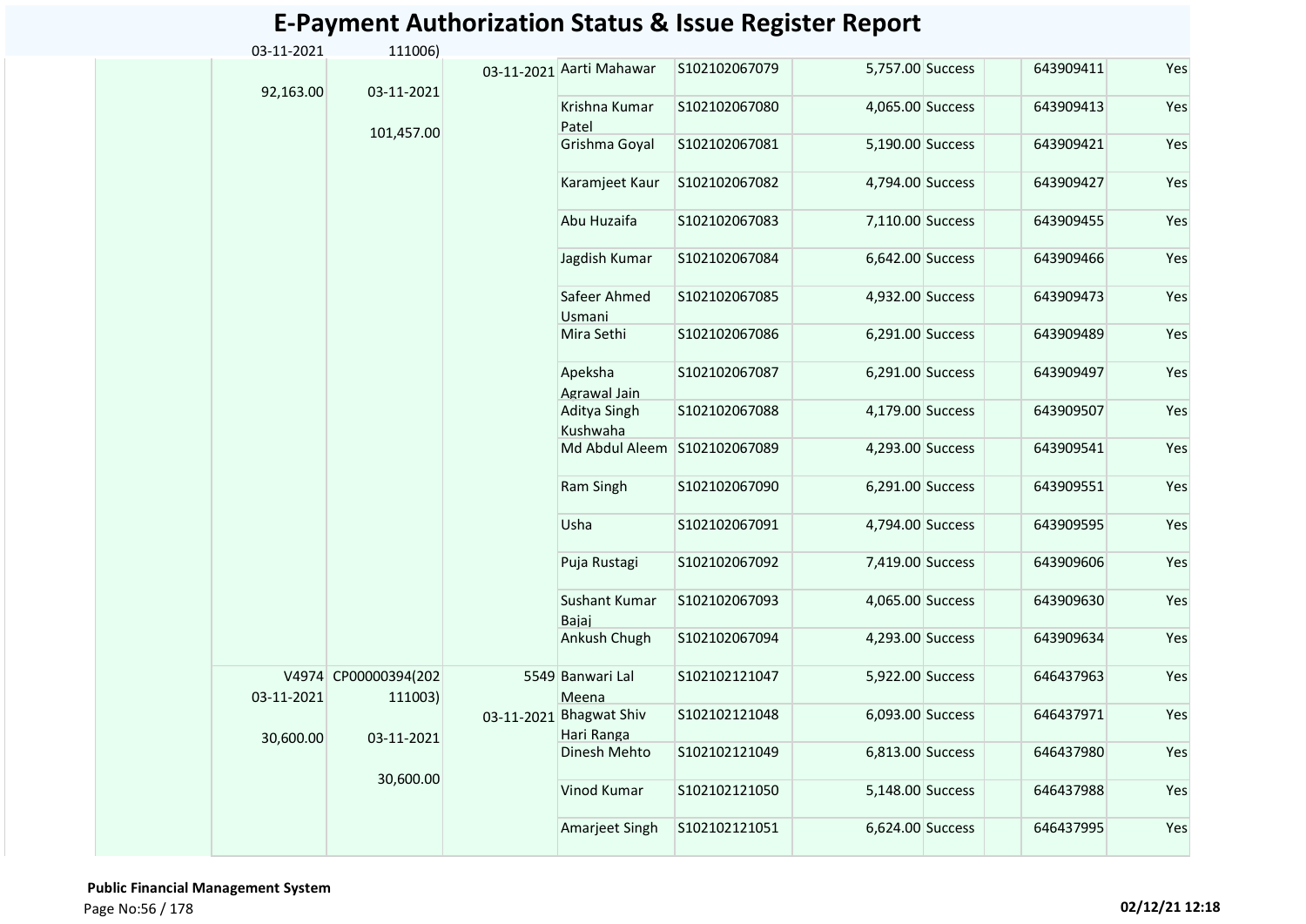# E-Payment Authorization Status & Issue Register Report

| | | | | | | | | | | |
|---|---|---|---|---|---|---|---|---|---|---|
| | 03-11-2021 | 111006) | | | | | | | | |
| | 92,163.00 | 03-11-2021 | 03-11-2021 | Aarti Mahawar | S102102067079 | 5,757.00 | Success | | 643909411 | Yes |
| | | 101,457.00 | | Krishna Kumar Patel | S102102067080 | 4,065.00 | Success | | 643909413 | Yes |
| | | | | Grishma Goyal | S102102067081 | 5,190.00 | Success | | 643909421 | Yes |
| | | | | Karamjeet Kaur | S102102067082 | 4,794.00 | Success | | 643909427 | Yes |
| | | | | Abu Huzaifa | S102102067083 | 7,110.00 | Success | | 643909455 | Yes |
| | | | | Jagdish Kumar | S102102067084 | 6,642.00 | Success | | 643909466 | Yes |
| | | | | Safeer Ahmed Usmani | S102102067085 | 4,932.00 | Success | | 643909473 | Yes |
| | | | | Mira Sethi | S102102067086 | 6,291.00 | Success | | 643909489 | Yes |
| | | | | Apeksha Agrawal Jain | S102102067087 | 6,291.00 | Success | | 643909497 | Yes |
| | | | | Aditya Singh Kushwaha | S102102067088 | 4,179.00 | Success | | 643909507 | Yes |
| | | | | Md Abdul Aleem | S102102067089 | 4,293.00 | Success | | 643909541 | Yes |
| | | | | Ram Singh | S102102067090 | 6,291.00 | Success | | 643909551 | Yes |
| | | | | Usha | S102102067091 | 4,794.00 | Success | | 643909595 | Yes |
| | | | | Puja Rustagi | S102102067092 | 7,419.00 | Success | | 643909606 | Yes |
| | | | | Sushant Kumar Bajaj | S102102067093 | 4,065.00 | Success | | 643909630 | Yes |
| | | | | Ankush Chugh | S102102067094 | 4,293.00 | Success | | 643909634 | Yes |
| | V4974 | CP00000394(202 | 5549 | Banwari Lal Meena | S102102121047 | 5,922.00 | Success | | 646437963 | Yes |
| | 03-11-2021 | 111003) | 03-11-2021 | Bhagwat Shiv Hari Ranga | S102102121048 | 6,093.00 | Success | | 646437971 | Yes |
| | 30,600.00 | 03-11-2021 | | Dinesh Mehto | S102102121049 | 6,813.00 | Success | | 646437980 | Yes |
| | | 30,600.00 | | Vinod Kumar | S102102121050 | 5,148.00 | Success | | 646437988 | Yes |
| | | | | Amarjeet Singh | S102102121051 | 6,624.00 | Success | | 646437995 | Yes |

**Public Financial Management System**

02/12/21 12:18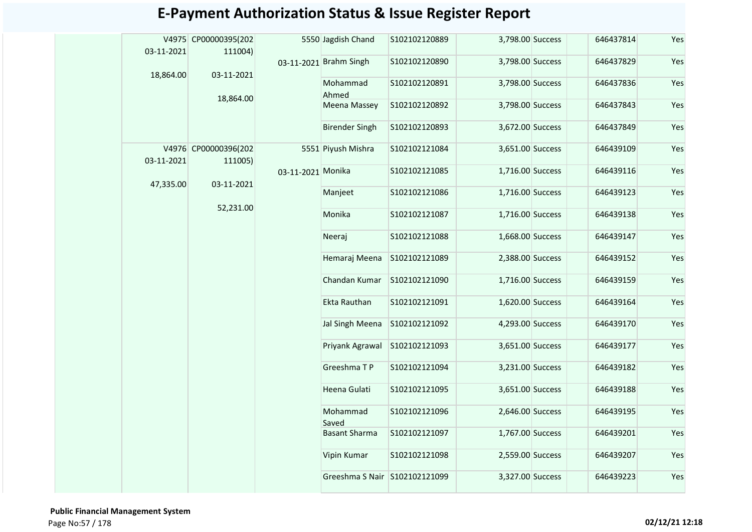# E-Payment Authorization Status & Issue Register Report

| | | | | | | | | | | |
|---|---|---|---|---|---|---|---|---|---|---|
| | V4975<br>03-11-2021<br><br>18,864.00 | CP00000395(202111004)<br><br>03-11-2021<br><br>18,864.00 | 5550<br>03-11-2021 | Jagdish Chand | S102102120889 | 3,798.00 | Success | | 646437814 | Yes |
| | | | | Brahm Singh | S102102120890 | 3,798.00 | Success | | 646437829 | Yes |
| | | | | Mohammad Ahmed | S102102120891 | 3,798.00 | Success | | 646437836 | Yes |
| | | | | Meena Massey | S102102120892 | 3,798.00 | Success | | 646437843 | Yes |
| | | | | Birender Singh | S102102120893 | 3,672.00 | Success | | 646437849 | Yes |
| | V4976<br>03-11-2021<br><br>47,335.00 | CP00000396(202111005)<br><br>03-11-2021<br><br>52,231.00 | 5551<br>03-11-2021 | Piyush Mishra | S102102121084 | 3,651.00 | Success | | 646439109 | Yes |
| | | | | Monika | S102102121085 | 1,716.00 | Success | | 646439116 | Yes |
| | | | | Manjeet | S102102121086 | 1,716.00 | Success | | 646439123 | Yes |
| | | | | Monika | S102102121087 | 1,716.00 | Success | | 646439138 | Yes |
| | | | | Neeraj | S102102121088 | 1,668.00 | Success | | 646439147 | Yes |
| | | | | Hemaraj Meena | S102102121089 | 2,388.00 | Success | | 646439152 | Yes |
| | | | | Chandan Kumar | S102102121090 | 1,716.00 | Success | | 646439159 | Yes |
| | | | | Ekta Rauthan | S102102121091 | 1,620.00 | Success | | 646439164 | Yes |
| | | | | Jal Singh Meena | S102102121092 | 4,293.00 | Success | | 646439170 | Yes |
| | | | | Priyank Agrawal | S102102121093 | 3,651.00 | Success | | 646439177 | Yes |
| | | | | Greeshma T P | S102102121094 | 3,231.00 | Success | | 646439182 | Yes |
| | | | | Heena Gulati | S102102121095 | 3,651.00 | Success | | 646439188 | Yes |
| | | | | Mohammad Saved | S102102121096 | 2,646.00 | Success | | 646439195 | Yes |
| | | | | Basant Sharma | S102102121097 | 1,767.00 | Success | | 646439201 | Yes |
| | | | | Vipin Kumar | S102102121098 | 2,559.00 | Success | | 646439207 | Yes |
| | | | | Greeshma S Nair | S102102121099 | 3,327.00 | Success | | 646439223 | Yes |

**Public Financial Management System**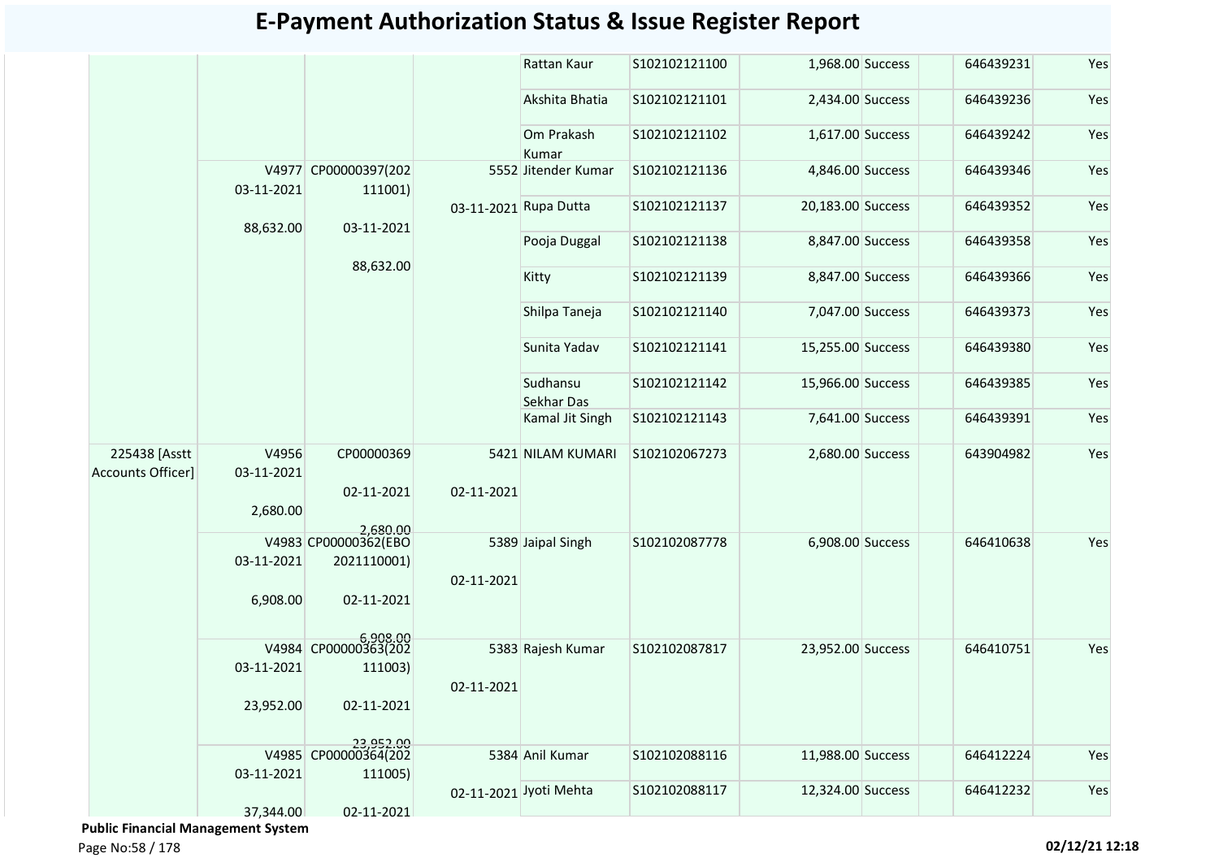# E-Payment Authorization Status & Issue Register Report

| | | | | | | | | | | |
|---|---|---|---|---|---|---|---|---|---|---|
| | | | | Rattan Kaur | S102102121100 | 1,968.00 | Success | | 646439231 | Yes |
| | | | | Akshita Bhatia | S102102121101 | 2,434.00 | Success | | 646439236 | Yes |
| | | | | Om Prakash Kumar | S102102121102 | 1,617.00 | Success | | 646439242 | Yes |
| | V4977 03-11-2021 88,632.00 | CP00000397(202111001) 03-11-2021 88,632.00 | 5552 03-11-2021 | Jitender Kumar | S102102121136 | 4,846.00 | Success | | 646439346 | Yes |
| | | | | Rupa Dutta | S102102121137 | 20,183.00 | Success | | 646439352 | Yes |
| | | | | Pooja Duggal | S102102121138 | 8,847.00 | Success | | 646439358 | Yes |
| | | | | Kitty | S102102121139 | 8,847.00 | Success | | 646439366 | Yes |
| | | | | Shilpa Taneja | S102102121140 | 7,047.00 | Success | | 646439373 | Yes |
| | | | | Sunita Yadav | S102102121141 | 15,255.00 | Success | | 646439380 | Yes |
| | | | | Sudhansu Sekhar Das | S102102121142 | 15,966.00 | Success | | 646439385 | Yes |
| | | | | Kamal Jit Singh | S102102121143 | 7,641.00 | Success | | 646439391 | Yes |
| 225438 [Asstt Accounts Officer] | V4956 03-11-2021 2,680.00 | CP00000369 02-11-2021 2,680.00 | 5421 02-11-2021 | NILAM KUMARI | S102102067273 | 2,680.00 | Success | | 643904982 | Yes |
| | V4983 03-11-2021 6,908.00 | CP00000362(EBO2021110001) 02-11-2021 6,908.00 | 5389 02-11-2021 | Jaipal Singh | S102102087778 | 6,908.00 | Success | | 646410638 | Yes |
| | V4984 03-11-2021 23,952.00 | CP00000363(202111003) 02-11-2021 23,952.00 | 5383 02-11-2021 | Rajesh Kumar | S102102087817 | 23,952.00 | Success | | 646410751 | Yes |
| | V4985 03-11-2021 37,344.00 | CP00000364(202111005) 02-11-2021 | 5384 02-11-2021 | Anil Kumar | S102102088116 | 11,988.00 | Success | | 646412224 | Yes |
| | | | | Jyoti Mehta | S102102088117 | 12,324.00 | Success | | 646412232 | Yes |

**Public Financial Management System**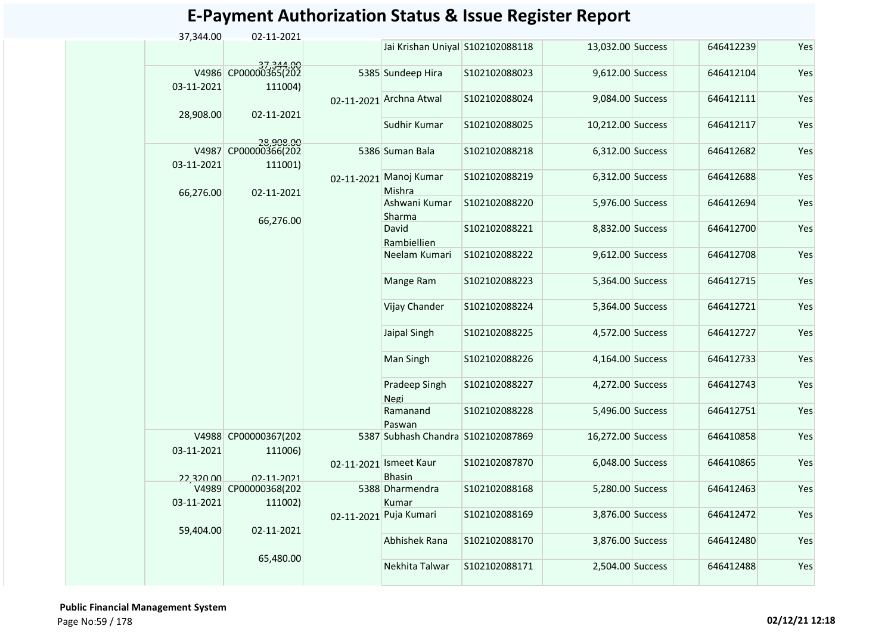# E-Payment Authorization Status & Issue Register Report

| | | | | | | | | | | |
|---|---|---|---|---|---|---|---|---|---|---|
| | 37,344.00 | 02-11-2021 | | | | | | | | |
| | | 37,344.00 | | Jai Krishan Uniyal | S102102088118 | 13,032.00 | Success | | 646412239 | Yes |
| | V4986 03-11-2021 | CP00000365(202 111004) | 5385 | Sundeep Hira | S102102088023 | 9,612.00 | Success | | 646412104 | Yes |
| | | | 02-11-2021 | Archna Atwal | S102102088024 | 9,084.00 | Success | | 646412111 | Yes |
| | 28,908.00 | 02-11-2021 | | Sudhir Kumar | S102102088025 | 10,212.00 | Success | | 646412117 | Yes |
| | | 28,908.00 | | | | | | | | |
| | V4987 03-11-2021 | CP00000366(202 111001) | 5386 | Suman Bala | S102102088218 | 6,312.00 | Success | | 646412682 | Yes |
| | | | 02-11-2021 | Manoj Kumar Mishra | S102102088219 | 6,312.00 | Success | | 646412688 | Yes |
| | 66,276.00 | 02-11-2021 | | Ashwani Kumar Sharma | S102102088220 | 5,976.00 | Success | | 646412694 | Yes |
| | | 66,276.00 | | David Rambiellien | S102102088221 | 8,832.00 | Success | | 646412700 | Yes |
| | | | | Neelam Kumari | S102102088222 | 9,612.00 | Success | | 646412708 | Yes |
| | | | | Mange Ram | S102102088223 | 5,364.00 | Success | | 646412715 | Yes |
| | | | | Vijay Chander | S102102088224 | 5,364.00 | Success | | 646412721 | Yes |
| | | | | Jaipal Singh | S102102088225 | 4,572.00 | Success | | 646412727 | Yes |
| | | | | Man Singh | S102102088226 | 4,164.00 | Success | | 646412733 | Yes |
| | | | | Pradeep Singh Negi | S102102088227 | 4,272.00 | Success | | 646412743 | Yes |
| | | | | Ramanand Paswan | S102102088228 | 5,496.00 | Success | | 646412751 | Yes |
| | V4988 03-11-2021 | CP00000367(202 111006) | 5387 | Subhash Chandra | S102102087869 | 16,272.00 | Success | | 646410858 | Yes |
| | | | 02-11-2021 | Ismeet Kaur Bhasin | S102102087870 | 6,048.00 | Success | | 646410865 | Yes |
| | 22,320.00 | 02-11-2021 | | | | | | | | |
| | V4989 03-11-2021 | CP00000368(202 111002) | 5388 | Dharmendra Kumar | S102102088168 | 5,280.00 | Success | | 646412463 | Yes |
| | | | 02-11-2021 | Puja Kumari | S102102088169 | 3,876.00 | Success | | 646412472 | Yes |
| | 59,404.00 | 02-11-2021 | | Abhishek Rana | S102102088170 | 3,876.00 | Success | | 646412480 | Yes |
| | | 65,480.00 | | Nekhita Talwar | S102102088171 | 2,504.00 | Success | | 646412488 | Yes |

**Public Financial Management System**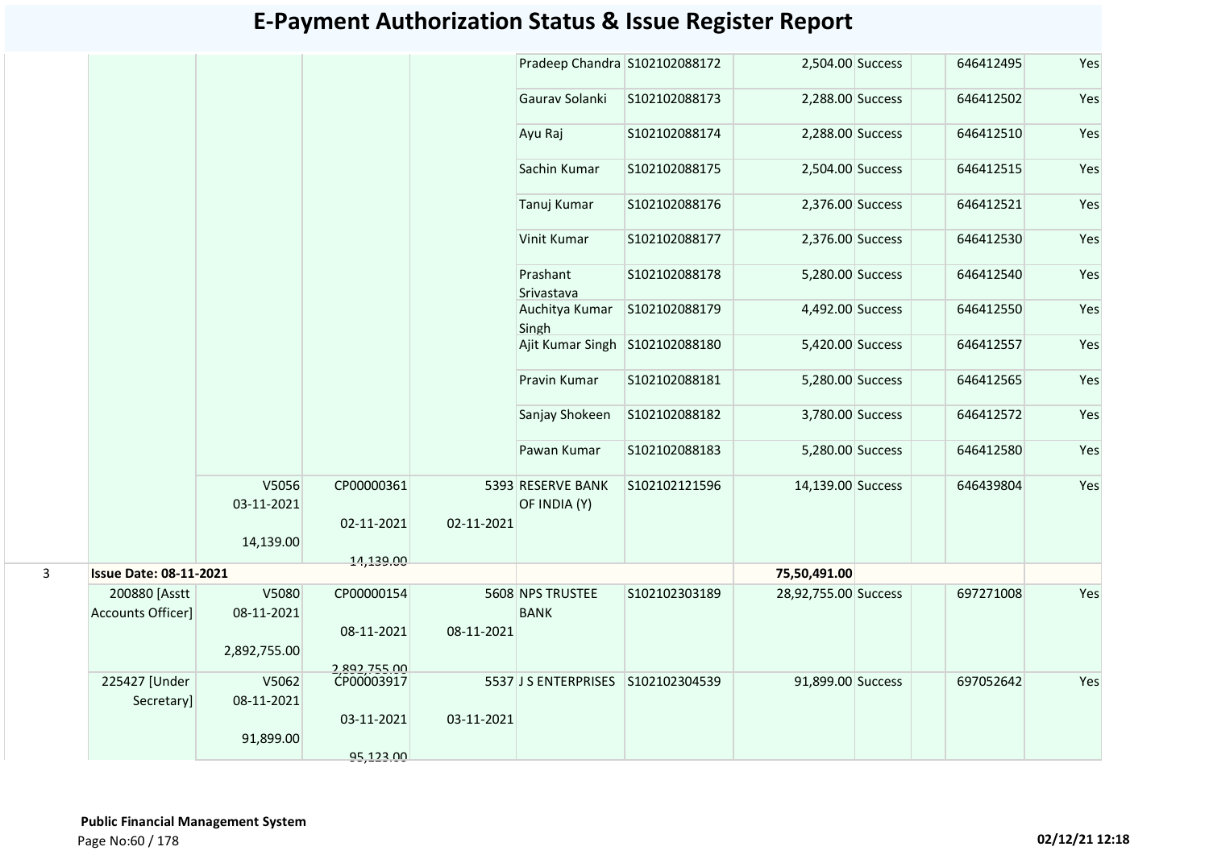# E-Payment Authorization Status & Issue Register Report

| | | | | | | | | | | | |
|---|---|---|---|---|---|---|---|---|---|---|---|
| | | | | | Pradeep Chandra | S102102088172 | 2,504.00 | Success | | 646412495 | Yes |
| | | | | | Gaurav Solanki | S102102088173 | 2,288.00 | Success | | 646412502 | Yes |
| | | | | | Ayu Raj | S102102088174 | 2,288.00 | Success | | 646412510 | Yes |
| | | | | | Sachin Kumar | S102102088175 | 2,504.00 | Success | | 646412515 | Yes |
| | | | | | Tanuj Kumar | S102102088176 | 2,376.00 | Success | | 646412521 | Yes |
| | | | | | Vinit Kumar | S102102088177 | 2,376.00 | Success | | 646412530 | Yes |
| | | | | | Prashant Srivastava | S102102088178 | 5,280.00 | Success | | 646412540 | Yes |
| | | | | | Auchitya Kumar Singh | S102102088179 | 4,492.00 | Success | | 646412550 | Yes |
| | | | | | Ajit Kumar Singh | S102102088180 | 5,420.00 | Success | | 646412557 | Yes |
| | | | | | Pravin Kumar | S102102088181 | 5,280.00 | Success | | 646412565 | Yes |
| | | | | | Sanjay Shokeen | S102102088182 | 3,780.00 | Success | | 646412572 | Yes |
| | | | | | Pawan Kumar | S102102088183 | 5,280.00 | Success | | 646412580 | Yes |
| | | V5056 03-11-2021 14,139.00 | CP00000361 02-11-2021 14,139.00 | 5393 02-11-2021 | RESERVE BANK OF INDIA (Y) | S102102121596 | 14,139.00 | Success | | 646439804 | Yes |
| 3 | **Issue Date: 08-11-2021** | | | | | | **75,50,491.00** | | | | |
| | 200880 [Asstt Accounts Officer] | V5080 08-11-2021 2,892,755.00 | CP00000154 08-11-2021 2,892,755.00 | 5608 08-11-2021 | NPS TRUSTEE BANK | S102102303189 | 28,92,755.00 | Success | | 697271008 | Yes |
| | 225427 [Under Secretary] | V5062 08-11-2021 91,899.00 | CP00003917 03-11-2021 95,123.00 | 5537 03-11-2021 | J S ENTERPRISES | S102102304539 | 91,899.00 | Success | | 697052642 | Yes |

**Public Financial Management System**

02/12/21 12:18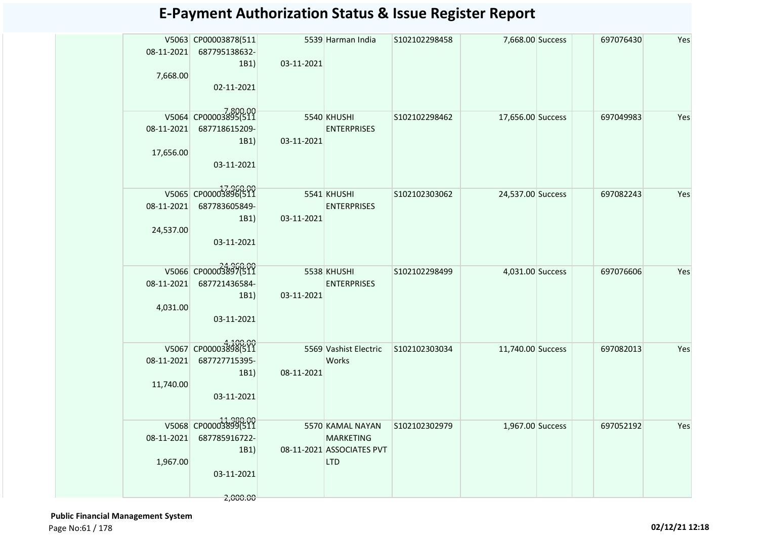# E-Payment Authorization Status & Issue Register Report

| | | | | | | | | | | |
|---|---|---|---|---|---|---|---|---|---|---|
| | V5063 08-11-2021 7,668.00 | CP00003878(511 687795138632-1B1) 02-11-2021 7,800.00 | 5539 03-11-2021 | Harman India | S102102298458 | 7,668.00 | Success | | 697076430 | Yes |
| | V5064 08-11-2021 17,656.00 | CP00003895(511 687718615209-1B1) 03-11-2021 17,960.00 | 5540 03-11-2021 | KHUSHI ENTERPRISES | S102102298462 | 17,656.00 | Success | | 697049983 | Yes |
| | V5065 08-11-2021 24,537.00 | CP00003896(511 687783605849-1B1) 03-11-2021 24,960.00 | 5541 03-11-2021 | KHUSHI ENTERPRISES | S102102303062 | 24,537.00 | Success | | 697082243 | Yes |
| | V5066 08-11-2021 4,031.00 | CP00003897(511 687721436584-1B1) 03-11-2021 4,100.00 | 5538 03-11-2021 | KHUSHI ENTERPRISES | S102102298499 | 4,031.00 | Success | | 697076606 | Yes |
| | V5067 08-11-2021 11,740.00 | CP00003898(511 687727715395-1B1) 03-11-2021 11,980.00 | 5569 08-11-2021 | Vashist Electric Works | S102102303034 | 11,740.00 | Success | | 697082013 | Yes |
| | V5068 08-11-2021 1,967.00 | CP00003899(511 687785916722-1B1) 03-11-2021 2,000.00 | 5570 08-11-2021 | KAMAL NAYAN MARKETING ASSOCIATES PVT LTD | S102102302979 | 1,967.00 | Success | | 697052192 | Yes |

**Public Financial Management System**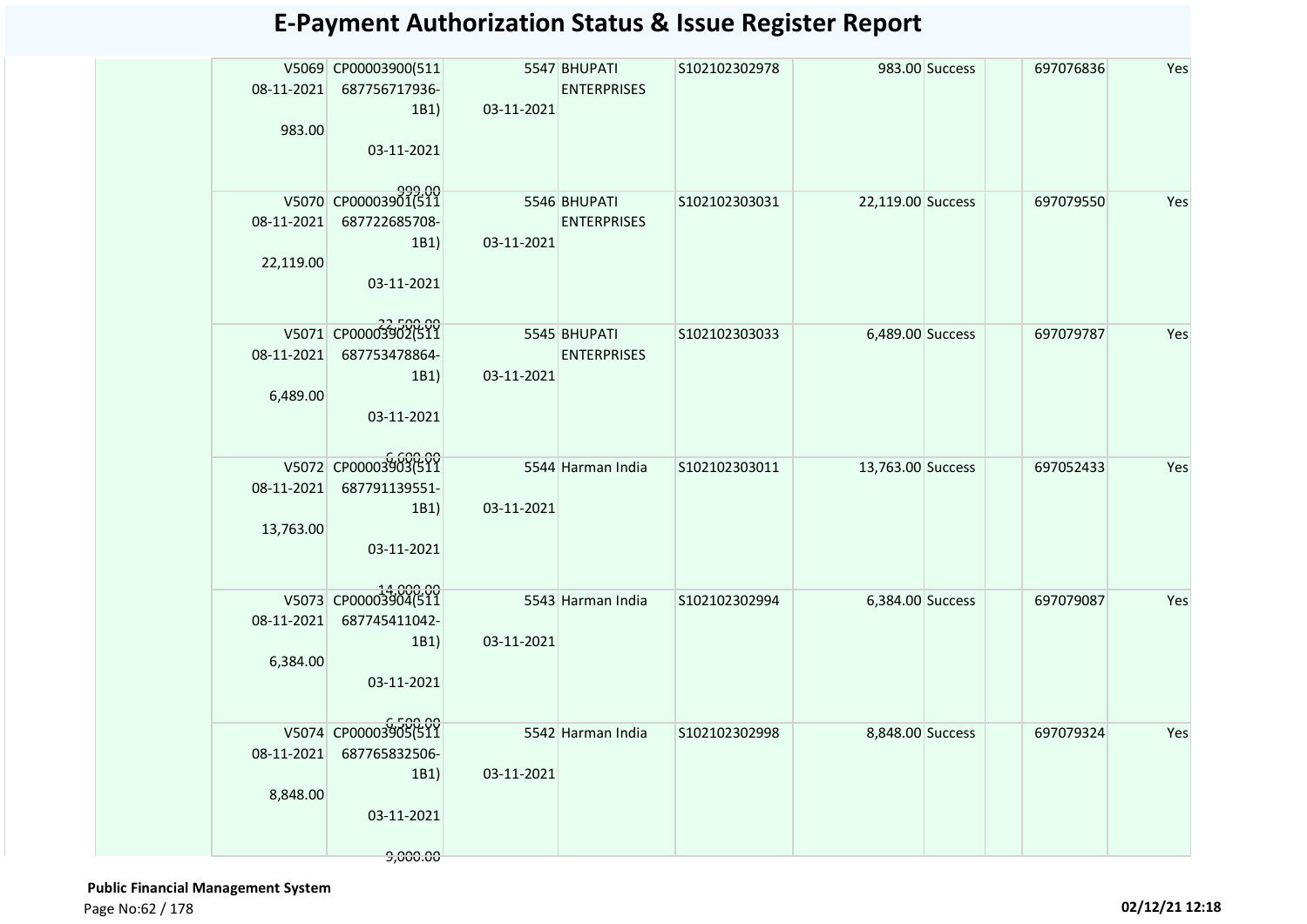# E-Payment Authorization Status & Issue Register Report

| | | | | | | | | | | |
|---|---|---|---|---|---|---|---|---|---|---|
| | V5069 08-11-2021 983.00 | CP00003900(511 687756717936-1B1) 03-11-2021 999.00 | 5547 03-11-2021 | BHUPATI ENTERPRISES | S102102302978 | 983.00 | Success | | 697076836 | Yes |
| | V5070 08-11-2021 22,119.00 | CP00003901(511 687722685708-1B1) 03-11-2021 22,500.00 | 5546 03-11-2021 | BHUPATI ENTERPRISES | S102102303031 | 22,119.00 | Success | | 697079550 | Yes |
| | V5071 08-11-2021 6,489.00 | CP00003902(511 687753478864-1B1) 03-11-2021 6,600.00 | 5545 03-11-2021 | BHUPATI ENTERPRISES | S102102303033 | 6,489.00 | Success | | 697079787 | Yes |
| | V5072 08-11-2021 13,763.00 | CP00003903(511 687791139551-1B1) 03-11-2021 14,000.00 | 5544 03-11-2021 | Harman India | S102102303011 | 13,763.00 | Success | | 697052433 | Yes |
| | V5073 08-11-2021 6,384.00 | CP00003904(511 687745411042-1B1) 03-11-2021 6,500.00 | 5543 03-11-2021 | Harman India | S102102302994 | 6,384.00 | Success | | 697079087 | Yes |
| | V5074 08-11-2021 8,848.00 | CP00003905(511 687765832506-1B1) 03-11-2021 9,000.00 | 5542 03-11-2021 | Harman India | S102102302998 | 8,848.00 | Success | | 697079324 | Yes |

**Public Financial Management System**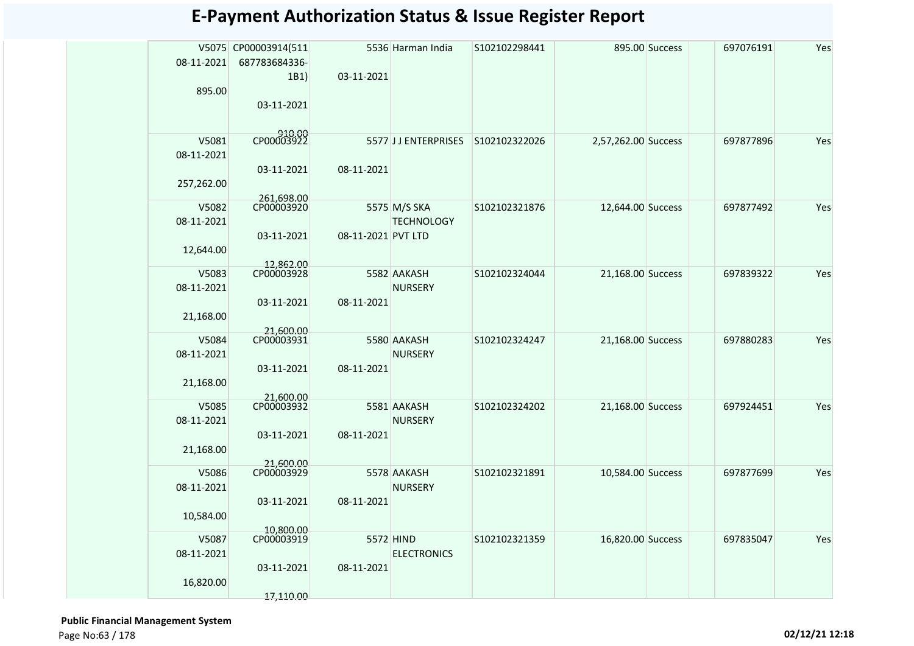# E-Payment Authorization Status & Issue Register Report

| | | | | | | | | | | |
|---|---|---|---|---|---|---|---|---|---|---|
| | V5075 08-11-2021 895.00 | CP00003914(511 687783684336-1B1) 03-11-2021 910.00 | 5536 03-11-2021 | Harman India | S102102298441 | 895.00 | Success | | 697076191 | Yes |
| | V5081 08-11-2021 257,262.00 | CP00003922 03-11-2021 261,698.00 | 5577 08-11-2021 | J J ENTERPRISES | S102102322026 | 2,57,262.00 | Success | | 697877896 | Yes |
| | V5082 08-11-2021 12,644.00 | CP00003920 03-11-2021 12,862.00 | 5575 08-11-2021 | M/S SKA TECHNOLOGY PVT LTD | S102102321876 | 12,644.00 | Success | | 697877492 | Yes |
| | V5083 08-11-2021 21,168.00 | CP00003928 03-11-2021 21,600.00 | 5582 08-11-2021 | AAKASH NURSERY | S102102324044 | 21,168.00 | Success | | 697839322 | Yes |
| | V5084 08-11-2021 21,168.00 | CP00003931 03-11-2021 21,600.00 | 5580 08-11-2021 | AAKASH NURSERY | S102102324247 | 21,168.00 | Success | | 697880283 | Yes |
| | V5085 08-11-2021 21,168.00 | CP00003932 03-11-2021 21,600.00 | 5581 08-11-2021 | AAKASH NURSERY | S102102324202 | 21,168.00 | Success | | 697924451 | Yes |
| | V5086 08-11-2021 10,584.00 | CP00003929 03-11-2021 10,800.00 | 5578 08-11-2021 | AAKASH NURSERY | S102102321891 | 10,584.00 | Success | | 697877699 | Yes |
| | V5087 08-11-2021 16,820.00 | CP00003919 03-11-2021 17,110.00 | 5572 08-11-2021 | HIND ELECTRONICS | S102102321359 | 16,820.00 | Success | | 697835047 | Yes |

**Public Financial Management System**

02/12/21 12:18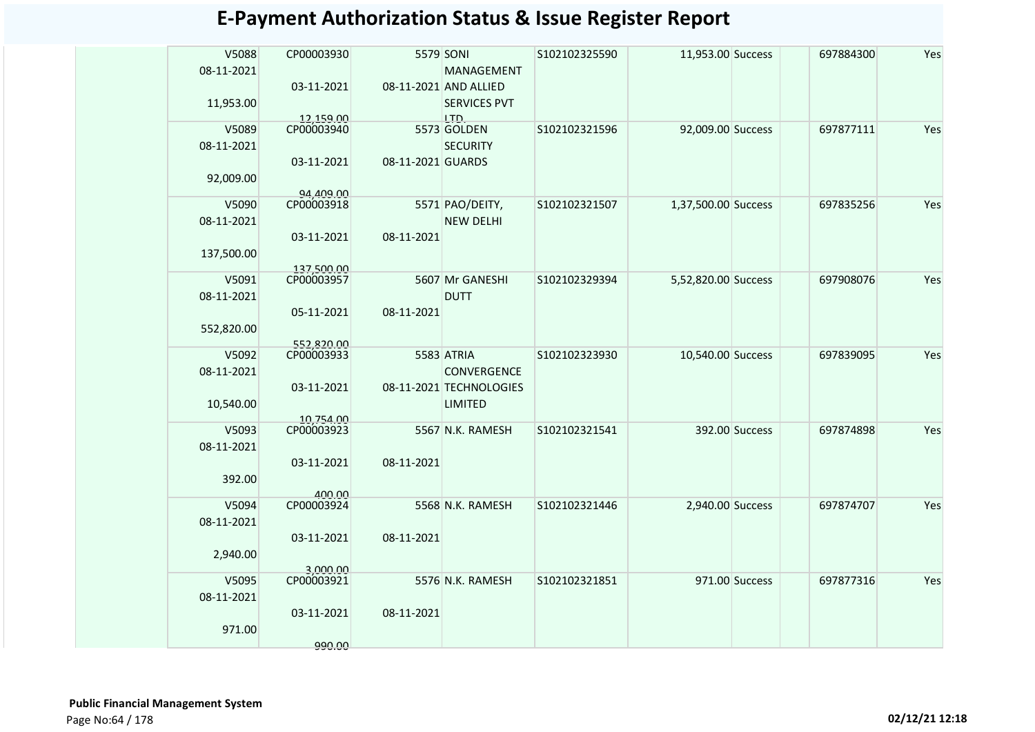# E-Payment Authorization Status & Issue Register Report

| | | | | | | | | | | |
|---|---|---|---|---|---|---|---|---|---|---|
| | V5088 08-11-2021 11,953.00 | CP00003930 03-11-2021 12,159.00 | 5579 08-11-2021 | SONI MANAGEMENT AND ALLIED SERVICES PVT LTD. | S102102325590 | 11,953.00 | Success | | 697884300 | Yes |
| | V5089 08-11-2021 92,009.00 | CP00003940 03-11-2021 94,409.00 | 5573 08-11-2021 | GOLDEN SECURITY GUARDS | S102102321596 | 92,009.00 | Success | | 697877111 | Yes |
| | V5090 08-11-2021 137,500.00 | CP00003918 03-11-2021 137,500.00 | 5571 08-11-2021 | PAO/DEITY, NEW DELHI | S102102321507 | 1,37,500.00 | Success | | 697835256 | Yes |
| | V5091 08-11-2021 552,820.00 | CP00003957 05-11-2021 552,820.00 | 5607 08-11-2021 | Mr GANESHI DUTT | S102102329394 | 5,52,820.00 | Success | | 697908076 | Yes |
| | V5092 08-11-2021 10,540.00 | CP00003933 03-11-2021 10,754.00 | 5583 08-11-2021 | ATRIA CONVERGENCE TECHNOLOGIES LIMITED | S102102323930 | 10,540.00 | Success | | 697839095 | Yes |
| | V5093 08-11-2021 392.00 | CP00003923 03-11-2021 400.00 | 5567 08-11-2021 | N.K. RAMESH | S102102321541 | 392.00 | Success | | 697874898 | Yes |
| | V5094 08-11-2021 2,940.00 | CP00003924 03-11-2021 3,000.00 | 5568 08-11-2021 | N.K. RAMESH | S102102321446 | 2,940.00 | Success | | 697874707 | Yes |
| | V5095 08-11-2021 971.00 | CP00003921 03-11-2021 990.00 | 5576 08-11-2021 | N.K. RAMESH | S102102321851 | 971.00 | Success | | 697877316 | Yes |

**Public Financial Management System**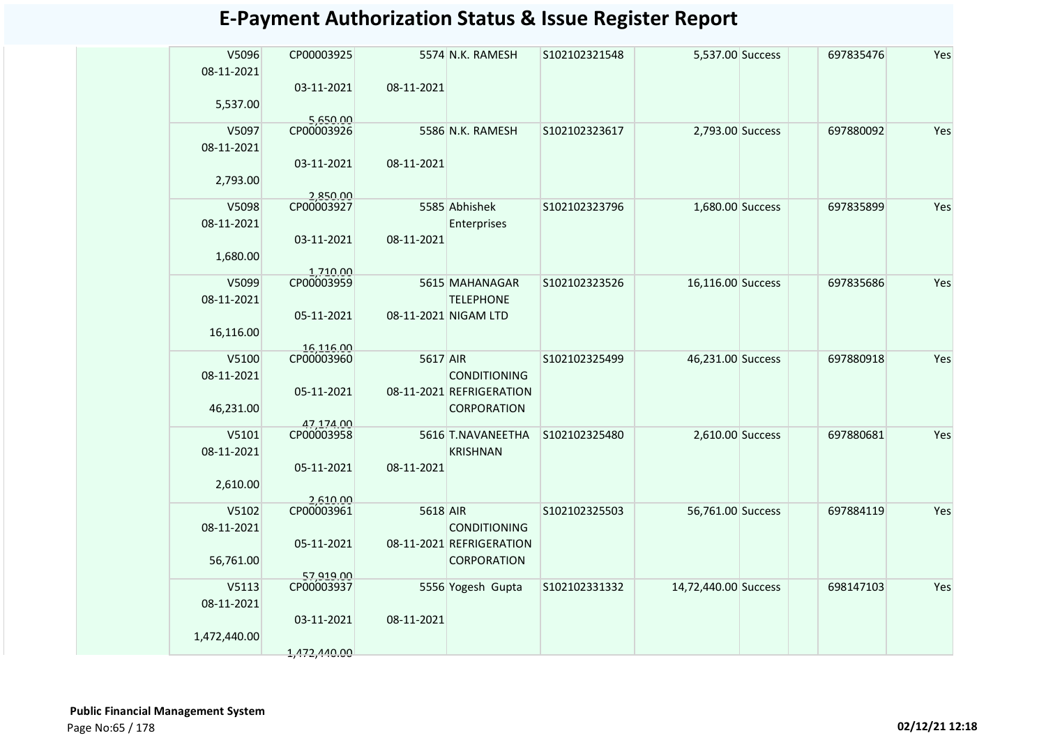# E-Payment Authorization Status & Issue Register Report

| | | | | | | | | | |
|---|---|---|---|---|---|---|---|---|---|
| V5096 08-11-2021 5,537.00 | CP00003925 03-11-2021 5,650.00 | 5574 08-11-2021 | N.K. RAMESH | S102102321548 | 5,537.00 | Success | | 697835476 | Yes |
| V5097 08-11-2021 2,793.00 | CP00003926 03-11-2021 2,850.00 | 5586 08-11-2021 | N.K. RAMESH | S102102323617 | 2,793.00 | Success | | 697880092 | Yes |
| V5098 08-11-2021 1,680.00 | CP00003927 03-11-2021 1,710.00 | 5585 08-11-2021 | Abhishek Enterprises | S102102323796 | 1,680.00 | Success | | 697835899 | Yes |
| V5099 08-11-2021 16,116.00 | CP00003959 05-11-2021 16,116.00 | 5615 08-11-2021 | MAHANAGAR TELEPHONE NIGAM LTD | S102102323526 | 16,116.00 | Success | | 697835686 | Yes |
| V5100 08-11-2021 46,231.00 | CP00003960 05-11-2021 47,174.00 | 5617 08-11-2021 | AIR CONDITIONING REFRIGERATION CORPORATION | S102102325499 | 46,231.00 | Success | | 697880918 | Yes |
| V5101 08-11-2021 2,610.00 | CP00003958 05-11-2021 2,610.00 | 5616 08-11-2021 | T.NAVANEETHA KRISHNAN | S102102325480 | 2,610.00 | Success | | 697880681 | Yes |
| V5102 08-11-2021 56,761.00 | CP00003961 05-11-2021 57,919.00 | 5618 08-11-2021 | AIR CONDITIONING REFRIGERATION CORPORATION | S102102325503 | 56,761.00 | Success | | 697884119 | Yes |
| V5113 08-11-2021 1,472,440.00 | CP00003937 03-11-2021 1,472,440.00 | 5556 08-11-2021 | Yogesh Gupta | S102102331332 | 14,72,440.00 | Success | | 698147103 | Yes |

**Public Financial Management System**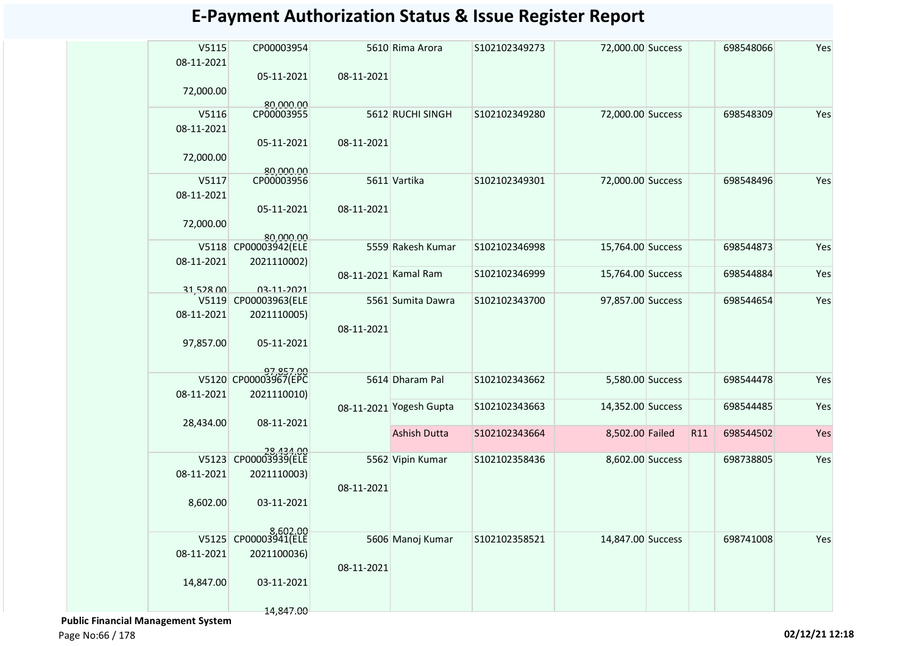# E-Payment Authorization Status & Issue Register Report

| | | | | | | | | | | |
|---|---|---|---|---|---|---|---|---|---|---|
| | V5115 08-11-2021 72,000.00 | CP00003954 05-11-2021 80,000.00 | 5610 08-11-2021 | Rima Arora | S102102349273 | 72,000.00 | Success | | 698548066 | Yes |
| | V5116 08-11-2021 72,000.00 | CP00003955 05-11-2021 80,000.00 | 5612 08-11-2021 | RUCHI SINGH | S102102349280 | 72,000.00 | Success | | 698548309 | Yes |
| | V5117 08-11-2021 72,000.00 | CP00003956 05-11-2021 80,000.00 | 5611 08-11-2021 | Vartika | S102102349301 | 72,000.00 | Success | | 698548496 | Yes |
| | V5118 08-11-2021 31,528.00 | CP00003942(ELE 2021110002) 03-11-2021 | 5559 08-11-2021 | Rakesh Kumar | S102102346998 | 15,764.00 | Success | | 698544873 | Yes |
| | | | | Kamal Ram | S102102346999 | 15,764.00 | Success | | 698544884 | Yes |
| | V5119 08-11-2021 97,857.00 | CP00003963(ELE 2021110005) 05-11-2021 97,857.00 | 5561 08-11-2021 | Sumita Dawra | S102102343700 | 97,857.00 | Success | | 698544654 | Yes |
| | V5120 08-11-2021 28,434.00 | CP00003967(EPC 2021110010) 08-11-2021 28,434.00 | 5614 08-11-2021 | Dharam Pal | S102102343662 | 5,580.00 | Success | | 698544478 | Yes |
| | | | | Yogesh Gupta | S102102343663 | 14,352.00 | Success | | 698544485 | Yes |
| | | | | Ashish Dutta | S102102343664 | 8,502.00 | Failed | R11 | 698544502 | Yes |
| | V5123 08-11-2021 8,602.00 | CP00003939(ELE 2021110003) 03-11-2021 8,602.00 | 5562 08-11-2021 | Vipin Kumar | S102102358436 | 8,602.00 | Success | | 698738805 | Yes |
| | V5125 08-11-2021 14,847.00 | CP00003941(ELE 2021100036) 03-11-2021 14,847.00 | 5606 08-11-2021 | Manoj Kumar | S102102358521 | 14,847.00 | Success | | 698741008 | Yes |

**Public Financial Management System**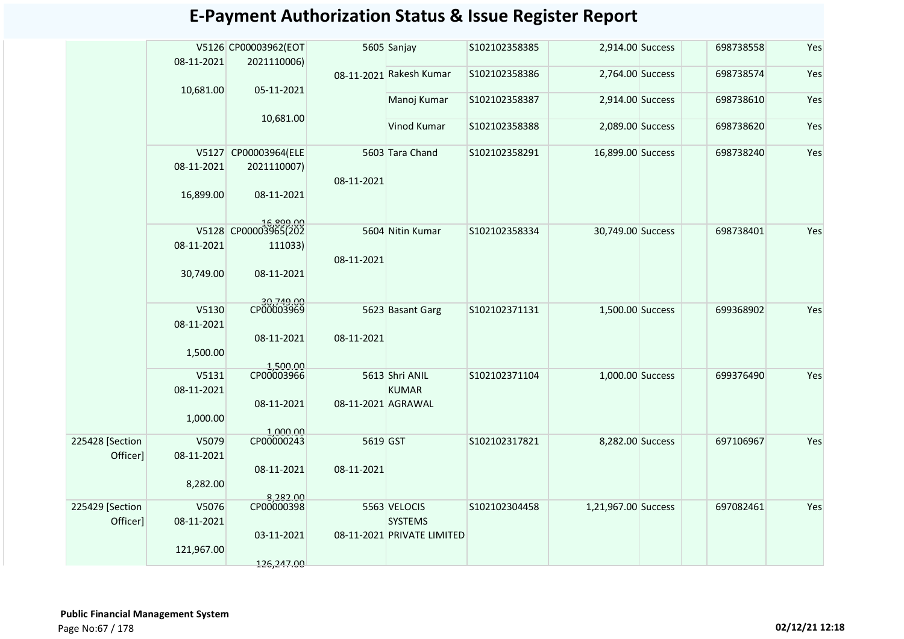# E-Payment Authorization Status & Issue Register Report

| | | | | | | | | | | |
|---|---|---|---|---|---|---|---|---|---|---|
| | V5126 08-11-2021 10,681.00 | CP00003962(EOT 2021110006) 05-11-2021 10,681.00 | 5605 08-11-2021 | Sanjay | S102102358385 | 2,914.00 | Success | | 698738558 | Yes |
| | | | | Rakesh Kumar | S102102358386 | 2,764.00 | Success | | 698738574 | Yes |
| | | | | Manoj Kumar | S102102358387 | 2,914.00 | Success | | 698738610 | Yes |
| | | | | Vinod Kumar | S102102358388 | 2,089.00 | Success | | 698738620 | Yes |
| | V5127 08-11-2021 16,899.00 | CP00003964(ELE 2021110007) 08-11-2021 16,899.00 | 5603 08-11-2021 | Tara Chand | S102102358291 | 16,899.00 | Success | | 698738240 | Yes |
| | V5128 08-11-2021 30,749.00 | CP00003965(202 111033) 08-11-2021 30,749.00 | 5604 08-11-2021 | Nitin Kumar | S102102358334 | 30,749.00 | Success | | 698738401 | Yes |
| | V5130 08-11-2021 1,500.00 | CP00003969 08-11-2021 1,500.00 | 5623 08-11-2021 | Basant Garg | S102102371131 | 1,500.00 | Success | | 699368902 | Yes |
| | V5131 08-11-2021 1,000.00 | CP00003966 08-11-2021 1,000.00 | 5613 08-11-2021 | Shri ANIL KUMAR AGRAWAL | S102102371104 | 1,000.00 | Success | | 699376490 | Yes |
| 225428 [Section Officer] | V5079 08-11-2021 8,282.00 | CP00000243 08-11-2021 8,282.00 | 5619 08-11-2021 | GST | S102102317821 | 8,282.00 | Success | | 697106967 | Yes |
| 225429 [Section Officer] | V5076 08-11-2021 121,967.00 | CP00000398 03-11-2021 126,247.00 | 5563 08-11-2021 | VELOCIS SYSTEMS PRIVATE LIMITED | S102102304458 | 1,21,967.00 | Success | | 697082461 | Yes |

**Public Financial Management System**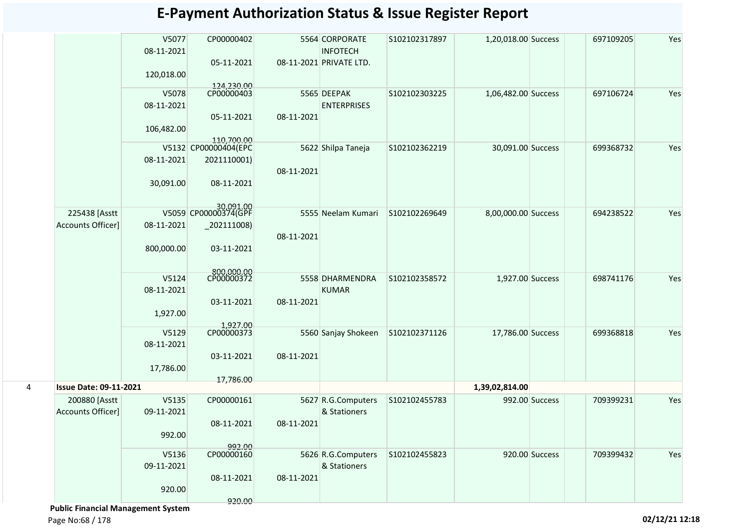# E-Payment Authorization Status & Issue Register Report

| | | | | | | | | | | | |
|---|---|---|---|---|---|---|---|---|---|---|---|
| | | V5077 08-11-2021 120,018.00 | CP00000402 05-11-2021 124,230.00 | 5564 08-11-2021 | CORPORATE INFOTECH PRIVATE LTD. | S102102317897 | 1,20,018.00 | Success | | 697109205 | Yes |
| | | V5078 08-11-2021 106,482.00 | CP00000403 05-11-2021 110,700.00 | 5565 08-11-2021 | DEEPAK ENTERPRISES | S102102303225 | 1,06,482.00 | Success | | 697106724 | Yes |
| | | V5132 08-11-2021 30,091.00 | CP00000404(EPC 2021110001) 08-11-2021 30,091.00 | 5622 08-11-2021 | Shilpa Taneja | S102102362219 | 30,091.00 | Success | | 699368732 | Yes |
| | 225438 [Asstt Accounts Officer] | V5059 08-11-2021 800,000.00 | CP00000374(GPF _202111008) 03-11-2021 800,000.00 | 5555 08-11-2021 | Neelam Kumari | S102102269649 | 8,00,000.00 | Success | | 694238522 | Yes |
| | | V5124 08-11-2021 1,927.00 | CP00000372 03-11-2021 1,927.00 | 5558 08-11-2021 | DHARMENDRA KUMAR | S102102358572 | 1,927.00 | Success | | 698741176 | Yes |
| | | V5129 08-11-2021 17,786.00 | CP00000373 03-11-2021 17,786.00 | 5560 08-11-2021 | Sanjay Shokeen | S102102371126 | 17,786.00 | Success | | 699368818 | Yes |
| 4 | **Issue Date: 09-11-2021** | | | | | | **1,39,02,814.00** | | | | |
| | 200880 [Asstt Accounts Officer] | V5135 09-11-2021 992.00 | CP00000161 08-11-2021 992.00 | 5627 08-11-2021 | R.G.Computers & Stationers | S102102455783 | 992.00 | Success | | 709399231 | Yes |
| | | V5136 09-11-2021 920.00 | CP00000160 08-11-2021 920.00 | 5626 08-11-2021 | R.G.Computers & Stationers | S102102455823 | 920.00 | Success | | 709399432 | Yes |

**Public Financial Management System**

02/12/21 12:18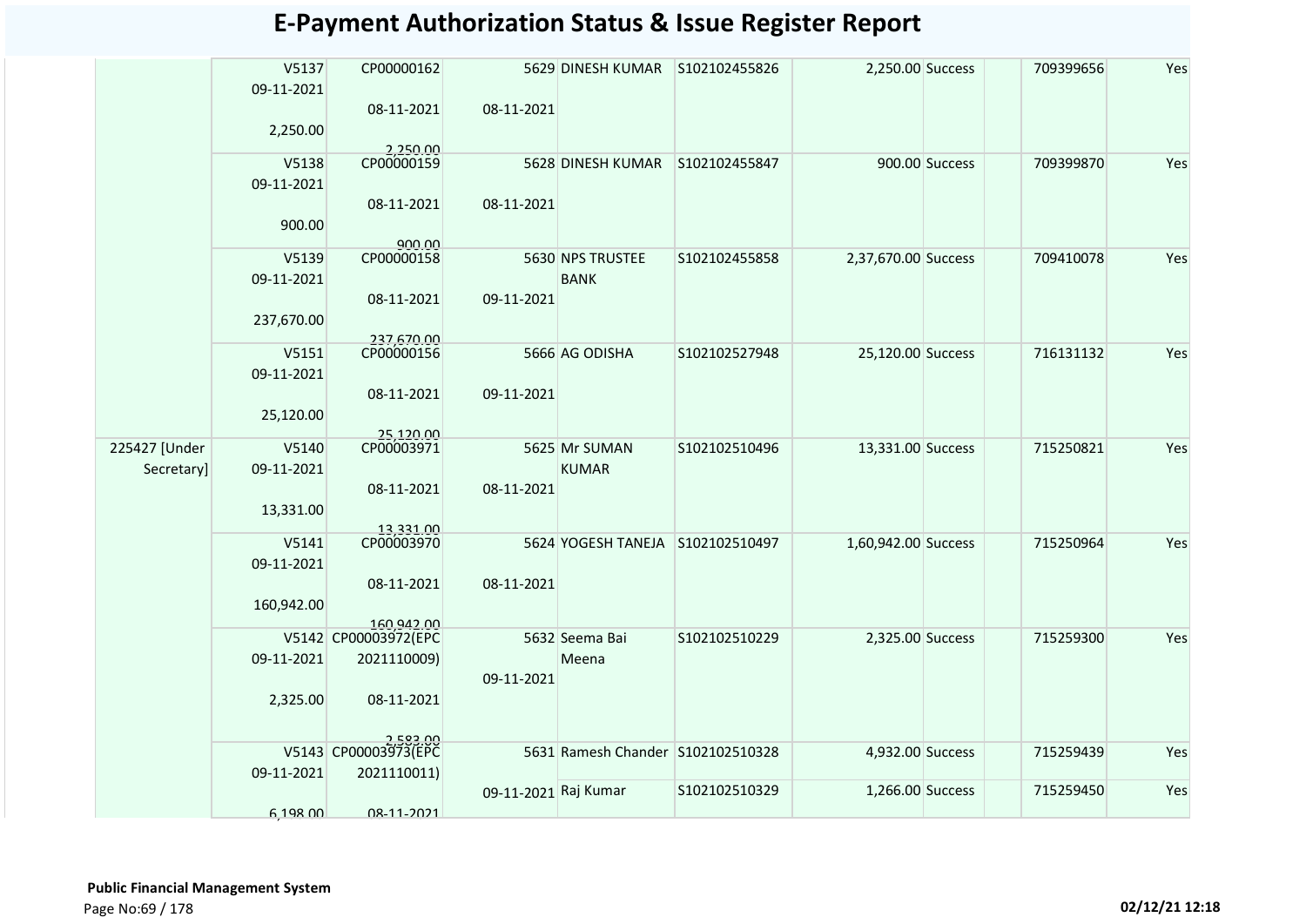# E-Payment Authorization Status & Issue Register Report

| | | | | | | | | | | |
|---|---|---|---|---|---|---|---|---|---|---|
| | V5137 09-11-2021 2,250.00 | CP00000162 08-11-2021 2,250.00 | 5629 08-11-2021 | DINESH KUMAR | S102102455826 | 2,250.00 | Success | | 709399656 | Yes |
| | V5138 09-11-2021 900.00 | CP00000159 08-11-2021 900.00 | 5628 08-11-2021 | DINESH KUMAR | S102102455847 | 900.00 | Success | | 709399870 | Yes |
| | V5139 09-11-2021 237,670.00 | CP00000158 08-11-2021 237,670.00 | 5630 09-11-2021 | NPS TRUSTEE BANK | S102102455858 | 2,37,670.00 | Success | | 709410078 | Yes |
| | V5151 09-11-2021 25,120.00 | CP00000156 08-11-2021 25,120.00 | 5666 09-11-2021 | AG ODISHA | S102102527948 | 25,120.00 | Success | | 716131132 | Yes |
| 225427 [Under Secretary] | V5140 09-11-2021 13,331.00 | CP00003971 08-11-2021 13,331.00 | 5625 08-11-2021 | Mr SUMAN KUMAR | S102102510496 | 13,331.00 | Success | | 715250821 | Yes |
| | V5141 09-11-2021 160,942.00 | CP00003970 08-11-2021 160,942.00 | 5624 08-11-2021 | YOGESH TANEJA | S102102510497 | 1,60,942.00 | Success | | 715250964 | Yes |
| | V5142 09-11-2021 2,325.00 | CP00003972(EPC 2021110009) 08-11-2021 2,583.00 | 5632 09-11-2021 | Seema Bai Meena | S102102510229 | 2,325.00 | Success | | 715259300 | Yes |
| | V5143 09-11-2021 6,198.00 | CP00003973(EPC 2021110011) 08-11-2021 | 5631 09-11-2021 | Ramesh Chander | S102102510328 | 4,932.00 | Success | | 715259439 | Yes |
| | | | | Raj Kumar | S102102510329 | 1,266.00 | Success | | 715259450 | Yes |

**Public Financial Management System**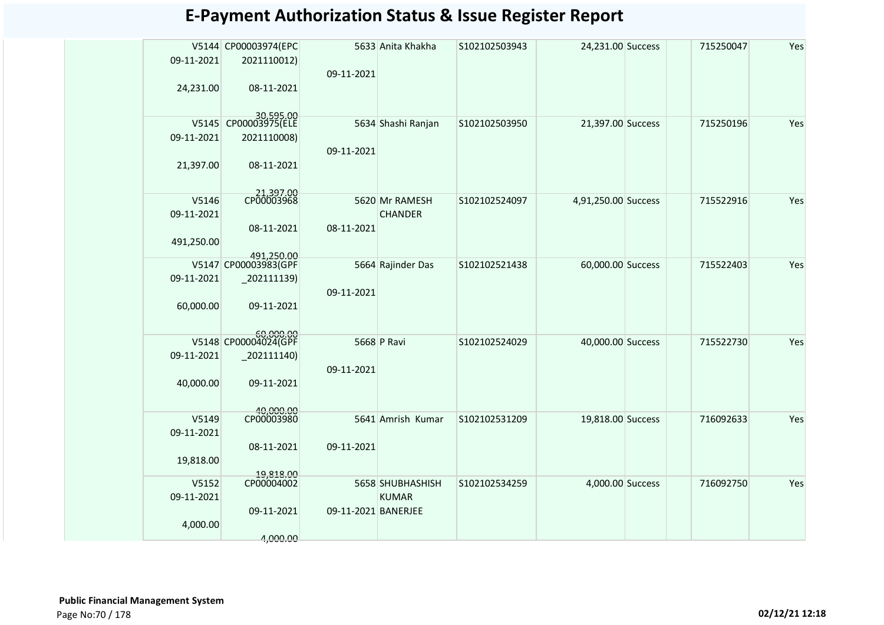# E-Payment Authorization Status & Issue Register Report

| | | | | | | | | | | | |
|---|---|---|---|---|---|---|---|---|---|---|---|
| | V5144 09-11-2021 24,231.00 | CP00003974(EPC 2021110012) 08-11-2021 30,595.00 | 09-11-2021 | 5633 | Anita Khakha | S102102503943 | 24,231.00 | Success | | 715250047 | Yes |
| | V5145 09-11-2021 21,397.00 | CP00003975(ELE 2021110008) 08-11-2021 21,397.00 | 09-11-2021 | 5634 | Shashi Ranjan | S102102503950 | 21,397.00 | Success | | 715250196 | Yes |
| | V5146 09-11-2021 491,250.00 | CP00003968 08-11-2021 491,250.00 | 08-11-2021 | 5620 | Mr RAMESH CHANDER | S102102524097 | 4,91,250.00 | Success | | 715522916 | Yes |
| | V5147 09-11-2021 60,000.00 | CP00003983(GPF _202111139) 09-11-2021 60,000.00 | 09-11-2021 | 5664 | Rajinder Das | S102102521438 | 60,000.00 | Success | | 715522403 | Yes |
| | V5148 09-11-2021 40,000.00 | CP00004024(GPF _202111140) 09-11-2021 40,000.00 | 09-11-2021 | 5668 | P Ravi | S102102524029 | 40,000.00 | Success | | 715522730 | Yes |
| | V5149 09-11-2021 19,818.00 | CP00003980 08-11-2021 19,818.00 | 09-11-2021 | 5641 | Amrish Kumar | S102102531209 | 19,818.00 | Success | | 716092633 | Yes |
| | V5152 09-11-2021 4,000.00 | CP00004002 09-11-2021 4,000.00 | 09-11-2021 | 5658 | SHUBHASHISH KUMAR BANERJEE | S102102534259 | 4,000.00 | Success | | 716092750 | Yes |

**Public Financial Management System**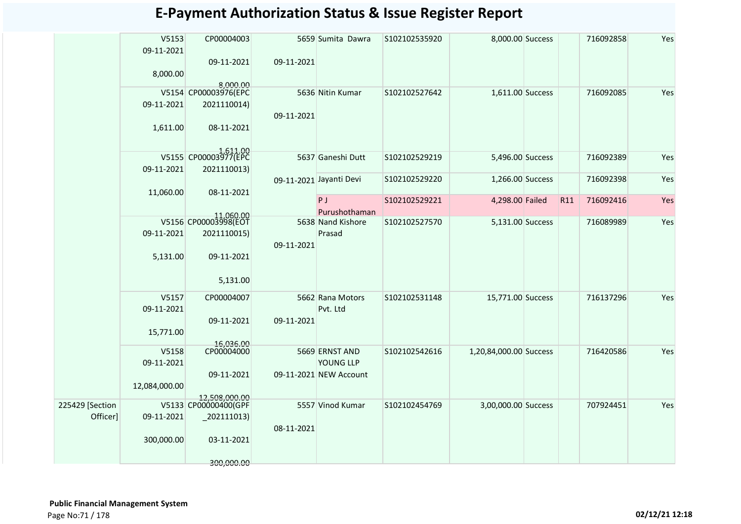# E-Payment Authorization Status & Issue Register Report

| | | | | | | | | | | |
|---|---|---|---|---|---|---|---|---|---|---|
| | V5153 09-11-2021 8,000.00 | CP00004003 09-11-2021 8,000.00 | 5659 09-11-2021 | Sumita Dawra | S102102535920 | 8,000.00 | Success | | 716092858 | Yes |
| | V5154 09-11-2021 1,611.00 | CP00003976(EPC 2021110014) 08-11-2021 1,611.00 | 5636 09-11-2021 | Nitin Kumar | S102102527642 | 1,611.00 | Success | | 716092085 | Yes |
| | V5155 09-11-2021 11,060.00 | CP00003977(EPC 2021110013) 08-11-2021 11,060.00 | 5637 09-11-2021 | Ganeshi Dutt | S102102529219 | 5,496.00 | Success | | 716092389 | Yes |
| | | | | Jayanti Devi | S102102529220 | 1,266.00 | Success | | 716092398 | Yes |
| | | | | P J Purushothaman | S102102529221 | 4,298.00 | Failed | R11 | 716092416 | Yes |
| | V5156 09-11-2021 5,131.00 | CP00003998(EOT 2021110015) 09-11-2021 5,131.00 | 5638 09-11-2021 | Nand Kishore Prasad | S102102527570 | 5,131.00 | Success | | 716089989 | Yes |
| | V5157 09-11-2021 15,771.00 | CP00004007 09-11-2021 16,036.00 | 5662 09-11-2021 | Rana Motors Pvt. Ltd | S102102531148 | 15,771.00 | Success | | 716137296 | Yes |
| | V5158 09-11-2021 12,084,000.00 | CP00004000 09-11-2021 12,508,000.00 | 5669 09-11-2021 | ERNST AND YOUNG LLP NEW Account | S102102542616 | 1,20,84,000.00 | Success | | 716420586 | Yes |
| 225429 [Section Officer] | V5133 09-11-2021 300,000.00 | CP00000400(GPF _202111013) 03-11-2021 300,000.00 | 5557 08-11-2021 | Vinod Kumar | S102102454769 | 3,00,000.00 | Success | | 707924451 | Yes |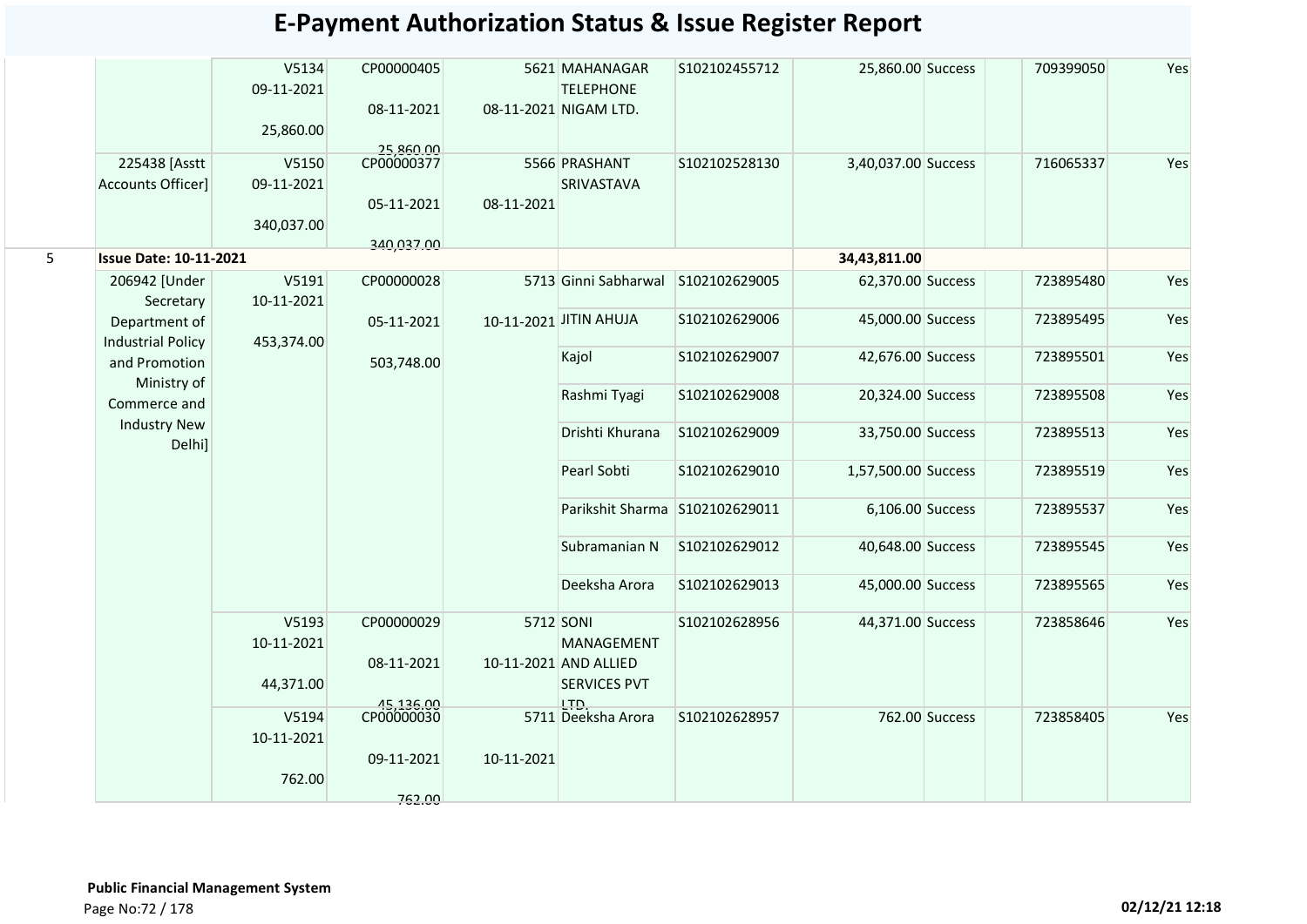# E-Payment Authorization Status & Issue Register Report

| | | | | | | | | | | | |
|---|---|---|---|---|---|---|---|---|---|---|---|
| | | V5134<br>09-11-2021<br>25,860.00 | CP00000405<br>08-11-2021<br>25,860.00 | 5621<br>08-11-2021 | MAHANAGAR TELEPHONE NIGAM LTD. | S102102455712 | 25,860.00 | Success | | 709399050 | Yes |
| | 225438 [Asstt Accounts Officer] | V5150<br>09-11-2021<br>340,037.00 | CP00000377<br>05-11-2021<br>340,037.00 | 5566<br>08-11-2021 | PRASHANT SRIVASTAVA | S102102528130 | 3,40,037.00 | Success | | 716065337 | Yes |
| 5 | **Issue Date: 10-11-2021** | | | | | | 34,43,811.00 | | | | |
| | 206942 [Under Secretary Department of Industrial Policy and Promotion Ministry of Commerce and Industry New Delhi] | V5191<br>10-11-2021<br>453,374.00 | CP00000028<br>05-11-2021<br>503,748.00 | 5713<br>10-11-2021 | Ginni Sabharwal | S102102629005 | 62,370.00 | Success | | 723895480 | Yes |
| | | | | | JITIN AHUJA | S102102629006 | 45,000.00 | Success | | 723895495 | Yes |
| | | | | | Kajol | S102102629007 | 42,676.00 | Success | | 723895501 | Yes |
| | | | | | Rashmi Tyagi | S102102629008 | 20,324.00 | Success | | 723895508 | Yes |
| | | | | | Drishti Khurana | S102102629009 | 33,750.00 | Success | | 723895513 | Yes |
| | | | | | Pearl Sobti | S102102629010 | 1,57,500.00 | Success | | 723895519 | Yes |
| | | | | | Parikshit Sharma | S102102629011 | 6,106.00 | Success | | 723895537 | Yes |
| | | | | | Subramanian N | S102102629012 | 40,648.00 | Success | | 723895545 | Yes |
| | | | | | Deeksha Arora | S102102629013 | 45,000.00 | Success | | 723895565 | Yes |
| | | V5193<br>10-11-2021<br>44,371.00 | CP00000029<br>08-11-2021<br>45,136.00 | 5712<br>10-11-2021 | SONI MANAGEMENT AND ALLIED SERVICES PVT LTD. | S102102628956 | 44,371.00 | Success | | 723858646 | Yes |
| | | V5194<br>10-11-2021<br>762.00 | CP00000030<br>09-11-2021<br>762.00 | 5711<br>10-11-2021 | Deeksha Arora | S102102628957 | 762.00 | Success | | 723858405 | Yes |

**Public Financial Management System**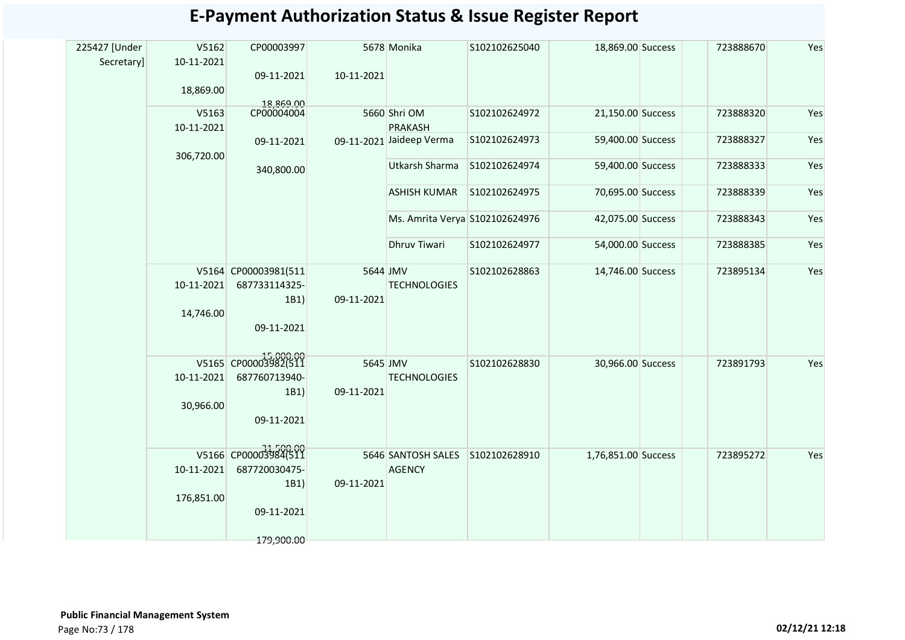# E-Payment Authorization Status & Issue Register Report

| | | | | | | | | | | |
|---|---|---|---|---|---|---|---|---|---|---|
| 225427 [Under Secretary] | V5162 10-11-2021 18,869.00 | CP00003997 09-11-2021 18,869.00 | 5678 10-11-2021 | Monika | S102102625040 | 18,869.00 | Success | | 723888670 | Yes |
| | V5163 10-11-2021 306,720.00 | CP00004004 09-11-2021 340,800.00 | 5660 09-11-2021 | Shri OM PRAKASH | S102102624972 | 21,150.00 | Success | | 723888320 | Yes |
| | | | | Jaideep Verma | S102102624973 | 59,400.00 | Success | | 723888327 | Yes |
| | | | | Utkarsh Sharma | S102102624974 | 59,400.00 | Success | | 723888333 | Yes |
| | | | | ASHISH KUMAR | S102102624975 | 70,695.00 | Success | | 723888339 | Yes |
| | | | | Ms. Amrita Verya | S102102624976 | 42,075.00 | Success | | 723888343 | Yes |
| | | | | Dhruv Tiwari | S102102624977 | 54,000.00 | Success | | 723888385 | Yes |
| | V5164 10-11-2021 14,746.00 | CP00003981(511687733114325-1B1) 09-11-2021 15,000.00 | 5644 09-11-2021 | JMV TECHNOLOGIES | S102102628863 | 14,746.00 | Success | | 723895134 | Yes |
| | V5165 10-11-2021 30,966.00 | CP00003982(511687760713940-1B1) 09-11-2021 31,500.00 | 5645 09-11-2021 | JMV TECHNOLOGIES | S102102628830 | 30,966.00 | Success | | 723891793 | Yes |
| | V5166 10-11-2021 176,851.00 | CP00003984(511687720030475-1B1) 09-11-2021 179,900.00 | 5646 09-11-2021 | SANTOSH SALES AGENCY | S102102628910 | 1,76,851.00 | Success | | 723895272 | Yes |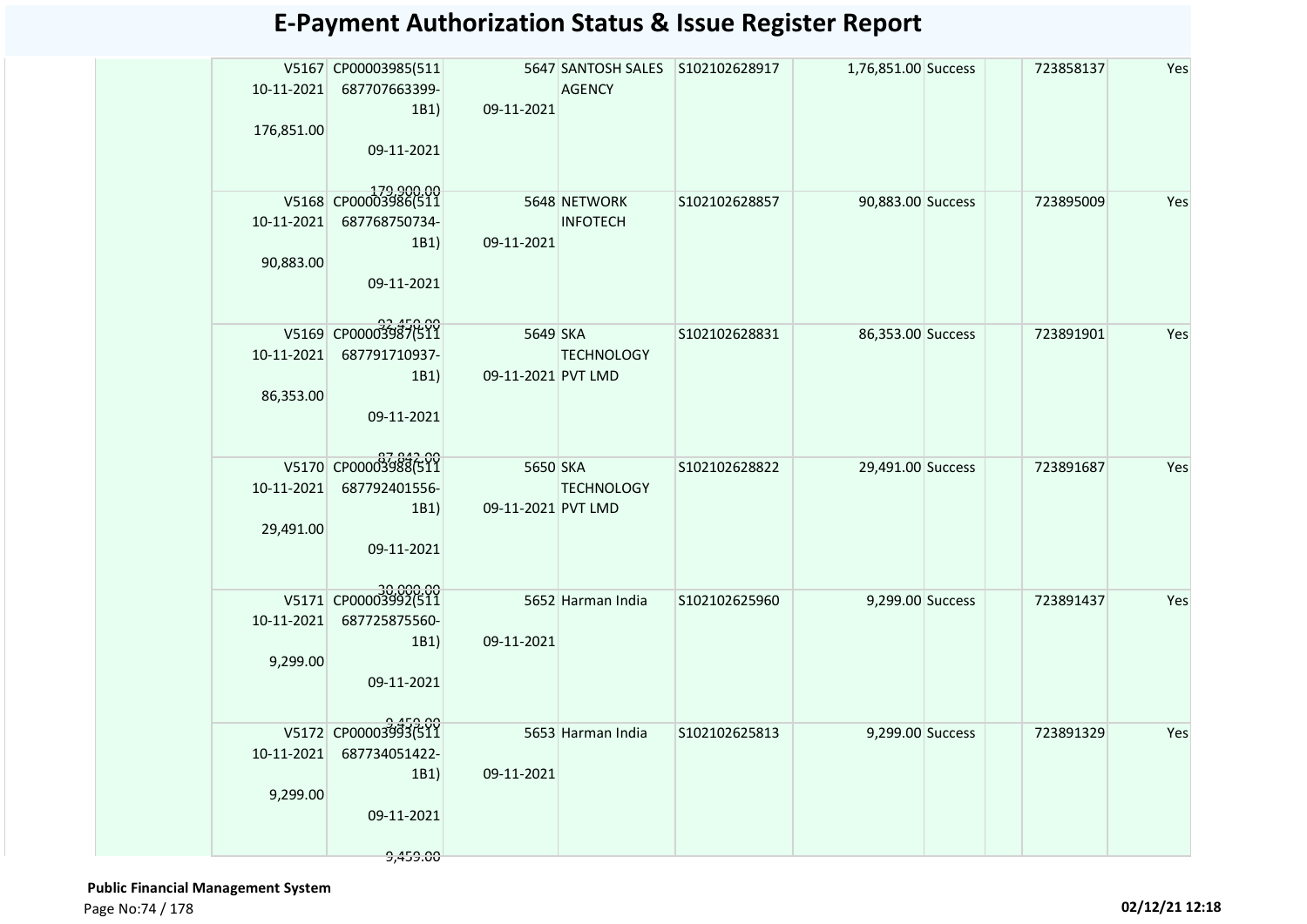# E-Payment Authorization Status & Issue Register Report

| | | | | | | | | | | | |
|---|---|---|---|---|---|---|---|---|---|---|---|
| | V5167 10-11-2021 176,851.00 | CP00003985(511 687707663399-1B1) 09-11-2021 179,900.00 | 5647 09-11-2021 | SANTOSH SALES AGENCY | S102102628917 | 1,76,851.00 | Success | | | 723858137 | Yes |
| | V5168 10-11-2021 90,883.00 | CP00003986(511 687768750734-1B1) 09-11-2021 92,450.00 | 5648 09-11-2021 | NETWORK INFOTECH | S102102628857 | 90,883.00 | Success | | | 723895009 | Yes |
| | V5169 10-11-2021 86,353.00 | CP00003987(511 687791710937-1B1) 09-11-2021 87,842.00 | 5649 09-11-2021 | SKA TECHNOLOGY PVT LMD | S102102628831 | 86,353.00 | Success | | | 723891901 | Yes |
| | V5170 10-11-2021 29,491.00 | CP00003988(511 687792401556-1B1) 09-11-2021 30,000.00 | 5650 09-11-2021 | SKA TECHNOLOGY PVT LMD | S102102628822 | 29,491.00 | Success | | | 723891687 | Yes |
| | V5171 10-11-2021 9,299.00 | CP00003992(511 687725875560-1B1) 09-11-2021 9,459.00 | 5652 09-11-2021 | Harman India | S102102625960 | 9,299.00 | Success | | | 723891437 | Yes |
| | V5172 10-11-2021 9,299.00 | CP00003993(511 687734051422-1B1) 09-11-2021 9,459.00 | 5653 09-11-2021 | Harman India | S102102625813 | 9,299.00 | Success | | | 723891329 | Yes |

**Public Financial Management System**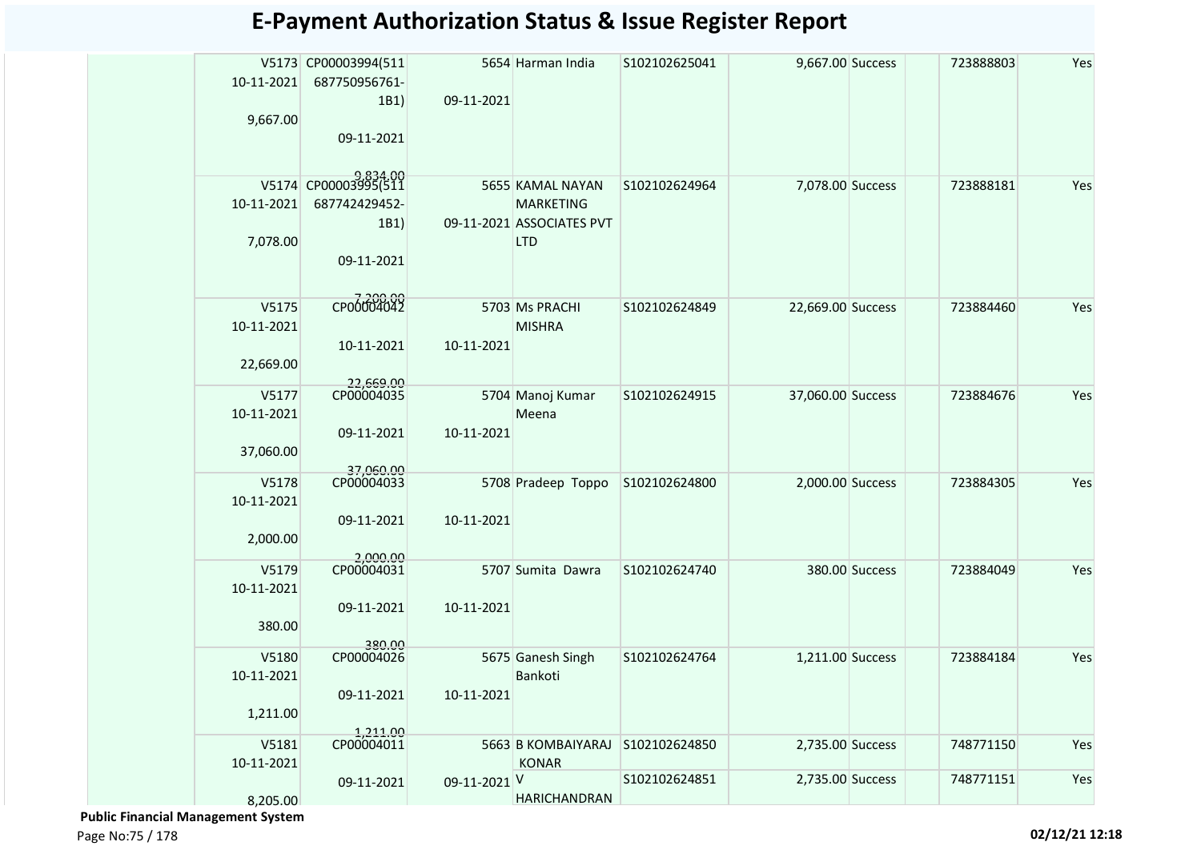# E-Payment Authorization Status & Issue Register Report

| | | | | | | | | | | |
|---|---|---|---|---|---|---|---|---|---|---|
| | V5173 10-11-2021 9,667.00 | CP00003994(511 687750956761-1B1) 09-11-2021 9,834.00 | 5654 09-11-2021 | Harman India | S102102625041 | 9,667.00 | Success | | 723888803 | Yes |
| | V5174 10-11-2021 7,078.00 | CP00003995(511 687742429452-1B1) 09-11-2021 7,208.00 | 5655 09-11-2021 | KAMAL NAYAN MARKETING ASSOCIATES PVT LTD | S102102624964 | 7,078.00 | Success | | 723888181 | Yes |
| | V5175 10-11-2021 22,669.00 | CP00004042 10-11-2021 22,669.00 | 5703 10-11-2021 | Ms PRACHI MISHRA | S102102624849 | 22,669.00 | Success | | 723884460 | Yes |
| | V5177 10-11-2021 37,060.00 | CP00004035 09-11-2021 37,060.00 | 5704 10-11-2021 | Manoj Kumar Meena | S102102624915 | 37,060.00 | Success | | 723884676 | Yes |
| | V5178 10-11-2021 2,000.00 | CP00004033 09-11-2021 2,000.00 | 5708 10-11-2021 | Pradeep Toppo | S102102624800 | 2,000.00 | Success | | 723884305 | Yes |
| | V5179 10-11-2021 380.00 | CP00004031 09-11-2021 380.00 | 5707 10-11-2021 | Sumita Dawra | S102102624740 | 380.00 | Success | | 723884049 | Yes |
| | V5180 10-11-2021 1,211.00 | CP00004026 09-11-2021 1,211.00 | 5675 10-11-2021 | Ganesh Singh Bankoti | S102102624764 | 1,211.00 | Success | | 723884184 | Yes |
| | V5181 10-11-2021 8,205.00 | CP00004011 09-11-2021 | 5663 09-11-2021 | B KOMBAIYARAJ KONAR | S102102624850 | 2,735.00 | Success | | 748771150 | Yes |
| | | | | V HARICHANDRAN | S102102624851 | 2,735.00 | Success | | 748771151 | Yes |

**Public Financial Management System**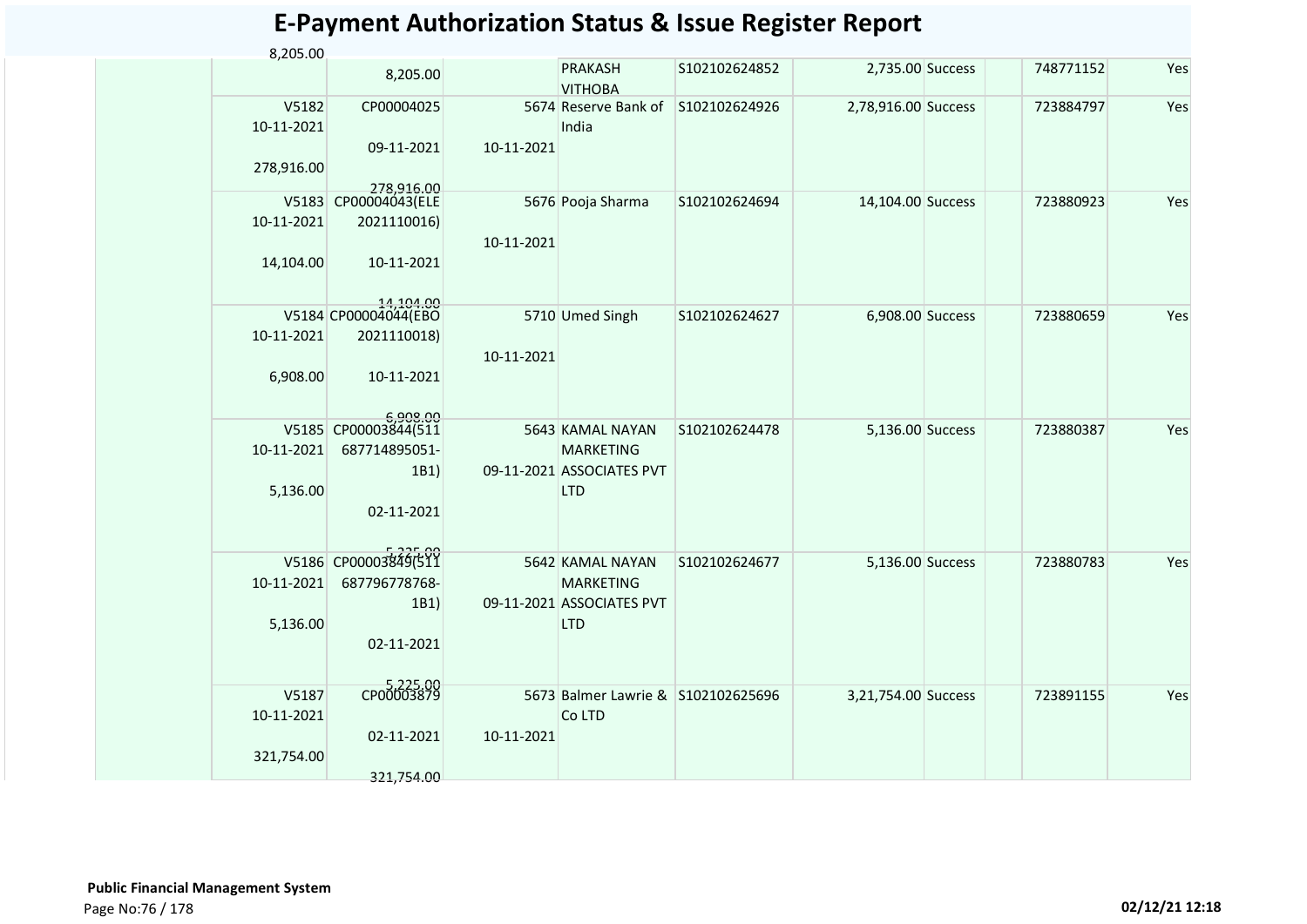# E-Payment Authorization Status & Issue Register Report

8,205.00

| | | | | | | | | | | |
|---|---|---|---|---|---|---|---|---|---|---|
| | | 8,205.00 | | PRAKASH VITHOBA | S102102624852 | 2,735.00 | Success | | 748771152 | Yes |
| | V5182 10-11-2021 278,916.00 | CP00004025 09-11-2021 278,916.00 | 5674 10-11-2021 | Reserve Bank of India | S102102624926 | 2,78,916.00 | Success | | 723884797 | Yes |
| | V5183 10-11-2021 14,104.00 | CP00004043(ELE 2021110016) 10-11-2021 14,104.00 | 5676 10-11-2021 | Pooja Sharma | S102102624694 | 14,104.00 | Success | | 723880923 | Yes |
| | V5184 10-11-2021 6,908.00 | CP00004044(EBO 2021110018) 10-11-2021 6,908.00 | 5710 10-11-2021 | Umed Singh | S102102624627 | 6,908.00 | Success | | 723880659 | Yes |
| | V5185 10-11-2021 5,136.00 | CP00003844(511 687714895051-1B1) 02-11-2021 5,225.00 | 5643 09-11-2021 | KAMAL NAYAN MARKETING ASSOCIATES PVT LTD | S102102624478 | 5,136.00 | Success | | 723880387 | Yes |
| | V5186 10-11-2021 5,136.00 | CP00003849(511 687796778768-1B1) 02-11-2021 5,225.00 | 5642 09-11-2021 | KAMAL NAYAN MARKETING ASSOCIATES PVT LTD | S102102624677 | 5,136.00 | Success | | 723880783 | Yes |
| | V5187 10-11-2021 321,754.00 | CP00003879 02-11-2021 321,754.00 | 5673 10-11-2021 | Balmer Lawrie & Co LTD | S102102625696 | 3,21,754.00 | Success | | 723891155 | Yes |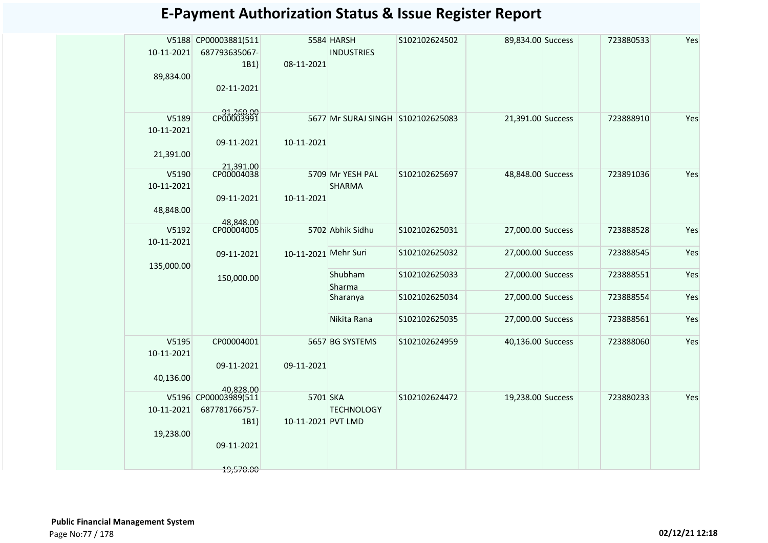# E-Payment Authorization Status & Issue Register Report

| | | | | | | | | | | |
|---|---|---|---|---|---|---|---|---|---|---|
| | V5188 10-11-2021 89,834.00 | CP00003881(511 687793635067-1B1) 02-11-2021 91,260.00 | 5584 08-11-2021 | HARSH INDUSTRIES | S102102624502 | 89,834.00 | Success | | 723880533 | Yes |
| | V5189 10-11-2021 21,391.00 | CP00003991 09-11-2021 21,391.00 | 5677 10-11-2021 | Mr SURAJ SINGH | S102102625083 | 21,391.00 | Success | | 723888910 | Yes |
| | V5190 10-11-2021 48,848.00 | CP00004038 09-11-2021 48,848.00 | 5709 10-11-2021 | Mr YESH PAL SHARMA | S102102625697 | 48,848.00 | Success | | 723891036 | Yes |
| | V5192 10-11-2021 135,000.00 | CP00004005 09-11-2021 150,000.00 | 5702 10-11-2021 | Abhik Sidhu | S102102625031 | 27,000.00 | Success | | 723888528 | Yes |
| | | | | Mehr Suri | S102102625032 | 27,000.00 | Success | | 723888545 | Yes |
| | | | | Shubham Sharma | S102102625033 | 27,000.00 | Success | | 723888551 | Yes |
| | | | | Sharanya | S102102625034 | 27,000.00 | Success | | 723888554 | Yes |
| | | | | Nikita Rana | S102102625035 | 27,000.00 | Success | | 723888561 | Yes |
| | V5195 10-11-2021 40,136.00 | CP00004001 09-11-2021 40,828.00 | 5657 09-11-2021 | BG SYSTEMS | S102102624959 | 40,136.00 | Success | | 723888060 | Yes |
| | V5196 10-11-2021 19,238.00 | CP00003989(511 687781766757-1B1) 09-11-2021 19,570.00 | 5701 10-11-2021 | SKA TECHNOLOGY PVT LMD | S102102624472 | 19,238.00 | Success | | 723880233 | Yes |

**Public Financial Management System**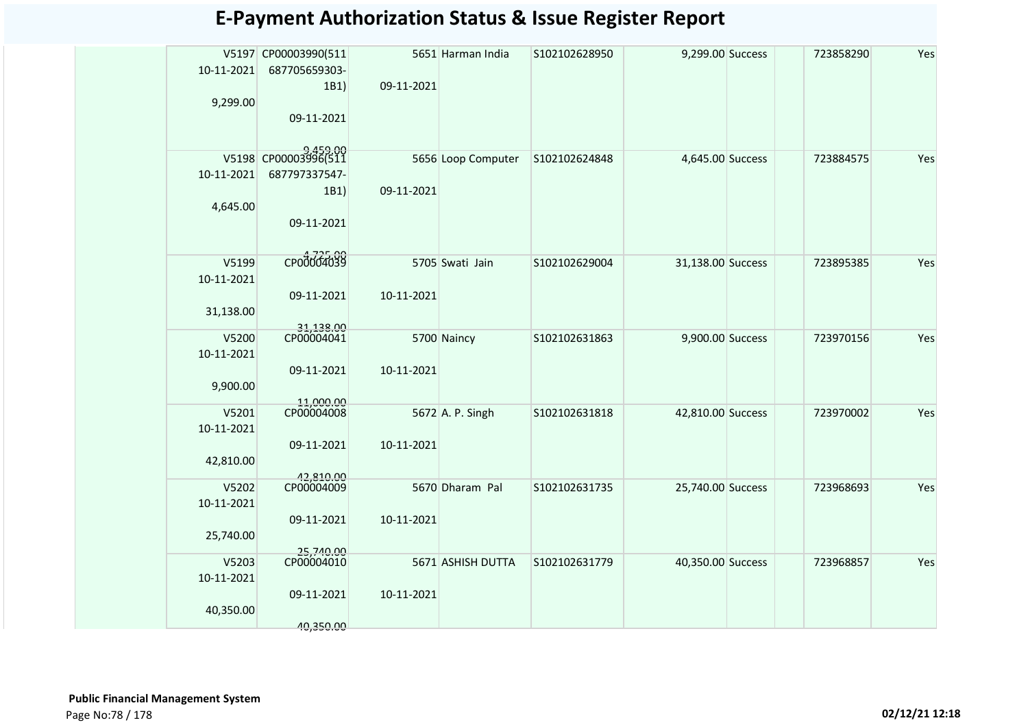# E-Payment Authorization Status & Issue Register Report

| | | | | | | | | | | |
|---|---|---|---|---|---|---|---|---|---|---|
| | V5197 10-11-2021 9,299.00 | CP00003990(511687705659303-1B1) 09-11-2021 9,459.00 | 5651 09-11-2021 | Harman India | S102102628950 | 9,299.00 | Success | | 723858290 | Yes |
| | V5198 10-11-2021 4,645.00 | CP00003996(511687797337547-1B1) 09-11-2021 4,725.00 | 5656 09-11-2021 | Loop Computer | S102102624848 | 4,645.00 | Success | | 723884575 | Yes |
| | V5199 10-11-2021 31,138.00 | CP00004039 09-11-2021 31,138.00 | 5705 10-11-2021 | Swati Jain | S102102629004 | 31,138.00 | Success | | 723895385 | Yes |
| | V5200 10-11-2021 9,900.00 | CP00004041 09-11-2021 11,000.00 | 5700 10-11-2021 | Naincy | S102102631863 | 9,900.00 | Success | | 723970156 | Yes |
| | V5201 10-11-2021 42,810.00 | CP00004008 09-11-2021 42,810.00 | 5672 10-11-2021 | A. P. Singh | S102102631818 | 42,810.00 | Success | | 723970002 | Yes |
| | V5202 10-11-2021 25,740.00 | CP00004009 09-11-2021 25,740.00 | 5670 10-11-2021 | Dharam Pal | S102102631735 | 25,740.00 | Success | | 723968693 | Yes |
| | V5203 10-11-2021 40,350.00 | CP00004010 09-11-2021 40,350.00 | 5671 10-11-2021 | ASHISH DUTTA | S102102631779 | 40,350.00 | Success | | 723968857 | Yes |

**Public Financial Management System**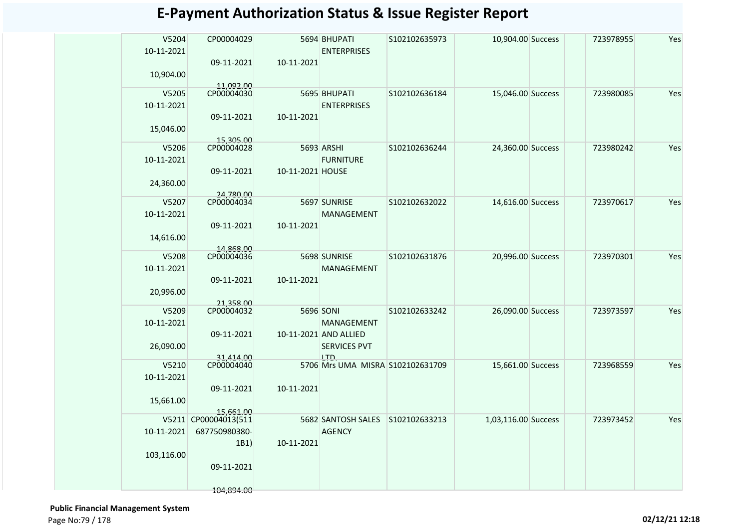# E-Payment Authorization Status & Issue Register Report

| | | | | | | | | | | |
|---|---|---|---|---|---|---|---|---|---|---|
| | V5204 10-11-2021 10,904.00 | CP00004029 09-11-2021 11,092.00 | 5694 10-11-2021 | BHUPATI ENTERPRISES | S102102635973 | 10,904.00 | Success | | 723978955 | Yes |
| | V5205 10-11-2021 15,046.00 | CP00004030 09-11-2021 15,305.00 | 5695 10-11-2021 | BHUPATI ENTERPRISES | S102102636184 | 15,046.00 | Success | | 723980085 | Yes |
| | V5206 10-11-2021 24,360.00 | CP00004028 09-11-2021 24,780.00 | 5693 10-11-2021 | ARSHI FURNITURE HOUSE | S102102636244 | 24,360.00 | Success | | 723980242 | Yes |
| | V5207 10-11-2021 14,616.00 | CP00004034 09-11-2021 14,868.00 | 5697 10-11-2021 | SUNRISE MANAGEMENT | S102102632022 | 14,616.00 | Success | | 723970617 | Yes |
| | V5208 10-11-2021 20,996.00 | CP00004036 09-11-2021 21,358.00 | 5698 10-11-2021 | SUNRISE MANAGEMENT | S102102631876 | 20,996.00 | Success | | 723970301 | Yes |
| | V5209 10-11-2021 26,090.00 | CP00004032 09-11-2021 31,414.00 | 5696 10-11-2021 | SONI MANAGEMENT AND ALLIED SERVICES PVT LTD. | S102102633242 | 26,090.00 | Success | | 723973597 | Yes |
| | V5210 10-11-2021 15,661.00 | CP00004040 09-11-2021 15,661.00 | 5706 10-11-2021 | Mrs UMA MISRA | S102102631709 | 15,661.00 | Success | | 723968559 | Yes |
| | V5211 10-11-2021 103,116.00 | CP00004013(511 687750980380-1B1) 09-11-2021 104,894.00 | 5682 10-11-2021 | SANTOSH SALES AGENCY | S102102633213 | 1,03,116.00 | Success | | 723973452 | Yes |

**Public Financial Management System**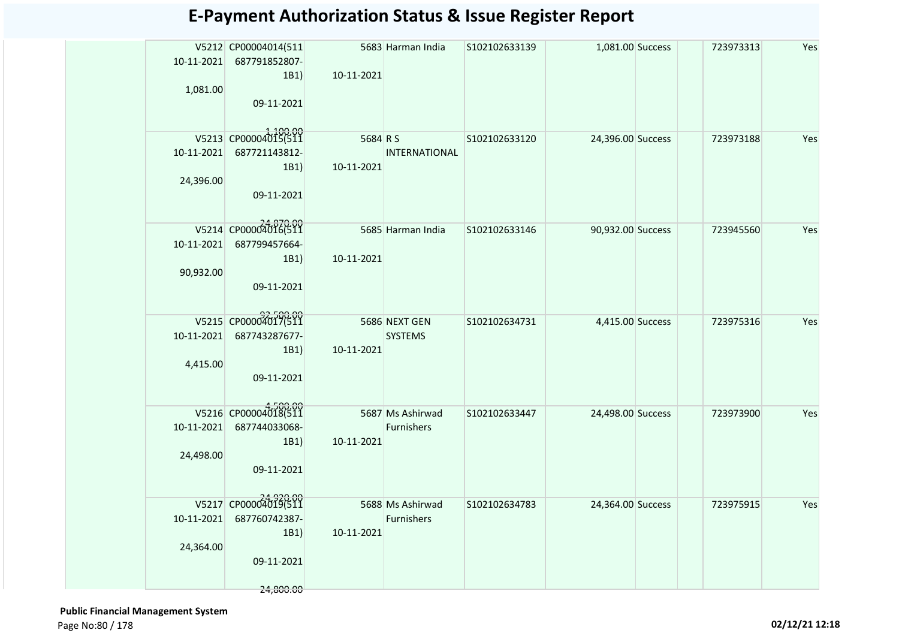# E-Payment Authorization Status & Issue Register Report

| | | | | | | | | | | |
|---|---|---|---|---|---|---|---|---|---|---|
| | V5212 10-11-2021 1,081.00 | CP00004014(511 687791852807-1B1) 09-11-2021 1,100.00 | 5683 10-11-2021 | Harman India | S102102633139 | 1,081.00 | Success | | 723973313 | Yes |
| | V5213 10-11-2021 24,396.00 | CP00004015(511 687721143812-1B1) 09-11-2021 24,870.00 | 5684 10-11-2021 | R S INTERNATIONAL | S102102633120 | 24,396.00 | Success | | 723973188 | Yes |
| | V5214 10-11-2021 90,932.00 | CP00004016(511 687799457664-1B1) 09-11-2021 92,500.00 | 5685 10-11-2021 | Harman India | S102102633146 | 90,932.00 | Success | | 723945560 | Yes |
| | V5215 10-11-2021 4,415.00 | CP00004017(511 687743287677-1B1) 09-11-2021 4,500.00 | 5686 10-11-2021 | NEXT GEN SYSTEMS | S102102634731 | 4,415.00 | Success | | 723975316 | Yes |
| | V5216 10-11-2021 24,498.00 | CP00004018(511 687744033068-1B1) 09-11-2021 24,920.00 | 5687 10-11-2021 | Ms Ashirwad Furnishers | S102102633447 | 24,498.00 | Success | | 723973900 | Yes |
| | V5217 10-11-2021 24,364.00 | CP00004019(511 687760742387-1B1) 09-11-2021 24,800.00 | 5688 10-11-2021 | Ms Ashirwad Furnishers | S102102634783 | 24,364.00 | Success | | 723975915 | Yes |

**Public Financial Management System**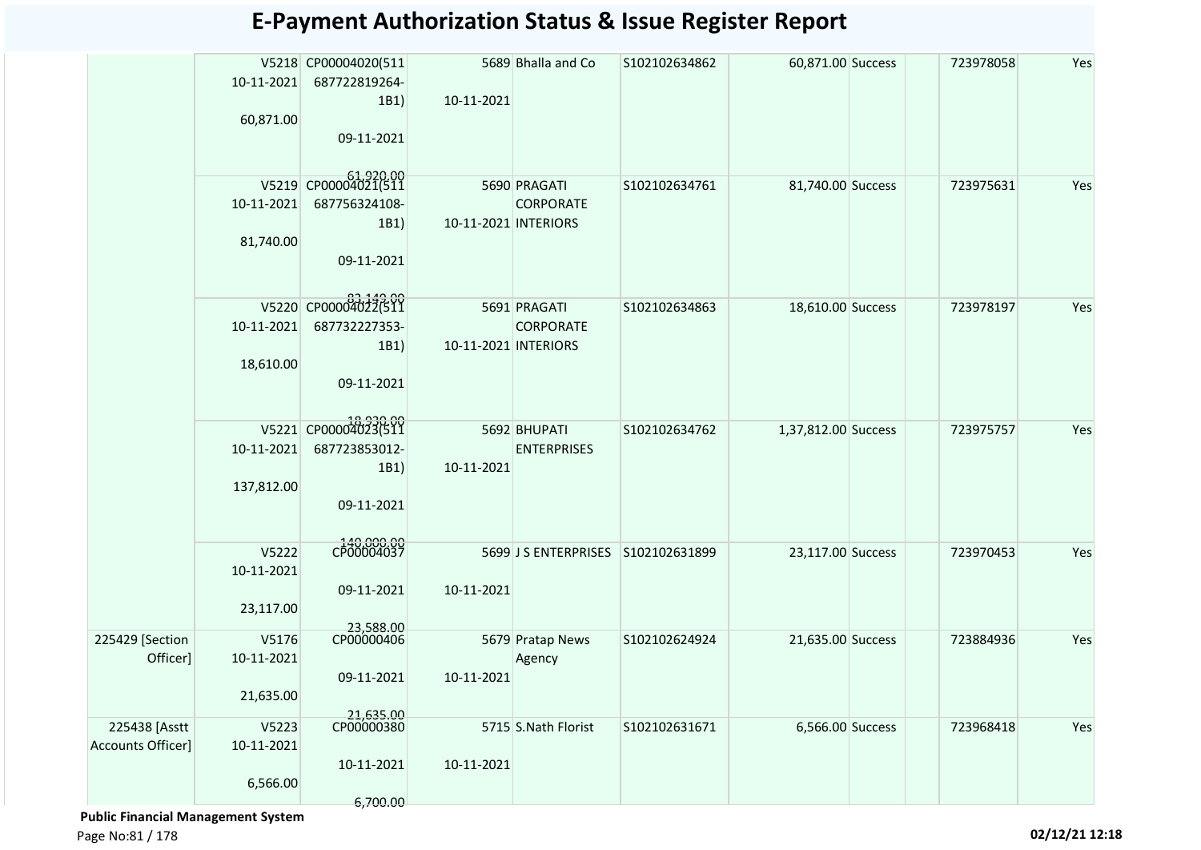# E-Payment Authorization Status & Issue Register Report

| | | | | | | | | | | |
|---|---|---|---|---|---|---|---|---|---|---|
| | V5218 10-11-2021 60,871.00 | CP00004020(511 687722819264-1B1) 09-11-2021 61,920.00 | 5689 10-11-2021 | Bhalla and Co | S102102634862 | 60,871.00 | Success | | 723978058 | Yes |
| | V5219 10-11-2021 81,740.00 | CP00004021(511 687756324108-1B1) 09-11-2021 83,149.00 | 5690 10-11-2021 | PRAGATI CORPORATE INTERIORS | S102102634761 | 81,740.00 | Success | | 723975631 | Yes |
| | V5220 10-11-2021 18,610.00 | CP00004022(511 687732227353-1B1) 09-11-2021 18,930.00 | 5691 10-11-2021 | PRAGATI CORPORATE INTERIORS | S102102634863 | 18,610.00 | Success | | 723978197 | Yes |
| | V5221 10-11-2021 137,812.00 | CP00004023(511 687723853012-1B1) 09-11-2021 140,000.00 | 5692 10-11-2021 | BHUPATI ENTERPRISES | S102102634762 | 1,37,812.00 | Success | | 723975757 | Yes |
| | V5222 10-11-2021 23,117.00 | CP00004037 09-11-2021 23,588.00 | 5699 10-11-2021 | J S ENTERPRISES | S102102631899 | 23,117.00 | Success | | 723970453 | Yes |
| 225429 [Section Officer] | V5176 10-11-2021 21,635.00 | CP00000406 09-11-2021 21,635.00 | 5679 10-11-2021 | Pratap News Agency | S102102624924 | 21,635.00 | Success | | 723884936 | Yes |
| 225438 [Asstt Accounts Officer] | V5223 10-11-2021 6,566.00 | CP00000380 10-11-2021 6,700.00 | 5715 10-11-2021 | S.Nath Florist | S102102631671 | 6,566.00 | Success | | 723968418 | Yes |

**Public Financial Management System**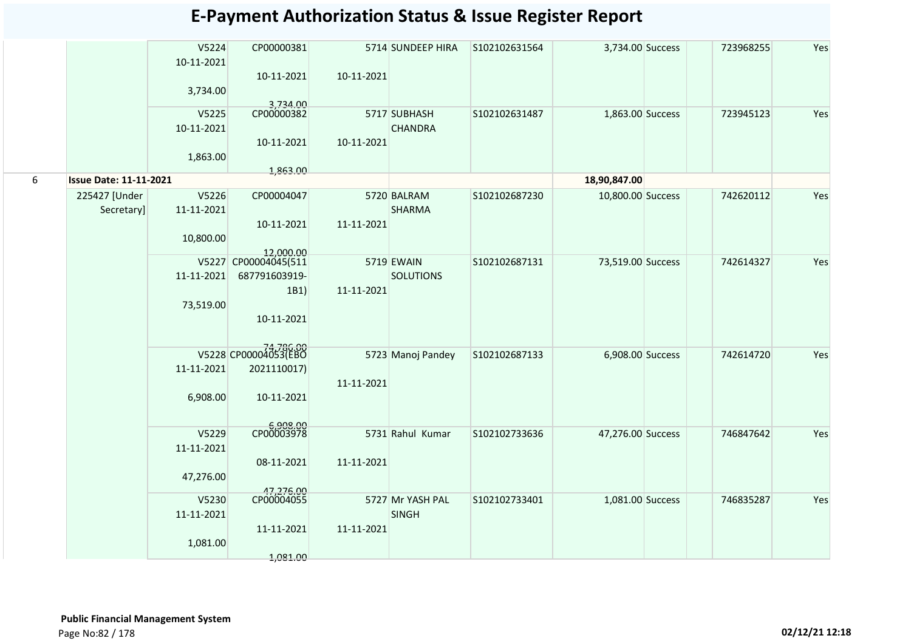# E-Payment Authorization Status & Issue Register Report

| | | | | | | | | | | | |
|---|---|---|---|---|---|---|---|---|---|---|---|
| | | V5224<br>10-11-2021<br>3,734.00 | CP00000381<br>10-11-2021<br>3,734.00 | 10-11-2021 | 5714 SUNDEEP HIRA | S102102631564 | 3,734.00 | Success | | 723968255 | Yes |
| | | V5225<br>10-11-2021<br>1,863.00 | CP00000382<br>10-11-2021<br>1,863.00 | 10-11-2021 | 5717 SUBHASH CHANDRA | S102102631487 | 1,863.00 | Success | | 723945123 | Yes |
| 6 | **Issue Date: 11-11-2021** | | | | | | 18,90,847.00 | | | | |
| | 225427 [Under Secretary] | V5226<br>11-11-2021<br>10,800.00 | CP00004047<br>10-11-2021<br>12,000.00 | 11-11-2021 | 5720 BALRAM SHARMA | S102102687230 | 10,800.00 | Success | | 742620112 | Yes |
| | | V5227<br>11-11-2021<br>73,519.00 | CP00004045(511687791603919-1B1)<br>10-11-2021<br>74,786.00 | 11-11-2021 | 5719 EWAIN SOLUTIONS | S102102687131 | 73,519.00 | Success | | 742614327 | Yes |
| | | V5228<br>11-11-2021<br>6,908.00 | CP00004053(EBO2021110017)<br>10-11-2021<br>6,908.00 | 11-11-2021 | 5723 Manoj Pandey | S102102687133 | 6,908.00 | Success | | 742614720 | Yes |
| | | V5229<br>11-11-2021<br>47,276.00 | CP00003978<br>08-11-2021<br>47,276.00 | 11-11-2021 | 5731 Rahul Kumar | S102102733636 | 47,276.00 | Success | | 746847642 | Yes |
| | | V5230<br>11-11-2021<br>1,081.00 | CP00004055<br>11-11-2021<br>1,081.00 | 11-11-2021 | 5727 Mr YASH PAL SINGH | S102102733401 | 1,081.00 | Success | | 746835287 | Yes |

**Public Financial Management System**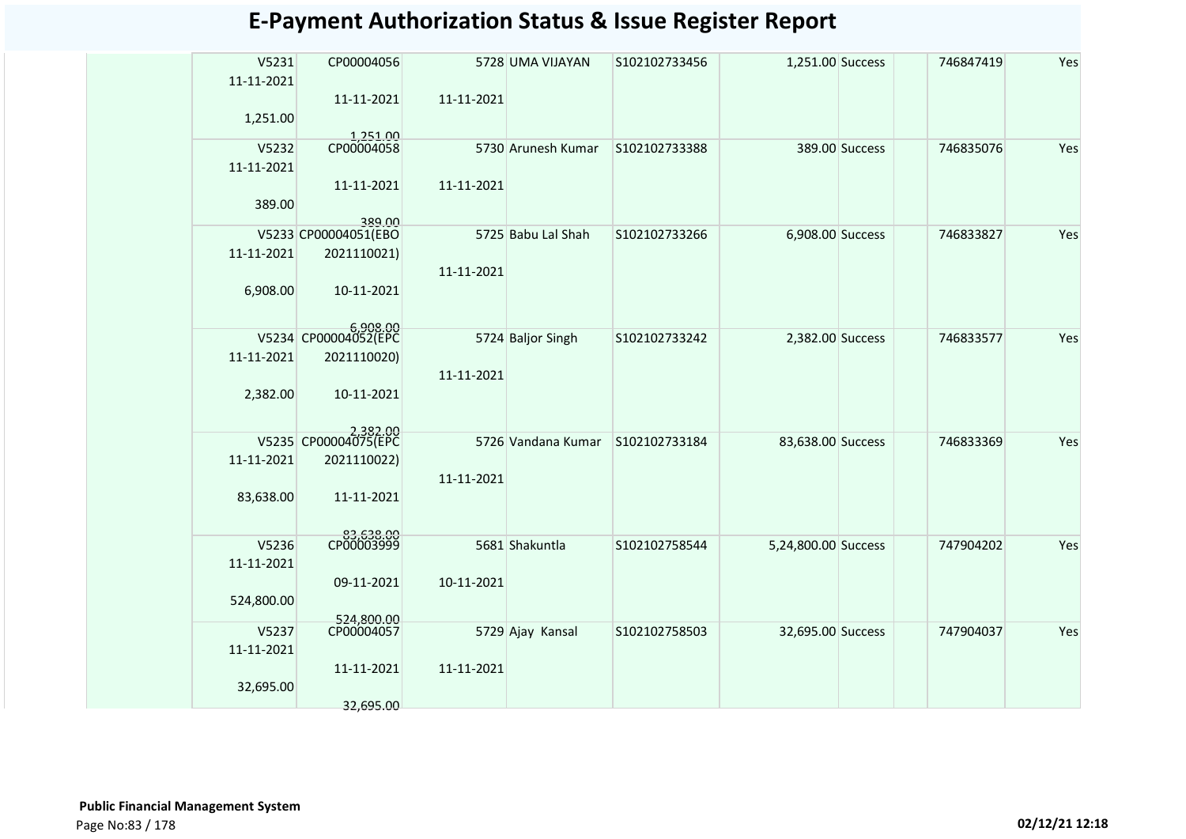# E-Payment Authorization Status & Issue Register Report

| | | | | | | | | | | |
|---|---|---|---|---|---|---|---|---|---|---|
| | V5231 11-11-2021 1,251.00 | CP00004056 11-11-2021 1,251.00 | 5728 11-11-2021 | UMA VIJAYAN | S102102733456 | 1,251.00 | Success | | 746847419 | Yes |
| | V5232 11-11-2021 389.00 | CP00004058 11-11-2021 389.00 | 5730 11-11-2021 | Arunesh Kumar | S102102733388 | 389.00 | Success | | 746835076 | Yes |
| | V5233 11-11-2021 6,908.00 | CP00004051(EBO 2021110021) 10-11-2021 6,908.00 | 5725 11-11-2021 | Babu Lal Shah | S102102733266 | 6,908.00 | Success | | 746833827 | Yes |
| | V5234 11-11-2021 2,382.00 | CP00004052(EPC 2021110020) 10-11-2021 2,382.00 | 5724 11-11-2021 | Baljor Singh | S102102733242 | 2,382.00 | Success | | 746833577 | Yes |
| | V5235 11-11-2021 83,638.00 | CP00004075(EPC 2021110022) 11-11-2021 83,638.00 | 5726 11-11-2021 | Vandana Kumar | S102102733184 | 83,638.00 | Success | | 746833369 | Yes |
| | V5236 11-11-2021 524,800.00 | CP00003999 09-11-2021 524,800.00 | 5681 10-11-2021 | Shakuntla | S102102758544 | 5,24,800.00 | Success | | 747904202 | Yes |
| | V5237 11-11-2021 32,695.00 | CP00004057 11-11-2021 32,695.00 | 5729 11-11-2021 | Ajay Kansal | S102102758503 | 32,695.00 | Success | | 747904037 | Yes |

**Public Financial Management System**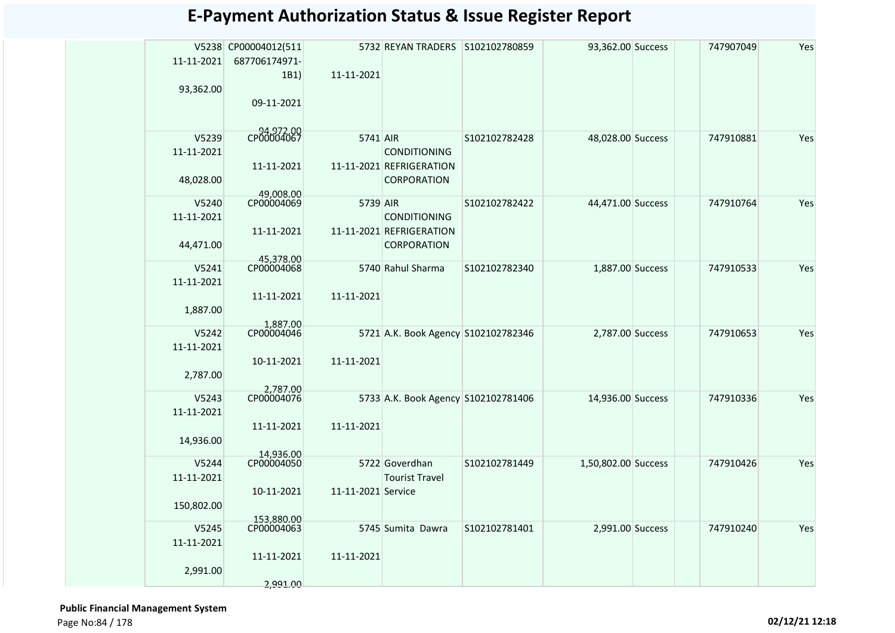# E-Payment Authorization Status & Issue Register Report

| | | | | | | | | | | |
|---|---|---|---|---|---|---|---|---|---|---|
| | V5238 11-11-2021 93,362.00 | CP00004012(511 687706174971- 1B1) 09-11-2021 94,972.00 | 5732 11-11-2021 | REYAN TRADERS | S102102780859 | 93,362.00 | Success | | 747907049 | Yes |
| | V5239 11-11-2021 48,028.00 | CP00004067 11-11-2021 49,008.00 | 5741 11-11-2021 | AIR CONDITIONING REFRIGERATION CORPORATION | S102102782428 | 48,028.00 | Success | | 747910881 | Yes |
| | V5240 11-11-2021 44,471.00 | CP00004069 11-11-2021 45,378.00 | 5739 11-11-2021 | AIR CONDITIONING REFRIGERATION CORPORATION | S102102782422 | 44,471.00 | Success | | 747910764 | Yes |
| | V5241 11-11-2021 1,887.00 | CP00004068 11-11-2021 1,887.00 | 5740 11-11-2021 | Rahul Sharma | S102102782340 | 1,887.00 | Success | | 747910533 | Yes |
| | V5242 11-11-2021 2,787.00 | CP00004046 10-11-2021 2,787.00 | 5721 11-11-2021 | A.K. Book Agency | S102102782346 | 2,787.00 | Success | | 747910653 | Yes |
| | V5243 11-11-2021 14,936.00 | CP00004076 11-11-2021 14,936.00 | 5733 11-11-2021 | A.K. Book Agency | S102102781406 | 14,936.00 | Success | | 747910336 | Yes |
| | V5244 11-11-2021 150,802.00 | CP00004050 10-11-2021 153,880.00 | 5722 11-11-2021 | Goverdhan Tourist Travel Service | S102102781449 | 1,50,802.00 | Success | | 747910426 | Yes |
| | V5245 11-11-2021 2,991.00 | CP00004063 11-11-2021 2,991.00 | 5745 11-11-2021 | Sumita Dawra | S102102781401 | 2,991.00 | Success | | 747910240 | Yes |

**Public Financial Management System**

02/12/21 12:18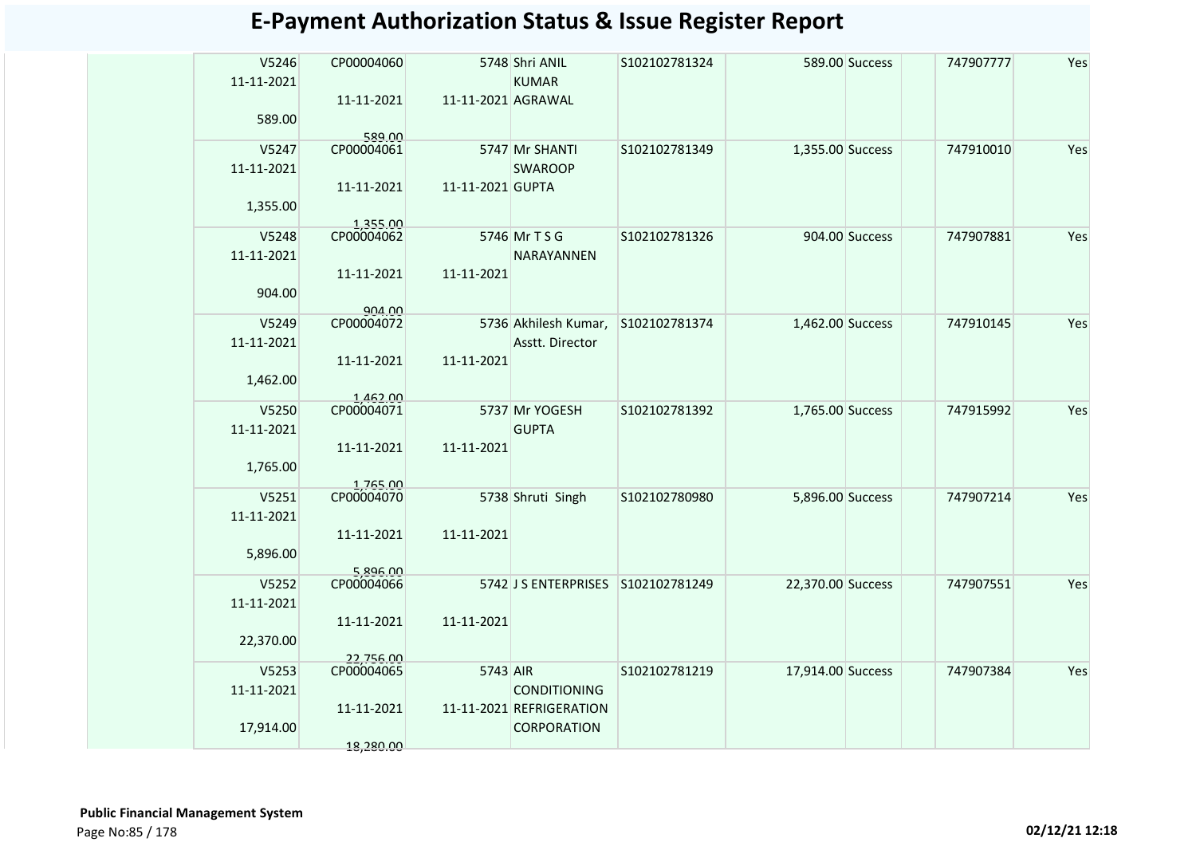# E-Payment Authorization Status & Issue Register Report

| | | | | | | | | | |
|---|---|---|---|---|---|---|---|---|---|
| V5246 11-11-2021 589.00 | CP00004060 11-11-2021 589.00 | 5748 11-11-2021 | Shri ANIL KUMAR AGRAWAL | S102102781324 | 589.00 | Success | | 747907777 | Yes |
| V5247 11-11-2021 1,355.00 | CP00004061 11-11-2021 1,355.00 | 5747 11-11-2021 | Mr SHANTI SWAROOP GUPTA | S102102781349 | 1,355.00 | Success | | 747910010 | Yes |
| V5248 11-11-2021 904.00 | CP00004062 11-11-2021 904.00 | 5746 11-11-2021 | Mr T S G NARAYANNEN | S102102781326 | 904.00 | Success | | 747907881 | Yes |
| V5249 11-11-2021 1,462.00 | CP00004072 11-11-2021 1,462.00 | 5736 11-11-2021 | Akhilesh Kumar, Asstt. Director | S102102781374 | 1,462.00 | Success | | 747910145 | Yes |
| V5250 11-11-2021 1,765.00 | CP00004071 11-11-2021 1,765.00 | 5737 11-11-2021 | Mr YOGESH GUPTA | S102102781392 | 1,765.00 | Success | | 747915992 | Yes |
| V5251 11-11-2021 5,896.00 | CP00004070 11-11-2021 5,896.00 | 5738 11-11-2021 | Shruti Singh | S102102780980 | 5,896.00 | Success | | 747907214 | Yes |
| V5252 11-11-2021 22,370.00 | CP00004066 11-11-2021 22,756.00 | 5742 11-11-2021 | J S ENTERPRISES | S102102781249 | 22,370.00 | Success | | 747907551 | Yes |
| V5253 11-11-2021 17,914.00 | CP00004065 11-11-2021 18,280.00 | 5743 11-11-2021 | AIR CONDITIONING REFRIGERATION CORPORATION | S102102781219 | 17,914.00 | Success | | 747907384 | Yes |

**Public Financial Management System**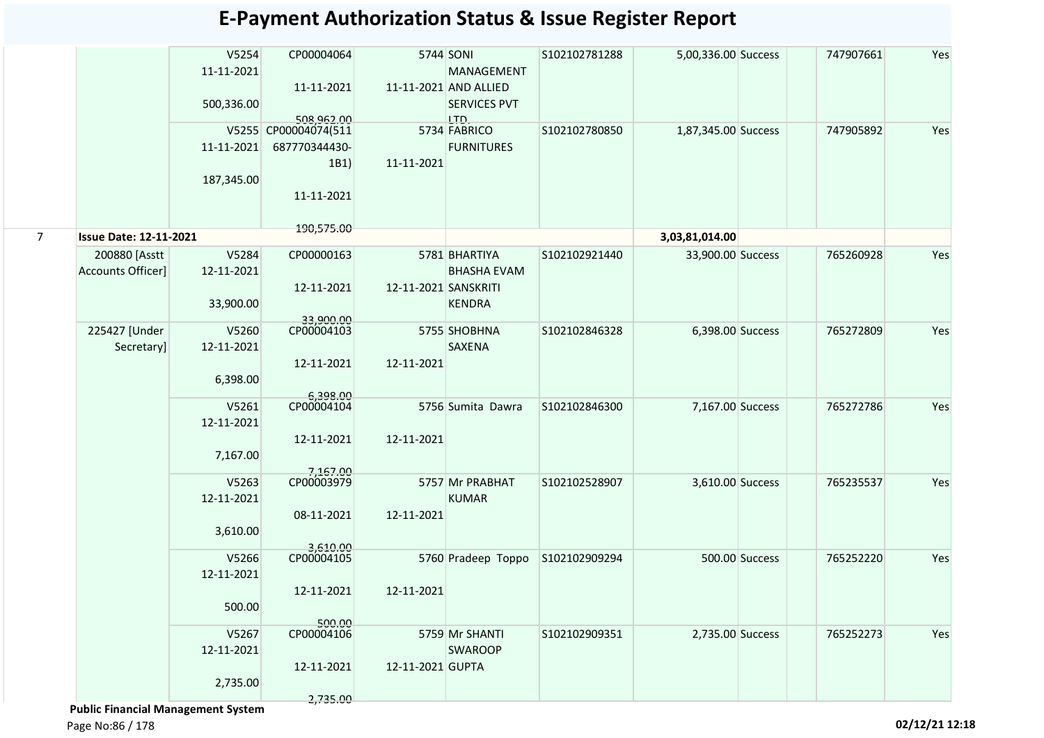# E-Payment Authorization Status & Issue Register Report

| | | | | | | | | | | | |
|---|---|---|---|---|---|---|---|---|---|---|---|
| | | V5254<br>11-11-2021<br>500,336.00 | CP00004064<br>11-11-2021<br>508,962.00 | 5744<br>11-11-2021 | SONI MANAGEMENT AND ALLIED SERVICES PVT LTD. | S102102781288 | 5,00,336.00 | Success | | 747907661 | Yes |
| | | V5255<br>11-11-2021<br>187,345.00 | CP00004074(511687770344430-1B1)<br>11-11-2021<br>190,575.00 | 5734<br>11-11-2021 | FABRICO FURNITURES | S102102780850 | 1,87,345.00 | Success | | 747905892 | Yes |
| 7 | **Issue Date: 12-11-2021** | | | | | | **3,03,81,014.00** | | | | |
| | 200880 [Asstt Accounts Officer] | V5284<br>12-11-2021<br>33,900.00 | CP00000163<br>12-11-2021<br>33,900.00 | 5781<br>12-11-2021 | BHARTIYA BHASHA EVAM SANSKRITI KENDRA | S102102921440 | 33,900.00 | Success | | 765260928 | Yes |
| | 225427 [Under Secretary] | V5260<br>12-11-2021<br>6,398.00 | CP00004103<br>12-11-2021<br>6,398.00 | 5755<br>12-11-2021 | SHOBHNA SAXENA | S102102846328 | 6,398.00 | Success | | 765272809 | Yes |
| | | V5261<br>12-11-2021<br>7,167.00 | CP00004104<br>12-11-2021<br>7,167.00 | 5756<br>12-11-2021 | Sumita Dawra | S102102846300 | 7,167.00 | Success | | 765272786 | Yes |
| | | V5263<br>12-11-2021<br>3,610.00 | CP00003979<br>08-11-2021<br>3,610.00 | 5757<br>12-11-2021 | Mr PRABHAT KUMAR | S102102528907 | 3,610.00 | Success | | 765235537 | Yes |
| | | V5266<br>12-11-2021<br>500.00 | CP00004105<br>12-11-2021<br>500.00 | 5760<br>12-11-2021 | Pradeep Toppo | S102102909294 | 500.00 | Success | | 765252220 | Yes |
| | | V5267<br>12-11-2021<br>2,735.00 | CP00004106<br>12-11-2021<br>2,735.00 | 5759<br>12-11-2021 | Mr SHANTI SWAROOP GUPTA | S102102909351 | 2,735.00 | Success | | 765252273 | Yes |

**Public Financial Management System**

02/12/21 12:18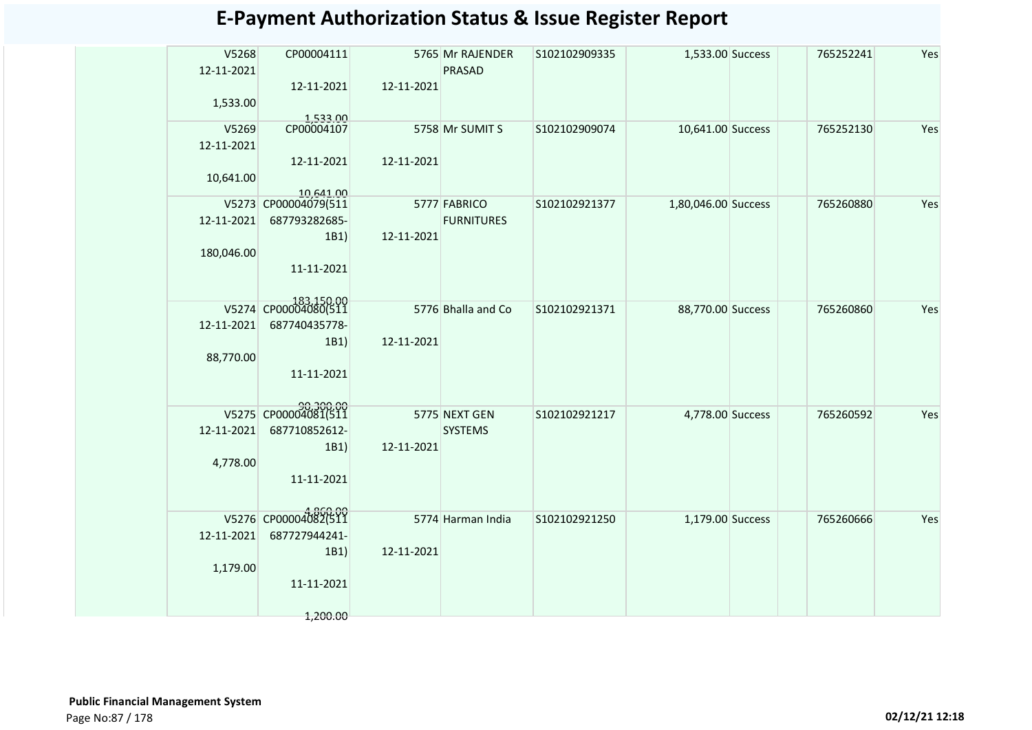# E-Payment Authorization Status & Issue Register Report

| | | | | | | | | | | |
|---|---|---|---|---|---|---|---|---|---|---|
| | V5268 12-11-2021 1,533.00 | CP00004111 12-11-2021 1,533.00 | 5765 12-11-2021 | Mr RAJENDER PRASAD | S102102909335 | 1,533.00 | Success | | 765252241 | Yes |
| | V5269 12-11-2021 10,641.00 | CP00004107 12-11-2021 10,641.00 | 5758 12-11-2021 | Mr SUMIT S | S102102909074 | 10,641.00 | Success | | 765252130 | Yes |
| | V5273 12-11-2021 180,046.00 | CP00004079(511 687793282685-1B1) 11-11-2021 183,150.00 | 5777 12-11-2021 | FABRICO FURNITURES | S102102921377 | 1,80,046.00 | Success | | 765260880 | Yes |
| | V5274 12-11-2021 88,770.00 | CP00004080(511 687740435778-1B1) 11-11-2021 90,300.00 | 5776 12-11-2021 | Bhalla and Co | S102102921371 | 88,770.00 | Success | | 765260860 | Yes |
| | V5275 12-11-2021 4,778.00 | CP00004081(511 687710852612-1B1) 11-11-2021 4,860.00 | 5775 12-11-2021 | NEXT GEN SYSTEMS | S102102921217 | 4,778.00 | Success | | 765260592 | Yes |
| | V5276 12-11-2021 1,179.00 | CP00004082(511 687727944241-1B1) 11-11-2021 1,200.00 | 5774 12-11-2021 | Harman India | S102102921250 | 1,179.00 | Success | | 765260666 | Yes |

**Public Financial Management System**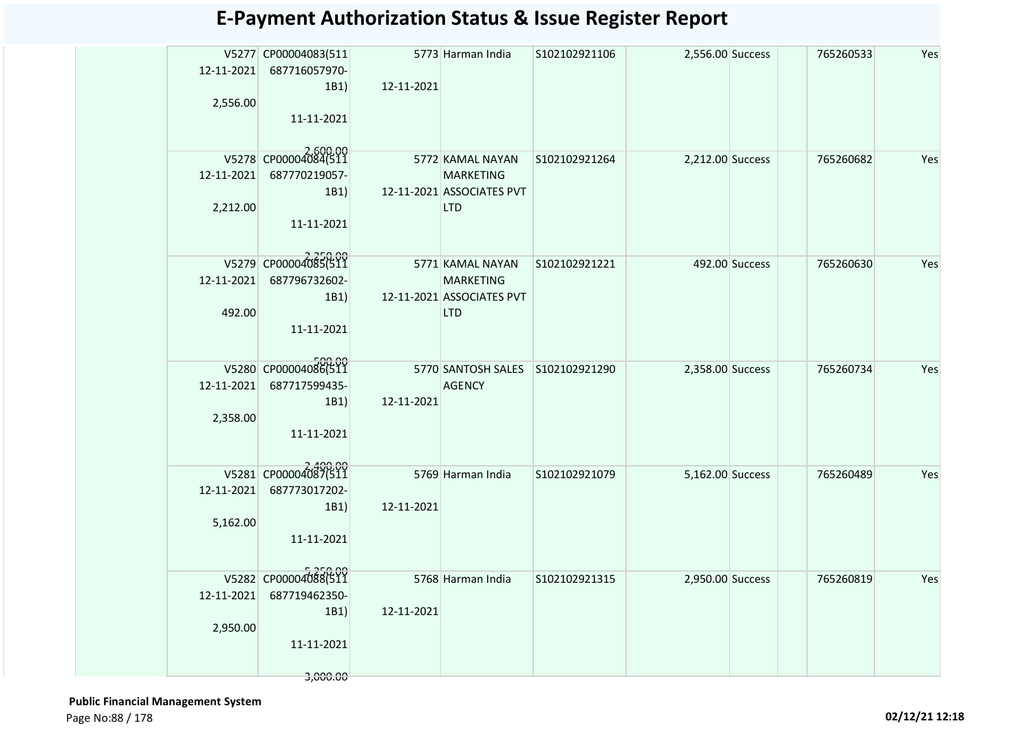# E-Payment Authorization Status & Issue Register Report

| | | | | | | | | | | |
|---|---|---|---|---|---|---|---|---|---|---|
| | V5277 12-11-2021 2,556.00 | CP00004083(511 687716057970-1B1) 11-11-2021 2,600.00 | 5773 12-11-2021 | Harman India | S102102921106 | 2,556.00 | Success | | 765260533 | Yes |
| | V5278 12-11-2021 2,212.00 | CP00004084(511 687770219057-1B1) 11-11-2021 2,250.00 | 5772 12-11-2021 | KAMAL NAYAN MARKETING ASSOCIATES PVT LTD | S102102921264 | 2,212.00 | Success | | 765260682 | Yes |
| | V5279 12-11-2021 492.00 | CP00004085(511 687796732602-1B1) 11-11-2021 500.00 | 5771 12-11-2021 | KAMAL NAYAN MARKETING ASSOCIATES PVT LTD | S102102921221 | 492.00 | Success | | 765260630 | Yes |
| | V5280 12-11-2021 2,358.00 | CP00004086(511 687717599435-1B1) 11-11-2021 2,400.00 | 5770 12-11-2021 | SANTOSH SALES AGENCY | S102102921290 | 2,358.00 | Success | | 765260734 | Yes |
| | V5281 12-11-2021 5,162.00 | CP00004087(511 687773017202-1B1) 11-11-2021 5,250.00 | 5769 12-11-2021 | Harman India | S102102921079 | 5,162.00 | Success | | 765260489 | Yes |
| | V5282 12-11-2021 2,950.00 | CP00004088(511 687719462350-1B1) 11-11-2021 3,000.00 | 5768 12-11-2021 | Harman India | S102102921315 | 2,950.00 | Success | | 765260819 | Yes |

**Public Financial Management System**

02/12/21 12:18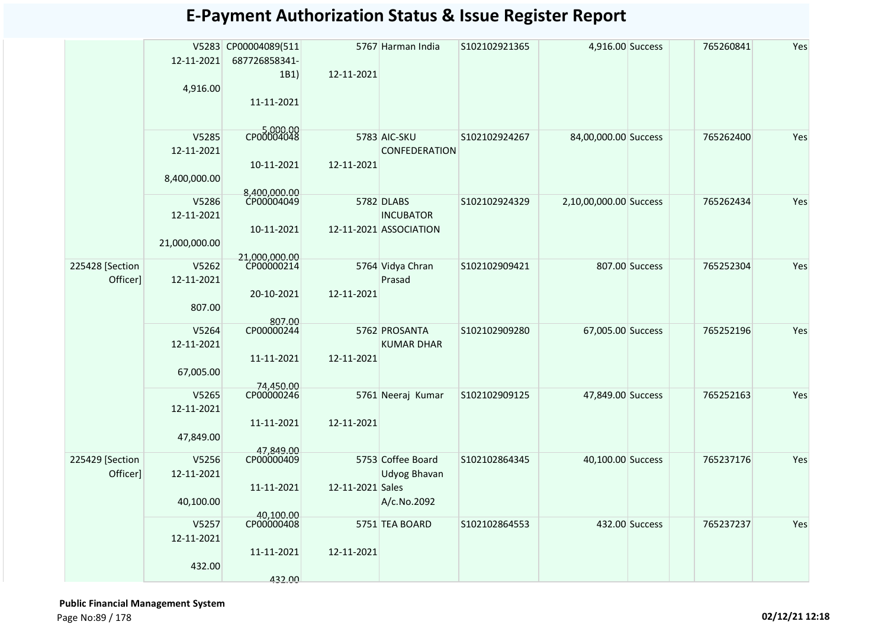# E-Payment Authorization Status & Issue Register Report

| | | | | | | | | | | |
|---|---|---|---|---|---|---|---|---|---|---|
| | V5283 12-11-2021 4,916.00 | CP00004089(511 687726858341- 1B1) 11-11-2021 5,000.00 | 5767 12-11-2021 | Harman India | S102102921365 | 4,916.00 | Success | | 765260841 | Yes |
| | V5285 12-11-2021 8,400,000.00 | CP00004048 10-11-2021 8,400,000.00 | 5783 12-11-2021 | AIC-SKU CONFEDERATION | S102102924267 | 84,00,000.00 | Success | | 765262400 | Yes |
| | V5286 12-11-2021 21,000,000.00 | CP00004049 10-11-2021 21,000,000.00 | 5782 12-11-2021 | DLABS INCUBATOR ASSOCIATION | S102102924329 | 2,10,00,000.00 | Success | | 765262434 | Yes |
| 225428 [Section Officer] | V5262 12-11-2021 807.00 | CP00000214 20-10-2021 807.00 | 5764 12-11-2021 | Vidya Chran Prasad | S102102909421 | 807.00 | Success | | 765252304 | Yes |
| | V5264 12-11-2021 67,005.00 | CP00000244 11-11-2021 74,450.00 | 5762 12-11-2021 | PROSANTA KUMAR DHAR | S102102909280 | 67,005.00 | Success | | 765252196 | Yes |
| | V5265 12-11-2021 47,849.00 | CP00000246 11-11-2021 47,849.00 | 5761 12-11-2021 | Neeraj Kumar | S102102909125 | 47,849.00 | Success | | 765252163 | Yes |
| 225429 [Section Officer] | V5256 12-11-2021 40,100.00 | CP00000409 11-11-2021 40,100.00 | 5753 12-11-2021 | Coffee Board Udyog Bhavan Sales A/c.No.2092 | S102102864345 | 40,100.00 | Success | | 765237176 | Yes |
| | V5257 12-11-2021 432.00 | CP00000408 11-11-2021 432.00 | 5751 12-11-2021 | TEA BOARD | S102102864553 | 432.00 | Success | | 765237237 | Yes |

**Public Financial Management System**

02/12/21 12:18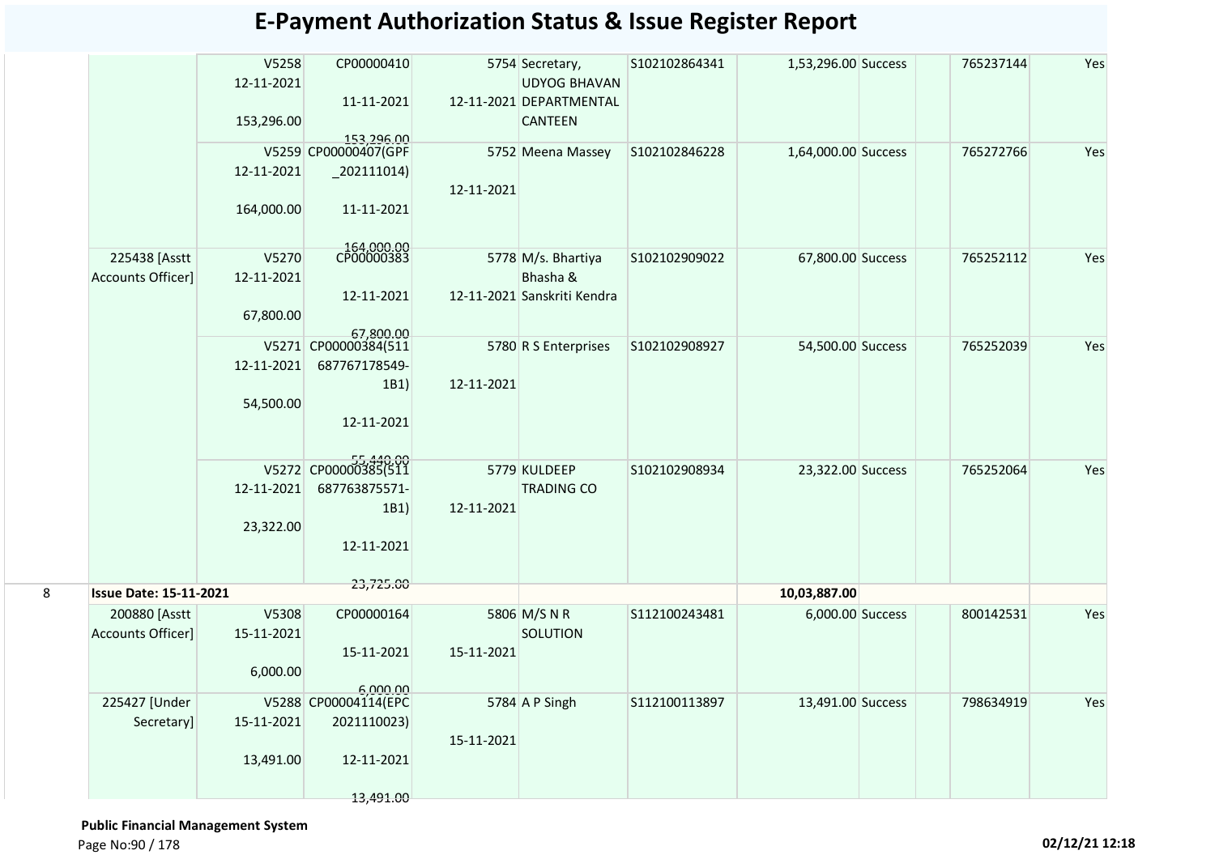# E-Payment Authorization Status & Issue Register Report

| | | | | | | | | | | | |
|---|---|---|---|---|---|---|---|---|---|---|---|
| | | V5258 12-11-2021 153,296.00 | CP00000410 11-11-2021 153,296.00 | 5754 12-11-2021 | Secretary, UDYOG BHAVAN DEPARTMENTAL CANTEEN | S102102864341 | 1,53,296.00 | Success | | 765237144 | Yes |
| | | V5259 12-11-2021 164,000.00 | CP00000407(GPF_202111014) 11-11-2021 164,000.00 | 5752 12-11-2021 | Meena Massey | S102102846228 | 1,64,000.00 | Success | | 765272766 | Yes |
| | 225438 [Asstt Accounts Officer] | V5270 12-11-2021 67,800.00 | CP00000383 12-11-2021 67,800.00 | 5778 12-11-2021 | M/s. Bhartiya Bhasha & Sanskriti Kendra | S102102909022 | 67,800.00 | Success | | 765252112 | Yes |
| | | V5271 12-11-2021 54,500.00 | CP00000384(511687767178549-1B1) 12-11-2021 55,440.00 | 5780 12-11-2021 | R S Enterprises | S102102908927 | 54,500.00 | Success | | 765252039 | Yes |
| | | V5272 12-11-2021 23,322.00 | CP00000385(511687763875571-1B1) 12-11-2021 23,725.00 | 5779 12-11-2021 | KULDEEP TRADING CO | S102102908934 | 23,322.00 | Success | | 765252064 | Yes |
| 8 | **Issue Date: 15-11-2021** | | | | | | **10,03,887.00** | | | | |
| | 200880 [Asstt Accounts Officer] | V5308 15-11-2021 6,000.00 | CP00000164 15-11-2021 6,000.00 | 5806 15-11-2021 | M/S N R SOLUTION | S112100243481 | 6,000.00 | Success | | 800142531 | Yes |
| | 225427 [Under Secretary] | V5288 15-11-2021 13,491.00 | CP00004114(EPC2021110023) 12-11-2021 13,491.00 | 5784 15-11-2021 | A P Singh | S112100113897 | 13,491.00 | Success | | 798634919 | Yes |

**Public Financial Management System**

02/12/21 12:18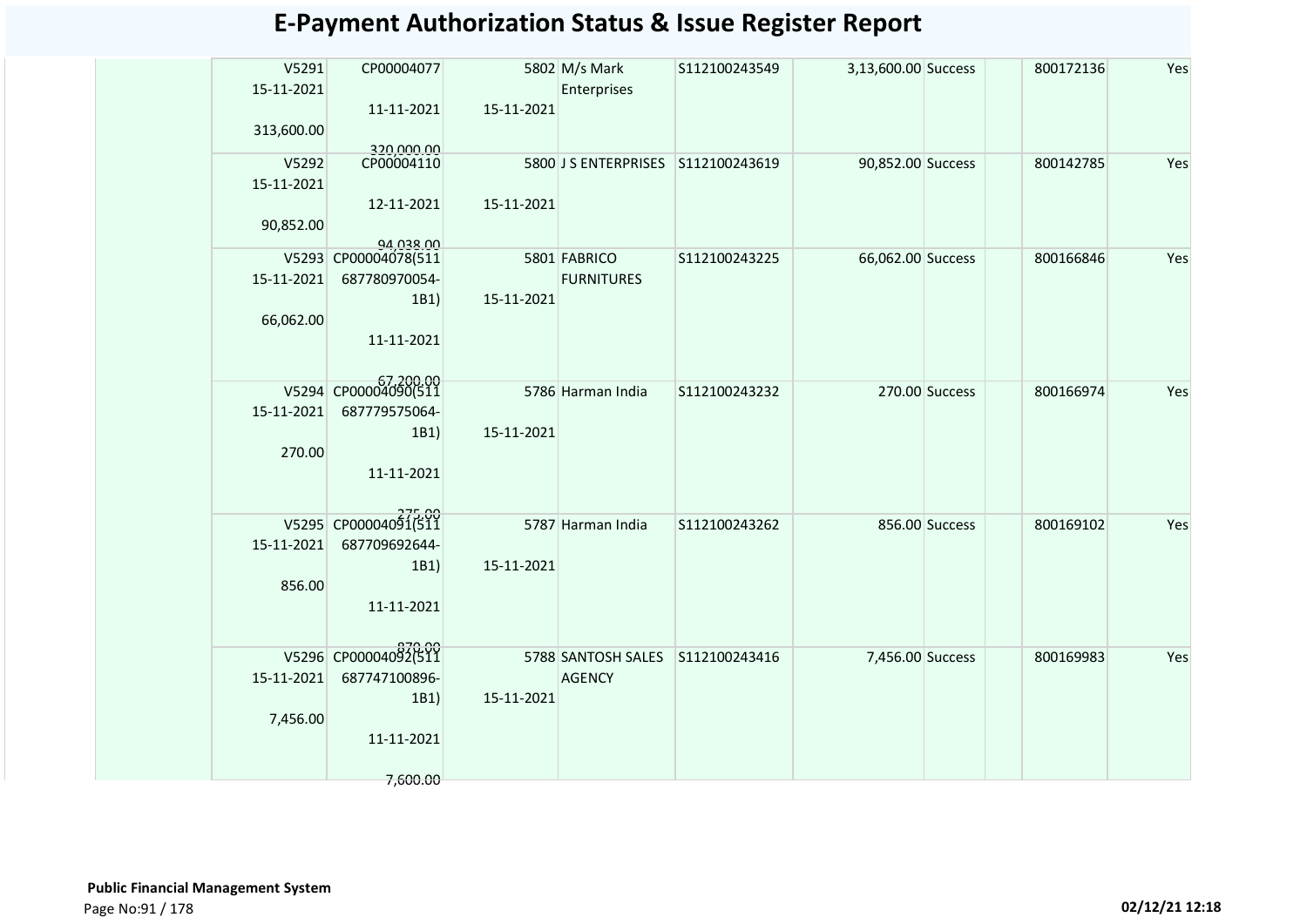# E-Payment Authorization Status & Issue Register Report

| | | | | | | | | | | |
|---|---|---|---|---|---|---|---|---|---|---|
| | V5291 15-11-2021 313,600.00 | CP00004077 11-11-2021 320,000.00 | 5802 15-11-2021 | M/s Mark Enterprises | S112100243549 | 3,13,600.00 | Success | | 800172136 | Yes |
| | V5292 15-11-2021 90,852.00 | CP00004110 12-11-2021 94,038.00 | 5800 15-11-2021 | J S ENTERPRISES | S112100243619 | 90,852.00 | Success | | 800142785 | Yes |
| | V5293 15-11-2021 66,062.00 | CP00004078(511687780970054-1B1) 11-11-2021 67,200.00 | 5801 15-11-2021 | FABRICO FURNITURES | S112100243225 | 66,062.00 | Success | | 800166846 | Yes |
| | V5294 15-11-2021 270.00 | CP00004090(511687779575064-1B1) 11-11-2021 275.00 | 5786 15-11-2021 | Harman India | S112100243232 | 270.00 | Success | | 800166974 | Yes |
| | V5295 15-11-2021 856.00 | CP00004091(511687709692644-1B1) 11-11-2021 870.00 | 5787 15-11-2021 | Harman India | S112100243262 | 856.00 | Success | | 800169102 | Yes |
| | V5296 15-11-2021 7,456.00 | CP00004092(511687747100896-1B1) 11-11-2021 7,600.00 | 5788 15-11-2021 | SANTOSH SALES AGENCY | S112100243416 | 7,456.00 | Success | | 800169983 | Yes |

**Public Financial Management System**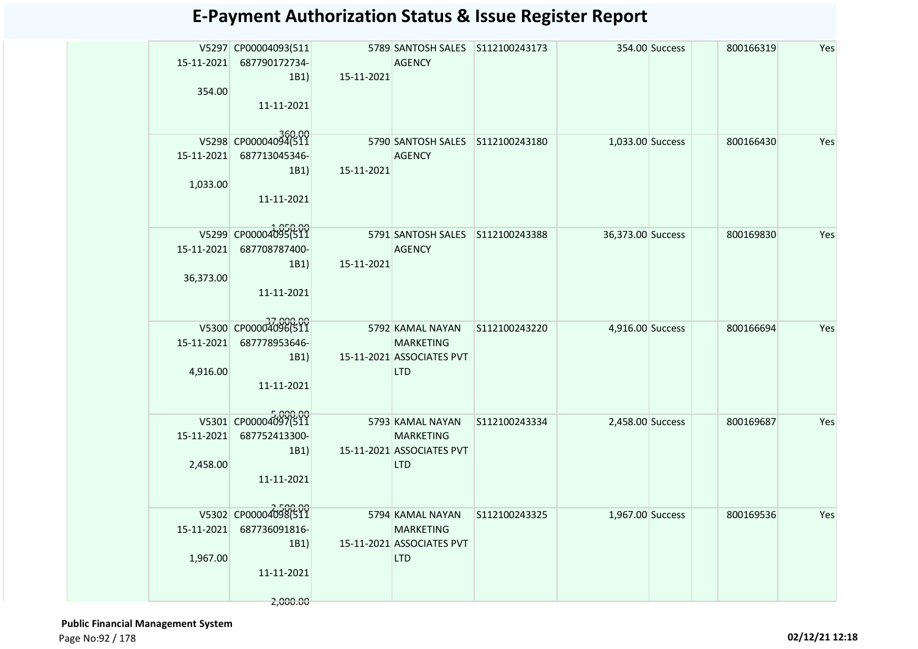# E-Payment Authorization Status & Issue Register Report

| | | | | | | | | | | |
|---|---|---|---|---|---|---|---|---|---|---|
| | V5297 15-11-2021 354.00 | CP00004093(511 687790172734-1B1) 11-11-2021 360.00 | 5789 15-11-2021 | SANTOSH SALES AGENCY | S112100243173 | 354.00 | Success | | 800166319 | Yes |
| | V5298 15-11-2021 1,033.00 | CP00004094(511 687713045346-1B1) 11-11-2021 1,050.00 | 5790 15-11-2021 | SANTOSH SALES AGENCY | S112100243180 | 1,033.00 | Success | | 800166430 | Yes |
| | V5299 15-11-2021 36,373.00 | CP00004095(511 687708787400-1B1) 11-11-2021 37,000.00 | 5791 15-11-2021 | SANTOSH SALES AGENCY | S112100243388 | 36,373.00 | Success | | 800169830 | Yes |
| | V5300 15-11-2021 4,916.00 | CP00004096(511 687778953646-1B1) 11-11-2021 5,000.00 | 5792 15-11-2021 | KAMAL NAYAN MARKETING ASSOCIATES PVT LTD | S112100243220 | 4,916.00 | Success | | 800166694 | Yes |
| | V5301 15-11-2021 2,458.00 | CP00004097(511 687752413300-1B1) 11-11-2021 2,500.00 | 5793 15-11-2021 | KAMAL NAYAN MARKETING ASSOCIATES PVT LTD | S112100243334 | 2,458.00 | Success | | 800169687 | Yes |
| | V5302 15-11-2021 1,967.00 | CP00004098(511 687736091816-1B1) 11-11-2021 2,000.00 | 5794 15-11-2021 | KAMAL NAYAN MARKETING ASSOCIATES PVT LTD | S112100243325 | 1,967.00 | Success | | 800169536 | Yes |

**Public Financial Management System**

02/12/21 12:18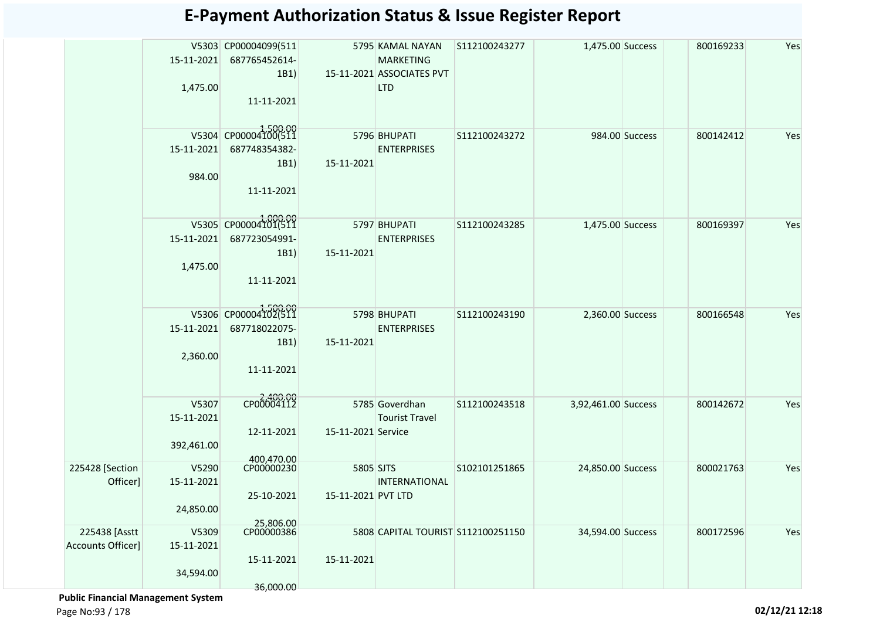# E-Payment Authorization Status & Issue Register Report

| | | | | | | | | | | |
|---|---|---|---|---|---|---|---|---|---|---|
| | V5303 15-11-2021 1,475.00 | CP00004099(511 687765452614-1B1) 11-11-2021 1,500.00 | 5795 15-11-2021 | KAMAL NAYAN MARKETING ASSOCIATES PVT LTD | S112100243277 | 1,475.00 | Success | | 800169233 | Yes |
| | V5304 15-11-2021 984.00 | CP00004100(511 687748354382-1B1) 11-11-2021 1,000.00 | 5796 15-11-2021 | BHUPATI ENTERPRISES | S112100243272 | 984.00 | Success | | 800142412 | Yes |
| | V5305 15-11-2021 1,475.00 | CP00004101(511 687723054991-1B1) 11-11-2021 1,500.00 | 5797 15-11-2021 | BHUPATI ENTERPRISES | S112100243285 | 1,475.00 | Success | | 800169397 | Yes |
| | V5306 15-11-2021 2,360.00 | CP00004102(511 687718022075-1B1) 11-11-2021 2,400.00 | 5798 15-11-2021 | BHUPATI ENTERPRISES | S112100243190 | 2,360.00 | Success | | 800166548 | Yes |
| | V5307 15-11-2021 392,461.00 | CP00004112 12-11-2021 400,470.00 | 5785 15-11-2021 | Goverdhan Tourist Travel Service | S112100243518 | 3,92,461.00 | Success | | 800142672 | Yes |
| 225428 [Section Officer] | V5290 15-11-2021 24,850.00 | CP00000230 25-10-2021 25,806.00 | 5805 15-11-2021 | SJTS INTERNATIONAL PVT LTD | S102101251865 | 24,850.00 | Success | | 800021763 | Yes |
| 225438 [Asstt Accounts Officer] | V5309 15-11-2021 34,594.00 | CP00000386 15-11-2021 36,000.00 | 5808 15-11-2021 | CAPITAL TOURIST | S112100251150 | 34,594.00 | Success | | 800172596 | Yes |

**Public Financial Management System**

02/12/21 12:18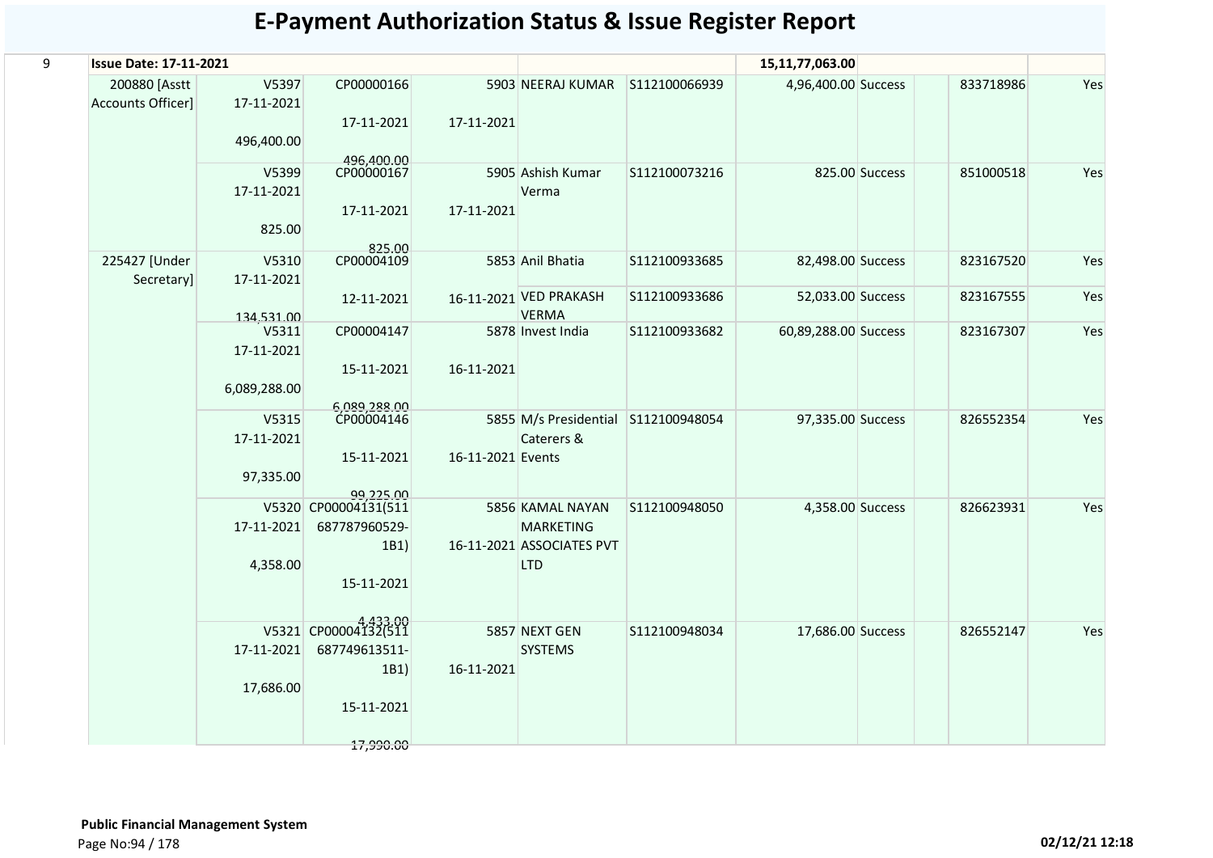# E-Payment Authorization Status & Issue Register Report

| 9 | Issue Date: 17-11-2021 | | | | | | 15,11,77,063.00 | | | | |
|---|---|---|---|---|---|---|---|---|---|---|---|
| | 200880 [Asstt Accounts Officer] | V5397 17-11-2021 496,400.00 | CP00000166 17-11-2021 496,400.00 | 5903 17-11-2021 | NEERAJ KUMAR | S112100066939 | 4,96,400.00 | Success | | 833718986 | Yes |
| | | V5399 17-11-2021 825.00 | CP00000167 17-11-2021 825.00 | 5905 17-11-2021 | Ashish Kumar Verma | S112100073216 | 825.00 | Success | | 851000518 | Yes |
| | 225427 [Under Secretary] | V5310 17-11-2021 134,531.00 | CP00004109 12-11-2021 | 5853 16-11-2021 | Anil Bhatia | S112100933685 | 82,498.00 | Success | | 823167520 | Yes |
| | | | | | VED PRAKASH VERMA | S112100933686 | 52,033.00 | Success | | 823167555 | Yes |
| | | V5311 17-11-2021 6,089,288.00 | CP00004147 15-11-2021 6,089,288.00 | 5878 16-11-2021 | Invest India | S112100933682 | 60,89,288.00 | Success | | 823167307 | Yes |
| | | V5315 17-11-2021 97,335.00 | CP00004146 15-11-2021 99,225.00 | 5855 16-11-2021 | M/s Presidential Caterers & Events | S112100948054 | 97,335.00 | Success | | 826552354 | Yes |
| | | V5320 17-11-2021 4,358.00 | CP00004131(511687787960529-1B1) 15-11-2021 4,433.00 | 5856 16-11-2021 | KAMAL NAYAN MARKETING ASSOCIATES PVT LTD | S112100948050 | 4,358.00 | Success | | 826623931 | Yes |
| | | V5321 17-11-2021 17,686.00 | CP00004132(511687749613511-1B1) 15-11-2021 17,990.00 | 5857 16-11-2021 | NEXT GEN SYSTEMS | S112100948034 | 17,686.00 | Success | | 826552147 | Yes |

**Public Financial Management System**

02/12/21 12:18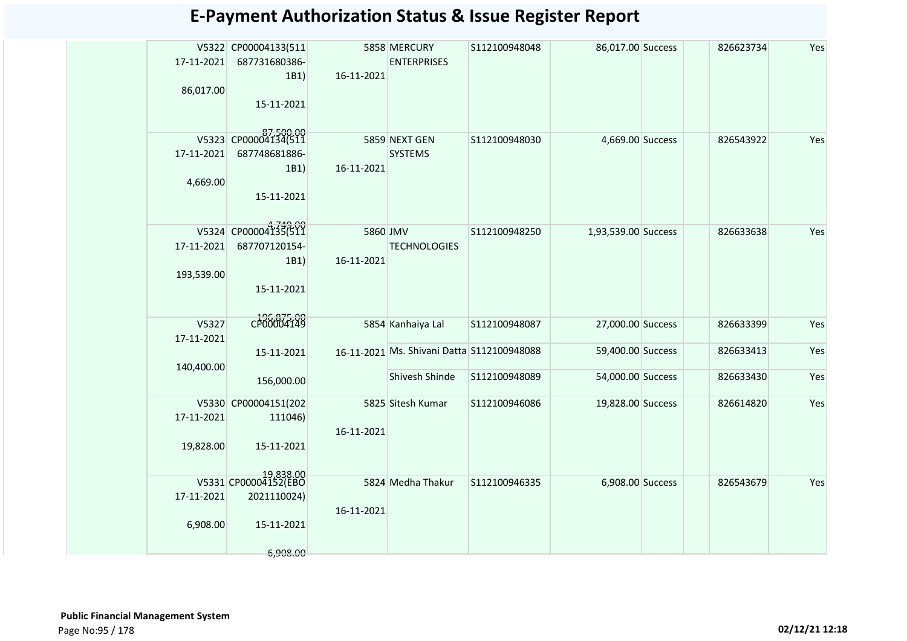# E-Payment Authorization Status & Issue Register Report

| | | | | | | | | | | |
|---|---|---|---|---|---|---|---|---|---|---|
| | V5322 17-11-2021 86,017.00 | CP00004133(511 687731680386-1B1) 15-11-2021 87,500.00 | 5858 16-11-2021 | MERCURY ENTERPRISES | S112100948048 | 86,017.00 | Success | | 826623734 | Yes |
| | V5323 17-11-2021 4,669.00 | CP00004134(511 687748681886-1B1) 15-11-2021 4,749.00 | 5859 16-11-2021 | NEXT GEN SYSTEMS | S112100948030 | 4,669.00 | Success | | 826543922 | Yes |
| | V5324 17-11-2021 193,539.00 | CP00004135(511 687707120154-1B1) 15-11-2021 196,875.00 | 5860 16-11-2021 | JMV TECHNOLOGIES | S112100948250 | 1,93,539.00 | Success | | 826633638 | Yes |
| | V5327 17-11-2021 140,400.00 | CP00004149 15-11-2021 156,000.00 | 5854 16-11-2021 | Kanhaiya Lal | S112100948087 | 27,000.00 | Success | | 826633399 | Yes |
| | | | | Ms. Shivani Datta | S112100948088 | 59,400.00 | Success | | 826633413 | Yes |
| | | | | Shivesh Shinde | S112100948089 | 54,000.00 | Success | | 826633430 | Yes |
| | V5330 17-11-2021 19,828.00 | CP00004151(202 111046) 15-11-2021 19,838.00 | 5825 16-11-2021 | Sitesh Kumar | S112100946086 | 19,828.00 | Success | | 826614820 | Yes |
| | V5331 17-11-2021 6,908.00 | CP00004152(EBO 2021110024) 15-11-2021 6,908.00 | 5824 16-11-2021 | Medha Thakur | S112100946335 | 6,908.00 | Success | | 826543679 | Yes |

**Public Financial Management System**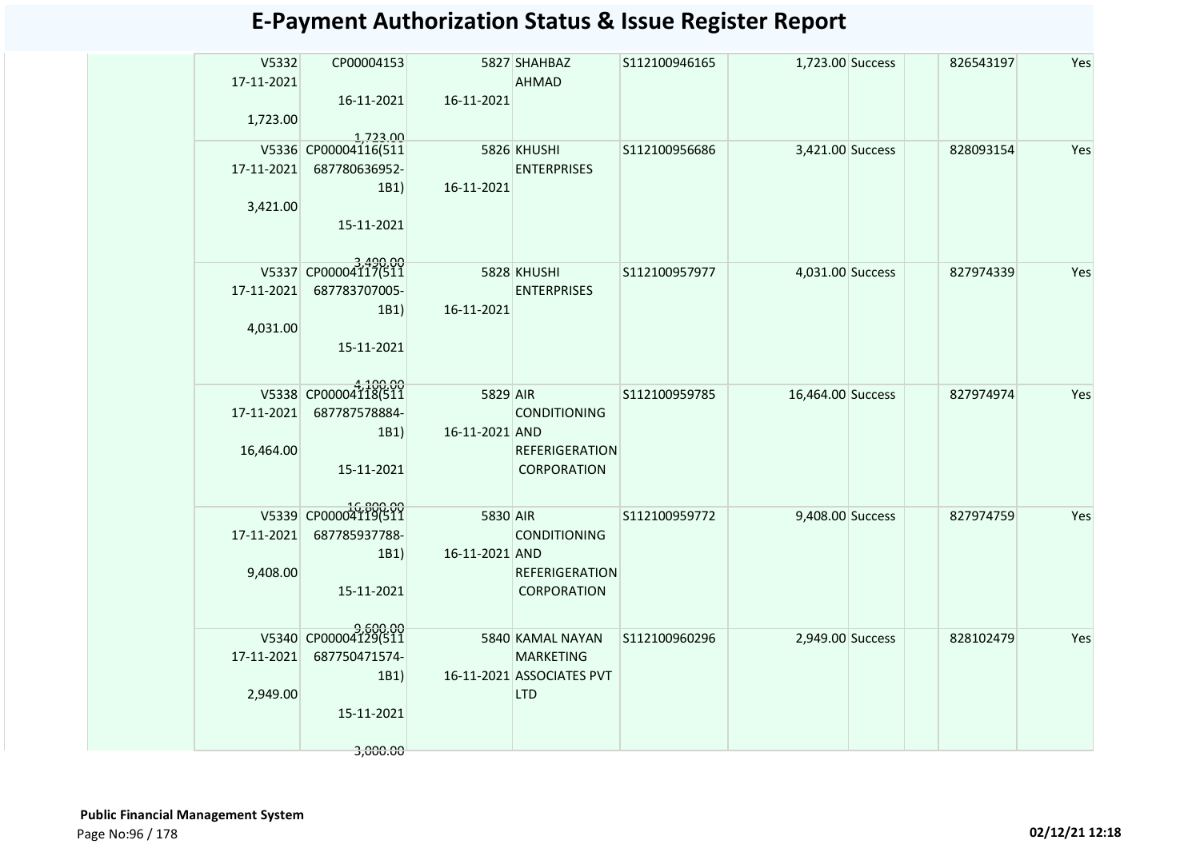# E-Payment Authorization Status & Issue Register Report

| | | | | | | | | | | |
|---|---|---|---|---|---|---|---|---|---|---|
| | V5332 17-11-2021 1,723.00 | CP00004153 16-11-2021 1,723.00 | 5827 16-11-2021 | SHAHBAZ AHMAD | S112100946165 | 1,723.00 | Success | | 826543197 | Yes |
| | V5336 17-11-2021 3,421.00 | CP00004116(511 687780636952-1B1) 15-11-2021 3,490.00 | 5826 16-11-2021 | KHUSHI ENTERPRISES | S112100956686 | 3,421.00 | Success | | 828093154 | Yes |
| | V5337 17-11-2021 4,031.00 | CP00004117(511 687783707005-1B1) 15-11-2021 4,100.00 | 5828 16-11-2021 | KHUSHI ENTERPRISES | S112100957977 | 4,031.00 | Success | | 827974339 | Yes |
| | V5338 17-11-2021 16,464.00 | CP00004118(511 687787578884-1B1) 15-11-2021 16,800.00 | 5829 16-11-2021 | AIR CONDITIONING AND REFERIGERATION CORPORATION | S112100959785 | 16,464.00 | Success | | 827974974 | Yes |
| | V5339 17-11-2021 9,408.00 | CP00004119(511 687785937788-1B1) 15-11-2021 9,600.00 | 5830 16-11-2021 | AIR CONDITIONING AND REFERIGERATION CORPORATION | S112100959772 | 9,408.00 | Success | | 827974759 | Yes |
| | V5340 17-11-2021 2,949.00 | CP00004129(511 687750471574-1B1) 15-11-2021 3,000.00 | 5840 16-11-2021 | KAMAL NAYAN MARKETING ASSOCIATES PVT LTD | S112100960296 | 2,949.00 | Success | | 828102479 | Yes |

**Public Financial Management System**

02/12/21 12:18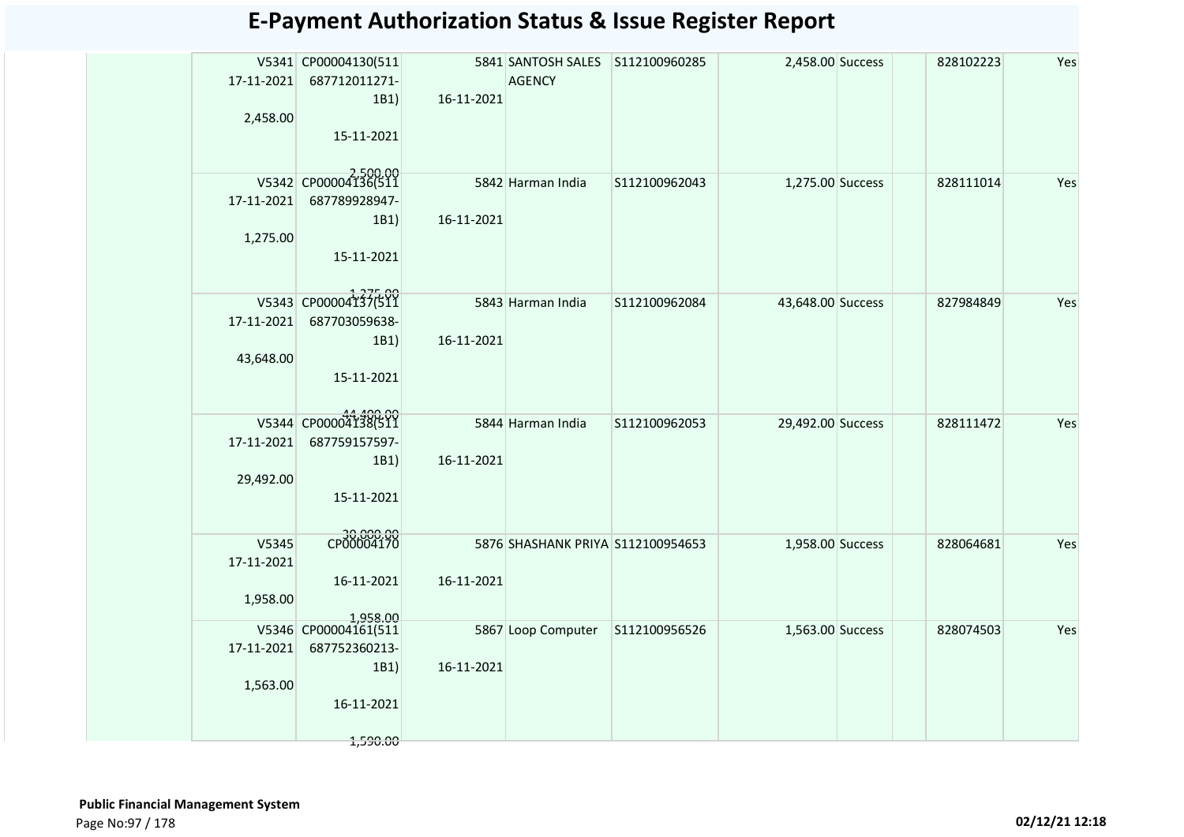# E-Payment Authorization Status & Issue Register Report

| | | | | | | | | | | |
|---|---|---|---|---|---|---|---|---|---|---|
| | V5341 17-11-2021 2,458.00 | CP00004130(511 687712011271-1B1) 15-11-2021 2,500.00 | 5841 16-11-2021 | SANTOSH SALES AGENCY | S112100960285 | 2,458.00 | Success | | 828102223 | Yes |
| | V5342 17-11-2021 1,275.00 | CP00004136(511 687789928947-1B1) 15-11-2021 1,275.00 | 5842 16-11-2021 | Harman India | S112100962043 | 1,275.00 | Success | | 828111014 | Yes |
| | V5343 17-11-2021 43,648.00 | CP00004137(511 687703059638-1B1) 15-11-2021 44,400.00 | 5843 16-11-2021 | Harman India | S112100962084 | 43,648.00 | Success | | 827984849 | Yes |
| | V5344 17-11-2021 29,492.00 | CP00004138(511 687759157597-1B1) 15-11-2021 30,000.00 | 5844 16-11-2021 | Harman India | S112100962053 | 29,492.00 | Success | | 828111472 | Yes |
| | V5345 17-11-2021 1,958.00 | CP00004170 16-11-2021 1,958.00 | 5876 16-11-2021 | SHASHANK PRIYA | S112100954653 | 1,958.00 | Success | | 828064681 | Yes |
| | V5346 17-11-2021 1,563.00 | CP00004161(511 687752360213-1B1) 16-11-2021 1,590.00 | 5867 16-11-2021 | Loop Computer | S112100956526 | 1,563.00 | Success | | 828074503 | Yes |

**Public Financial Management System**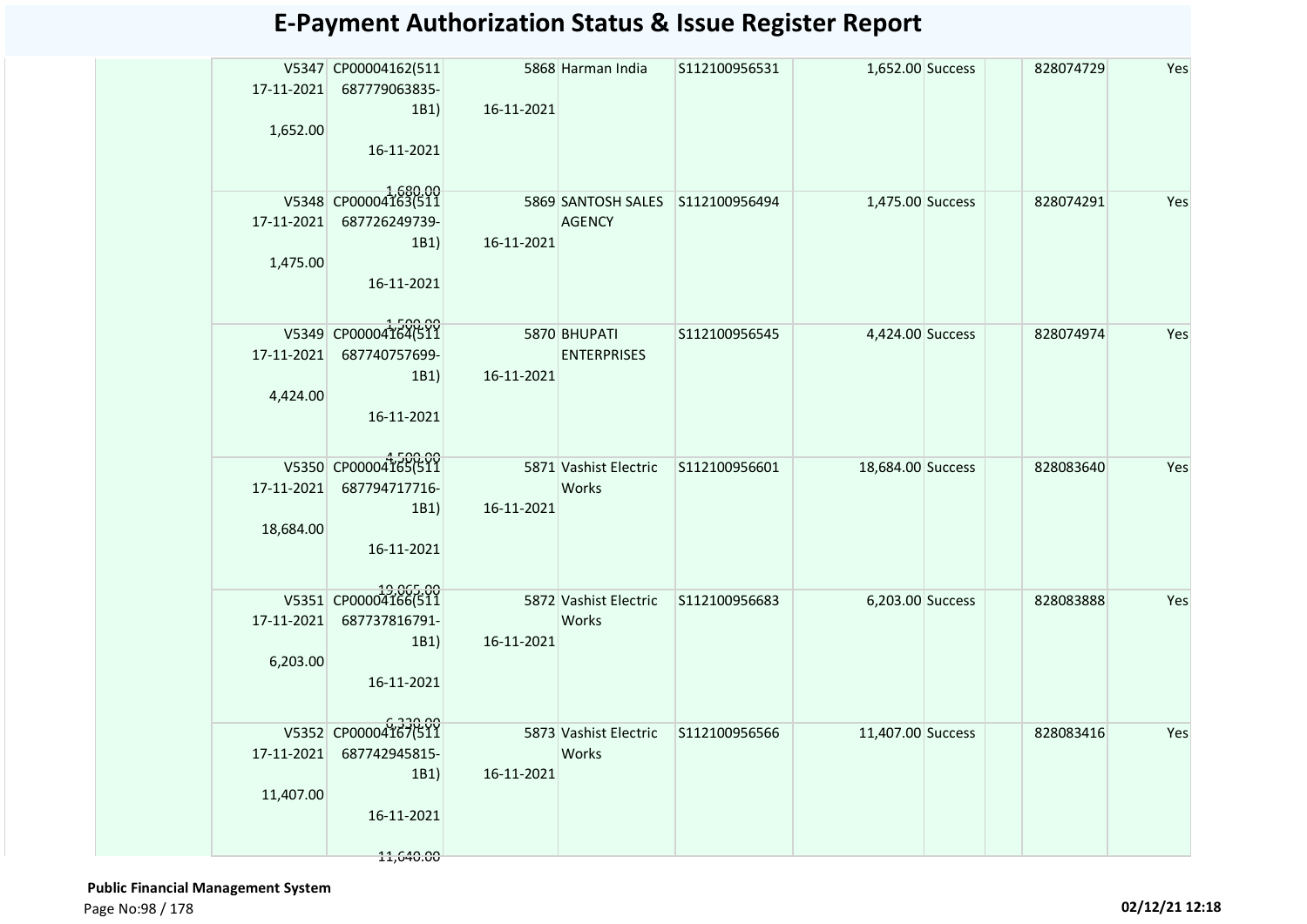# E-Payment Authorization Status & Issue Register Report

| | | | | | | | | | | |
|---|---|---|---|---|---|---|---|---|---|---|
| | V5347 17-11-2021 1,652.00 | CP00004162(511 687779063835-1B1) 16-11-2021 1,680.00 | 5868 16-11-2021 | Harman India | S112100956531 | 1,652.00 | Success | | 828074729 | Yes |
| | V5348 17-11-2021 1,475.00 | CP00004163(511 687726249739-1B1) 16-11-2021 1,500.00 | 5869 16-11-2021 | SANTOSH SALES AGENCY | S112100956494 | 1,475.00 | Success | | 828074291 | Yes |
| | V5349 17-11-2021 4,424.00 | CP00004164(511 687740757699-1B1) 16-11-2021 4,500.00 | 5870 16-11-2021 | BHUPATI ENTERPRISES | S112100956545 | 4,424.00 | Success | | 828074974 | Yes |
| | V5350 17-11-2021 18,684.00 | CP00004165(511 687794717716-1B1) 16-11-2021 19,005.00 | 5871 16-11-2021 | Vashist Electric Works | S112100956601 | 18,684.00 | Success | | 828083640 | Yes |
| | V5351 17-11-2021 6,203.00 | CP00004166(511 687737816791-1B1) 16-11-2021 6,330.00 | 5872 16-11-2021 | Vashist Electric Works | S112100956683 | 6,203.00 | Success | | 828083888 | Yes |
| | V5352 17-11-2021 11,407.00 | CP00004167(511 687742945815-1B1) 16-11-2021 11,640.00 | 5873 16-11-2021 | Vashist Electric Works | S112100956566 | 11,407.00 | Success | | 828083416 | Yes |

**Public Financial Management System**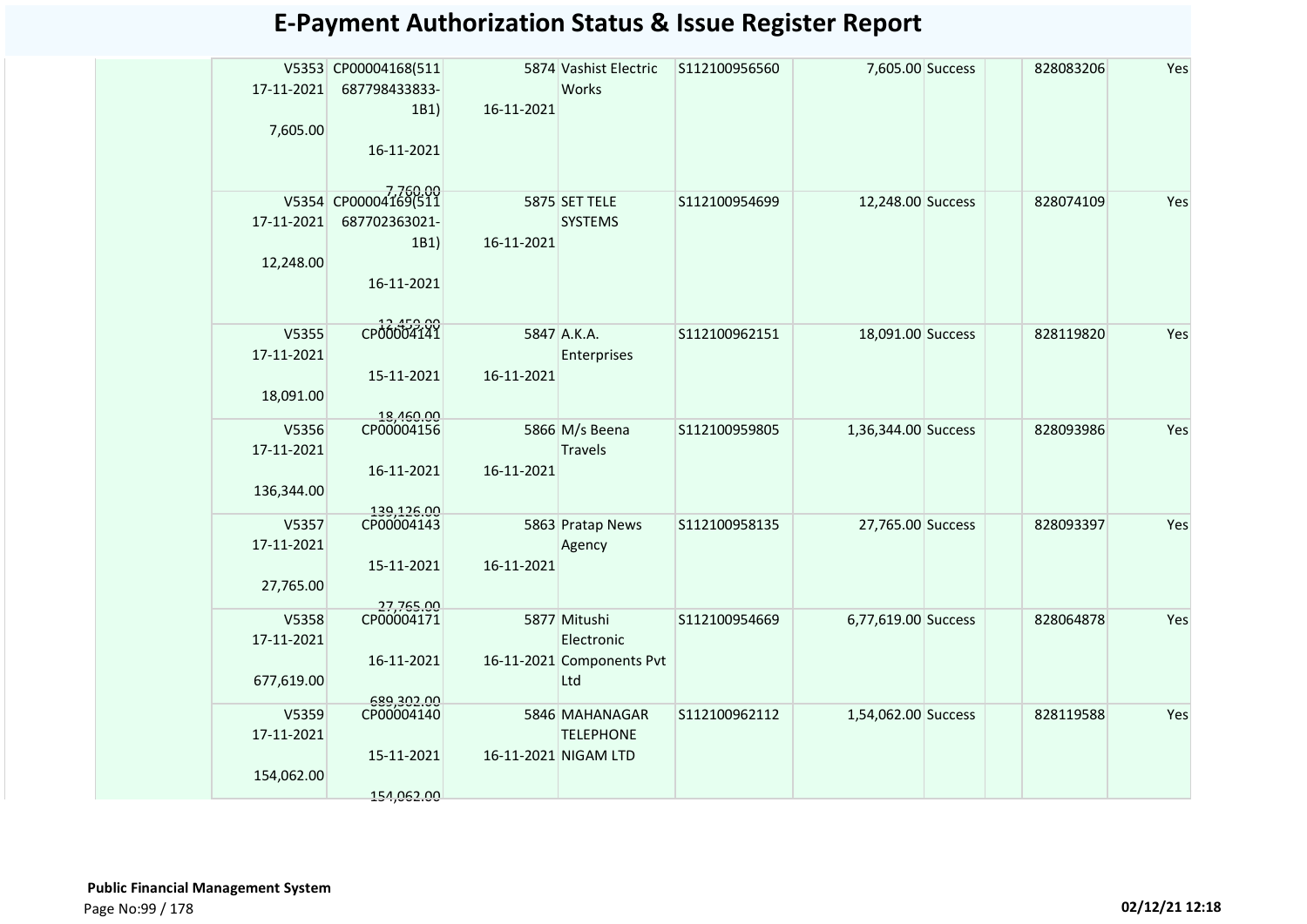# E-Payment Authorization Status & Issue Register Report

| | | | | | | | | | | |
|---|---|---|---|---|---|---|---|---|---|---|
| | V5353 17-11-2021 7,605.00 | CP00004168(511 687798433833-1B1) 16-11-2021 7,760.00 | 5874 16-11-2021 | Vashist Electric Works | S112100956560 | 7,605.00 | Success | | 828083206 | Yes |
| | V5354 17-11-2021 12,248.00 | CP00004169(511 687702363021-1B1) 16-11-2021 12,459.00 | 5875 16-11-2021 | SET TELE SYSTEMS | S112100954699 | 12,248.00 | Success | | 828074109 | Yes |
| | V5355 17-11-2021 18,091.00 | CP00004141 15-11-2021 18,460.00 | 5847 16-11-2021 | A.K.A. Enterprises | S112100962151 | 18,091.00 | Success | | 828119820 | Yes |
| | V5356 17-11-2021 136,344.00 | CP00004156 16-11-2021 139,126.00 | 5866 16-11-2021 | M/s Beena Travels | S112100959805 | 1,36,344.00 | Success | | 828093986 | Yes |
| | V5357 17-11-2021 27,765.00 | CP00004143 15-11-2021 27,765.00 | 5863 16-11-2021 | Pratap News Agency | S112100958135 | 27,765.00 | Success | | 828093397 | Yes |
| | V5358 17-11-2021 677,619.00 | CP00004171 16-11-2021 689,302.00 | 5877 16-11-2021 | Mitushi Electronic Components Pvt Ltd | S112100954669 | 6,77,619.00 | Success | | 828064878 | Yes |
| | V5359 17-11-2021 154,062.00 | CP00004140 15-11-2021 154,062.00 | 5846 16-11-2021 | MAHANAGAR TELEPHONE NIGAM LTD | S112100962112 | 1,54,062.00 | Success | | 828119588 | Yes |

**Public Financial Management System**

02/12/21 12:18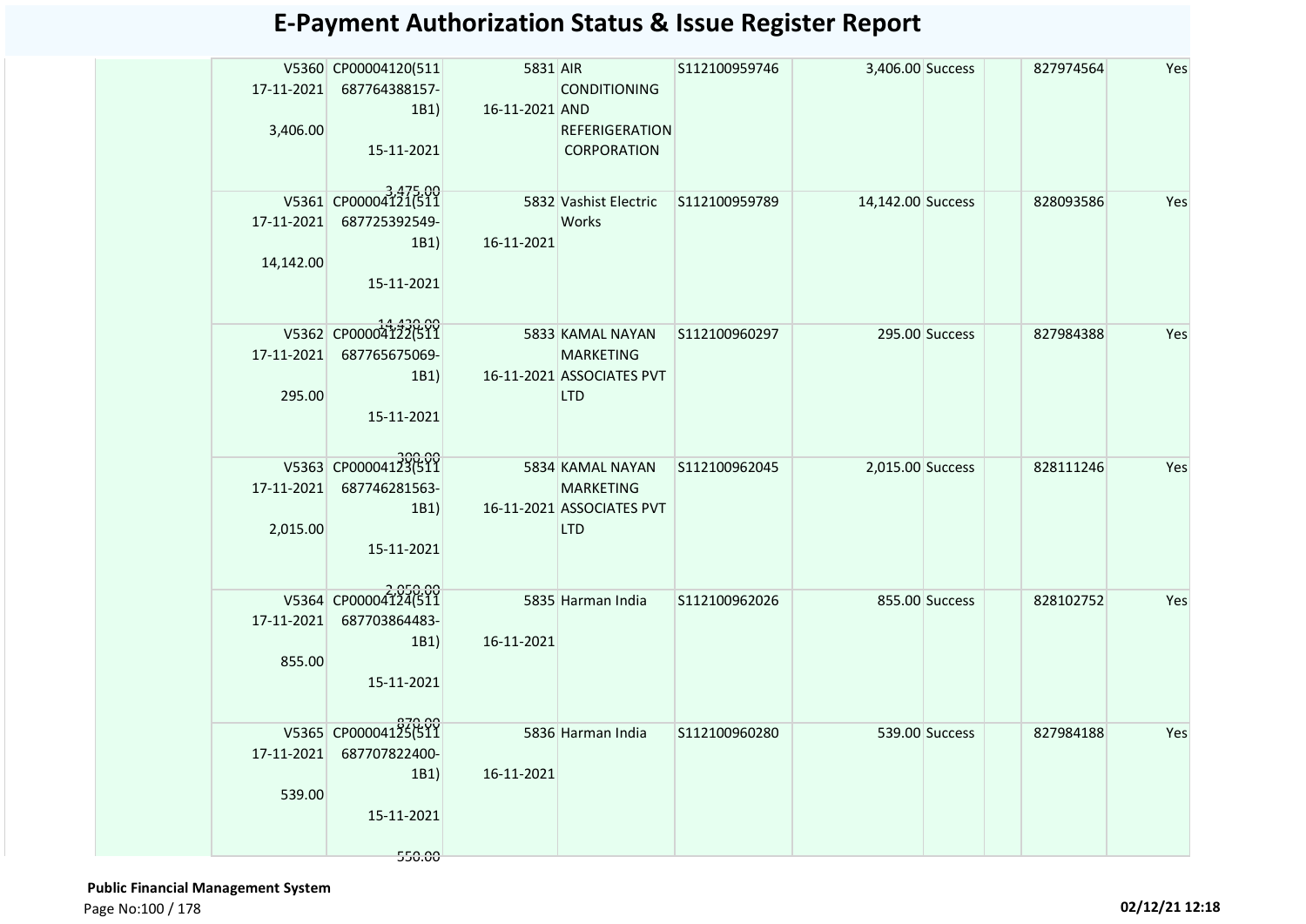# E-Payment Authorization Status & Issue Register Report

| | | | | | | | | | | |
|---|---|---|---|---|---|---|---|---|---|---|
| | V5360 17-11-2021 3,406.00 | CP00004120(511 687764388157-1B1) 15-11-2021 3,475.00 | 5831 16-11-2021 | AIR CONDITIONING AND REFERIGERATION CORPORATION | S112100959746 | 3,406.00 | Success | | 827974564 | Yes |
| | V5361 17-11-2021 14,142.00 | CP00004121(511 687725392549-1B1) 15-11-2021 14,430.00 | 5832 16-11-2021 | Vashist Electric Works | S112100959789 | 14,142.00 | Success | | 828093586 | Yes |
| | V5362 17-11-2021 295.00 | CP00004122(511 687765675069-1B1) 15-11-2021 300.00 | 5833 16-11-2021 | KAMAL NAYAN MARKETING ASSOCIATES PVT LTD | S112100960297 | 295.00 | Success | | 827984388 | Yes |
| | V5363 17-11-2021 2,015.00 | CP00004123(511 687746281563-1B1) 15-11-2021 2,050.00 | 5834 16-11-2021 | KAMAL NAYAN MARKETING ASSOCIATES PVT LTD | S112100962045 | 2,015.00 | Success | | 828111246 | Yes |
| | V5364 17-11-2021 855.00 | CP00004124(511 687703864483-1B1) 15-11-2021 870.00 | 5835 16-11-2021 | Harman India | S112100962026 | 855.00 | Success | | 828102752 | Yes |
| | V5365 17-11-2021 539.00 | CP00004125(511 687707822400-1B1) 15-11-2021 550.00 | 5836 16-11-2021 | Harman India | S112100960280 | 539.00 | Success | | 827984188 | Yes |

**Public Financial Management System**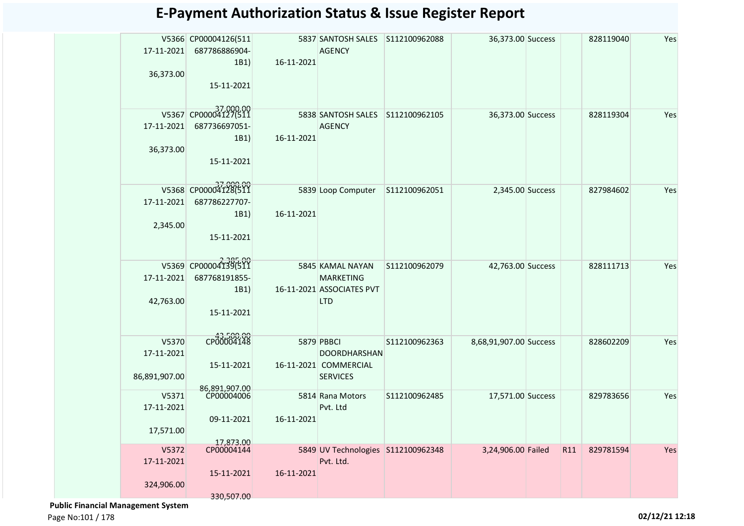# E-Payment Authorization Status & Issue Register Report

| | | | | | | | | | | |
|---|---|---|---|---|---|---|---|---|---|---|
| | V5366 17-11-2021 36,373.00 | CP00004126(511 687786886904-1B1) 15-11-2021 37,000.00 | 5837 16-11-2021 | SANTOSH SALES AGENCY | S112100962088 | 36,373.00 | Success | | 828119040 | Yes |
| | V5367 17-11-2021 36,373.00 | CP00004127(511 687736697051-1B1) 15-11-2021 37,000.00 | 5838 16-11-2021 | SANTOSH SALES AGENCY | S112100962105 | 36,373.00 | Success | | 828119304 | Yes |
| | V5368 17-11-2021 2,345.00 | CP00004128(511 687786227707-1B1) 15-11-2021 2,385.00 | 5839 16-11-2021 | Loop Computer | S112100962051 | 2,345.00 | Success | | 827984602 | Yes |
| | V5369 17-11-2021 42,763.00 | CP00004139(511 687768191855-1B1) 15-11-2021 43,500.00 | 5845 16-11-2021 | KAMAL NAYAN MARKETING ASSOCIATES PVT LTD | S112100962079 | 42,763.00 | Success | | 828111713 | Yes |
| | V5370 17-11-2021 86,891,907.00 | CP00004148 15-11-2021 86,891,907.00 | 5879 16-11-2021 | PBBCI DOORDHARSHAN COMMERCIAL SERVICES | S112100962363 | 8,68,91,907.00 | Success | | 828602209 | Yes |
| | V5371 17-11-2021 17,571.00 | CP00004006 09-11-2021 17,873.00 | 5814 16-11-2021 | Rana Motors Pvt. Ltd | S112100962485 | 17,571.00 | Success | | 829783656 | Yes |
| | V5372 17-11-2021 324,906.00 | CP00004144 15-11-2021 330,507.00 | 5849 16-11-2021 | UV Technologies Pvt. Ltd. | S112100962348 | 3,24,906.00 | Failed | R11 | 829781594 | Yes |

**Public Financial Management System**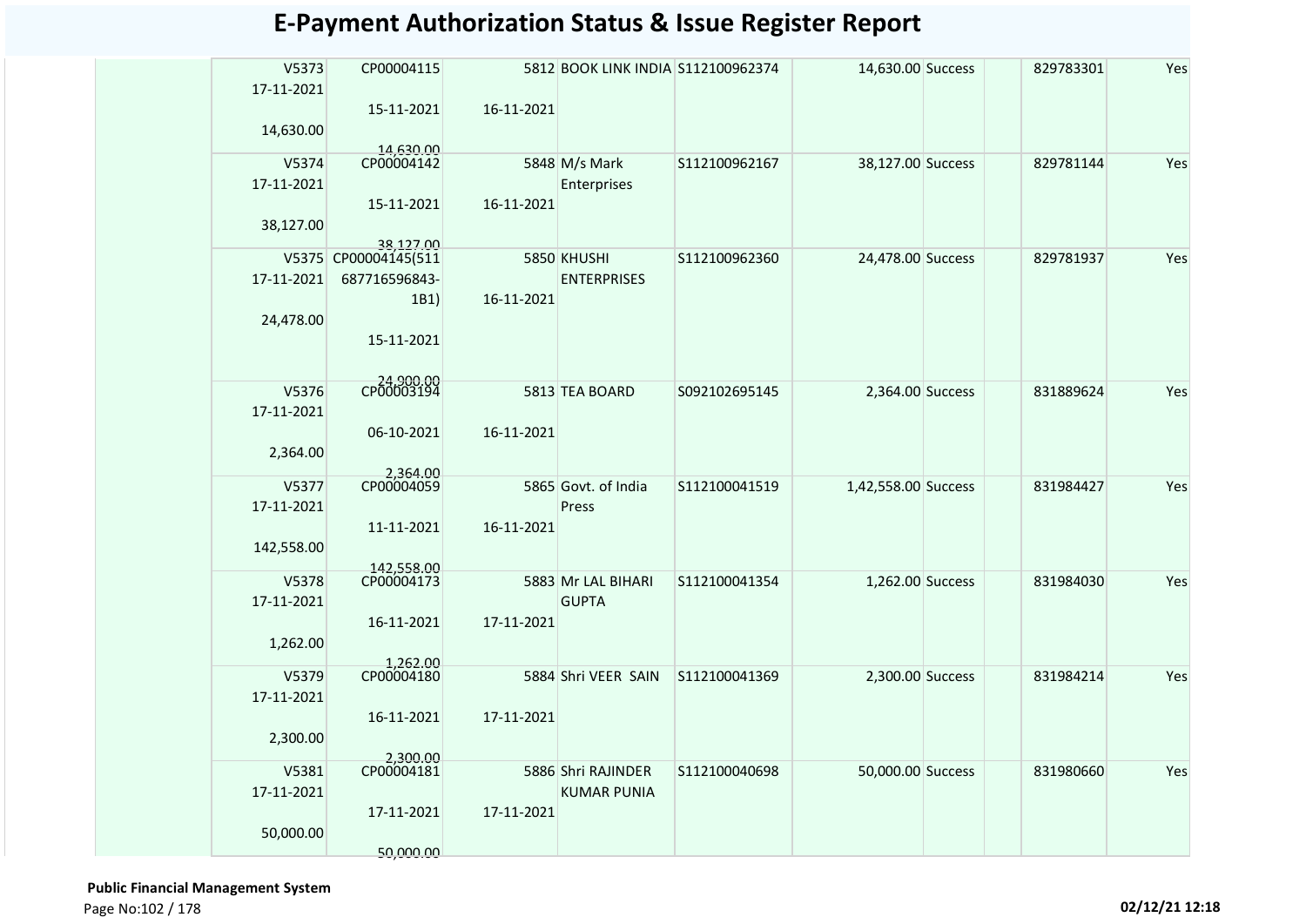# E-Payment Authorization Status & Issue Register Report

| | | | | | | | | | | |
|---|---|---|---|---|---|---|---|---|---|---|
| | V5373 17-11-2021 14,630.00 | CP00004115 15-11-2021 14,630.00 | 5812 16-11-2021 | BOOK LINK INDIA | S112100962374 | 14,630.00 | Success | | 829783301 | Yes |
| | V5374 17-11-2021 38,127.00 | CP00004142 15-11-2021 38,127.00 | 5848 16-11-2021 | M/s Mark Enterprises | S112100962167 | 38,127.00 | Success | | 829781144 | Yes |
| | V5375 17-11-2021 24,478.00 | CP00004145(511 687716596843-1B1) 15-11-2021 24,900.00 | 5850 16-11-2021 | KHUSHI ENTERPRISES | S112100962360 | 24,478.00 | Success | | 829781937 | Yes |
| | V5376 17-11-2021 2,364.00 | CP00003194 06-10-2021 2,364.00 | 5813 16-11-2021 | TEA BOARD | S092102695145 | 2,364.00 | Success | | 831889624 | Yes |
| | V5377 17-11-2021 142,558.00 | CP00004059 11-11-2021 142,558.00 | 5865 16-11-2021 | Govt. of India Press | S112100041519 | 1,42,558.00 | Success | | 831984427 | Yes |
| | V5378 17-11-2021 1,262.00 | CP00004173 16-11-2021 1,262.00 | 5883 17-11-2021 | Mr LAL BIHARI GUPTA | S112100041354 | 1,262.00 | Success | | 831984030 | Yes |
| | V5379 17-11-2021 2,300.00 | CP00004180 16-11-2021 2,300.00 | 5884 17-11-2021 | Shri VEER SAIN | S112100041369 | 2,300.00 | Success | | 831984214 | Yes |
| | V5381 17-11-2021 50,000.00 | CP00004181 17-11-2021 50,000.00 | 5886 17-11-2021 | Shri RAJINDER KUMAR PUNIA | S112100040698 | 50,000.00 | Success | | 831980660 | Yes |

**Public Financial Management System**

**02/12/21 12:18**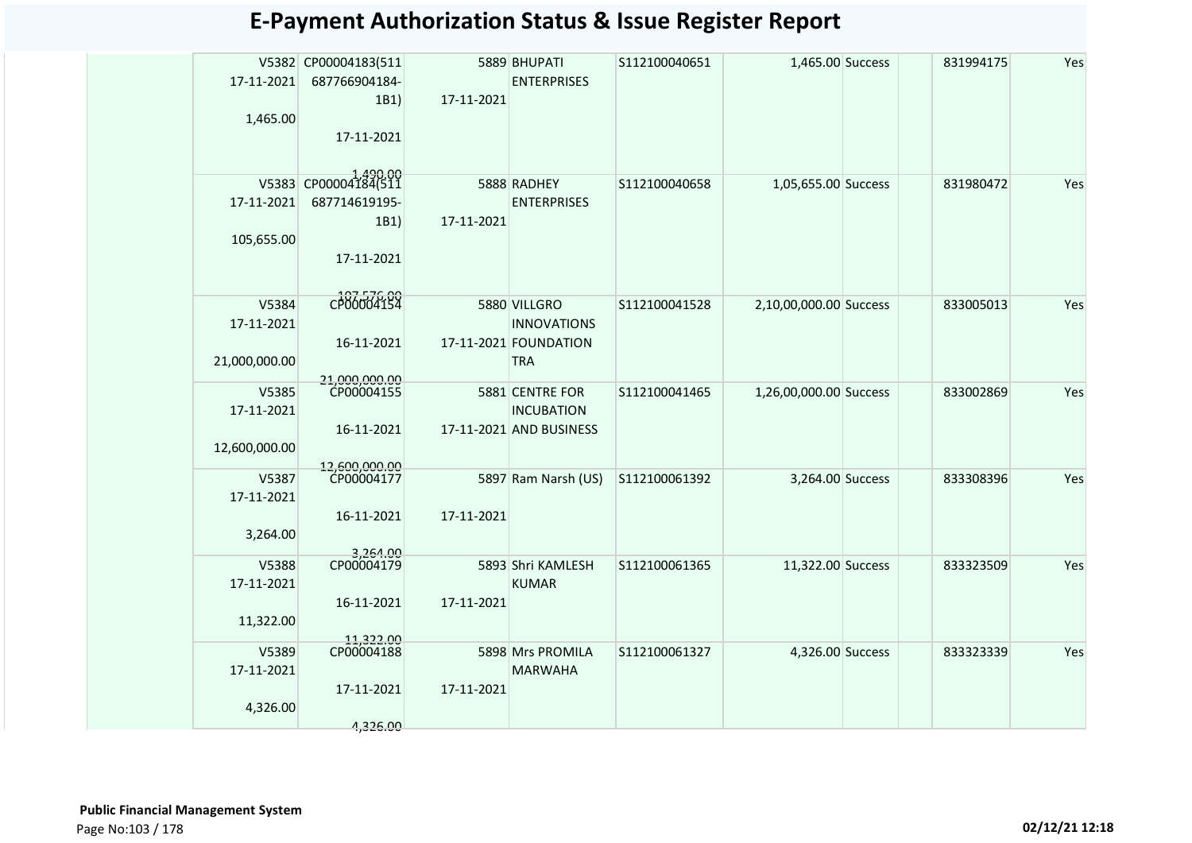# E-Payment Authorization Status & Issue Register Report

| | | | | | | | | | | |
|---|---|---|---|---|---|---|---|---|---|---|
| | V5382 17-11-2021 1,465.00 | CP00004183(511 687766904184-1B1) 17-11-2021 1,490.00 | 5889 17-11-2021 | BHUPATI ENTERPRISES | S112100040651 | 1,465.00 | Success | | 831994175 | Yes |
| | V5383 17-11-2021 105,655.00 | CP00004184(511 687714619195-1B1) 17-11-2021 107,576.00 | 5888 17-11-2021 | RADHEY ENTERPRISES | S112100040658 | 1,05,655.00 | Success | | 831980472 | Yes |
| | V5384 17-11-2021 21,000,000.00 | CP00004154 16-11-2021 21,000,000.00 | 5880 17-11-2021 | VILLGRO INNOVATIONS FOUNDATION TRA | S112100041528 | 2,10,00,000.00 | Success | | 833005013 | Yes |
| | V5385 17-11-2021 12,600,000.00 | CP00004155 16-11-2021 12,600,000.00 | 5881 17-11-2021 | CENTRE FOR INCUBATION AND BUSINESS | S112100041465 | 1,26,00,000.00 | Success | | 833002869 | Yes |
| | V5387 17-11-2021 3,264.00 | CP00004177 16-11-2021 3,264.00 | 5897 17-11-2021 | Ram Narsh (US) | S112100061392 | 3,264.00 | Success | | 833308396 | Yes |
| | V5388 17-11-2021 11,322.00 | CP00004179 16-11-2021 11,322.00 | 5893 17-11-2021 | Shri KAMLESH KUMAR | S112100061365 | 11,322.00 | Success | | 833323509 | Yes |
| | V5389 17-11-2021 4,326.00 | CP00004188 17-11-2021 4,326.00 | 5898 17-11-2021 | Mrs PROMILA MARWAHA | S112100061327 | 4,326.00 | Success | | 833323339 | Yes |

**Public Financial Management System**

02/12/21 12:18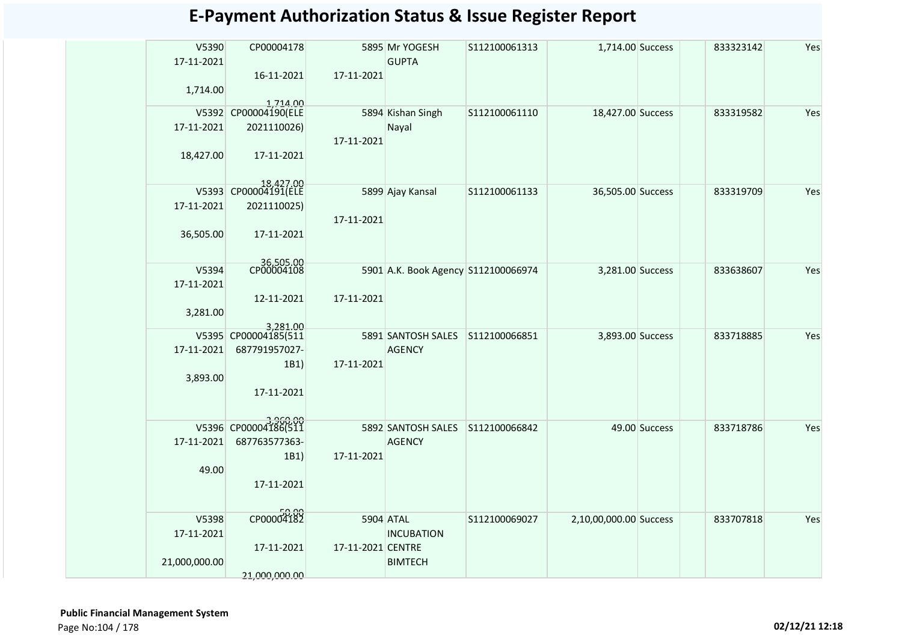# E-Payment Authorization Status & Issue Register Report

| | | | | | | | | | |
|---|---|---|---|---|---|---|---|---|---|
| | V5390 17-11-2021 1,714.00 | CP00004178 16-11-2021 1,714.00 | 5895 17-11-2021 | Mr YOGESH GUPTA | S112100061313 | 1,714.00 | Success | 833323142 | Yes |
| | V5392 17-11-2021 18,427.00 | CP00004190(ELE 2021110026) 17-11-2021 18,427.00 | 5894 17-11-2021 | Kishan Singh Nayal | S112100061110 | 18,427.00 | Success | 833319582 | Yes |
| | V5393 17-11-2021 36,505.00 | CP00004191(ELE 2021110025) 17-11-2021 36,505.00 | 5899 17-11-2021 | Ajay Kansal | S112100061133 | 36,505.00 | Success | 833319709 | Yes |
| | V5394 17-11-2021 3,281.00 | CP00004108 12-11-2021 3,281.00 | 5901 17-11-2021 | A.K. Book Agency | S112100066974 | 3,281.00 | Success | 833638607 | Yes |
| | V5395 17-11-2021 3,893.00 | CP00004185(511 687791957027-1B1) 17-11-2021 3,960.00 | 5891 17-11-2021 | SANTOSH SALES AGENCY | S112100066851 | 3,893.00 | Success | 833718885 | Yes |
| | V5396 17-11-2021 49.00 | CP00004186(511 687763577363-1B1) 17-11-2021 50.00 | 5892 17-11-2021 | SANTOSH SALES AGENCY | S112100066842 | 49.00 | Success | 833718786 | Yes |
| | V5398 17-11-2021 21,000,000.00 | CP00004182 17-11-2021 21,000,000.00 | 5904 17-11-2021 | ATAL INCUBATION CENTRE BIMTECH | S112100069027 | 2,10,00,000.00 | Success | 833707818 | Yes |

**Public Financial Management System**

02/12/21 12:18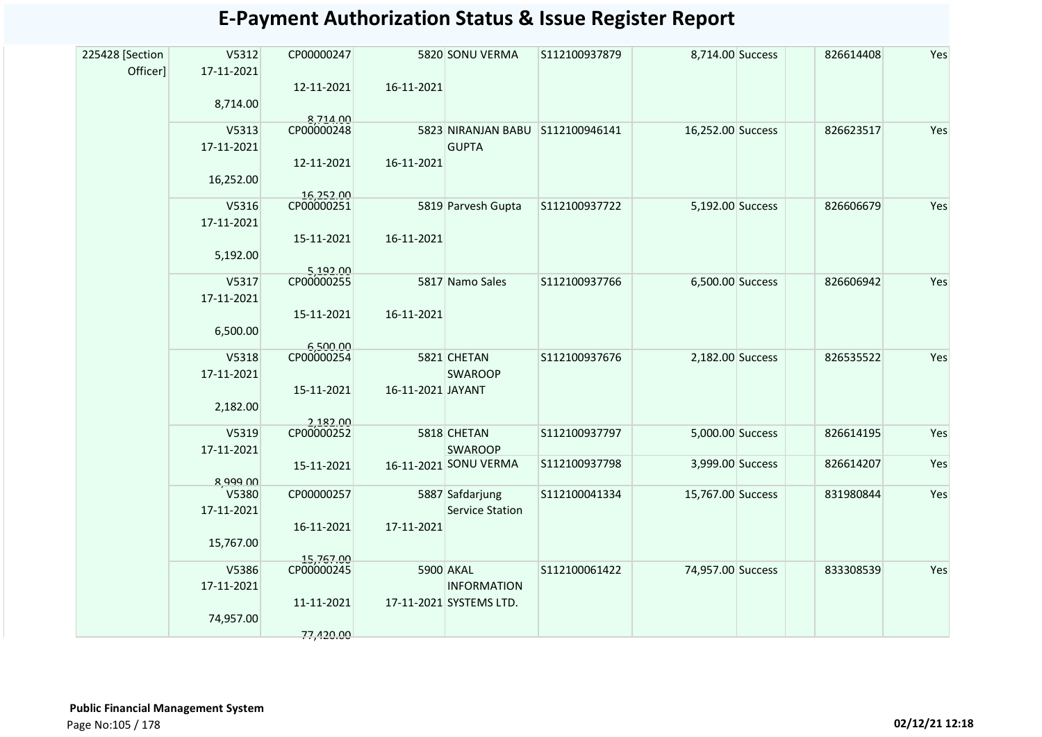# E-Payment Authorization Status & Issue Register Report

| | | | | | | | | | | |
|---|---|---|---|---|---|---|---|---|---|---|
| 225428 [Section Officer] | V5312 17-11-2021 8,714.00 | CP00000247 12-11-2021 8,714.00 | 5820 16-11-2021 | SONU VERMA | S112100937879 | 8,714.00 | Success | | 826614408 | Yes |
| | V5313 17-11-2021 16,252.00 | CP00000248 12-11-2021 16,252.00 | 5823 16-11-2021 | NIRANJAN BABU GUPTA | S112100946141 | 16,252.00 | Success | | 826623517 | Yes |
| | V5316 17-11-2021 5,192.00 | CP00000251 15-11-2021 5,192.00 | 5819 16-11-2021 | Parvesh Gupta | S112100937722 | 5,192.00 | Success | | 826606679 | Yes |
| | V5317 17-11-2021 6,500.00 | CP00000255 15-11-2021 6,500.00 | 5817 16-11-2021 | Namo Sales | S112100937766 | 6,500.00 | Success | | 826606942 | Yes |
| | V5318 17-11-2021 2,182.00 | CP00000254 15-11-2021 2,182.00 | 5821 16-11-2021 | CHETAN SWAROOP JAYANT | S112100937676 | 2,182.00 | Success | | 826535522 | Yes |
| | V5319 17-11-2021 8,999.00 | CP00000252 15-11-2021 | 5818 16-11-2021 | CHETAN SWAROOP | S112100937797 | 5,000.00 | Success | | 826614195 | Yes |
| | | | | SONU VERMA | S112100937798 | 3,999.00 | Success | | 826614207 | Yes |
| | V5380 17-11-2021 15,767.00 | CP00000257 16-11-2021 15,767.00 | 5887 17-11-2021 | Safdarjung Service Station | S112100041334 | 15,767.00 | Success | | 831980844 | Yes |
| | V5386 17-11-2021 74,957.00 | CP00000245 11-11-2021 77,420.00 | 5900 17-11-2021 | AKAL INFORMATION SYSTEMS LTD. | S112100061422 | 74,957.00 | Success | | 833308539 | Yes |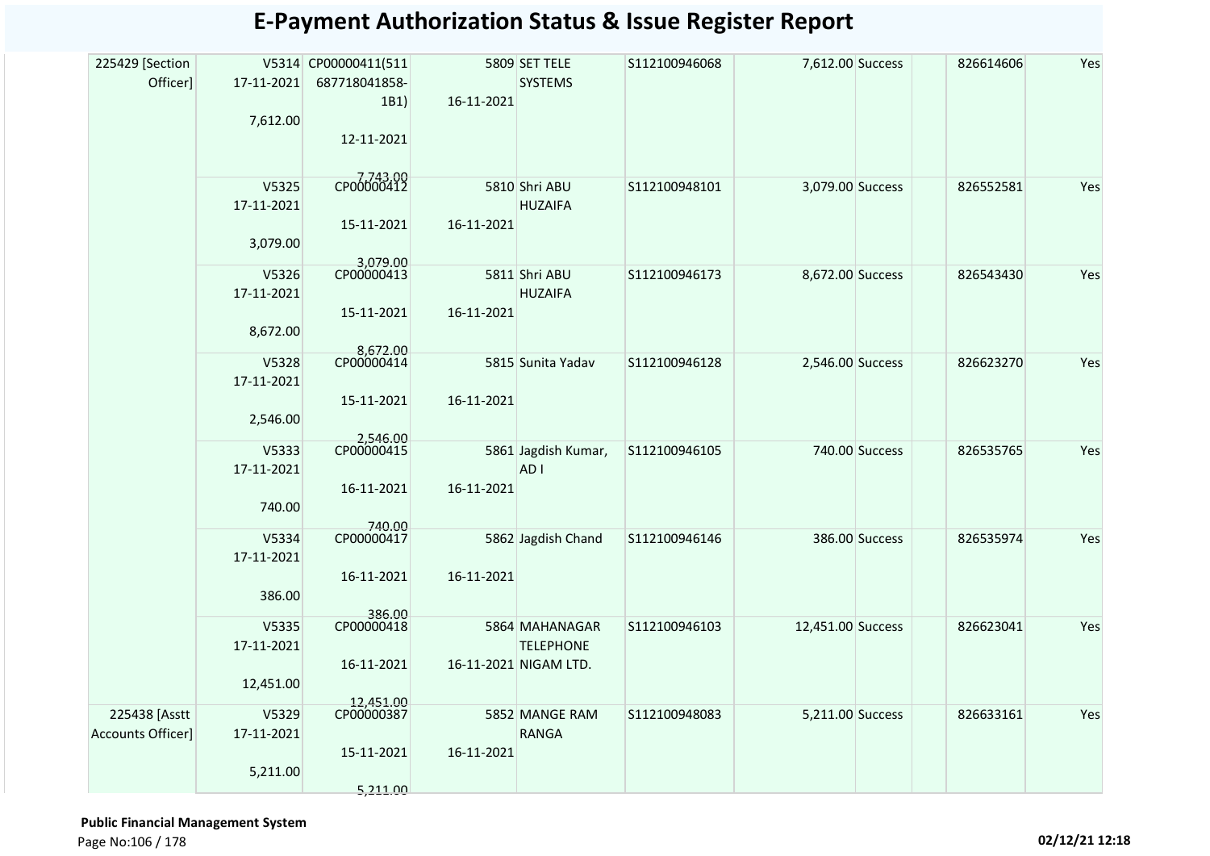# E-Payment Authorization Status & Issue Register Report

| | | | | | | | | | | | |
|---|---|---|---|---|---|---|---|---|---|---|---|
| 225429 [Section Officer] | V5314 17-11-2021 7,612.00 | CP00000411(511 687718041858-1B1) 12-11-2021 7,743.00 | 5809 16-11-2021 | SET TELE SYSTEMS | S112100946068 | 7,612.00 | Success | | | 826614606 | Yes |
| | V5325 17-11-2021 3,079.00 | CP00000412 15-11-2021 3,079.00 | 5810 16-11-2021 | Shri ABU HUZAIFA | S112100948101 | 3,079.00 | Success | | | 826552581 | Yes |
| | V5326 17-11-2021 8,672.00 | CP00000413 15-11-2021 8,672.00 | 5811 16-11-2021 | Shri ABU HUZAIFA | S112100946173 | 8,672.00 | Success | | | 826543430 | Yes |
| | V5328 17-11-2021 2,546.00 | CP00000414 15-11-2021 2,546.00 | 5815 16-11-2021 | Sunita Yadav | S112100946128 | 2,546.00 | Success | | | 826623270 | Yes |
| | V5333 17-11-2021 740.00 | CP00000415 16-11-2021 740.00 | 5861 16-11-2021 | Jagdish Kumar, AD I | S112100946105 | 740.00 | Success | | | 826535765 | Yes |
| | V5334 17-11-2021 386.00 | CP00000417 16-11-2021 386.00 | 5862 16-11-2021 | Jagdish Chand | S112100946146 | 386.00 | Success | | | 826535974 | Yes |
| | V5335 17-11-2021 12,451.00 | CP00000418 16-11-2021 12,451.00 | 5864 16-11-2021 | MAHANAGAR TELEPHONE NIGAM LTD. | S112100946103 | 12,451.00 | Success | | | 826623041 | Yes |
| 225438 [Asstt Accounts Officer] | V5329 17-11-2021 5,211.00 | CP00000387 15-11-2021 5,211.00 | 5852 16-11-2021 | MANGE RAM RANGA | S112100948083 | 5,211.00 | Success | | | 826633161 | Yes |

**Public Financial Management System**

02/12/21 12:18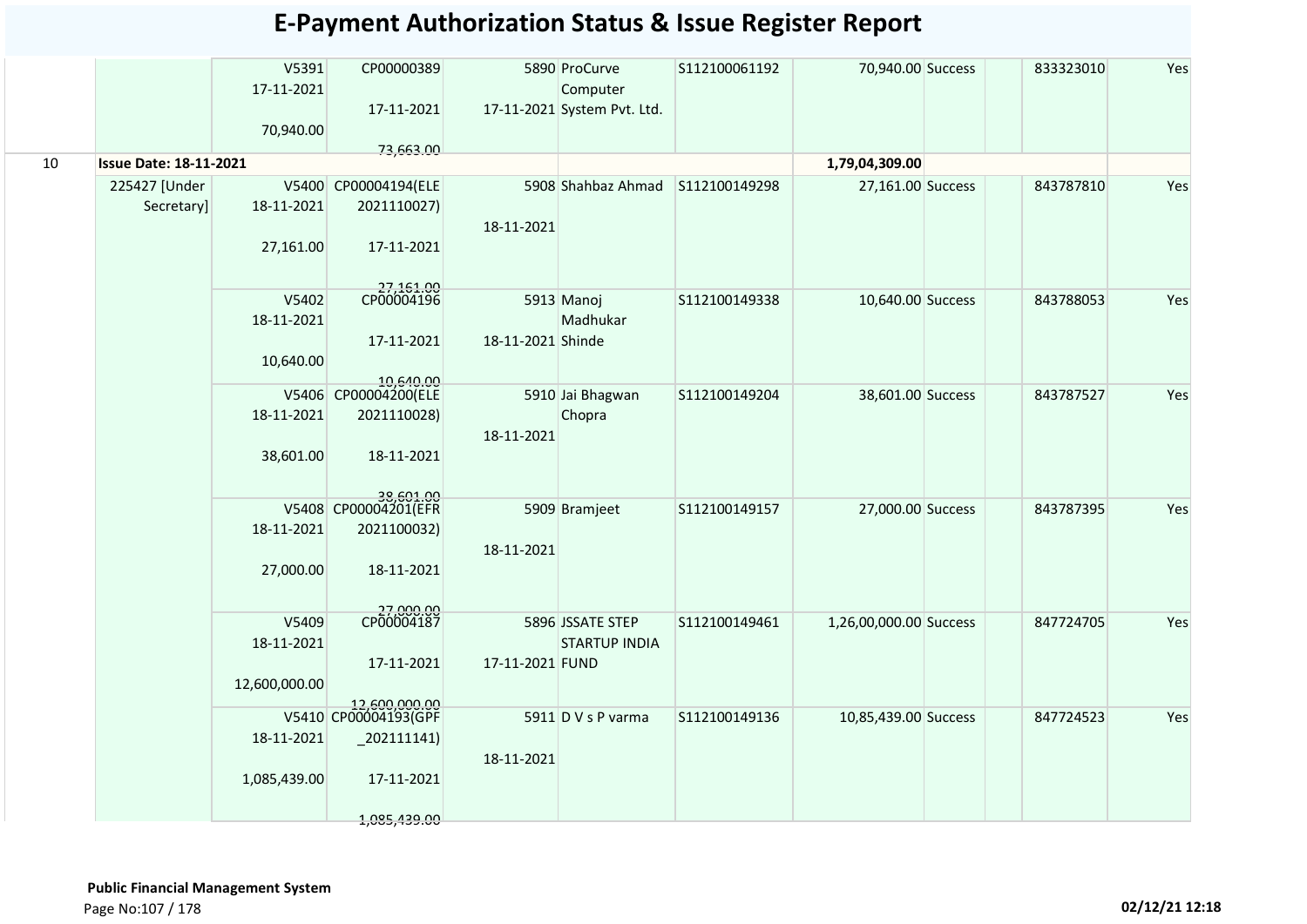# E-Payment Authorization Status & Issue Register Report

| | | | | | | | | | | | |
|---|---|---|---|---|---|---|---|---|---|---|---|
| | | V5391 17-11-2021 70,940.00 | CP00000389 17-11-2021 73,663.00 | 5890 17-11-2021 | ProCurve Computer System Pvt. Ltd. | S112100061192 | 70,940.00 | Success | | 833323010 | Yes |
| 10 | **Issue Date: 18-11-2021** | | | | | | **1,79,04,309.00** | | | | |
| | 225427 [Under Secretary] | V5400 18-11-2021 27,161.00 | CP00004194(ELE 2021110027) 17-11-2021 27,161.00 | 5908 18-11-2021 | Shahbaz Ahmad | S112100149298 | 27,161.00 | Success | | 843787810 | Yes |
| | | V5402 18-11-2021 10,640.00 | CP00004196 17-11-2021 10,640.00 | 5913 18-11-2021 | Manoj Madhukar Shinde | S112100149338 | 10,640.00 | Success | | 843788053 | Yes |
| | | V5406 18-11-2021 38,601.00 | CP00004200(ELE 2021110028) 18-11-2021 38,601.00 | 5910 18-11-2021 | Jai Bhagwan Chopra | S112100149204 | 38,601.00 | Success | | 843787527 | Yes |
| | | V5408 18-11-2021 27,000.00 | CP00004201(EFR 2021100032) 18-11-2021 27,000.00 | 5909 18-11-2021 | Bramjeet | S112100149157 | 27,000.00 | Success | | 843787395 | Yes |
| | | V5409 18-11-2021 12,600,000.00 | CP00004187 17-11-2021 12,600,000.00 | 5896 17-11-2021 | JSSATE STEP STARTUP INDIA FUND | S112100149461 | 1,26,00,000.00 | Success | | 847724705 | Yes |
| | | V5410 18-11-2021 1,085,439.00 | CP00004193(GPF _202111141) 17-11-2021 1,085,439.00 | 5911 18-11-2021 | D V s P varma | S112100149136 | 10,85,439.00 | Success | | 847724523 | Yes |

**Public Financial Management System**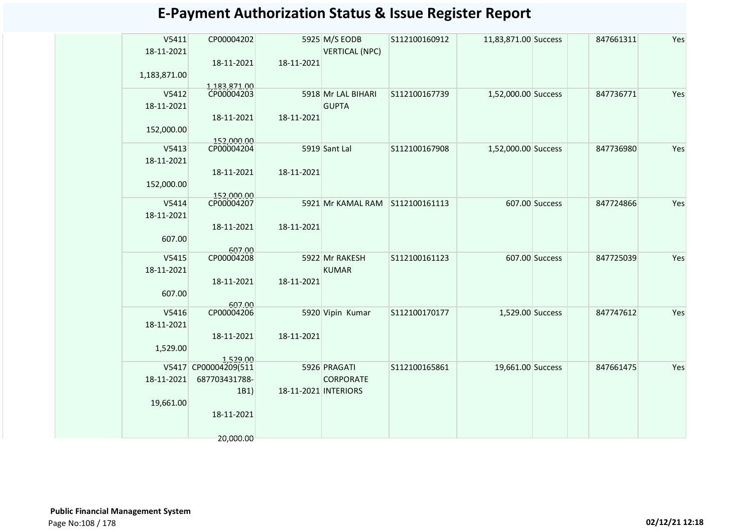# E-Payment Authorization Status & Issue Register Report

| | | | | | | | | | | |
|---|---|---|---|---|---|---|---|---|---|---|
| | V5411<br>18-11-2021<br>1,183,871.00 | CP00004202<br>18-11-2021<br>1,183,871.00 | 5925<br>18-11-2021 | M/S EODB VERTICAL (NPC) | S112100160912 | 11,83,871.00 | Success | | 847661311 | Yes |
| | V5412<br>18-11-2021<br>152,000.00 | CP00004203<br>18-11-2021<br>152,000.00 | 5918<br>18-11-2021 | Mr LAL BIHARI GUPTA | S112100167739 | 1,52,000.00 | Success | | 847736771 | Yes |
| | V5413<br>18-11-2021<br>152,000.00 | CP00004204<br>18-11-2021<br>152,000.00 | 5919<br>18-11-2021 | Sant Lal | S112100167908 | 1,52,000.00 | Success | | 847736980 | Yes |
| | V5414<br>18-11-2021<br>607.00 | CP00004207<br>18-11-2021<br>607.00 | 5921<br>18-11-2021 | Mr KAMAL RAM | S112100161113 | 607.00 | Success | | 847724866 | Yes |
| | V5415<br>18-11-2021<br>607.00 | CP00004208<br>18-11-2021<br>607.00 | 5922<br>18-11-2021 | Mr RAKESH KUMAR | S112100161123 | 607.00 | Success | | 847725039 | Yes |
| | V5416<br>18-11-2021<br>1,529.00 | CP00004206<br>18-11-2021<br>1,529.00 | 5920<br>18-11-2021 | Vipin Kumar | S112100170177 | 1,529.00 | Success | | 847747612 | Yes |
| | V5417<br>18-11-2021<br>19,661.00 | CP00004209(511687703431788-1B1)<br>18-11-2021<br>20,000.00 | 5926<br>18-11-2021 | PRAGATI CORPORATE INTERIORS | S112100165861 | 19,661.00 | Success | | 847661475 | Yes |

**Public Financial Management System**

02/12/21 12:18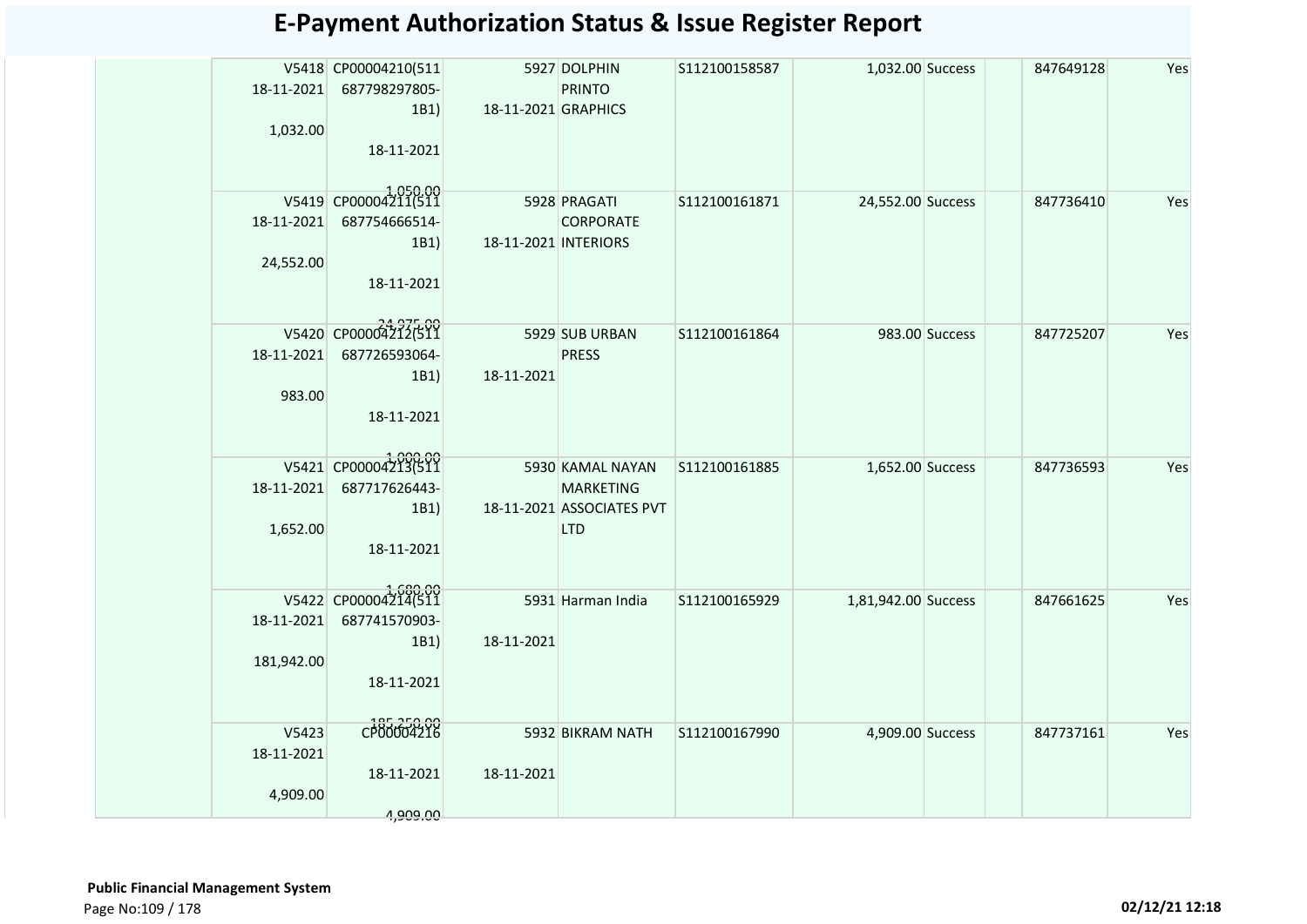# E-Payment Authorization Status & Issue Register Report

| | | | | | | | | | | |
|---|---|---|---|---|---|---|---|---|---|---|
| | V5418 18-11-2021 1,032.00 | CP00004210(511 687798297805-1B1) 18-11-2021 1,050.00 | 5927 18-11-2021 | DOLPHIN PRINTO GRAPHICS | S112100158587 | 1,032.00 | Success | | 847649128 | Yes |
| | V5419 18-11-2021 24,552.00 | CP00004211(511 687754666514-1B1) 18-11-2021 24,975.00 | 5928 18-11-2021 | PRAGATI CORPORATE INTERIORS | S112100161871 | 24,552.00 | Success | | 847736410 | Yes |
| | V5420 18-11-2021 983.00 | CP00004212(511 687726593064-1B1) 18-11-2021 1,000.00 | 5929 18-11-2021 | SUB URBAN PRESS | S112100161864 | 983.00 | Success | | 847725207 | Yes |
| | V5421 18-11-2021 1,652.00 | CP00004213(511 687717626443-1B1) 18-11-2021 1,680.00 | 5930 18-11-2021 | KAMAL NAYAN MARKETING ASSOCIATES PVT LTD | S112100161885 | 1,652.00 | Success | | 847736593 | Yes |
| | V5422 18-11-2021 181,942.00 | CP00004214(511 687741570903-1B1) 18-11-2021 185,250.00 | 5931 18-11-2021 | Harman India | S112100165929 | 1,81,942.00 | Success | | 847661625 | Yes |
| | V5423 18-11-2021 4,909.00 | CP00004216 18-11-2021 4,909.00 | 5932 18-11-2021 | BIKRAM NATH | S112100167990 | 4,909.00 | Success | | 847737161 | Yes |

**Public Financial Management System**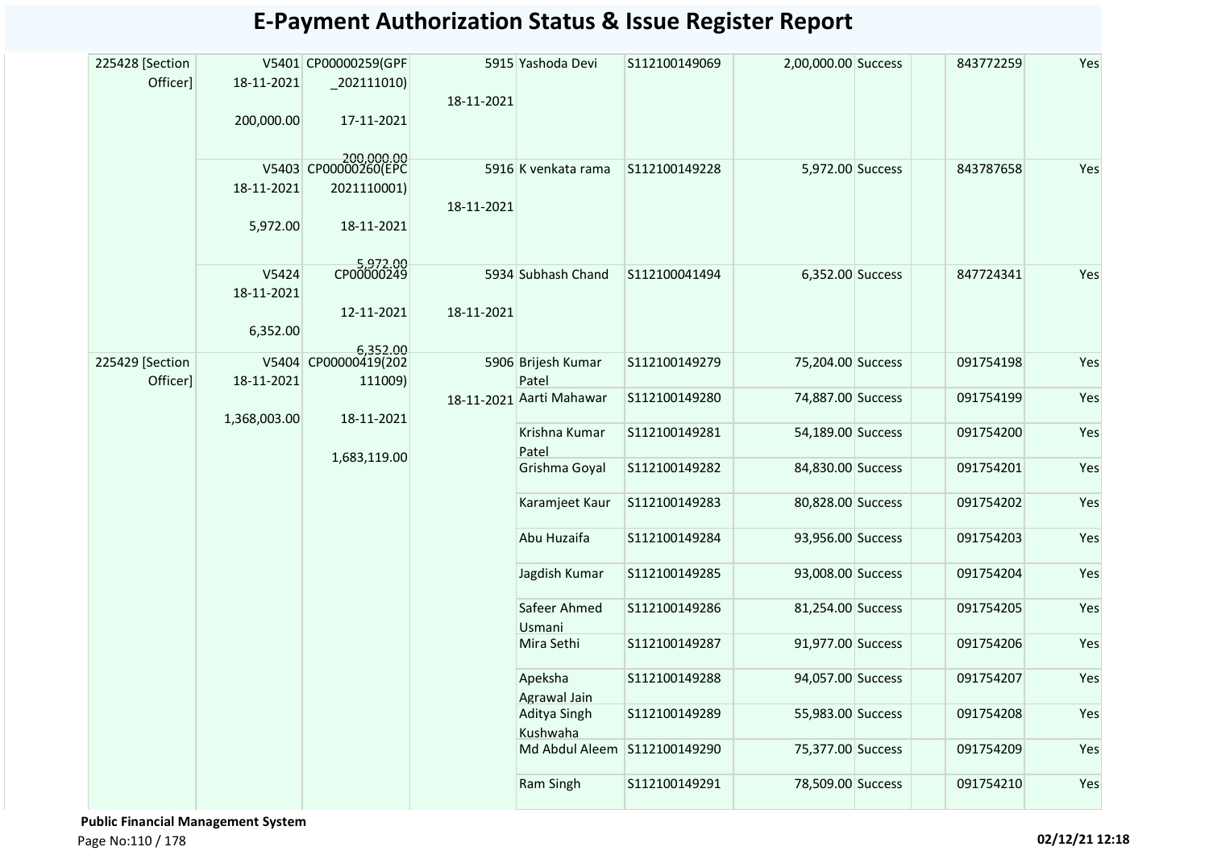# E-Payment Authorization Status & Issue Register Report

| | | | | | | | | | | |
|---|---|---|---|---|---|---|---|---|---|---|
| 225428 [Section Officer] | V5401 18-11-2021 200,000.00 | CP00000259(GPF _202111010) 17-11-2021 200,000.00 | 5915 18-11-2021 | Yashoda Devi | S112100149069 | 2,00,000.00 | Success | | 843772259 | Yes |
| | V5403 18-11-2021 5,972.00 | CP00000260(EPC 2021110001) 18-11-2021 5,972.00 | 5916 18-11-2021 | K venkata rama | S112100149228 | 5,972.00 | Success | | 843787658 | Yes |
| | V5424 18-11-2021 6,352.00 | CP00000249 12-11-2021 6,352.00 | 5934 18-11-2021 | Subhash Chand | S112100041494 | 6,352.00 | Success | | 847724341 | Yes |
| 225429 [Section Officer] | V5404 18-11-2021 1,368,003.00 | CP00000419(202 111009) 18-11-2021 1,683,119.00 | 5906 18-11-2021 | Brijesh Kumar Patel | S112100149279 | 75,204.00 | Success | | 091754198 | Yes |
| | | | | Aarti Mahawar | S112100149280 | 74,887.00 | Success | | 091754199 | Yes |
| | | | | Krishna Kumar Patel | S112100149281 | 54,189.00 | Success | | 091754200 | Yes |
| | | | | Grishma Goyal | S112100149282 | 84,830.00 | Success | | 091754201 | Yes |
| | | | | Karamjeet Kaur | S112100149283 | 80,828.00 | Success | | 091754202 | Yes |
| | | | | Abu Huzaifa | S112100149284 | 93,956.00 | Success | | 091754203 | Yes |
| | | | | Jagdish Kumar | S112100149285 | 93,008.00 | Success | | 091754204 | Yes |
| | | | | Safeer Ahmed Usmani | S112100149286 | 81,254.00 | Success | | 091754205 | Yes |
| | | | | Mira Sethi | S112100149287 | 91,977.00 | Success | | 091754206 | Yes |
| | | | | Apeksha Agrawal Jain | S112100149288 | 94,057.00 | Success | | 091754207 | Yes |
| | | | | Aditya Singh Kushwaha | S112100149289 | 55,983.00 | Success | | 091754208 | Yes |
| | | | | Md Abdul Aleem | S112100149290 | 75,377.00 | Success | | 091754209 | Yes |
| | | | | Ram Singh | S112100149291 | 78,509.00 | Success | | 091754210 | Yes |

**Public Financial Management System**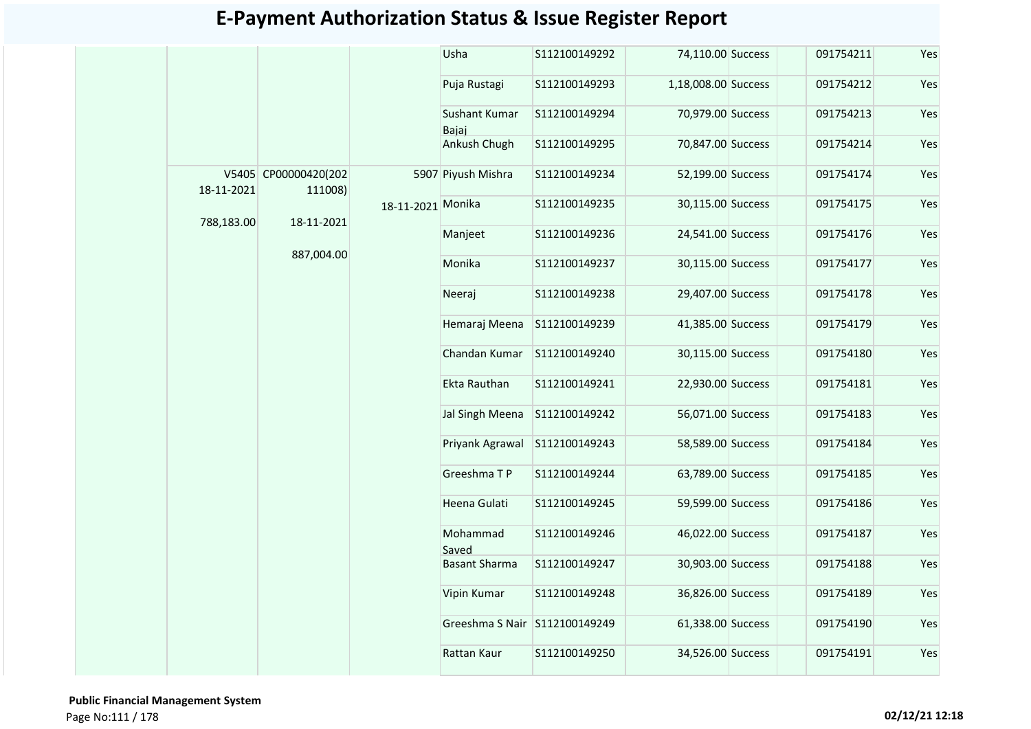# E-Payment Authorization Status & Issue Register Report

| | | | | | | | | | | |
|---|---|---|---|---|---|---|---|---|---|---|
| | | | | Usha | S112100149292 | 74,110.00 | Success | | 091754211 | Yes |
| | | | | Puja Rustagi | S112100149293 | 1,18,008.00 | Success | | 091754212 | Yes |
| | | | | Sushant Kumar Bajaj | S112100149294 | 70,979.00 | Success | | 091754213 | Yes |
| | | | | Ankush Chugh | S112100149295 | 70,847.00 | Success | | 091754214 | Yes |
| | V5405 18-11-2021 788,183.00 | CP00000420(202111008) 18-11-2021 887,004.00 | 5907 18-11-2021 | Piyush Mishra | S112100149234 | 52,199.00 | Success | | 091754174 | Yes |
| | | | | Monika | S112100149235 | 30,115.00 | Success | | 091754175 | Yes |
| | | | | Manjeet | S112100149236 | 24,541.00 | Success | | 091754176 | Yes |
| | | | | Monika | S112100149237 | 30,115.00 | Success | | 091754177 | Yes |
| | | | | Neeraj | S112100149238 | 29,407.00 | Success | | 091754178 | Yes |
| | | | | Hemaraj Meena | S112100149239 | 41,385.00 | Success | | 091754179 | Yes |
| | | | | Chandan Kumar | S112100149240 | 30,115.00 | Success | | 091754180 | Yes |
| | | | | Ekta Rauthan | S112100149241 | 22,930.00 | Success | | 091754181 | Yes |
| | | | | Jal Singh Meena | S112100149242 | 56,071.00 | Success | | 091754183 | Yes |
| | | | | Priyank Agrawal | S112100149243 | 58,589.00 | Success | | 091754184 | Yes |
| | | | | Greeshma T P | S112100149244 | 63,789.00 | Success | | 091754185 | Yes |
| | | | | Heena Gulati | S112100149245 | 59,599.00 | Success | | 091754186 | Yes |
| | | | | Mohammad Saved | S112100149246 | 46,022.00 | Success | | 091754187 | Yes |
| | | | | Basant Sharma | S112100149247 | 30,903.00 | Success | | 091754188 | Yes |
| | | | | Vipin Kumar | S112100149248 | 36,826.00 | Success | | 091754189 | Yes |
| | | | | Greeshma S Nair | S112100149249 | 61,338.00 | Success | | 091754190 | Yes |
| | | | | Rattan Kaur | S112100149250 | 34,526.00 | Success | | 091754191 | Yes |

**Public Financial Management System**

**02/12/21 12:18**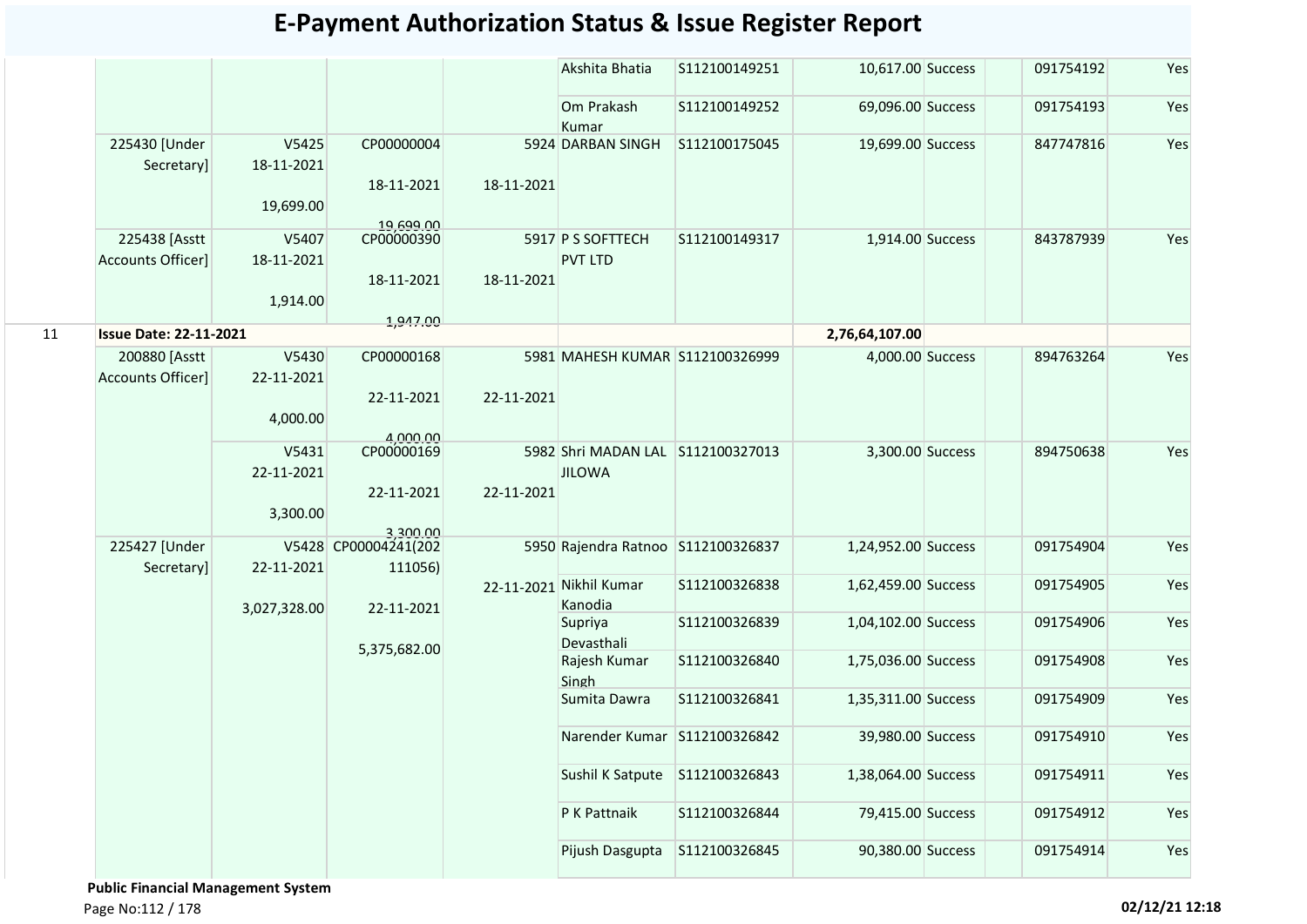# E-Payment Authorization Status & Issue Register Report

| | | | | | | | | | | |
|---|---|---|---|---|---|---|---|---|---|---|
| | | | | | Akshita Bhatia | S112100149251 | 10,617.00 | Success | | 091754192 | Yes |
| | | | | | Om Prakash Kumar | S112100149252 | 69,096.00 | Success | | 091754193 | Yes |
| | 225430 [Under Secretary] | V5425 18-11-2021 19,699.00 | CP00000004 18-11-2021 19,699.00 | 5924 18-11-2021 | DARBAN SINGH | S112100175045 | 19,699.00 | Success | | 847747816 | Yes |
| | 225438 [Asstt Accounts Officer] | V5407 18-11-2021 1,914.00 | CP00000390 18-11-2021 1,947.00 | 5917 18-11-2021 | P S SOFTTECH PVT LTD | S112100149317 | 1,914.00 | Success | | 843787939 | Yes |
| 11 | **Issue Date: 22-11-2021** | | | | | | 2,76,64,107.00 | | | | |
| | 200880 [Asstt Accounts Officer] | V5430 22-11-2021 4,000.00 | CP00000168 22-11-2021 4,000.00 | 5981 22-11-2021 | MAHESH KUMAR | S112100326999 | 4,000.00 | Success | | 894763264 | Yes |
| | | V5431 22-11-2021 3,300.00 | CP00000169 22-11-2021 3,300.00 | 5982 22-11-2021 | Shri MADAN LAL JILOWA | S112100327013 | 3,300.00 | Success | | 894750638 | Yes |
| | 225427 [Under Secretary] | V5428 22-11-2021 3,027,328.00 | CP00004241(202111056) 22-11-2021 5,375,682.00 | 5950 22-11-2021 | Rajendra Ratnoo | S112100326837 | 1,24,952.00 | Success | | 091754904 | Yes |
| | | | | | Nikhil Kumar Kanodia | S112100326838 | 1,62,459.00 | Success | | 091754905 | Yes |
| | | | | | Supriya Devasthali | S112100326839 | 1,04,102.00 | Success | | 091754906 | Yes |
| | | | | | Rajesh Kumar Singh | S112100326840 | 1,75,036.00 | Success | | 091754908 | Yes |
| | | | | | Sumita Dawra | S112100326841 | 1,35,311.00 | Success | | 091754909 | Yes |
| | | | | | Narender Kumar | S112100326842 | 39,980.00 | Success | | 091754910 | Yes |
| | | | | | Sushil K Satpute | S112100326843 | 1,38,064.00 | Success | | 091754911 | Yes |
| | | | | | P K Pattnaik | S112100326844 | 79,415.00 | Success | | 091754912 | Yes |
| | | | | | Pijush Dasgupta | S112100326845 | 90,380.00 | Success | | 091754914 | Yes |

**Public Financial Management System**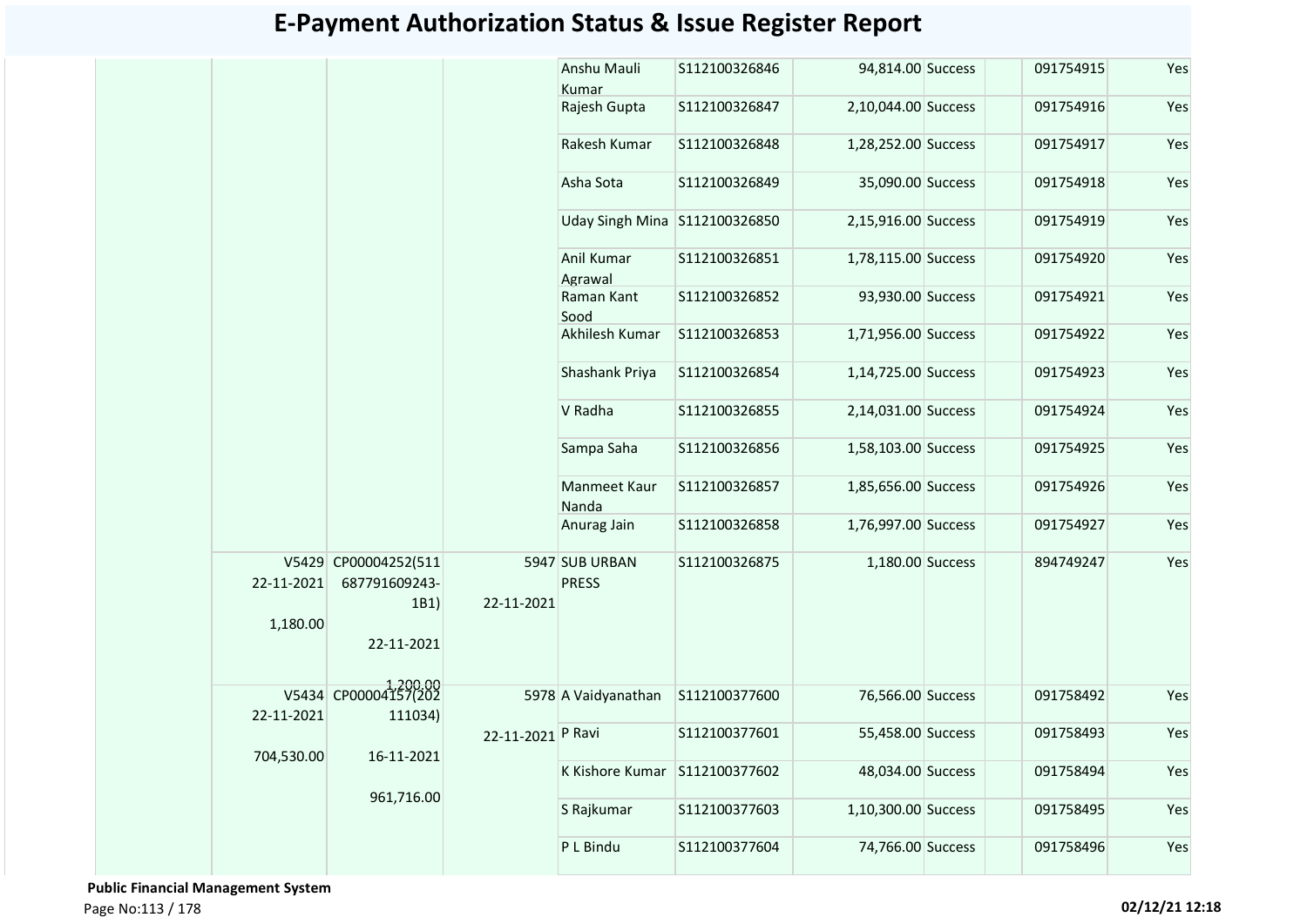# E-Payment Authorization Status & Issue Register Report

| | | | | | | | | | | |
|---|---|---|---|---|---|---|---|---|---|---|
| | | | | Anshu Mauli Kumar | S112100326846 | 94,814.00 | Success | | 091754915 | Yes |
| | | | | Rajesh Gupta | S112100326847 | 2,10,044.00 | Success | | 091754916 | Yes |
| | | | | Rakesh Kumar | S112100326848 | 1,28,252.00 | Success | | 091754917 | Yes |
| | | | | Asha Sota | S112100326849 | 35,090.00 | Success | | 091754918 | Yes |
| | | | | Uday Singh Mina | S112100326850 | 2,15,916.00 | Success | | 091754919 | Yes |
| | | | | Anil Kumar Agrawal | S112100326851 | 1,78,115.00 | Success | | 091754920 | Yes |
| | | | | Raman Kant Sood | S112100326852 | 93,930.00 | Success | | 091754921 | Yes |
| | | | | Akhilesh Kumar | S112100326853 | 1,71,956.00 | Success | | 091754922 | Yes |
| | | | | Shashank Priya | S112100326854 | 1,14,725.00 | Success | | 091754923 | Yes |
| | | | | V Radha | S112100326855 | 2,14,031.00 | Success | | 091754924 | Yes |
| | | | | Sampa Saha | S112100326856 | 1,58,103.00 | Success | | 091754925 | Yes |
| | | | | Manmeet Kaur Nanda | S112100326857 | 1,85,656.00 | Success | | 091754926 | Yes |
| | | | | Anurag Jain | S112100326858 | 1,76,997.00 | Success | | 091754927 | Yes |
| | V5429 22-11-2021 1,180.00 | CP00004252(511687791609243-1B1) 22-11-2021 1,200.00 | 5947 22-11-2021 | SUB URBAN PRESS | S112100326875 | 1,180.00 | Success | | 894749247 | Yes |
| | V5434 22-11-2021 704,530.00 | CP00004157(202111034) 16-11-2021 961,716.00 | 5978 22-11-2021 | A Vaidyanathan | S112100377600 | 76,566.00 | Success | | 091758492 | Yes |
| | | | | P Ravi | S112100377601 | 55,458.00 | Success | | 091758493 | Yes |
| | | | | K Kishore Kumar | S112100377602 | 48,034.00 | Success | | 091758494 | Yes |
| | | | | S Rajkumar | S112100377603 | 1,10,300.00 | Success | | 091758495 | Yes |
| | | | | P L Bindu | S112100377604 | 74,766.00 | Success | | 091758496 | Yes |

**Public Financial Management System**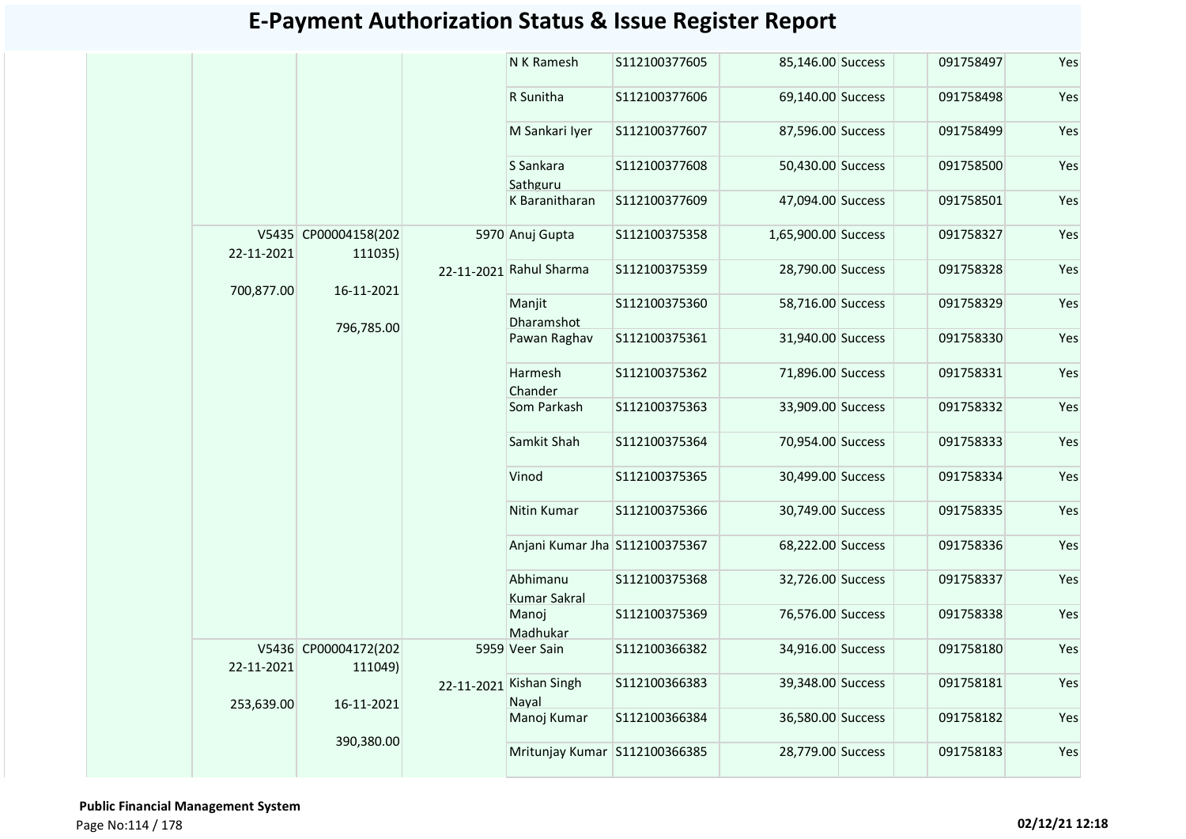# E-Payment Authorization Status & Issue Register Report

| | | | | | | | | | | |
|---|---|---|---|---|---|---|---|---|---|---|
| | | | | N K Ramesh | S112100377605 | 85,146.00 | Success | | 091758497 | Yes |
| | | | | R Sunitha | S112100377606 | 69,140.00 | Success | | 091758498 | Yes |
| | | | | M Sankari Iyer | S112100377607 | 87,596.00 | Success | | 091758499 | Yes |
| | | | | S Sankara Sathguru | S112100377608 | 50,430.00 | Success | | 091758500 | Yes |
| | | | | K Baranitharan | S112100377609 | 47,094.00 | Success | | 091758501 | Yes |
| | V5435 22-11-2021 700,877.00 | CP00004158(202111035) 16-11-2021 796,785.00 | 5970 22-11-2021 | Anuj Gupta | S112100375358 | 1,65,900.00 | Success | | 091758327 | Yes |
| | | | | Rahul Sharma | S112100375359 | 28,790.00 | Success | | 091758328 | Yes |
| | | | | Manjit Dharamshot | S112100375360 | 58,716.00 | Success | | 091758329 | Yes |
| | | | | Pawan Raghav | S112100375361 | 31,940.00 | Success | | 091758330 | Yes |
| | | | | Harmesh Chander | S112100375362 | 71,896.00 | Success | | 091758331 | Yes |
| | | | | Som Parkash | S112100375363 | 33,909.00 | Success | | 091758332 | Yes |
| | | | | Samkit Shah | S112100375364 | 70,954.00 | Success | | 091758333 | Yes |
| | | | | Vinod | S112100375365 | 30,499.00 | Success | | 091758334 | Yes |
| | | | | Nitin Kumar | S112100375366 | 30,749.00 | Success | | 091758335 | Yes |
| | | | | Anjani Kumar Jha | S112100375367 | 68,222.00 | Success | | 091758336 | Yes |
| | | | | Abhimanu Kumar Sakral | S112100375368 | 32,726.00 | Success | | 091758337 | Yes |
| | | | | Manoj Madhukar | S112100375369 | 76,576.00 | Success | | 091758338 | Yes |
| | V5436 22-11-2021 253,639.00 | CP00004172(202111049) 16-11-2021 390,380.00 | 5959 22-11-2021 | Veer Sain | S112100366382 | 34,916.00 | Success | | 091758180 | Yes |
| | | | | Kishan Singh Nayal | S112100366383 | 39,348.00 | Success | | 091758181 | Yes |
| | | | | Manoj Kumar | S112100366384 | 36,580.00 | Success | | 091758182 | Yes |
| | | | | Mritunjay Kumar | S112100366385 | 28,779.00 | Success | | 091758183 | Yes |

**Public Financial Management System**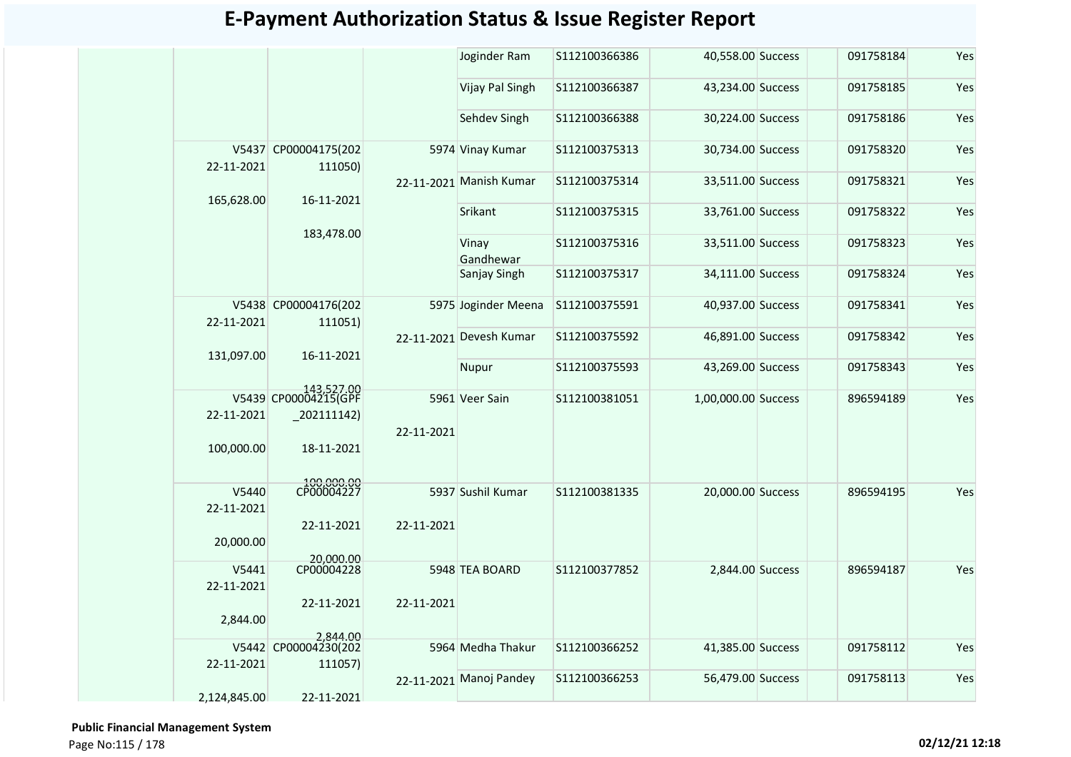# E-Payment Authorization Status & Issue Register Report

| | | | | | | | | | | |
|---|---|---|---|---|---|---|---|---|---|---|
| | | | | Joginder Ram | S112100366386 | 40,558.00 | Success | | 091758184 | Yes |
| | | | | Vijay Pal Singh | S112100366387 | 43,234.00 | Success | | 091758185 | Yes |
| | | | | Sehdev Singh | S112100366388 | 30,224.00 | Success | | 091758186 | Yes |
| | V5437 22-11-2021 165,628.00 | CP00004175(202111050) 16-11-2021 183,478.00 | 5974 22-11-2021 | Vinay Kumar | S112100375313 | 30,734.00 | Success | | 091758320 | Yes |
| | | | | Manish Kumar | S112100375314 | 33,511.00 | Success | | 091758321 | Yes |
| | | | | Srikant | S112100375315 | 33,761.00 | Success | | 091758322 | Yes |
| | | | | Vinay Gandhewar | S112100375316 | 33,511.00 | Success | | 091758323 | Yes |
| | | | | Sanjay Singh | S112100375317 | 34,111.00 | Success | | 091758324 | Yes |
| | V5438 22-11-2021 131,097.00 | CP00004176(202111051) 16-11-2021 143,527.00 | 5975 22-11-2021 | Joginder Meena | S112100375591 | 40,937.00 | Success | | 091758341 | Yes |
| | | | | Devesh Kumar | S112100375592 | 46,891.00 | Success | | 091758342 | Yes |
| | | | | Nupur | S112100375593 | 43,269.00 | Success | | 091758343 | Yes |
| | V5439 22-11-2021 100,000.00 | CP00004215(GPF_202111142) 18-11-2021 100,000.00 | 5961 22-11-2021 | Veer Sain | S112100381051 | 1,00,000.00 | Success | | 896594189 | Yes |
| | V5440 22-11-2021 20,000.00 | CP00004227 22-11-2021 20,000.00 | 5937 22-11-2021 | Sushil Kumar | S112100381335 | 20,000.00 | Success | | 896594195 | Yes |
| | V5441 22-11-2021 2,844.00 | CP00004228 22-11-2021 2,844.00 | 5948 22-11-2021 | TEA BOARD | S112100377852 | 2,844.00 | Success | | 896594187 | Yes |
| | V5442 22-11-2021 2,124,845.00 | CP00004230(202111057) 22-11-2021 | 5964 22-11-2021 | Medha Thakur | S112100366252 | 41,385.00 | Success | | 091758112 | Yes |
| | | | | Manoj Pandey | S112100366253 | 56,479.00 | Success | | 091758113 | Yes |

**Public Financial Management System**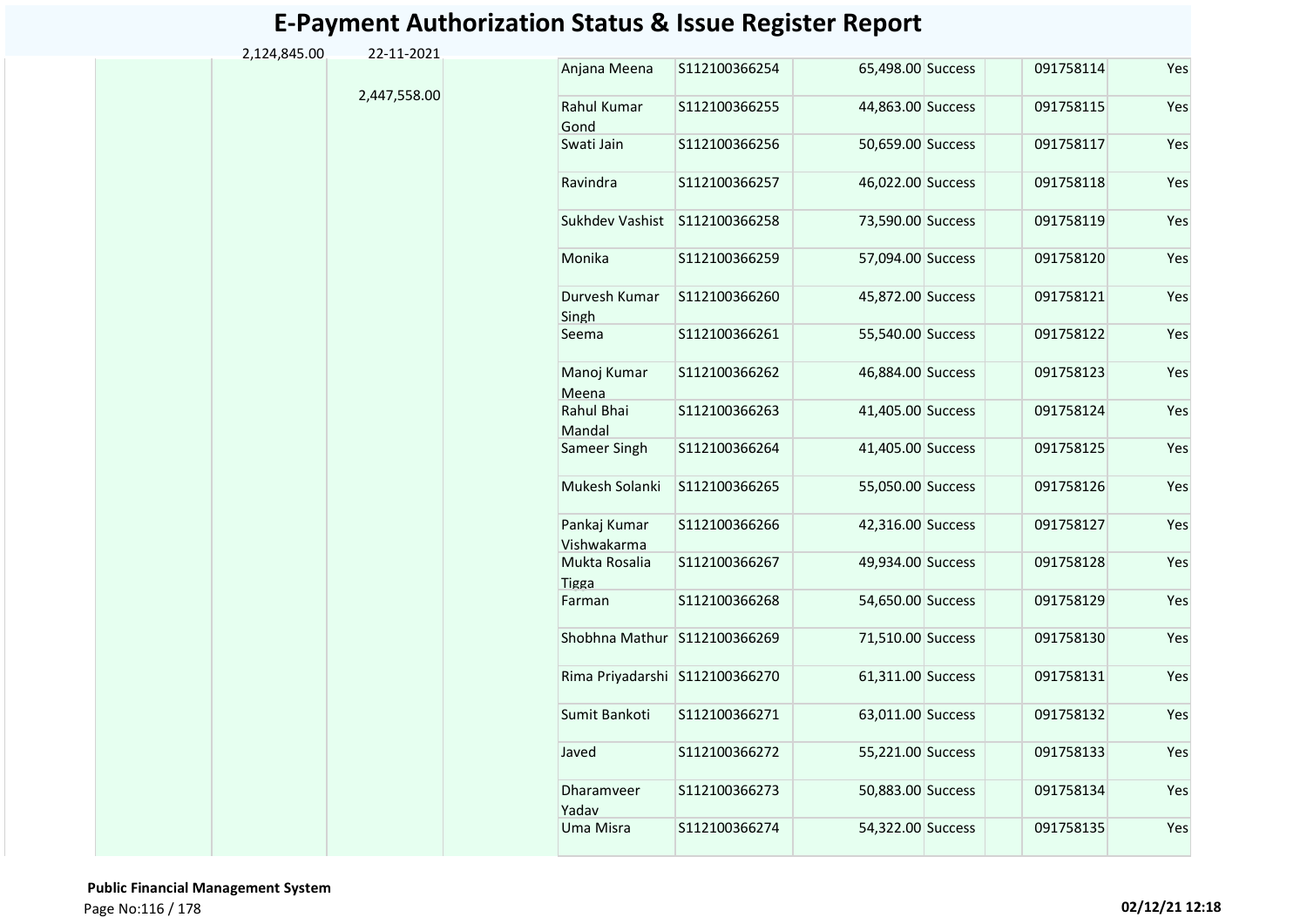# E-Payment Authorization Status & Issue Register Report

| | | | | | | | | | | |
|---|---|---|---|---|---|---|---|---|---|---|
| | | 2,124,845.00 | 22-11-2021 | | Anjana Meena | S112100366254 | 65,498.00 | Success | | 091758114 | Yes |
| | | | 2,447,558.00 | | Rahul Kumar Gond | S112100366255 | 44,863.00 | Success | | 091758115 | Yes |
| | | | | | Swati Jain | S112100366256 | 50,659.00 | Success | | 091758117 | Yes |
| | | | | | Ravindra | S112100366257 | 46,022.00 | Success | | 091758118 | Yes |
| | | | | | Sukhdev Vashist | S112100366258 | 73,590.00 | Success | | 091758119 | Yes |
| | | | | | Monika | S112100366259 | 57,094.00 | Success | | 091758120 | Yes |
| | | | | | Durvesh Kumar Singh | S112100366260 | 45,872.00 | Success | | 091758121 | Yes |
| | | | | | Seema | S112100366261 | 55,540.00 | Success | | 091758122 | Yes |
| | | | | | Manoj Kumar Meena | S112100366262 | 46,884.00 | Success | | 091758123 | Yes |
| | | | | | Rahul Bhai Mandal | S112100366263 | 41,405.00 | Success | | 091758124 | Yes |
| | | | | | Sameer Singh | S112100366264 | 41,405.00 | Success | | 091758125 | Yes |
| | | | | | Mukesh Solanki | S112100366265 | 55,050.00 | Success | | 091758126 | Yes |
| | | | | | Pankaj Kumar Vishwakarma | S112100366266 | 42,316.00 | Success | | 091758127 | Yes |
| | | | | | Mukta Rosalia Tigga | S112100366267 | 49,934.00 | Success | | 091758128 | Yes |
| | | | | | Farman | S112100366268 | 54,650.00 | Success | | 091758129 | Yes |
| | | | | | Shobhna Mathur | S112100366269 | 71,510.00 | Success | | 091758130 | Yes |
| | | | | | Rima Priyadarshi | S112100366270 | 61,311.00 | Success | | 091758131 | Yes |
| | | | | | Sumit Bankoti | S112100366271 | 63,011.00 | Success | | 091758132 | Yes |
| | | | | | Javed | S112100366272 | 55,221.00 | Success | | 091758133 | Yes |
| | | | | | Dharamveer Yadav | S112100366273 | 50,883.00 | Success | | 091758134 | Yes |
| | | | | | Uma Misra | S112100366274 | 54,322.00 | Success | | 091758135 | Yes |

**Public Financial Management System**

02/12/21 12:18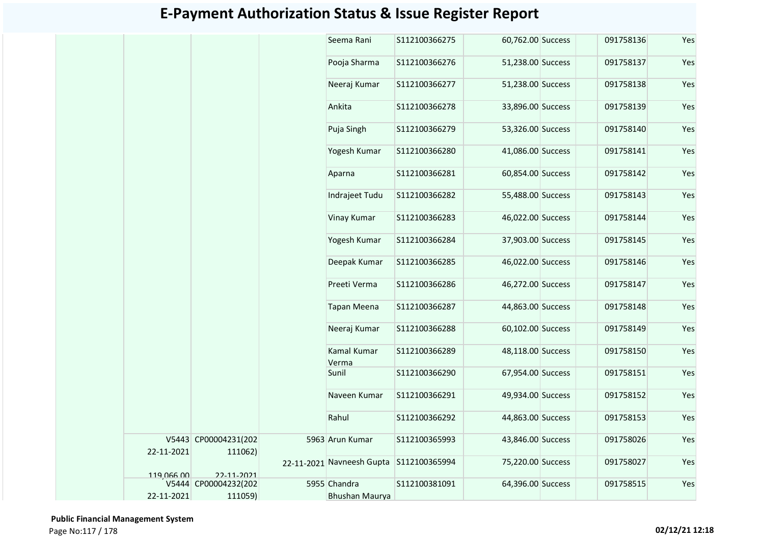# E-Payment Authorization Status & Issue Register Report

| | | | | | | | | | | |
|---|---|---|---|---|---|---|---|---|---|---|
| | | | | Seema Rani | S112100366275 | 60,762.00 | Success | | 091758136 | Yes |
| | | | | Pooja Sharma | S112100366276 | 51,238.00 | Success | | 091758137 | Yes |
| | | | | Neeraj Kumar | S112100366277 | 51,238.00 | Success | | 091758138 | Yes |
| | | | | Ankita | S112100366278 | 33,896.00 | Success | | 091758139 | Yes |
| | | | | Puja Singh | S112100366279 | 53,326.00 | Success | | 091758140 | Yes |
| | | | | Yogesh Kumar | S112100366280 | 41,086.00 | Success | | 091758141 | Yes |
| | | | | Aparna | S112100366281 | 60,854.00 | Success | | 091758142 | Yes |
| | | | | Indrajeet Tudu | S112100366282 | 55,488.00 | Success | | 091758143 | Yes |
| | | | | Vinay Kumar | S112100366283 | 46,022.00 | Success | | 091758144 | Yes |
| | | | | Yogesh Kumar | S112100366284 | 37,903.00 | Success | | 091758145 | Yes |
| | | | | Deepak Kumar | S112100366285 | 46,022.00 | Success | | 091758146 | Yes |
| | | | | Preeti Verma | S112100366286 | 46,272.00 | Success | | 091758147 | Yes |
| | | | | Tapan Meena | S112100366287 | 44,863.00 | Success | | 091758148 | Yes |
| | | | | Neeraj Kumar | S112100366288 | 60,102.00 | Success | | 091758149 | Yes |
| | | | | Kamal Kumar Verma | S112100366289 | 48,118.00 | Success | | 091758150 | Yes |
| | | | | Sunil | S112100366290 | 67,954.00 | Success | | 091758151 | Yes |
| | | | | Naveen Kumar | S112100366291 | 49,934.00 | Success | | 091758152 | Yes |
| | | | | Rahul | S112100366292 | 44,863.00 | Success | | 091758153 | Yes |
| | V5443 22-11-2021 119,066.00 | CP00004231(202111062) 22-11-2021 | 5963 22-11-2021 | Arun Kumar | S112100365993 | 43,846.00 | Success | | 091758026 | Yes |
| | | | | Navneesh Gupta | S112100365994 | 75,220.00 | Success | | 091758027 | Yes |
| | V5444 22-11-2021 | CP00004232(202111059) | 5955 | Chandra Bhushan Maurya | S112100381091 | 64,396.00 | Success | | 091758515 | Yes |

**Public Financial Management System**

02/12/21 12:18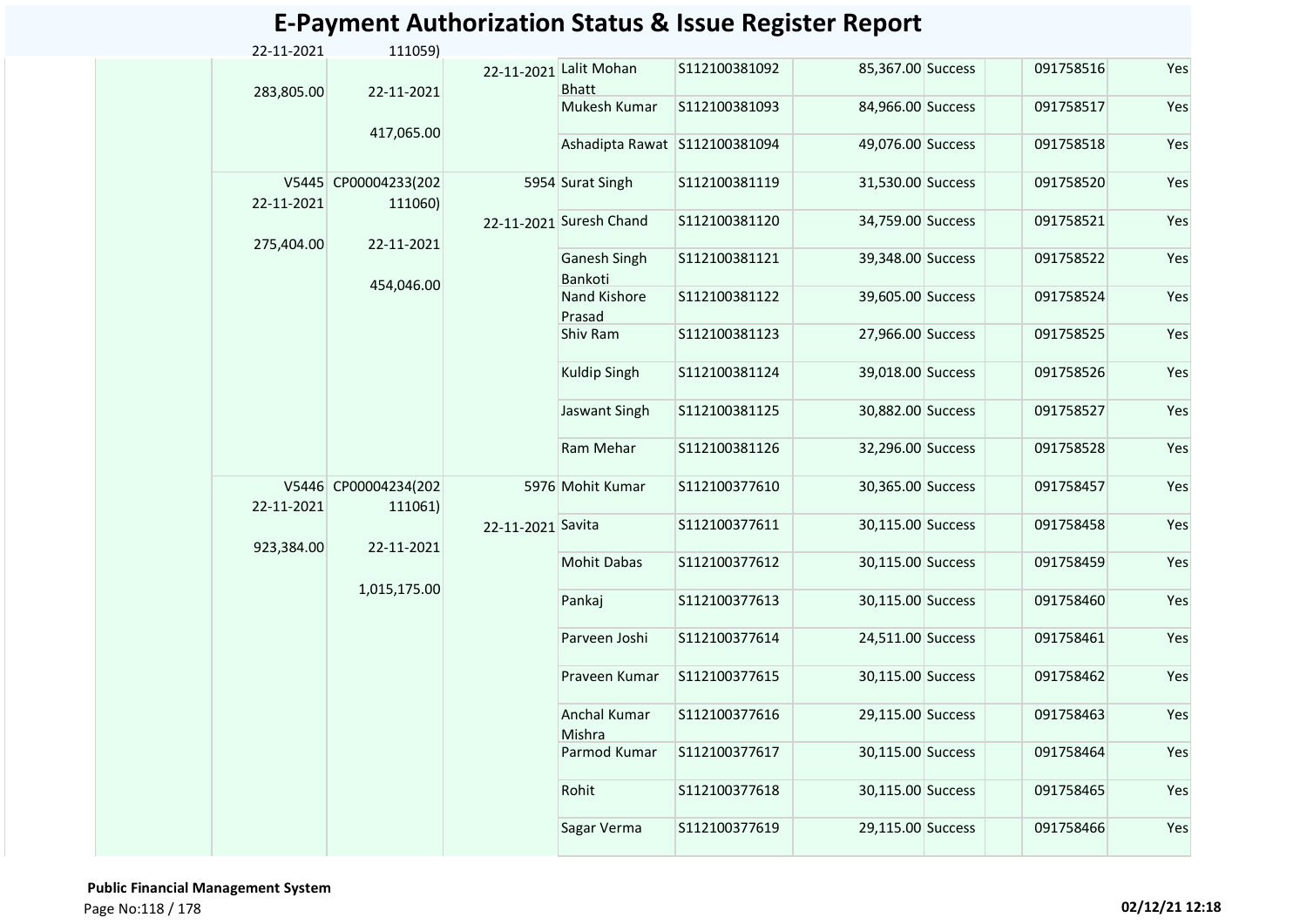# E-Payment Authorization Status & Issue Register Report

| | | | | | | | | | | |
|---|---|---|---|---|---|---|---|---|---|---|
| | 22-11-2021<br>283,805.00 | 111059)<br>22-11-2021<br>417,065.00 | 22-11-2021 | Lalit Mohan Bhatt | S112100381092 | 85,367.00 | Success | | 091758516 | Yes |
| | | | | Mukesh Kumar | S112100381093 | 84,966.00 | Success | | 091758517 | Yes |
| | | | | Ashadipta Rawat | S112100381094 | 49,076.00 | Success | | 091758518 | Yes |
| | V5445<br>22-11-2021<br>275,404.00 | CP00004233(202111060)<br>22-11-2021<br>454,046.00 | 5954<br>22-11-2021 | Surat Singh | S112100381119 | 31,530.00 | Success | | 091758520 | Yes |
| | | | | Suresh Chand | S112100381120 | 34,759.00 | Success | | 091758521 | Yes |
| | | | | Ganesh Singh Bankoti | S112100381121 | 39,348.00 | Success | | 091758522 | Yes |
| | | | | Nand Kishore Prasad | S112100381122 | 39,605.00 | Success | | 091758524 | Yes |
| | | | | Shiv Ram | S112100381123 | 27,966.00 | Success | | 091758525 | Yes |
| | | | | Kuldip Singh | S112100381124 | 39,018.00 | Success | | 091758526 | Yes |
| | | | | Jaswant Singh | S112100381125 | 30,882.00 | Success | | 091758527 | Yes |
| | | | | Ram Mehar | S112100381126 | 32,296.00 | Success | | 091758528 | Yes |
| | V5446<br>22-11-2021<br>923,384.00 | CP00004234(202111061)<br>22-11-2021<br>1,015,175.00 | 5976<br>22-11-2021 | Mohit Kumar | S112100377610 | 30,365.00 | Success | | 091758457 | Yes |
| | | | | Savita | S112100377611 | 30,115.00 | Success | | 091758458 | Yes |
| | | | | Mohit Dabas | S112100377612 | 30,115.00 | Success | | 091758459 | Yes |
| | | | | Pankaj | S112100377613 | 30,115.00 | Success | | 091758460 | Yes |
| | | | | Parveen Joshi | S112100377614 | 24,511.00 | Success | | 091758461 | Yes |
| | | | | Praveen Kumar | S112100377615 | 30,115.00 | Success | | 091758462 | Yes |
| | | | | Anchal Kumar Mishra | S112100377616 | 29,115.00 | Success | | 091758463 | Yes |
| | | | | Parmod Kumar | S112100377617 | 30,115.00 | Success | | 091758464 | Yes |
| | | | | Rohit | S112100377618 | 30,115.00 | Success | | 091758465 | Yes |
| | | | | Sagar Verma | S112100377619 | 29,115.00 | Success | | 091758466 | Yes |

**Public Financial Management System**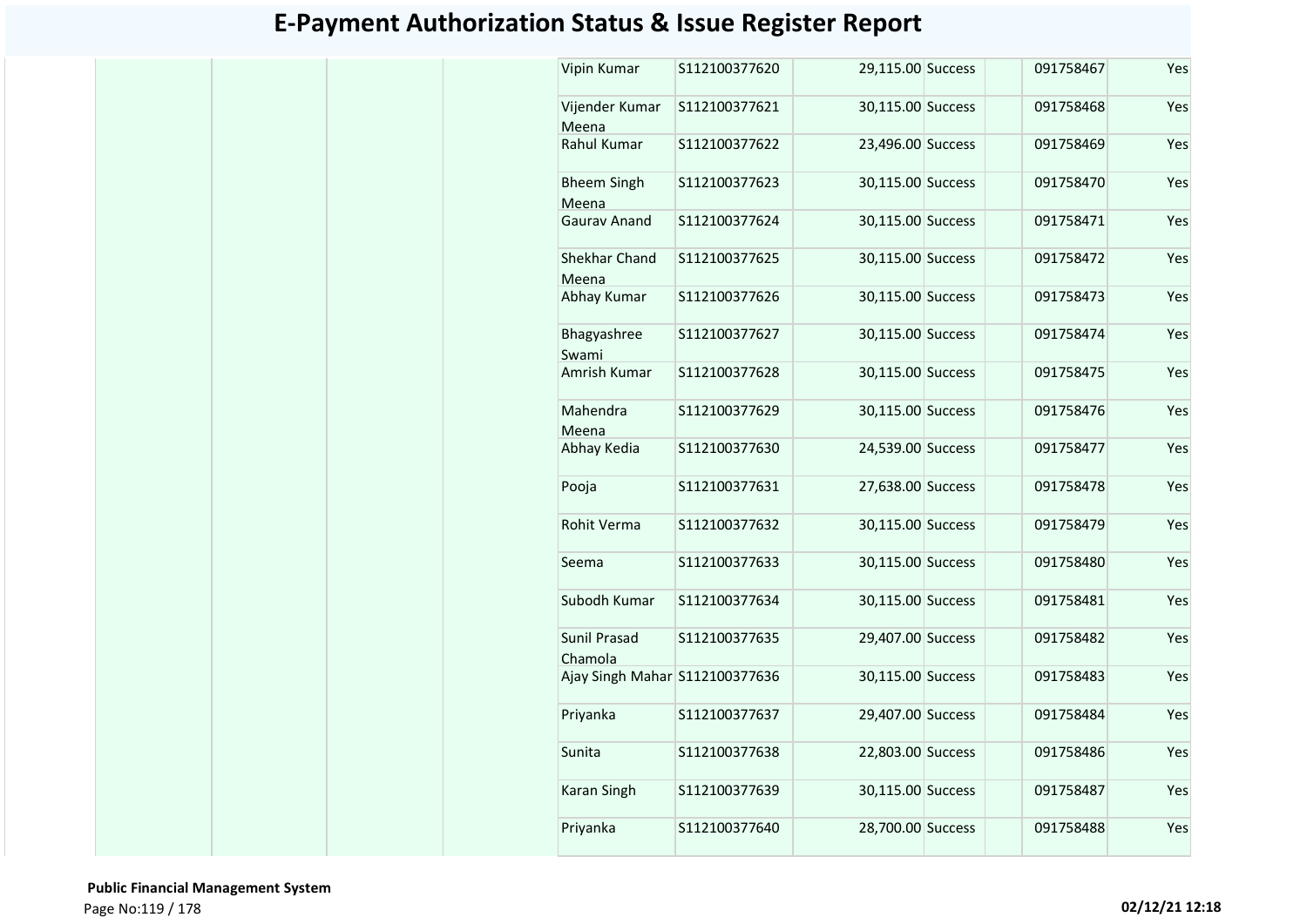# E-Payment Authorization Status & Issue Register Report

| | | | | | | | | | | |
|---|---|---|---|---|---|---|---|---|---|---|
| | | | | Vipin Kumar | S112100377620 | 29,115.00 | Success | | 091758467 | Yes |
| | | | | Vijender Kumar Meena | S112100377621 | 30,115.00 | Success | | 091758468 | Yes |
| | | | | Rahul Kumar | S112100377622 | 23,496.00 | Success | | 091758469 | Yes |
| | | | | Bheem Singh Meena | S112100377623 | 30,115.00 | Success | | 091758470 | Yes |
| | | | | Gaurav Anand | S112100377624 | 30,115.00 | Success | | 091758471 | Yes |
| | | | | Shekhar Chand Meena | S112100377625 | 30,115.00 | Success | | 091758472 | Yes |
| | | | | Abhay Kumar | S112100377626 | 30,115.00 | Success | | 091758473 | Yes |
| | | | | Bhagyashree Swami | S112100377627 | 30,115.00 | Success | | 091758474 | Yes |
| | | | | Amrish Kumar | S112100377628 | 30,115.00 | Success | | 091758475 | Yes |
| | | | | Mahendra Meena | S112100377629 | 30,115.00 | Success | | 091758476 | Yes |
| | | | | Abhay Kedia | S112100377630 | 24,539.00 | Success | | 091758477 | Yes |
| | | | | Pooja | S112100377631 | 27,638.00 | Success | | 091758478 | Yes |
| | | | | Rohit Verma | S112100377632 | 30,115.00 | Success | | 091758479 | Yes |
| | | | | Seema | S112100377633 | 30,115.00 | Success | | 091758480 | Yes |
| | | | | Subodh Kumar | S112100377634 | 30,115.00 | Success | | 091758481 | Yes |
| | | | | Sunil Prasad Chamola | S112100377635 | 29,407.00 | Success | | 091758482 | Yes |
| | | | | Ajay Singh Mahar | S112100377636 | 30,115.00 | Success | | 091758483 | Yes |
| | | | | Priyanka | S112100377637 | 29,407.00 | Success | | 091758484 | Yes |
| | | | | Sunita | S112100377638 | 22,803.00 | Success | | 091758486 | Yes |
| | | | | Karan Singh | S112100377639 | 30,115.00 | Success | | 091758487 | Yes |
| | | | | Priyanka | S112100377640 | 28,700.00 | Success | | 091758488 | Yes |

**Public Financial Management System**

**02/12/21 12:18**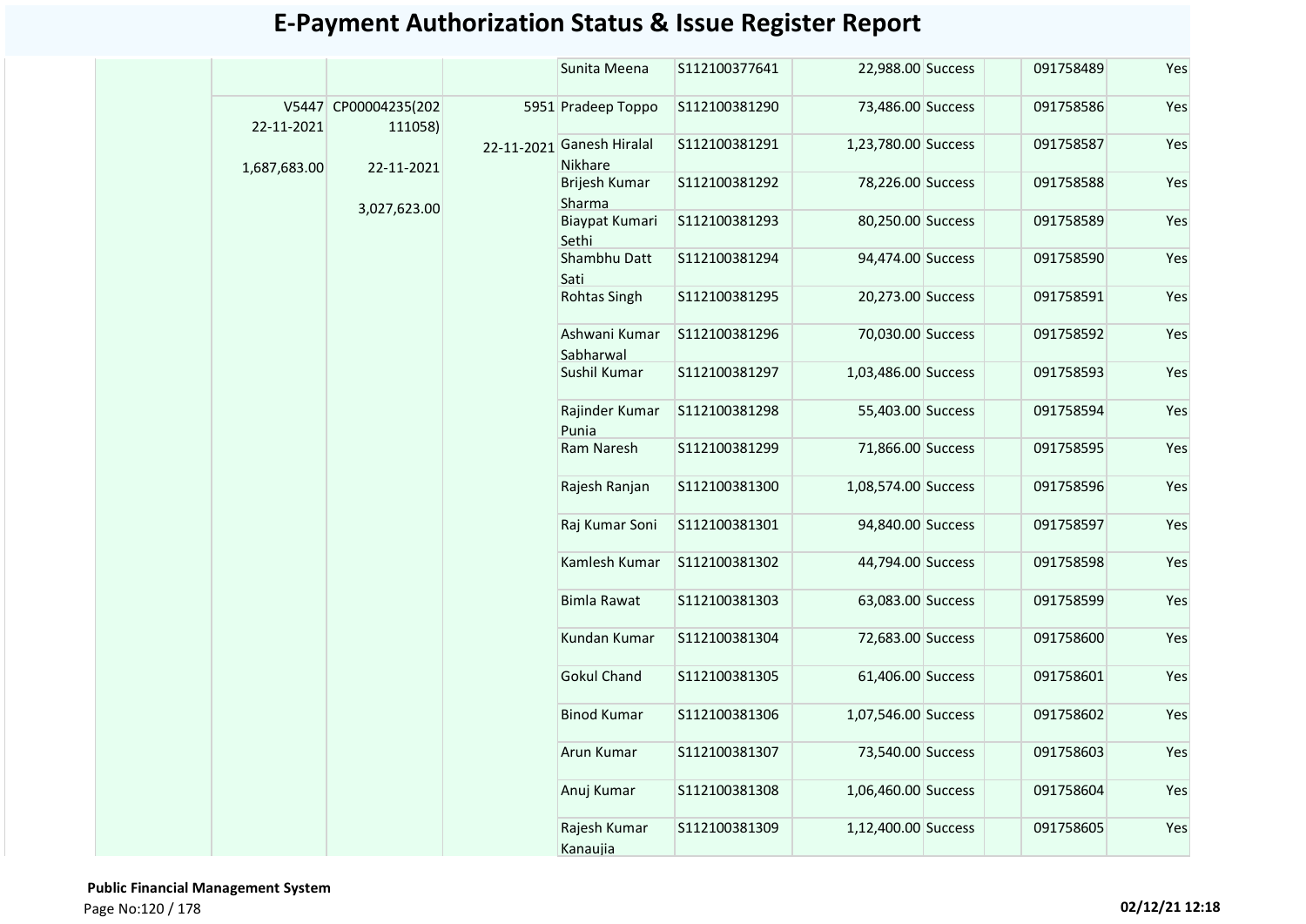# E-Payment Authorization Status & Issue Register Report

| | | | | | | | | | | |
|---|---|---|---|---|---|---|---|---|---|---|
| | | | | Sunita Meena | S112100377641 | 22,988.00 | Success | | 091758489 | Yes |
| | V5447 22-11-2021 1,687,683.00 | CP00004235(202111058) 22-11-2021 3,027,623.00 | 5951 22-11-2021 | Pradeep Toppo | S112100381290 | 73,486.00 | Success | | 091758586 | Yes |
| | | | | Ganesh Hiralal Nikhare | S112100381291 | 1,23,780.00 | Success | | 091758587 | Yes |
| | | | | Brijesh Kumar Sharma | S112100381292 | 78,226.00 | Success | | 091758588 | Yes |
| | | | | Biaypat Kumari Sethi | S112100381293 | 80,250.00 | Success | | 091758589 | Yes |
| | | | | Shambhu Datt Sati | S112100381294 | 94,474.00 | Success | | 091758590 | Yes |
| | | | | Rohtas Singh | S112100381295 | 20,273.00 | Success | | 091758591 | Yes |
| | | | | Ashwani Kumar Sabharwal | S112100381296 | 70,030.00 | Success | | 091758592 | Yes |
| | | | | Sushil Kumar | S112100381297 | 1,03,486.00 | Success | | 091758593 | Yes |
| | | | | Rajinder Kumar Punia | S112100381298 | 55,403.00 | Success | | 091758594 | Yes |
| | | | | Ram Naresh | S112100381299 | 71,866.00 | Success | | 091758595 | Yes |
| | | | | Rajesh Ranjan | S112100381300 | 1,08,574.00 | Success | | 091758596 | Yes |
| | | | | Raj Kumar Soni | S112100381301 | 94,840.00 | Success | | 091758597 | Yes |
| | | | | Kamlesh Kumar | S112100381302 | 44,794.00 | Success | | 091758598 | Yes |
| | | | | Bimla Rawat | S112100381303 | 63,083.00 | Success | | 091758599 | Yes |
| | | | | Kundan Kumar | S112100381304 | 72,683.00 | Success | | 091758600 | Yes |
| | | | | Gokul Chand | S112100381305 | 61,406.00 | Success | | 091758601 | Yes |
| | | | | Binod Kumar | S112100381306 | 1,07,546.00 | Success | | 091758602 | Yes |
| | | | | Arun Kumar | S112100381307 | 73,540.00 | Success | | 091758603 | Yes |
| | | | | Anuj Kumar | S112100381308 | 1,06,460.00 | Success | | 091758604 | Yes |
| | | | | Rajesh Kumar Kanaujia | S112100381309 | 1,12,400.00 | Success | | 091758605 | Yes |

**Public Financial Management System**

02/12/21 12:18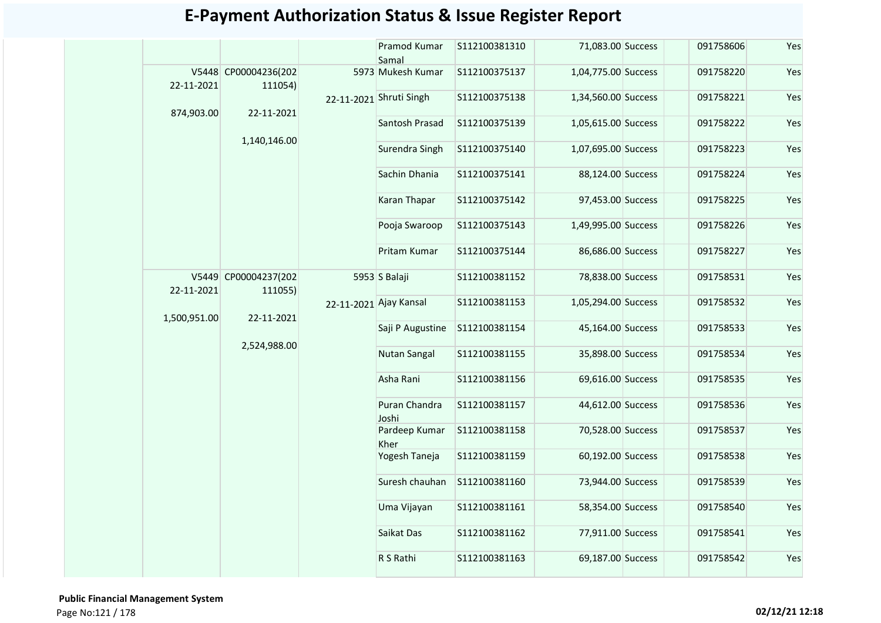# E-Payment Authorization Status & Issue Register Report

| | | | | | | | | | | |
|---|---|---|---|---|---|---|---|---|---|---|
| | | | | Pramod Kumar Samal | S112100381310 | 71,083.00 | Success | | 091758606 | Yes |
| | V5448 22-11-2021 874,903.00 | CP00004236(202111054) 22-11-2021 1,140,146.00 | 5973 22-11-2021 | Mukesh Kumar | S112100375137 | 1,04,775.00 | Success | | 091758220 | Yes |
| | | | | Shruti Singh | S112100375138 | 1,34,560.00 | Success | | 091758221 | Yes |
| | | | | Santosh Prasad | S112100375139 | 1,05,615.00 | Success | | 091758222 | Yes |
| | | | | Surendra Singh | S112100375140 | 1,07,695.00 | Success | | 091758223 | Yes |
| | | | | Sachin Dhania | S112100375141 | 88,124.00 | Success | | 091758224 | Yes |
| | | | | Karan Thapar | S112100375142 | 97,453.00 | Success | | 091758225 | Yes |
| | | | | Pooja Swaroop | S112100375143 | 1,49,995.00 | Success | | 091758226 | Yes |
| | | | | Pritam Kumar | S112100375144 | 86,686.00 | Success | | 091758227 | Yes |
| | V5449 22-11-2021 1,500,951.00 | CP00004237(202111055) 22-11-2021 2,524,988.00 | 5953 22-11-2021 | S Balaji | S112100381152 | 78,838.00 | Success | | 091758531 | Yes |
| | | | | Ajay Kansal | S112100381153 | 1,05,294.00 | Success | | 091758532 | Yes |
| | | | | Saji P Augustine | S112100381154 | 45,164.00 | Success | | 091758533 | Yes |
| | | | | Nutan Sangal | S112100381155 | 35,898.00 | Success | | 091758534 | Yes |
| | | | | Asha Rani | S112100381156 | 69,616.00 | Success | | 091758535 | Yes |
| | | | | Puran Chandra Joshi | S112100381157 | 44,612.00 | Success | | 091758536 | Yes |
| | | | | Pardeep Kumar Kher | S112100381158 | 70,528.00 | Success | | 091758537 | Yes |
| | | | | Yogesh Taneja | S112100381159 | 60,192.00 | Success | | 091758538 | Yes |
| | | | | Suresh chauhan | S112100381160 | 73,944.00 | Success | | 091758539 | Yes |
| | | | | Uma Vijayan | S112100381161 | 58,354.00 | Success | | 091758540 | Yes |
| | | | | Saikat Das | S112100381162 | 77,911.00 | Success | | 091758541 | Yes |
| | | | | R S Rathi | S112100381163 | 69,187.00 | Success | | 091758542 | Yes |

**Public Financial Management System**

02/12/21 12:18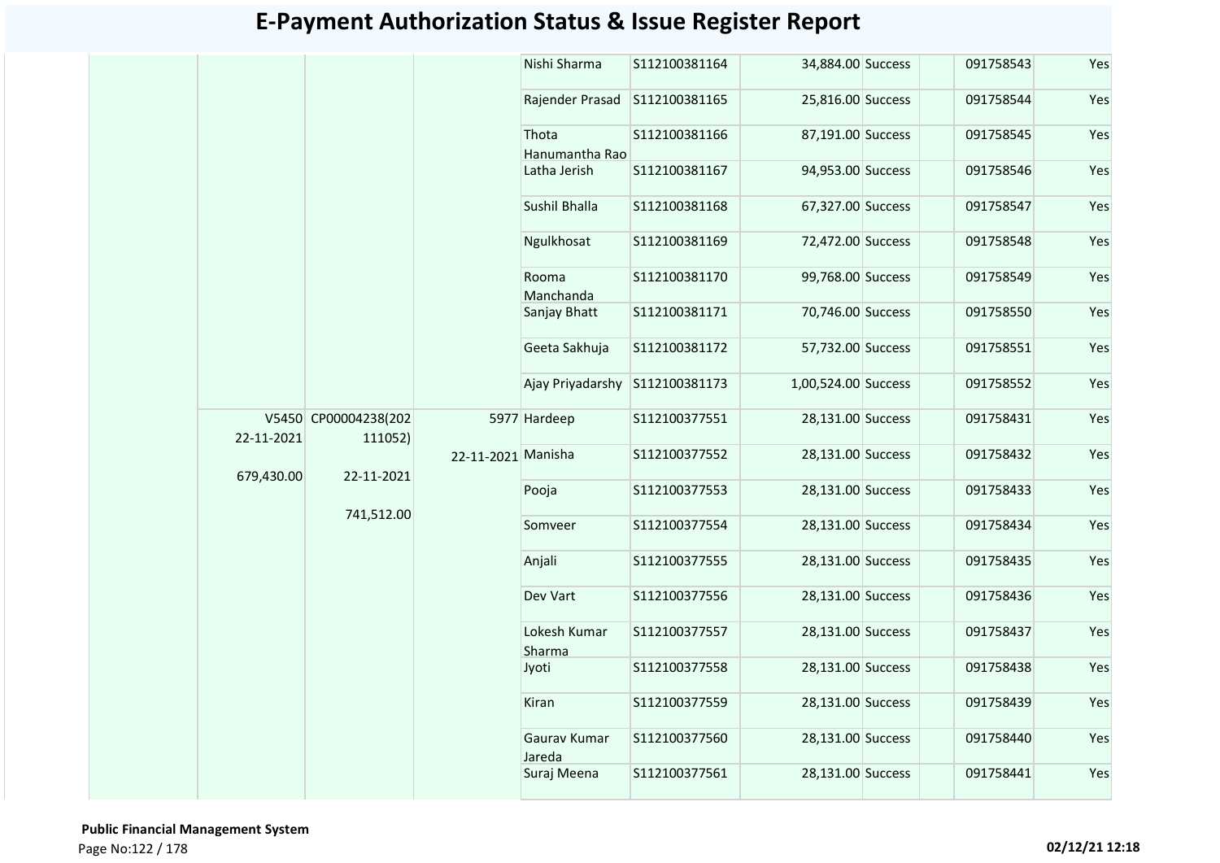# E-Payment Authorization Status & Issue Register Report

| | | | | | | | | | | |
|---|---|---|---|---|---|---|---|---|---|---|
| | | | | Nishi Sharma | S112100381164 | 34,884.00 | Success | | 091758543 | Yes |
| | | | | Rajender Prasad | S112100381165 | 25,816.00 | Success | | 091758544 | Yes |
| | | | | Thota Hanumantha Rao | S112100381166 | 87,191.00 | Success | | 091758545 | Yes |
| | | | | Latha Jerish | S112100381167 | 94,953.00 | Success | | 091758546 | Yes |
| | | | | Sushil Bhalla | S112100381168 | 67,327.00 | Success | | 091758547 | Yes |
| | | | | Ngulkhosat | S112100381169 | 72,472.00 | Success | | 091758548 | Yes |
| | | | | Rooma Manchanda | S112100381170 | 99,768.00 | Success | | 091758549 | Yes |
| | | | | Sanjay Bhatt | S112100381171 | 70,746.00 | Success | | 091758550 | Yes |
| | | | | Geeta Sakhuja | S112100381172 | 57,732.00 | Success | | 091758551 | Yes |
| | | | | Ajay Priyadarshy | S112100381173 | 1,00,524.00 | Success | | 091758552 | Yes |
| | V5450 22-11-2021 679,430.00 | CP00004238(202111052) 22-11-2021 741,512.00 | 5977 22-11-2021 | Hardeep | S112100377551 | 28,131.00 | Success | | 091758431 | Yes |
| | | | | Manisha | S112100377552 | 28,131.00 | Success | | 091758432 | Yes |
| | | | | Pooja | S112100377553 | 28,131.00 | Success | | 091758433 | Yes |
| | | | | Somveer | S112100377554 | 28,131.00 | Success | | 091758434 | Yes |
| | | | | Anjali | S112100377555 | 28,131.00 | Success | | 091758435 | Yes |
| | | | | Dev Vart | S112100377556 | 28,131.00 | Success | | 091758436 | Yes |
| | | | | Lokesh Kumar Sharma | S112100377557 | 28,131.00 | Success | | 091758437 | Yes |
| | | | | Jyoti | S112100377558 | 28,131.00 | Success | | 091758438 | Yes |
| | | | | Kiran | S112100377559 | 28,131.00 | Success | | 091758439 | Yes |
| | | | | Gaurav Kumar Jareda | S112100377560 | 28,131.00 | Success | | 091758440 | Yes |
| | | | | Suraj Meena | S112100377561 | 28,131.00 | Success | | 091758441 | Yes |

**Public Financial Management System**

**02/12/21 12:18**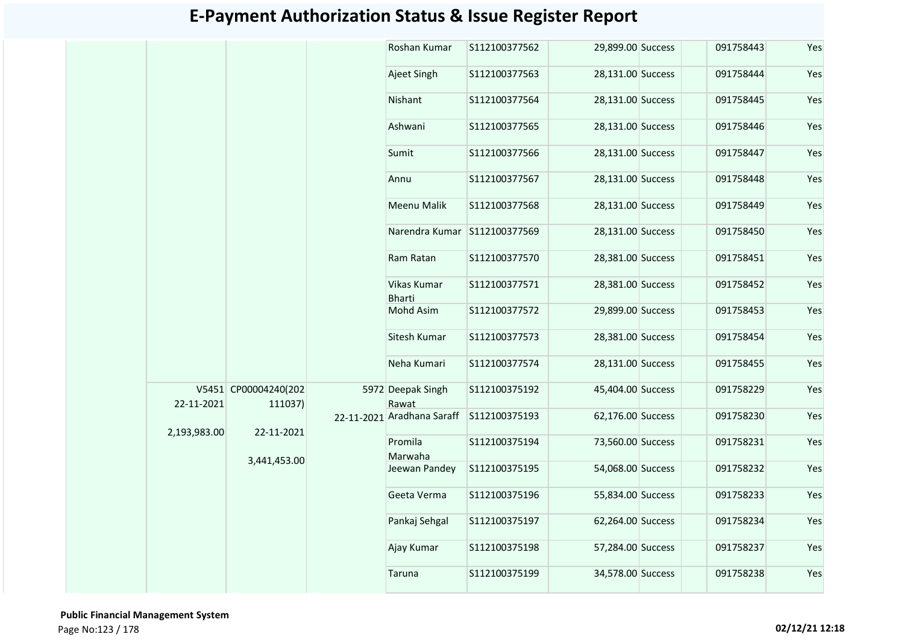# E-Payment Authorization Status & Issue Register Report

| | | | | | | | | | |
|---|---|---|---|---|---|---|---|---|---|
| | | | | Roshan Kumar | S112100377562 | 29,899.00 | Success | 091758443 | Yes |
| | | | | Ajeet Singh | S112100377563 | 28,131.00 | Success | 091758444 | Yes |
| | | | | Nishant | S112100377564 | 28,131.00 | Success | 091758445 | Yes |
| | | | | Ashwani | S112100377565 | 28,131.00 | Success | 091758446 | Yes |
| | | | | Sumit | S112100377566 | 28,131.00 | Success | 091758447 | Yes |
| | | | | Annu | S112100377567 | 28,131.00 | Success | 091758448 | Yes |
| | | | | Meenu Malik | S112100377568 | 28,131.00 | Success | 091758449 | Yes |
| | | | | Narendra Kumar | S112100377569 | 28,131.00 | Success | 091758450 | Yes |
| | | | | Ram Ratan | S112100377570 | 28,381.00 | Success | 091758451 | Yes |
| | | | | Vikas Kumar Bharti | S112100377571 | 28,381.00 | Success | 091758452 | Yes |
| | | | | Mohd Asim | S112100377572 | 29,899.00 | Success | 091758453 | Yes |
| | | | | Sitesh Kumar | S112100377573 | 28,381.00 | Success | 091758454 | Yes |
| | | | | Neha Kumari | S112100377574 | 28,131.00 | Success | 091758455 | Yes |
| | V5451 22-11-2021 2,193,983.00 | CP00004240(202111037) 22-11-2021 3,441,453.00 | 5972 22-11-2021 | Deepak Singh Rawat | S112100375192 | 45,404.00 | Success | 091758229 | Yes |
| | | | | Aradhana Saraff | S112100375193 | 62,176.00 | Success | 091758230 | Yes |
| | | | | Promila Marwaha | S112100375194 | 73,560.00 | Success | 091758231 | Yes |
| | | | | Jeewan Pandey | S112100375195 | 54,068.00 | Success | 091758232 | Yes |
| | | | | Geeta Verma | S112100375196 | 55,834.00 | Success | 091758233 | Yes |
| | | | | Pankaj Sehgal | S112100375197 | 62,264.00 | Success | 091758234 | Yes |
| | | | | Ajay Kumar | S112100375198 | 57,284.00 | Success | 091758237 | Yes |
| | | | | Taruna | S112100375199 | 34,578.00 | Success | 091758238 | Yes |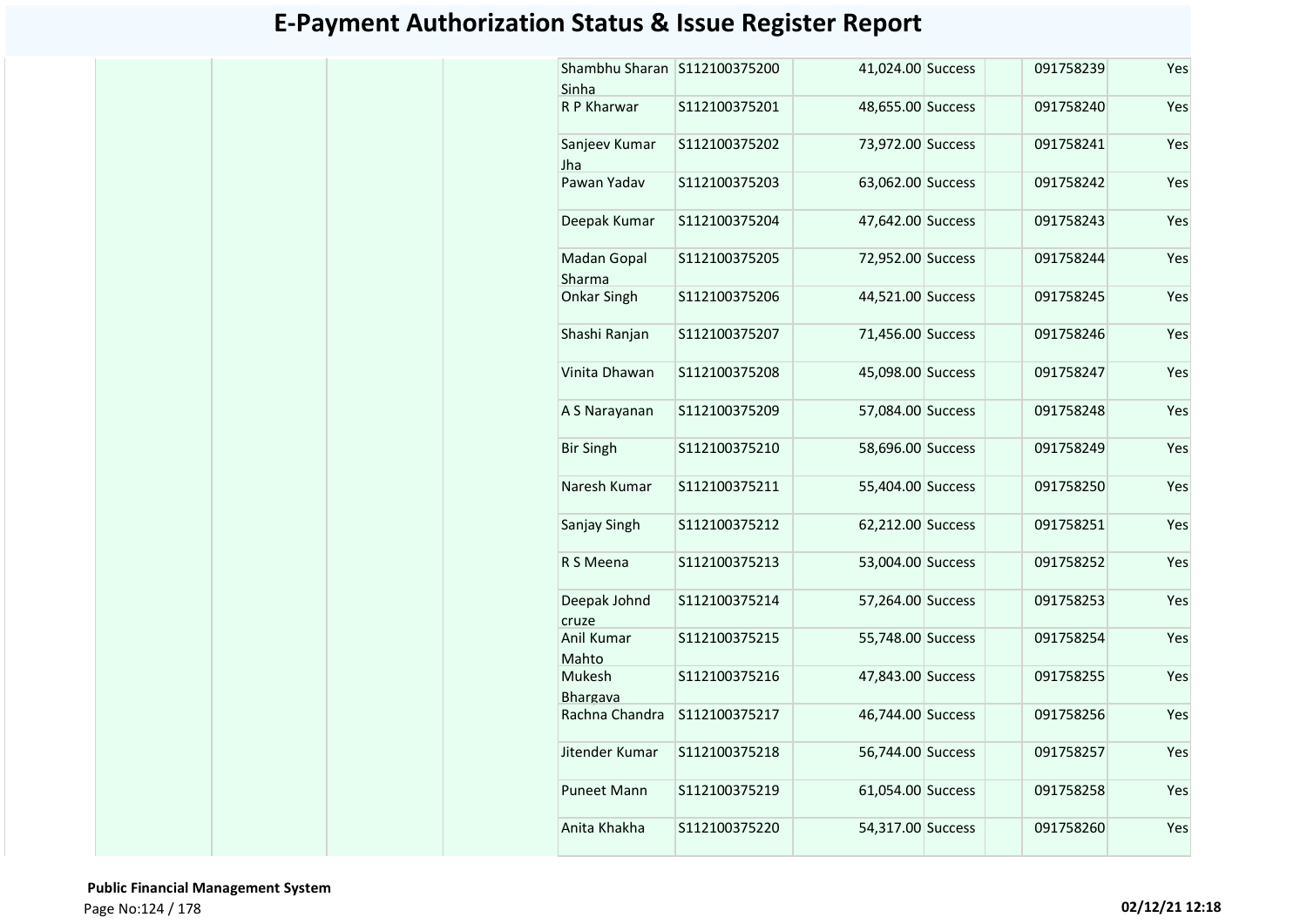# E-Payment Authorization Status & Issue Register Report

| | | | | | | | | | | |
|---|---|---|---|---|---|---|---|---|---|---|
| | | | | Shambhu Sharan Sinha | S112100375200 | 41,024.00 | Success | | 091758239 | Yes |
| | | | | R P Kharwar | S112100375201 | 48,655.00 | Success | | 091758240 | Yes |
| | | | | Sanjeev Kumar Jha | S112100375202 | 73,972.00 | Success | | 091758241 | Yes |
| | | | | Pawan Yadav | S112100375203 | 63,062.00 | Success | | 091758242 | Yes |
| | | | | Deepak Kumar | S112100375204 | 47,642.00 | Success | | 091758243 | Yes |
| | | | | Madan Gopal Sharma | S112100375205 | 72,952.00 | Success | | 091758244 | Yes |
| | | | | Onkar Singh | S112100375206 | 44,521.00 | Success | | 091758245 | Yes |
| | | | | Shashi Ranjan | S112100375207 | 71,456.00 | Success | | 091758246 | Yes |
| | | | | Vinita Dhawan | S112100375208 | 45,098.00 | Success | | 091758247 | Yes |
| | | | | A S Narayanan | S112100375209 | 57,084.00 | Success | | 091758248 | Yes |
| | | | | Bir Singh | S112100375210 | 58,696.00 | Success | | 091758249 | Yes |
| | | | | Naresh Kumar | S112100375211 | 55,404.00 | Success | | 091758250 | Yes |
| | | | | Sanjay Singh | S112100375212 | 62,212.00 | Success | | 091758251 | Yes |
| | | | | R S Meena | S112100375213 | 53,004.00 | Success | | 091758252 | Yes |
| | | | | Deepak Johnd cruze | S112100375214 | 57,264.00 | Success | | 091758253 | Yes |
| | | | | Anil Kumar Mahto | S112100375215 | 55,748.00 | Success | | 091758254 | Yes |
| | | | | Mukesh Bhargava | S112100375216 | 47,843.00 | Success | | 091758255 | Yes |
| | | | | Rachna Chandra | S112100375217 | 46,744.00 | Success | | 091758256 | Yes |
| | | | | Jitender Kumar | S112100375218 | 56,744.00 | Success | | 091758257 | Yes |
| | | | | Puneet Mann | S112100375219 | 61,054.00 | Success | | 091758258 | Yes |
| | | | | Anita Khakha | S112100375220 | 54,317.00 | Success | | 091758260 | Yes |

**Public Financial Management System**

**02/12/21 12:18**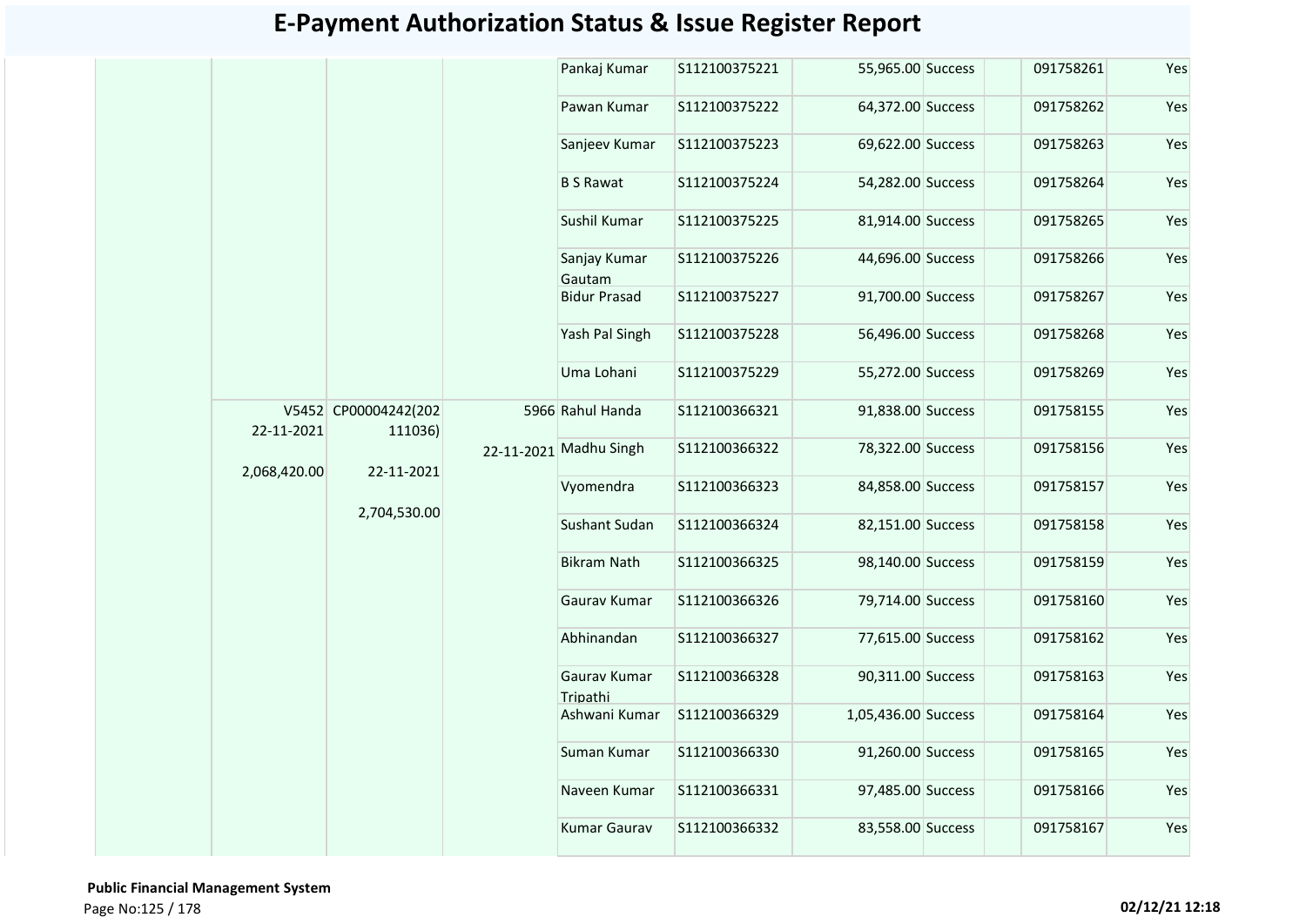# E-Payment Authorization Status & Issue Register Report

| | | | | | | | | | | |
|---|---|---|---|---|---|---|---|---|---|---|
| | | | | Pankaj Kumar | S112100375221 | 55,965.00 | Success | | 091758261 | Yes |
| | | | | Pawan Kumar | S112100375222 | 64,372.00 | Success | | 091758262 | Yes |
| | | | | Sanjeev Kumar | S112100375223 | 69,622.00 | Success | | 091758263 | Yes |
| | | | | B S Rawat | S112100375224 | 54,282.00 | Success | | 091758264 | Yes |
| | | | | Sushil Kumar | S112100375225 | 81,914.00 | Success | | 091758265 | Yes |
| | | | | Sanjay Kumar Gautam | S112100375226 | 44,696.00 | Success | | 091758266 | Yes |
| | | | | Bidur Prasad | S112100375227 | 91,700.00 | Success | | 091758267 | Yes |
| | | | | Yash Pal Singh | S112100375228 | 56,496.00 | Success | | 091758268 | Yes |
| | | | | Uma Lohani | S112100375229 | 55,272.00 | Success | | 091758269 | Yes |
| | V5452 22-11-2021 2,068,420.00 | CP00004242(202111036) 22-11-2021 2,704,530.00 | 5966 22-11-2021 | Rahul Handa | S112100366321 | 91,838.00 | Success | | 091758155 | Yes |
| | | | | Madhu Singh | S112100366322 | 78,322.00 | Success | | 091758156 | Yes |
| | | | | Vyomendra | S112100366323 | 84,858.00 | Success | | 091758157 | Yes |
| | | | | Sushant Sudan | S112100366324 | 82,151.00 | Success | | 091758158 | Yes |
| | | | | Bikram Nath | S112100366325 | 98,140.00 | Success | | 091758159 | Yes |
| | | | | Gaurav Kumar | S112100366326 | 79,714.00 | Success | | 091758160 | Yes |
| | | | | Abhinandan | S112100366327 | 77,615.00 | Success | | 091758162 | Yes |
| | | | | Gaurav Kumar Tripathi | S112100366328 | 90,311.00 | Success | | 091758163 | Yes |
| | | | | Ashwani Kumar | S112100366329 | 1,05,436.00 | Success | | 091758164 | Yes |
| | | | | Suman Kumar | S112100366330 | 91,260.00 | Success | | 091758165 | Yes |
| | | | | Naveen Kumar | S112100366331 | 97,485.00 | Success | | 091758166 | Yes |
| | | | | Kumar Gaurav | S112100366332 | 83,558.00 | Success | | 091758167 | Yes |

**Public Financial Management System**

02/12/21 12:18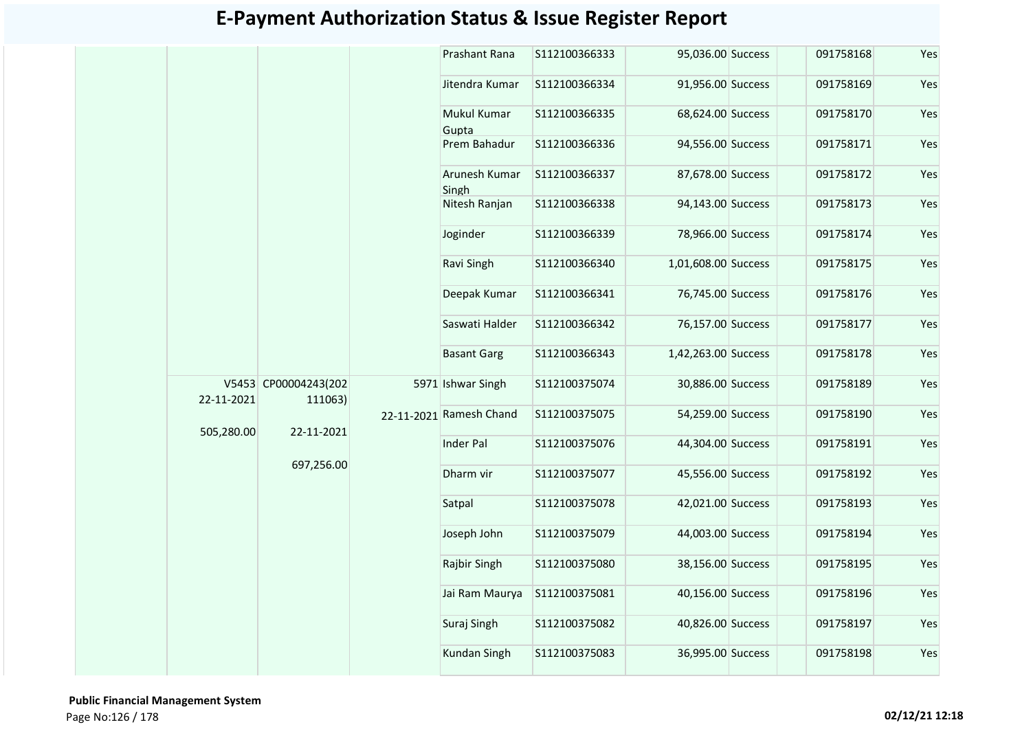# E-Payment Authorization Status & Issue Register Report

| | | | | | | | | | | |
|---|---|---|---|---|---|---|---|---|---|---|
| | | | | Prashant Rana | S112100366333 | 95,036.00 | Success | | 091758168 | Yes |
| | | | | Jitendra Kumar | S112100366334 | 91,956.00 | Success | | 091758169 | Yes |
| | | | | Mukul Kumar Gupta | S112100366335 | 68,624.00 | Success | | 091758170 | Yes |
| | | | | Prem Bahadur | S112100366336 | 94,556.00 | Success | | 091758171 | Yes |
| | | | | Arunesh Kumar Singh | S112100366337 | 87,678.00 | Success | | 091758172 | Yes |
| | | | | Nitesh Ranjan | S112100366338 | 94,143.00 | Success | | 091758173 | Yes |
| | | | | Joginder | S112100366339 | 78,966.00 | Success | | 091758174 | Yes |
| | | | | Ravi Singh | S112100366340 | 1,01,608.00 | Success | | 091758175 | Yes |
| | | | | Deepak Kumar | S112100366341 | 76,745.00 | Success | | 091758176 | Yes |
| | | | | Saswati Halder | S112100366342 | 76,157.00 | Success | | 091758177 | Yes |
| | | | | Basant Garg | S112100366343 | 1,42,263.00 | Success | | 091758178 | Yes |
| | V5453 22-11-2021 505,280.00 | CP00004243(202111063) 22-11-2021 697,256.00 | 5971 22-11-2021 | Ishwar Singh | S112100375074 | 30,886.00 | Success | | 091758189 | Yes |
| | | | | Ramesh Chand | S112100375075 | 54,259.00 | Success | | 091758190 | Yes |
| | | | | Inder Pal | S112100375076 | 44,304.00 | Success | | 091758191 | Yes |
| | | | | Dharm vir | S112100375077 | 45,556.00 | Success | | 091758192 | Yes |
| | | | | Satpal | S112100375078 | 42,021.00 | Success | | 091758193 | Yes |
| | | | | Joseph John | S112100375079 | 44,003.00 | Success | | 091758194 | Yes |
| | | | | Rajbir Singh | S112100375080 | 38,156.00 | Success | | 091758195 | Yes |
| | | | | Jai Ram Maurya | S112100375081 | 40,156.00 | Success | | 091758196 | Yes |
| | | | | Suraj Singh | S112100375082 | 40,826.00 | Success | | 091758197 | Yes |
| | | | | Kundan Singh | S112100375083 | 36,995.00 | Success | | 091758198 | Yes |

**Public Financial Management System**

02/12/21 12:18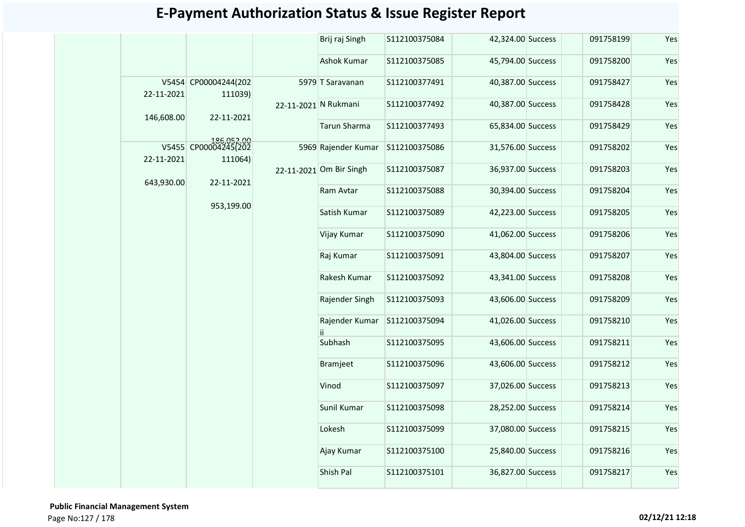# E-Payment Authorization Status & Issue Register Report

| | | | | | | | | | | |
|---|---|---|---|---|---|---|---|---|---|---|
| | | | | Brij raj Singh | S112100375084 | 42,324.00 | Success | | 091758199 | Yes |
| | | | | Ashok Kumar | S112100375085 | 45,794.00 | Success | | 091758200 | Yes |
| | V5454 22-11-2021 146,608.00 | CP00004244(202111039) 22-11-2021 186,052.00 | 5979 22-11-2021 | T Saravanan | S112100377491 | 40,387.00 | Success | | 091758427 | Yes |
| | | | | N Rukmani | S112100377492 | 40,387.00 | Success | | 091758428 | Yes |
| | | | | Tarun Sharma | S112100377493 | 65,834.00 | Success | | 091758429 | Yes |
| | V5455 22-11-2021 643,930.00 | CP00004245(202111064) 22-11-2021 953,199.00 | 5969 22-11-2021 | Rajender Kumar | S112100375086 | 31,576.00 | Success | | 091758202 | Yes |
| | | | | Om Bir Singh | S112100375087 | 36,937.00 | Success | | 091758203 | Yes |
| | | | | Ram Avtar | S112100375088 | 30,394.00 | Success | | 091758204 | Yes |
| | | | | Satish Kumar | S112100375089 | 42,223.00 | Success | | 091758205 | Yes |
| | | | | Vijay Kumar | S112100375090 | 41,062.00 | Success | | 091758206 | Yes |
| | | | | Raj Kumar | S112100375091 | 43,804.00 | Success | | 091758207 | Yes |
| | | | | Rakesh Kumar | S112100375092 | 43,341.00 | Success | | 091758208 | Yes |
| | | | | Rajender Singh | S112100375093 | 43,606.00 | Success | | 091758209 | Yes |
| | | | | Rajender Kumar ii | S112100375094 | 41,026.00 | Success | | 091758210 | Yes |
| | | | | Subhash | S112100375095 | 43,606.00 | Success | | 091758211 | Yes |
| | | | | Bramjeet | S112100375096 | 43,606.00 | Success | | 091758212 | Yes |
| | | | | Vinod | S112100375097 | 37,026.00 | Success | | 091758213 | Yes |
| | | | | Sunil Kumar | S112100375098 | 28,252.00 | Success | | 091758214 | Yes |
| | | | | Lokesh | S112100375099 | 37,080.00 | Success | | 091758215 | Yes |
| | | | | Ajay Kumar | S112100375100 | 25,840.00 | Success | | 091758216 | Yes |
| | | | | Shish Pal | S112100375101 | 36,827.00 | Success | | 091758217 | Yes |

**Public Financial Management System**

02/12/21 12:18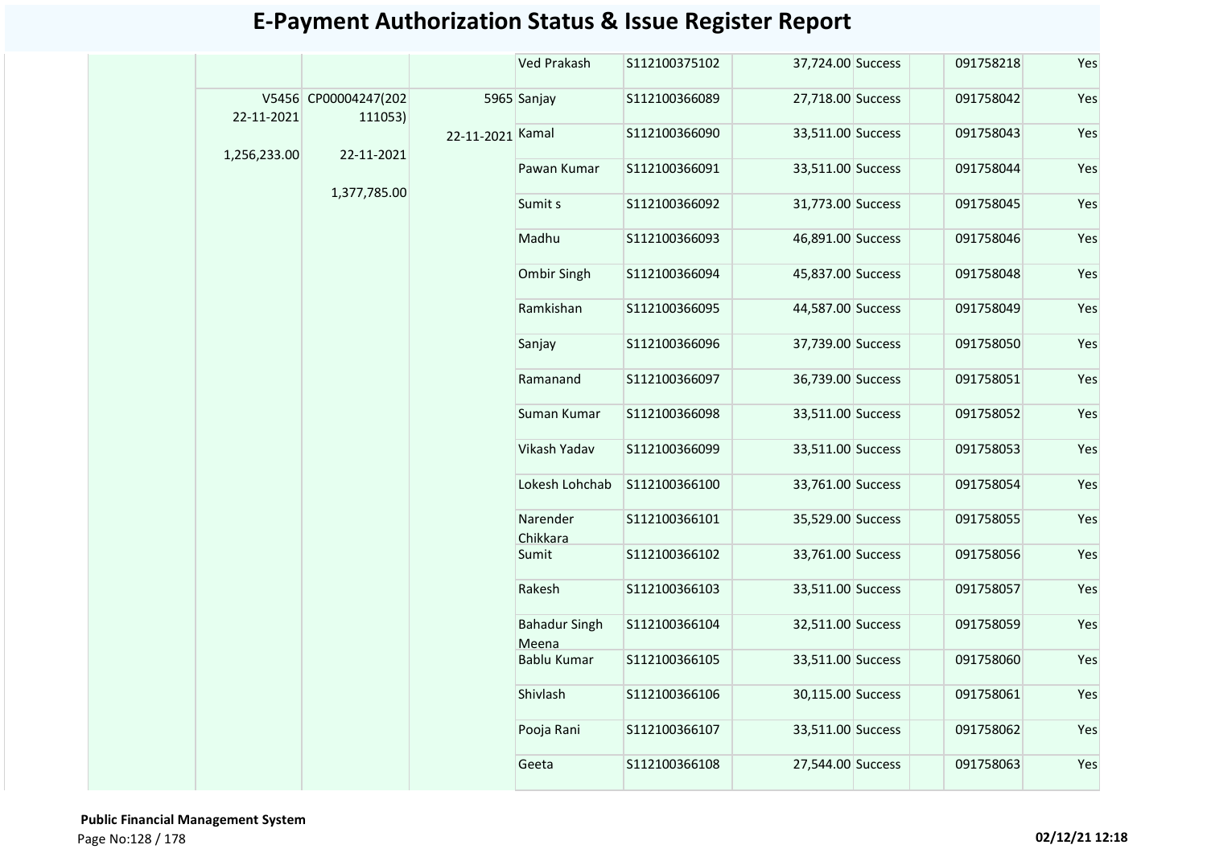# E-Payment Authorization Status & Issue Register Report

| | | | | | | | | | | |
|---|---|---|---|---|---|---|---|---|---|---|
| | | | | Ved Prakash | S112100375102 | 37,724.00 | Success | | 091758218 | Yes |
| | V5456 22-11-2021 1,256,233.00 | CP00004247(202111053) 22-11-2021 1,377,785.00 | 5965 22-11-2021 | Sanjay | S112100366089 | 27,718.00 | Success | | 091758042 | Yes |
| | | | | Kamal | S112100366090 | 33,511.00 | Success | | 091758043 | Yes |
| | | | | Pawan Kumar | S112100366091 | 33,511.00 | Success | | 091758044 | Yes |
| | | | | Sumit s | S112100366092 | 31,773.00 | Success | | 091758045 | Yes |
| | | | | Madhu | S112100366093 | 46,891.00 | Success | | 091758046 | Yes |
| | | | | Ombir Singh | S112100366094 | 45,837.00 | Success | | 091758048 | Yes |
| | | | | Ramkishan | S112100366095 | 44,587.00 | Success | | 091758049 | Yes |
| | | | | Sanjay | S112100366096 | 37,739.00 | Success | | 091758050 | Yes |
| | | | | Ramanand | S112100366097 | 36,739.00 | Success | | 091758051 | Yes |
| | | | | Suman Kumar | S112100366098 | 33,511.00 | Success | | 091758052 | Yes |
| | | | | Vikash Yadav | S112100366099 | 33,511.00 | Success | | 091758053 | Yes |
| | | | | Lokesh Lohchab | S112100366100 | 33,761.00 | Success | | 091758054 | Yes |
| | | | | Narender Chikkara | S112100366101 | 35,529.00 | Success | | 091758055 | Yes |
| | | | | Sumit | S112100366102 | 33,761.00 | Success | | 091758056 | Yes |
| | | | | Rakesh | S112100366103 | 33,511.00 | Success | | 091758057 | Yes |
| | | | | Bahadur Singh Meena | S112100366104 | 32,511.00 | Success | | 091758059 | Yes |
| | | | | Bablu Kumar | S112100366105 | 33,511.00 | Success | | 091758060 | Yes |
| | | | | Shivlash | S112100366106 | 30,115.00 | Success | | 091758061 | Yes |
| | | | | Pooja Rani | S112100366107 | 33,511.00 | Success | | 091758062 | Yes |
| | | | | Geeta | S112100366108 | 27,544.00 | Success | | 091758063 | Yes |

**Public Financial Management System**

**02/12/21 12:18**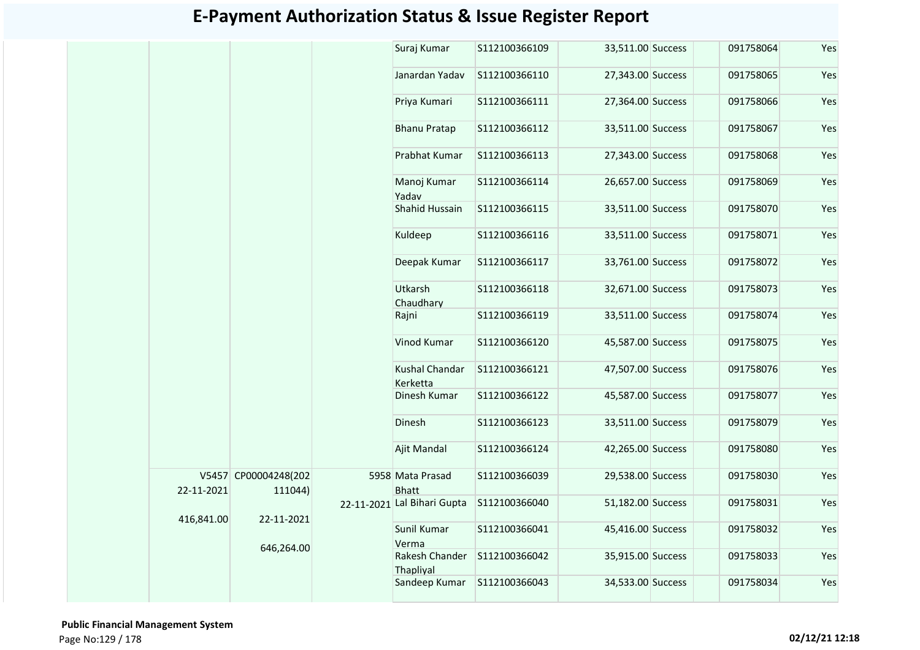# E-Payment Authorization Status & Issue Register Report

| | | | | | | | | | | |
|---|---|---|---|---|---|---|---|---|---|---|
| | | | | Suraj Kumar | S112100366109 | 33,511.00 | Success | | 091758064 | Yes |
| | | | | Janardan Yadav | S112100366110 | 27,343.00 | Success | | 091758065 | Yes |
| | | | | Priya Kumari | S112100366111 | 27,364.00 | Success | | 091758066 | Yes |
| | | | | Bhanu Pratap | S112100366112 | 33,511.00 | Success | | 091758067 | Yes |
| | | | | Prabhat Kumar | S112100366113 | 27,343.00 | Success | | 091758068 | Yes |
| | | | | Manoj Kumar Yadav | S112100366114 | 26,657.00 | Success | | 091758069 | Yes |
| | | | | Shahid Hussain | S112100366115 | 33,511.00 | Success | | 091758070 | Yes |
| | | | | Kuldeep | S112100366116 | 33,511.00 | Success | | 091758071 | Yes |
| | | | | Deepak Kumar | S112100366117 | 33,761.00 | Success | | 091758072 | Yes |
| | | | | Utkarsh Chaudhary | S112100366118 | 32,671.00 | Success | | 091758073 | Yes |
| | | | | Rajni | S112100366119 | 33,511.00 | Success | | 091758074 | Yes |
| | | | | Vinod Kumar | S112100366120 | 45,587.00 | Success | | 091758075 | Yes |
| | | | | Kushal Chandar Kerketta | S112100366121 | 47,507.00 | Success | | 091758076 | Yes |
| | | | | Dinesh Kumar | S112100366122 | 45,587.00 | Success | | 091758077 | Yes |
| | | | | Dinesh | S112100366123 | 33,511.00 | Success | | 091758079 | Yes |
| | | | | Ajit Mandal | S112100366124 | 42,265.00 | Success | | 091758080 | Yes |
| | V5457 22-11-2021 416,841.00 | CP00004248(202111044) 22-11-2021 646,264.00 | 5958 22-11-2021 | Mata Prasad Bhatt | S112100366039 | 29,538.00 | Success | | 091758030 | Yes |
| | | | | Lal Bihari Gupta | S112100366040 | 51,182.00 | Success | | 091758031 | Yes |
| | | | | Sunil Kumar Verma | S112100366041 | 45,416.00 | Success | | 091758032 | Yes |
| | | | | Rakesh Chander Thapliyal | S112100366042 | 35,915.00 | Success | | 091758033 | Yes |
| | | | | Sandeep Kumar | S112100366043 | 34,533.00 | Success | | 091758034 | Yes |

**Public Financial Management System**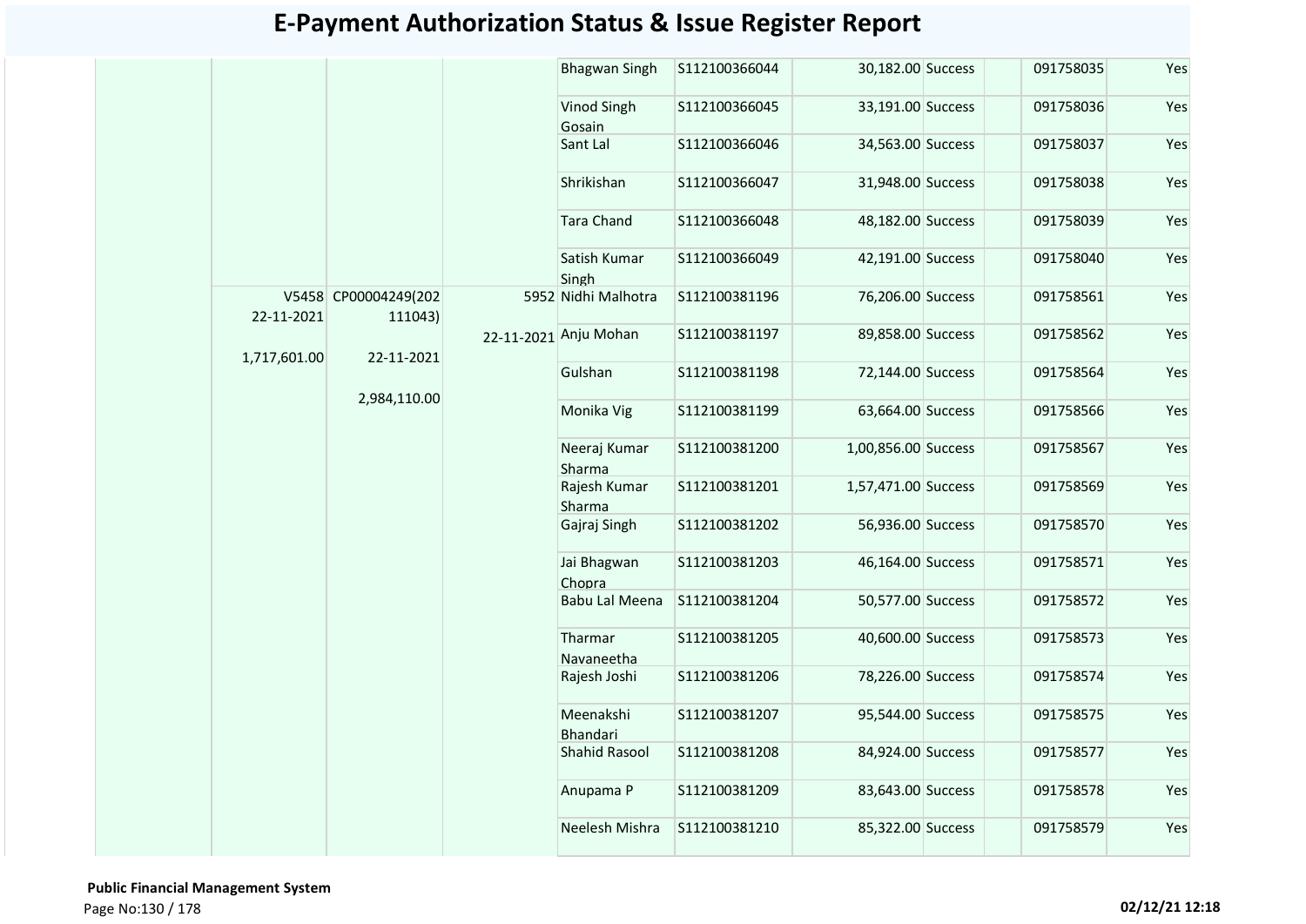# E-Payment Authorization Status & Issue Register Report

| | | | | | | | | | | |
|---|---|---|---|---|---|---|---|---|---|---|
| | | | | Bhagwan Singh | S112100366044 | 30,182.00 | Success | | 091758035 | Yes |
| | | | | Vinod Singh Gosain | S112100366045 | 33,191.00 | Success | | 091758036 | Yes |
| | | | | Sant Lal | S112100366046 | 34,563.00 | Success | | 091758037 | Yes |
| | | | | Shrikishan | S112100366047 | 31,948.00 | Success | | 091758038 | Yes |
| | | | | Tara Chand | S112100366048 | 48,182.00 | Success | | 091758039 | Yes |
| | | | | Satish Kumar Singh | S112100366049 | 42,191.00 | Success | | 091758040 | Yes |
| | V5458 22-11-2021 1,717,601.00 | CP00004249(202111043) 22-11-2021 2,984,110.00 | 5952 22-11-2021 | Nidhi Malhotra | S112100381196 | 76,206.00 | Success | | 091758561 | Yes |
| | | | | Anju Mohan | S112100381197 | 89,858.00 | Success | | 091758562 | Yes |
| | | | | Gulshan | S112100381198 | 72,144.00 | Success | | 091758564 | Yes |
| | | | | Monika Vig | S112100381199 | 63,664.00 | Success | | 091758566 | Yes |
| | | | | Neeraj Kumar Sharma | S112100381200 | 1,00,856.00 | Success | | 091758567 | Yes |
| | | | | Rajesh Kumar Sharma | S112100381201 | 1,57,471.00 | Success | | 091758569 | Yes |
| | | | | Gajraj Singh | S112100381202 | 56,936.00 | Success | | 091758570 | Yes |
| | | | | Jai Bhagwan Chopra | S112100381203 | 46,164.00 | Success | | 091758571 | Yes |
| | | | | Babu Lal Meena | S112100381204 | 50,577.00 | Success | | 091758572 | Yes |
| | | | | Tharmar Navaneetha | S112100381205 | 40,600.00 | Success | | 091758573 | Yes |
| | | | | Rajesh Joshi | S112100381206 | 78,226.00 | Success | | 091758574 | Yes |
| | | | | Meenakshi Bhandari | S112100381207 | 95,544.00 | Success | | 091758575 | Yes |
| | | | | Shahid Rasool | S112100381208 | 84,924.00 | Success | | 091758577 | Yes |
| | | | | Anupama P | S112100381209 | 83,643.00 | Success | | 091758578 | Yes |
| | | | | Neelesh Mishra | S112100381210 | 85,322.00 | Success | | 091758579 | Yes |

**Public Financial Management System**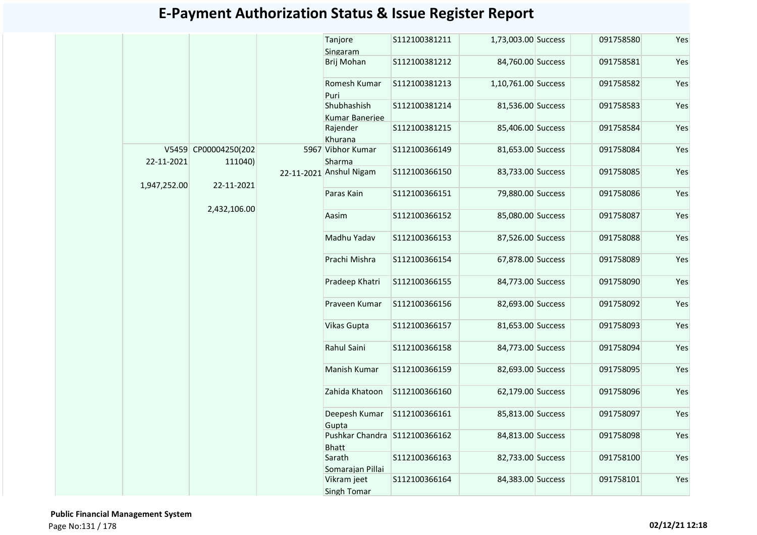# E-Payment Authorization Status & Issue Register Report

| | | | | | | | | | | |
|---|---|---|---|---|---|---|---|---|---|---|
| | | | | Tanjore Singaram | S112100381211 | 1,73,003.00 | Success | | 091758580 | Yes |
| | | | | Brij Mohan | S112100381212 | 84,760.00 | Success | | 091758581 | Yes |
| | | | | Romesh Kumar Puri | S112100381213 | 1,10,761.00 | Success | | 091758582 | Yes |
| | | | | Shubhashish Kumar Banerjee | S112100381214 | 81,536.00 | Success | | 091758583 | Yes |
| | | | | Rajender Khurana | S112100381215 | 85,406.00 | Success | | 091758584 | Yes |
| | V5459 22-11-2021 1,947,252.00 | CP00004250(202111040) 22-11-2021 2,432,106.00 | 5967 22-11-2021 | Vibhor Kumar Sharma | S112100366149 | 81,653.00 | Success | | 091758084 | Yes |
| | | | | Anshul Nigam | S112100366150 | 83,733.00 | Success | | 091758085 | Yes |
| | | | | Paras Kain | S112100366151 | 79,880.00 | Success | | 091758086 | Yes |
| | | | | Aasim | S112100366152 | 85,080.00 | Success | | 091758087 | Yes |
| | | | | Madhu Yadav | S112100366153 | 87,526.00 | Success | | 091758088 | Yes |
| | | | | Prachi Mishra | S112100366154 | 67,878.00 | Success | | 091758089 | Yes |
| | | | | Pradeep Khatri | S112100366155 | 84,773.00 | Success | | 091758090 | Yes |
| | | | | Praveen Kumar | S112100366156 | 82,693.00 | Success | | 091758092 | Yes |
| | | | | Vikas Gupta | S112100366157 | 81,653.00 | Success | | 091758093 | Yes |
| | | | | Rahul Saini | S112100366158 | 84,773.00 | Success | | 091758094 | Yes |
| | | | | Manish Kumar | S112100366159 | 82,693.00 | Success | | 091758095 | Yes |
| | | | | Zahida Khatoon | S112100366160 | 62,179.00 | Success | | 091758096 | Yes |
| | | | | Deepesh Kumar Gupta | S112100366161 | 85,813.00 | Success | | 091758097 | Yes |
| | | | | Pushkar Chandra Bhatt | S112100366162 | 84,813.00 | Success | | 091758098 | Yes |
| | | | | Sarath Somarajan Pillai | S112100366163 | 82,733.00 | Success | | 091758100 | Yes |
| | | | | Vikram jeet Singh Tomar | S112100366164 | 84,383.00 | Success | | 091758101 | Yes |

**Public Financial Management System**

02/12/21 12:18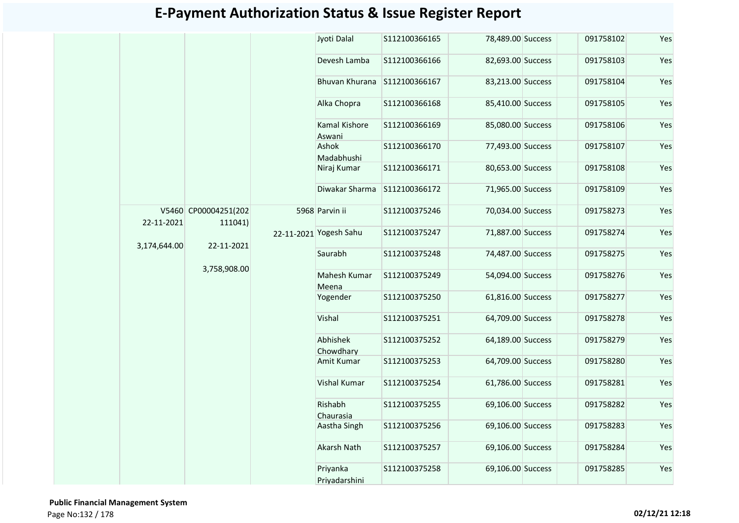# E-Payment Authorization Status & Issue Register Report

| | | | | | | | | | | |
|---|---|---|---|---|---|---|---|---|---|---|
| | | | | Jyoti Dalal | S112100366165 | 78,489.00 | Success | | 091758102 | Yes |
| | | | | Devesh Lamba | S112100366166 | 82,693.00 | Success | | 091758103 | Yes |
| | | | | Bhuvan Khurana | S112100366167 | 83,213.00 | Success | | 091758104 | Yes |
| | | | | Alka Chopra | S112100366168 | 85,410.00 | Success | | 091758105 | Yes |
| | | | | Kamal Kishore Aswani | S112100366169 | 85,080.00 | Success | | 091758106 | Yes |
| | | | | Ashok Madabhushi | S112100366170 | 77,493.00 | Success | | 091758107 | Yes |
| | | | | Niraj Kumar | S112100366171 | 80,653.00 | Success | | 091758108 | Yes |
| | | | | Diwakar Sharma | S112100366172 | 71,965.00 | Success | | 091758109 | Yes |
| | V5460 22-11-2021 3,174,644.00 | CP00004251(202111041) 22-11-2021 3,758,908.00 | 5968 22-11-2021 | Parvin ii | S112100375246 | 70,034.00 | Success | | 091758273 | Yes |
| | | | | Yogesh Sahu | S112100375247 | 71,887.00 | Success | | 091758274 | Yes |
| | | | | Saurabh | S112100375248 | 74,487.00 | Success | | 091758275 | Yes |
| | | | | Mahesh Kumar Meena | S112100375249 | 54,094.00 | Success | | 091758276 | Yes |
| | | | | Yogender | S112100375250 | 61,816.00 | Success | | 091758277 | Yes |
| | | | | Vishal | S112100375251 | 64,709.00 | Success | | 091758278 | Yes |
| | | | | Abhishek Chowdhary | S112100375252 | 64,189.00 | Success | | 091758279 | Yes |
| | | | | Amit Kumar | S112100375253 | 64,709.00 | Success | | 091758280 | Yes |
| | | | | Vishal Kumar | S112100375254 | 61,786.00 | Success | | 091758281 | Yes |
| | | | | Rishabh Chaurasia | S112100375255 | 69,106.00 | Success | | 091758282 | Yes |
| | | | | Aastha Singh | S112100375256 | 69,106.00 | Success | | 091758283 | Yes |
| | | | | Akarsh Nath | S112100375257 | 69,106.00 | Success | | 091758284 | Yes |
| | | | | Priyanka Priyadarshini | S112100375258 | 69,106.00 | Success | | 091758285 | Yes |

**Public Financial Management System**

02/12/21 12:18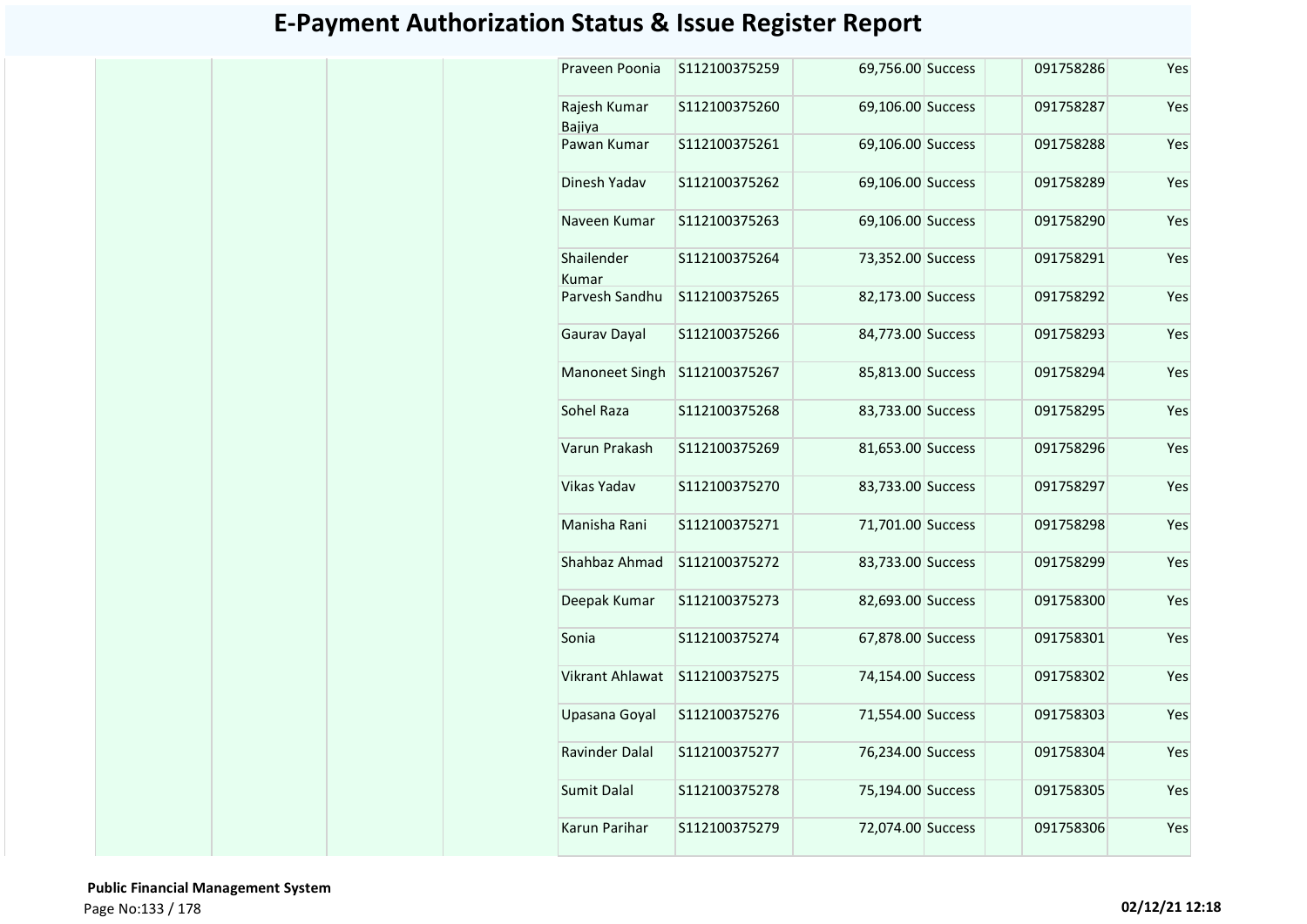# E-Payment Authorization Status & Issue Register Report

| | | | | | | | | | | |
|---|---|---|---|---|---|---|---|---|---|---|
| | | | | Praveen Poonia | S112100375259 | 69,756.00 | Success | | 091758286 | Yes |
| | | | | Rajesh Kumar Bajiya | S112100375260 | 69,106.00 | Success | | 091758287 | Yes |
| | | | | Pawan Kumar | S112100375261 | 69,106.00 | Success | | 091758288 | Yes |
| | | | | Dinesh Yadav | S112100375262 | 69,106.00 | Success | | 091758289 | Yes |
| | | | | Naveen Kumar | S112100375263 | 69,106.00 | Success | | 091758290 | Yes |
| | | | | Shailender Kumar | S112100375264 | 73,352.00 | Success | | 091758291 | Yes |
| | | | | Parvesh Sandhu | S112100375265 | 82,173.00 | Success | | 091758292 | Yes |
| | | | | Gaurav Dayal | S112100375266 | 84,773.00 | Success | | 091758293 | Yes |
| | | | | Manoneet Singh | S112100375267 | 85,813.00 | Success | | 091758294 | Yes |
| | | | | Sohel Raza | S112100375268 | 83,733.00 | Success | | 091758295 | Yes |
| | | | | Varun Prakash | S112100375269 | 81,653.00 | Success | | 091758296 | Yes |
| | | | | Vikas Yadav | S112100375270 | 83,733.00 | Success | | 091758297 | Yes |
| | | | | Manisha Rani | S112100375271 | 71,701.00 | Success | | 091758298 | Yes |
| | | | | Shahbaz Ahmad | S112100375272 | 83,733.00 | Success | | 091758299 | Yes |
| | | | | Deepak Kumar | S112100375273 | 82,693.00 | Success | | 091758300 | Yes |
| | | | | Sonia | S112100375274 | 67,878.00 | Success | | 091758301 | Yes |
| | | | | Vikrant Ahlawat | S112100375275 | 74,154.00 | Success | | 091758302 | Yes |
| | | | | Upasana Goyal | S112100375276 | 71,554.00 | Success | | 091758303 | Yes |
| | | | | Ravinder Dalal | S112100375277 | 76,234.00 | Success | | 091758304 | Yes |
| | | | | Sumit Dalal | S112100375278 | 75,194.00 | Success | | 091758305 | Yes |
| | | | | Karun Parihar | S112100375279 | 72,074.00 | Success | | 091758306 | Yes |

**Public Financial Management System**

**02/12/21 12:18**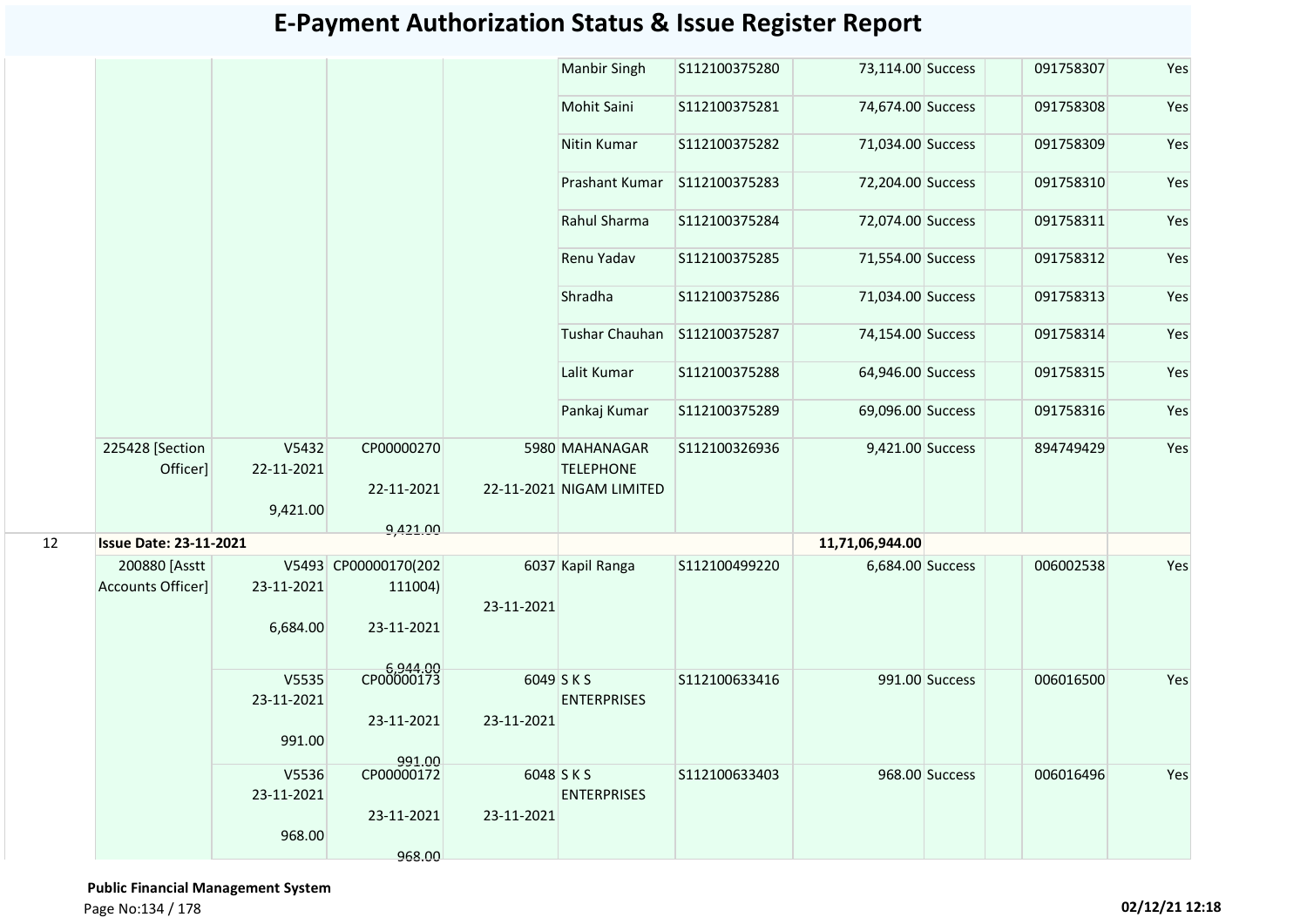# E-Payment Authorization Status & Issue Register Report

| | | | | | | | | | | | |
|---|---|---|---|---|---|---|---|---|---|---|---|
| | | | | | Manbir Singh | S112100375280 | 73,114.00 | Success | | 091758307 | Yes |
| | | | | | Mohit Saini | S112100375281 | 74,674.00 | Success | | 091758308 | Yes |
| | | | | | Nitin Kumar | S112100375282 | 71,034.00 | Success | | 091758309 | Yes |
| | | | | | Prashant Kumar | S112100375283 | 72,204.00 | Success | | 091758310 | Yes |
| | | | | | Rahul Sharma | S112100375284 | 72,074.00 | Success | | 091758311 | Yes |
| | | | | | Renu Yadav | S112100375285 | 71,554.00 | Success | | 091758312 | Yes |
| | | | | | Shradha | S112100375286 | 71,034.00 | Success | | 091758313 | Yes |
| | | | | | Tushar Chauhan | S112100375287 | 74,154.00 | Success | | 091758314 | Yes |
| | | | | | Lalit Kumar | S112100375288 | 64,946.00 | Success | | 091758315 | Yes |
| | | | | | Pankaj Kumar | S112100375289 | 69,096.00 | Success | | 091758316 | Yes |
| | 225428 [Section Officer] | V5432 22-11-2021 9,421.00 | CP00000270 22-11-2021 9,421.00 | 5980 22-11-2021 | MAHANAGAR TELEPHONE NIGAM LIMITED | S112100326936 | 9,421.00 | Success | | 894749429 | Yes |
| 12 | **Issue Date: 23-11-2021** | | | | | | **11,71,06,944.00** | | | | |
| | 200880 [Asstt Accounts Officer] | V5493 23-11-2021 6,684.00 | CP00000170(202111004) 23-11-2021 6,944.00 | 6037 23-11-2021 | Kapil Ranga | S112100499220 | 6,684.00 | Success | | 006002538 | Yes |
| | | V5535 23-11-2021 991.00 | CP00000173 23-11-2021 991.00 | 6049 23-11-2021 | S K S ENTERPRISES | S112100633416 | 991.00 | Success | | 006016500 | Yes |
| | | V5536 23-11-2021 968.00 | CP00000172 23-11-2021 968.00 | 6048 23-11-2021 | S K S ENTERPRISES | S112100633403 | 968.00 | Success | | 006016496 | Yes |

**Public Financial Management System**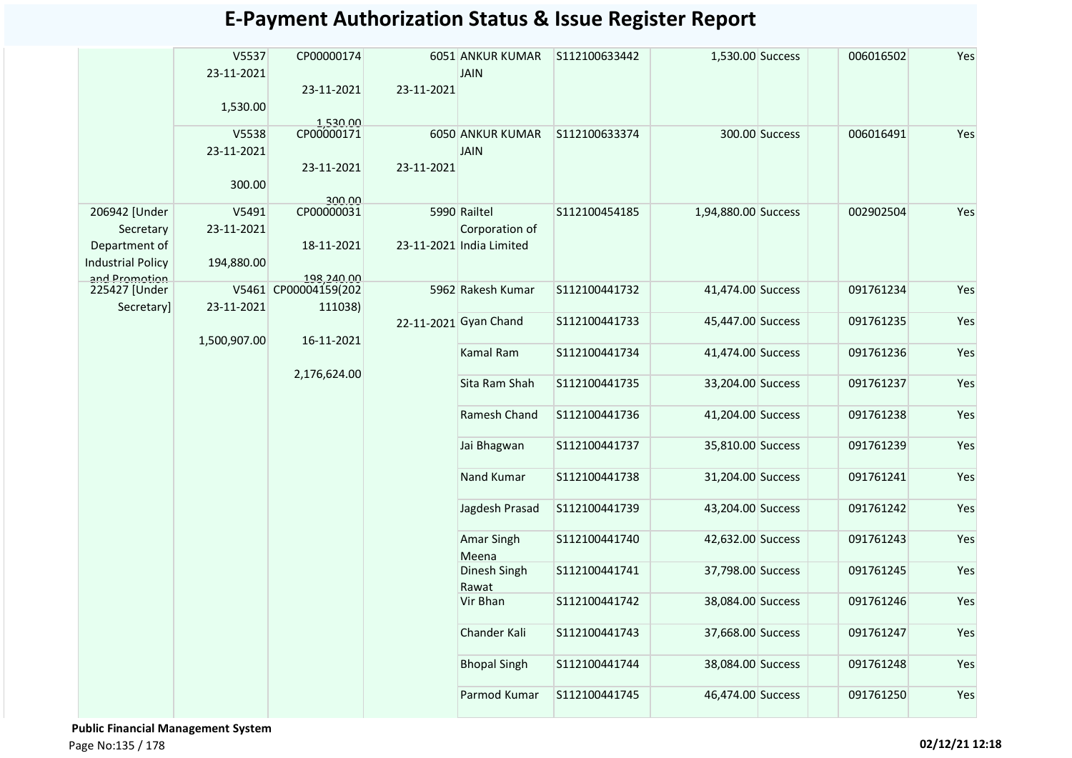# E-Payment Authorization Status & Issue Register Report

| | | | | | | | | | | |
|---|---|---|---|---|---|---|---|---|---|---|
| | V5537 23-11-2021 1,530.00 | CP00000174 23-11-2021 1,530.00 | 6051 23-11-2021 | ANKUR KUMAR JAIN | S112100633442 | 1,530.00 | Success | | 006016502 | Yes |
| | V5538 23-11-2021 300.00 | CP00000171 23-11-2021 300.00 | 6050 23-11-2021 | ANKUR KUMAR JAIN | S112100633374 | 300.00 | Success | | 006016491 | Yes |
| 206942 [Under Secretary Department of Industrial Policy and Promotion | V5491 23-11-2021 194,880.00 | CP00000031 18-11-2021 198,240.00 | 5990 23-11-2021 | Railtel Corporation of India Limited | S112100454185 | 1,94,880.00 | Success | | 002902504 | Yes |
| 225427 [Under Secretary] | V5461 23-11-2021 1,500,907.00 | CP00004159(202111038) 16-11-2021 2,176,624.00 | 5962 22-11-2021 | Rakesh Kumar | S112100441732 | 41,474.00 | Success | | 091761234 | Yes |
| | | | | Gyan Chand | S112100441733 | 45,447.00 | Success | | 091761235 | Yes |
| | | | | Kamal Ram | S112100441734 | 41,474.00 | Success | | 091761236 | Yes |
| | | | | Sita Ram Shah | S112100441735 | 33,204.00 | Success | | 091761237 | Yes |
| | | | | Ramesh Chand | S112100441736 | 41,204.00 | Success | | 091761238 | Yes |
| | | | | Jai Bhagwan | S112100441737 | 35,810.00 | Success | | 091761239 | Yes |
| | | | | Nand Kumar | S112100441738 | 31,204.00 | Success | | 091761241 | Yes |
| | | | | Jagdesh Prasad | S112100441739 | 43,204.00 | Success | | 091761242 | Yes |
| | | | | Amar Singh Meena | S112100441740 | 42,632.00 | Success | | 091761243 | Yes |
| | | | | Dinesh Singh Rawat | S112100441741 | 37,798.00 | Success | | 091761245 | Yes |
| | | | | Vir Bhan | S112100441742 | 38,084.00 | Success | | 091761246 | Yes |
| | | | | Chander Kali | S112100441743 | 37,668.00 | Success | | 091761247 | Yes |
| | | | | Bhopal Singh | S112100441744 | 38,084.00 | Success | | 091761248 | Yes |
| | | | | Parmod Kumar | S112100441745 | 46,474.00 | Success | | 091761250 | Yes |

**Public Financial Management System**

**02/12/21 12:18**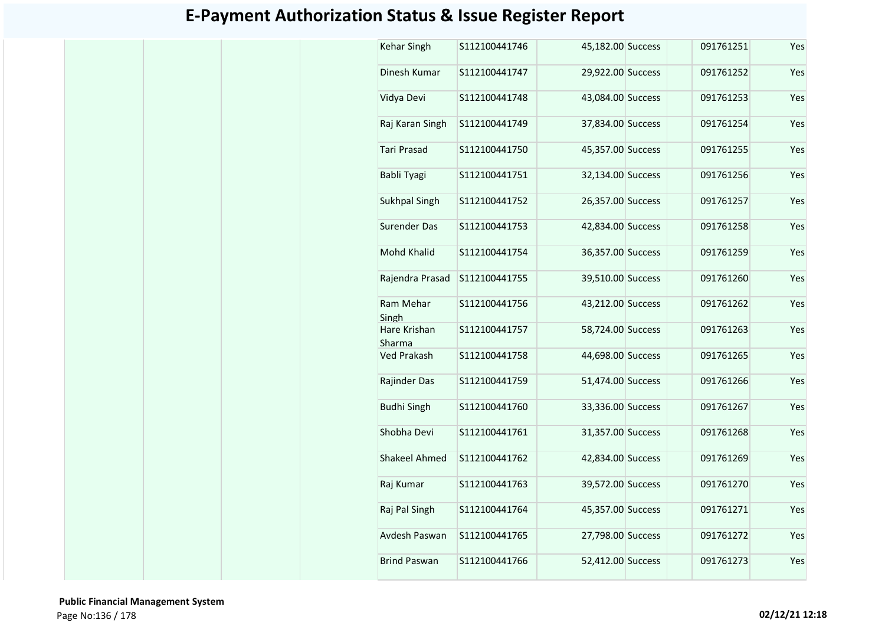# E-Payment Authorization Status & Issue Register Report

| | | | | | | | | | | |
|---|---|---|---|---|---|---|---|---|---|---|
| | | | | Kehar Singh | S112100441746 | 45,182.00 | Success | | 091761251 | Yes |
| | | | | Dinesh Kumar | S112100441747 | 29,922.00 | Success | | 091761252 | Yes |
| | | | | Vidya Devi | S112100441748 | 43,084.00 | Success | | 091761253 | Yes |
| | | | | Raj Karan Singh | S112100441749 | 37,834.00 | Success | | 091761254 | Yes |
| | | | | Tari Prasad | S112100441750 | 45,357.00 | Success | | 091761255 | Yes |
| | | | | Babli Tyagi | S112100441751 | 32,134.00 | Success | | 091761256 | Yes |
| | | | | Sukhpal Singh | S112100441752 | 26,357.00 | Success | | 091761257 | Yes |
| | | | | Surender Das | S112100441753 | 42,834.00 | Success | | 091761258 | Yes |
| | | | | Mohd Khalid | S112100441754 | 36,357.00 | Success | | 091761259 | Yes |
| | | | | Rajendra Prasad | S112100441755 | 39,510.00 | Success | | 091761260 | Yes |
| | | | | Ram Mehar Singh | S112100441756 | 43,212.00 | Success | | 091761262 | Yes |
| | | | | Hare Krishan Sharma | S112100441757 | 58,724.00 | Success | | 091761263 | Yes |
| | | | | Ved Prakash | S112100441758 | 44,698.00 | Success | | 091761265 | Yes |
| | | | | Rajinder Das | S112100441759 | 51,474.00 | Success | | 091761266 | Yes |
| | | | | Budhi Singh | S112100441760 | 33,336.00 | Success | | 091761267 | Yes |
| | | | | Shobha Devi | S112100441761 | 31,357.00 | Success | | 091761268 | Yes |
| | | | | Shakeel Ahmed | S112100441762 | 42,834.00 | Success | | 091761269 | Yes |
| | | | | Raj Kumar | S112100441763 | 39,572.00 | Success | | 091761270 | Yes |
| | | | | Raj Pal Singh | S112100441764 | 45,357.00 | Success | | 091761271 | Yes |
| | | | | Avdesh Paswan | S112100441765 | 27,798.00 | Success | | 091761272 | Yes |
| | | | | Brind Paswan | S112100441766 | 52,412.00 | Success | | 091761273 | Yes |

**Public Financial Management System**

02/12/21 12:18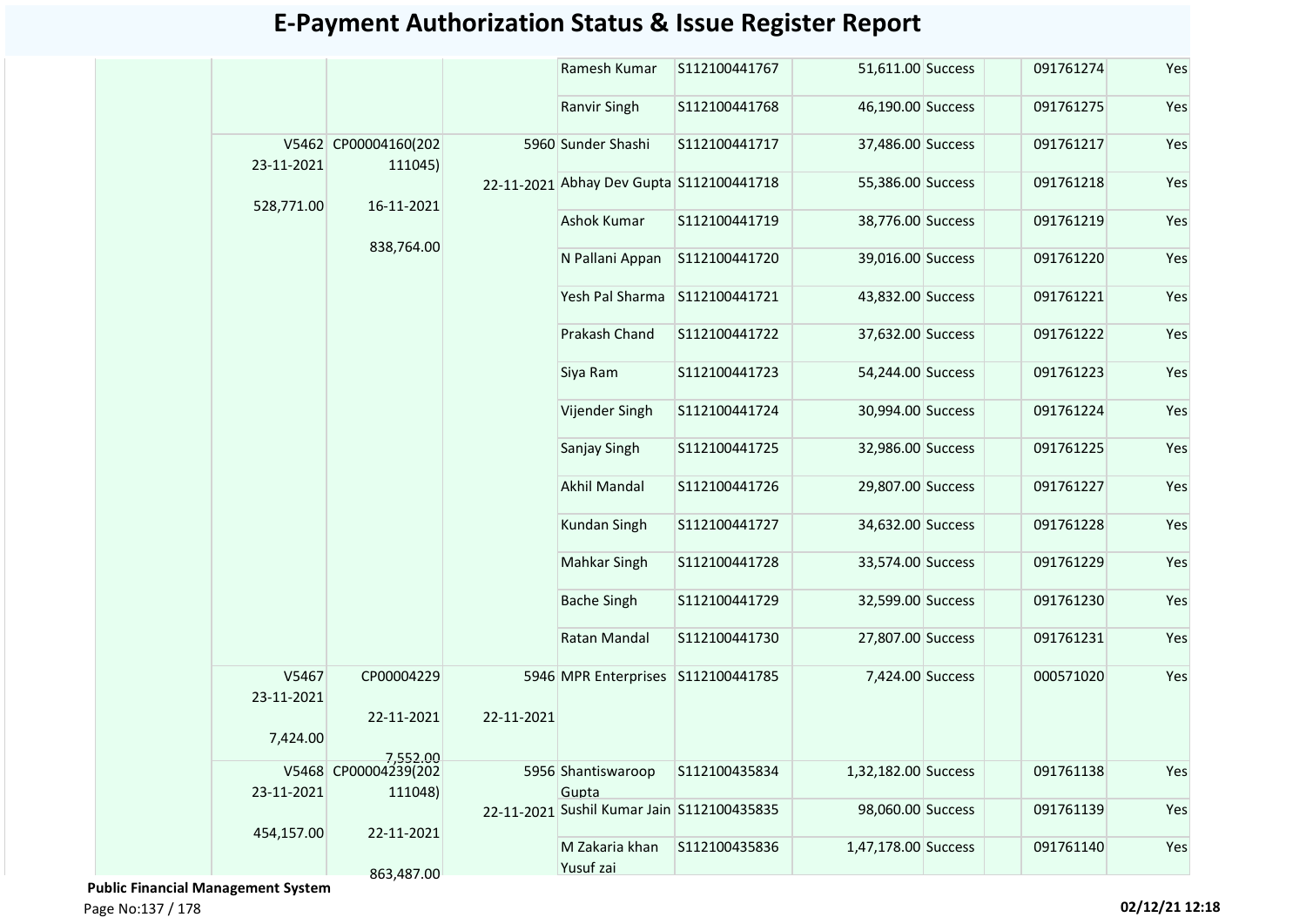# E-Payment Authorization Status & Issue Register Report

| | | | | | | | | | | |
|---|---|---|---|---|---|---|---|---|---|---|
| | | | | Ramesh Kumar | S112100441767 | 51,611.00 | Success | | 091761274 | Yes |
| | | | | Ranvir Singh | S112100441768 | 46,190.00 | Success | | 091761275 | Yes |
| | V5462 23-11-2021 528,771.00 | CP00004160(202111045) 16-11-2021 838,764.00 | 5960 22-11-2021 | Sunder Shashi | S112100441717 | 37,486.00 | Success | | 091761217 | Yes |
| | | | | Abhay Dev Gupta | S112100441718 | 55,386.00 | Success | | 091761218 | Yes |
| | | | | Ashok Kumar | S112100441719 | 38,776.00 | Success | | 091761219 | Yes |
| | | | | N Pallani Appan | S112100441720 | 39,016.00 | Success | | 091761220 | Yes |
| | | | | Yesh Pal Sharma | S112100441721 | 43,832.00 | Success | | 091761221 | Yes |
| | | | | Prakash Chand | S112100441722 | 37,632.00 | Success | | 091761222 | Yes |
| | | | | Siya Ram | S112100441723 | 54,244.00 | Success | | 091761223 | Yes |
| | | | | Vijender Singh | S112100441724 | 30,994.00 | Success | | 091761224 | Yes |
| | | | | Sanjay Singh | S112100441725 | 32,986.00 | Success | | 091761225 | Yes |
| | | | | Akhil Mandal | S112100441726 | 29,807.00 | Success | | 091761227 | Yes |
| | | | | Kundan Singh | S112100441727 | 34,632.00 | Success | | 091761228 | Yes |
| | | | | Mahkar Singh | S112100441728 | 33,574.00 | Success | | 091761229 | Yes |
| | | | | Bache Singh | S112100441729 | 32,599.00 | Success | | 091761230 | Yes |
| | | | | Ratan Mandal | S112100441730 | 27,807.00 | Success | | 091761231 | Yes |
| | V5467 23-11-2021 7,424.00 | CP00004229 22-11-2021 7,552.00 | 5946 22-11-2021 | MPR Enterprises | S112100441785 | 7,424.00 | Success | | 000571020 | Yes |
| | V5468 23-11-2021 454,157.00 | CP00004239(202111048) 22-11-2021 863,487.00 | 5956 22-11-2021 | Shantiswaroop Gupta | S112100435834 | 1,32,182.00 | Success | | 091761138 | Yes |
| | | | | Sushil Kumar Jain | S112100435835 | 98,060.00 | Success | | 091761139 | Yes |
| | | | | M Zakaria khan Yusuf zai | S112100435836 | 1,47,178.00 | Success | | 091761140 | Yes |

**Public Financial Management System**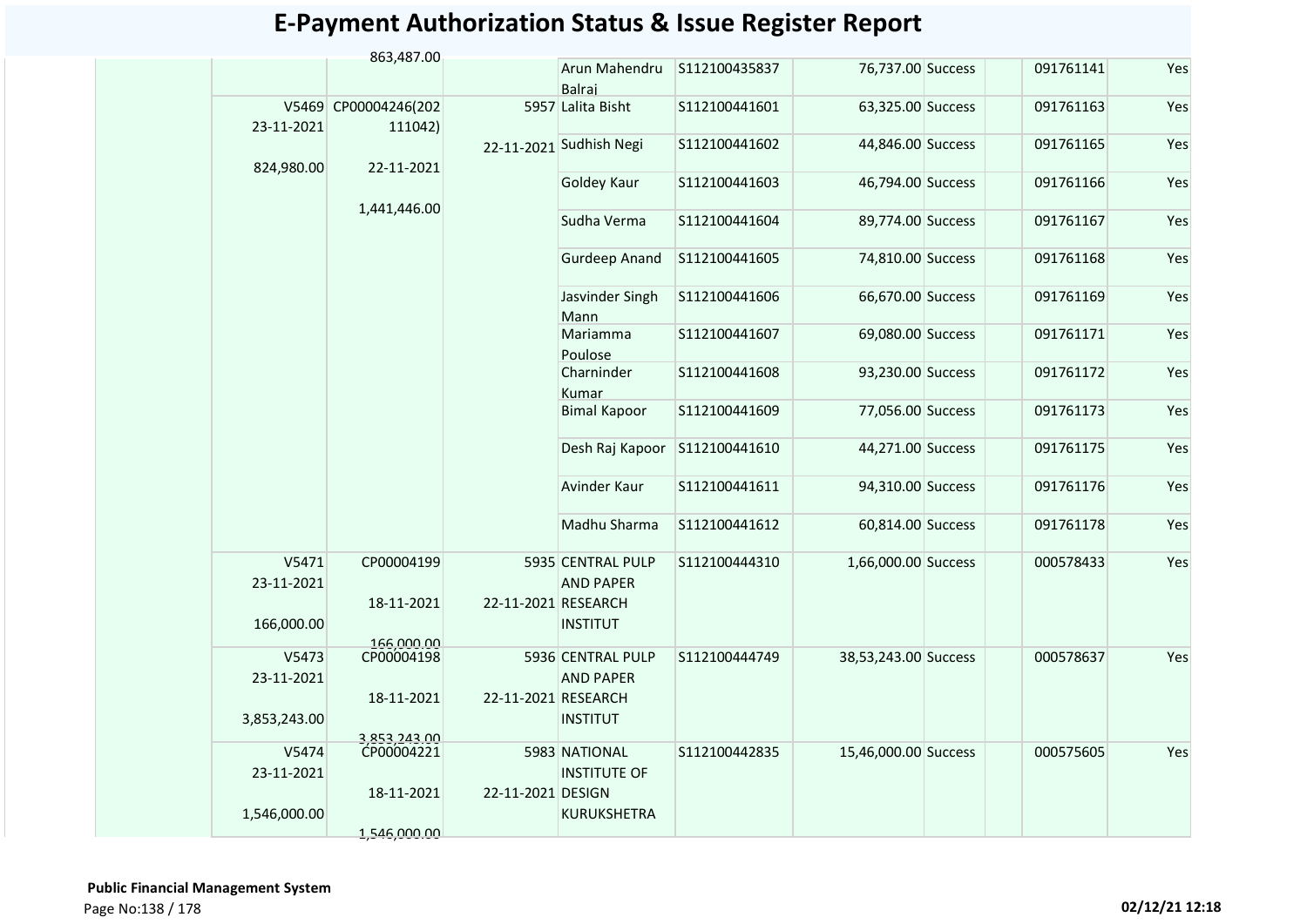# E-Payment Authorization Status & Issue Register Report

| | | | | | | | | | | |
|---|---|---|---|---|---|---|---|---|---|---|
| | | 863,487.00 | | Arun Mahendru Balraj | S112100435837 | 76,737.00 | Success | | 091761141 | Yes |
| | V5469 23-11-2021 824,980.00 | CP00004246(202 111042) 22-11-2021 1,441,446.00 | 5957 22-11-2021 | Lalita Bisht | S112100441601 | 63,325.00 | Success | | 091761163 | Yes |
| | | | | Sudhish Negi | S112100441602 | 44,846.00 | Success | | 091761165 | Yes |
| | | | | Goldey Kaur | S112100441603 | 46,794.00 | Success | | 091761166 | Yes |
| | | | | Sudha Verma | S112100441604 | 89,774.00 | Success | | 091761167 | Yes |
| | | | | Gurdeep Anand | S112100441605 | 74,810.00 | Success | | 091761168 | Yes |
| | | | | Jasvinder Singh Mann | S112100441606 | 66,670.00 | Success | | 091761169 | Yes |
| | | | | Mariamma Poulose | S112100441607 | 69,080.00 | Success | | 091761171 | Yes |
| | | | | Charninder Kumar | S112100441608 | 93,230.00 | Success | | 091761172 | Yes |
| | | | | Bimal Kapoor | S112100441609 | 77,056.00 | Success | | 091761173 | Yes |
| | | | | Desh Raj Kapoor | S112100441610 | 44,271.00 | Success | | 091761175 | Yes |
| | | | | Avinder Kaur | S112100441611 | 94,310.00 | Success | | 091761176 | Yes |
| | | | | Madhu Sharma | S112100441612 | 60,814.00 | Success | | 091761178 | Yes |
| | V5471 23-11-2021 166,000.00 | CP00004199 18-11-2021 166,000.00 | 5935 22-11-2021 | CENTRAL PULP AND PAPER RESEARCH INSTITUT | S112100444310 | 1,66,000.00 | Success | | 000578433 | Yes |
| | V5473 23-11-2021 3,853,243.00 | CP00004198 18-11-2021 3,853,243.00 | 5936 22-11-2021 | CENTRAL PULP AND PAPER RESEARCH INSTITUT | S112100444749 | 38,53,243.00 | Success | | 000578637 | Yes |
| | V5474 23-11-2021 1,546,000.00 | CP00004221 18-11-2021 1,546,000.00 | 5983 22-11-2021 | NATIONAL INSTITUTE OF DESIGN KURUKSHETRA | S112100442835 | 15,46,000.00 | Success | | 000575605 | Yes |

**Public Financial Management System**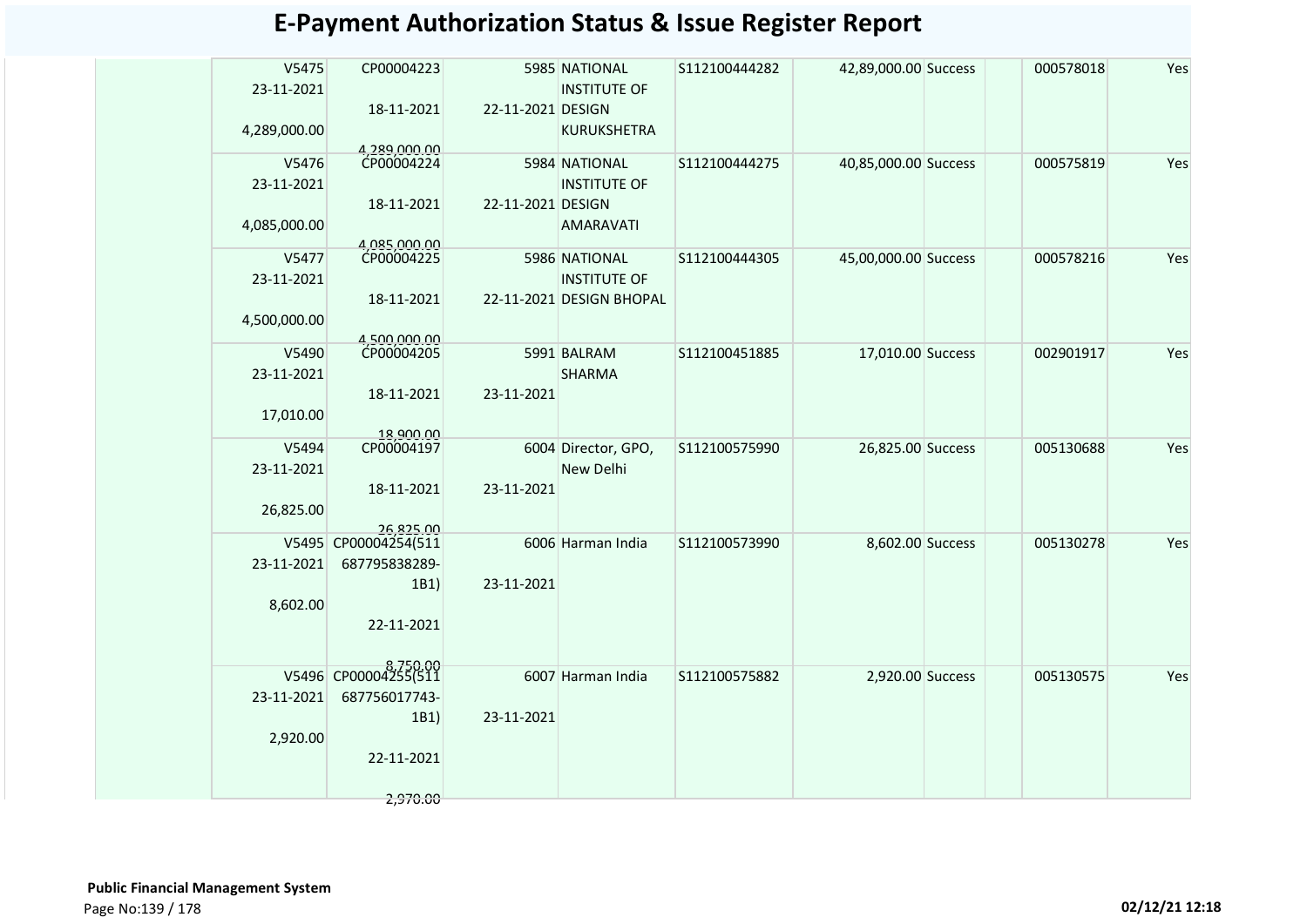# E-Payment Authorization Status & Issue Register Report

| | | | | | | | | | | |
|---|---|---|---|---|---|---|---|---|---|---|
| | V5475 23-11-2021 4,289,000.00 | CP00004223 18-11-2021 4,289,000.00 | 5985 22-11-2021 | NATIONAL INSTITUTE OF DESIGN KURUKSHETRA | S112100444282 | 42,89,000.00 | Success | | 000578018 | Yes |
| | V5476 23-11-2021 4,085,000.00 | CP00004224 18-11-2021 4,085,000.00 | 5984 22-11-2021 | NATIONAL INSTITUTE OF DESIGN AMARAVATI | S112100444275 | 40,85,000.00 | Success | | 000575819 | Yes |
| | V5477 23-11-2021 4,500,000.00 | CP00004225 18-11-2021 4,500,000.00 | 5986 22-11-2021 | NATIONAL INSTITUTE OF DESIGN BHOPAL | S112100444305 | 45,00,000.00 | Success | | 000578216 | Yes |
| | V5490 23-11-2021 17,010.00 | CP00004205 18-11-2021 18,900.00 | 5991 23-11-2021 | BALRAM SHARMA | S112100451885 | 17,010.00 | Success | | 002901917 | Yes |
| | V5494 23-11-2021 26,825.00 | CP00004197 18-11-2021 26,825.00 | 6004 23-11-2021 | Director, GPO, New Delhi | S112100575990 | 26,825.00 | Success | | 005130688 | Yes |
| | V5495 23-11-2021 8,602.00 | CP00004254(511687795838289-1B1) 22-11-2021 8,750.00 | 6006 23-11-2021 | Harman India | S112100573990 | 8,602.00 | Success | | 005130278 | Yes |
| | V5496 23-11-2021 2,920.00 | CP00004255(511687756017743-1B1) 22-11-2021 2,970.00 | 6007 23-11-2021 | Harman India | S112100575882 | 2,920.00 | Success | | 005130575 | Yes |

**Public Financial Management System**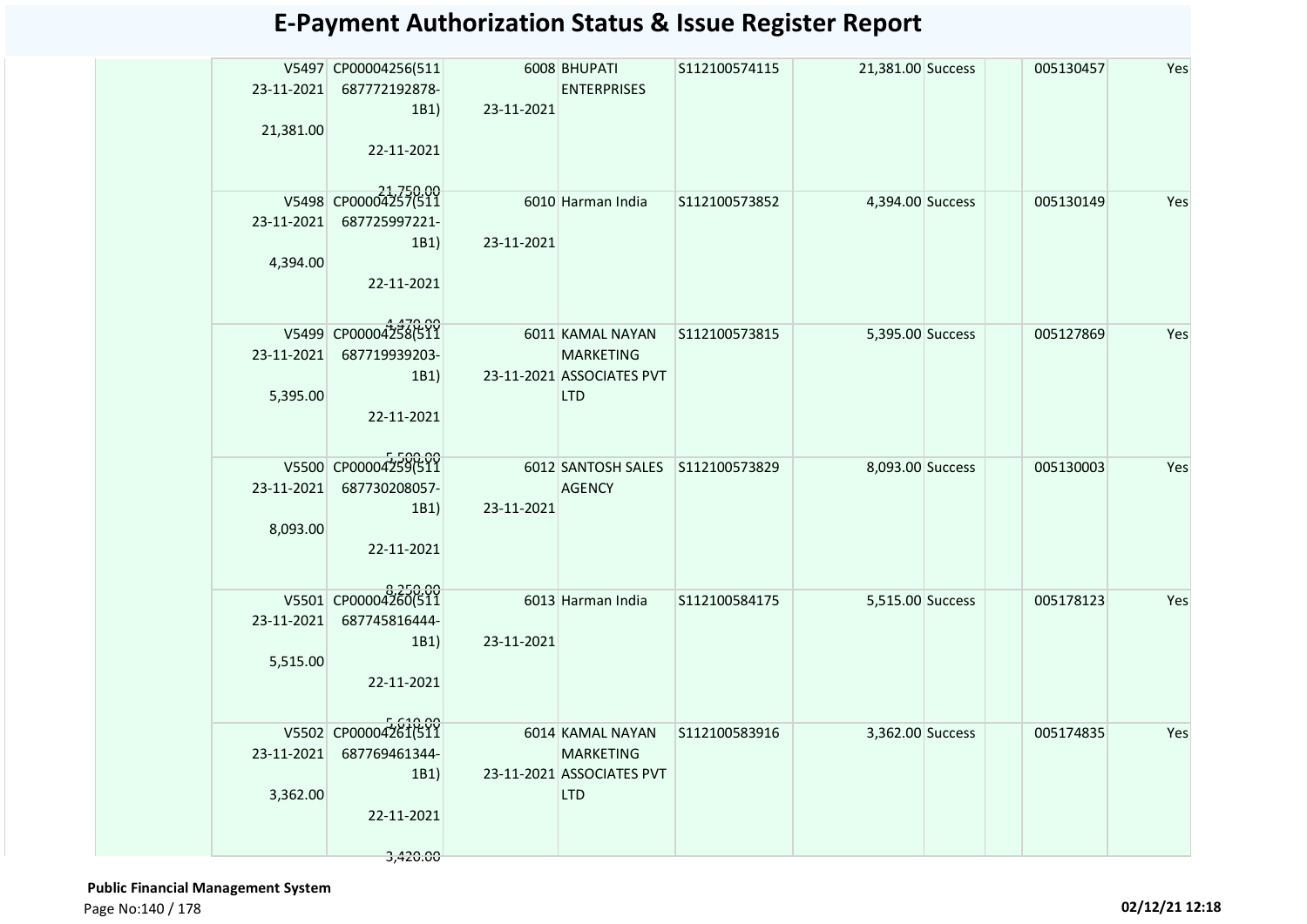# E-Payment Authorization Status & Issue Register Report

| | | | | | | | | | | |
|---|---|---|---|---|---|---|---|---|---|---|
| | V5497 23-11-2021 21,381.00 | CP00004256(511 687772192878-1B1) 22-11-2021 21,750.00 | 6008 23-11-2021 | BHUPATI ENTERPRISES | S112100574115 | 21,381.00 | Success | | 005130457 | Yes |
| | V5498 23-11-2021 4,394.00 | CP00004257(511 687725997221-1B1) 22-11-2021 4,470.00 | 6010 23-11-2021 | Harman India | S112100573852 | 4,394.00 | Success | | 005130149 | Yes |
| | V5499 23-11-2021 5,395.00 | CP00004258(511 687719939203-1B1) 22-11-2021 5,500.00 | 6011 23-11-2021 | KAMAL NAYAN MARKETING ASSOCIATES PVT LTD | S112100573815 | 5,395.00 | Success | | 005127869 | Yes |
| | V5500 23-11-2021 8,093.00 | CP00004259(511 687730208057-1B1) 22-11-2021 8,250.00 | 6012 23-11-2021 | SANTOSH SALES AGENCY | S112100573829 | 8,093.00 | Success | | 005130003 | Yes |
| | V5501 23-11-2021 5,515.00 | CP00004260(511 687745816444-1B1) 22-11-2021 5,610.00 | 6013 23-11-2021 | Harman India | S112100584175 | 5,515.00 | Success | | 005178123 | Yes |
| | V5502 23-11-2021 3,362.00 | CP00004261(511 687769461344-1B1) 22-11-2021 3,420.00 | 6014 23-11-2021 | KAMAL NAYAN MARKETING ASSOCIATES PVT LTD | S112100583916 | 3,362.00 | Success | | 005174835 | Yes |

**Public Financial Management System**

02/12/21 12:18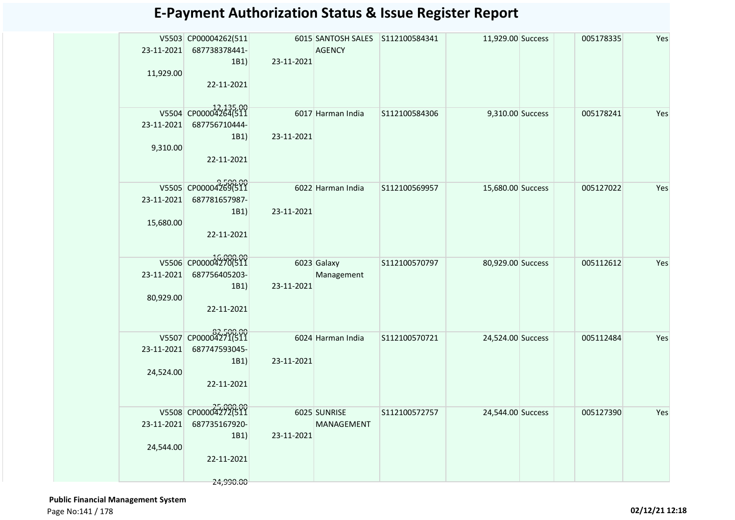# E-Payment Authorization Status & Issue Register Report

| | | | | | | | | | | |
|---|---|---|---|---|---|---|---|---|---|---|
| | V5503 23-11-2021 11,929.00 | CP00004262(511 687738378441-1B1) 22-11-2021 12,135.00 | 6015 23-11-2021 | SANTOSH SALES AGENCY | S112100584341 | 11,929.00 | Success | | 005178335 | Yes |
| | V5504 23-11-2021 9,310.00 | CP00004264(511 687756710444-1B1) 22-11-2021 9,500.00 | 6017 23-11-2021 | Harman India | S112100584306 | 9,310.00 | Success | | 005178241 | Yes |
| | V5505 23-11-2021 15,680.00 | CP00004269(511 687781657987-1B1) 22-11-2021 16,000.00 | 6022 23-11-2021 | Harman India | S112100569957 | 15,680.00 | Success | | 005127022 | Yes |
| | V5506 23-11-2021 80,929.00 | CP00004270(511 687756405203-1B1) 22-11-2021 82,500.00 | 6023 23-11-2021 | Galaxy Management | S112100570797 | 80,929.00 | Success | | 005112612 | Yes |
| | V5507 23-11-2021 24,524.00 | CP00004271(511 687747593045-1B1) 22-11-2021 25,000.00 | 6024 23-11-2021 | Harman India | S112100570721 | 24,524.00 | Success | | 005112484 | Yes |
| | V5508 23-11-2021 24,544.00 | CP00004272(511 687735167920-1B1) 22-11-2021 24,990.00 | 6025 23-11-2021 | SUNRISE MANAGEMENT | S112100572757 | 24,544.00 | Success | | 005127390 | Yes |

**Public Financial Management System**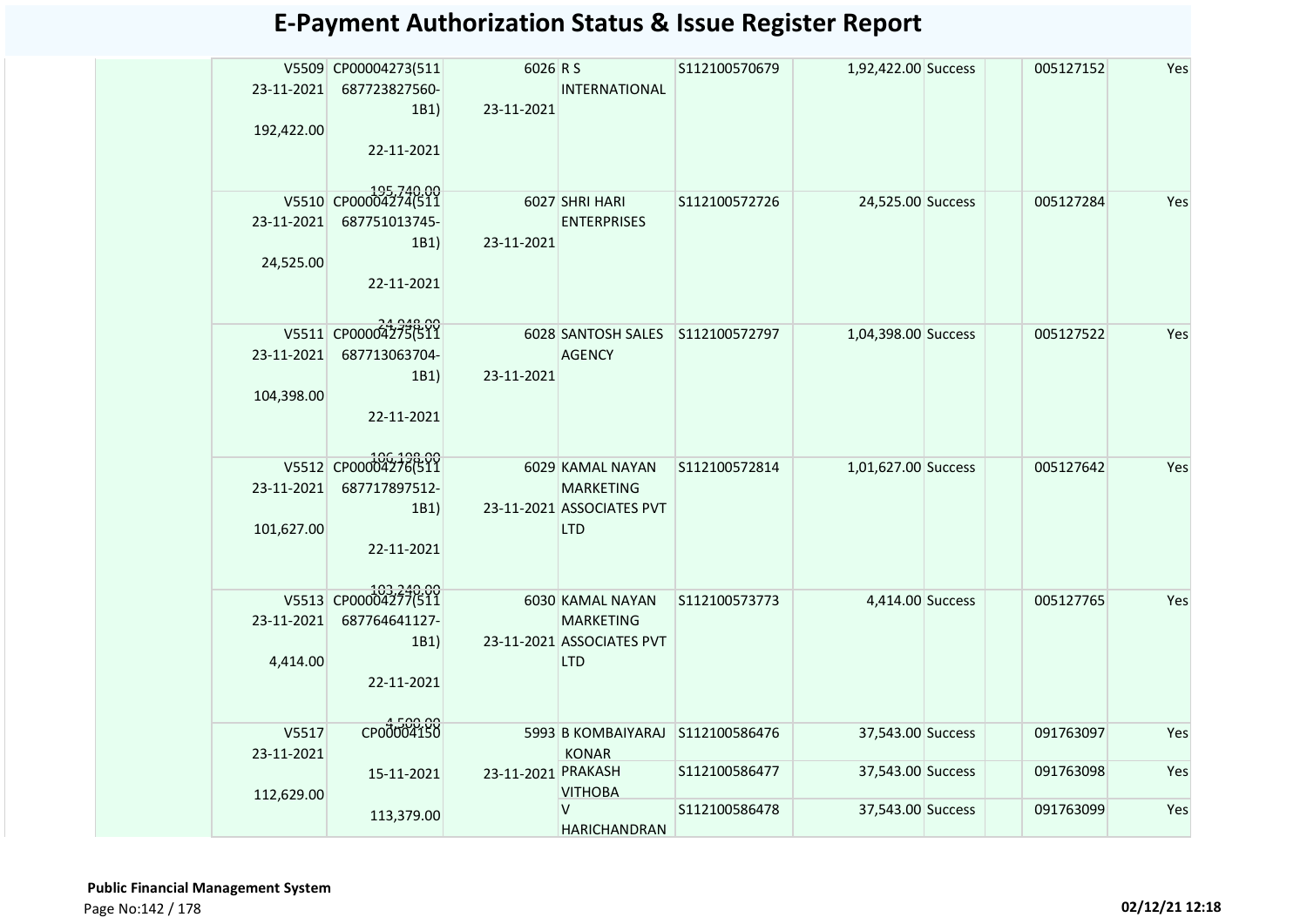# E-Payment Authorization Status & Issue Register Report

| | | | | | | | | | |
|---|---|---|---|---|---|---|---|---|---|
| | V5509 23-11-2021 192,422.00 | CP00004273(511 687723827560-1B1) 22-11-2021 195,740.00 | 6026 23-11-2021 | R S INTERNATIONAL | S112100570679 | 1,92,422.00 Success | | 005127152 | Yes |
| | V5510 23-11-2021 24,525.00 | CP00004274(511 687751013745-1B1) 22-11-2021 24,948.00 | 6027 23-11-2021 | SHRI HARI ENTERPRISES | S112100572726 | 24,525.00 Success | | 005127284 | Yes |
| | V5511 23-11-2021 104,398.00 | CP00004275(511 687713063704-1B1) 22-11-2021 106,198.00 | 6028 23-11-2021 | SANTOSH SALES AGENCY | S112100572797 | 1,04,398.00 Success | | 005127522 | Yes |
| | V5512 23-11-2021 101,627.00 | CP00004276(511 687717897512-1B1) 22-11-2021 103,240.00 | 6029 23-11-2021 | KAMAL NAYAN MARKETING ASSOCIATES PVT LTD | S112100572814 | 1,01,627.00 Success | | 005127642 | Yes |
| | V5513 23-11-2021 4,414.00 | CP00004277(511 687764641127-1B1) 22-11-2021 4,500.00 | 6030 23-11-2021 | KAMAL NAYAN MARKETING ASSOCIATES PVT LTD | S112100573773 | 4,414.00 Success | | 005127765 | Yes |
| | V5517 23-11-2021 112,629.00 | CP00004150 15-11-2021 113,379.00 | 5993 23-11-2021 | B KOMBAIYARAJ KONAR | S112100586476 | 37,543.00 Success | | 091763097 | Yes |
| | | | | PRAKASH VITHOBA | S112100586477 | 37,543.00 Success | | 091763098 | Yes |
| | | | | V HARICHANDRAN | S112100586478 | 37,543.00 Success | | 091763099 | Yes |

**Public Financial Management System**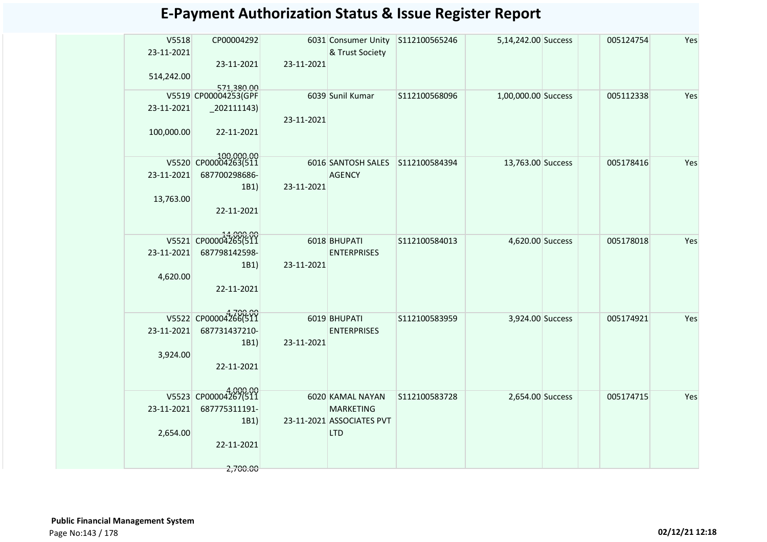# E-Payment Authorization Status & Issue Register Report

| | | | | | | | | | | |
|---|---|---|---|---|---|---|---|---|---|---|
| | V5518 23-11-2021 514,242.00 | CP00004292 23-11-2021 571,380.00 | 6031 23-11-2021 | Consumer Unity & Trust Society | S112100565246 | 5,14,242.00 | Success | | 005124754 | Yes |
| | V5519 23-11-2021 100,000.00 | CP00004253(GPF _202111143) 22-11-2021 100,000.00 | 6039 23-11-2021 | Sunil Kumar | S112100568096 | 1,00,000.00 | Success | | 005112338 | Yes |
| | V5520 23-11-2021 13,763.00 | CP00004263(511 687700298686-1B1) 22-11-2021 14,000.00 | 6016 23-11-2021 | SANTOSH SALES AGENCY | S112100584394 | 13,763.00 | Success | | 005178416 | Yes |
| | V5521 23-11-2021 4,620.00 | CP00004265(511 687798142598-1B1) 22-11-2021 4,700.00 | 6018 23-11-2021 | BHUPATI ENTERPRISES | S112100584013 | 4,620.00 | Success | | 005178018 | Yes |
| | V5522 23-11-2021 3,924.00 | CP00004266(511 687731437210-1B1) 22-11-2021 4,000.00 | 6019 23-11-2021 | BHUPATI ENTERPRISES | S112100583959 | 3,924.00 | Success | | 005174921 | Yes |
| | V5523 23-11-2021 2,654.00 | CP00004267(511 687775311191-1B1) 22-11-2021 2,700.00 | 6020 23-11-2021 | KAMAL NAYAN MARKETING ASSOCIATES PVT LTD | S112100583728 | 2,654.00 | Success | | 005174715 | Yes |

**Public Financial Management System**

02/12/21 12:18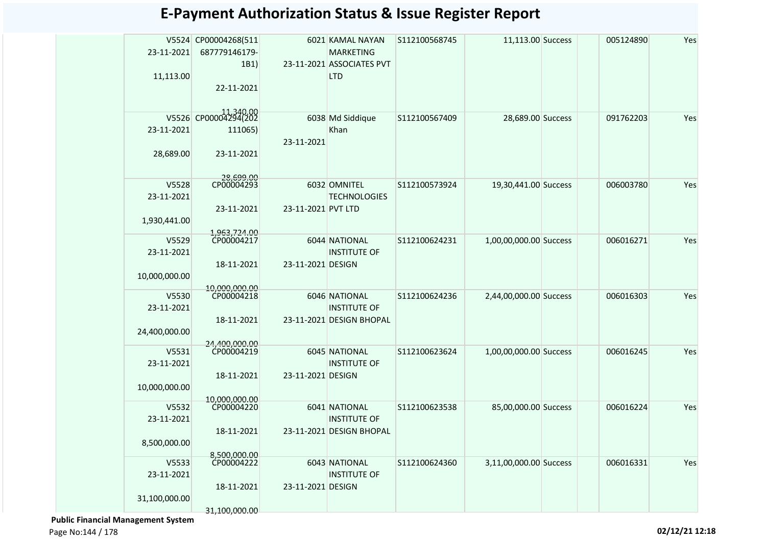# E-Payment Authorization Status & Issue Register Report

| | | | | | | | | | |
|---|---|---|---|---|---|---|---|---|---|
| | V5524 23-11-2021 11,113.00 | CP00004268(511 687779146179-1B1) 22-11-2021 11,340.00 | 6021 23-11-2021 | KAMAL NAYAN MARKETING ASSOCIATES PVT LTD | S112100568745 | 11,113.00 | Success | 005124890 | Yes |
| | V5526 23-11-2021 28,689.00 | CP00004294(202 111065) 23-11-2021 28,699.00 | 6038 23-11-2021 | Md Siddique Khan | S112100567409 | 28,689.00 | Success | 091762203 | Yes |
| | V5528 23-11-2021 1,930,441.00 | CP00004293 23-11-2021 1,963,724.00 | 6032 23-11-2021 | OMNITEL TECHNOLOGIES PVT LTD | S112100573924 | 19,30,441.00 | Success | 006003780 | Yes |
| | V5529 23-11-2021 10,000,000.00 | CP00004217 18-11-2021 10,000,000.00 | 6044 23-11-2021 | NATIONAL INSTITUTE OF DESIGN | S112100624231 | 1,00,00,000.00 | Success | 006016271 | Yes |
| | V5530 23-11-2021 24,400,000.00 | CP00004218 18-11-2021 24,400,000.00 | 6046 23-11-2021 | NATIONAL INSTITUTE OF DESIGN BHOPAL | S112100624236 | 2,44,00,000.00 | Success | 006016303 | Yes |
| | V5531 23-11-2021 10,000,000.00 | CP00004219 18-11-2021 10,000,000.00 | 6045 23-11-2021 | NATIONAL INSTITUTE OF DESIGN | S112100623624 | 1,00,00,000.00 | Success | 006016245 | Yes |
| | V5532 23-11-2021 8,500,000.00 | CP00004220 18-11-2021 8,500,000.00 | 6041 23-11-2021 | NATIONAL INSTITUTE OF DESIGN BHOPAL | S112100623538 | 85,00,000.00 | Success | 006016224 | Yes |
| | V5533 23-11-2021 31,100,000.00 | CP00004222 18-11-2021 31,100,000.00 | 6043 23-11-2021 | NATIONAL INSTITUTE OF DESIGN | S112100624360 | 3,11,00,000.00 | Success | 006016331 | Yes |

**Public Financial Management System**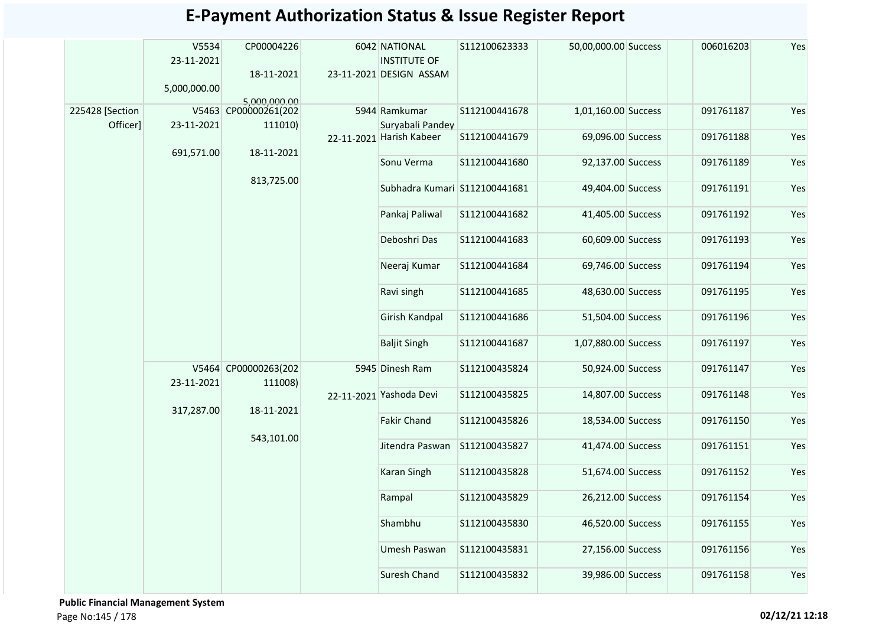# E-Payment Authorization Status & Issue Register Report

| | | | | | | | | | | |
|---|---|---|---|---|---|---|---|---|---|---|
| | V5534 23-11-2021 5,000,000.00 | CP00004226 18-11-2021 5,000,000.00 | 6042 23-11-2021 | NATIONAL INSTITUTE OF DESIGN ASSAM | S112100623333 | 50,00,000.00 | Success | | 006016203 | Yes |
| 225428 [Section Officer] | V5463 23-11-2021 691,571.00 | CP00000261(202111010) 18-11-2021 813,725.00 | 5944 22-11-2021 | Ramkumar Suryabali Pandey | S112100441678 | 1,01,160.00 | Success | | 091761187 | Yes |
| | | | | Harish Kabeer | S112100441679 | 69,096.00 | Success | | 091761188 | Yes |
| | | | | Sonu Verma | S112100441680 | 92,137.00 | Success | | 091761189 | Yes |
| | | | | Subhadra Kumari | S112100441681 | 49,404.00 | Success | | 091761191 | Yes |
| | | | | Pankaj Paliwal | S112100441682 | 41,405.00 | Success | | 091761192 | Yes |
| | | | | Deboshri Das | S112100441683 | 60,609.00 | Success | | 091761193 | Yes |
| | | | | Neeraj Kumar | S112100441684 | 69,746.00 | Success | | 091761194 | Yes |
| | | | | Ravi singh | S112100441685 | 48,630.00 | Success | | 091761195 | Yes |
| | | | | Girish Kandpal | S112100441686 | 51,504.00 | Success | | 091761196 | Yes |
| | | | | Baljit Singh | S112100441687 | 1,07,880.00 | Success | | 091761197 | Yes |
| | V5464 23-11-2021 317,287.00 | CP00000263(202111008) 18-11-2021 543,101.00 | 5945 22-11-2021 | Dinesh Ram | S112100435824 | 50,924.00 | Success | | 091761147 | Yes |
| | | | | Yashoda Devi | S112100435825 | 14,807.00 | Success | | 091761148 | Yes |
| | | | | Fakir Chand | S112100435826 | 18,534.00 | Success | | 091761150 | Yes |
| | | | | Jitendra Paswan | S112100435827 | 41,474.00 | Success | | 091761151 | Yes |
| | | | | Karan Singh | S112100435828 | 51,674.00 | Success | | 091761152 | Yes |
| | | | | Rampal | S112100435829 | 26,212.00 | Success | | 091761154 | Yes |
| | | | | Shambhu | S112100435830 | 46,520.00 | Success | | 091761155 | Yes |
| | | | | Umesh Paswan | S112100435831 | 27,156.00 | Success | | 091761156 | Yes |
| | | | | Suresh Chand | S112100435832 | 39,986.00 | Success | | 091761158 | Yes |

**Public Financial Management System**

**02/12/21 12:18**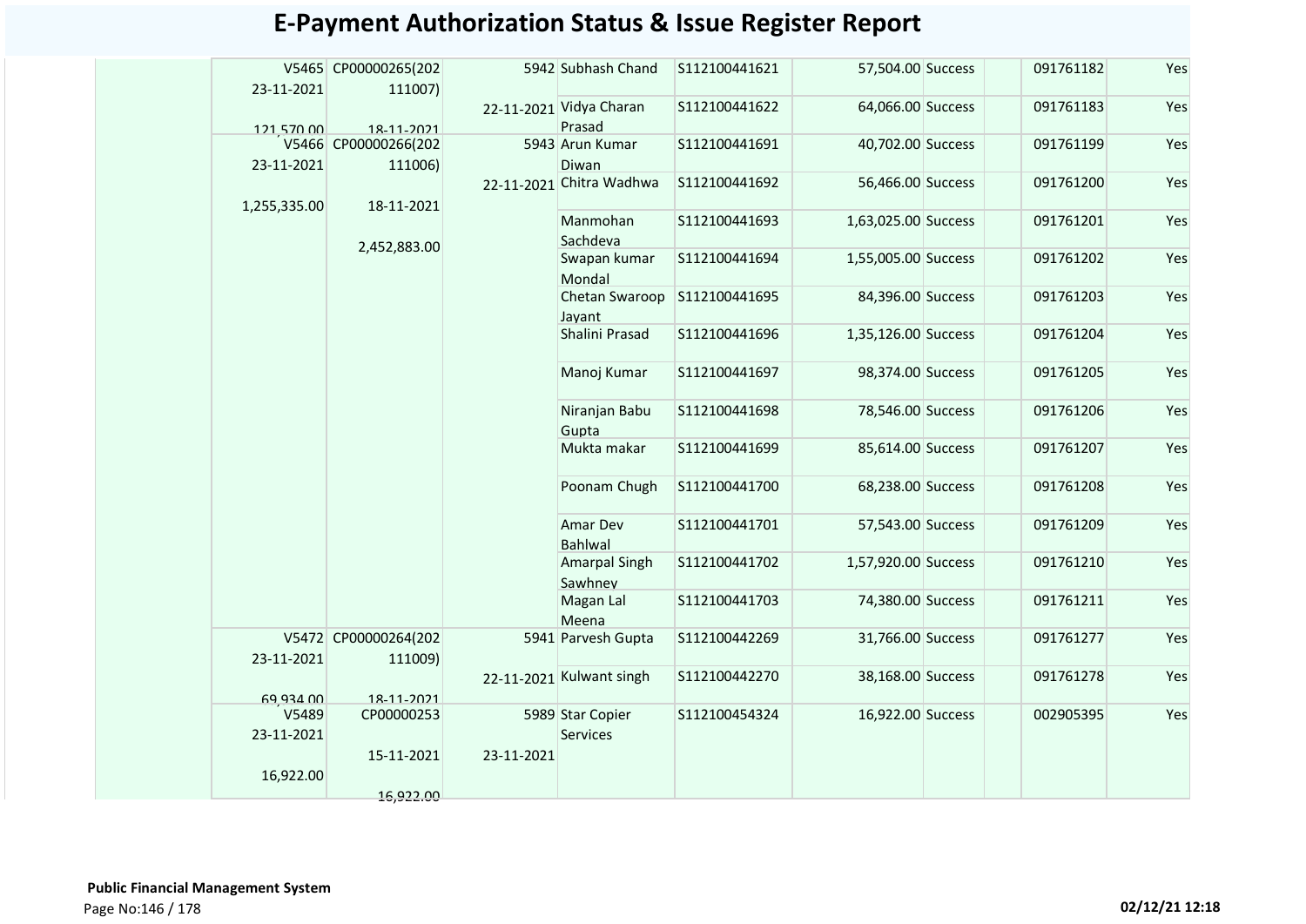# E-Payment Authorization Status & Issue Register Report

| | | | | | | | | | | |
|---|---|---|---|---|---|---|---|---|---|---|
| | V5465 23-11-2021 121,570.00 | CP00000265(202111007) 18-11-2021 | 5942 | Subhash Chand | S112100441621 | 57,504.00 | Success | | 091761182 | Yes |
| | | | 22-11-2021 | Vidya Charan Prasad | S112100441622 | 64,066.00 | Success | | 091761183 | Yes |
| | V5466 23-11-2021 1,255,335.00 | CP00000266(202111006) 18-11-2021 2,452,883.00 | 5943 | Arun Kumar Diwan | S112100441691 | 40,702.00 | Success | | 091761199 | Yes |
| | | | 22-11-2021 | Chitra Wadhwa | S112100441692 | 56,466.00 | Success | | 091761200 | Yes |
| | | | | Manmohan Sachdeva | S112100441693 | 1,63,025.00 | Success | | 091761201 | Yes |
| | | | | Swapan kumar Mondal | S112100441694 | 1,55,005.00 | Success | | 091761202 | Yes |
| | | | | Chetan Swaroop Jayant | S112100441695 | 84,396.00 | Success | | 091761203 | Yes |
| | | | | Shalini Prasad | S112100441696 | 1,35,126.00 | Success | | 091761204 | Yes |
| | | | | Manoj Kumar | S112100441697 | 98,374.00 | Success | | 091761205 | Yes |
| | | | | Niranjan Babu Gupta | S112100441698 | 78,546.00 | Success | | 091761206 | Yes |
| | | | | Mukta makar | S112100441699 | 85,614.00 | Success | | 091761207 | Yes |
| | | | | Poonam Chugh | S112100441700 | 68,238.00 | Success | | 091761208 | Yes |
| | | | | Amar Dev Bahlwal | S112100441701 | 57,543.00 | Success | | 091761209 | Yes |
| | | | | Amarpal Singh Sawhney | S112100441702 | 1,57,920.00 | Success | | 091761210 | Yes |
| | | | | Magan Lal Meena | S112100441703 | 74,380.00 | Success | | 091761211 | Yes |
| | V5472 23-11-2021 69,934.00 | CP00000264(202111009) 18-11-2021 | 5941 | Parvesh Gupta | S112100442269 | 31,766.00 | Success | | 091761277 | Yes |
| | | | 22-11-2021 | Kulwant singh | S112100442270 | 38,168.00 | Success | | 091761278 | Yes |
| | V5489 23-11-2021 16,922.00 | CP00000253 15-11-2021 16,922.00 | 5989 23-11-2021 | Star Copier Services | S112100454324 | 16,922.00 | Success | | 002905395 | Yes |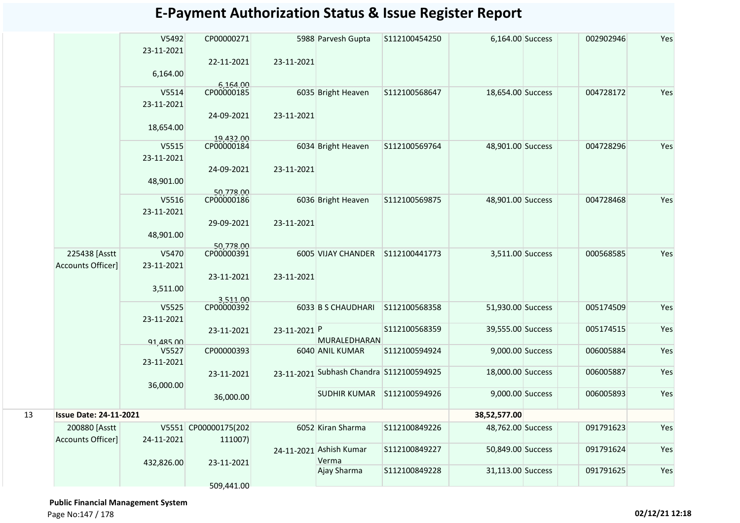# E-Payment Authorization Status & Issue Register Report

| | | | | | | | | | | | |
|---|---|---|---|---|---|---|---|---|---|---|---|
| | | V5492 23-11-2021 6,164.00 | CP00000271 22-11-2021 6,164.00 | 5988 23-11-2021 | Parvesh Gupta | S112100454250 | 6,164.00 | Success | | 002902946 | Yes |
| | | V5514 23-11-2021 18,654.00 | CP00000185 24-09-2021 19,432.00 | 6035 23-11-2021 | Bright Heaven | S112100568647 | 18,654.00 | Success | | 004728172 | Yes |
| | | V5515 23-11-2021 48,901.00 | CP00000184 24-09-2021 50,778.00 | 6034 23-11-2021 | Bright Heaven | S112100569764 | 48,901.00 | Success | | 004728296 | Yes |
| | | V5516 23-11-2021 48,901.00 | CP00000186 29-09-2021 50,778.00 | 6036 23-11-2021 | Bright Heaven | S112100569875 | 48,901.00 | Success | | 004728468 | Yes |
| | 225438 [Asstt Accounts Officer] | V5470 23-11-2021 3,511.00 | CP00000391 23-11-2021 3,511.00 | 6005 23-11-2021 | VIJAY CHANDER | S112100441773 | 3,511.00 | Success | | 000568585 | Yes |
| | | V5525 23-11-2021 91,485.00 | CP00000392 23-11-2021 | 6033 23-11-2021 | B S CHAUDHARI | S112100568358 | 51,930.00 | Success | | 005174509 | Yes |
| | | | | | P MURALEDHARAN | S112100568359 | 39,555.00 | Success | | 005174515 | Yes |
| | | V5527 23-11-2021 36,000.00 | CP00000393 23-11-2021 36,000.00 | 6040 23-11-2021 | ANIL KUMAR | S112100594924 | 9,000.00 | Success | | 006005884 | Yes |
| | | | | | Subhash Chandra | S112100594925 | 18,000.00 | Success | | 006005887 | Yes |
| | | | | | SUDHIR KUMAR | S112100594926 | 9,000.00 | Success | | 006005893 | Yes |
| 13 | **Issue Date: 24-11-2021** | | | | | | **38,52,577.00** | | | | |
| | 200880 [Asstt Accounts Officer] | V5551 24-11-2021 432,826.00 | CP00000175(202111007) 23-11-2021 509,441.00 | 6052 24-11-2021 | Kiran Sharma | S112100849226 | 48,762.00 | Success | | 091791623 | Yes |
| | | | | | Ashish Kumar Verma | S112100849227 | 50,849.00 | Success | | 091791624 | Yes |
| | | | | | Ajay Sharma | S112100849228 | 31,113.00 | Success | | 091791625 | Yes |

**Public Financial Management System**

**02/12/21 12:18**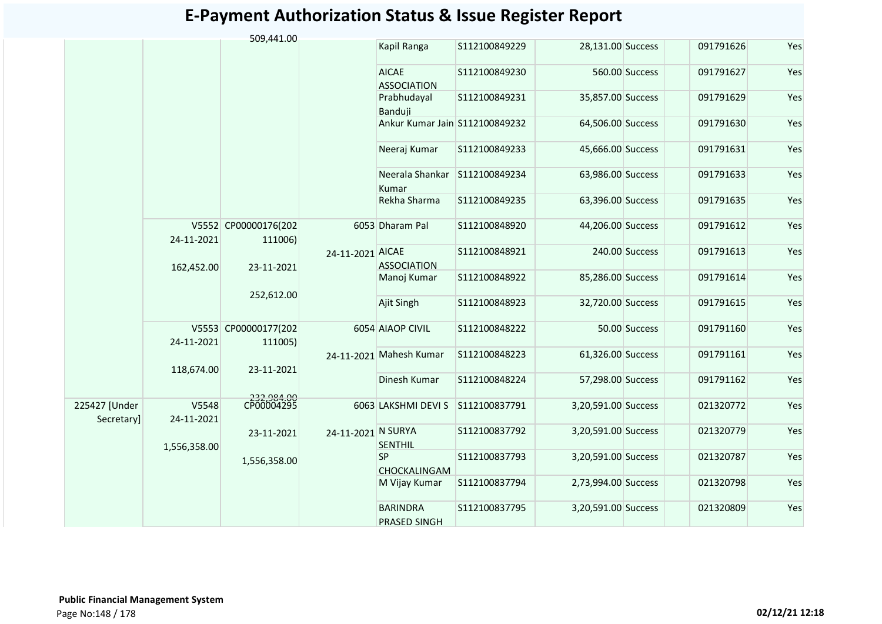# E-Payment Authorization Status & Issue Register Report

| | | | | | | | | | | |
|---|---|---|---|---|---|---|---|---|---|---|
| | | 509,441.00 | | Kapil Ranga | S112100849229 | 28,131.00 | Success | | 091791626 | Yes |
| | | | | AICAE ASSOCIATION | S112100849230 | 560.00 | Success | | 091791627 | Yes |
| | | | | Prabhudayal Banduji | S112100849231 | 35,857.00 | Success | | 091791629 | Yes |
| | | | | Ankur Kumar Jain | S112100849232 | 64,506.00 | Success | | 091791630 | Yes |
| | | | | Neeraj Kumar | S112100849233 | 45,666.00 | Success | | 091791631 | Yes |
| | | | | Neerala Shankar Kumar | S112100849234 | 63,986.00 | Success | | 091791633 | Yes |
| | | | | Rekha Sharma | S112100849235 | 63,396.00 | Success | | 091791635 | Yes |
| | V5552 24-11-2021 162,452.00 | CP00000176(202111006) 23-11-2021 252,612.00 | 6053 24-11-2021 | Dharam Pal | S112100848920 | 44,206.00 | Success | | 091791612 | Yes |
| | | | | AICAE ASSOCIATION | S112100848921 | 240.00 | Success | | 091791613 | Yes |
| | | | | Manoj Kumar | S112100848922 | 85,286.00 | Success | | 091791614 | Yes |
| | | | | Ajit Singh | S112100848923 | 32,720.00 | Success | | 091791615 | Yes |
| | V5553 24-11-2021 118,674.00 | CP00000177(202111005) 23-11-2021 232,984.00 | 6054 24-11-2021 | AIAOP CIVIL | S112100848222 | 50.00 | Success | | 091791160 | Yes |
| | | | | Mahesh Kumar | S112100848223 | 61,326.00 | Success | | 091791161 | Yes |
| | | | | Dinesh Kumar | S112100848224 | 57,298.00 | Success | | 091791162 | Yes |
| 225427 [Under Secretary] | V5548 24-11-2021 1,556,358.00 | CP00004295 23-11-2021 1,556,358.00 | 6063 24-11-2021 | LAKSHMI DEVI S | S112100837791 | 3,20,591.00 | Success | | 021320772 | Yes |
| | | | | N SURYA SENTHIL | S112100837792 | 3,20,591.00 | Success | | 021320779 | Yes |
| | | | | SP CHOCKALINGAM | S112100837793 | 3,20,591.00 | Success | | 021320787 | Yes |
| | | | | M Vijay Kumar | S112100837794 | 2,73,994.00 | Success | | 021320798 | Yes |
| | | | | BARINDRA PRASED SINGH | S112100837795 | 3,20,591.00 | Success | | 021320809 | Yes |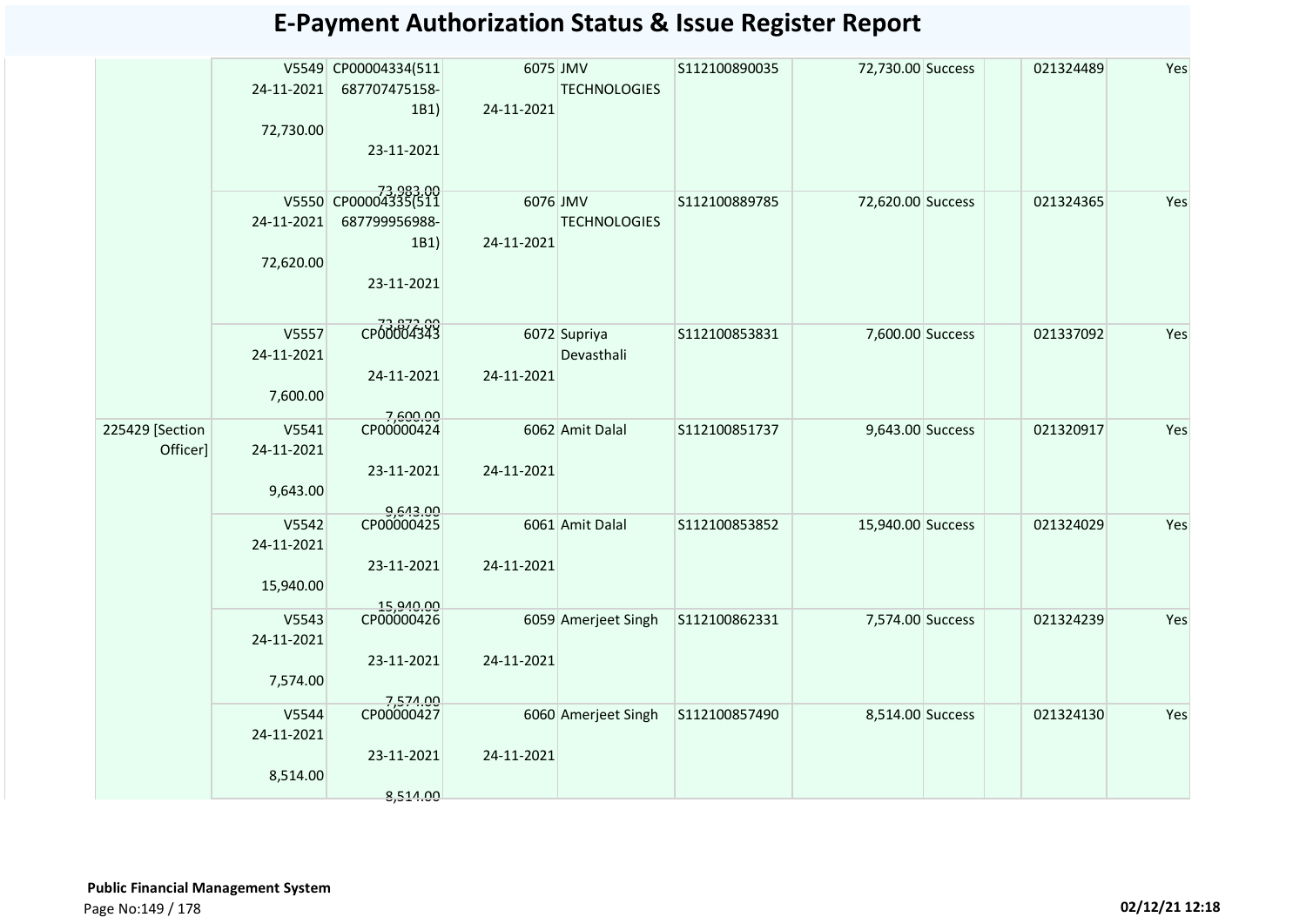# E-Payment Authorization Status & Issue Register Report

| | | | | | | | | | | | |
|---|---|---|---|---|---|---|---|---|---|---|---|
| | V5549 24-11-2021 72,730.00 | CP00004334(511 687707475158-1B1) 23-11-2021 73,983.00 | 6075 24-11-2021 | JMV TECHNOLOGIES | S112100890035 | 72,730.00 | Success | | | 021324489 | Yes |
| | V5550 24-11-2021 72,620.00 | CP00004335(511 687799956988-1B1) 23-11-2021 73,872.00 | 6076 24-11-2021 | JMV TECHNOLOGIES | S112100889785 | 72,620.00 | Success | | | 021324365 | Yes |
| | V5557 24-11-2021 7,600.00 | CP00004343 24-11-2021 7,600.00 | 6072 24-11-2021 | Supriya Devasthali | S112100853831 | 7,600.00 | Success | | | 021337092 | Yes |
| 225429 [Section Officer] | V5541 24-11-2021 9,643.00 | CP00000424 23-11-2021 9,643.00 | 6062 24-11-2021 | Amit Dalal | S112100851737 | 9,643.00 | Success | | | 021320917 | Yes |
| | V5542 24-11-2021 15,940.00 | CP00000425 23-11-2021 15,940.00 | 6061 24-11-2021 | Amit Dalal | S112100853852 | 15,940.00 | Success | | | 021324029 | Yes |
| | V5543 24-11-2021 7,574.00 | CP00000426 23-11-2021 7,574.00 | 6059 24-11-2021 | Amerjeet Singh | S112100862331 | 7,574.00 | Success | | | 021324239 | Yes |
| | V5544 24-11-2021 8,514.00 | CP00000427 23-11-2021 8,514.00 | 6060 24-11-2021 | Amerjeet Singh | S112100857490 | 8,514.00 | Success | | | 021324130 | Yes |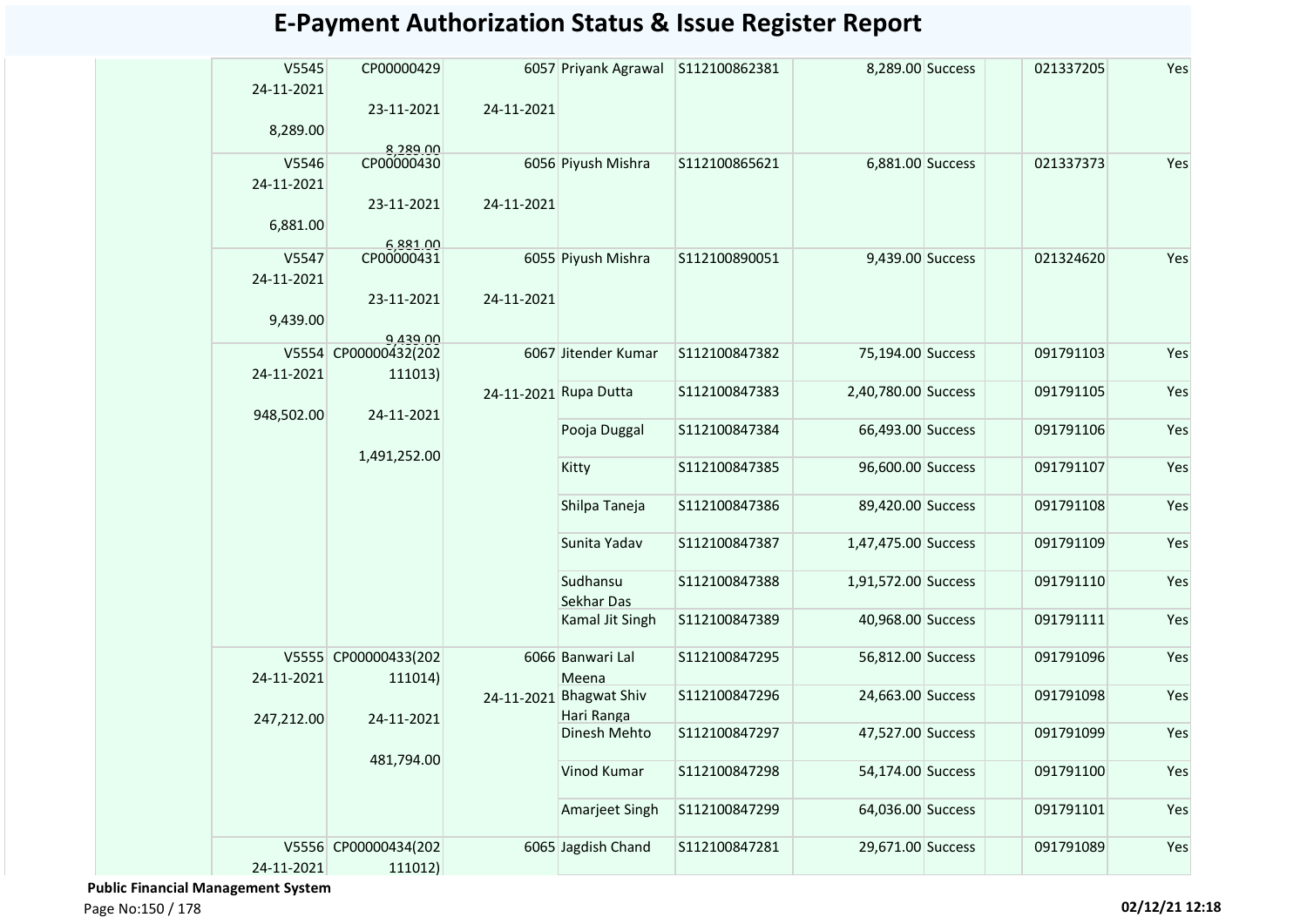# E-Payment Authorization Status & Issue Register Report

| | | | | | | | | | |
|---|---|---|---|---|---|---|---|---|---|
| V5545 24-11-2021 8,289.00 | CP00000429 23-11-2021 8,289.00 | 6057 24-11-2021 | Priyank Agrawal | S112100862381 | 8,289.00 | Success | | 021337205 | Yes |
| V5546 24-11-2021 6,881.00 | CP00000430 23-11-2021 6,881.00 | 6056 24-11-2021 | Piyush Mishra | S112100865621 | 6,881.00 | Success | | 021337373 | Yes |
| V5547 24-11-2021 9,439.00 | CP00000431 23-11-2021 9,439.00 | 6055 24-11-2021 | Piyush Mishra | S112100890051 | 9,439.00 | Success | | 021324620 | Yes |
| V5554 24-11-2021 948,502.00 | CP00000432(202111013) 24-11-2021 1,491,252.00 | 6067 24-11-2021 | Jitender Kumar | S112100847382 | 75,194.00 | Success | | 091791103 | Yes |
| | | | Rupa Dutta | S112100847383 | 2,40,780.00 | Success | | 091791105 | Yes |
| | | | Pooja Duggal | S112100847384 | 66,493.00 | Success | | 091791106 | Yes |
| | | | Kitty | S112100847385 | 96,600.00 | Success | | 091791107 | Yes |
| | | | Shilpa Taneja | S112100847386 | 89,420.00 | Success | | 091791108 | Yes |
| | | | Sunita Yadav | S112100847387 | 1,47,475.00 | Success | | 091791109 | Yes |
| | | | Sudhansu Sekhar Das | S112100847388 | 1,91,572.00 | Success | | 091791110 | Yes |
| | | | Kamal Jit Singh | S112100847389 | 40,968.00 | Success | | 091791111 | Yes |
| V5555 24-11-2021 247,212.00 | CP00000433(202111014) 24-11-2021 481,794.00 | 6066 24-11-2021 | Banwari Lal Meena | S112100847295 | 56,812.00 | Success | | 091791096 | Yes |
| | | | Bhagwat Shiv Hari Ranga | S112100847296 | 24,663.00 | Success | | 091791098 | Yes |
| | | | Dinesh Mehto | S112100847297 | 47,527.00 | Success | | 091791099 | Yes |
| | | | Vinod Kumar | S112100847298 | 54,174.00 | Success | | 091791100 | Yes |
| | | | Amarjeet Singh | S112100847299 | 64,036.00 | Success | | 091791101 | Yes |
| V5556 24-11-2021 | CP00000434(202111012) | 6065 | Jagdish Chand | S112100847281 | 29,671.00 | Success | | 091791089 | Yes |

**Public Financial Management System**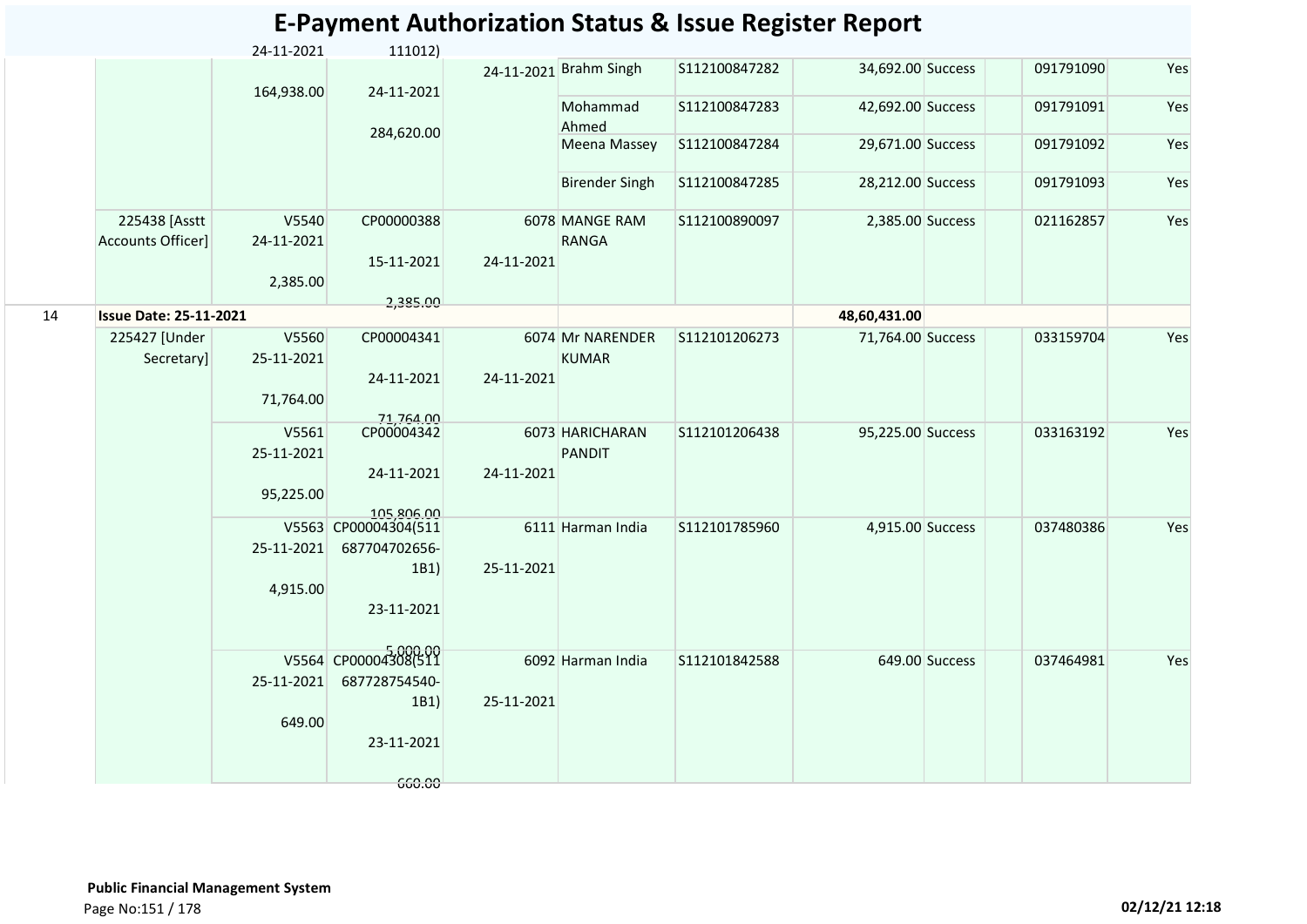# E-Payment Authorization Status & Issue Register Report

| | | | | | | | | | | | |
|---|---|---|---|---|---|---|---|---|---|---|---|
| | | 24-11-2021 164,938.00 | 111012) 24-11-2021 284,620.00 | 24-11-2021 | Brahm Singh | S112100847282 | 34,692.00 | Success | | 091791090 | Yes |
| | | | | | Mohammad Ahmed | S112100847283 | 42,692.00 | Success | | 091791091 | Yes |
| | | | | | Meena Massey | S112100847284 | 29,671.00 | Success | | 091791092 | Yes |
| | | | | | Birender Singh | S112100847285 | 28,212.00 | Success | | 091791093 | Yes |
| | 225438 [Asstt Accounts Officer] | V5540 24-11-2021 2,385.00 | CP00000388 15-11-2021 2,385.00 | 6078 24-11-2021 | MANGE RAM RANGA | S112100890097 | 2,385.00 | Success | | 021162857 | Yes |
| 14 | **Issue Date: 25-11-2021** | | | | | | **48,60,431.00** | | | | |
| | 225427 [Under Secretary] | V5560 25-11-2021 71,764.00 | CP00004341 24-11-2021 71,764.00 | 6074 24-11-2021 | Mr NARENDER KUMAR | S112101206273 | 71,764.00 | Success | | 033159704 | Yes |
| | | V5561 25-11-2021 95,225.00 | CP00004342 24-11-2021 105,806.00 | 6073 24-11-2021 | HARICHARAN PANDIT | S112101206438 | 95,225.00 | Success | | 033163192 | Yes |
| | | V5563 25-11-2021 4,915.00 | CP00004304(511687704702656-1B1) 23-11-2021 5,000.00 | 6111 25-11-2021 | Harman India | S112101785960 | 4,915.00 | Success | | 037480386 | Yes |
| | | V5564 25-11-2021 649.00 | CP00004308(511687728754540-1B1) 23-11-2021 660.00 | 6092 25-11-2021 | Harman India | S112101842588 | 649.00 | Success | | 037464981 | Yes |

**Public Financial Management System**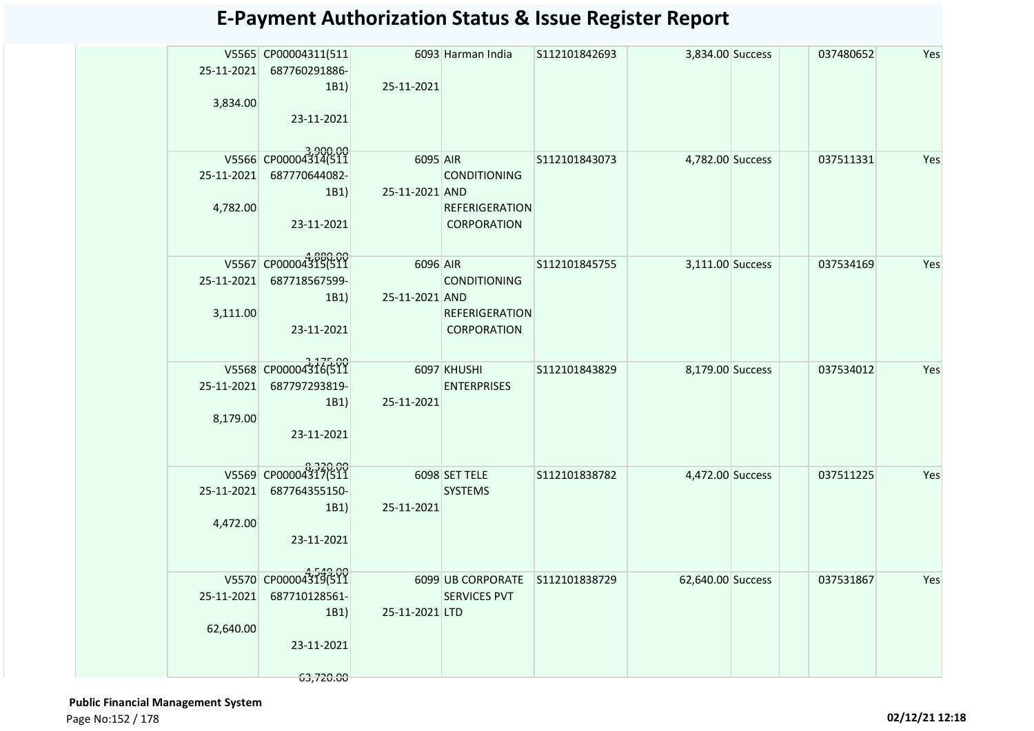# E-Payment Authorization Status & Issue Register Report

| | V No. / Date / Amount | Bill No. / Date / Amount | Ref No. / Date | Party | Advice No. | Amount | Status | | Cheque No. | |
|---|---|---|---|---|---|---|---|---|---|---|
| | V5565 25-11-2021 3,834.00 | CP00004311(511687760291886-1B1) 23-11-2021 3,900.00 | 6093 25-11-2021 | Harman India | S112101842693 | 3,834.00 | Success | | 037480652 | Yes |
| | V5566 25-11-2021 4,782.00 | CP00004314(511687770644082-1B1) 23-11-2021 4,880.00 | 6095 25-11-2021 | AIR CONDITIONING AND REFERIGERATION CORPORATION | S112101843073 | 4,782.00 | Success | | 037511331 | Yes |
| | V5567 25-11-2021 3,111.00 | CP00004315(511687718567599-1B1) 23-11-2021 3,175.00 | 6096 25-11-2021 | AIR CONDITIONING AND REFERIGERATION CORPORATION | S112101845755 | 3,111.00 | Success | | 037534169 | Yes |
| | V5568 25-11-2021 8,179.00 | CP00004316(511687797293819-1B1) 23-11-2021 8,320.00 | 6097 25-11-2021 | KHUSHI ENTERPRISES | S112101843829 | 8,179.00 | Success | | 037534012 | Yes |
| | V5569 25-11-2021 4,472.00 | CP00004317(511687764355150-1B1) 23-11-2021 4,540.00 | 6098 25-11-2021 | SET TELE SYSTEMS | S112101838782 | 4,472.00 | Success | | 037511225 | Yes |
| | V5570 25-11-2021 62,640.00 | CP00004319(511687710128561-1B1) 23-11-2021 63,720.00 | 6099 25-11-2021 | UB CORPORATE SERVICES PVT LTD | S112101838729 | 62,640.00 | Success | | 037531867 | Yes |

**Public Financial Management System**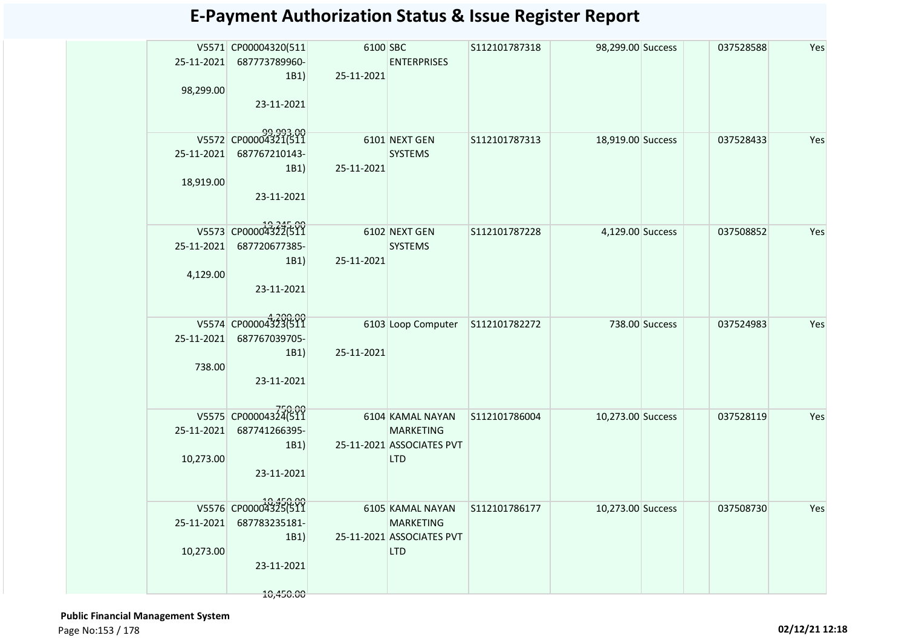# E-Payment Authorization Status & Issue Register Report

| | | | | | | | | | | |
|---|---|---|---|---|---|---|---|---|---|---|
| | V5571 25-11-2021 98,299.00 | CP00004320(511 687773789960-1B1) 23-11-2021 99,993.00 | 6100 25-11-2021 | SBC ENTERPRISES | S112101787318 | 98,299.00 | Success | | 037528588 | Yes |
| | V5572 25-11-2021 18,919.00 | CP00004321(511 687767210143-1B1) 23-11-2021 19,245.00 | 6101 25-11-2021 | NEXT GEN SYSTEMS | S112101787313 | 18,919.00 | Success | | 037528433 | Yes |
| | V5573 25-11-2021 4,129.00 | CP00004322(511 687720677385-1B1) 23-11-2021 4,200.00 | 6102 25-11-2021 | NEXT GEN SYSTEMS | S112101787228 | 4,129.00 | Success | | 037508852 | Yes |
| | V5574 25-11-2021 738.00 | CP00004323(511 687767039705-1B1) 23-11-2021 750.00 | 6103 25-11-2021 | Loop Computer | S112101782272 | 738.00 | Success | | 037524983 | Yes |
| | V5575 25-11-2021 10,273.00 | CP00004324(511 687741266395-1B1) 23-11-2021 10,450.00 | 6104 25-11-2021 | KAMAL NAYAN MARKETING ASSOCIATES PVT LTD | S112101786004 | 10,273.00 | Success | | 037528119 | Yes |
| | V5576 25-11-2021 10,273.00 | CP00004325(511 687783235181-1B1) 23-11-2021 10,450.00 | 6105 25-11-2021 | KAMAL NAYAN MARKETING ASSOCIATES PVT LTD | S112101786177 | 10,273.00 | Success | | 037508730 | Yes |

**Public Financial Management System**

**02/12/21 12:18**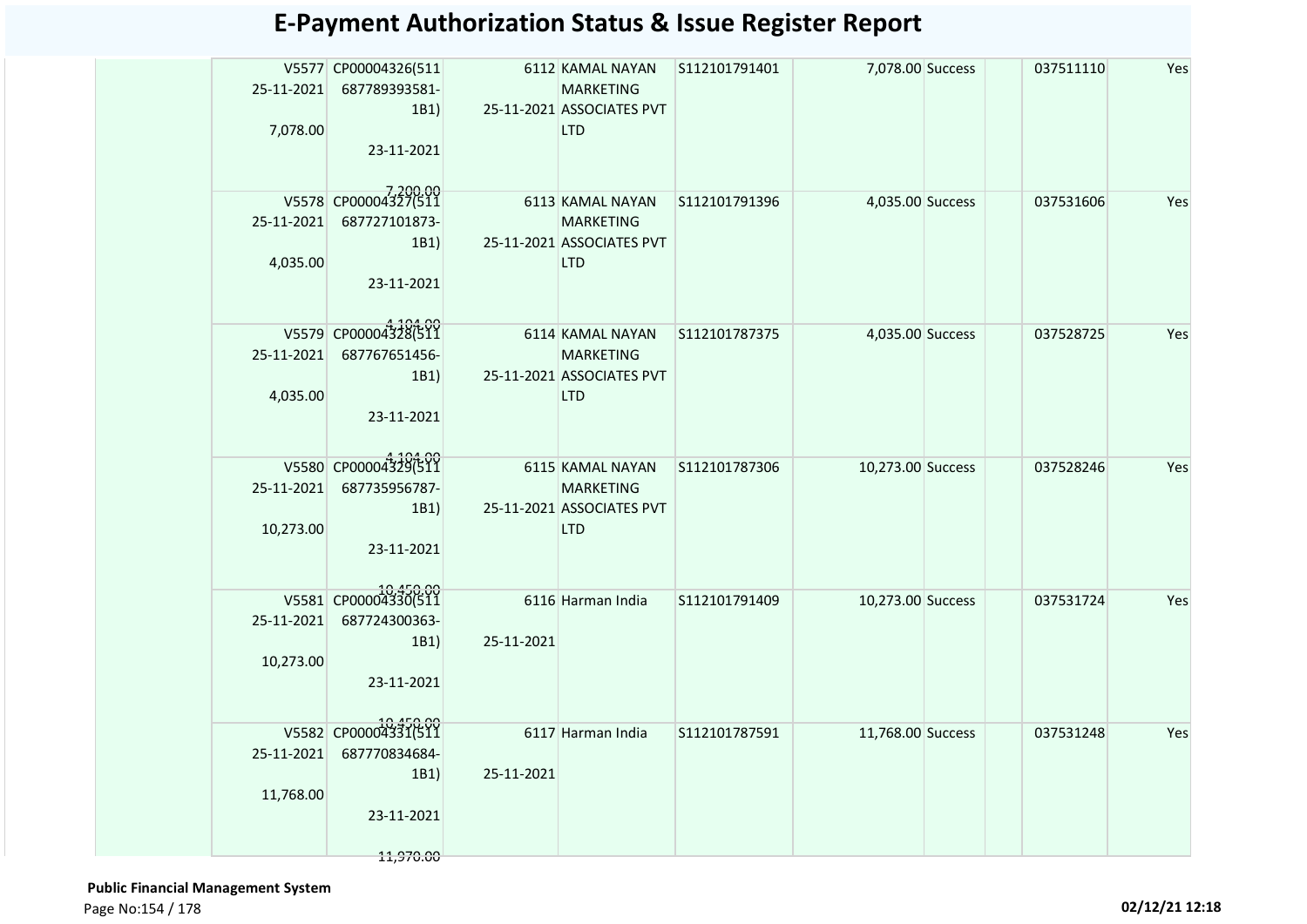# E-Payment Authorization Status & Issue Register Report

| | | | | | | | | | | |
|---|---|---|---|---|---|---|---|---|---|---|
| | V5577 25-11-2021 7,078.00 | CP00004326(511 687789393581-1B1) 23-11-2021 7,200.00 | 6112 25-11-2021 | KAMAL NAYAN MARKETING ASSOCIATES PVT LTD | S112101791401 | 7,078.00 | Success | | 037511110 | Yes |
| | V5578 25-11-2021 4,035.00 | CP00004327(511 687727101873-1B1) 23-11-2021 4,104.00 | 6113 25-11-2021 | KAMAL NAYAN MARKETING ASSOCIATES PVT LTD | S112101791396 | 4,035.00 | Success | | 037531606 | Yes |
| | V5579 25-11-2021 4,035.00 | CP00004328(511 687767651456-1B1) 23-11-2021 4,104.00 | 6114 25-11-2021 | KAMAL NAYAN MARKETING ASSOCIATES PVT LTD | S112101787375 | 4,035.00 | Success | | 037528725 | Yes |
| | V5580 25-11-2021 10,273.00 | CP00004329(511 687735956787-1B1) 23-11-2021 10,450.00 | 6115 25-11-2021 | KAMAL NAYAN MARKETING ASSOCIATES PVT LTD | S112101787306 | 10,273.00 | Success | | 037528246 | Yes |
| | V5581 25-11-2021 10,273.00 | CP00004330(511 687724300363-1B1) 23-11-2021 10,450.00 | 6116 25-11-2021 | Harman India | S112101791409 | 10,273.00 | Success | | 037531724 | Yes |
| | V5582 25-11-2021 11,768.00 | CP00004331(511 687770834684-1B1) 23-11-2021 11,970.00 | 6117 25-11-2021 | Harman India | S112101787591 | 11,768.00 | Success | | 037531248 | Yes |

**Public Financial Management System**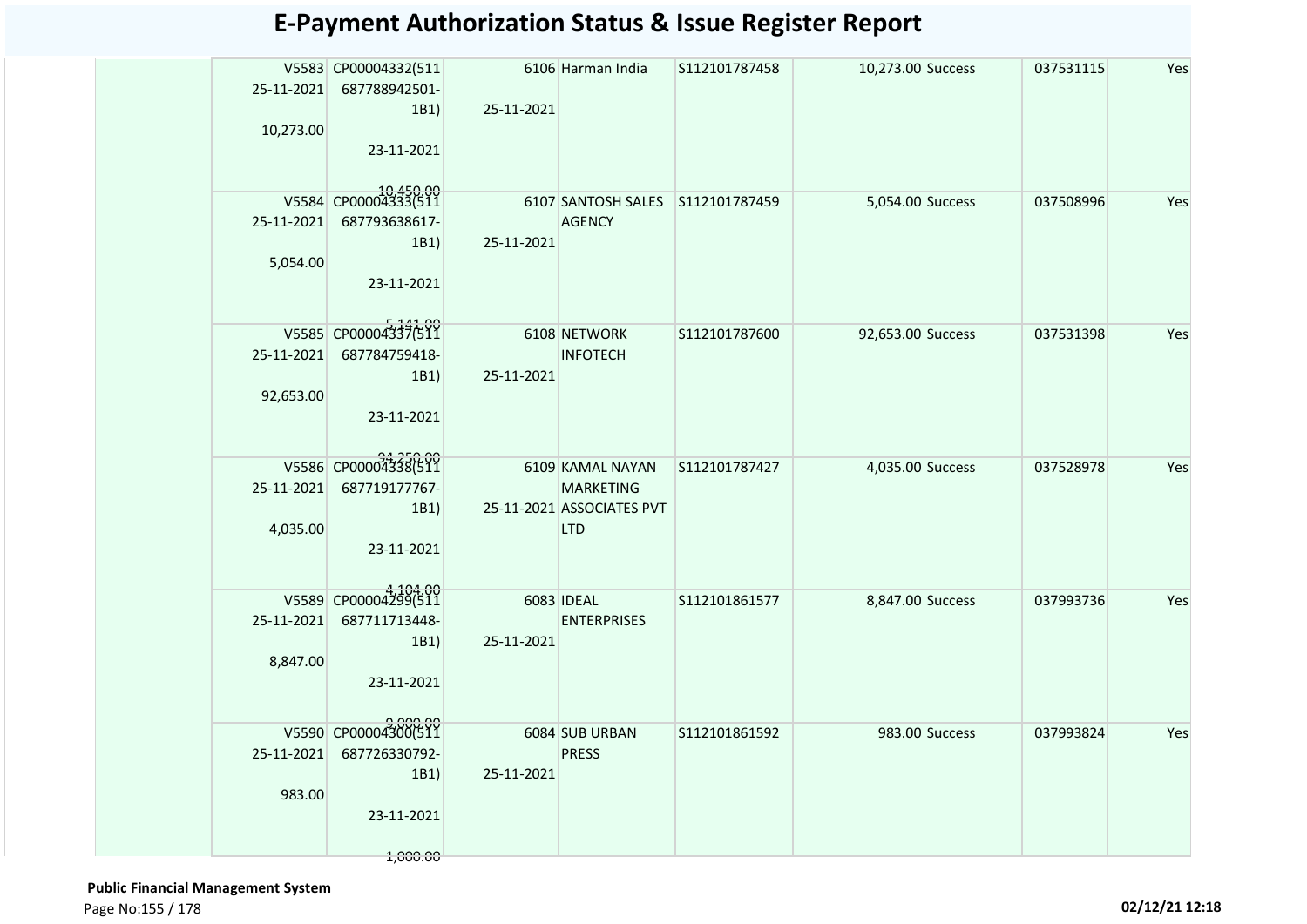# E-Payment Authorization Status & Issue Register Report

| | | | | | | | | | | |
|---|---|---|---|---|---|---|---|---|---|---|
| | V5583 25-11-2021 10,273.00 | CP00004332(511 687788942501-1B1) 23-11-2021 10,450.00 | 6106 25-11-2021 | Harman India | S112101787458 | 10,273.00 | Success | | 037531115 | Yes |
| | V5584 25-11-2021 5,054.00 | CP00004333(511 687793638617-1B1) 23-11-2021 5,141.00 | 6107 25-11-2021 | SANTOSH SALES AGENCY | S112101787459 | 5,054.00 | Success | | 037508996 | Yes |
| | V5585 25-11-2021 92,653.00 | CP00004337(511 687784759418-1B1) 23-11-2021 94,250.00 | 6108 25-11-2021 | NETWORK INFOTECH | S112101787600 | 92,653.00 | Success | | 037531398 | Yes |
| | V5586 25-11-2021 4,035.00 | CP00004338(511 687719177767-1B1) 23-11-2021 4,104.00 | 6109 25-11-2021 | KAMAL NAYAN MARKETING ASSOCIATES PVT LTD | S112101787427 | 4,035.00 | Success | | 037528978 | Yes |
| | V5589 25-11-2021 8,847.00 | CP00004299(511 687711713448-1B1) 23-11-2021 9,000.00 | 6083 25-11-2021 | IDEAL ENTERPRISES | S112101861577 | 8,847.00 | Success | | 037993736 | Yes |
| | V5590 25-11-2021 983.00 | CP00004300(511 687726330792-1B1) 23-11-2021 1,000.00 | 6084 25-11-2021 | SUB URBAN PRESS | S112101861592 | 983.00 | Success | | 037993824 | Yes |

**Public Financial Management System**

02/12/21 12:18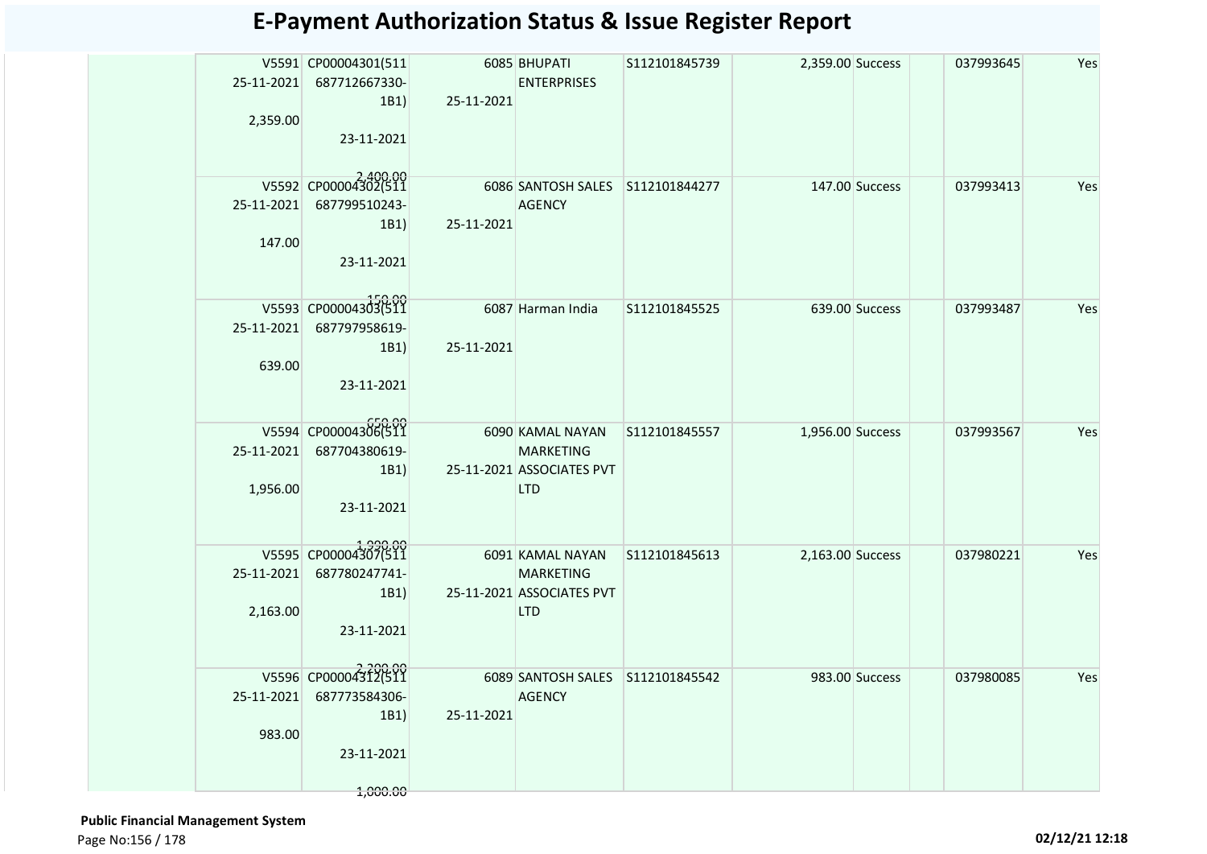# E-Payment Authorization Status & Issue Register Report

| | | | | | | | | | | |
|---|---|---|---|---|---|---|---|---|---|---|
| | V5591 25-11-2021 2,359.00 | CP00004301(511 687712667330-1B1) 23-11-2021 2,400.00 | 6085 25-11-2021 | BHUPATI ENTERPRISES | S112101845739 | 2,359.00 | Success | | 037993645 | Yes |
| | V5592 25-11-2021 147.00 | CP00004302(511 687799510243-1B1) 23-11-2021 150.00 | 6086 25-11-2021 | SANTOSH SALES AGENCY | S112101844277 | 147.00 | Success | | 037993413 | Yes |
| | V5593 25-11-2021 639.00 | CP00004303(511 687797958619-1B1) 23-11-2021 650.00 | 6087 25-11-2021 | Harman India | S112101845525 | 639.00 | Success | | 037993487 | Yes |
| | V5594 25-11-2021 1,956.00 | CP00004306(511 687704380619-1B1) 23-11-2021 1,990.00 | 6090 25-11-2021 | KAMAL NAYAN MARKETING ASSOCIATES PVT LTD | S112101845557 | 1,956.00 | Success | | 037993567 | Yes |
| | V5595 25-11-2021 2,163.00 | CP00004307(511 687780247741-1B1) 23-11-2021 2,200.00 | 6091 25-11-2021 | KAMAL NAYAN MARKETING ASSOCIATES PVT LTD | S112101845613 | 2,163.00 | Success | | 037980221 | Yes |
| | V5596 25-11-2021 983.00 | CP00004312(511 687773584306-1B1) 23-11-2021 1,000.00 | 6089 25-11-2021 | SANTOSH SALES AGENCY | S112101845542 | 983.00 | Success | | 037980085 | Yes |

**Public Financial Management System**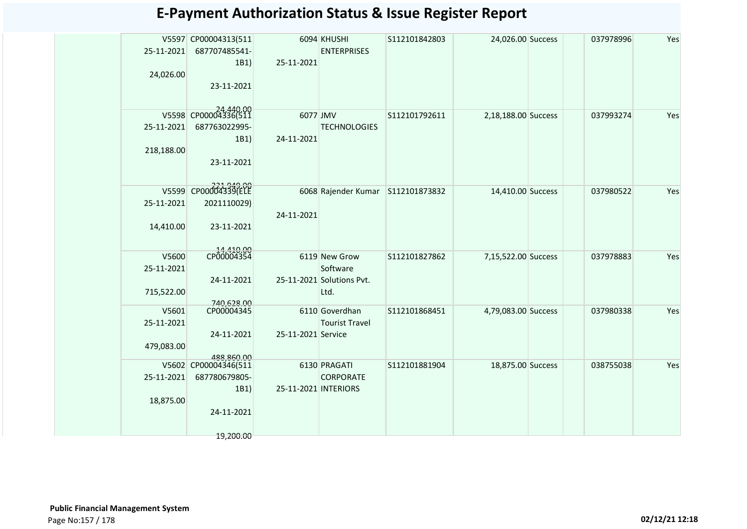# E-Payment Authorization Status & Issue Register Report

| | | | | | | | | | | |
|---|---|---|---|---|---|---|---|---|---|---|
| | V5597 25-11-2021 24,026.00 | CP00004313(511 687707485541-1B1) 23-11-2021 24,440.00 | 6094 25-11-2021 | KHUSHI ENTERPRISES | S112101842803 | 24,026.00 | Success | | 037978996 | Yes |
| | V5598 25-11-2021 218,188.00 | CP00004336(511 687763022995-1B1) 23-11-2021 221,949.00 | 6077 24-11-2021 | JMV TECHNOLOGIES | S112101792611 | 2,18,188.00 | Success | | 037993274 | Yes |
| | V5599 25-11-2021 14,410.00 | CP00004339(ELE 2021110029) 23-11-2021 14,410.00 | 6068 24-11-2021 | Rajender Kumar | S112101873832 | 14,410.00 | Success | | 037980522 | Yes |
| | V5600 25-11-2021 715,522.00 | CP00004354 24-11-2021 740,628.00 | 6119 25-11-2021 | New Grow Software Solutions Pvt. Ltd. | S112101827862 | 7,15,522.00 | Success | | 037978883 | Yes |
| | V5601 25-11-2021 479,083.00 | CP00004345 24-11-2021 488,860.00 | 6110 25-11-2021 | Goverdhan Tourist Travel Service | S112101868451 | 4,79,083.00 | Success | | 037980338 | Yes |
| | V5602 25-11-2021 18,875.00 | CP00004346(511 687780679805-1B1) 24-11-2021 19,200.00 | 6130 25-11-2021 | PRAGATI CORPORATE INTERIORS | S112101881904 | 18,875.00 | Success | | 038755038 | Yes |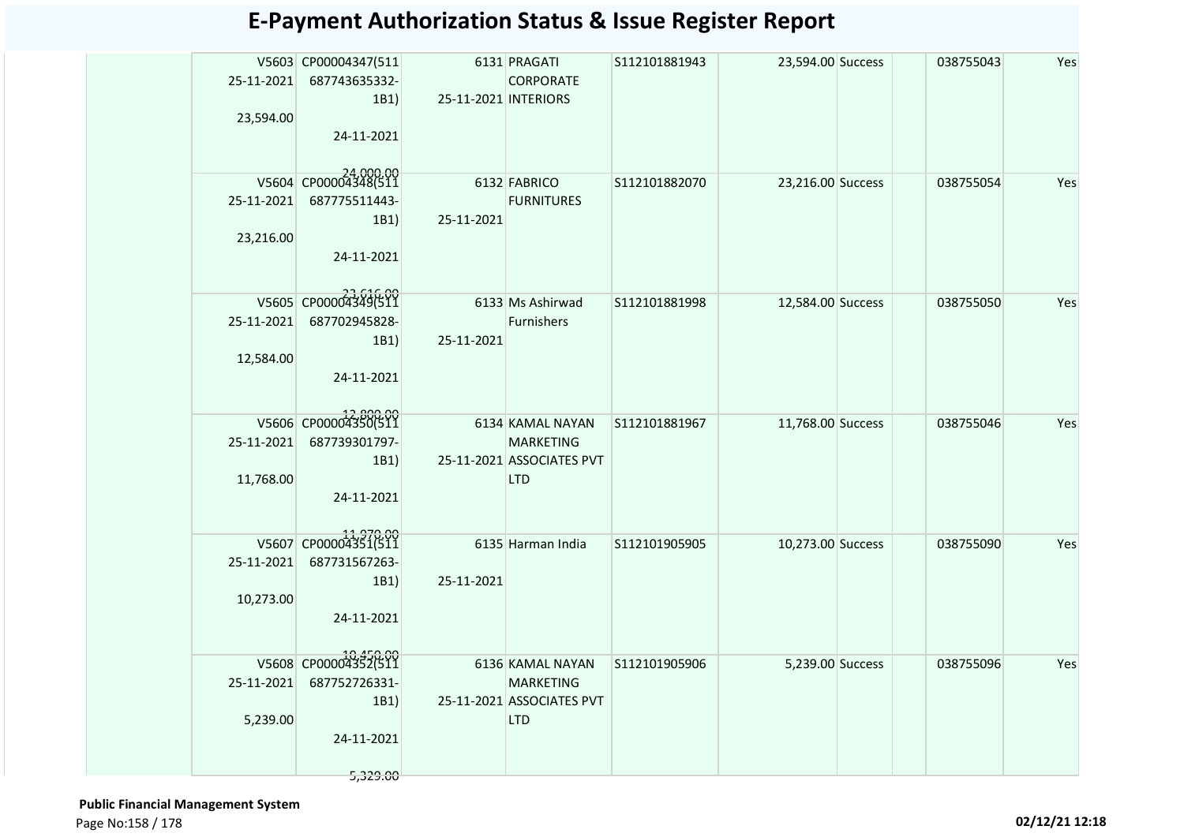# E-Payment Authorization Status & Issue Register Report

| | | | | | | | | | | |
|---|---|---|---|---|---|---|---|---|---|---|
| | V5603 25-11-2021 23,594.00 | CP00004347(511687743635332-1B1) 24-11-2021 24,000.00 | 6131 25-11-2021 | PRAGATI CORPORATE INTERIORS | S112101881943 | 23,594.00 | Success | | 038755043 | Yes |
| | V5604 25-11-2021 23,216.00 | CP00004348(511687775511443-1B1) 24-11-2021 23,616.00 | 6132 25-11-2021 | FABRICO FURNITURES | S112101882070 | 23,216.00 | Success | | 038755054 | Yes |
| | V5605 25-11-2021 12,584.00 | CP00004349(511687702945828-1B1) 24-11-2021 12,800.00 | 6133 25-11-2021 | Ms Ashirwad Furnishers | S112101881998 | 12,584.00 | Success | | 038755050 | Yes |
| | V5606 25-11-2021 11,768.00 | CP00004350(511687739301797-1B1) 24-11-2021 11,970.00 | 6134 25-11-2021 | KAMAL NAYAN MARKETING ASSOCIATES PVT LTD | S112101881967 | 11,768.00 | Success | | 038755046 | Yes |
| | V5607 25-11-2021 10,273.00 | CP00004351(511687731567263-1B1) 24-11-2021 10,450.00 | 6135 25-11-2021 | Harman India | S112101905905 | 10,273.00 | Success | | 038755090 | Yes |
| | V5608 25-11-2021 5,239.00 | CP00004352(511687752726331-1B1) 24-11-2021 5,329.00 | 6136 25-11-2021 | KAMAL NAYAN MARKETING ASSOCIATES PVT LTD | S112101905906 | 5,239.00 | Success | | 038755096 | Yes |

**Public Financial Management System**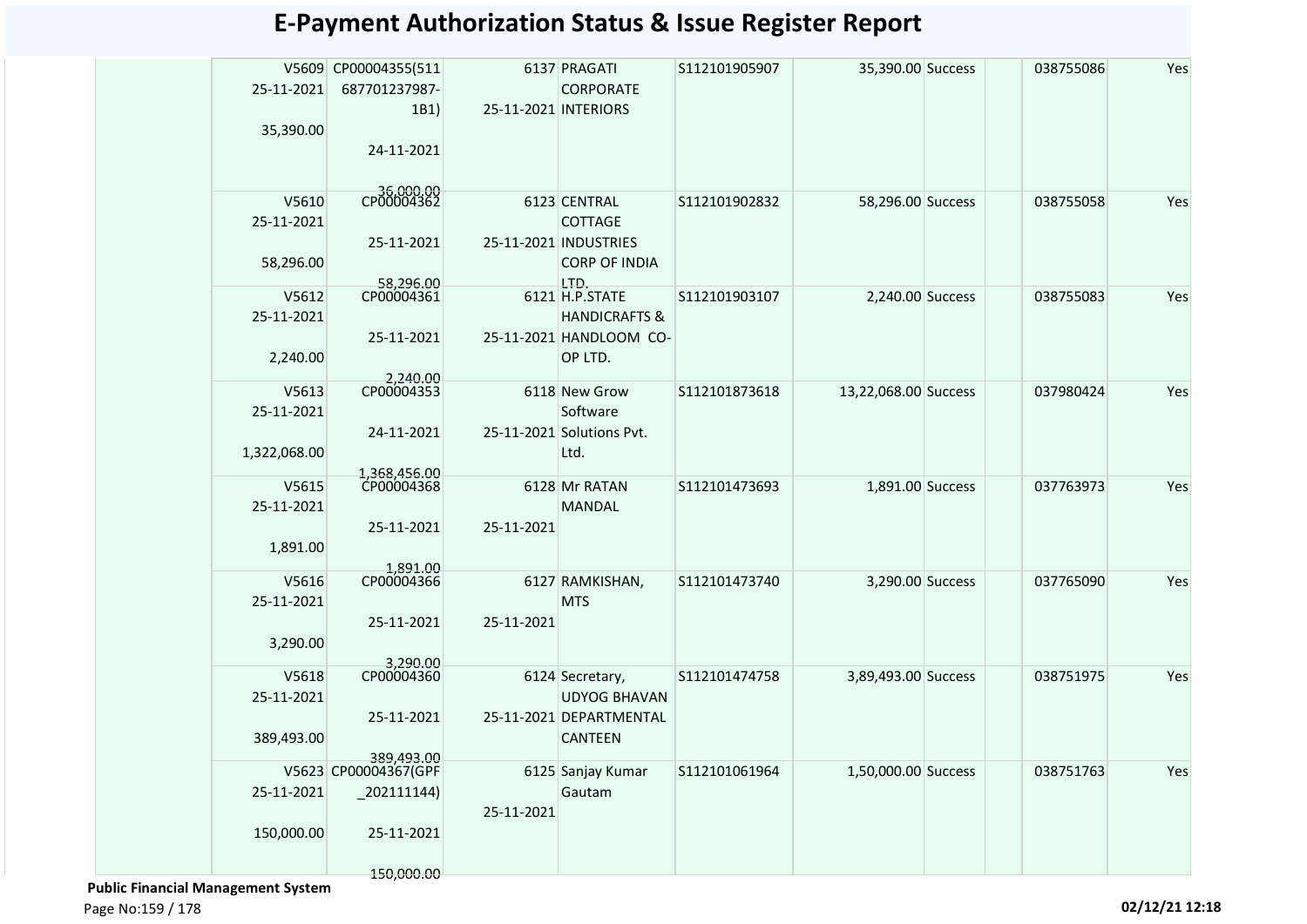# E-Payment Authorization Status & Issue Register Report

| | | | | | | | | | |
|---|---|---|---|---|---|---|---|---|---|
| | V5609 25-11-2021 35,390.00 | CP00004355(511687701237987-1B1) 24-11-2021 36,000.00 | 6137 25-11-2021 | PRAGATI CORPORATE INTERIORS | S112101905907 | 35,390.00 Success | | 038755086 | Yes |
| | V5610 25-11-2021 58,296.00 | CP00004362 25-11-2021 58,296.00 | 6123 25-11-2021 | CENTRAL COTTAGE INDUSTRIES CORP OF INDIA LTD. | S112101902832 | 58,296.00 Success | | 038755058 | Yes |
| | V5612 25-11-2021 2,240.00 | CP00004361 25-11-2021 2,240.00 | 6121 25-11-2021 | H.P.STATE HANDICRAFTS & HANDLOOM CO-OP LTD. | S112101903107 | 2,240.00 Success | | 038755083 | Yes |
| | V5613 25-11-2021 1,322,068.00 | CP00004353 24-11-2021 1,368,456.00 | 6118 25-11-2021 | New Grow Software Solutions Pvt. Ltd. | S112101873618 | 13,22,068.00 Success | | 037980424 | Yes |
| | V5615 25-11-2021 1,891.00 | CP00004368 25-11-2021 1,891.00 | 6128 25-11-2021 | Mr RATAN MANDAL | S112101473693 | 1,891.00 Success | | 037763973 | Yes |
| | V5616 25-11-2021 3,290.00 | CP00004366 25-11-2021 3,290.00 | 6127 25-11-2021 | RAMKISHAN, MTS | S112101473740 | 3,290.00 Success | | 037765090 | Yes |
| | V5618 25-11-2021 389,493.00 | CP00004360 25-11-2021 389,493.00 | 6124 25-11-2021 | Secretary, UDYOG BHAVAN DEPARTMENTAL CANTEEN | S112101474758 | 3,89,493.00 Success | | 038751975 | Yes |
| | V5623 25-11-2021 150,000.00 | CP00004367(GPF_202111144) 25-11-2021 150,000.00 | 6125 25-11-2021 | Sanjay Kumar Gautam | S112101061964 | 1,50,000.00 Success | | 038751763 | Yes |

**Public Financial Management System**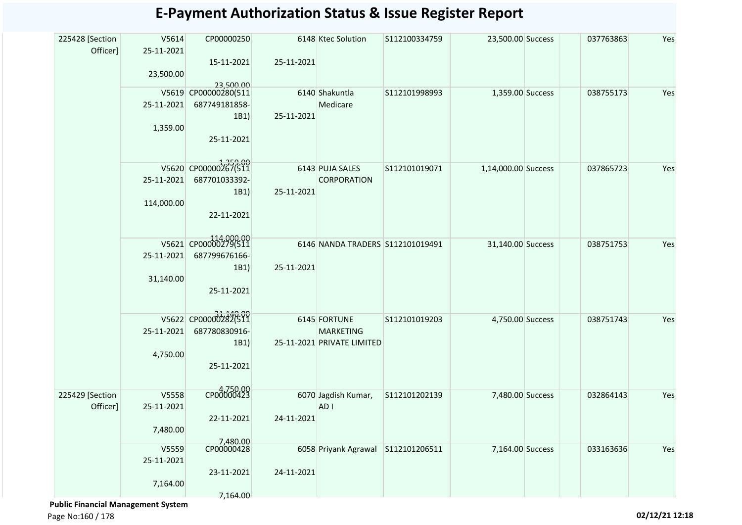# E-Payment Authorization Status & Issue Register Report

| | | | | | | | | | | |
|---|---|---|---|---|---|---|---|---|---|---|
| 225428 [Section Officer] | V5614 25-11-2021 23,500.00 | CP00000250 15-11-2021 23,500.00 | 6148 25-11-2021 | Ktec Solution | S112100334759 | 23,500.00 | Success | | 037763863 | Yes |
| | V5619 25-11-2021 1,359.00 | CP00000280(511 687749181858-1B1) 25-11-2021 1,359.00 | 6140 25-11-2021 | Shakuntla Medicare | S112101998993 | 1,359.00 | Success | | 038755173 | Yes |
| | V5620 25-11-2021 114,000.00 | CP00000267(511 687701033392-1B1) 22-11-2021 114,000.00 | 6143 25-11-2021 | PUJA SALES CORPORATION | S112101019071 | 1,14,000.00 | Success | | 037865723 | Yes |
| | V5621 25-11-2021 31,140.00 | CP00000279(511 687799676166-1B1) 25-11-2021 31,140.00 | 6146 25-11-2021 | NANDA TRADERS | S112101019491 | 31,140.00 | Success | | 038751753 | Yes |
| | V5622 25-11-2021 4,750.00 | CP00000282(511 687780830916-1B1) 25-11-2021 4,750.00 | 6145 25-11-2021 | FORTUNE MARKETING PRIVATE LIMITED | S112101019203 | 4,750.00 | Success | | 038751743 | Yes |
| 225429 [Section Officer] | V5558 25-11-2021 7,480.00 | CP00000423 22-11-2021 7,480.00 | 6070 24-11-2021 | Jagdish Kumar, AD I | S112101202139 | 7,480.00 | Success | | 032864143 | Yes |
| | V5559 25-11-2021 7,164.00 | CP00000428 23-11-2021 7,164.00 | 6058 24-11-2021 | Priyank Agrawal | S112101206511 | 7,164.00 | Success | | 033163636 | Yes |

**Public Financial Management System**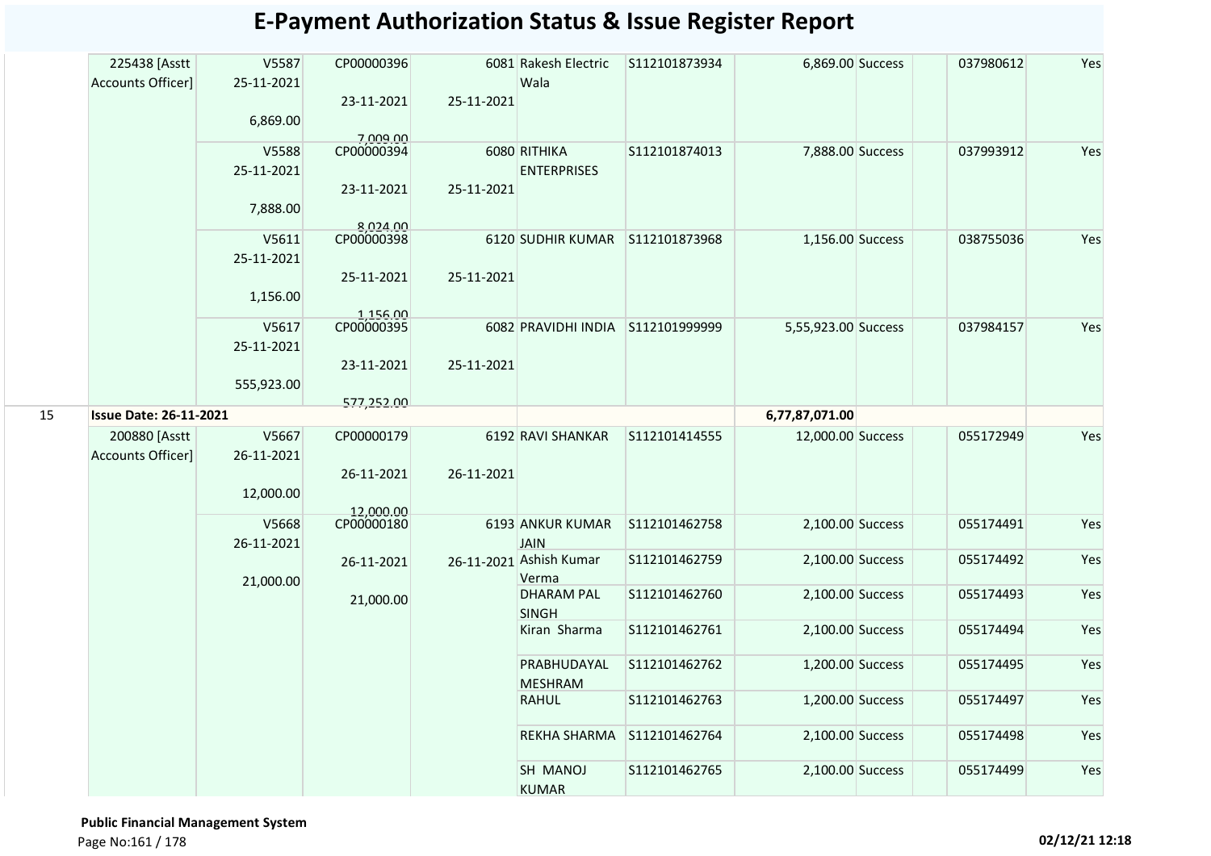# E-Payment Authorization Status & Issue Register Report

| | | | | | | | | | | | |
|---|---|---|---|---|---|---|---|---|---|---|---|
| | 225438 [Asstt Accounts Officer] | V5587 25-11-2021 6,869.00 | CP00000396 23-11-2021 7,009.00 | 6081 25-11-2021 | Rakesh Electric Wala | S112101873934 | 6,869.00 | Success | | 037980612 | Yes |
| | | V5588 25-11-2021 7,888.00 | CP00000394 23-11-2021 8,024.00 | 6080 25-11-2021 | RITHIKA ENTERPRISES | S112101874013 | 7,888.00 | Success | | 037993912 | Yes |
| | | V5611 25-11-2021 1,156.00 | CP00000398 25-11-2021 1,156.00 | 6120 25-11-2021 | SUDHIR KUMAR | S112101873968 | 1,156.00 | Success | | 038755036 | Yes |
| | | V5617 25-11-2021 555,923.00 | CP00000395 23-11-2021 577,252.00 | 6082 25-11-2021 | PRAVIDHI INDIA | S112101999999 | 5,55,923.00 | Success | | 037984157 | Yes |
| 15 | **Issue Date: 26-11-2021** | | | | | | **6,77,87,071.00** | | | | |
| | 200880 [Asstt Accounts Officer] | V5667 26-11-2021 12,000.00 | CP00000179 26-11-2021 12,000.00 | 6192 26-11-2021 | RAVI SHANKAR | S112101414555 | 12,000.00 | Success | | 055172949 | Yes |
| | | V5668 26-11-2021 21,000.00 | CP00000180 26-11-2021 21,000.00 | 6193 26-11-2021 | ANKUR KUMAR JAIN | S112101462758 | 2,100.00 | Success | | 055174491 | Yes |
| | | | | | Ashish Kumar Verma | S112101462759 | 2,100.00 | Success | | 055174492 | Yes |
| | | | | | DHARAM PAL SINGH | S112101462760 | 2,100.00 | Success | | 055174493 | Yes |
| | | | | | Kiran Sharma | S112101462761 | 2,100.00 | Success | | 055174494 | Yes |
| | | | | | PRABHUDAYAL MESHRAM | S112101462762 | 1,200.00 | Success | | 055174495 | Yes |
| | | | | | RAHUL | S112101462763 | 1,200.00 | Success | | 055174497 | Yes |
| | | | | | REKHA SHARMA | S112101462764 | 2,100.00 | Success | | 055174498 | Yes |
| | | | | | SH MANOJ KUMAR | S112101462765 | 2,100.00 | Success | | 055174499 | Yes |

**Public Financial Management System**

**02/12/21 12:18**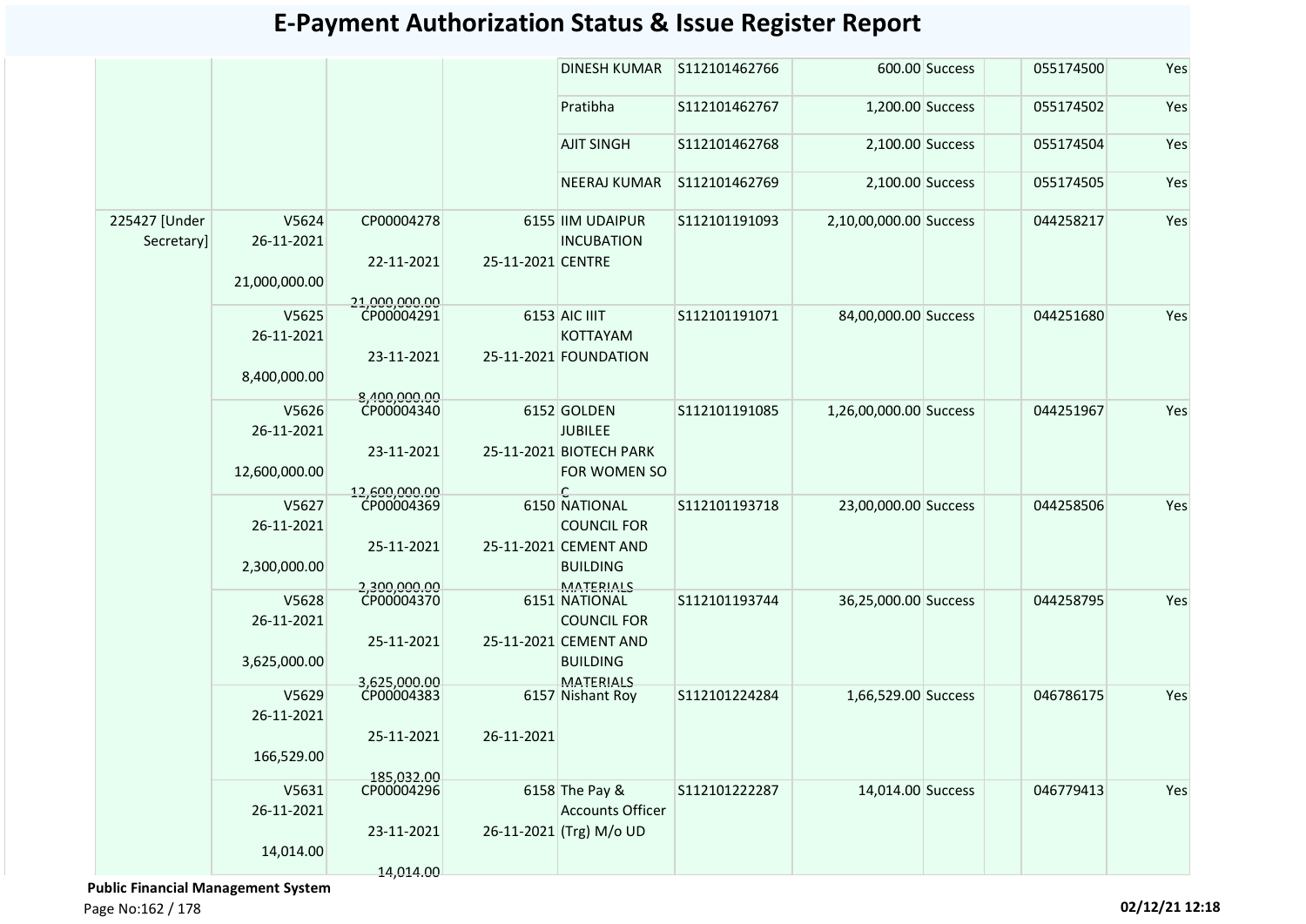# E-Payment Authorization Status & Issue Register Report

| | | | | | | | | | | |
|---|---|---|---|---|---|---|---|---|---|---|
| | | | | DINESH KUMAR | S112101462766 | 600.00 | Success | | 055174500 | Yes |
| | | | | Pratibha | S112101462767 | 1,200.00 | Success | | 055174502 | Yes |
| | | | | AJIT SINGH | S112101462768 | 2,100.00 | Success | | 055174504 | Yes |
| | | | | NEERAJ KUMAR | S112101462769 | 2,100.00 | Success | | 055174505 | Yes |
| 225427 [Under Secretary] | V5624 26-11-2021 21,000,000.00 | CP00004278 22-11-2021 21,000,000.00 | 6155 25-11-2021 | IIM UDAIPUR INCUBATION CENTRE | S112101191093 | 2,10,00,000.00 | Success | | 044258217 | Yes |
| | V5625 26-11-2021 8,400,000.00 | CP00004291 23-11-2021 8,400,000.00 | 6153 25-11-2021 | AIC IIIT KOTTAYAM FOUNDATION | S112101191071 | 84,00,000.00 | Success | | 044251680 | Yes |
| | V5626 26-11-2021 12,600,000.00 | CP00004340 23-11-2021 12,600,000.00 | 6152 25-11-2021 | GOLDEN JUBILEE BIOTECH PARK FOR WOMEN SO C | S112101191085 | 1,26,00,000.00 | Success | | 044251967 | Yes |
| | V5627 26-11-2021 2,300,000.00 | CP00004369 25-11-2021 2,300,000.00 | 6150 25-11-2021 | NATIONAL COUNCIL FOR CEMENT AND BUILDING MATERIALS | S112101193718 | 23,00,000.00 | Success | | 044258506 | Yes |
| | V5628 26-11-2021 3,625,000.00 | CP00004370 25-11-2021 3,625,000.00 | 6151 25-11-2021 | NATIONAL COUNCIL FOR CEMENT AND BUILDING MATERIALS | S112101193744 | 36,25,000.00 | Success | | 044258795 | Yes |
| | V5629 26-11-2021 166,529.00 | CP00004383 25-11-2021 185,032.00 | 6157 26-11-2021 | Nishant Roy | S112101224284 | 1,66,529.00 | Success | | 046786175 | Yes |
| | V5631 26-11-2021 14,014.00 | CP00004296 23-11-2021 14,014.00 | 6158 26-11-2021 | The Pay & Accounts Officer (Trg) M/o UD | S112101222287 | 14,014.00 | Success | | 046779413 | Yes |

**Public Financial Management System**

02/12/21 12:18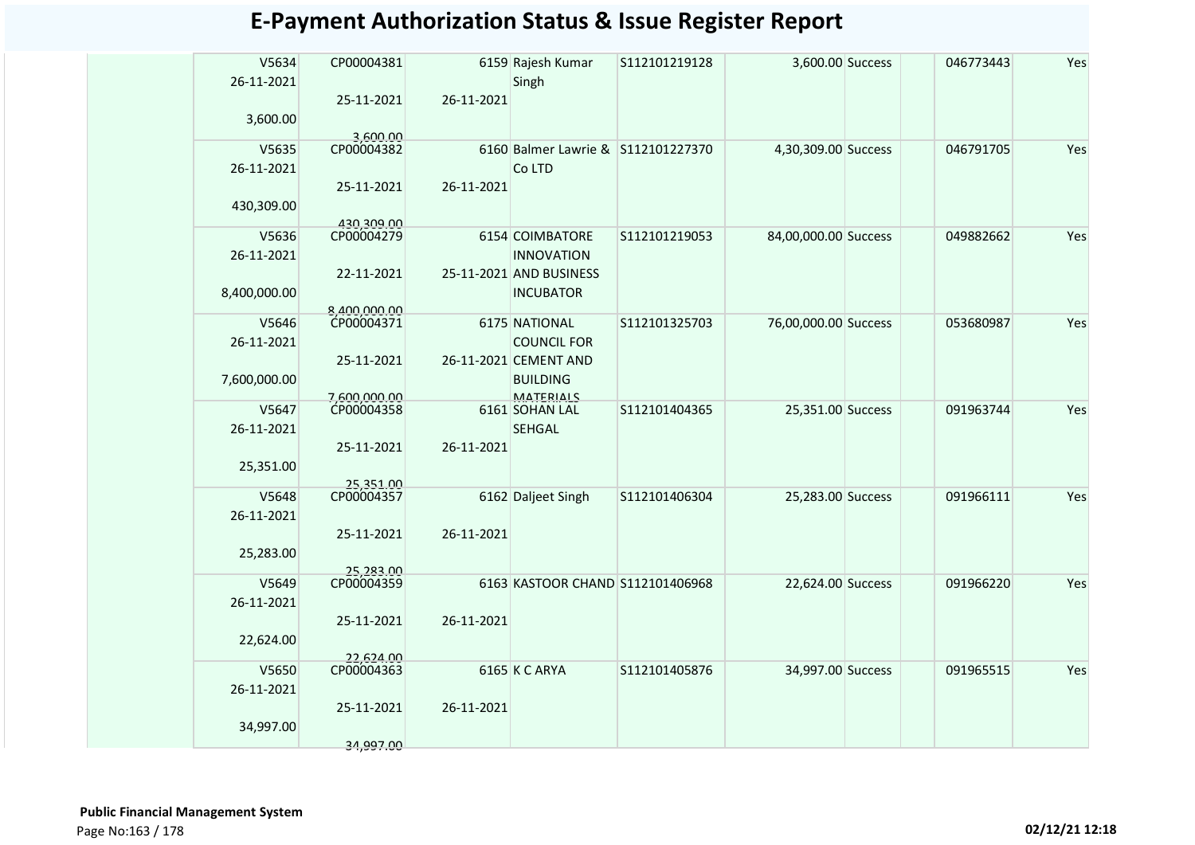# E-Payment Authorization Status & Issue Register Report

| | | | | | | | | | | |
|---|---|---|---|---|---|---|---|---|---|---|
| | V5634 26-11-2021 3,600.00 | CP00004381 25-11-2021 3,600.00 | 6159 26-11-2021 | Rajesh Kumar Singh | S112101219128 | 3,600.00 | Success | | 046773443 | Yes |
| | V5635 26-11-2021 430,309.00 | CP00004382 25-11-2021 430,309.00 | 6160 26-11-2021 | Balmer Lawrie & Co LTD | S112101227370 | 4,30,309.00 | Success | | 046791705 | Yes |
| | V5636 26-11-2021 8,400,000.00 | CP00004279 22-11-2021 8,400,000.00 | 6154 25-11-2021 | COIMBATORE INNOVATION AND BUSINESS INCUBATOR | S112101219053 | 84,00,000.00 | Success | | 049882662 | Yes |
| | V5646 26-11-2021 7,600,000.00 | CP00004371 25-11-2021 7,600,000.00 | 6175 26-11-2021 | NATIONAL COUNCIL FOR CEMENT AND BUILDING MATERIALS | S112101325703 | 76,00,000.00 | Success | | 053680987 | Yes |
| | V5647 26-11-2021 25,351.00 | CP00004358 25-11-2021 25,351.00 | 6161 26-11-2021 | SOHAN LAL SEHGAL | S112101404365 | 25,351.00 | Success | | 091963744 | Yes |
| | V5648 26-11-2021 25,283.00 | CP00004357 25-11-2021 25,283.00 | 6162 26-11-2021 | Daljeet Singh | S112101406304 | 25,283.00 | Success | | 091966111 | Yes |
| | V5649 26-11-2021 22,624.00 | CP00004359 25-11-2021 22,624.00 | 6163 26-11-2021 | KASTOOR CHAND | S112101406968 | 22,624.00 | Success | | 091966220 | Yes |
| | V5650 26-11-2021 34,997.00 | CP00004363 25-11-2021 34,997.00 | 6165 26-11-2021 | K C ARYA | S112101405876 | 34,997.00 | Success | | 091965515 | Yes |

**Public Financial Management System**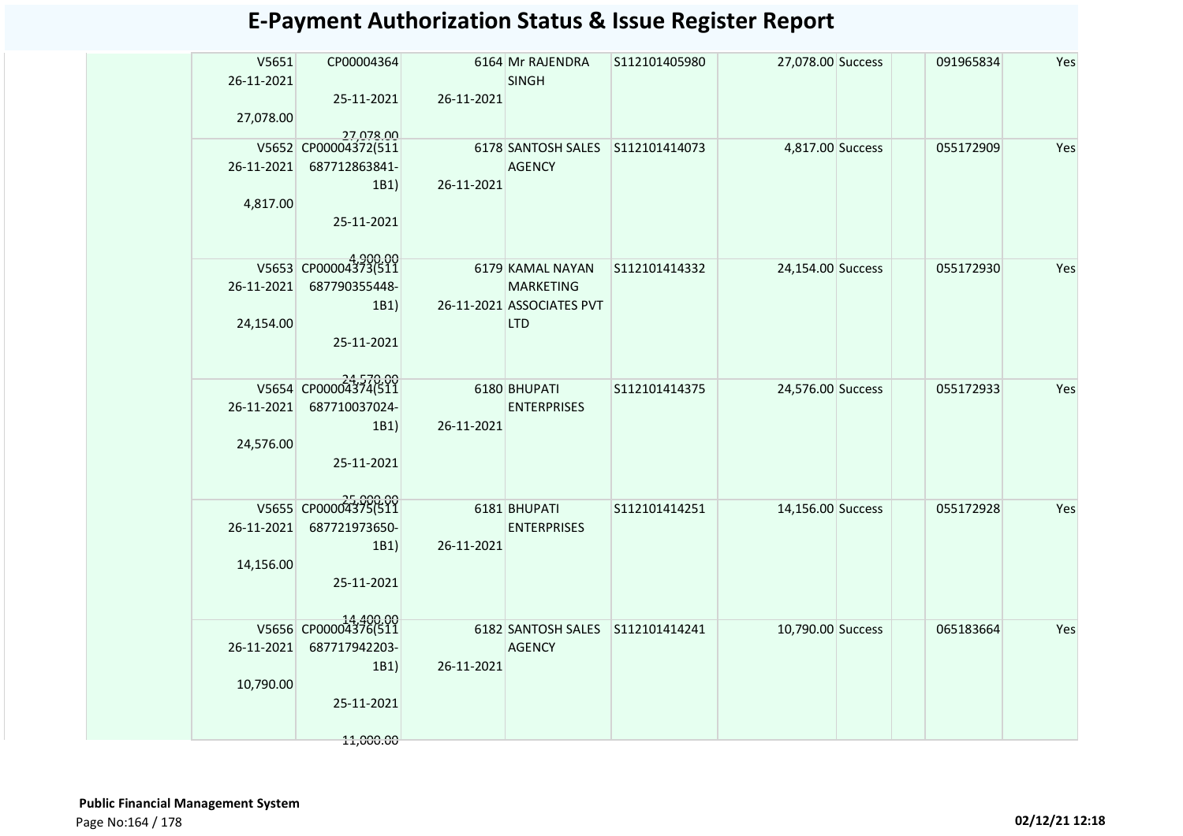# E-Payment Authorization Status & Issue Register Report

| | | | | | | | | | | |
|---|---|---|---|---|---|---|---|---|---|---|
| | V5651 26-11-2021 27,078.00 | CP00004364 25-11-2021 27,078.00 | 6164 26-11-2021 | Mr RAJENDRA SINGH | S112101405980 | 27,078.00 | Success | | 091965834 | Yes |
| | V5652 26-11-2021 4,817.00 | CP00004372(511 687712863841-1B1) 25-11-2021 4,900.00 | 6178 26-11-2021 | SANTOSH SALES AGENCY | S112101414073 | 4,817.00 | Success | | 055172909 | Yes |
| | V5653 26-11-2021 24,154.00 | CP00004373(511 687790355448-1B1) 25-11-2021 24,570.00 | 6179 26-11-2021 | KAMAL NAYAN MARKETING ASSOCIATES PVT LTD | S112101414332 | 24,154.00 | Success | | 055172930 | Yes |
| | V5654 26-11-2021 24,576.00 | CP00004374(511 687710037024-1B1) 25-11-2021 25,000.00 | 6180 26-11-2021 | BHUPATI ENTERPRISES | S112101414375 | 24,576.00 | Success | | 055172933 | Yes |
| | V5655 26-11-2021 14,156.00 | CP00004375(511 687721973650-1B1) 25-11-2021 14,400.00 | 6181 26-11-2021 | BHUPATI ENTERPRISES | S112101414251 | 14,156.00 | Success | | 055172928 | Yes |
| | V5656 26-11-2021 10,790.00 | CP00004376(511 687717942203-1B1) 25-11-2021 11,000.00 | 6182 26-11-2021 | SANTOSH SALES AGENCY | S112101414241 | 10,790.00 | Success | | 065183664 | Yes |

**Public Financial Management System**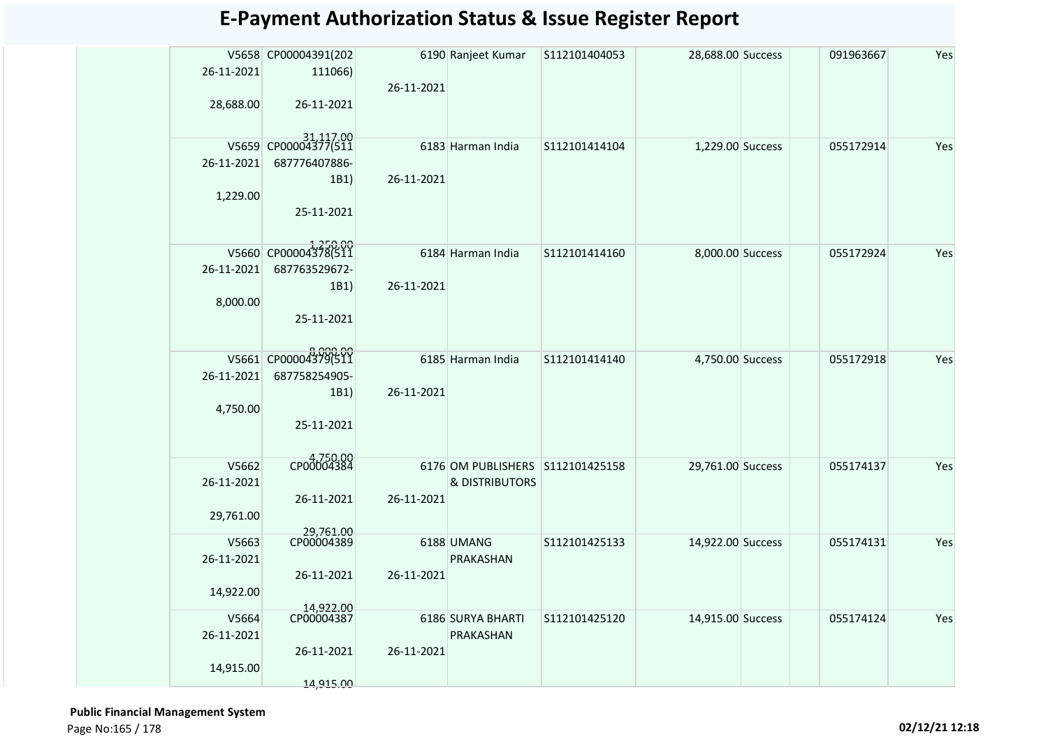# E-Payment Authorization Status & Issue Register Report

| | | | | | | | | | | |
|---|---|---|---|---|---|---|---|---|---|---|
| | V5658 26-11-2021 28,688.00 | CP00004391(202111066) 26-11-2021 31,117.00 | 6190 26-11-2021 | Ranjeet Kumar | S112101404053 | 28,688.00 | Success | | 091963667 | Yes |
| | V5659 26-11-2021 1,229.00 | CP00004377(511687776407886-1B1) 25-11-2021 1,250.00 | 6183 26-11-2021 | Harman India | S112101414104 | 1,229.00 | Success | | 055172914 | Yes |
| | V5660 26-11-2021 8,000.00 | CP00004378(511687763529672-1B1) 25-11-2021 8,000.00 | 6184 26-11-2021 | Harman India | S112101414160 | 8,000.00 | Success | | 055172924 | Yes |
| | V5661 26-11-2021 4,750.00 | CP00004379(511687758254905-1B1) 25-11-2021 4,750.00 | 6185 26-11-2021 | Harman India | S112101414140 | 4,750.00 | Success | | 055172918 | Yes |
| | V5662 26-11-2021 29,761.00 | CP00004384 26-11-2021 29,761.00 | 6176 26-11-2021 | OM PUBLISHERS & DISTRIBUTORS | S112101425158 | 29,761.00 | Success | | 055174137 | Yes |
| | V5663 26-11-2021 14,922.00 | CP00004389 26-11-2021 14,922.00 | 6188 26-11-2021 | UMANG PRAKASHAN | S112101425133 | 14,922.00 | Success | | 055174131 | Yes |
| | V5664 26-11-2021 14,915.00 | CP00004387 26-11-2021 14,915.00 | 6186 26-11-2021 | SURYA BHARTI PRAKASHAN | S112101425120 | 14,915.00 | Success | | 055174124 | Yes |

**Public Financial Management System**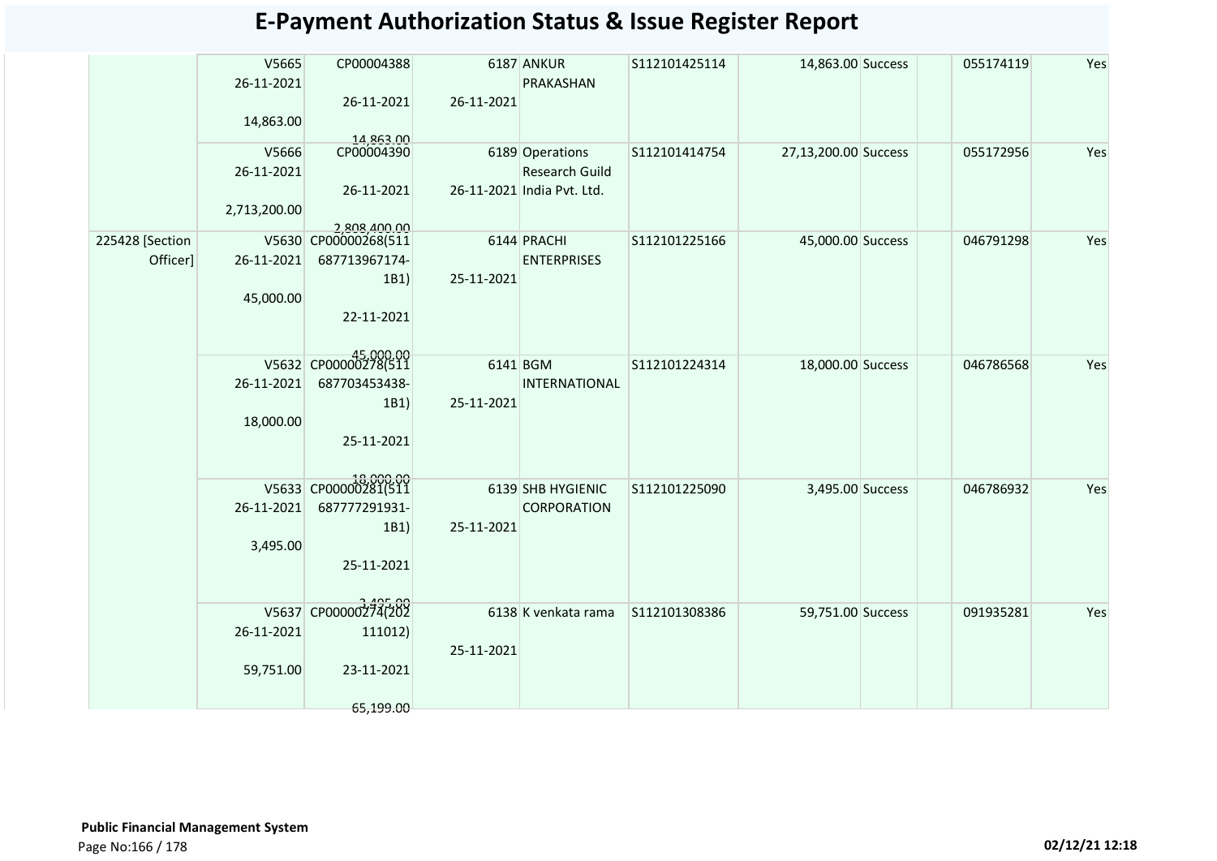# E-Payment Authorization Status & Issue Register Report

| | | | | | | | | | | |
|---|---|---|---|---|---|---|---|---|---|---|
| | V5665 26-11-2021 14,863.00 | CP00004388 26-11-2021 14,863.00 | 6187 26-11-2021 | ANKUR PRAKASHAN | S112101425114 | 14,863.00 | Success | | 055174119 | Yes |
| | V5666 26-11-2021 2,713,200.00 | CP00004390 26-11-2021 2,808,400.00 | 6189 26-11-2021 | Operations Research Guild India Pvt. Ltd. | S112101414754 | 27,13,200.00 | Success | | 055172956 | Yes |
| 225428 [Section Officer] | V5630 26-11-2021 45,000.00 | CP00000268(511 687713967174-1B1) 22-11-2021 45,000.00 | 6144 25-11-2021 | PRACHI ENTERPRISES | S112101225166 | 45,000.00 | Success | | 046791298 | Yes |
| | V5632 26-11-2021 18,000.00 | CP00000278(511 687703453438-1B1) 25-11-2021 18,000.00 | 6141 25-11-2021 | BGM INTERNATIONAL | S112101224314 | 18,000.00 | Success | | 046786568 | Yes |
| | V5633 26-11-2021 3,495.00 | CP00000281(511 687777291931-1B1) 25-11-2021 3,495.00 | 6139 25-11-2021 | SHB HYGIENIC CORPORATION | S112101225090 | 3,495.00 | Success | | 046786932 | Yes |
| | V5637 26-11-2021 59,751.00 | CP00000274(202 111012) 23-11-2021 65,199.00 | 6138 25-11-2021 | K venkata rama | S112101308386 | 59,751.00 | Success | | 091935281 | Yes |

**Public Financial Management System**

02/12/21 12:18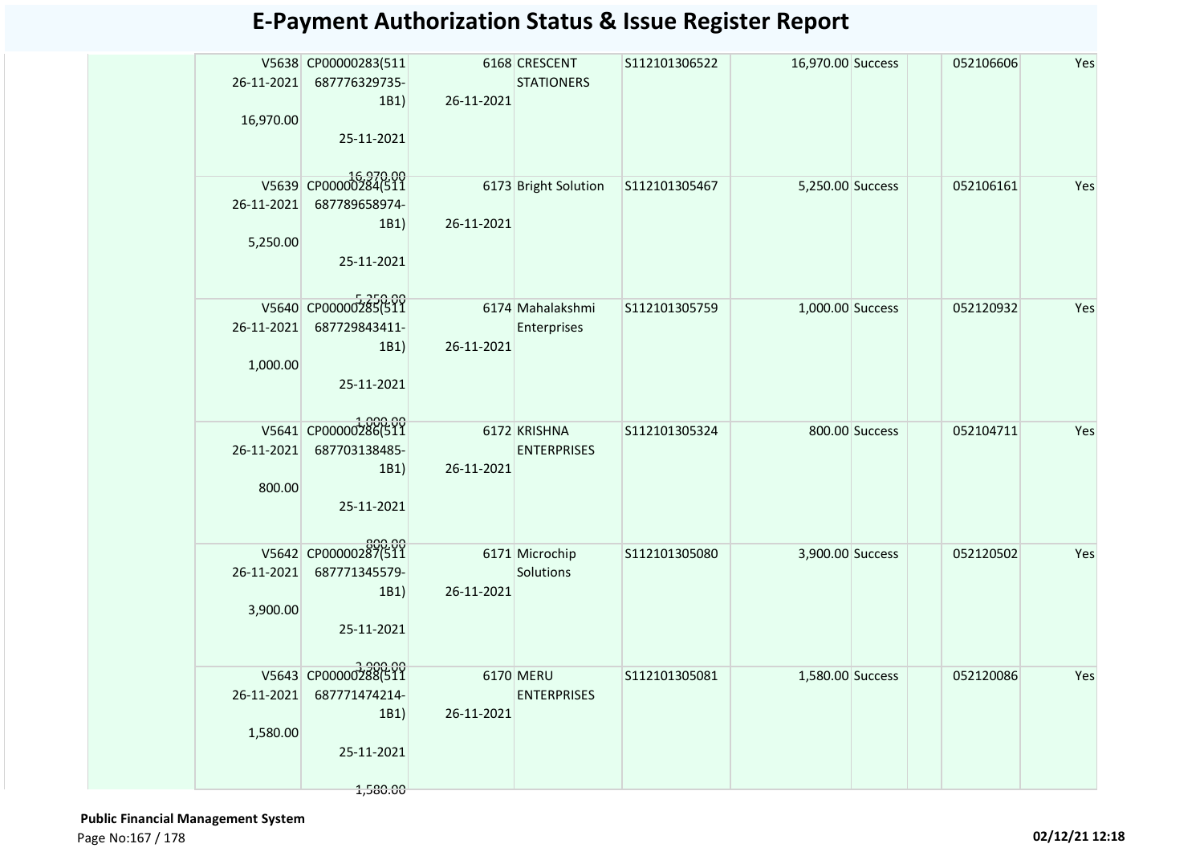# E-Payment Authorization Status & Issue Register Report

| | | | | | | | | | | |
|---|---|---|---|---|---|---|---|---|---|---|
| | V5638 26-11-2021 16,970.00 | CP00000283(511 687776329735-1B1) 25-11-2021 16,970.00 | 6168 26-11-2021 | CRESCENT STATIONERS | S112101306522 | 16,970.00 | Success | | 052106606 | Yes |
| | V5639 26-11-2021 5,250.00 | CP00000284(511 687789658974-1B1) 25-11-2021 5,250.00 | 6173 26-11-2021 | Bright Solution | S112101305467 | 5,250.00 | Success | | 052106161 | Yes |
| | V5640 26-11-2021 1,000.00 | CP00000285(511 687729843411-1B1) 25-11-2021 1,000.00 | 6174 26-11-2021 | Mahalakshmi Enterprises | S112101305759 | 1,000.00 | Success | | 052120932 | Yes |
| | V5641 26-11-2021 800.00 | CP00000286(511 687703138485-1B1) 25-11-2021 800.00 | 6172 26-11-2021 | KRISHNA ENTERPRISES | S112101305324 | 800.00 | Success | | 052104711 | Yes |
| | V5642 26-11-2021 3,900.00 | CP00000287(511 687771345579-1B1) 25-11-2021 3,900.00 | 6171 26-11-2021 | Microchip Solutions | S112101305080 | 3,900.00 | Success | | 052120502 | Yes |
| | V5643 26-11-2021 1,580.00 | CP00000288(511 687771474214-1B1) 25-11-2021 1,580.00 | 6170 26-11-2021 | MERU ENTERPRISES | S112101305081 | 1,580.00 | Success | | 052120086 | Yes |

**Public Financial Management System**

02/12/21 12:18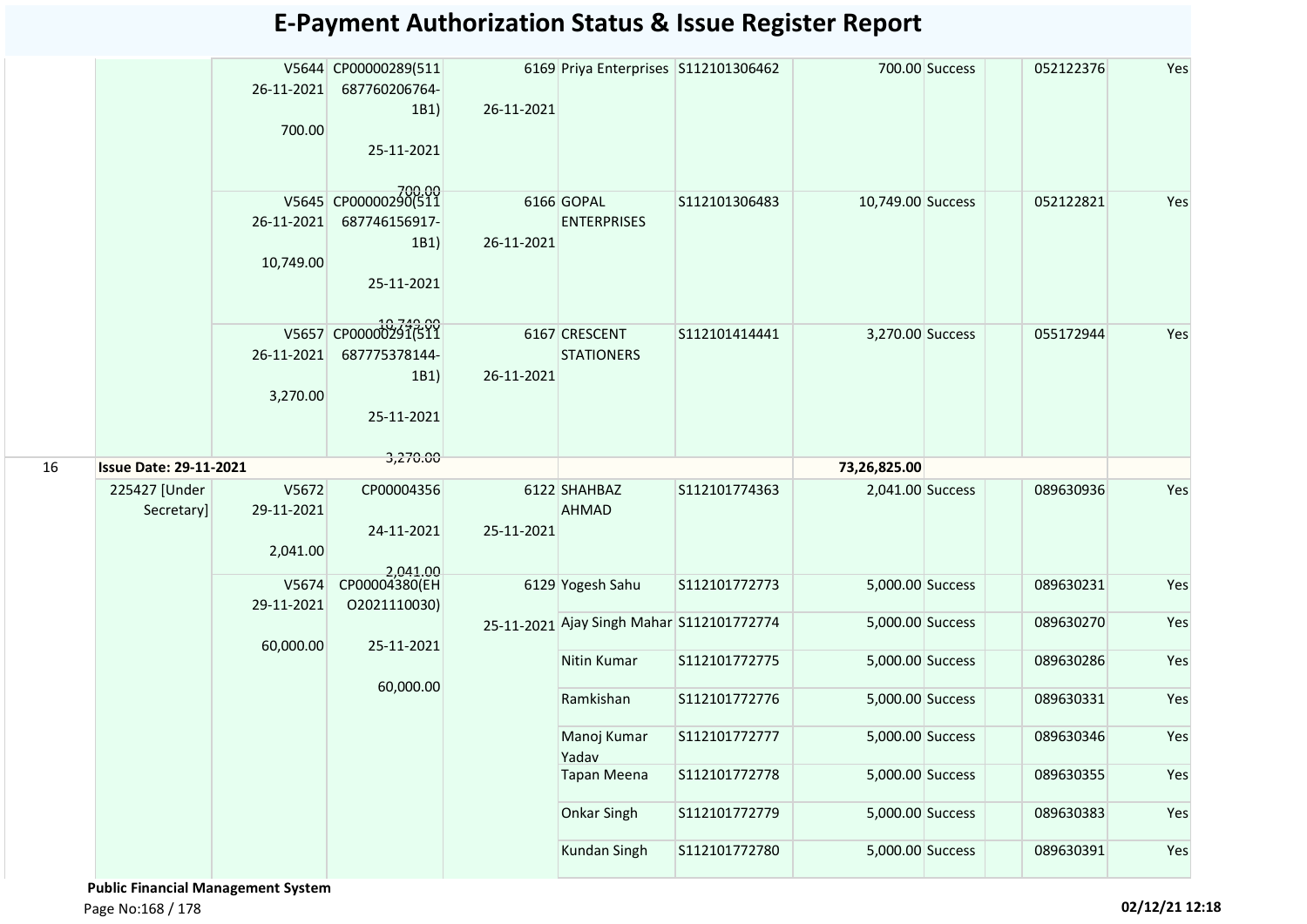# E-Payment Authorization Status & Issue Register Report

| | | | | | | | | | | | |
|---|---|---|---|---|---|---|---|---|---|---|---|
| | | V5644 26-11-2021 700.00 | CP00000289(511 687760206764-1B1) 25-11-2021 700.00 | 6169 26-11-2021 | Priya Enterprises | S112101306462 | 700.00 | Success | | 052122376 | Yes |
| | | V5645 26-11-2021 10,749.00 | CP00000290(511 687746156917-1B1) 25-11-2021 10,749.00 | 6166 26-11-2021 | GOPAL ENTERPRISES | S112101306483 | 10,749.00 | Success | | 052122821 | Yes |
| | | V5657 26-11-2021 3,270.00 | CP00000291(511 687775378144-1B1) 25-11-2021 3,270.00 | 6167 26-11-2021 | CRESCENT STATIONERS | S112101414441 | 3,270.00 | Success | | 055172944 | Yes |
| 16 | **Issue Date: 29-11-2021** | | | | | | **73,26,825.00** | | | | |
| | 225427 [Under Secretary] | V5672 29-11-2021 2,041.00 | CP00004356 24-11-2021 2,041.00 | 6122 25-11-2021 | SHAHBAZ AHMAD | S112101774363 | 2,041.00 | Success | | 089630936 | Yes |
| | | V5674 29-11-2021 60,000.00 | CP00004380(EH O2021110030) 25-11-2021 60,000.00 | 6129 25-11-2021 | Yogesh Sahu | S112101772773 | 5,000.00 | Success | | 089630231 | Yes |
| | | | | | Ajay Singh Mahar | S112101772774 | 5,000.00 | Success | | 089630270 | Yes |
| | | | | | Nitin Kumar | S112101772775 | 5,000.00 | Success | | 089630286 | Yes |
| | | | | | Ramkishan | S112101772776 | 5,000.00 | Success | | 089630331 | Yes |
| | | | | | Manoj Kumar Yadav | S112101772777 | 5,000.00 | Success | | 089630346 | Yes |
| | | | | | Tapan Meena | S112101772778 | 5,000.00 | Success | | 089630355 | Yes |
| | | | | | Onkar Singh | S112101772779 | 5,000.00 | Success | | 089630383 | Yes |
| | | | | | Kundan Singh | S112101772780 | 5,000.00 | Success | | 089630391 | Yes |

**Public Financial Management System**

02/12/21 12:18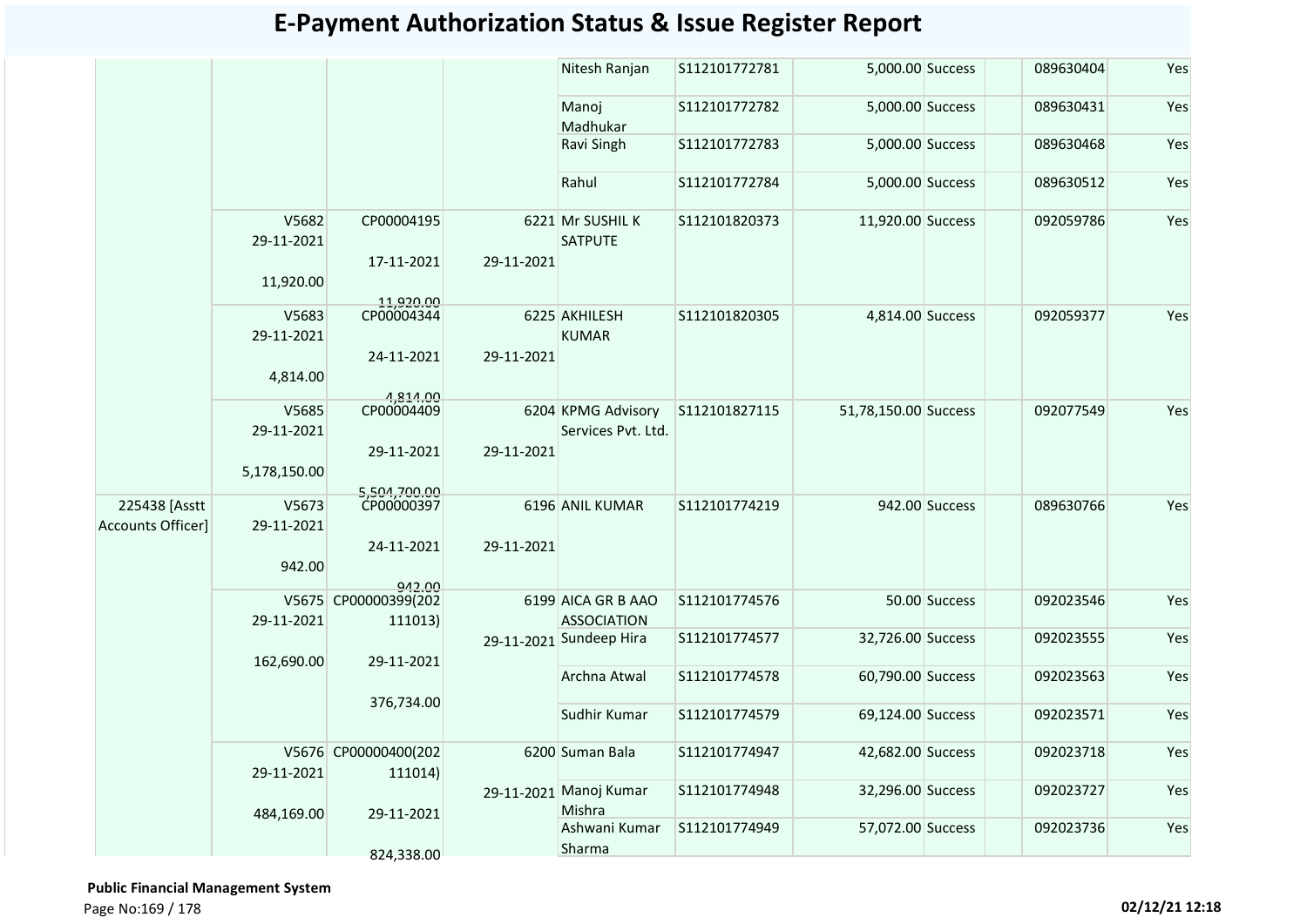# E-Payment Authorization Status & Issue Register Report

| | | | | | | | | | | |
|---|---|---|---|---|---|---|---|---|---|---|
| | | | | Nitesh Ranjan | S112101772781 | 5,000.00 | Success | | 089630404 | Yes |
| | | | | Manoj Madhukar | S112101772782 | 5,000.00 | Success | | 089630431 | Yes |
| | | | | Ravi Singh | S112101772783 | 5,000.00 | Success | | 089630468 | Yes |
| | | | | Rahul | S112101772784 | 5,000.00 | Success | | 089630512 | Yes |
| | V5682 29-11-2021 11,920.00 | CP00004195 17-11-2021 11,920.00 | 6221 29-11-2021 | Mr SUSHIL K SATPUTE | S112101820373 | 11,920.00 | Success | | 092059786 | Yes |
| | V5683 29-11-2021 4,814.00 | CP00004344 24-11-2021 4,814.00 | 6225 29-11-2021 | AKHILESH KUMAR | S112101820305 | 4,814.00 | Success | | 092059377 | Yes |
| | V5685 29-11-2021 5,178,150.00 | CP00004409 29-11-2021 5,504,700.00 | 6204 29-11-2021 | KPMG Advisory Services Pvt. Ltd. | S112101827115 | 51,78,150.00 | Success | | 092077549 | Yes |
| 225438 [Asstt Accounts Officer] | V5673 29-11-2021 942.00 | CP00000397 24-11-2021 942.00 | 6196 29-11-2021 | ANIL KUMAR | S112101774219 | 942.00 | Success | | 089630766 | Yes |
| | V5675 29-11-2021 162,690.00 | CP00000399(202111013) 29-11-2021 376,734.00 | 6199 29-11-2021 | AICA GR B AAO ASSOCIATION | S112101774576 | 50.00 | Success | | 092023546 | Yes |
| | | | | Sundeep Hira | S112101774577 | 32,726.00 | Success | | 092023555 | Yes |
| | | | | Archna Atwal | S112101774578 | 60,790.00 | Success | | 092023563 | Yes |
| | | | | Sudhir Kumar | S112101774579 | 69,124.00 | Success | | 092023571 | Yes |
| | V5676 29-11-2021 484,169.00 | CP00000400(202111014) 29-11-2021 824,338.00 | 6200 29-11-2021 | Suman Bala | S112101774947 | 42,682.00 | Success | | 092023718 | Yes |
| | | | | Manoj Kumar Mishra | S112101774948 | 32,296.00 | Success | | 092023727 | Yes |
| | | | | Ashwani Kumar Sharma | S112101774949 | 57,072.00 | Success | | 092023736 | Yes |

**Public Financial Management System**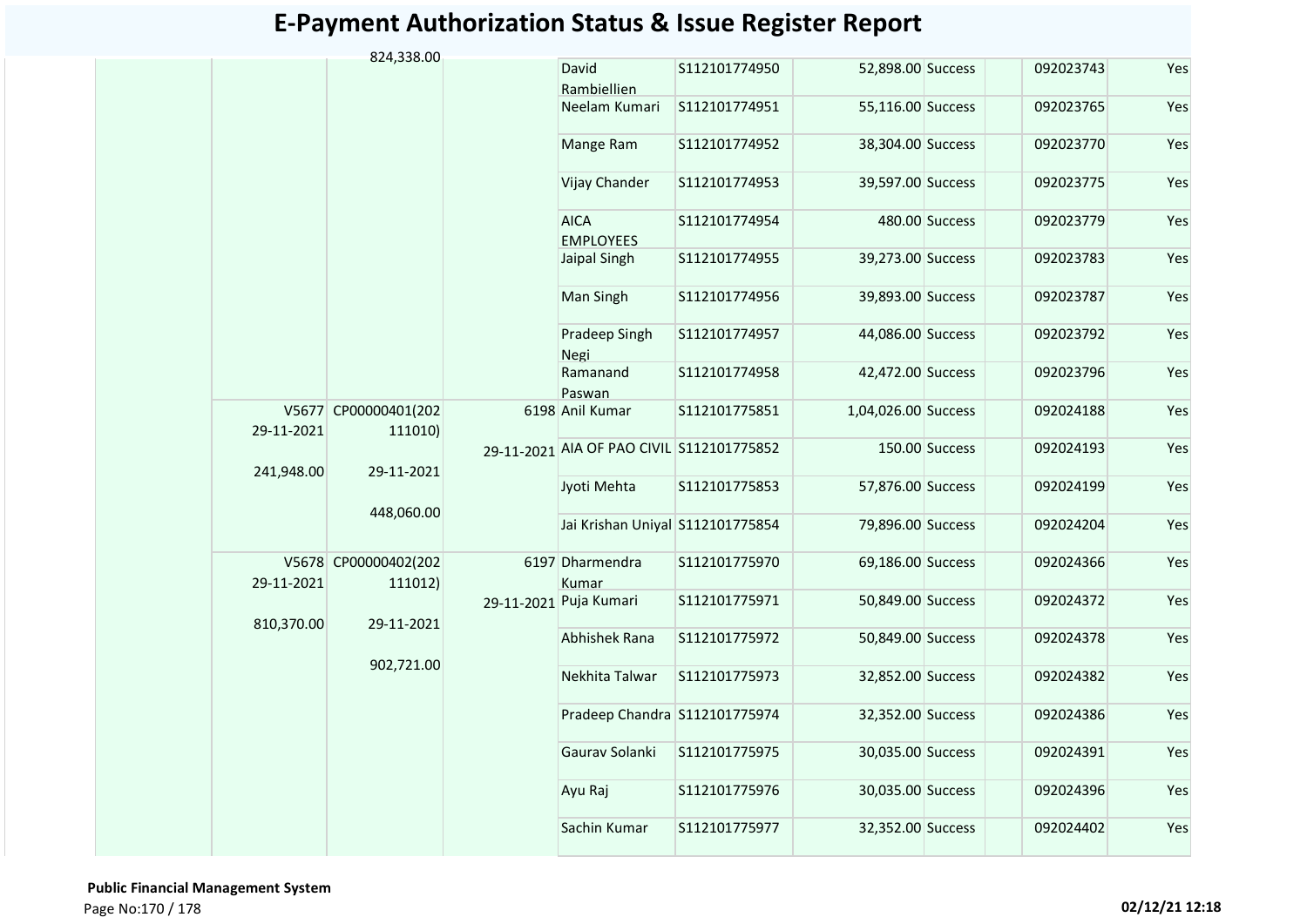# E-Payment Authorization Status & Issue Register Report

| | | | | | | | | | | |
|---|---|---|---|---|---|---|---|---|---|---|
| | | 824,338.00 | | David Rambiellien | S112101774950 | 52,898.00 | Success | | 092023743 | Yes |
| | | | | Neelam Kumari | S112101774951 | 55,116.00 | Success | | 092023765 | Yes |
| | | | | Mange Ram | S112101774952 | 38,304.00 | Success | | 092023770 | Yes |
| | | | | Vijay Chander | S112101774953 | 39,597.00 | Success | | 092023775 | Yes |
| | | | | AICA EMPLOYEES | S112101774954 | 480.00 | Success | | 092023779 | Yes |
| | | | | Jaipal Singh | S112101774955 | 39,273.00 | Success | | 092023783 | Yes |
| | | | | Man Singh | S112101774956 | 39,893.00 | Success | | 092023787 | Yes |
| | | | | Pradeep Singh Negi | S112101774957 | 44,086.00 | Success | | 092023792 | Yes |
| | | | | Ramanand Paswan | S112101774958 | 42,472.00 | Success | | 092023796 | Yes |
| | V5677 29-11-2021 241,948.00 | CP00000401(202111010) 29-11-2021 448,060.00 | 6198 29-11-2021 | Anil Kumar | S112101775851 | 1,04,026.00 | Success | | 092024188 | Yes |
| | | | | AIA OF PAO CIVIL | S112101775852 | 150.00 | Success | | 092024193 | Yes |
| | | | | Jyoti Mehta | S112101775853 | 57,876.00 | Success | | 092024199 | Yes |
| | | | | Jai Krishan Uniyal | S112101775854 | 79,896.00 | Success | | 092024204 | Yes |
| | V5678 29-11-2021 810,370.00 | CP00000402(202111012) 29-11-2021 902,721.00 | 6197 29-11-2021 | Dharmendra Kumar | S112101775970 | 69,186.00 | Success | | 092024366 | Yes |
| | | | | Puja Kumari | S112101775971 | 50,849.00 | Success | | 092024372 | Yes |
| | | | | Abhishek Rana | S112101775972 | 50,849.00 | Success | | 092024378 | Yes |
| | | | | Nekhita Talwar | S112101775973 | 32,852.00 | Success | | 092024382 | Yes |
| | | | | Pradeep Chandra | S112101775974 | 32,352.00 | Success | | 092024386 | Yes |
| | | | | Gaurav Solanki | S112101775975 | 30,035.00 | Success | | 092024391 | Yes |
| | | | | Ayu Raj | S112101775976 | 30,035.00 | Success | | 092024396 | Yes |
| | | | | Sachin Kumar | S112101775977 | 32,352.00 | Success | | 092024402 | Yes |

**Public Financial Management System**

02/12/21 12:18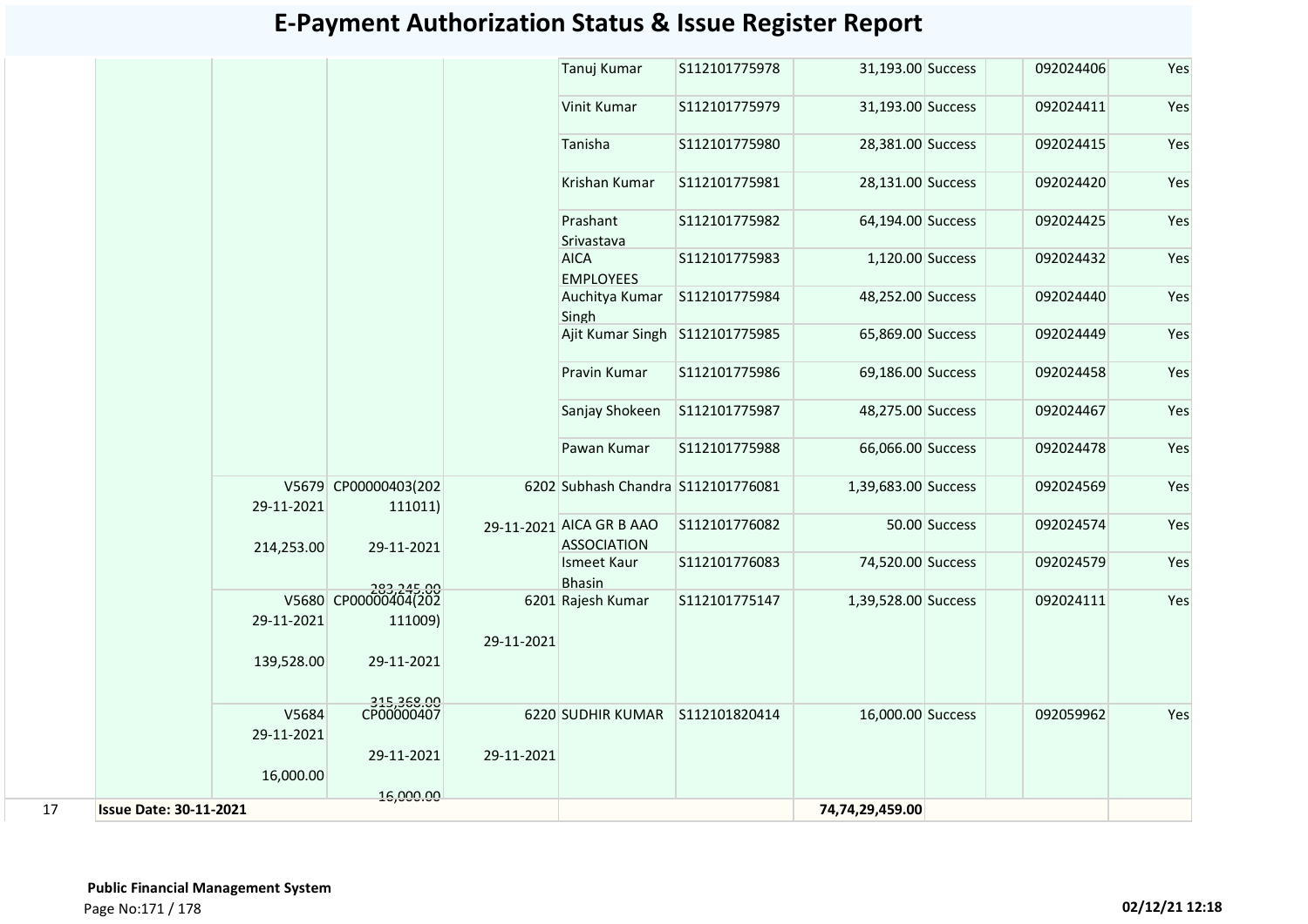# E-Payment Authorization Status & Issue Register Report

| | | | | | | | | | | | |
|---|---|---|---|---|---|---|---|---|---|---|---|
| | | | | | Tanuj Kumar | S112101775978 | 31,193.00 | Success | | 092024406 | Yes |
| | | | | | Vinit Kumar | S112101775979 | 31,193.00 | Success | | 092024411 | Yes |
| | | | | | Tanisha | S112101775980 | 28,381.00 | Success | | 092024415 | Yes |
| | | | | | Krishan Kumar | S112101775981 | 28,131.00 | Success | | 092024420 | Yes |
| | | | | | Prashant Srivastava | S112101775982 | 64,194.00 | Success | | 092024425 | Yes |
| | | | | | AICA EMPLOYEES | S112101775983 | 1,120.00 | Success | | 092024432 | Yes |
| | | | | | Auchitya Kumar Singh | S112101775984 | 48,252.00 | Success | | 092024440 | Yes |
| | | | | | Ajit Kumar Singh | S112101775985 | 65,869.00 | Success | | 092024449 | Yes |
| | | | | | Pravin Kumar | S112101775986 | 69,186.00 | Success | | 092024458 | Yes |
| | | | | | Sanjay Shokeen | S112101775987 | 48,275.00 | Success | | 092024467 | Yes |
| | | | | | Pawan Kumar | S112101775988 | 66,066.00 | Success | | 092024478 | Yes |
| | | V5679 29-11-2021 214,253.00 | CP00000403(202111011) 29-11-2021 283,245.00 | 6202 29-11-2021 | Subhash Chandra | S112101776081 | 1,39,683.00 | Success | | 092024569 | Yes |
| | | | | | AICA GR B AAO ASSOCIATION | S112101776082 | 50.00 | Success | | 092024574 | Yes |
| | | | | | Ismeet Kaur Bhasin | S112101776083 | 74,520.00 | Success | | 092024579 | Yes |
| | | V5680 29-11-2021 139,528.00 | CP00000404(202111009) 29-11-2021 315,368.00 | 6201 29-11-2021 | Rajesh Kumar | S112101775147 | 1,39,528.00 | Success | | 092024111 | Yes |
| | | V5684 29-11-2021 16,000.00 | CP00000407 29-11-2021 16,000.00 | 6220 29-11-2021 | SUDHIR KUMAR | S112101820414 | 16,000.00 | Success | | 092059962 | Yes |
| 17 | **Issue Date: 30-11-2021** | | | | | | **74,74,29,459.00** | | | | |

**Public Financial Management System**

**02/12/21 12:18**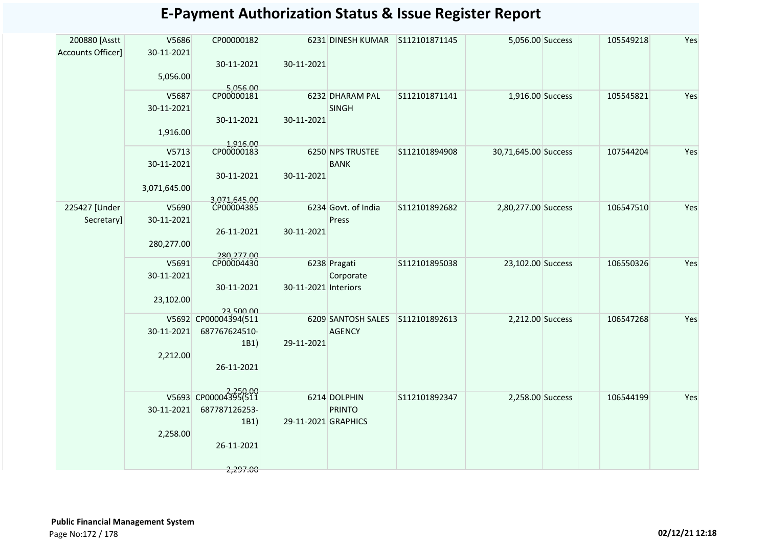# E-Payment Authorization Status & Issue Register Report

| | | | | | | | | | | | |
|---|---|---|---|---|---|---|---|---|---|---|---|
| 200880 [Asstt Accounts Officer] | V5686 30-11-2021 5,056.00 | CP00000182 30-11-2021 5,056.00 | 30-11-2021 | 6231 DINESH KUMAR | S112101871145 | 5,056.00 | Success | | | 105549218 | Yes |
| | V5687 30-11-2021 1,916.00 | CP00000181 30-11-2021 1,916.00 | 30-11-2021 | 6232 DHARAM PAL SINGH | S112101871141 | 1,916.00 | Success | | | 105545821 | Yes |
| | V5713 30-11-2021 3,071,645.00 | CP00000183 30-11-2021 3,071,645.00 | 30-11-2021 | 6250 NPS TRUSTEE BANK | S112101894908 | 30,71,645.00 | Success | | | 107544204 | Yes |
| 225427 [Under Secretary] | V5690 30-11-2021 280,277.00 | CP00004385 26-11-2021 280,277.00 | 30-11-2021 | 6234 Govt. of India Press | S112101892682 | 2,80,277.00 | Success | | | 106547510 | Yes |
| | V5691 30-11-2021 23,102.00 | CP00004430 30-11-2021 23,500.00 | 30-11-2021 | 6238 Pragati Corporate Interiors | S112101895038 | 23,102.00 | Success | | | 106550326 | Yes |
| | V5692 30-11-2021 2,212.00 | CP00004394(511687767624510-1B1) 26-11-2021 2,250.00 | 29-11-2021 | 6209 SANTOSH SALES AGENCY | S112101892613 | 2,212.00 | Success | | | 106547268 | Yes |
| | V5693 30-11-2021 2,258.00 | CP00004395(511687787126253-1B1) 26-11-2021 2,297.00 | 29-11-2021 | 6214 DOLPHIN PRINTO GRAPHICS | S112101892347 | 2,258.00 | Success | | | 106544199 | Yes |

**Public Financial Management System**

02/12/21 12:18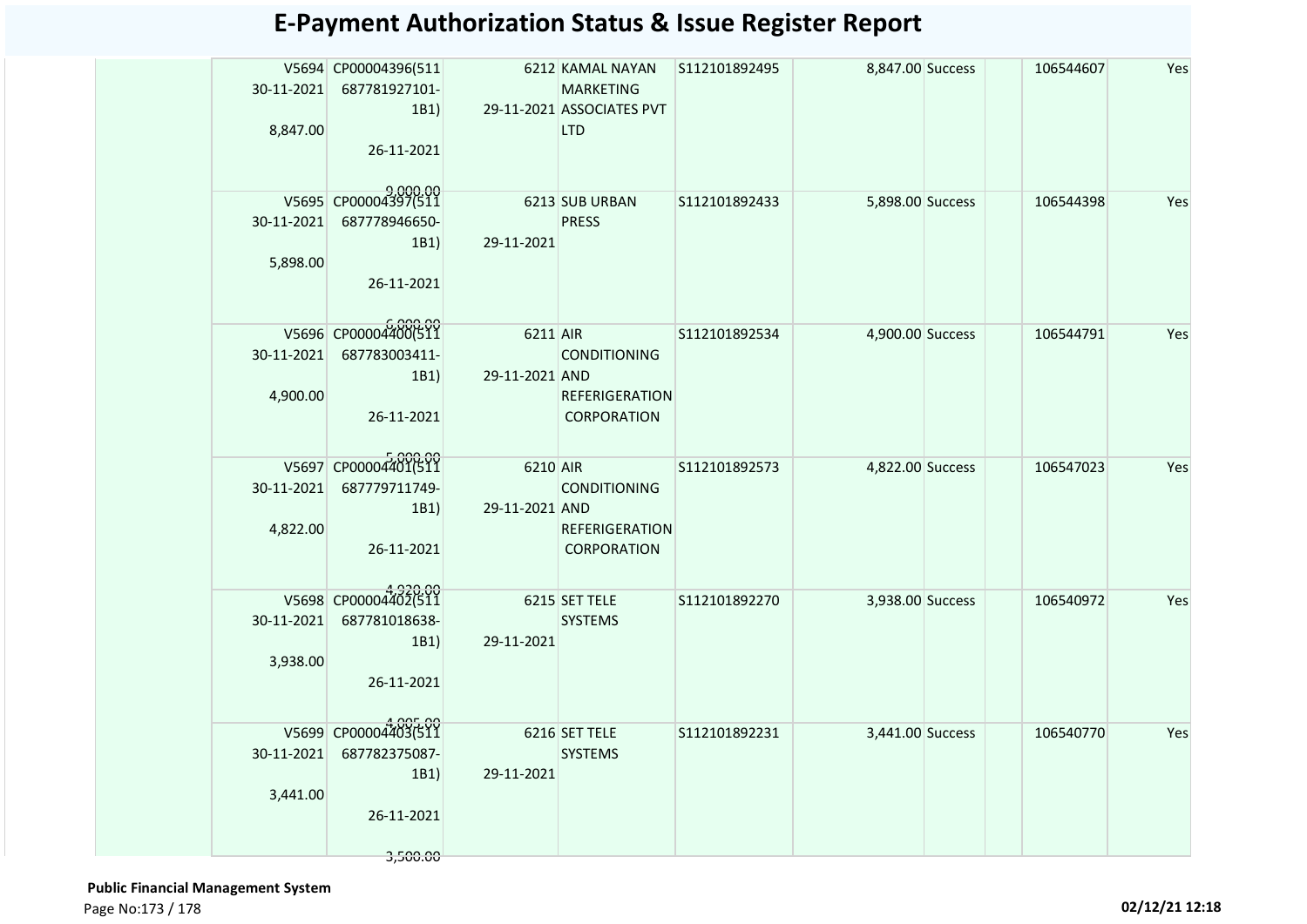# E-Payment Authorization Status & Issue Register Report

| | | | | | | | | | | |
|---|---|---|---|---|---|---|---|---|---|---|
| | V5694 30-11-2021 8,847.00 | CP00004396(511 687781927101-1B1) 26-11-2021 9,000.00 | 6212 29-11-2021 | KAMAL NAYAN MARKETING ASSOCIATES PVT LTD | S112101892495 | 8,847.00 | Success | | 106544607 | Yes |
| | V5695 30-11-2021 5,898.00 | CP00004397(511 687778946650-1B1) 26-11-2021 6,000.00 | 6213 29-11-2021 | SUB URBAN PRESS | S112101892433 | 5,898.00 | Success | | 106544398 | Yes |
| | V5696 30-11-2021 4,900.00 | CP00004400(511 687783003411-1B1) 26-11-2021 5,000.00 | 6211 29-11-2021 | AIR CONDITIONING AND REFERIGERATION CORPORATION | S112101892534 | 4,900.00 | Success | | 106544791 | Yes |
| | V5697 30-11-2021 4,822.00 | CP00004401(511 687779711749-1B1) 26-11-2021 4,920.00 | 6210 29-11-2021 | AIR CONDITIONING AND REFERIGERATION CORPORATION | S112101892573 | 4,822.00 | Success | | 106547023 | Yes |
| | V5698 30-11-2021 3,938.00 | CP00004402(511 687781018638-1B1) 26-11-2021 4,005.00 | 6215 29-11-2021 | SET TELE SYSTEMS | S112101892270 | 3,938.00 | Success | | 106540972 | Yes |
| | V5699 30-11-2021 3,441.00 | CP00004403(511 687782375087-1B1) 26-11-2021 3,500.00 | 6216 29-11-2021 | SET TELE SYSTEMS | S112101892231 | 3,441.00 | Success | | 106540770 | Yes |

**Public Financial Management System**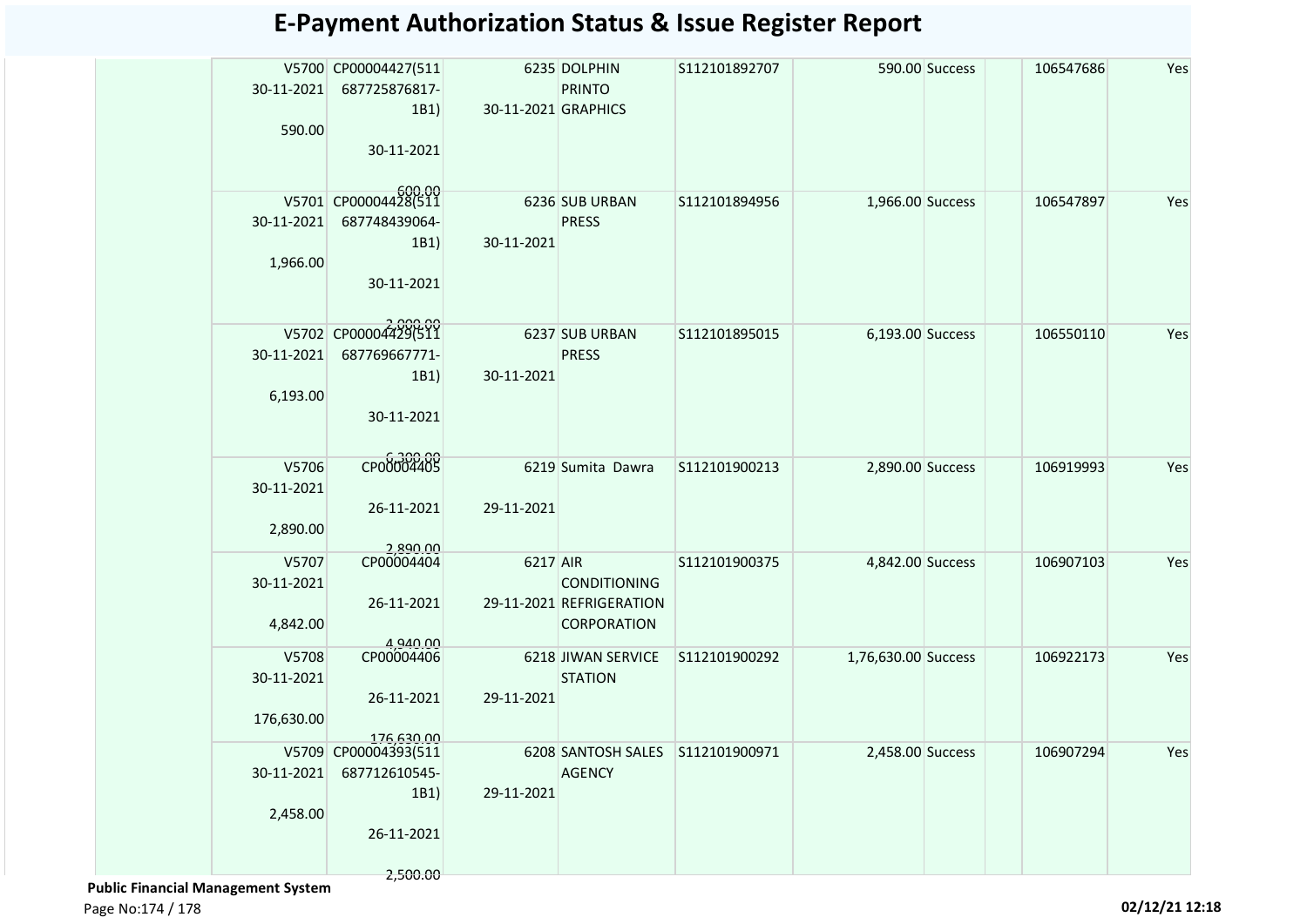# E-Payment Authorization Status & Issue Register Report

| | | | | | | | | | | |
|---|---|---|---|---|---|---|---|---|---|---|
| | V5700 30-11-2021 590.00 | CP00004427(511 687725876817-1B1) 30-11-2021 600.00 | 6235 30-11-2021 | DOLPHIN PRINTO GRAPHICS | S112101892707 | 590.00 | Success | | 106547686 | Yes |
| | V5701 30-11-2021 1,966.00 | CP00004428(511 687748439064-1B1) 30-11-2021 2,000.00 | 6236 30-11-2021 | SUB URBAN PRESS | S112101894956 | 1,966.00 | Success | | 106547897 | Yes |
| | V5702 30-11-2021 6,193.00 | CP00004429(511 687769667771-1B1) 30-11-2021 6,300.00 | 6237 30-11-2021 | SUB URBAN PRESS | S112101895015 | 6,193.00 | Success | | 106550110 | Yes |
| | V5706 30-11-2021 2,890.00 | CP00004405 26-11-2021 2,890.00 | 6219 29-11-2021 | Sumita Dawra | S112101900213 | 2,890.00 | Success | | 106919993 | Yes |
| | V5707 30-11-2021 4,842.00 | CP00004404 26-11-2021 4,940.00 | 6217 29-11-2021 | AIR CONDITIONING REFRIGERATION CORPORATION | S112101900375 | 4,842.00 | Success | | 106907103 | Yes |
| | V5708 30-11-2021 176,630.00 | CP00004406 26-11-2021 176,630.00 | 6218 29-11-2021 | JIWAN SERVICE STATION | S112101900292 | 1,76,630.00 | Success | | 106922173 | Yes |
| | V5709 30-11-2021 2,458.00 | CP00004393(511 687712610545-1B1) 26-11-2021 2,500.00 | 6208 29-11-2021 | SANTOSH SALES AGENCY | S112101900971 | 2,458.00 | Success | | 106907294 | Yes |

**Public Financial Management System**

02/12/21 12:18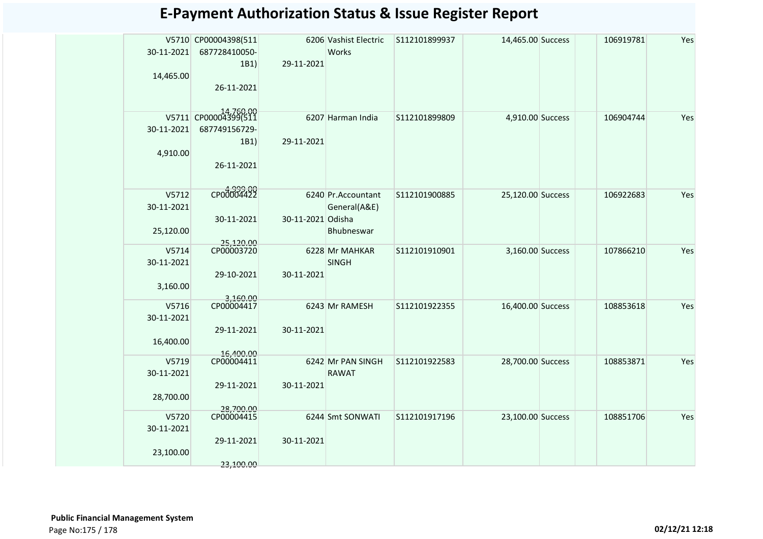# E-Payment Authorization Status & Issue Register Report

| | | | | | | | | | | |
|---|---|---|---|---|---|---|---|---|---|---|
| | V5710<br>30-11-2021<br>14,465.00 | CP00004398(511687728410050-1B1)<br>26-11-2021<br>14,760.00 | 6206<br>29-11-2021 | Vashist Electric Works | S112101899937 | 14,465.00 | Success | | 106919781 | Yes |
| | V5711<br>30-11-2021<br>4,910.00 | CP00004399(511687749156729-1B1)<br>26-11-2021<br>4,999.00 | 6207<br>29-11-2021 | Harman India | S112101899809 | 4,910.00 | Success | | 106904744 | Yes |
| | V5712<br>30-11-2021<br>25,120.00 | CP00004422<br>30-11-2021<br>25,120.00 | 6240<br>30-11-2021 | Pr.Accountant General(A&E) Odisha Bhubneswar | S112101900885 | 25,120.00 | Success | | 106922683 | Yes |
| | V5714<br>30-11-2021<br>3,160.00 | CP00003720<br>29-10-2021<br>3,160.00 | 6228<br>30-11-2021 | Mr MAHKAR SINGH | S112101910901 | 3,160.00 | Success | | 107866210 | Yes |
| | V5716<br>30-11-2021<br>16,400.00 | CP00004417<br>29-11-2021<br>16,400.00 | 6243<br>30-11-2021 | Mr RAMESH | S112101922355 | 16,400.00 | Success | | 108853618 | Yes |
| | V5719<br>30-11-2021<br>28,700.00 | CP00004411<br>29-11-2021<br>28,700.00 | 6242<br>30-11-2021 | Mr PAN SINGH RAWAT | S112101922583 | 28,700.00 | Success | | 108853871 | Yes |
| | V5720<br>30-11-2021<br>23,100.00 | CP00004415<br>29-11-2021<br>23,100.00 | 6244<br>30-11-2021 | Smt SONWATI | S112101917196 | 23,100.00 | Success | | 108851706 | Yes |

**Public Financial Management System**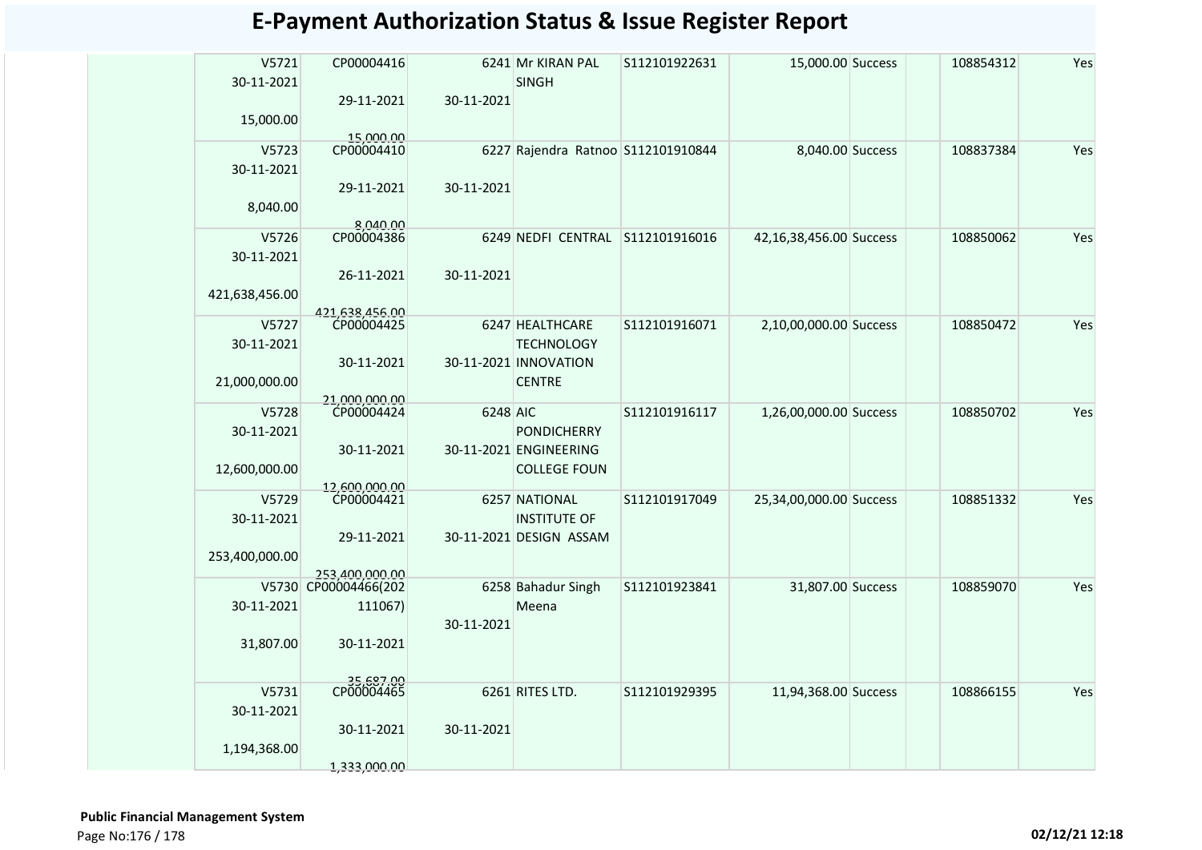# E-Payment Authorization Status & Issue Register Report

| | | | | | | | | | | |
|---|---|---|---|---|---|---|---|---|---|---|
| | V5721 30-11-2021 15,000.00 | CP00004416 29-11-2021 15,000.00 | 6241 30-11-2021 | Mr KIRAN PAL SINGH | S112101922631 | 15,000.00 | Success | | 108854312 | Yes |
| | V5723 30-11-2021 8,040.00 | CP00004410 29-11-2021 8,040.00 | 6227 30-11-2021 | Rajendra Ratnoo | S112101910844 | 8,040.00 | Success | | 108837384 | Yes |
| | V5726 30-11-2021 421,638,456.00 | CP00004386 26-11-2021 421,638,456.00 | 6249 30-11-2021 | NEDFI CENTRAL | S112101916016 | 42,16,38,456.00 | Success | | 108850062 | Yes |
| | V5727 30-11-2021 21,000,000.00 | CP00004425 30-11-2021 21,000,000.00 | 6247 30-11-2021 | HEALTHCARE TECHNOLOGY INNOVATION CENTRE | S112101916071 | 2,10,00,000.00 | Success | | 108850472 | Yes |
| | V5728 30-11-2021 12,600,000.00 | CP00004424 30-11-2021 12,600,000.00 | 6248 30-11-2021 | AIC PONDICHERRY ENGINEERING COLLEGE FOUN | S112101916117 | 1,26,00,000.00 | Success | | 108850702 | Yes |
| | V5729 30-11-2021 253,400,000.00 | CP00004421 29-11-2021 253,400,000.00 | 6257 30-11-2021 | NATIONAL INSTITUTE OF DESIGN ASSAM | S112101917049 | 25,34,00,000.00 | Success | | 108851332 | Yes |
| | V5730 30-11-2021 31,807.00 | CP00004466(202111067) 30-11-2021 35,687.00 | 6258 30-11-2021 | Bahadur Singh Meena | S112101923841 | 31,807.00 | Success | | 108859070 | Yes |
| | V5731 30-11-2021 1,194,368.00 | CP00004465 30-11-2021 1,333,000.00 | 6261 30-11-2021 | RITES LTD. | S112101929395 | 11,94,368.00 | Success | | 108866155 | Yes |

**Public Financial Management System**

02/12/21 12:18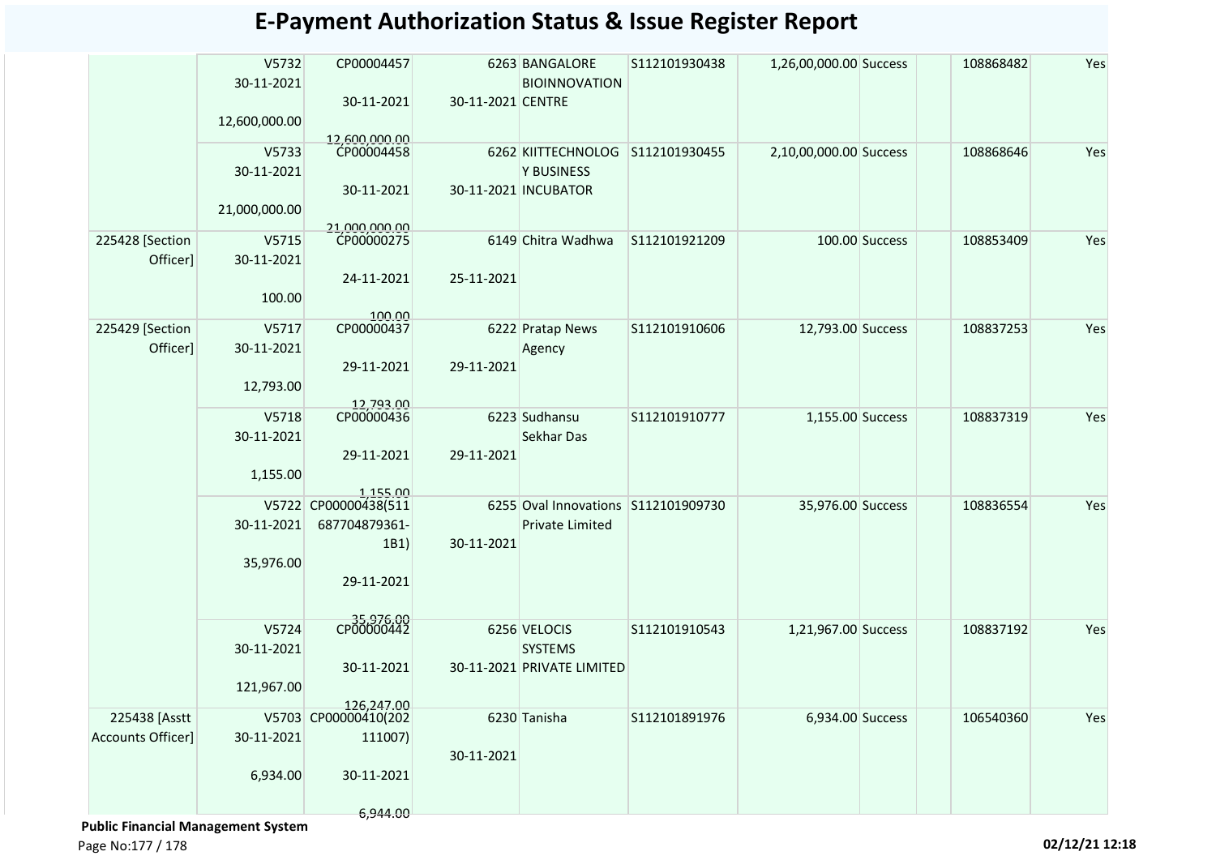# E-Payment Authorization Status & Issue Register Report

| | | | | | | | | | | |
|---|---|---|---|---|---|---|---|---|---|---|
| | V5732 30-11-2021 12,600,000.00 | CP00004457 30-11-2021 12,600,000.00 | 6263 30-11-2021 | BANGALORE BIOINNOVATION CENTRE | S112101930438 | 1,26,00,000.00 | Success | | 108868482 | Yes |
| | V5733 30-11-2021 21,000,000.00 | CP00004458 30-11-2021 21,000,000.00 | 6262 30-11-2021 | KIITTECHNOLOGY BUSINESS INCUBATOR | S112101930455 | 2,10,00,000.00 | Success | | 108868646 | Yes |
| 225428 [Section Officer] | V5715 30-11-2021 100.00 | CP00000275 24-11-2021 100.00 | 6149 25-11-2021 | Chitra Wadhwa | S112101921209 | 100.00 | Success | | 108853409 | Yes |
| 225429 [Section Officer] | V5717 30-11-2021 12,793.00 | CP00000437 29-11-2021 12,793.00 | 6222 29-11-2021 | Pratap News Agency | S112101910606 | 12,793.00 | Success | | 108837253 | Yes |
| | V5718 30-11-2021 1,155.00 | CP00000436 29-11-2021 1,155.00 | 6223 29-11-2021 | Sudhansu Sekhar Das | S112101910777 | 1,155.00 | Success | | 108837319 | Yes |
| | V5722 30-11-2021 35,976.00 | CP00000438(511687704879361-1B1) 29-11-2021 35,976.00 | 6255 30-11-2021 | Oval Innovations Private Limited | S112101909730 | 35,976.00 | Success | | 108836554 | Yes |
| | V5724 30-11-2021 121,967.00 | CP00000442 30-11-2021 126,247.00 | 6256 30-11-2021 | VELOCIS SYSTEMS PRIVATE LIMITED | S112101910543 | 1,21,967.00 | Success | | 108837192 | Yes |
| 225438 [Asstt Accounts Officer] | V5703 30-11-2021 6,934.00 | CP00000410(202111007) 30-11-2021 6,944.00 | 6230 30-11-2021 | Tanisha | S112101891976 | 6,934.00 | Success | | 106540360 | Yes |

**Public Financial Management System**

02/12/21 12:18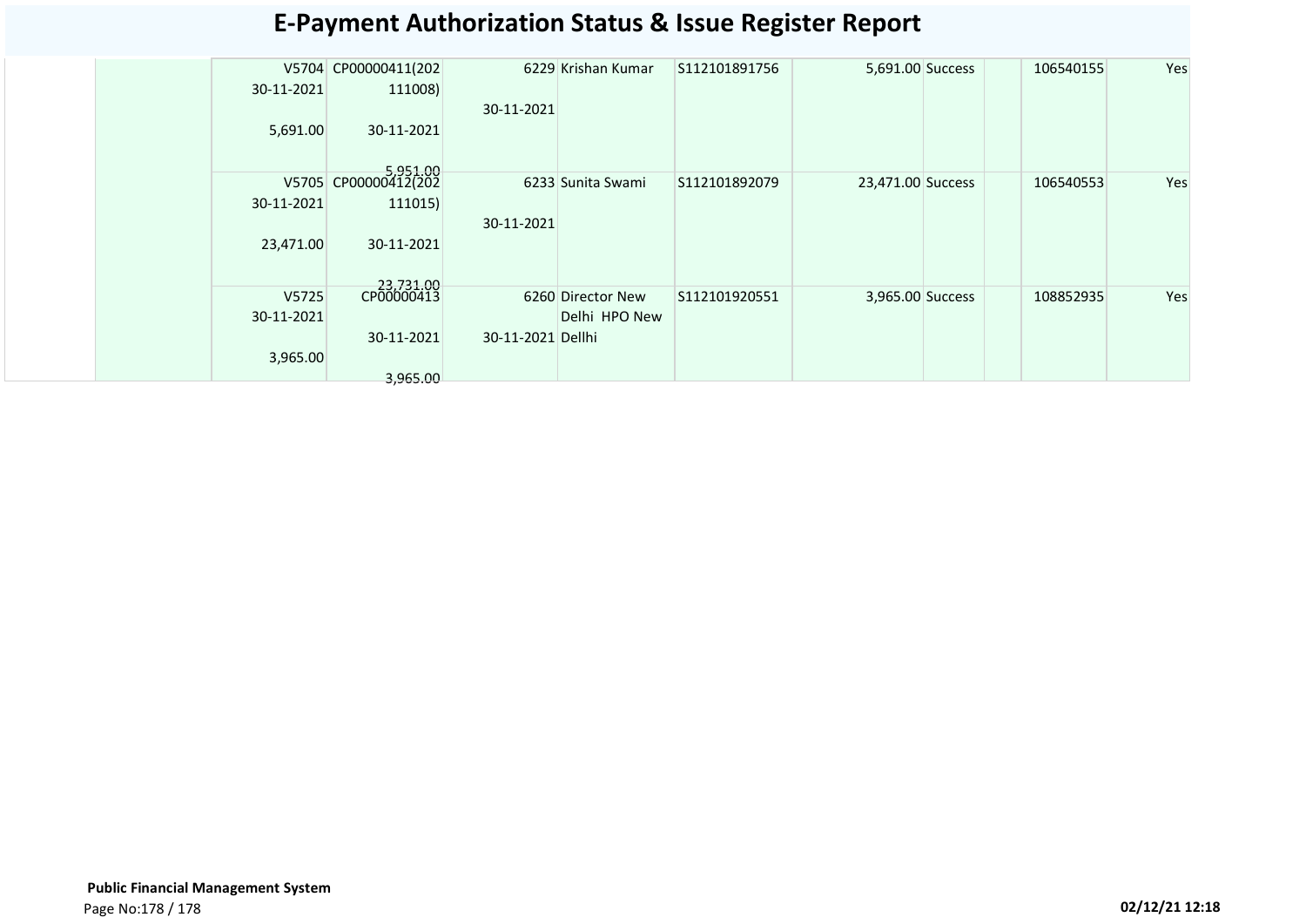# E-Payment Authorization Status & Issue Register Report

| | | | | | | | | | | | | |
|---|---|---|---|---|---|---|---|---|---|---|---|---|
| | | V5704 30-11-2021 5,691.00 | CP00000411(202111008) 30-11-2021 5,951.00 | 6229 30-11-2021 | Krishan Kumar | S112101891756 | 5,691.00 | Success | | | 106540155 | Yes |
| | | V5705 30-11-2021 23,471.00 | CP00000412(202111015) 30-11-2021 23,731.00 | 6233 30-11-2021 | Sunita Swami | S112101892079 | 23,471.00 | Success | | | 106540553 | Yes |
| | | V5725 30-11-2021 3,965.00 | CP00000413 30-11-2021 3,965.00 | 6260 30-11-2021 | Director New Delhi HPO New Dellhi | S112101920551 | 3,965.00 | Success | | | 108852935 | Yes |

**Public Financial Management System**

02/12/21 12:18